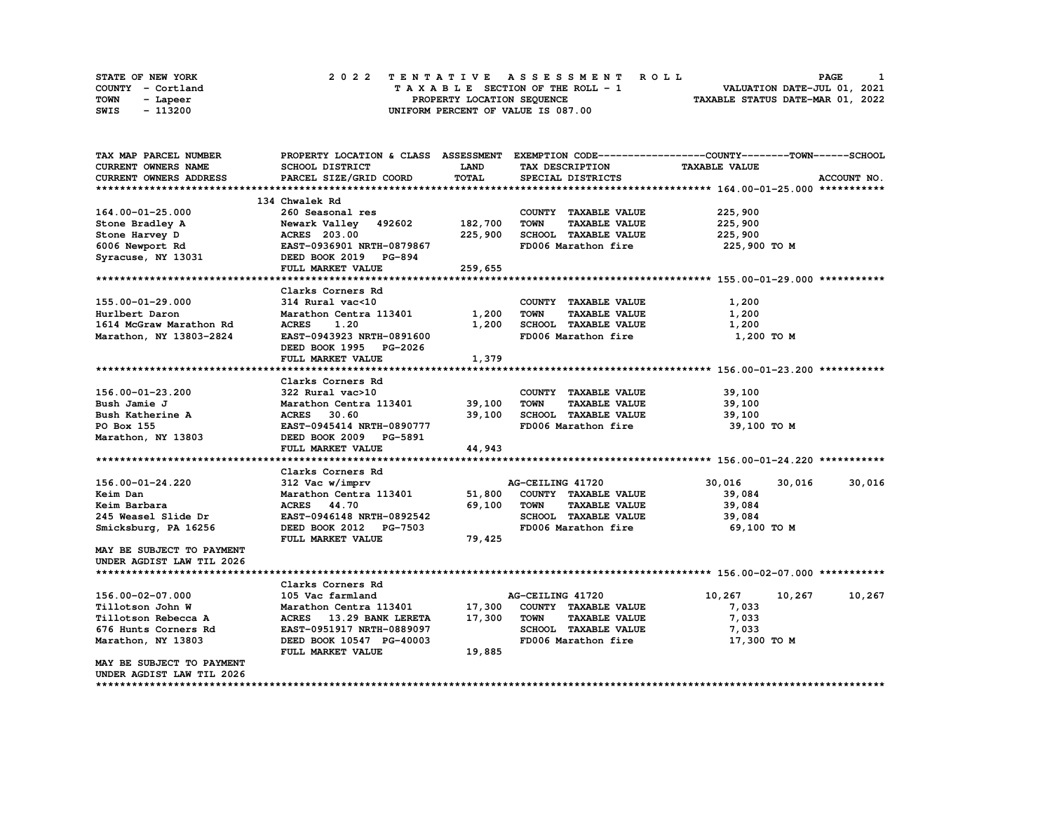STATE OF NEW YORK
COUNTY - Cortland
TOWN - Lapeer
SWIS - 113200

# 2022 TENTATIVE ASSESSMENT ROLL

TAXABLE SECTION OF THE ROLL - 1
PROPERTY LOCATION SEQUENCE
UNIFORM PERCENT OF VALUE IS 087.00

VALUATION DATE-JUL 01, 2021
TAXABLE STATUS DATE-MAR 01, 2022

| TAX MAP PARCEL NUMBER / CURRENT OWNERS NAME / CURRENT OWNERS ADDRESS | PROPERTY LOCATION & CLASS / SCHOOL DISTRICT / PARCEL SIZE/GRID COORD | ASSESSMENT LAND / TOTAL | EXEMPTION CODE / TAX DESCRIPTION / SPECIAL DISTRICTS | COUNTY TAXABLE VALUE | TOWN | SCHOOL / ACCOUNT NO. |
|---|---|---|---|---|---|---|
| **164.00-01-25.000** | 134 Chwalek Rd | | | | | |
| 164.00-01-25.000 | 260 Seasonal res | | COUNTY TAXABLE VALUE | 225,900 | | |
| Stone Bradley A | Newark Valley 492602 | 182,700 | TOWN TAXABLE VALUE | 225,900 | | |
| Stone Harvey D | ACRES 203.00 | 225,900 | SCHOOL TAXABLE VALUE | 225,900 | | |
| 6006 Newport Rd | EAST-0936901 NRTH-0879867 | | FD006 Marathon fire | 225,900 TO M | | |
| Syracuse, NY 13031 | DEED BOOK 2019 PG-894 | | | | | |
| | FULL MARKET VALUE | 259,655 | | | | |
| **155.00-01-29.000** | Clarks Corners Rd | | | | | |
| 155.00-01-29.000 | 314 Rural vac<10 | | COUNTY TAXABLE VALUE | 1,200 | | |
| Hurlbert Daron | Marathon Centra 113401 | 1,200 | TOWN TAXABLE VALUE | 1,200 | | |
| 1614 McGraw Marathon Rd | ACRES 1.20 | 1,200 | SCHOOL TAXABLE VALUE | 1,200 | | |
| Marathon, NY 13803-2824 | EAST-0943923 NRTH-0891600 | | FD006 Marathon fire | 1,200 TO M | | |
| | DEED BOOK 1995 PG-2026 | | | | | |
| | FULL MARKET VALUE | 1,379 | | | | |
| **156.00-01-23.200** | Clarks Corners Rd | | | | | |
| 156.00-01-23.200 | 322 Rural vac>10 | | COUNTY TAXABLE VALUE | 39,100 | | |
| Bush Jamie J | Marathon Centra 113401 | 39,100 | TOWN TAXABLE VALUE | 39,100 | | |
| Bush Katherine A | ACRES 30.60 | 39,100 | SCHOOL TAXABLE VALUE | 39,100 | | |
| PO Box 155 | EAST-0945414 NRTH-0890777 | | FD006 Marathon fire | 39,100 TO M | | |
| Marathon, NY 13803 | DEED BOOK 2009 PG-5891 | | | | | |
| | FULL MARKET VALUE | 44,943 | | | | |
| **156.00-01-24.220** | Clarks Corners Rd | | | | | |
| 156.00-01-24.220 | 312 Vac w/imprv | | AG-CEILING 41720 | 30,016 | 30,016 | 30,016 |
| Keim Dan | Marathon Centra 113401 | 51,800 | COUNTY TAXABLE VALUE | 39,084 | | |
| Keim Barbara | ACRES 44.70 | 69,100 | TOWN TAXABLE VALUE | 39,084 | | |
| 245 Weasel Slide Dr | EAST-0946148 NRTH-0892542 | | SCHOOL TAXABLE VALUE | 39,084 | | |
| Smicksburg, PA 16256 | DEED BOOK 2012 PG-7503 | | FD006 Marathon fire | 69,100 TO M | | |
| | FULL MARKET VALUE | 79,425 | | | | |
| MAY BE SUBJECT TO PAYMENT UNDER AGDIST LAW TIL 2026 | | | | | | |
| **156.00-02-07.000** | Clarks Corners Rd | | | | | |
| 156.00-02-07.000 | 105 Vac farmland | | AG-CEILING 41720 | 10,267 | 10,267 | 10,267 |
| Tillotson John W | Marathon Centra 113401 | 17,300 | COUNTY TAXABLE VALUE | 7,033 | | |
| Tillotson Rebecca A | ACRES 13.29 BANK LERETA | 17,300 | TOWN TAXABLE VALUE | 7,033 | | |
| 676 Hunts Corners Rd | EAST-0951917 NRTH-0889097 | | SCHOOL TAXABLE VALUE | 7,033 | | |
| Marathon, NY 13803 | DEED BOOK 10547 PG-40003 | | FD006 Marathon fire | 17,300 TO M | | |
| | FULL MARKET VALUE | 19,885 | | | | |
| MAY BE SUBJECT TO PAYMENT UNDER AGDIST LAW TIL 2026 | | | | | | |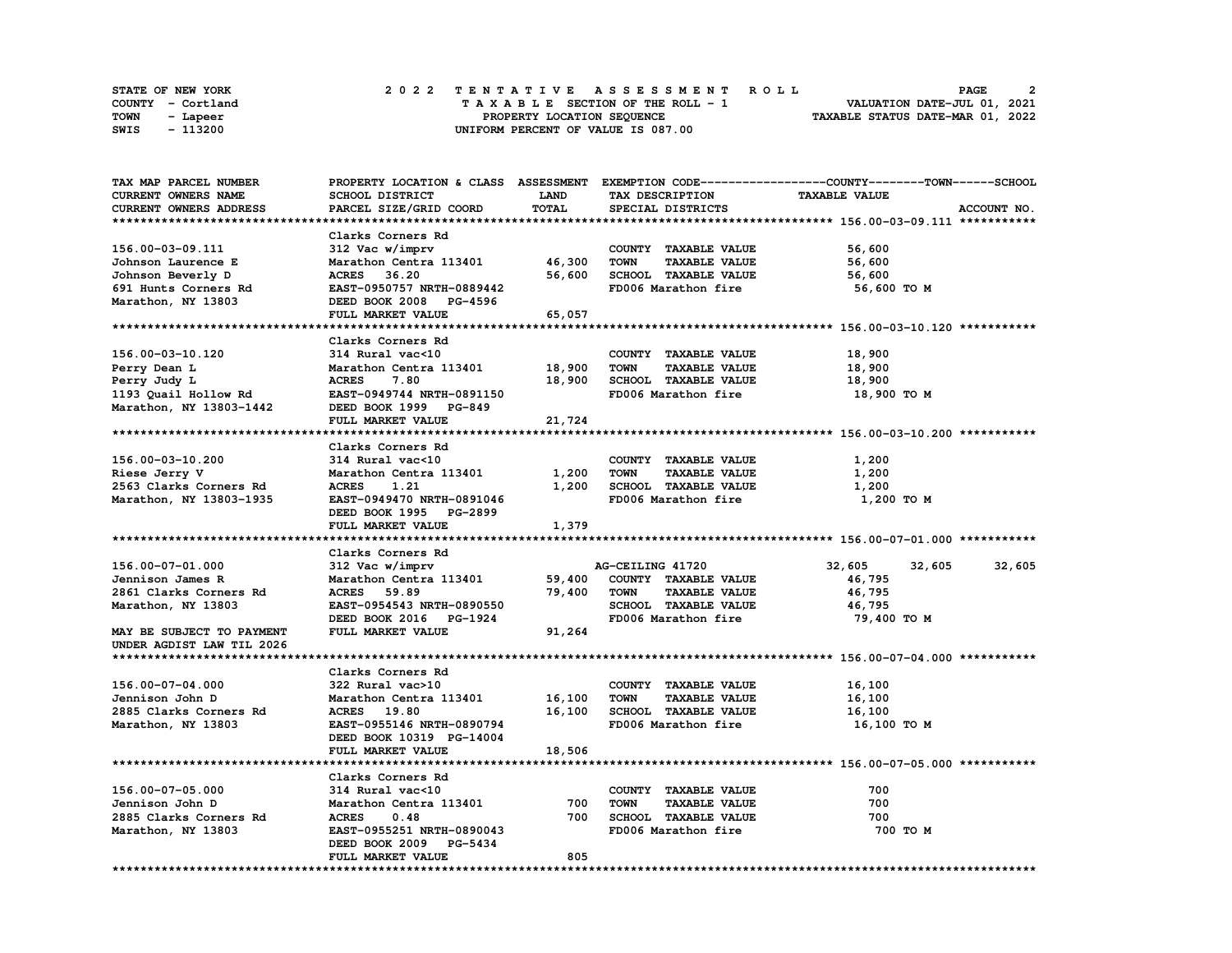STATE OF NEW YORK
COUNTY - Cortland
TOWN - Lapeer
SWIS - 113200

# 2022 TENTATIVE ASSESSMENT ROLL
TAXABLE SECTION OF THE ROLL - 1
PROPERTY LOCATION SEQUENCE
UNIFORM PERCENT OF VALUE IS 087.00

VALUATION DATE-JUL 01, 2021
TAXABLE STATUS DATE-MAR 01, 2022

| TAX MAP PARCEL NUMBER / CURRENT OWNERS NAME / CURRENT OWNERS ADDRESS | PROPERTY LOCATION & CLASS / SCHOOL DISTRICT / PARCEL SIZE/GRID COORD | ASSESSMENT LAND / TOTAL | EXEMPTION CODE / TAX DESCRIPTION / SPECIAL DISTRICTS | COUNTY | TOWN | SCHOOL / TAXABLE VALUE | ACCOUNT NO. |
|---|---|---|---|---|---|---|---|
| **156.00-03-09.111** | Clarks Corners Rd | | | | | | |
| 156.00-03-09.111 | 312 Vac w/imprv | | COUNTY TAXABLE VALUE | 56,600 | | | |
| Johnson Laurence E | Marathon Centra 113401 | 46,300 | TOWN TAXABLE VALUE | 56,600 | | | |
| Johnson Beverly D | ACRES 36.20 | 56,600 | SCHOOL TAXABLE VALUE | 56,600 | | | |
| 691 Hunts Corners Rd | EAST-0950757 NRTH-0889442 | | FD006 Marathon fire | 56,600 TO M | | | |
| Marathon, NY 13803 | DEED BOOK 2008 PG-4596 | | | | | | |
| | FULL MARKET VALUE | 65,057 | | | | | |
| **156.00-03-10.120** | Clarks Corners Rd | | | | | | |
| 156.00-03-10.120 | 314 Rural vac<10 | | COUNTY TAXABLE VALUE | 18,900 | | | |
| Perry Dean L | Marathon Centra 113401 | 18,900 | TOWN TAXABLE VALUE | 18,900 | | | |
| Perry Judy L | ACRES 7.80 | 18,900 | SCHOOL TAXABLE VALUE | 18,900 | | | |
| 1193 Quail Hollow Rd | EAST-0949744 NRTH-0891150 | | FD006 Marathon fire | 18,900 TO M | | | |
| Marathon, NY 13803-1442 | DEED BOOK 1999 PG-849 | | | | | | |
| | FULL MARKET VALUE | 21,724 | | | | | |
| **156.00-03-10.200** | Clarks Corners Rd | | | | | | |
| 156.00-03-10.200 | 314 Rural vac<10 | | COUNTY TAXABLE VALUE | 1,200 | | | |
| Riese Jerry V | Marathon Centra 113401 | 1,200 | TOWN TAXABLE VALUE | 1,200 | | | |
| 2563 Clarks Corners Rd | ACRES 1.21 | 1,200 | SCHOOL TAXABLE VALUE | 1,200 | | | |
| Marathon, NY 13803-1935 | EAST-0949470 NRTH-0891046 | | FD006 Marathon fire | 1,200 TO M | | | |
| | DEED BOOK 1995 PG-2899 | | | | | | |
| | FULL MARKET VALUE | 1,379 | | | | | |
| **156.00-07-01.000** | Clarks Corners Rd | | | | | | |
| 156.00-07-01.000 | 312 Vac w/imprv | | AG-CEILING 41720 | 32,605 | 32,605 | 32,605 | |
| Jennison James R | Marathon Centra 113401 | 59,400 | COUNTY TAXABLE VALUE | 46,795 | | | |
| 2861 Clarks Corners Rd | ACRES 59.89 | 79,400 | TOWN TAXABLE VALUE | 46,795 | | | |
| Marathon, NY 13803 | EAST-0954543 NRTH-0890550 | | SCHOOL TAXABLE VALUE | 46,795 | | | |
| | DEED BOOK 2016 PG-1924 | | FD006 Marathon fire | 79,400 TO M | | | |
| MAY BE SUBJECT TO PAYMENT | FULL MARKET VALUE | 91,264 | | | | | |
| UNDER AGDIST LAW TIL 2026 | | | | | | | |
| **156.00-07-04.000** | Clarks Corners Rd | | | | | | |
| 156.00-07-04.000 | 322 Rural vac>10 | | COUNTY TAXABLE VALUE | 16,100 | | | |
| Jennison John D | Marathon Centra 113401 | 16,100 | TOWN TAXABLE VALUE | 16,100 | | | |
| 2885 Clarks Corners Rd | ACRES 19.80 | 16,100 | SCHOOL TAXABLE VALUE | 16,100 | | | |
| Marathon, NY 13803 | EAST-0955146 NRTH-0890794 | | FD006 Marathon fire | 16,100 TO M | | | |
| | DEED BOOK 10319 PG-14004 | | | | | | |
| | FULL MARKET VALUE | 18,506 | | | | | |
| **156.00-07-05.000** | Clarks Corners Rd | | | | | | |
| 156.00-07-05.000 | 314 Rural vac<10 | | COUNTY TAXABLE VALUE | 700 | | | |
| Jennison John D | Marathon Centra 113401 | 700 | TOWN TAXABLE VALUE | 700 | | | |
| 2885 Clarks Corners Rd | ACRES 0.48 | 700 | SCHOOL TAXABLE VALUE | 700 | | | |
| Marathon, NY 13803 | EAST-0955251 NRTH-0890043 | | FD006 Marathon fire | 700 TO M | | | |
| | DEED BOOK 2009 PG-5434 | | | | | | |
| | FULL MARKET VALUE | 805 | | | | | |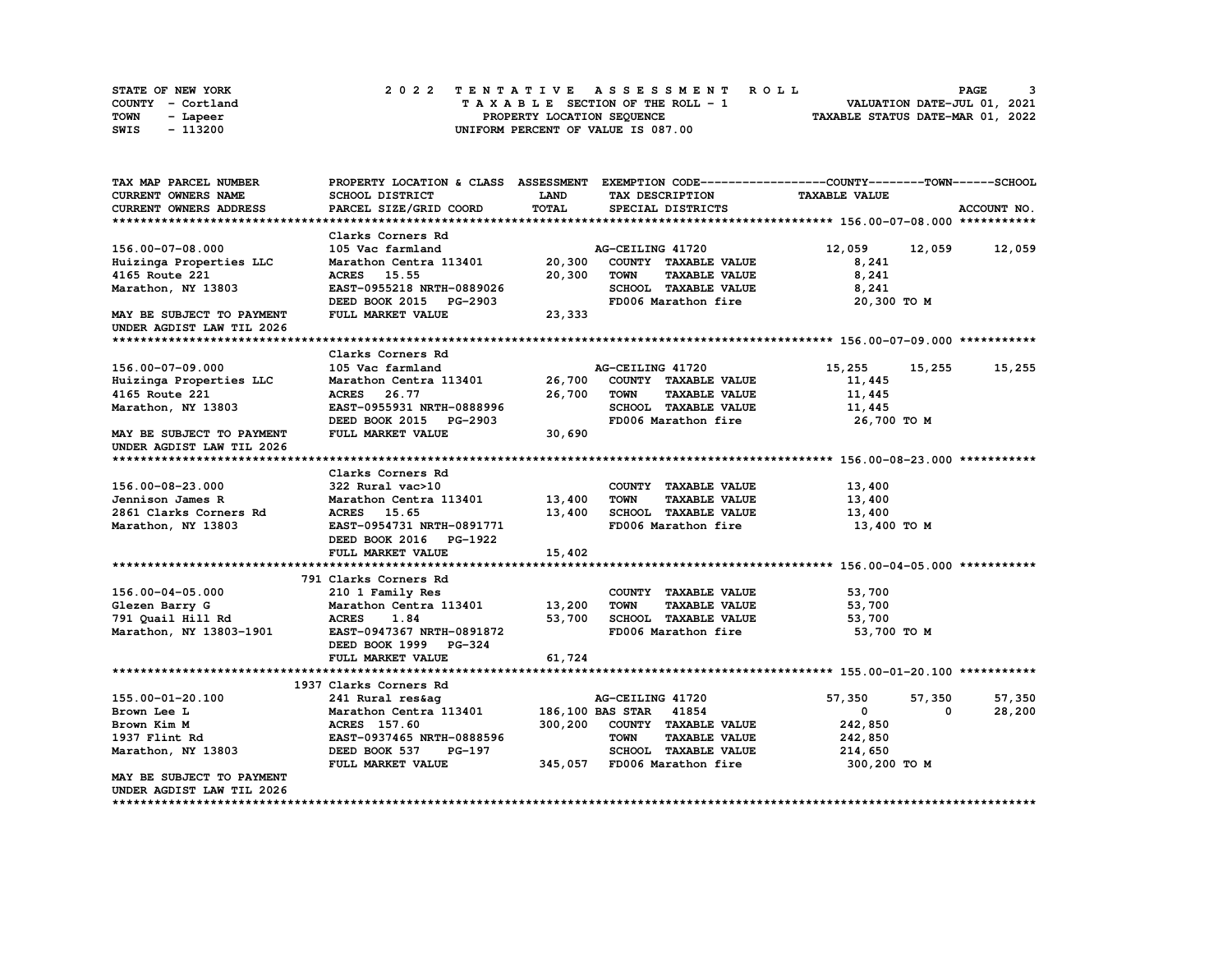STATE OF NEW YORK — COUNTY - Cortland — TOWN - Lapeer — SWIS - 113200

**2022 TENTATIVE ASSESSMENT ROLL**
TAXABLE SECTION OF THE ROLL - 1
PROPERTY LOCATION SEQUENCE
UNIFORM PERCENT OF VALUE IS 087.00

VALUATION DATE-JUL 01, 2021
TAXABLE STATUS DATE-MAR 01, 2022

| TAX MAP PARCEL NUMBER / CURRENT OWNERS NAME / CURRENT OWNERS ADDRESS | PROPERTY LOCATION & CLASS / SCHOOL DISTRICT / PARCEL SIZE/GRID COORD | ASSESSMENT LAND | ASSESSMENT TOTAL | EXEMPTION CODE / TAX DESCRIPTION / SPECIAL DISTRICTS | COUNTY TAXABLE VALUE | TOWN | SCHOOL |
|---|---|---|---|---|---|---|---|
| **156.00-07-08.000** | Clarks Corners Rd | | | | | | |
| 156.00-07-08.000 | 105 Vac farmland | | | AG-CEILING 41720 | 12,059 | 12,059 | 12,059 |
| Huizinga Properties LLC | Marathon Centra 113401 | 20,300 | | COUNTY TAXABLE VALUE | 8,241 | | |
| 4165 Route 221 | ACRES 15.55 | | 20,300 | TOWN TAXABLE VALUE | 8,241 | | |
| Marathon, NY 13803 | EAST-0955218 NRTH-0889026 | | | SCHOOL TAXABLE VALUE | 8,241 | | |
| | DEED BOOK 2015 PG-2903 | | | FD006 Marathon fire | 20,300 TO M | | |
| MAY BE SUBJECT TO PAYMENT UNDER AGDIST LAW TIL 2026 | FULL MARKET VALUE | | 23,333 | | | | |
| **156.00-07-09.000** | Clarks Corners Rd | | | | | | |
| 156.00-07-09.000 | 105 Vac farmland | | | AG-CEILING 41720 | 15,255 | 15,255 | 15,255 |
| Huizinga Properties LLC | Marathon Centra 113401 | 26,700 | | COUNTY TAXABLE VALUE | 11,445 | | |
| 4165 Route 221 | ACRES 26.77 | | 26,700 | TOWN TAXABLE VALUE | 11,445 | | |
| Marathon, NY 13803 | EAST-0955931 NRTH-0888996 | | | SCHOOL TAXABLE VALUE | 11,445 | | |
| | DEED BOOK 2015 PG-2903 | | | FD006 Marathon fire | 26,700 TO M | | |
| MAY BE SUBJECT TO PAYMENT UNDER AGDIST LAW TIL 2026 | FULL MARKET VALUE | | 30,690 | | | | |
| **156.00-08-23.000** | Clarks Corners Rd | | | | | | |
| 156.00-08-23.000 | 322 Rural vac>10 | | | COUNTY TAXABLE VALUE | 13,400 | | |
| Jennison James R | Marathon Centra 113401 | 13,400 | | TOWN TAXABLE VALUE | 13,400 | | |
| 2861 Clarks Corners Rd | ACRES 15.65 | | 13,400 | SCHOOL TAXABLE VALUE | 13,400 | | |
| Marathon, NY 13803 | EAST-0954731 NRTH-0891771 | | | FD006 Marathon fire | 13,400 TO M | | |
| | DEED BOOK 2016 PG-1922 | | | | | | |
| | FULL MARKET VALUE | | 15,402 | | | | |
| **156.00-04-05.000** | 791 Clarks Corners Rd | | | | | | |
| 156.00-04-05.000 | 210 1 Family Res | | | COUNTY TAXABLE VALUE | 53,700 | | |
| Glezen Barry G | Marathon Centra 113401 | 13,200 | | TOWN TAXABLE VALUE | 53,700 | | |
| 791 Quail Hill Rd | ACRES 1.84 | | 53,700 | SCHOOL TAXABLE VALUE | 53,700 | | |
| Marathon, NY 13803-1901 | EAST-0947367 NRTH-0891872 | | | FD006 Marathon fire | 53,700 TO M | | |
| | DEED BOOK 1999 PG-324 | | | | | | |
| | FULL MARKET VALUE | | 61,724 | | | | |
| **155.00-01-20.100** | 1937 Clarks Corners Rd | | | | | | |
| 155.00-01-20.100 | 241 Rural res&ag | | | AG-CEILING 41720 | 57,350 | 57,350 | 57,350 |
| Brown Lee L | Marathon Centra 113401 | 186,100 | | BAS STAR 41854 | 0 | 0 | 28,200 |
| Brown Kim M | ACRES 157.60 | | 300,200 | COUNTY TAXABLE VALUE | 242,850 | | |
| 1937 Flint Rd | EAST-0937465 NRTH-0888596 | | | TOWN TAXABLE VALUE | 242,850 | | |
| Marathon, NY 13803 | DEED BOOK 537 PG-197 | | | SCHOOL TAXABLE VALUE | 214,650 | | |
| | FULL MARKET VALUE | | 345,057 | FD006 Marathon fire | 300,200 TO M | | |
| MAY BE SUBJECT TO PAYMENT UNDER AGDIST LAW TIL 2026 | | | | | | | |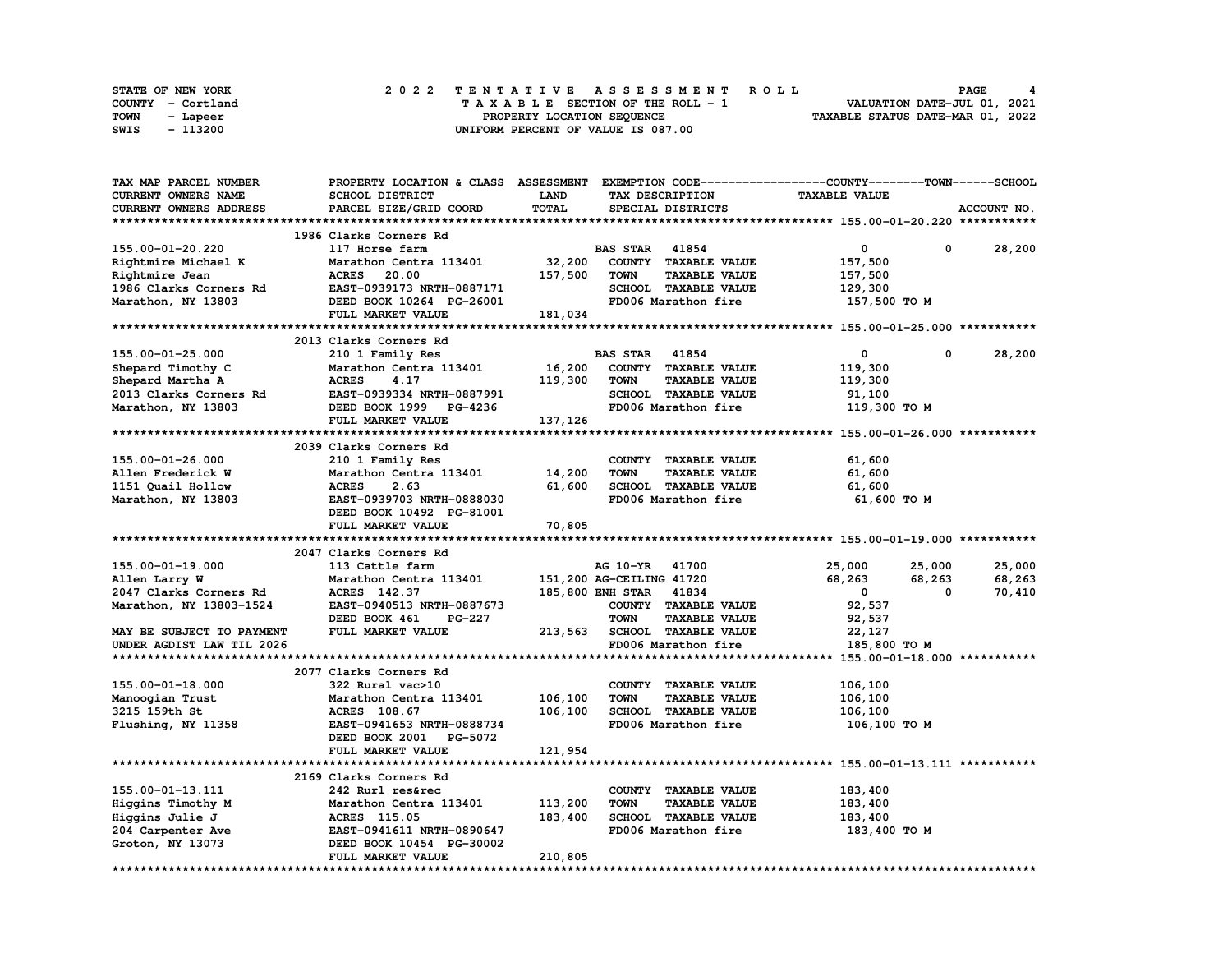STATE OF NEW YORK — COUNTY - Cortland — TOWN - Lapeer — SWIS - 113200

2022 TENTATIVE ASSESSMENT ROLL
TAXABLE SECTION OF THE ROLL - 1
PROPERTY LOCATION SEQUENCE
UNIFORM PERCENT OF VALUE IS 087.00

VALUATION DATE-JUL 01, 2021
TAXABLE STATUS DATE-MAR 01, 2022

| TAX MAP PARCEL NUMBER / CURRENT OWNERS NAME / CURRENT OWNERS ADDRESS | PROPERTY LOCATION & CLASS / SCHOOL DISTRICT / PARCEL SIZE/GRID COORD | ASSESSMENT LAND / TOTAL | EXEMPTION CODE / TAX DESCRIPTION / SPECIAL DISTRICTS | COUNTY | TOWN | SCHOOL |
|---|---|---|---|---|---|---|
| **155.00-01-20.220** | 1986 Clarks Corners Rd | | | | | |
| 155.00-01-20.220 | 117 Horse farm | | BAS STAR 41854 | 0 | 0 | 28,200 |
| Rightmire Michael K | Marathon Centra 113401 | 32,200 | COUNTY TAXABLE VALUE | 157,500 | | |
| Rightmire Jean | ACRES 20.00 | 157,500 | TOWN TAXABLE VALUE | 157,500 | | |
| 1986 Clarks Corners Rd | EAST-0939173 NRTH-0887171 | | SCHOOL TAXABLE VALUE | 129,300 | | |
| Marathon, NY 13803 | DEED BOOK 10264 PG-26001 | | FD006 Marathon fire | 157,500 TO M | | |
| | FULL MARKET VALUE | 181,034 | | | | |
| **155.00-01-25.000** | 2013 Clarks Corners Rd | | | | | |
| 155.00-01-25.000 | 210 1 Family Res | | BAS STAR 41854 | 0 | 0 | 28,200 |
| Shepard Timothy C | Marathon Centra 113401 | 16,200 | COUNTY TAXABLE VALUE | 119,300 | | |
| Shepard Martha A | ACRES 4.17 | 119,300 | TOWN TAXABLE VALUE | 119,300 | | |
| 2013 Clarks Corners Rd | EAST-0939334 NRTH-0887991 | | SCHOOL TAXABLE VALUE | 91,100 | | |
| Marathon, NY 13803 | DEED BOOK 1999 PG-4236 | | FD006 Marathon fire | 119,300 TO M | | |
| | FULL MARKET VALUE | 137,126 | | | | |
| **155.00-01-26.000** | 2039 Clarks Corners Rd | | | | | |
| 155.00-01-26.000 | 210 1 Family Res | | COUNTY TAXABLE VALUE | 61,600 | | |
| Allen Frederick W | Marathon Centra 113401 | 14,200 | TOWN TAXABLE VALUE | 61,600 | | |
| 1151 Quail Hollow | ACRES 2.63 | 61,600 | SCHOOL TAXABLE VALUE | 61,600 | | |
| Marathon, NY 13803 | EAST-0939703 NRTH-0888030 | | FD006 Marathon fire | 61,600 TO M | | |
| | DEED BOOK 10492 PG-81001 | | | | | |
| | FULL MARKET VALUE | 70,805 | | | | |
| **155.00-01-19.000** | 2047 Clarks Corners Rd | | | | | |
| 155.00-01-19.000 | 113 Cattle farm | | AG 10-YR 41700 | 25,000 | 25,000 | 25,000 |
| Allen Larry W | Marathon Centra 113401 | 151,200 | AG-CEILING 41720 | 68,263 | 68,263 | 68,263 |
| 2047 Clarks Corners Rd | ACRES 142.37 | 185,800 | ENH STAR 41834 | 0 | 0 | 70,410 |
| Marathon, NY 13803-1524 | EAST-0940513 NRTH-0887673 | | COUNTY TAXABLE VALUE | 92,537 | | |
| | DEED BOOK 461 PG-227 | | TOWN TAXABLE VALUE | 92,537 | | |
| MAY BE SUBJECT TO PAYMENT | FULL MARKET VALUE | 213,563 | SCHOOL TAXABLE VALUE | 22,127 | | |
| UNDER AGDIST LAW TIL 2026 | | | FD006 Marathon fire | 185,800 TO M | | |
| **155.00-01-18.000** | 2077 Clarks Corners Rd | | | | | |
| 155.00-01-18.000 | 322 Rural vac>10 | | COUNTY TAXABLE VALUE | 106,100 | | |
| Manoogian Trust | Marathon Centra 113401 | 106,100 | TOWN TAXABLE VALUE | 106,100 | | |
| 3215 159th St | ACRES 108.67 | 106,100 | SCHOOL TAXABLE VALUE | 106,100 | | |
| Flushing, NY 11358 | EAST-0941653 NRTH-0888734 | | FD006 Marathon fire | 106,100 TO M | | |
| | DEED BOOK 2001 PG-5072 | | | | | |
| | FULL MARKET VALUE | 121,954 | | | | |
| **155.00-01-13.111** | 2169 Clarks Corners Rd | | | | | |
| 155.00-01-13.111 | 242 Rurl res&rec | | COUNTY TAXABLE VALUE | 183,400 | | |
| Higgins Timothy M | Marathon Centra 113401 | 113,200 | TOWN TAXABLE VALUE | 183,400 | | |
| Higgins Julie J | ACRES 115.05 | 183,400 | SCHOOL TAXABLE VALUE | 183,400 | | |
| 204 Carpenter Ave | EAST-0941611 NRTH-0890647 | | FD006 Marathon fire | 183,400 TO M | | |
| Groton, NY 13073 | DEED BOOK 10454 PG-30002 | | | | | |
| | FULL MARKET VALUE | 210,805 | | | | |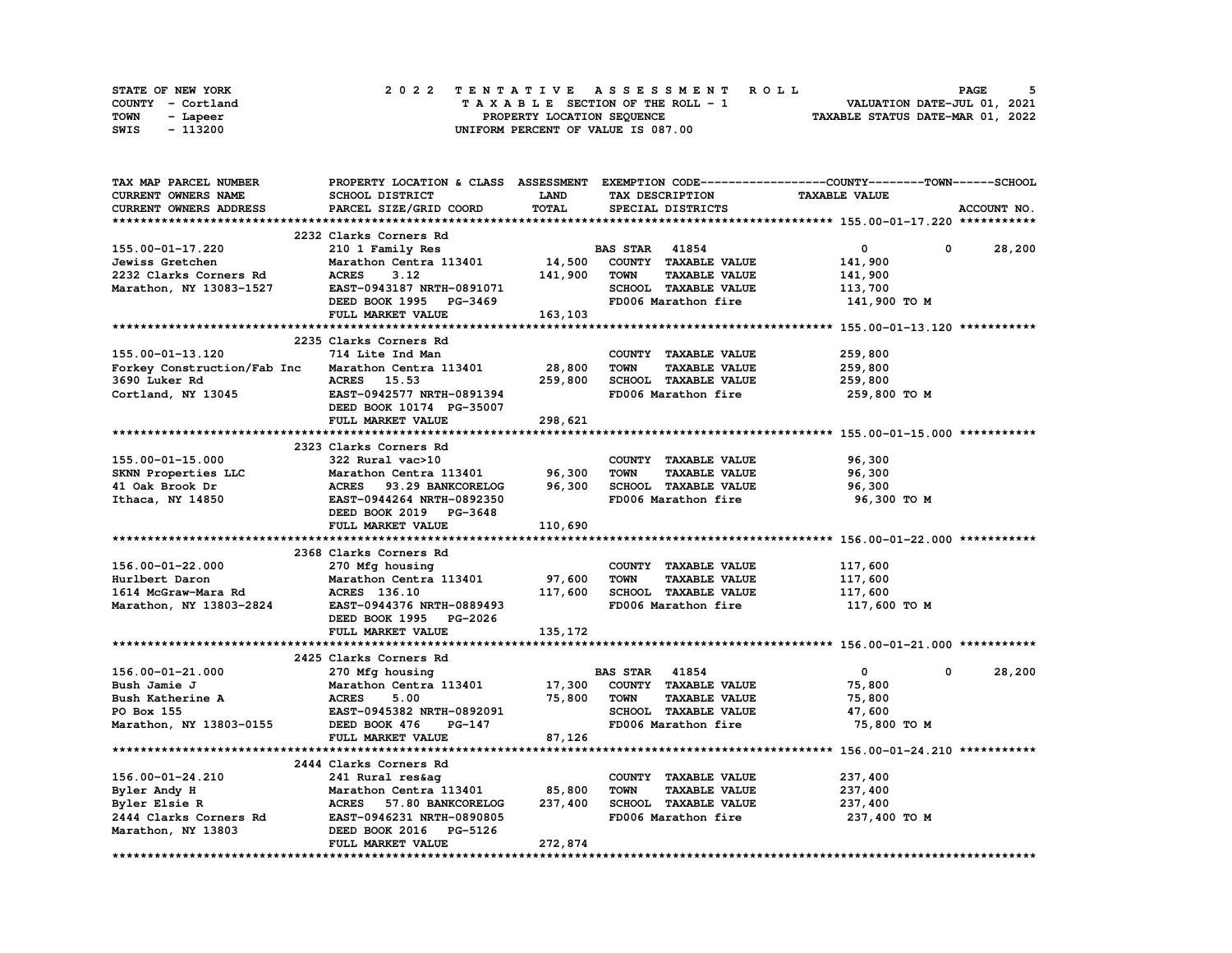STATE OF NEW YORK
COUNTY - Cortland
TOWN - Lapeer
SWIS - 113200

# 2022 TENTATIVE ASSESSMENT ROLL

TAXABLE SECTION OF THE ROLL - 1
PROPERTY LOCATION SEQUENCE
UNIFORM PERCENT OF VALUE IS 087.00

VALUATION DATE-JUL 01, 2021
TAXABLE STATUS DATE-MAR 01, 2022

```
TAX MAP PARCEL NUMBER          PROPERTY LOCATION & CLASS  ASSESSMENT  EXEMPTION CODE------------------COUNTY--------TOWN------SCHOOL
CURRENT OWNERS NAME            SCHOOL DISTRICT              LAND      TAX DESCRIPTION              TAXABLE VALUE
CURRENT OWNERS ADDRESS         PARCEL SIZE/GRID COORD       TOTAL     SPECIAL DISTRICTS                                       ACCOUNT NO.
****************************************************************************************************** 155.00-01-17.220 ***********
                               2232 Clarks Corners Rd
155.00-01-17.220               210 1 Family Res                       BAS STAR   41854               0            0      28,200
Jewiss Gretchen                Marathon Centra 113401      14,500     COUNTY  TAXABLE VALUE         141,900
2232 Clarks Corners Rd         ACRES     3.12             141,900     TOWN    TAXABLE VALUE         141,900
Marathon, NY 13083-1527        EAST-0943187 NRTH-0891071              SCHOOL  TAXABLE VALUE         113,700
                               DEED BOOK 1995   PG-3469               FD006 Marathon fire            141,900 TO M
                               FULL MARKET VALUE          163,103
****************************************************************************************************** 155.00-01-13.120 ***********
                               2235 Clarks Corners Rd
155.00-01-13.120               714 Lite Ind Man                       COUNTY  TAXABLE VALUE         259,800
Forkey Construction/Fab Inc    Marathon Centra 113401      28,800     TOWN    TAXABLE VALUE         259,800
3690 Luker Rd                  ACRES    15.53             259,800     SCHOOL  TAXABLE VALUE         259,800
Cortland, NY 13045             EAST-0942577 NRTH-0891394              FD006 Marathon fire            259,800 TO M
                               DEED BOOK 10174  PG-35007
                               FULL MARKET VALUE          298,621
****************************************************************************************************** 155.00-01-15.000 ***********
                               2323 Clarks Corners Rd
155.00-01-15.000               322 Rural vac>10                       COUNTY  TAXABLE VALUE          96,300
SKNN Properties LLC            Marathon Centra 113401      96,300     TOWN    TAXABLE VALUE          96,300
41 Oak Brook Dr                ACRES    93.29 BANKCORELOG  96,300     SCHOOL  TAXABLE VALUE          96,300
Ithaca, NY 14850               EAST-0944264 NRTH-0892350              FD006 Marathon fire             96,300 TO M
                               DEED BOOK 2019   PG-3648
                               FULL MARKET VALUE          110,690
****************************************************************************************************** 156.00-01-22.000 ***********
                               2368 Clarks Corners Rd
156.00-01-22.000               270 Mfg housing                        COUNTY  TAXABLE VALUE         117,600
Hurlbert Daron                 Marathon Centra 113401      97,600     TOWN    TAXABLE VALUE         117,600
1614 McGraw-Mara Rd            ACRES   136.10             117,600     SCHOOL  TAXABLE VALUE         117,600
Marathon, NY 13803-2824        EAST-0944376 NRTH-0889493              FD006 Marathon fire            117,600 TO M
                               DEED BOOK 1995   PG-2026
                               FULL MARKET VALUE          135,172
****************************************************************************************************** 156.00-01-21.000 ***********
                               2425 Clarks Corners Rd
156.00-01-21.000               270 Mfg housing                        BAS STAR   41854               0            0      28,200
Bush Jamie J                   Marathon Centra 113401      17,300     COUNTY  TAXABLE VALUE          75,800
Bush Katherine A               ACRES     5.00              75,800     TOWN    TAXABLE VALUE          75,800
PO Box 155                     EAST-0945382 NRTH-0892091              SCHOOL  TAXABLE VALUE          47,600
Marathon, NY 13803-0155        DEED BOOK 476    PG-147                FD006 Marathon fire             75,800 TO M
                               FULL MARKET VALUE           87,126
****************************************************************************************************** 156.00-01-24.210 ***********
                               2444 Clarks Corners Rd
156.00-01-24.210               241 Rural res&ag                       COUNTY  TAXABLE VALUE         237,400
Byler Andy H                   Marathon Centra 113401      85,800     TOWN    TAXABLE VALUE         237,400
Byler Elsie R                  ACRES    57.80 BANKCORELOG 237,400     SCHOOL  TAXABLE VALUE         237,400
2444 Clarks Corners Rd         EAST-0946231 NRTH-0890805              FD006 Marathon fire            237,400 TO M
Marathon, NY 13803             DEED BOOK 2016   PG-5126
                               FULL MARKET VALUE          272,874
************************************************************************************************************************************
```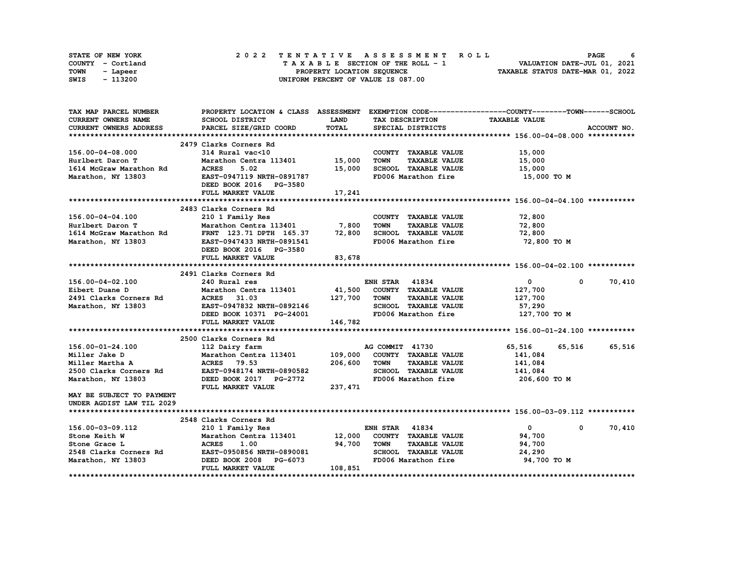STATE OF NEW YORK
COUNTY - Cortland
TOWN - Lapeer
SWIS - 113200

# 2022 TENTATIVE ASSESSMENT ROLL

TAXABLE SECTION OF THE ROLL - 1
PROPERTY LOCATION SEQUENCE
UNIFORM PERCENT OF VALUE IS 087.00

VALUATION DATE-JUL 01, 2021
TAXABLE STATUS DATE-MAR 01, 2022

| TAX MAP PARCEL NUMBER / CURRENT OWNERS NAME / CURRENT OWNERS ADDRESS | PROPERTY LOCATION & CLASS / SCHOOL DISTRICT / PARCEL SIZE/GRID COORD | ASSESSMENT LAND / TOTAL | EXEMPTION CODE / TAX DESCRIPTION / SPECIAL DISTRICTS | COUNTY TAXABLE VALUE | TOWN | SCHOOL / ACCOUNT NO. |
|---|---|---|---|---|---|---|
| **156.00-04-08.000** | 2479 Clarks Corners Rd | | | | | |
| 156.00-04-08.000 | 314 Rural vac<10 | | COUNTY TAXABLE VALUE | 15,000 | | |
| Hurlbert Daron T | Marathon Centra 113401 | 15,000 | TOWN TAXABLE VALUE | 15,000 | | |
| 1614 McGraw Marathon Rd | ACRES 5.02 | 15,000 | SCHOOL TAXABLE VALUE | 15,000 | | |
| Marathon, NY 13803 | EAST-0947119 NRTH-0891787 | | FD006 Marathon fire | 15,000 TO M | | |
| | DEED BOOK 2016 PG-3580 | | | | | |
| | FULL MARKET VALUE | 17,241 | | | | |
| **156.00-04-04.100** | 2483 Clarks Corners Rd | | | | | |
| 156.00-04-04.100 | 210 1 Family Res | | COUNTY TAXABLE VALUE | 72,800 | | |
| Hurlbert Daron T | Marathon Centra 113401 | 7,800 | TOWN TAXABLE VALUE | 72,800 | | |
| 1614 McGraw Marathon Rd | FRNT 123.71 DPTH 165.37 | 72,800 | SCHOOL TAXABLE VALUE | 72,800 | | |
| Marathon, NY 13803 | EAST-0947433 NRTH-0891541 | | FD006 Marathon fire | 72,800 TO M | | |
| | DEED BOOK 2016 PG-3580 | | | | | |
| | FULL MARKET VALUE | 83,678 | | | | |
| **156.00-04-02.100** | 2491 Clarks Corners Rd | | | | | |
| 156.00-04-02.100 | 240 Rural res | | ENH STAR 41834 | 0 | 0 | 70,410 |
| Eibert Duane D | Marathon Centra 113401 | 41,500 | COUNTY TAXABLE VALUE | 127,700 | | |
| 2491 Clarks Corners Rd | ACRES 31.03 | 127,700 | TOWN TAXABLE VALUE | 127,700 | | |
| Marathon, NY 13803 | EAST-0947832 NRTH-0892146 | | SCHOOL TAXABLE VALUE | 57,290 | | |
| | DEED BOOK 10371 PG-24001 | | FD006 Marathon fire | 127,700 TO M | | |
| | FULL MARKET VALUE | 146,782 | | | | |
| **156.00-01-24.100** | 2500 Clarks Corners Rd | | | | | |
| 156.00-01-24.100 | 112 Dairy farm | | AG COMMIT 41730 | 65,516 | 65,516 | 65,516 |
| Miller Jake D | Marathon Centra 113401 | 109,000 | COUNTY TAXABLE VALUE | 141,084 | | |
| Miller Martha A | ACRES 79.53 | 206,600 | TOWN TAXABLE VALUE | 141,084 | | |
| 2500 Clarks Corners Rd | EAST-0948174 NRTH-0890582 | | SCHOOL TAXABLE VALUE | 141,084 | | |
| Marathon, NY 13803 | DEED BOOK 2017 PG-2772 | | FD006 Marathon fire | 206,600 TO M | | |
| | FULL MARKET VALUE | 237,471 | | | | |
| MAY BE SUBJECT TO PAYMENT UNDER AGDIST LAW TIL 2029 | | | | | | |
| **156.00-03-09.112** | 2548 Clarks Corners Rd | | | | | |
| 156.00-03-09.112 | 210 1 Family Res | | ENH STAR 41834 | 0 | 0 | 70,410 |
| Stone Keith W | Marathon Centra 113401 | 12,000 | COUNTY TAXABLE VALUE | 94,700 | | |
| Stone Grace L | ACRES 1.00 | 94,700 | TOWN TAXABLE VALUE | 94,700 | | |
| 2548 Clarks Corners Rd | EAST-0950856 NRTH-0890081 | | SCHOOL TAXABLE VALUE | 24,290 | | |
| Marathon, NY 13803 | DEED BOOK 2008 PG-6073 | | FD006 Marathon fire | 94,700 TO M | | |
| | FULL MARKET VALUE | 108,851 | | | | |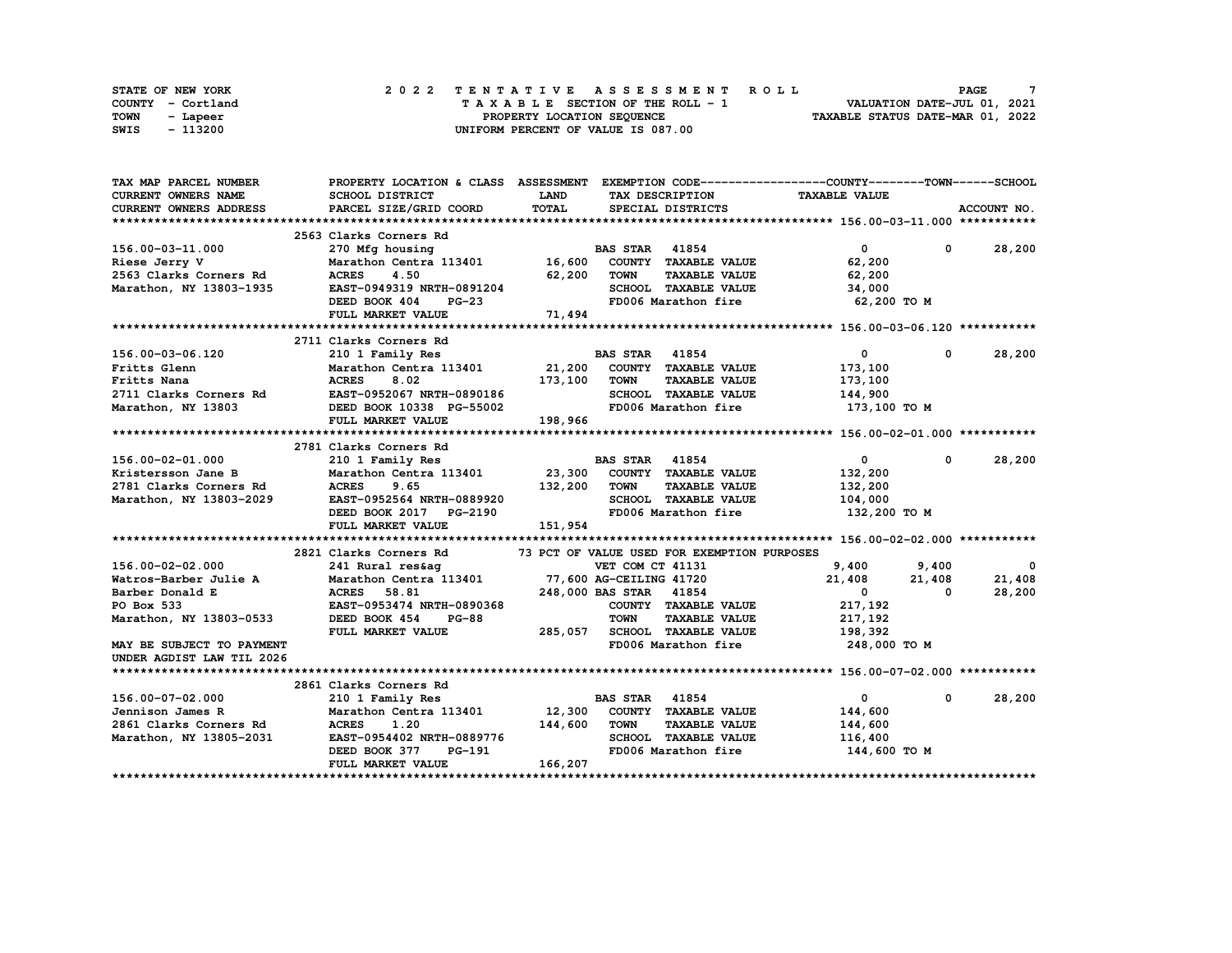STATE OF NEW YORK
COUNTY - Cortland
TOWN - Lapeer
SWIS - 113200

2 0 2 2 T E N T A T I V E A S S E S S M E N T R O L L
T A X A B L E SECTION OF THE ROLL - 1
PROPERTY LOCATION SEQUENCE
UNIFORM PERCENT OF VALUE IS 087.00

VALUATION DATE-JUL 01, 2021
TAXABLE STATUS DATE-MAR 01, 2022

| TAX MAP PARCEL NUMBER<br>CURRENT OWNERS NAME<br>CURRENT OWNERS ADDRESS | PROPERTY LOCATION & CLASS<br>SCHOOL DISTRICT<br>PARCEL SIZE/GRID COORD | ASSESSMENT<br>LAND<br>TOTAL | EXEMPTION CODE<br>TAX DESCRIPTION<br>SPECIAL DISTRICTS | COUNTY<br>TAXABLE VALUE | TOWN | SCHOOL<br>ACCOUNT NO. |
|---|---|---|---|---|---|---|
| **156.00-03-11.000** | 2563 Clarks Corners Rd | | | | | |
| 156.00-03-11.000 | 270 Mfg housing | | BAS STAR 41854 | 0 | 0 | 28,200 |
| Riese Jerry V | Marathon Centra 113401 | 16,600 | COUNTY TAXABLE VALUE | 62,200 | | |
| 2563 Clarks Corners Rd | ACRES 4.50 | 62,200 | TOWN TAXABLE VALUE | 62,200 | | |
| Marathon, NY 13803-1935 | EAST-0949319 NRTH-0891204 | | SCHOOL TAXABLE VALUE | 34,000 | | |
| | DEED BOOK 404 PG-23 | | FD006 Marathon fire | 62,200 TO M | | |
| | FULL MARKET VALUE | 71,494 | | | | |
| **156.00-03-06.120** | 2711 Clarks Corners Rd | | | | | |
| 156.00-03-06.120 | 210 1 Family Res | | BAS STAR 41854 | 0 | 0 | 28,200 |
| Fritts Glenn | Marathon Centra 113401 | 21,200 | COUNTY TAXABLE VALUE | 173,100 | | |
| Fritts Nana | ACRES 8.02 | 173,100 | TOWN TAXABLE VALUE | 173,100 | | |
| 2711 Clarks Corners Rd | EAST-0952067 NRTH-0890186 | | SCHOOL TAXABLE VALUE | 144,900 | | |
| Marathon, NY 13803 | DEED BOOK 10338 PG-55002 | | FD006 Marathon fire | 173,100 TO M | | |
| | FULL MARKET VALUE | 198,966 | | | | |
| **156.00-02-01.000** | 2781 Clarks Corners Rd | | | | | |
| 156.00-02-01.000 | 210 1 Family Res | | BAS STAR 41854 | 0 | 0 | 28,200 |
| Kristersson Jane B | Marathon Centra 113401 | 23,300 | COUNTY TAXABLE VALUE | 132,200 | | |
| 2781 Clarks Corners Rd | ACRES 9.65 | 132,200 | TOWN TAXABLE VALUE | 132,200 | | |
| Marathon, NY 13803-2029 | EAST-0952564 NRTH-0889920 | | SCHOOL TAXABLE VALUE | 104,000 | | |
| | DEED BOOK 2017 PG-2190 | | FD006 Marathon fire | 132,200 TO M | | |
| | FULL MARKET VALUE | 151,954 | | | | |
| **156.00-02-02.000** | 2821 Clarks Corners Rd | | 73 PCT OF VALUE USED FOR EXEMPTION PURPOSES | | | |
| 156.00-02-02.000 | 241 Rural res&ag | | VET COM CT 41131 | 9,400 | 9,400 | 0 |
| Watros-Barber Julie A | Marathon Centra 113401 | 77,600 | AG-CEILING 41720 | 21,408 | 21,408 | 21,408 |
| Barber Donald E | ACRES 58.81 | 248,000 | BAS STAR 41854 | 0 | 0 | 28,200 |
| PO Box 533 | EAST-0953474 NRTH-0890368 | | COUNTY TAXABLE VALUE | 217,192 | | |
| Marathon, NY 13803-0533 | DEED BOOK 454 PG-88 | | TOWN TAXABLE VALUE | 217,192 | | |
| | FULL MARKET VALUE | 285,057 | SCHOOL TAXABLE VALUE | 198,392 | | |
| MAY BE SUBJECT TO PAYMENT | | | FD006 Marathon fire | 248,000 TO M | | |
| UNDER AGDIST LAW TIL 2026 | | | | | | |
| **156.00-07-02.000** | 2861 Clarks Corners Rd | | | | | |
| 156.00-07-02.000 | 210 1 Family Res | | BAS STAR 41854 | 0 | 0 | 28,200 |
| Jennison James R | Marathon Centra 113401 | 12,300 | COUNTY TAXABLE VALUE | 144,600 | | |
| 2861 Clarks Corners Rd | ACRES 1.20 | 144,600 | TOWN TAXABLE VALUE | 144,600 | | |
| Marathon, NY 13805-2031 | EAST-0954402 NRTH-0889776 | | SCHOOL TAXABLE VALUE | 116,400 | | |
| | DEED BOOK 377 PG-191 | | FD006 Marathon fire | 144,600 TO M | | |
| | FULL MARKET VALUE | 166,207 | | | | |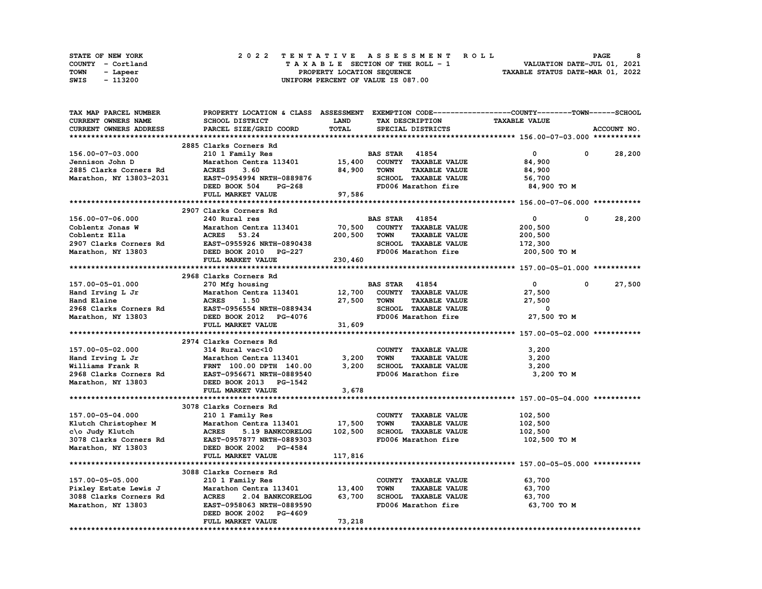STATE OF NEW YORK
COUNTY - Cortland
TOWN - Lapeer
SWIS - 113200

# 2022 TENTATIVE ASSESSMENT ROLL

TAXABLE SECTION OF THE ROLL - 1
PROPERTY LOCATION SEQUENCE
UNIFORM PERCENT OF VALUE IS 087.00

VALUATION DATE-JUL 01, 2021
TAXABLE STATUS DATE-MAR 01, 2022

| TAX MAP PARCEL NUMBER<br>CURRENT OWNERS NAME<br>CURRENT OWNERS ADDRESS | PROPERTY LOCATION & CLASS<br>SCHOOL DISTRICT<br>PARCEL SIZE/GRID COORD | ASSESSMENT<br>LAND<br>TOTAL | EXEMPTION CODE<br>TAX DESCRIPTION<br>SPECIAL DISTRICTS | COUNTY<br>TAXABLE VALUE | TOWN | SCHOOL<br>ACCOUNT NO. |
|---|---|---|---|---|---|---|
| **156.00-07-03.000** | 2885 Clarks Corners Rd | | | | | |
| 156.00-07-03.000 | 210 1 Family Res | | BAS STAR 41854 | 0 | 0 | 28,200 |
| Jennison John D | Marathon Centra 113401 | 15,400 | COUNTY TAXABLE VALUE | 84,900 | | |
| 2885 Clarks Corners Rd | ACRES 3.60 | 84,900 | TOWN TAXABLE VALUE | 84,900 | | |
| Marathon, NY 13803-2031 | EAST-0954994 NRTH-0889876 | | SCHOOL TAXABLE VALUE | 56,700 | | |
| | DEED BOOK 504 PG-268 | | FD006 Marathon fire | 84,900 TO M | | |
| | FULL MARKET VALUE | 97,586 | | | | |
| **156.00-07-06.000** | 2907 Clarks Corners Rd | | | | | |
| 156.00-07-06.000 | 240 Rural res | | BAS STAR 41854 | 0 | 0 | 28,200 |
| Coblentz Jonas W | Marathon Centra 113401 | 70,500 | COUNTY TAXABLE VALUE | 200,500 | | |
| Coblentz Ella | ACRES 53.24 | 200,500 | TOWN TAXABLE VALUE | 200,500 | | |
| 2907 Clarks Corners Rd | EAST-0955926 NRTH-0890438 | | SCHOOL TAXABLE VALUE | 172,300 | | |
| Marathon, NY 13803 | DEED BOOK 2010 PG-227 | | FD006 Marathon fire | 200,500 TO M | | |
| | FULL MARKET VALUE | 230,460 | | | | |
| **157.00-05-01.000** | 2968 Clarks Corners Rd | | | | | |
| 157.00-05-01.000 | 270 Mfg housing | | BAS STAR 41854 | 0 | 0 | 27,500 |
| Hand Irving L Jr | Marathon Centra 113401 | 12,700 | COUNTY TAXABLE VALUE | 27,500 | | |
| Hand Elaine | ACRES 1.50 | 27,500 | TOWN TAXABLE VALUE | 27,500 | | |
| 2968 Clarks Corners Rd | EAST-0956554 NRTH-0889434 | | SCHOOL TAXABLE VALUE | 0 | | |
| Marathon, NY 13803 | DEED BOOK 2012 PG-4076 | | FD006 Marathon fire | 27,500 TO M | | |
| | FULL MARKET VALUE | 31,609 | | | | |
| **157.00-05-02.000** | 2974 Clarks Corners Rd | | | | | |
| 157.00-05-02.000 | 314 Rural vac<10 | | COUNTY TAXABLE VALUE | 3,200 | | |
| Hand Irving L Jr | Marathon Centra 113401 | 3,200 | TOWN TAXABLE VALUE | 3,200 | | |
| Williams Frank R | FRNT 100.00 DPTH 140.00 | 3,200 | SCHOOL TAXABLE VALUE | 3,200 | | |
| 2968 Clarks Corners Rd | EAST-0956671 NRTH-0889540 | | FD006 Marathon fire | 3,200 TO M | | |
| Marathon, NY 13803 | DEED BOOK 2013 PG-1542 | | | | | |
| | FULL MARKET VALUE | 3,678 | | | | |
| **157.00-05-04.000** | 3078 Clarks Corners Rd | | | | | |
| 157.00-05-04.000 | 210 1 Family Res | | COUNTY TAXABLE VALUE | 102,500 | | |
| Klutch Christopher M | Marathon Centra 113401 | 17,500 | TOWN TAXABLE VALUE | 102,500 | | |
| c\o Judy Klutch | ACRES 5.19 BANKCORELOG | 102,500 | SCHOOL TAXABLE VALUE | 102,500 | | |
| 3078 Clarks Corners Rd | EAST-0957877 NRTH-0889303 | | FD006 Marathon fire | 102,500 TO M | | |
| Marathon, NY 13803 | DEED BOOK 2002 PG-4584 | | | | | |
| | FULL MARKET VALUE | 117,816 | | | | |
| **157.00-05-05.000** | 3088 Clarks Corners Rd | | | | | |
| 157.00-05-05.000 | 210 1 Family Res | | COUNTY TAXABLE VALUE | 63,700 | | |
| Pixley Estate Lewis J | Marathon Centra 113401 | 13,400 | TOWN TAXABLE VALUE | 63,700 | | |
| 3088 Clarks Corners Rd | ACRES 2.04 BANKCORELOG | 63,700 | SCHOOL TAXABLE VALUE | 63,700 | | |
| Marathon, NY 13803 | EAST-0958063 NRTH-0889590 | | FD006 Marathon fire | 63,700 TO M | | |
| | DEED BOOK 2002 PG-4609 | | | | | |
| | FULL MARKET VALUE | 73,218 | | | | |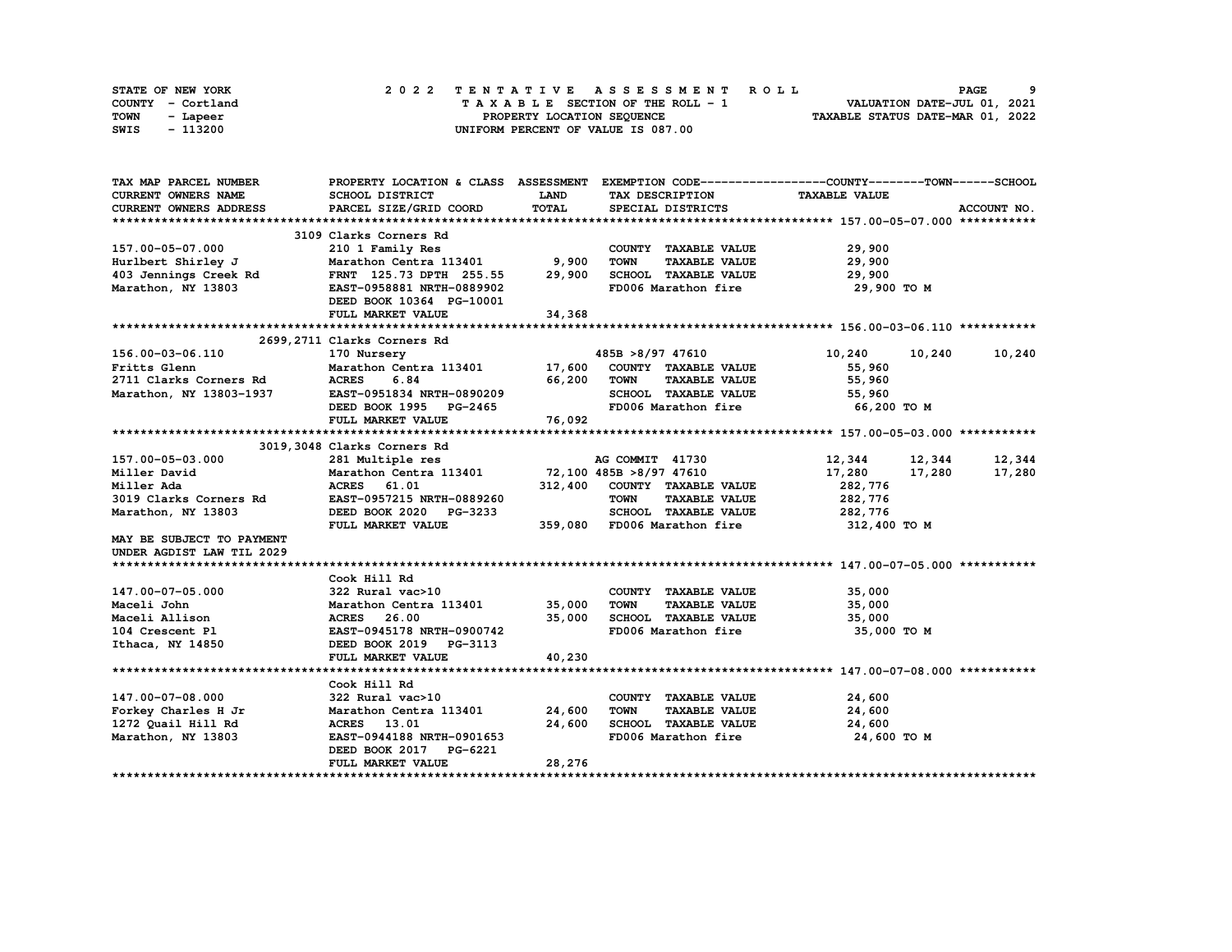STATE OF NEW YORK
COUNTY - Cortland
TOWN - Lapeer
SWIS - 113200

2022 TENTATIVE ASSESSMENT ROLL
TAXABLE SECTION OF THE ROLL - 1
PROPERTY LOCATION SEQUENCE
UNIFORM PERCENT OF VALUE IS 087.00

VALUATION DATE-JUL 01, 2021
TAXABLE STATUS DATE-MAR 01, 2022

| TAX MAP PARCEL NUMBER / CURRENT OWNERS NAME / CURRENT OWNERS ADDRESS | PROPERTY LOCATION & CLASS / SCHOOL DISTRICT / PARCEL SIZE/GRID COORD | ASSESSMENT LAND / TOTAL | EXEMPTION CODE / TAX DESCRIPTION / SPECIAL DISTRICTS | COUNTY TAXABLE VALUE | TOWN | SCHOOL | ACCOUNT NO. |
|---|---|---|---|---|---|---|---|
| **157.00-05-07.000** | 3109 Clarks Corners Rd | | | | | | |
| 157.00-05-07.000 | 210 1 Family Res | | COUNTY TAXABLE VALUE | 29,900 | | | |
| Hurlbert Shirley J | Marathon Centra 113401 | 9,900 | TOWN TAXABLE VALUE | 29,900 | | | |
| 403 Jennings Creek Rd | FRNT 125.73 DPTH 255.55 | 29,900 | SCHOOL TAXABLE VALUE | 29,900 | | | |
| Marathon, NY 13803 | EAST-0958881 NRTH-0889902 | | FD006 Marathon fire | 29,900 TO M | | | |
| | DEED BOOK 10364 PG-10001 | | | | | | |
| | FULL MARKET VALUE | 34,368 | | | | | |
| **156.00-03-06.110** | 2699,2711 Clarks Corners Rd | | | | | | |
| 156.00-03-06.110 | 170 Nursery | | 485B >8/97 47610 | 10,240 | 10,240 | 10,240 | |
| Fritts Glenn | Marathon Centra 113401 | 17,600 | COUNTY TAXABLE VALUE | 55,960 | | | |
| 2711 Clarks Corners Rd | ACRES 6.84 | 66,200 | TOWN TAXABLE VALUE | 55,960 | | | |
| Marathon, NY 13803-1937 | EAST-0951834 NRTH-0890209 | | SCHOOL TAXABLE VALUE | 55,960 | | | |
| | DEED BOOK 1995 PG-2465 | | FD006 Marathon fire | 66,200 TO M | | | |
| | FULL MARKET VALUE | 76,092 | | | | | |
| **157.00-05-03.000** | 3019,3048 Clarks Corners Rd | | | | | | |
| 157.00-05-03.000 | 281 Multiple res | | AG COMMIT 41730 | 12,344 | 12,344 | 12,344 | |
| Miller David | Marathon Centra 113401 | 72,100 | 485B >8/97 47610 | 17,280 | 17,280 | 17,280 | |
| Miller Ada | ACRES 61.01 | 312,400 | COUNTY TAXABLE VALUE | 282,776 | | | |
| 3019 Clarks Corners Rd | EAST-0957215 NRTH-0889260 | | TOWN TAXABLE VALUE | 282,776 | | | |
| Marathon, NY 13803 | DEED BOOK 2020 PG-3233 | | SCHOOL TAXABLE VALUE | 282,776 | | | |
| | FULL MARKET VALUE | 359,080 | FD006 Marathon fire | 312,400 TO M | | | |
| MAY BE SUBJECT TO PAYMENT UNDER AGDIST LAW TIL 2029 | | | | | | | |
| **147.00-07-05.000** | Cook Hill Rd | | | | | | |
| 147.00-07-05.000 | 322 Rural vac>10 | | COUNTY TAXABLE VALUE | 35,000 | | | |
| Maceli John | Marathon Centra 113401 | 35,000 | TOWN TAXABLE VALUE | 35,000 | | | |
| Maceli Allison | ACRES 26.00 | 35,000 | SCHOOL TAXABLE VALUE | 35,000 | | | |
| 104 Crescent Pl | EAST-0945178 NRTH-0900742 | | FD006 Marathon fire | 35,000 TO M | | | |
| Ithaca, NY 14850 | DEED BOOK 2019 PG-3113 | | | | | | |
| | FULL MARKET VALUE | 40,230 | | | | | |
| **147.00-07-08.000** | Cook Hill Rd | | | | | | |
| 147.00-07-08.000 | 322 Rural vac>10 | | COUNTY TAXABLE VALUE | 24,600 | | | |
| Forkey Charles H Jr | Marathon Centra 113401 | 24,600 | TOWN TAXABLE VALUE | 24,600 | | | |
| 1272 Quail Hill Rd | ACRES 13.01 | 24,600 | SCHOOL TAXABLE VALUE | 24,600 | | | |
| Marathon, NY 13803 | EAST-0944188 NRTH-0901653 | | FD006 Marathon fire | 24,600 TO M | | | |
| | DEED BOOK 2017 PG-6221 | | | | | | |
| | FULL MARKET VALUE | 28,276 | | | | | |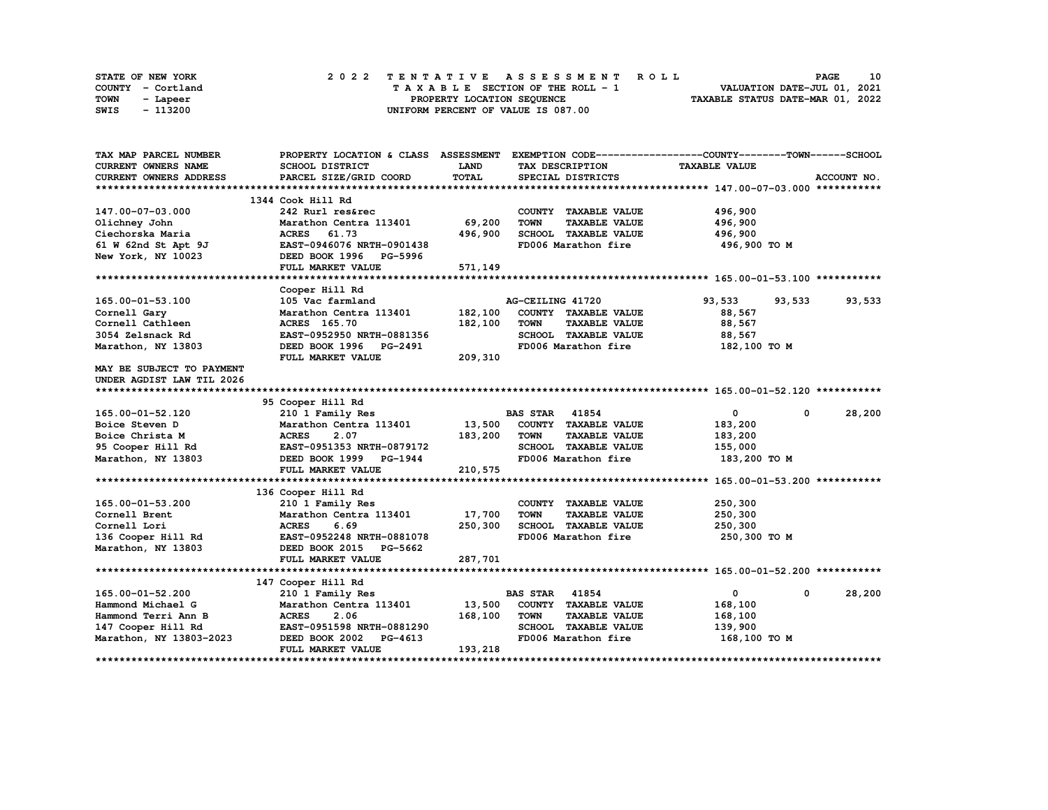STATE OF NEW YORK
COUNTY - Cortland
TOWN - Lapeer
SWIS - 113200

# 2022 TENTATIVE ASSESSMENT ROLL

TAXABLE SECTION OF THE ROLL - 1
PROPERTY LOCATION SEQUENCE
UNIFORM PERCENT OF VALUE IS 087.00

VALUATION DATE-JUL 01, 2021
TAXABLE STATUS DATE-MAR 01, 2022

| TAX MAP PARCEL NUMBER / CURRENT OWNERS NAME / CURRENT OWNERS ADDRESS | PROPERTY LOCATION & CLASS / SCHOOL DISTRICT / PARCEL SIZE/GRID COORD | ASSESSMENT LAND / TOTAL | EXEMPTION CODE / TAX DESCRIPTION / SPECIAL DISTRICTS | COUNTY TAXABLE VALUE | TOWN | SCHOOL | ACCOUNT NO. |
|---|---|---|---|---|---|---|---|
| **147.00-07-03.000** | 1344 Cook Hill Rd | | | | | | |
| 147.00-07-03.000 | 242 Rurl res&rec | | COUNTY TAXABLE VALUE | 496,900 | | | |
| Olichney John | Marathon Centra 113401 | 69,200 | TOWN TAXABLE VALUE | 496,900 | | | |
| Ciechorska Maria | ACRES 61.73 | 496,900 | SCHOOL TAXABLE VALUE | 496,900 | | | |
| 61 W 62nd St Apt 9J | EAST-0946076 NRTH-0901438 | | FD006 Marathon fire | 496,900 TO M | | | |
| New York, NY 10023 | DEED BOOK 1996 PG-5996 | | | | | | |
| | FULL MARKET VALUE | 571,149 | | | | | |
| **165.00-01-53.100** | Cooper Hill Rd | | | | | | |
| 165.00-01-53.100 | 105 Vac farmland | | AG-CEILING 41720 | 93,533 | 93,533 | 93,533 | |
| Cornell Gary | Marathon Centra 113401 | 182,100 | COUNTY TAXABLE VALUE | 88,567 | | | |
| Cornell Cathleen | ACRES 165.70 | 182,100 | TOWN TAXABLE VALUE | 88,567 | | | |
| 3054 Zelsnack Rd | EAST-0952950 NRTH-0881356 | | SCHOOL TAXABLE VALUE | 88,567 | | | |
| Marathon, NY 13803 | DEED BOOK 1996 PG-2491 | | FD006 Marathon fire | 182,100 TO M | | | |
| | FULL MARKET VALUE | 209,310 | | | | | |
| MAY BE SUBJECT TO PAYMENT UNDER AGDIST LAW TIL 2026 | | | | | | | |
| **165.00-01-52.120** | 95 Cooper Hill Rd | | | | | | |
| 165.00-01-52.120 | 210 1 Family Res | | BAS STAR 41854 | 0 | 0 | 28,200 | |
| Boice Steven D | Marathon Centra 113401 | 13,500 | COUNTY TAXABLE VALUE | 183,200 | | | |
| Boice Christa M | ACRES 2.07 | 183,200 | TOWN TAXABLE VALUE | 183,200 | | | |
| 95 Cooper Hill Rd | EAST-0951353 NRTH-0879172 | | SCHOOL TAXABLE VALUE | 155,000 | | | |
| Marathon, NY 13803 | DEED BOOK 1999 PG-1944 | | FD006 Marathon fire | 183,200 TO M | | | |
| | FULL MARKET VALUE | 210,575 | | | | | |
| **165.00-01-53.200** | 136 Cooper Hill Rd | | | | | | |
| 165.00-01-53.200 | 210 1 Family Res | | COUNTY TAXABLE VALUE | 250,300 | | | |
| Cornell Brent | Marathon Centra 113401 | 17,700 | TOWN TAXABLE VALUE | 250,300 | | | |
| Cornell Lori | ACRES 6.69 | 250,300 | SCHOOL TAXABLE VALUE | 250,300 | | | |
| 136 Cooper Hill Rd | EAST-0952248 NRTH-0881078 | | FD006 Marathon fire | 250,300 TO M | | | |
| Marathon, NY 13803 | DEED BOOK 2015 PG-5662 | | | | | | |
| | FULL MARKET VALUE | 287,701 | | | | | |
| **165.00-01-52.200** | 147 Cooper Hill Rd | | | | | | |
| 165.00-01-52.200 | 210 1 Family Res | | BAS STAR 41854 | 0 | 0 | 28,200 | |
| Hammond Michael G | Marathon Centra 113401 | 13,500 | COUNTY TAXABLE VALUE | 168,100 | | | |
| Hammond Terri Ann B | ACRES 2.06 | 168,100 | TOWN TAXABLE VALUE | 168,100 | | | |
| 147 Cooper Hill Rd | EAST-0951598 NRTH-0881290 | | SCHOOL TAXABLE VALUE | 139,900 | | | |
| Marathon, NY 13803-2023 | DEED BOOK 2002 PG-4613 | | FD006 Marathon fire | 168,100 TO M | | | |
| | FULL MARKET VALUE | 193,218 | | | | | |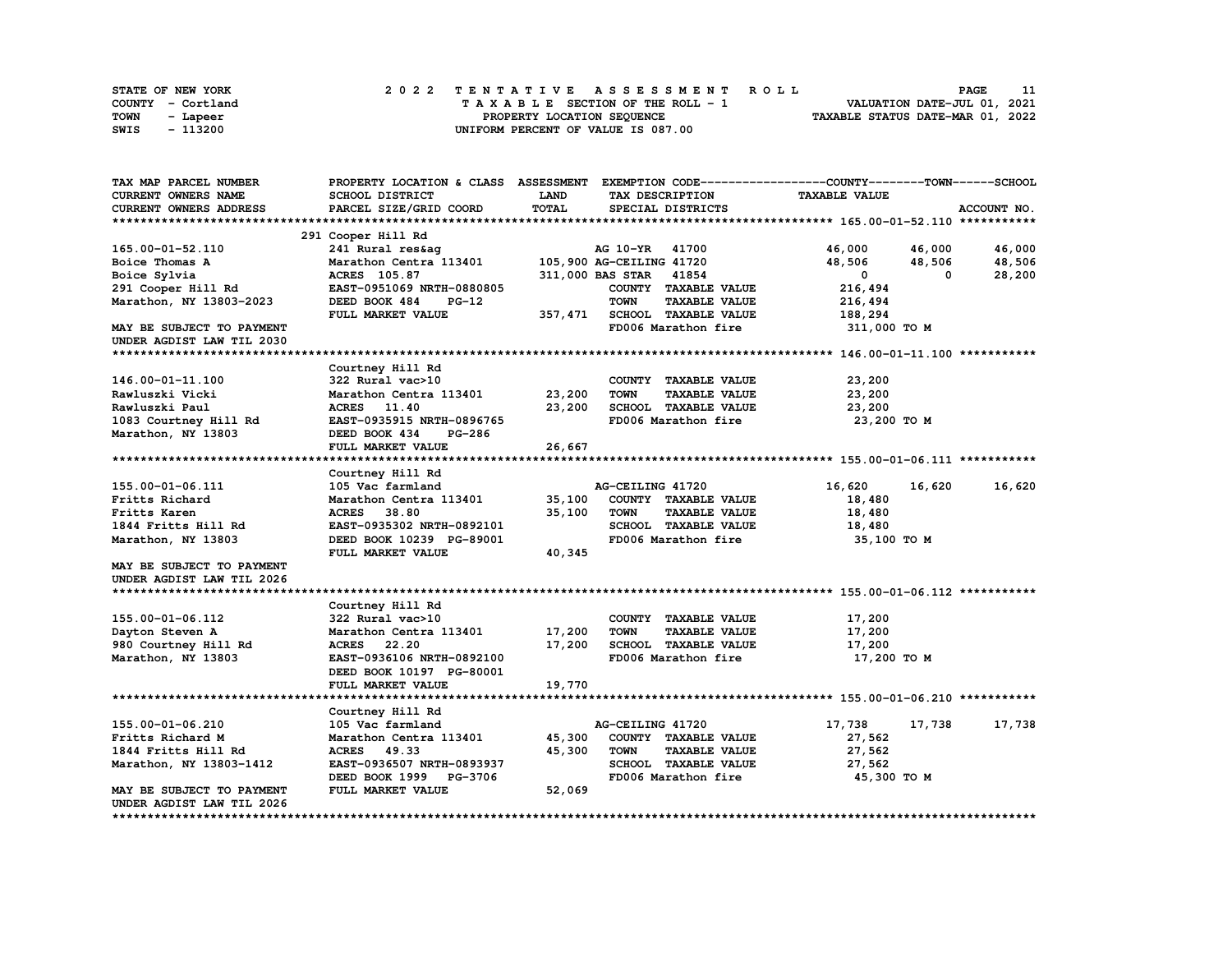STATE OF NEW YORK — 2022 TENTATIVE ASSESSMENT ROLL
COUNTY - Cortland — TAXABLE SECTION OF THE ROLL - 1 — VALUATION DATE-JUL 01, 2021
TOWN - Lapeer — PROPERTY LOCATION SEQUENCE — TAXABLE STATUS DATE-MAR 01, 2022
SWIS - 113200 — UNIFORM PERCENT OF VALUE IS 087.00

| TAX MAP PARCEL NUMBER / CURRENT OWNERS NAME / CURRENT OWNERS ADDRESS | PROPERTY LOCATION & CLASS / SCHOOL DISTRICT / PARCEL SIZE/GRID COORD | ASSESSMENT LAND / TOTAL | EXEMPTION CODE / TAX DESCRIPTION / SPECIAL DISTRICTS | COUNTY / TAXABLE VALUE | TOWN | SCHOOL / ACCOUNT NO. |
|---|---|---|---|---|---|---|
| **165.00-01-52.110** | 291 Cooper Hill Rd | | | | | |
| 165.00-01-52.110 | 241 Rural res&ag | | AG 10-YR 41700 | 46,000 | 46,000 | 46,000 |
| Boice Thomas A | Marathon Centra 113401 | 105,900 | AG-CEILING 41720 | 48,506 | 48,506 | 48,506 |
| Boice Sylvia | ACRES 105.87 | 311,000 | BAS STAR 41854 | 0 | 0 | 28,200 |
| 291 Cooper Hill Rd | EAST-0951069 NRTH-0880805 | | COUNTY TAXABLE VALUE | 216,494 | | |
| Marathon, NY 13803-2023 | DEED BOOK 484 PG-12 | | TOWN TAXABLE VALUE | 216,494 | | |
| | FULL MARKET VALUE | 357,471 | SCHOOL TAXABLE VALUE | 188,294 | | |
| MAY BE SUBJECT TO PAYMENT | | | FD006 Marathon fire | 311,000 TO M | | |
| UNDER AGDIST LAW TIL 2030 | | | | | | |
| **146.00-01-11.100** | Courtney Hill Rd | | | | | |
| 146.00-01-11.100 | 322 Rural vac>10 | | COUNTY TAXABLE VALUE | 23,200 | | |
| Rawluszki Vicki | Marathon Centra 113401 | 23,200 | TOWN TAXABLE VALUE | 23,200 | | |
| Rawluszki Paul | ACRES 11.40 | 23,200 | SCHOOL TAXABLE VALUE | 23,200 | | |
| 1083 Courtney Hill Rd | EAST-0935915 NRTH-0896765 | | FD006 Marathon fire | 23,200 TO M | | |
| Marathon, NY 13803 | DEED BOOK 434 PG-286 | | | | | |
| | FULL MARKET VALUE | 26,667 | | | | |
| **155.00-01-06.111** | Courtney Hill Rd | | | | | |
| 155.00-01-06.111 | 105 Vac farmland | | AG-CEILING 41720 | 16,620 | 16,620 | 16,620 |
| Fritts Richard | Marathon Centra 113401 | 35,100 | COUNTY TAXABLE VALUE | 18,480 | | |
| Fritts Karen | ACRES 38.80 | 35,100 | TOWN TAXABLE VALUE | 18,480 | | |
| 1844 Fritts Hill Rd | EAST-0935302 NRTH-0892101 | | SCHOOL TAXABLE VALUE | 18,480 | | |
| Marathon, NY 13803 | DEED BOOK 10239 PG-89001 | | FD006 Marathon fire | 35,100 TO M | | |
| | FULL MARKET VALUE | 40,345 | | | | |
| MAY BE SUBJECT TO PAYMENT | | | | | | |
| UNDER AGDIST LAW TIL 2026 | | | | | | |
| **155.00-01-06.112** | Courtney Hill Rd | | | | | |
| 155.00-01-06.112 | 322 Rural vac>10 | | COUNTY TAXABLE VALUE | 17,200 | | |
| Dayton Steven A | Marathon Centra 113401 | 17,200 | TOWN TAXABLE VALUE | 17,200 | | |
| 980 Courtney Hill Rd | ACRES 22.20 | 17,200 | SCHOOL TAXABLE VALUE | 17,200 | | |
| Marathon, NY 13803 | EAST-0936106 NRTH-0892100 | | FD006 Marathon fire | 17,200 TO M | | |
| | DEED BOOK 10197 PG-80001 | | | | | |
| | FULL MARKET VALUE | 19,770 | | | | |
| **155.00-01-06.210** | Courtney Hill Rd | | | | | |
| 155.00-01-06.210 | 105 Vac farmland | | AG-CEILING 41720 | 17,738 | 17,738 | 17,738 |
| Fritts Richard M | Marathon Centra 113401 | 45,300 | COUNTY TAXABLE VALUE | 27,562 | | |
| 1844 Fritts Hill Rd | ACRES 49.33 | 45,300 | TOWN TAXABLE VALUE | 27,562 | | |
| Marathon, NY 13803-1412 | EAST-0936507 NRTH-0893937 | | SCHOOL TAXABLE VALUE | 27,562 | | |
| | DEED BOOK 1999 PG-3706 | | FD006 Marathon fire | 45,300 TO M | | |
| MAY BE SUBJECT TO PAYMENT | FULL MARKET VALUE | 52,069 | | | | |
| UNDER AGDIST LAW TIL 2026 | | | | | | |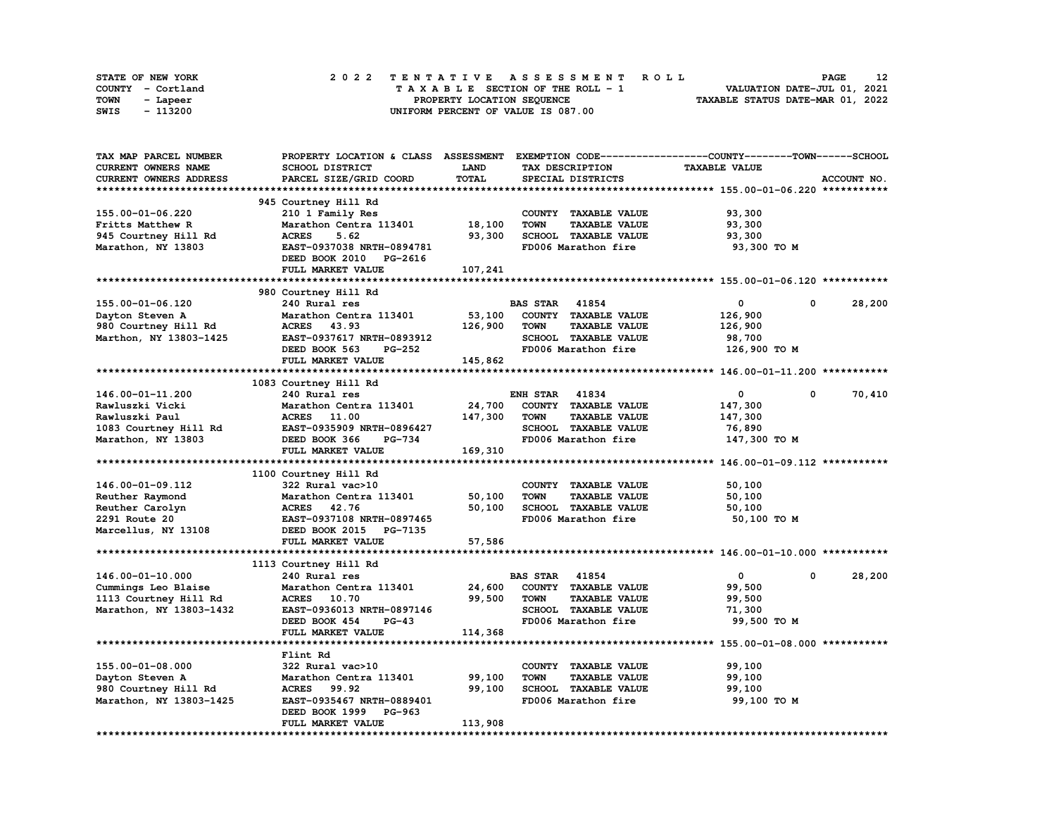STATE OF NEW YORK
COUNTY - Cortland
TOWN - Lapeer
SWIS - 113200

# 2022 TENTATIVE ASSESSMENT ROLL

TAXABLE SECTION OF THE ROLL - 1
PROPERTY LOCATION SEQUENCE
UNIFORM PERCENT OF VALUE IS 087.00

VALUATION DATE-JUL 01, 2021
TAXABLE STATUS DATE-MAR 01, 2022

| TAX MAP PARCEL NUMBER / CURRENT OWNERS NAME / CURRENT OWNERS ADDRESS | PROPERTY LOCATION & CLASS / SCHOOL DISTRICT / PARCEL SIZE/GRID COORD | ASSESSMENT LAND / TOTAL | EXEMPTION CODE / TAX DESCRIPTION / SPECIAL DISTRICTS | COUNTY TAXABLE VALUE | TOWN | SCHOOL / ACCOUNT NO. |
|---|---|---|---|---|---|---|
| **155.00-01-06.220** | 945 Courtney Hill Rd | | | | | |
| 155.00-01-06.220 | 210 1 Family Res | | COUNTY TAXABLE VALUE | 93,300 | | |
| Fritts Matthew R | Marathon Centra 113401 | 18,100 | TOWN TAXABLE VALUE | 93,300 | | |
| 945 Courtney Hill Rd | ACRES 5.62 | 93,300 | SCHOOL TAXABLE VALUE | 93,300 | | |
| Marathon, NY 13803 | EAST-0937038 NRTH-0894781 | | FD006 Marathon fire | 93,300 TO M | | |
| | DEED BOOK 2010 PG-2616 | | | | | |
| | FULL MARKET VALUE | 107,241 | | | | |
| **155.00-01-06.120** | 980 Courtney Hill Rd | | | | | |
| 155.00-01-06.120 | 240 Rural res | | BAS STAR 41854 | 0 | 0 | 28,200 |
| Dayton Steven A | Marathon Centra 113401 | 53,100 | COUNTY TAXABLE VALUE | 126,900 | | |
| 980 Courtney Hill Rd | ACRES 43.93 | 126,900 | TOWN TAXABLE VALUE | 126,900 | | |
| Marthon, NY 13803-1425 | EAST-0937617 NRTH-0893912 | | SCHOOL TAXABLE VALUE | 98,700 | | |
| | DEED BOOK 563 PG-252 | | FD006 Marathon fire | 126,900 TO M | | |
| | FULL MARKET VALUE | 145,862 | | | | |
| **146.00-01-11.200** | 1083 Courtney Hill Rd | | | | | |
| 146.00-01-11.200 | 240 Rural res | | ENH STAR 41834 | 0 | 0 | 70,410 |
| Rawluszki Vicki | Marathon Centra 113401 | 24,700 | COUNTY TAXABLE VALUE | 147,300 | | |
| Rawluszki Paul | ACRES 11.00 | 147,300 | TOWN TAXABLE VALUE | 147,300 | | |
| 1083 Courtney Hill Rd | EAST-0935909 NRTH-0896427 | | SCHOOL TAXABLE VALUE | 76,890 | | |
| Marathon, NY 13803 | DEED BOOK 366 PG-734 | | FD006 Marathon fire | 147,300 TO M | | |
| | FULL MARKET VALUE | 169,310 | | | | |
| **146.00-01-09.112** | 1100 Courtney Hill Rd | | | | | |
| 146.00-01-09.112 | 322 Rural vac>10 | | COUNTY TAXABLE VALUE | 50,100 | | |
| Reuther Raymond | Marathon Centra 113401 | 50,100 | TOWN TAXABLE VALUE | 50,100 | | |
| Reuther Carolyn | ACRES 42.76 | 50,100 | SCHOOL TAXABLE VALUE | 50,100 | | |
| 2291 Route 20 | EAST-0937108 NRTH-0897465 | | FD006 Marathon fire | 50,100 TO M | | |
| Marcellus, NY 13108 | DEED BOOK 2015 PG-7135 | | | | | |
| | FULL MARKET VALUE | 57,586 | | | | |
| **146.00-01-10.000** | 1113 Courtney Hill Rd | | | | | |
| 146.00-01-10.000 | 240 Rural res | | BAS STAR 41854 | 0 | 0 | 28,200 |
| Cummings Leo Blaise | Marathon Centra 113401 | 24,600 | COUNTY TAXABLE VALUE | 99,500 | | |
| 1113 Courtney Hill Rd | ACRES 10.70 | 99,500 | TOWN TAXABLE VALUE | 99,500 | | |
| Marathon, NY 13803-1432 | EAST-0936013 NRTH-0897146 | | SCHOOL TAXABLE VALUE | 71,300 | | |
| | DEED BOOK 454 PG-43 | | FD006 Marathon fire | 99,500 TO M | | |
| | FULL MARKET VALUE | 114,368 | | | | |
| **155.00-01-08.000** | Flint Rd | | | | | |
| 155.00-01-08.000 | 322 Rural vac>10 | | COUNTY TAXABLE VALUE | 99,100 | | |
| Dayton Steven A | Marathon Centra 113401 | 99,100 | TOWN TAXABLE VALUE | 99,100 | | |
| 980 Courtney Hill Rd | ACRES 99.92 | 99,100 | SCHOOL TAXABLE VALUE | 99,100 | | |
| Marathon, NY 13803-1425 | EAST-0935467 NRTH-0889401 | | FD006 Marathon fire | 99,100 TO M | | |
| | DEED BOOK 1999 PG-963 | | | | | |
| | FULL MARKET VALUE | 113,908 | | | | |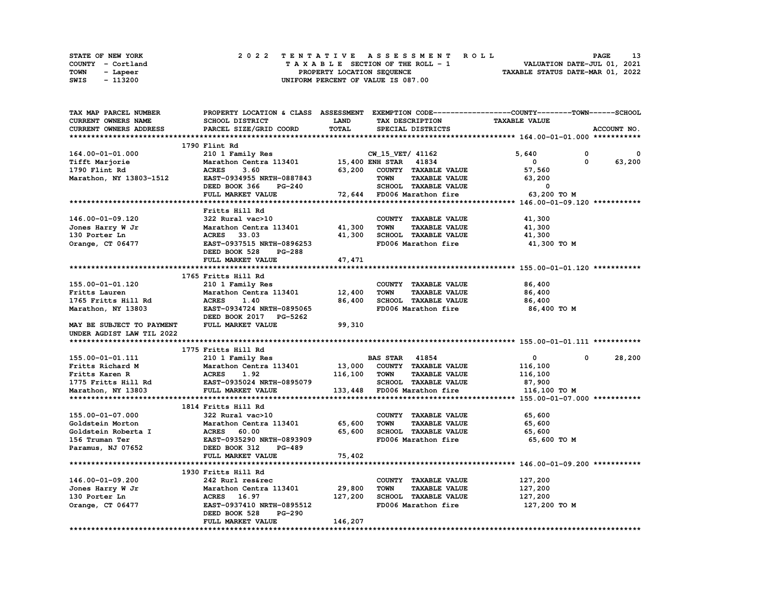STATE OF NEW YORK
COUNTY - Cortland
TOWN - Lapeer
SWIS - 113200

# 2022 TENTATIVE ASSESSMENT ROLL

TAXABLE SECTION OF THE ROLL - 1
PROPERTY LOCATION SEQUENCE
UNIFORM PERCENT OF VALUE IS 087.00

VALUATION DATE-JUL 01, 2021
TAXABLE STATUS DATE-MAR 01, 2022

| TAX MAP PARCEL NUMBER / CURRENT OWNERS NAME / CURRENT OWNERS ADDRESS | PROPERTY LOCATION & CLASS / SCHOOL DISTRICT / PARCEL SIZE/GRID COORD | ASSESSMENT LAND / TOTAL | EXEMPTION CODE / TAX DESCRIPTION / SPECIAL DISTRICTS | COUNTY TAXABLE VALUE | TOWN | SCHOOL / ACCOUNT NO. |
|---|---|---|---|---|---|---|
| **164.00-01-01.000** | 1790 Flint Rd | | | | | |
| 164.00-01-01.000 | 210 1 Family Res | | CW_15_VET/ 41162 | 5,640 | 0 | 0 |
| Tifft Marjorie | Marathon Centra 113401 | 15,400 | ENH STAR 41834 | 0 | 0 | 63,200 |
| 1790 Flint Rd | ACRES 3.60 | 63,200 | COUNTY TAXABLE VALUE | 57,560 | | |
| Marathon, NY 13803-1512 | EAST-0934955 NRTH-0887843 | | TOWN TAXABLE VALUE | 63,200 | | |
| | DEED BOOK 366 PG-240 | | SCHOOL TAXABLE VALUE | 0 | | |
| | FULL MARKET VALUE | 72,644 | FD006 Marathon fire | 63,200 TO M | | |
| **146.00-01-09.120** | Fritts Hill Rd | | | | | |
| 146.00-01-09.120 | 322 Rural vac>10 | | COUNTY TAXABLE VALUE | 41,300 | | |
| Jones Harry W Jr | Marathon Centra 113401 | 41,300 | TOWN TAXABLE VALUE | 41,300 | | |
| 130 Porter Ln | ACRES 33.03 | 41,300 | SCHOOL TAXABLE VALUE | 41,300 | | |
| Orange, CT 06477 | EAST-0937515 NRTH-0896253 | | FD006 Marathon fire | 41,300 TO M | | |
| | DEED BOOK 528 PG-288 | | | | | |
| | FULL MARKET VALUE | 47,471 | | | | |
| **155.00-01-01.120** | 1765 Fritts Hill Rd | | | | | |
| 155.00-01-01.120 | 210 1 Family Res | | COUNTY TAXABLE VALUE | 86,400 | | |
| Fritts Lauren | Marathon Centra 113401 | 12,400 | TOWN TAXABLE VALUE | 86,400 | | |
| 1765 Fritts Hill Rd | ACRES 1.40 | 86,400 | SCHOOL TAXABLE VALUE | 86,400 | | |
| Marathon, NY 13803 | EAST-0934724 NRTH-0895065 | | FD006 Marathon fire | 86,400 TO M | | |
| | DEED BOOK 2017 PG-5262 | | | | | |
| MAY BE SUBJECT TO PAYMENT | FULL MARKET VALUE | 99,310 | | | | |
| UNDER AGDIST LAW TIL 2022 | | | | | | |
| **155.00-01-01.111** | 1775 Fritts Hill Rd | | | | | |
| 155.00-01-01.111 | 210 1 Family Res | | BAS STAR 41854 | 0 | 0 | 28,200 |
| Fritts Richard M | Marathon Centra 113401 | 13,000 | COUNTY TAXABLE VALUE | 116,100 | | |
| Fritts Karen R | ACRES 1.92 | 116,100 | TOWN TAXABLE VALUE | 116,100 | | |
| 1775 Fritts Hill Rd | EAST-0935024 NRTH-0895079 | | SCHOOL TAXABLE VALUE | 87,900 | | |
| Marathon, NY 13803 | FULL MARKET VALUE | 133,448 | FD006 Marathon fire | 116,100 TO M | | |
| **155.00-01-07.000** | 1814 Fritts Hill Rd | | | | | |
| 155.00-01-07.000 | 322 Rural vac>10 | | COUNTY TAXABLE VALUE | 65,600 | | |
| Goldstein Morton | Marathon Centra 113401 | 65,600 | TOWN TAXABLE VALUE | 65,600 | | |
| Goldstein Roberta I | ACRES 60.00 | 65,600 | SCHOOL TAXABLE VALUE | 65,600 | | |
| 156 Truman Ter | EAST-0935290 NRTH-0893909 | | FD006 Marathon fire | 65,600 TO M | | |
| Paramus, NJ 07652 | DEED BOOK 312 PG-489 | | | | | |
| | FULL MARKET VALUE | 75,402 | | | | |
| **146.00-01-09.200** | 1930 Fritts Hill Rd | | | | | |
| 146.00-01-09.200 | 242 Rurl res&rec | | COUNTY TAXABLE VALUE | 127,200 | | |
| Jones Harry W Jr | Marathon Centra 113401 | 29,800 | TOWN TAXABLE VALUE | 127,200 | | |
| 130 Porter Ln | ACRES 16.97 | 127,200 | SCHOOL TAXABLE VALUE | 127,200 | | |
| Orange, CT 06477 | EAST-0937410 NRTH-0895512 | | FD006 Marathon fire | 127,200 TO M | | |
| | DEED BOOK 528 PG-290 | | | | | |
| | FULL MARKET VALUE | 146,207 | | | | |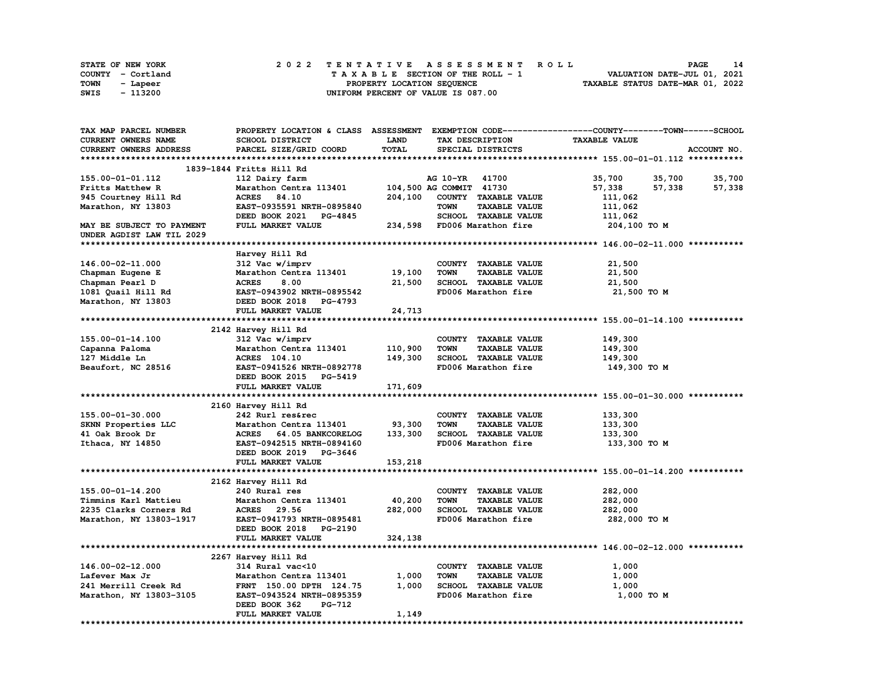STATE OF NEW YORK — COUNTY - Cortland — TOWN - Lapeer — SWIS - 113200

# 2022 TENTATIVE ASSESSMENT ROLL

TAXABLE SECTION OF THE ROLL - 1
PROPERTY LOCATION SEQUENCE
UNIFORM PERCENT OF VALUE IS 087.00

VALUATION DATE-JUL 01, 2021
TAXABLE STATUS DATE-MAR 01, 2022

| TAX MAP PARCEL NUMBER / CURRENT OWNERS NAME / CURRENT OWNERS ADDRESS | PROPERTY LOCATION & CLASS / SCHOOL DISTRICT / PARCEL SIZE/GRID COORD | ASSESSMENT LAND | TOTAL | EXEMPTION CODE / TAX DESCRIPTION / SPECIAL DISTRICTS | COUNTY TAXABLE VALUE | TOWN | SCHOOL | ACCOUNT NO. |
|---|---|---|---|---|---|---|---|---|
| **155.00-01-01.112** | 1839-1844 Fritts Hill Rd | | | | | | | |
| 155.00-01-01.112 | 112 Dairy farm | | | AG 10-YR 41700 | 35,700 | 35,700 | 35,700 | |
| Fritts Matthew R | Marathon Centra 113401 | 104,500 | | AG COMMIT 41730 | 57,338 | 57,338 | 57,338 | |
| 945 Courtney Hill Rd | ACRES 84.10 | | 204,100 | COUNTY TAXABLE VALUE | 111,062 | | | |
| Marathon, NY 13803 | EAST-0935591 NRTH-0895840 | | | TOWN TAXABLE VALUE | 111,062 | | | |
| | DEED BOOK 2021 PG-4845 | | | SCHOOL TAXABLE VALUE | 111,062 | | | |
| MAY BE SUBJECT TO PAYMENT UNDER AGDIST LAW TIL 2029 | FULL MARKET VALUE | | 234,598 | FD006 Marathon fire | 204,100 TO M | | | |
| **146.00-02-11.000** | Harvey Hill Rd | | | | | | | |
| 146.00-02-11.000 | 312 Vac w/imprv | | | COUNTY TAXABLE VALUE | 21,500 | | | |
| Chapman Eugene E | Marathon Centra 113401 | 19,100 | | TOWN TAXABLE VALUE | 21,500 | | | |
| Chapman Pearl D | ACRES 8.00 | | 21,500 | SCHOOL TAXABLE VALUE | 21,500 | | | |
| 1081 Quail Hill Rd | EAST-0943902 NRTH-0895542 | | | FD006 Marathon fire | 21,500 TO M | | | |
| Marathon, NY 13803 | DEED BOOK 2018 PG-4793 | | | | | | | |
| | FULL MARKET VALUE | | 24,713 | | | | | |
| **155.00-01-14.100** | 2142 Harvey Hill Rd | | | | | | | |
| 155.00-01-14.100 | 312 Vac w/imprv | | | COUNTY TAXABLE VALUE | 149,300 | | | |
| Capanna Paloma | Marathon Centra 113401 | 110,900 | | TOWN TAXABLE VALUE | 149,300 | | | |
| 127 Middle Ln | ACRES 104.10 | | 149,300 | SCHOOL TAXABLE VALUE | 149,300 | | | |
| Beaufort, NC 28516 | EAST-0941526 NRTH-0892778 | | | FD006 Marathon fire | 149,300 TO M | | | |
| | DEED BOOK 2015 PG-5419 | | | | | | | |
| | FULL MARKET VALUE | | 171,609 | | | | | |
| **155.00-01-30.000** | 2160 Harvey Hill Rd | | | | | | | |
| 155.00-01-30.000 | 242 Rurl res&rec | | | COUNTY TAXABLE VALUE | 133,300 | | | |
| SKNN Properties LLC | Marathon Centra 113401 | 93,300 | | TOWN TAXABLE VALUE | 133,300 | | | |
| 41 Oak Brook Dr | ACRES 64.05 BANKCORELOG | | 133,300 | SCHOOL TAXABLE VALUE | 133,300 | | | |
| Ithaca, NY 14850 | EAST-0942515 NRTH-0894160 | | | FD006 Marathon fire | 133,300 TO M | | | |
| | DEED BOOK 2019 PG-3646 | | | | | | | |
| | FULL MARKET VALUE | | 153,218 | | | | | |
| **155.00-01-14.200** | 2162 Harvey Hill Rd | | | | | | | |
| 155.00-01-14.200 | 240 Rural res | | | COUNTY TAXABLE VALUE | 282,000 | | | |
| Timmins Karl Mattieu | Marathon Centra 113401 | 40,200 | | TOWN TAXABLE VALUE | 282,000 | | | |
| 2235 Clarks Corners Rd | ACRES 29.56 | | 282,000 | SCHOOL TAXABLE VALUE | 282,000 | | | |
| Marathon, NY 13803-1917 | EAST-0941793 NRTH-0895481 | | | FD006 Marathon fire | 282,000 TO M | | | |
| | DEED BOOK 2018 PG-2190 | | | | | | | |
| | FULL MARKET VALUE | | 324,138 | | | | | |
| **146.00-02-12.000** | 2267 Harvey Hill Rd | | | | | | | |
| 146.00-02-12.000 | 314 Rural vac<10 | | | COUNTY TAXABLE VALUE | 1,000 | | | |
| Lafever Max Jr | Marathon Centra 113401 | 1,000 | | TOWN TAXABLE VALUE | 1,000 | | | |
| 241 Merrill Creek Rd | FRNT 150.00 DPTH 124.75 | | 1,000 | SCHOOL TAXABLE VALUE | 1,000 | | | |
| Marathon, NY 13803-3105 | EAST-0943524 NRTH-0895359 | | | FD006 Marathon fire | 1,000 TO M | | | |
| | DEED BOOK 362 PG-712 | | | | | | | |
| | FULL MARKET VALUE | | 1,149 | | | | | |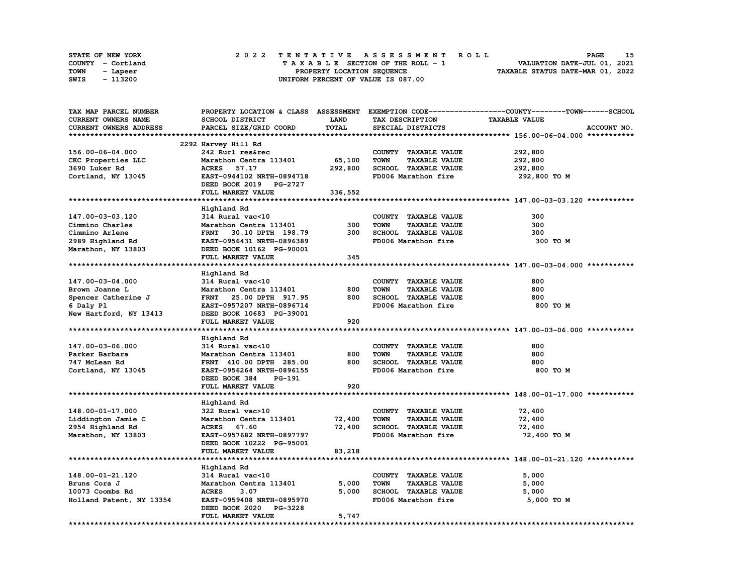STATE OF NEW YORK
COUNTY - Cortland
TOWN - Lapeer
SWIS - 113200

2 0 2 2 T E N T A T I V E A S S E S S M E N T R O L L
T A X A B L E SECTION OF THE ROLL - 1
PROPERTY LOCATION SEQUENCE
UNIFORM PERCENT OF VALUE IS 087.00

VALUATION DATE-JUL 01, 2021
TAXABLE STATUS DATE-MAR 01, 2022

| TAX MAP PARCEL NUMBER / CURRENT OWNERS NAME / CURRENT OWNERS ADDRESS | PROPERTY LOCATION & CLASS / SCHOOL DISTRICT / PARCEL SIZE/GRID COORD | ASSESSMENT LAND / TOTAL | EXEMPTION CODE / TAX DESCRIPTION / SPECIAL DISTRICTS | COUNTY--------TOWN------SCHOOL TAXABLE VALUE | ACCOUNT NO. |
|---|---|---|---|---|---|
| **156.00-06-04.000** | 2292 Harvey Hill Rd | | | | |
| 156.00-06-04.000 | 242 Rurl res&rec | | COUNTY TAXABLE VALUE | 292,800 | |
| CKC Properties LLC | Marathon Centra 113401 | 65,100 | TOWN TAXABLE VALUE | 292,800 | |
| 3690 Luker Rd | ACRES 57.17 | 292,800 | SCHOOL TAXABLE VALUE | 292,800 | |
| Cortland, NY 13045 | EAST-0944102 NRTH-0894718 | | FD006 Marathon fire | 292,800 TO M | |
| | DEED BOOK 2019 PG-2727 | | | | |
| | FULL MARKET VALUE | 336,552 | | | |
| **147.00-03-03.120** | Highland Rd | | | | |
| 147.00-03-03.120 | 314 Rural vac<10 | | COUNTY TAXABLE VALUE | 300 | |
| Cimmino Charles | Marathon Centra 113401 | 300 | TOWN TAXABLE VALUE | 300 | |
| Cimmino Arlene | FRNT 30.10 DPTH 198.79 | 300 | SCHOOL TAXABLE VALUE | 300 | |
| 2989 Highland Rd | EAST-0956431 NRTH-0896389 | | FD006 Marathon fire | 300 TO M | |
| Marathon, NY 13803 | DEED BOOK 10162 PG-90001 | | | | |
| | FULL MARKET VALUE | 345 | | | |
| **147.00-03-04.000** | Highland Rd | | | | |
| 147.00-03-04.000 | 314 Rural vac<10 | | COUNTY TAXABLE VALUE | 800 | |
| Brown Joanne L | Marathon Centra 113401 | 800 | TOWN TAXABLE VALUE | 800 | |
| Spencer Catherine J | FRNT 25.00 DPTH 917.95 | 800 | SCHOOL TAXABLE VALUE | 800 | |
| 6 Daly Pl | EAST-0957207 NRTH-0896714 | | FD006 Marathon fire | 800 TO M | |
| New Hartford, NY 13413 | DEED BOOK 10683 PG-39001 | | | | |
| | FULL MARKET VALUE | 920 | | | |
| **147.00-03-06.000** | Highland Rd | | | | |
| 147.00-03-06.000 | 314 Rural vac<10 | | COUNTY TAXABLE VALUE | 800 | |
| Parker Barbara | Marathon Centra 113401 | 800 | TOWN TAXABLE VALUE | 800 | |
| 747 McLean Rd | FRNT 410.00 DPTH 285.00 | 800 | SCHOOL TAXABLE VALUE | 800 | |
| Cortland, NY 13045 | EAST-0956264 NRTH-0896155 | | FD006 Marathon fire | 800 TO M | |
| | DEED BOOK 384 PG-191 | | | | |
| | FULL MARKET VALUE | 920 | | | |
| **148.00-01-17.000** | Highland Rd | | | | |
| 148.00-01-17.000 | 322 Rural vac>10 | | COUNTY TAXABLE VALUE | 72,400 | |
| Liddington Jamie C | Marathon Centra 113401 | 72,400 | TOWN TAXABLE VALUE | 72,400 | |
| 2954 Highland Rd | ACRES 67.60 | 72,400 | SCHOOL TAXABLE VALUE | 72,400 | |
| Marathon, NY 13803 | EAST-0957682 NRTH-0897797 | | FD006 Marathon fire | 72,400 TO M | |
| | DEED BOOK 10222 PG-95001 | | | | |
| | FULL MARKET VALUE | 83,218 | | | |
| **148.00-01-21.120** | Highland Rd | | | | |
| 148.00-01-21.120 | 314 Rural vac<10 | | COUNTY TAXABLE VALUE | 5,000 | |
| Bruns Cora J | Marathon Centra 113401 | 5,000 | TOWN TAXABLE VALUE | 5,000 | |
| 10073 Coombs Rd | ACRES 3.07 | 5,000 | SCHOOL TAXABLE VALUE | 5,000 | |
| Holland Patent, NY 13354 | EAST-0959408 NRTH-0895970 | | FD006 Marathon fire | 5,000 TO M | |
| | DEED BOOK 2020 PG-3228 | | | | |
| | FULL MARKET VALUE | 5,747 | | | |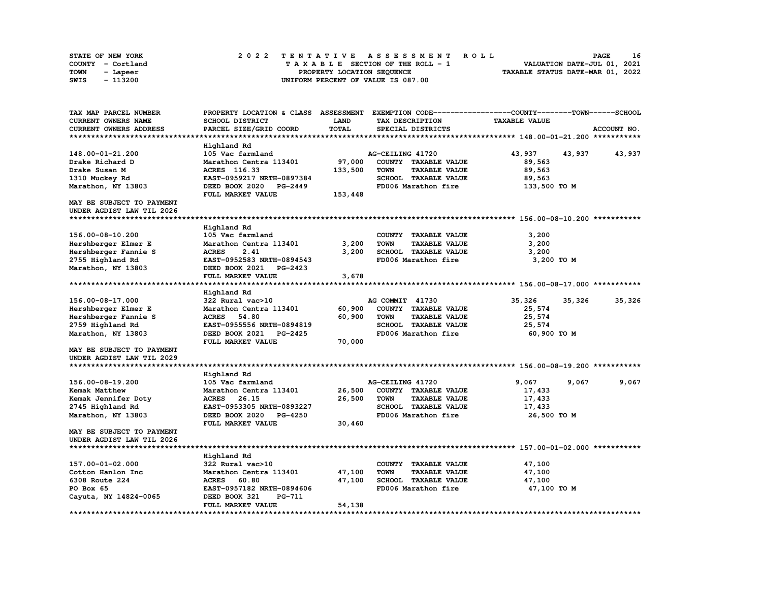STATE OF NEW YORK  
COUNTY - Cortland  
TOWN - Lapeer  
SWIS - 113200

2 0 2 2 T E N T A T I V E A S S E S S M E N T R O L L  
T A X A B L E SECTION OF THE ROLL - 1  
PROPERTY LOCATION SEQUENCE  
UNIFORM PERCENT OF VALUE IS 087.00

VALUATION DATE-JUL 01, 2021  
TAXABLE STATUS DATE-MAR 01, 2022

| TAX MAP PARCEL NUMBER / CURRENT OWNERS NAME / CURRENT OWNERS ADDRESS | PROPERTY LOCATION & CLASS / SCHOOL DISTRICT / PARCEL SIZE/GRID COORD | ASSESSMENT LAND / TOTAL | EXEMPTION CODE / TAX DESCRIPTION / SPECIAL DISTRICTS | COUNTY TAXABLE VALUE | TOWN | SCHOOL / ACCOUNT NO. |
|---|---|---|---|---|---|---|
| **148.00-01-21.200** | | | | | | |
| | Highland Rd | | | | | |
| 148.00-01-21.200 | 105 Vac farmland | | AG-CEILING 41720 | 43,937 | 43,937 | 43,937 |
| Drake Richard D | Marathon Centra 113401 | 97,000 | COUNTY TAXABLE VALUE | 89,563 | | |
| Drake Susan M | ACRES 116.33 | 133,500 | TOWN TAXABLE VALUE | 89,563 | | |
| 1310 Muckey Rd | EAST-0959217 NRTH-0897384 | | SCHOOL TAXABLE VALUE | 89,563 | | |
| Marathon, NY 13803 | DEED BOOK 2020 PG-2449 | | FD006 Marathon fire | 133,500 TO M | | |
| | FULL MARKET VALUE | 153,448 | | | | |
| MAY BE SUBJECT TO PAYMENT UNDER AGDIST LAW TIL 2026 | | | | | | |
| **156.00-08-10.200** | | | | | | |
| | Highland Rd | | | | | |
| 156.00-08-10.200 | 105 Vac farmland | | COUNTY TAXABLE VALUE | 3,200 | | |
| Hershberger Elmer E | Marathon Centra 113401 | 3,200 | TOWN TAXABLE VALUE | 3,200 | | |
| Hershberger Fannie S | ACRES 2.41 | 3,200 | SCHOOL TAXABLE VALUE | 3,200 | | |
| 2755 Highland Rd | EAST-0952583 NRTH-0894543 | | FD006 Marathon fire | 3,200 TO M | | |
| Marathon, NY 13803 | DEED BOOK 2021 PG-2423 | | | | | |
| | FULL MARKET VALUE | 3,678 | | | | |
| **156.00-08-17.000** | | | | | | |
| | Highland Rd | | | | | |
| 156.00-08-17.000 | 322 Rural vac>10 | | AG COMMIT 41730 | 35,326 | 35,326 | 35,326 |
| Hershberger Elmer E | Marathon Centra 113401 | 60,900 | COUNTY TAXABLE VALUE | 25,574 | | |
| Hershberger Fannie S | ACRES 54.80 | 60,900 | TOWN TAXABLE VALUE | 25,574 | | |
| 2759 Highland Rd | EAST-0955556 NRTH-0894819 | | SCHOOL TAXABLE VALUE | 25,574 | | |
| Marathon, NY 13803 | DEED BOOK 2021 PG-2425 | | FD006 Marathon fire | 60,900 TO M | | |
| | FULL MARKET VALUE | 70,000 | | | | |
| MAY BE SUBJECT TO PAYMENT UNDER AGDIST LAW TIL 2029 | | | | | | |
| **156.00-08-19.200** | | | | | | |
| | Highland Rd | | | | | |
| 156.00-08-19.200 | 105 Vac farmland | | AG-CEILING 41720 | 9,067 | 9,067 | 9,067 |
| Kemak Matthew | Marathon Centra 113401 | 26,500 | COUNTY TAXABLE VALUE | 17,433 | | |
| Kemak Jennifer Doty | ACRES 26.15 | 26,500 | TOWN TAXABLE VALUE | 17,433 | | |
| 2745 Highland Rd | EAST-0953305 NRTH-0893227 | | SCHOOL TAXABLE VALUE | 17,433 | | |
| Marathon, NY 13803 | DEED BOOK 2020 PG-4250 | | FD006 Marathon fire | 26,500 TO M | | |
| | FULL MARKET VALUE | 30,460 | | | | |
| MAY BE SUBJECT TO PAYMENT UNDER AGDIST LAW TIL 2026 | | | | | | |
| **157.00-01-02.000** | | | | | | |
| | Highland Rd | | | | | |
| 157.00-01-02.000 | 322 Rural vac>10 | | COUNTY TAXABLE VALUE | 47,100 | | |
| Cotton Hanlon Inc | Marathon Centra 113401 | 47,100 | TOWN TAXABLE VALUE | 47,100 | | |
| 6308 Route 224 | ACRES 60.80 | 47,100 | SCHOOL TAXABLE VALUE | 47,100 | | |
| PO Box 65 | EAST-0957182 NRTH-0894606 | | FD006 Marathon fire | 47,100 TO M | | |
| Cayuta, NY 14824-0065 | DEED BOOK 321 PG-711 | | | | | |
| | FULL MARKET VALUE | 54,138 | | | | |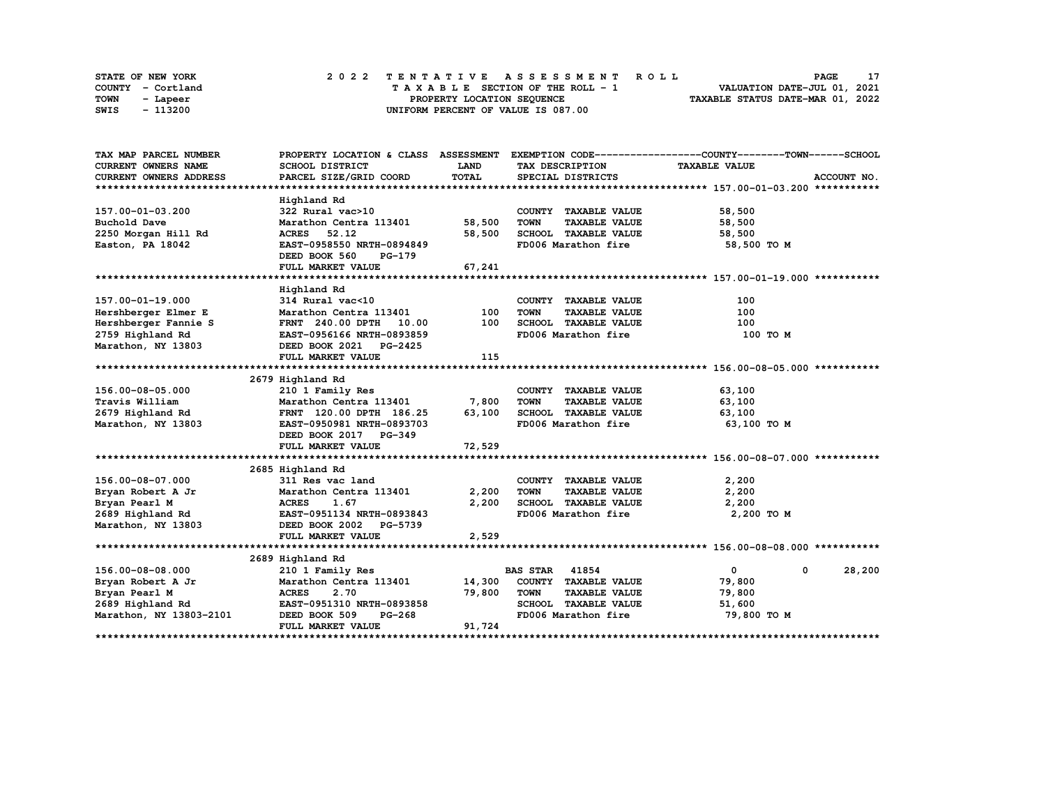STATE OF NEW YORK
COUNTY - Cortland
TOWN - Lapeer
SWIS - 113200

# 2022 TENTATIVE ASSESSMENT ROLL

TAXABLE SECTION OF THE ROLL - 1
PROPERTY LOCATION SEQUENCE
UNIFORM PERCENT OF VALUE IS 087.00

VALUATION DATE-JUL 01, 2021
TAXABLE STATUS DATE-MAR 01, 2022

| TAX MAP PARCEL NUMBER / CURRENT OWNERS NAME / CURRENT OWNERS ADDRESS | PROPERTY LOCATION & CLASS / SCHOOL DISTRICT / PARCEL SIZE/GRID COORD | ASSESSMENT LAND / TOTAL | EXEMPTION CODE / TAX DESCRIPTION / SPECIAL DISTRICTS | COUNTY / TOWN / SCHOOL TAXABLE VALUE | ACCOUNT NO. |
|---|---|---|---|---|---|
| **157.00-01-03.200** | Highland Rd | | | | |
| 157.00-01-03.200 | 322 Rural vac>10 | | COUNTY TAXABLE VALUE | 58,500 | |
| Buchold Dave | Marathon Centra 113401 | 58,500 | TOWN TAXABLE VALUE | 58,500 | |
| 2250 Morgan Hill Rd | ACRES 52.12 | 58,500 | SCHOOL TAXABLE VALUE | 58,500 | |
| Easton, PA 18042 | EAST-0958550 NRTH-0894849 | | FD006 Marathon fire | 58,500 TO M | |
| | DEED BOOK 560 PG-179 | | | | |
| | FULL MARKET VALUE | 67,241 | | | |
| **157.00-01-19.000** | Highland Rd | | | | |
| 157.00-01-19.000 | 314 Rural vac<10 | | COUNTY TAXABLE VALUE | 100 | |
| Hershberger Elmer E | Marathon Centra 113401 | 100 | TOWN TAXABLE VALUE | 100 | |
| Hershberger Fannie S | FRNT 240.00 DPTH 10.00 | 100 | SCHOOL TAXABLE VALUE | 100 | |
| 2759 Highland Rd | EAST-0956166 NRTH-0893859 | | FD006 Marathon fire | 100 TO M | |
| Marathon, NY 13803 | DEED BOOK 2021 PG-2425 | | | | |
| | FULL MARKET VALUE | 115 | | | |
| **156.00-08-05.000** | 2679 Highland Rd | | | | |
| 156.00-08-05.000 | 210 1 Family Res | | COUNTY TAXABLE VALUE | 63,100 | |
| Travis William | Marathon Centra 113401 | 7,800 | TOWN TAXABLE VALUE | 63,100 | |
| 2679 Highland Rd | FRNT 120.00 DPTH 186.25 | 63,100 | SCHOOL TAXABLE VALUE | 63,100 | |
| Marathon, NY 13803 | EAST-0950981 NRTH-0893703 | | FD006 Marathon fire | 63,100 TO M | |
| | DEED BOOK 2017 PG-349 | | | | |
| | FULL MARKET VALUE | 72,529 | | | |
| **156.00-08-07.000** | 2685 Highland Rd | | | | |
| 156.00-08-07.000 | 311 Res vac land | | COUNTY TAXABLE VALUE | 2,200 | |
| Bryan Robert A Jr | Marathon Centra 113401 | 2,200 | TOWN TAXABLE VALUE | 2,200 | |
| Bryan Pearl M | ACRES 1.67 | 2,200 | SCHOOL TAXABLE VALUE | 2,200 | |
| 2689 Highland Rd | EAST-0951134 NRTH-0893843 | | FD006 Marathon fire | 2,200 TO M | |
| Marathon, NY 13803 | DEED BOOK 2002 PG-5739 | | | | |
| | FULL MARKET VALUE | 2,529 | | | |
| **156.00-08-08.000** | 2689 Highland Rd | | | | |
| 156.00-08-08.000 | 210 1 Family Res | | BAS STAR 41854 | 0 0 28,200 | |
| Bryan Robert A Jr | Marathon Centra 113401 | 14,300 | COUNTY TAXABLE VALUE | 79,800 | |
| Bryan Pearl M | ACRES 2.70 | 79,800 | TOWN TAXABLE VALUE | 79,800 | |
| 2689 Highland Rd | EAST-0951310 NRTH-0893858 | | SCHOOL TAXABLE VALUE | 51,600 | |
| Marathon, NY 13803-2101 | DEED BOOK 509 PG-268 | | FD006 Marathon fire | 79,800 TO M | |
| | FULL MARKET VALUE | 91,724 | | | |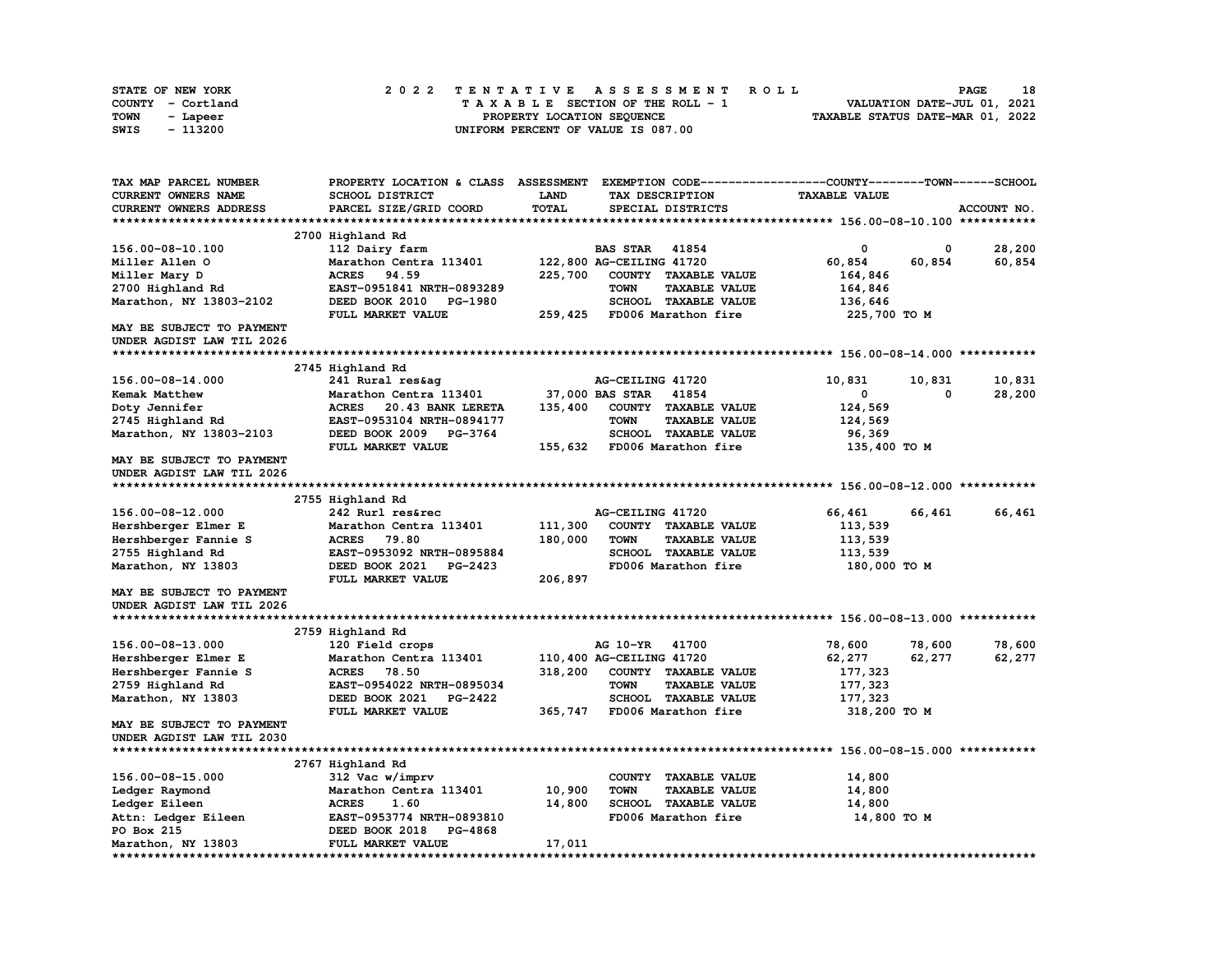STATE OF NEW YORK
COUNTY - Cortland
TOWN - Lapeer
SWIS - 113200

2022 TENTATIVE ASSESSMENT ROLL
TAXABLE SECTION OF THE ROLL - 1
PROPERTY LOCATION SEQUENCE
UNIFORM PERCENT OF VALUE IS 087.00

VALUATION DATE-JUL 01, 2021
TAXABLE STATUS DATE-MAR 01, 2022

```
TAX MAP PARCEL NUMBER          PROPERTY LOCATION & CLASS  ASSESSMENT  EXEMPTION CODE------------------COUNTY--------TOWN------SCHOOL
CURRENT OWNERS NAME            SCHOOL DISTRICT             LAND        TAX DESCRIPTION              TAXABLE VALUE
CURRENT OWNERS ADDRESS         PARCEL SIZE/GRID COORD      TOTAL       SPECIAL DISTRICTS                                        ACCOUNT NO.
******************************************************************************************************* 156.00-08-10.100 ***********
                               2700 Highland Rd
156.00-08-10.100               112 Dairy farm                          BAS STAR   41854                0          0     28,200
Miller Allen O                 Marathon Centra 113401      122,800 AG-CEILING 41720               60,854     60,854     60,854
Miller Mary D                  ACRES   94.59               225,700    COUNTY  TAXABLE VALUE         164,846
2700 Highland Rd               EAST-0951841 NRTH-0893289              TOWN    TAXABLE VALUE         164,846
Marathon, NY 13803-2102        DEED BOOK 2010   PG-1980               SCHOOL  TAXABLE VALUE         136,646
                               FULL MARKET VALUE           259,425    FD006 Marathon fire           225,700 TO M
MAY BE SUBJECT TO PAYMENT
UNDER AGDIST LAW TIL 2026
******************************************************************************************************* 156.00-08-14.000 ***********
                               2745 Highland Rd
156.00-08-14.000               241 Rural res&ag                        AG-CEILING 41720           10,831     10,831     10,831
Kemak Matthew                  Marathon Centra 113401       37,000 BAS STAR   41854                    0          0     28,200
Doty Jennifer                  ACRES   20.43 BANK LERETA   135,400    COUNTY  TAXABLE VALUE         124,569
2745 Highland Rd               EAST-0953104 NRTH-0894177              TOWN    TAXABLE VALUE         124,569
Marathon, NY 13803-2103        DEED BOOK 2009   PG-3764               SCHOOL  TAXABLE VALUE          96,369
                               FULL MARKET VALUE           155,632    FD006 Marathon fire           135,400 TO M
MAY BE SUBJECT TO PAYMENT
UNDER AGDIST LAW TIL 2026
******************************************************************************************************* 156.00-08-12.000 ***********
                               2755 Highland Rd
156.00-08-12.000               242 Rurl res&rec                        AG-CEILING 41720           66,461     66,461     66,461
Hershberger Elmer E            Marathon Centra 113401      111,300    COUNTY  TAXABLE VALUE         113,539
Hershberger Fannie S           ACRES   79.80               180,000    TOWN    TAXABLE VALUE         113,539
2755 Highland Rd               EAST-0953092 NRTH-0895884              SCHOOL  TAXABLE VALUE         113,539
Marathon, NY 13803             DEED BOOK 2021   PG-2423               FD006 Marathon fire           180,000 TO M
                               FULL MARKET VALUE           206,897
MAY BE SUBJECT TO PAYMENT
UNDER AGDIST LAW TIL 2026
******************************************************************************************************* 156.00-08-13.000 ***********
                               2759 Highland Rd
156.00-08-13.000               120 Field crops                         AG 10-YR   41700           78,600     78,600     78,600
Hershberger Elmer E            Marathon Centra 113401      110,400 AG-CEILING 41720               62,277     62,277     62,277
Hershberger Fannie S           ACRES   78.50               318,200    COUNTY  TAXABLE VALUE         177,323
2759 Highland Rd               EAST-0954022 NRTH-0895034              TOWN    TAXABLE VALUE         177,323
Marathon, NY 13803             DEED BOOK 2021   PG-2422               SCHOOL  TAXABLE VALUE         177,323
                               FULL MARKET VALUE           365,747    FD006 Marathon fire           318,200 TO M
MAY BE SUBJECT TO PAYMENT
UNDER AGDIST LAW TIL 2030
******************************************************************************************************* 156.00-08-15.000 ***********
                               2767 Highland Rd
156.00-08-15.000               312 Vac w/imprv                         COUNTY  TAXABLE VALUE          14,800
Ledger Raymond                 Marathon Centra 113401       10,900    TOWN    TAXABLE VALUE          14,800
Ledger Eileen                  ACRES    1.60                14,800    SCHOOL  TAXABLE VALUE          14,800
Attn: Ledger Eileen            EAST-0953774 NRTH-0893810              FD006 Marathon fire            14,800 TO M
PO Box 215                     DEED BOOK 2018   PG-4868
Marathon, NY 13803             FULL MARKET VALUE            17,011
************************************************************************************************************************************
```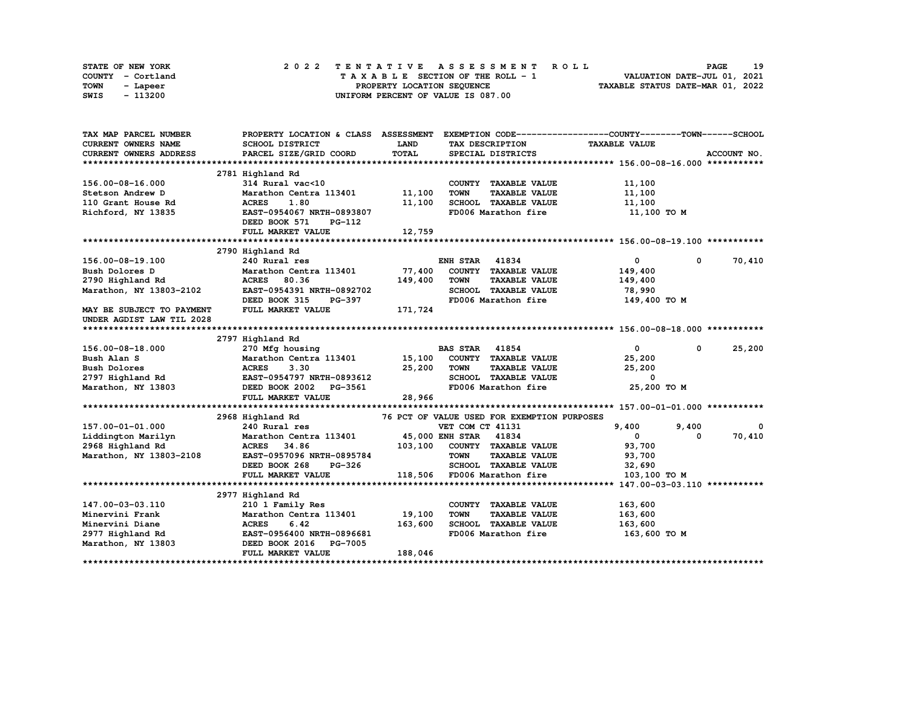STATE OF NEW YORK
COUNTY - Cortland
TOWN - Lapeer
SWIS - 113200

# 2022 TENTATIVE ASSESSMENT ROLL

TAXABLE SECTION OF THE ROLL - 1
PROPERTY LOCATION SEQUENCE
UNIFORM PERCENT OF VALUE IS 087.00

VALUATION DATE-JUL 01, 2021
TAXABLE STATUS DATE-MAR 01, 2022

```
TAX MAP PARCEL NUMBER          PROPERTY LOCATION & CLASS  ASSESSMENT  EXEMPTION CODE------------------COUNTY--------TOWN------SCHOOL
CURRENT OWNERS NAME            SCHOOL DISTRICT              LAND       TAX DESCRIPTION              TAXABLE VALUE
CURRENT OWNERS ADDRESS         PARCEL SIZE/GRID COORD       TOTAL      SPECIAL DISTRICTS                                         ACCOUNT NO.
******************************************************************************************************* 156.00-08-16.000 ***********
                               2781 Highland Rd
156.00-08-16.000               314 Rural vac<10                         COUNTY  TAXABLE VALUE           11,100
Stetson Andrew D               Marathon Centra 113401      11,100       TOWN    TAXABLE VALUE           11,100
110 Grant House Rd             ACRES     1.80              11,100       SCHOOL  TAXABLE VALUE           11,100
Richford, NY 13835             EAST-0954067 NRTH-0893807                FD006 Marathon fire              11,100 TO M
                               DEED BOOK 571     PG-112
                               FULL MARKET VALUE           12,759
******************************************************************************************************* 156.00-08-19.100 ***********
                               2790 Highland Rd
156.00-08-19.100               240 Rural res                            ENH STAR   41834                0           0      70,410
Bush Dolores D                 Marathon Centra 113401      77,400       COUNTY  TAXABLE VALUE          149,400
2790 Highland Rd               ACRES    80.36             149,400       TOWN    TAXABLE VALUE          149,400
Marathon, NY 13803-2102        EAST-0954391 NRTH-0892702                SCHOOL  TAXABLE VALUE           78,990
                               DEED BOOK 315     PG-397                 FD006 Marathon fire             149,400 TO M
MAY BE SUBJECT TO PAYMENT      FULL MARKET VALUE          171,724
UNDER AGDIST LAW TIL 2028
******************************************************************************************************* 156.00-08-18.000 ***********
                               2797 Highland Rd
156.00-08-18.000               270 Mfg housing                          BAS STAR   41854                0           0      25,200
Bush Alan S                    Marathon Centra 113401      15,100       COUNTY  TAXABLE VALUE           25,200
Bush Dolores                   ACRES     3.30              25,200       TOWN    TAXABLE VALUE           25,200
2797 Highland Rd               EAST-0954797 NRTH-0893612                SCHOOL  TAXABLE VALUE                0
Marathon, NY 13803             DEED BOOK 2002    PG-3561                FD006 Marathon fire              25,200 TO M
                               FULL MARKET VALUE           28,966
******************************************************************************************************* 157.00-01-01.000 ***********
                               2968 Highland Rd                 76 PCT OF VALUE USED FOR EXEMPTION PURPOSES
157.00-01-01.000               240 Rural res                            VET COM CT 41131            9,400       9,400           0
Liddington Marilyn             Marathon Centra 113401      45,000 ENH STAR   41834                0           0      70,410
2968 Highland Rd               ACRES    34.86             103,100       COUNTY  TAXABLE VALUE           93,700
Marathon, NY 13803-2108        EAST-0957096 NRTH-0895784                TOWN    TAXABLE VALUE           93,700
                               DEED BOOK 268     PG-326                 SCHOOL  TAXABLE VALUE           32,690
                               FULL MARKET VALUE          118,506       FD006 Marathon fire             103,100 TO M
******************************************************************************************************* 147.00-03-03.110 ***********
                               2977 Highland Rd
147.00-03-03.110               210 1 Family Res                         COUNTY  TAXABLE VALUE          163,600
Minervini Frank                Marathon Centra 113401      19,100       TOWN    TAXABLE VALUE          163,600
Minervini Diane                ACRES     6.42             163,600       SCHOOL  TAXABLE VALUE          163,600
2977 Highland Rd               EAST-0956400 NRTH-0896681                FD006 Marathon fire             163,600 TO M
Marathon, NY 13803             DEED BOOK 2016    PG-7005
                               FULL MARKET VALUE          188,046
************************************************************************************************************************************
```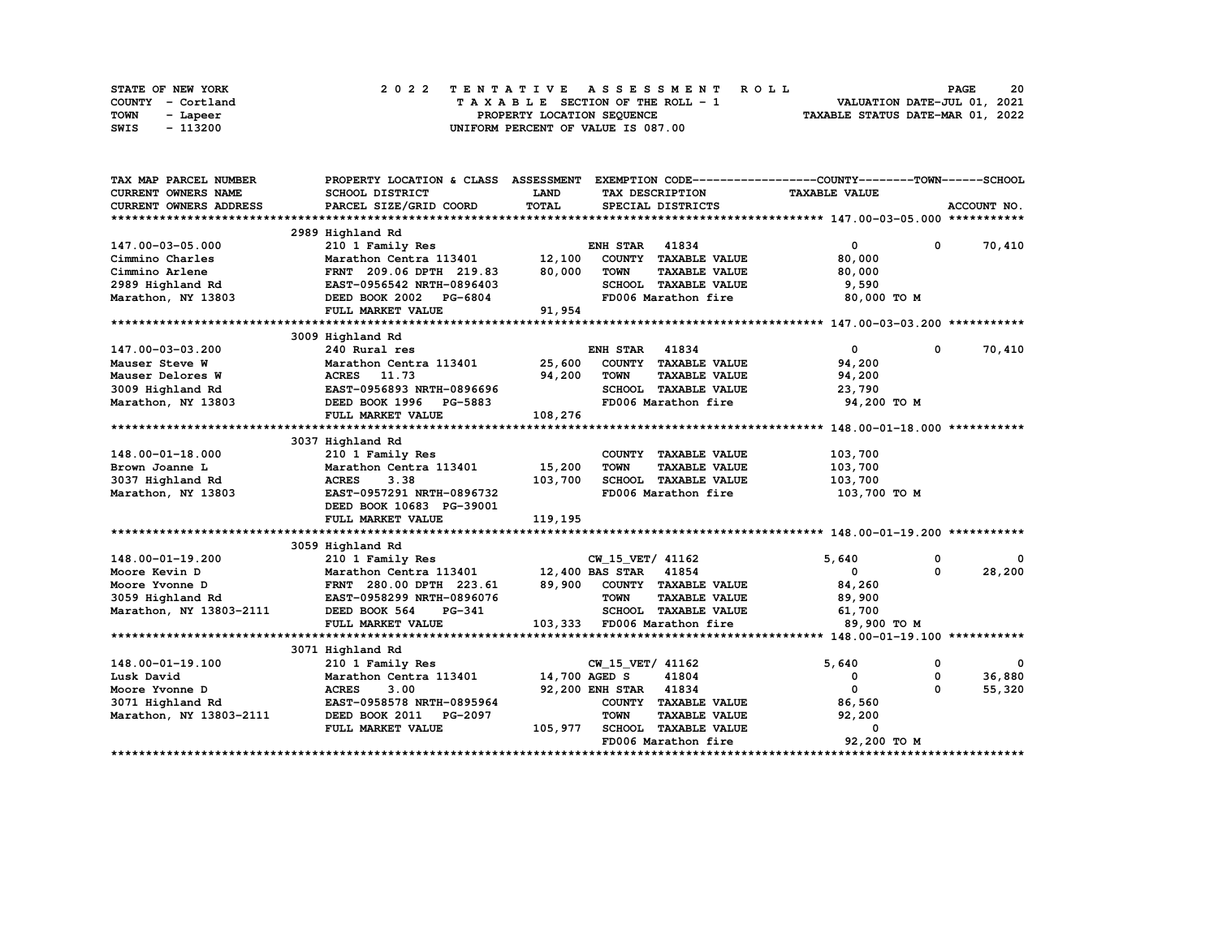STATE OF NEW YORK
COUNTY - Cortland
TOWN - Lapeer
SWIS - 113200

2 0 2 2 T E N T A T I V E A S S E S S M E N T R O L L
T A X A B L E SECTION OF THE ROLL - 1
PROPERTY LOCATION SEQUENCE
UNIFORM PERCENT OF VALUE IS 087.00

VALUATION DATE-JUL 01, 2021
TAXABLE STATUS DATE-MAR 01, 2022

| TAX MAP PARCEL NUMBER / CURRENT OWNERS NAME / CURRENT OWNERS ADDRESS | PROPERTY LOCATION & CLASS / SCHOOL DISTRICT / PARCEL SIZE/GRID COORD | ASSESSMENT LAND / TOTAL | EXEMPTION CODE / TAX DESCRIPTION / SPECIAL DISTRICTS | COUNTY TAXABLE VALUE | TOWN | SCHOOL |
|---|---|---|---|---|---|---|
| **147.00-03-05.000** | 2989 Highland Rd | | | | | |
| 147.00-03-05.000 | 210 1 Family Res | | ENH STAR 41834 | 0 | 0 | 70,410 |
| Cimmino Charles | Marathon Centra 113401 | 12,100 | COUNTY TAXABLE VALUE | 80,000 | | |
| Cimmino Arlene | FRNT 209.06 DPTH 219.83 | 80,000 | TOWN TAXABLE VALUE | 80,000 | | |
| 2989 Highland Rd | EAST-0956542 NRTH-0896403 | | SCHOOL TAXABLE VALUE | 9,590 | | |
| Marathon, NY 13803 | DEED BOOK 2002 PG-6804 | | FD006 Marathon fire | 80,000 TO M | | |
| | FULL MARKET VALUE | 91,954 | | | | |
| **147.00-03-03.200** | 3009 Highland Rd | | | | | |
| 147.00-03-03.200 | 240 Rural res | | ENH STAR 41834 | 0 | 0 | 70,410 |
| Mauser Steve W | Marathon Centra 113401 | 25,600 | COUNTY TAXABLE VALUE | 94,200 | | |
| Mauser Delores W | ACRES 11.73 | 94,200 | TOWN TAXABLE VALUE | 94,200 | | |
| 3009 Highland Rd | EAST-0956893 NRTH-0896696 | | SCHOOL TAXABLE VALUE | 23,790 | | |
| Marathon, NY 13803 | DEED BOOK 1996 PG-5883 | | FD006 Marathon fire | 94,200 TO M | | |
| | FULL MARKET VALUE | 108,276 | | | | |
| **148.00-01-18.000** | 3037 Highland Rd | | | | | |
| 148.00-01-18.000 | 210 1 Family Res | | COUNTY TAXABLE VALUE | 103,700 | | |
| Brown Joanne L | Marathon Centra 113401 | 15,200 | TOWN TAXABLE VALUE | 103,700 | | |
| 3037 Highland Rd | ACRES 3.38 | 103,700 | SCHOOL TAXABLE VALUE | 103,700 | | |
| Marathon, NY 13803 | EAST-0957291 NRTH-0896732 | | FD006 Marathon fire | 103,700 TO M | | |
| | DEED BOOK 10683 PG-39001 | | | | | |
| | FULL MARKET VALUE | 119,195 | | | | |
| **148.00-01-19.200** | 3059 Highland Rd | | | | | |
| 148.00-01-19.200 | 210 1 Family Res | | CW_15_VET/ 41162 | 5,640 | 0 | 0 |
| Moore Kevin D | Marathon Centra 113401 | 12,400 | BAS STAR 41854 | 0 | 0 | 28,200 |
| Moore Yvonne D | FRNT 280.00 DPTH 223.61 | 89,900 | COUNTY TAXABLE VALUE | 84,260 | | |
| 3059 Highland Rd | EAST-0958299 NRTH-0896076 | | TOWN TAXABLE VALUE | 89,900 | | |
| Marathon, NY 13803-2111 | DEED BOOK 564 PG-341 | | SCHOOL TAXABLE VALUE | 61,700 | | |
| | FULL MARKET VALUE | 103,333 | FD006 Marathon fire | 89,900 TO M | | |
| **148.00-01-19.100** | 3071 Highland Rd | | | | | |
| 148.00-01-19.100 | 210 1 Family Res | | CW_15_VET/ 41162 | 5,640 | 0 | 0 |
| Lusk David | Marathon Centra 113401 | 14,700 | AGED S 41804 | 0 | 0 | 36,880 |
| Moore Yvonne D | ACRES 3.00 | 92,200 | ENH STAR 41834 | 0 | 0 | 55,320 |
| 3071 Highland Rd | EAST-0958578 NRTH-0895964 | | COUNTY TAXABLE VALUE | 86,560 | | |
| Marathon, NY 13803-2111 | DEED BOOK 2011 PG-2097 | | TOWN TAXABLE VALUE | 92,200 | | |
| | FULL MARKET VALUE | 105,977 | SCHOOL TAXABLE VALUE | 0 | | |
| | | | FD006 Marathon fire | 92,200 TO M | | |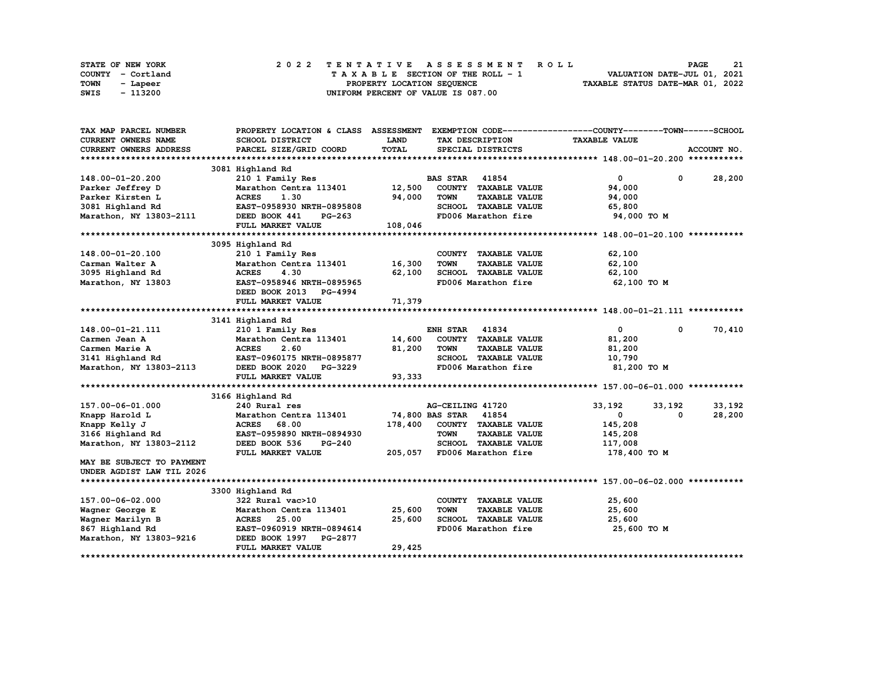STATE OF NEW YORK · COUNTY - Cortland · TOWN - Lapeer · SWIS - 113200

**2022 TENTATIVE ASSESSMENT ROLL**
TAXABLE SECTION OF THE ROLL - 1
PROPERTY LOCATION SEQUENCE
UNIFORM PERCENT OF VALUE IS 087.00

VALUATION DATE-JUL 01, 2021
TAXABLE STATUS DATE-MAR 01, 2022

| TAX MAP PARCEL NUMBER / CURRENT OWNERS NAME / CURRENT OWNERS ADDRESS | PROPERTY LOCATION & CLASS / SCHOOL DISTRICT / PARCEL SIZE/GRID COORD | ASSESSMENT LAND | TOTAL | EXEMPTION CODE / TAX DESCRIPTION / SPECIAL DISTRICTS | COUNTY TAXABLE VALUE | TOWN | SCHOOL |
|---|---|---|---|---|---|---|---|
| **148.00-01-20.200** | 3081 Highland Rd | | | | | | |
| 148.00-01-20.200 | 210 1 Family Res | | | BAS STAR 41854 | 0 | 0 | 28,200 |
| Parker Jeffrey D | Marathon Centra 113401 | 12,500 | | COUNTY TAXABLE VALUE | 94,000 | | |
| Parker Kirsten L | ACRES 1.30 | | 94,000 | TOWN TAXABLE VALUE | 94,000 | | |
| 3081 Highland Rd | EAST-0958930 NRTH-0895808 | | | SCHOOL TAXABLE VALUE | 65,800 | | |
| Marathon, NY 13803-2111 | DEED BOOK 441 PG-263 | | | FD006 Marathon fire | 94,000 TO M | | |
| | FULL MARKET VALUE | | 108,046 | | | | |
| **148.00-01-20.100** | 3095 Highland Rd | | | | | | |
| 148.00-01-20.100 | 210 1 Family Res | | | COUNTY TAXABLE VALUE | 62,100 | | |
| Carman Walter A | Marathon Centra 113401 | 16,300 | | TOWN TAXABLE VALUE | 62,100 | | |
| 3095 Highland Rd | ACRES 4.30 | | 62,100 | SCHOOL TAXABLE VALUE | 62,100 | | |
| Marathon, NY 13803 | EAST-0958946 NRTH-0895965 | | | FD006 Marathon fire | 62,100 TO M | | |
| | DEED BOOK 2013 PG-4994 | | | | | | |
| | FULL MARKET VALUE | | 71,379 | | | | |
| **148.00-01-21.111** | 3141 Highland Rd | | | | | | |
| 148.00-01-21.111 | 210 1 Family Res | | | ENH STAR 41834 | 0 | 0 | 70,410 |
| Carmen Jean A | Marathon Centra 113401 | 14,600 | | COUNTY TAXABLE VALUE | 81,200 | | |
| Carmen Marie A | ACRES 2.60 | | 81,200 | TOWN TAXABLE VALUE | 81,200 | | |
| 3141 Highland Rd | EAST-0960175 NRTH-0895877 | | | SCHOOL TAXABLE VALUE | 10,790 | | |
| Marathon, NY 13803-2113 | DEED BOOK 2020 PG-3229 | | | FD006 Marathon fire | 81,200 TO M | | |
| | FULL MARKET VALUE | | 93,333 | | | | |
| **157.00-06-01.000** | 3166 Highland Rd | | | | | | |
| 157.00-06-01.000 | 240 Rural res | | | AG-CEILING 41720 | 33,192 | 33,192 | 33,192 |
| Knapp Harold L | Marathon Centra 113401 | 74,800 | | BAS STAR 41854 | 0 | 0 | 28,200 |
| Knapp Kelly J | ACRES 68.00 | | 178,400 | COUNTY TAXABLE VALUE | 145,208 | | |
| 3166 Highland Rd | EAST-0959890 NRTH-0894930 | | | TOWN TAXABLE VALUE | 145,208 | | |
| Marathon, NY 13803-2112 | DEED BOOK 536 PG-240 | | | SCHOOL TAXABLE VALUE | 117,008 | | |
| | FULL MARKET VALUE | | 205,057 | FD006 Marathon fire | 178,400 TO M | | |
| MAY BE SUBJECT TO PAYMENT UNDER AGDIST LAW TIL 2026 | | | | | | | |
| **157.00-06-02.000** | 3300 Highland Rd | | | | | | |
| 157.00-06-02.000 | 322 Rural vac>10 | | | COUNTY TAXABLE VALUE | 25,600 | | |
| Wagner George E | Marathon Centra 113401 | 25,600 | | TOWN TAXABLE VALUE | 25,600 | | |
| Wagner Marilyn B | ACRES 25.00 | | 25,600 | SCHOOL TAXABLE VALUE | 25,600 | | |
| 867 Highland Rd | EAST-0960919 NRTH-0894614 | | | FD006 Marathon fire | 25,600 TO M | | |
| Marathon, NY 13803-9216 | DEED BOOK 1997 PG-2877 | | | | | | |
| | FULL MARKET VALUE | | 29,425 | | | | |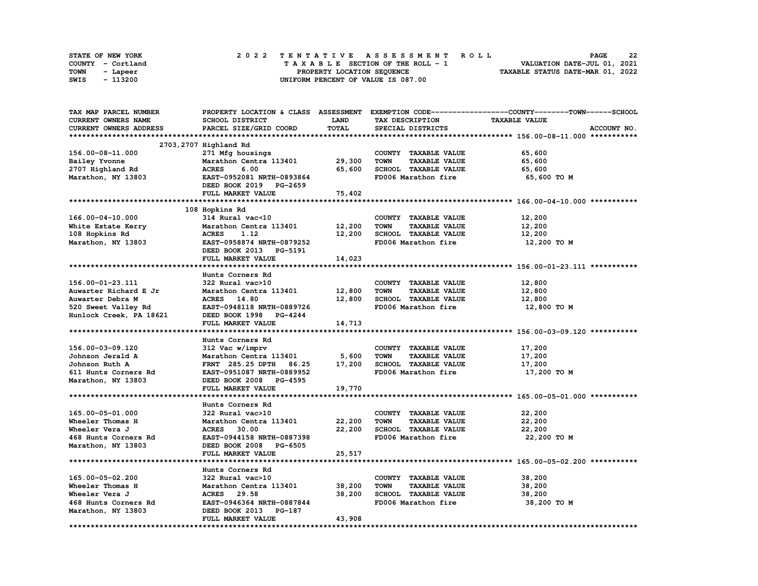STATE OF NEW YORK — 2022 TENTATIVE ASSESSMENT ROLL

COUNTY - Cortland — TAXABLE SECTION OF THE ROLL - 1 — VALUATION DATE-JUL 01, 2021

TOWN - Lapeer — PROPERTY LOCATION SEQUENCE — TAXABLE STATUS DATE-MAR 01, 2022

SWIS - 113200 — UNIFORM PERCENT OF VALUE IS 087.00

| TAX MAP PARCEL NUMBER / CURRENT OWNERS NAME / CURRENT OWNERS ADDRESS | PROPERTY LOCATION & CLASS / SCHOOL DISTRICT / PARCEL SIZE/GRID COORD | ASSESSMENT LAND / TOTAL | EXEMPTION CODE / TAX DESCRIPTION / SPECIAL DISTRICTS | TAXABLE VALUE (COUNTY / TOWN / SCHOOL) | ACCOUNT NO. |
|---|---|---|---|---|---|
| **156.00-08-11.000** | 2703,2707 Highland Rd | | | | |
| 156.00-08-11.000 | 271 Mfg housings | | COUNTY TAXABLE VALUE | 65,600 | |
| Bailey Yvonne | Marathon Centra 113401 | 29,300 | TOWN TAXABLE VALUE | 65,600 | |
| 2707 Highland Rd | ACRES 6.00 | 65,600 | SCHOOL TAXABLE VALUE | 65,600 | |
| Marathon, NY 13803 | EAST-0952081 NRTH-0893864 | | FD006 Marathon fire | 65,600 TO M | |
| | DEED BOOK 2019 PG-2659 | | | | |
| | FULL MARKET VALUE | 75,402 | | | |
| **166.00-04-10.000** | 108 Hopkins Rd | | | | |
| 166.00-04-10.000 | 314 Rural vac<10 | | COUNTY TAXABLE VALUE | 12,200 | |
| White Estate Kerry | Marathon Centra 113401 | 12,200 | TOWN TAXABLE VALUE | 12,200 | |
| 108 Hopkins Rd | ACRES 1.12 | 12,200 | SCHOOL TAXABLE VALUE | 12,200 | |
| Marathon, NY 13803 | EAST-0958874 NRTH-0879252 | | FD006 Marathon fire | 12,200 TO M | |
| | DEED BOOK 2013 PG-5191 | | | | |
| | FULL MARKET VALUE | 14,023 | | | |
| **156.00-01-23.111** | Hunts Corners Rd | | | | |
| 156.00-01-23.111 | 322 Rural vac>10 | | COUNTY TAXABLE VALUE | 12,800 | |
| Auwarter Richard E Jr | Marathon Centra 113401 | 12,800 | TOWN TAXABLE VALUE | 12,800 | |
| Auwarter Debra M | ACRES 14.80 | 12,800 | SCHOOL TAXABLE VALUE | 12,800 | |
| 520 Sweet Valley Rd | EAST-0948118 NRTH-0889726 | | FD006 Marathon fire | 12,800 TO M | |
| Hunlock Creek, PA 18621 | DEED BOOK 1998 PG-4244 | | | | |
| | FULL MARKET VALUE | 14,713 | | | |
| **156.00-03-09.120** | Hunts Corners Rd | | | | |
| 156.00-03-09.120 | 312 Vac w/imprv | | COUNTY TAXABLE VALUE | 17,200 | |
| Johnson Jerald A | Marathon Centra 113401 | 5,600 | TOWN TAXABLE VALUE | 17,200 | |
| Johnson Ruth A | FRNT 285.25 DPTH 86.25 | 17,200 | SCHOOL TAXABLE VALUE | 17,200 | |
| 611 Hunts Corners Rd | EAST-0951087 NRTH-0889952 | | FD006 Marathon fire | 17,200 TO M | |
| Marathon, NY 13803 | DEED BOOK 2008 PG-4595 | | | | |
| | FULL MARKET VALUE | 19,770 | | | |
| **165.00-05-01.000** | Hunts Corners Rd | | | | |
| 165.00-05-01.000 | 322 Rural vac>10 | | COUNTY TAXABLE VALUE | 22,200 | |
| Wheeler Thomas H | Marathon Centra 113401 | 22,200 | TOWN TAXABLE VALUE | 22,200 | |
| Wheeler Vera J | ACRES 30.00 | 22,200 | SCHOOL TAXABLE VALUE | 22,200 | |
| 468 Hunts Corners Rd | EAST-0944158 NRTH-0887398 | | FD006 Marathon fire | 22,200 TO M | |
| Marathon, NY 13803 | DEED BOOK 2008 PG-6505 | | | | |
| | FULL MARKET VALUE | 25,517 | | | |
| **165.00-05-02.200** | Hunts Corners Rd | | | | |
| 165.00-05-02.200 | 322 Rural vac>10 | | COUNTY TAXABLE VALUE | 38,200 | |
| Wheeler Thomas H | Marathon Centra 113401 | 38,200 | TOWN TAXABLE VALUE | 38,200 | |
| Wheeler Vera J | ACRES 29.58 | 38,200 | SCHOOL TAXABLE VALUE | 38,200 | |
| 468 Hunts Corners Rd | EAST-0946364 NRTH-0887844 | | FD006 Marathon fire | 38,200 TO M | |
| Marathon, NY 13803 | DEED BOOK 2013 PG-187 | | | | |
| | FULL MARKET VALUE | 43,908 | | | |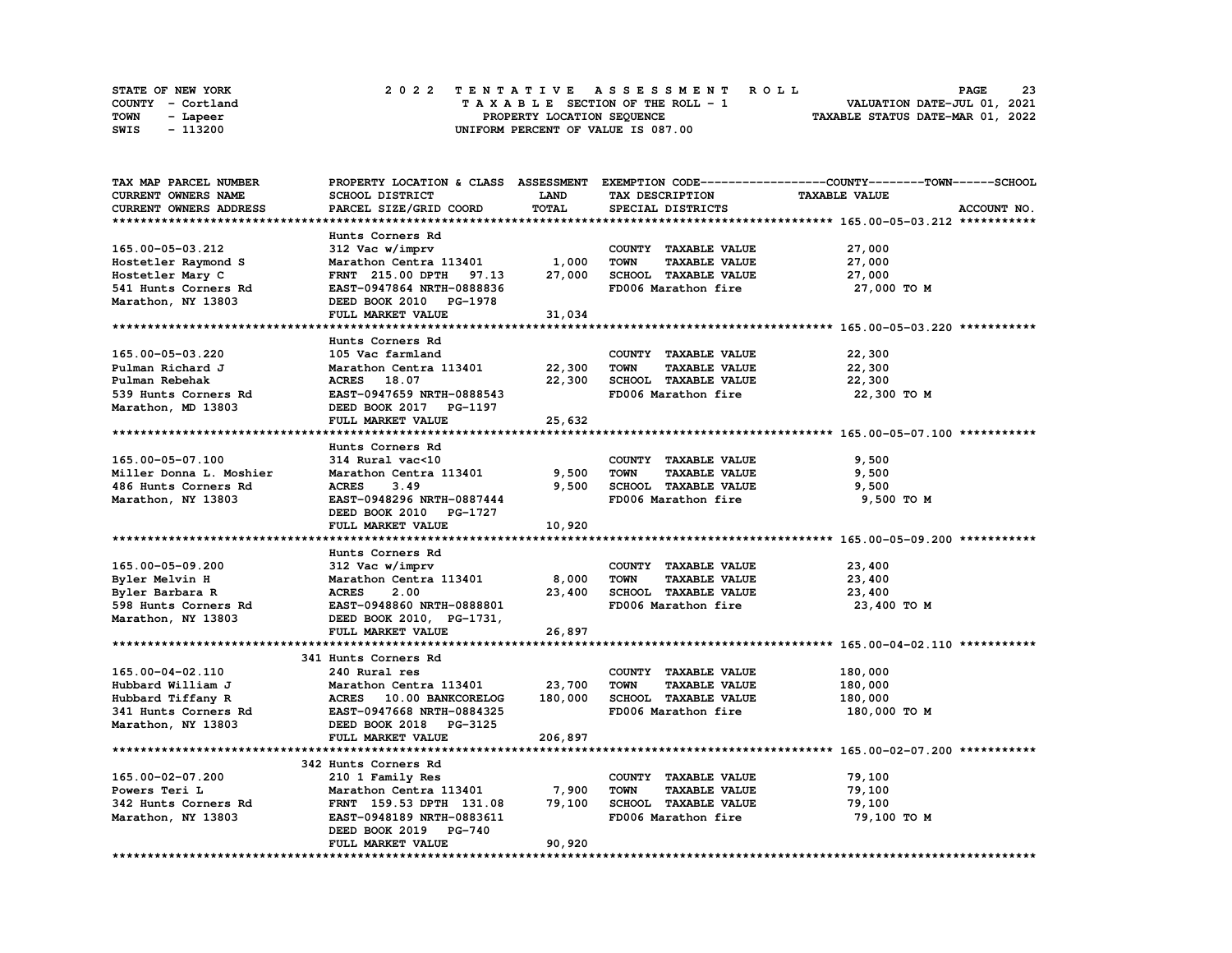STATE OF NEW YORK
COUNTY - Cortland
TOWN - Lapeer
SWIS - 113200

2 0 2 2 T E N T A T I V E A S S E S S M E N T R O L L
T A X A B L E SECTION OF THE ROLL - 1
PROPERTY LOCATION SEQUENCE
UNIFORM PERCENT OF VALUE IS 087.00

VALUATION DATE-JUL 01, 2021
TAXABLE STATUS DATE-MAR 01, 2022

| TAX MAP PARCEL NUMBER<br>CURRENT OWNERS NAME<br>CURRENT OWNERS ADDRESS | PROPERTY LOCATION & CLASS<br>SCHOOL DISTRICT<br>PARCEL SIZE/GRID COORD | ASSESSMENT<br>LAND<br>TOTAL | EXEMPTION CODE------COUNTY------TOWN------SCHOOL<br>TAX DESCRIPTION<br>SPECIAL DISTRICTS | TAXABLE VALUE | ACCOUNT NO. |
|---|---|---|---|---|---|
| **165.00-05-03.212** | Hunts Corners Rd | | | | |
| 165.00-05-03.212 | 312 Vac w/imprv | | COUNTY TAXABLE VALUE | 27,000 | |
| Hostetler Raymond S | Marathon Centra 113401 | 1,000 | TOWN TAXABLE VALUE | 27,000 | |
| Hostetler Mary C | FRNT 215.00 DPTH 97.13 | 27,000 | SCHOOL TAXABLE VALUE | 27,000 | |
| 541 Hunts Corners Rd | EAST-0947864 NRTH-0888836 | | FD006 Marathon fire | 27,000 TO M | |
| Marathon, NY 13803 | DEED BOOK 2010 PG-1978 | | | | |
| | FULL MARKET VALUE | 31,034 | | | |
| **165.00-05-03.220** | Hunts Corners Rd | | | | |
| 165.00-05-03.220 | 105 Vac farmland | | COUNTY TAXABLE VALUE | 22,300 | |
| Pulman Richard J | Marathon Centra 113401 | 22,300 | TOWN TAXABLE VALUE | 22,300 | |
| Pulman Rebehak | ACRES 18.07 | 22,300 | SCHOOL TAXABLE VALUE | 22,300 | |
| 539 Hunts Corners Rd | EAST-0947659 NRTH-0888543 | | FD006 Marathon fire | 22,300 TO M | |
| Marathon, MD 13803 | DEED BOOK 2017 PG-1197 | | | | |
| | FULL MARKET VALUE | 25,632 | | | |
| **165.00-05-07.100** | Hunts Corners Rd | | | | |
| 165.00-05-07.100 | 314 Rural vac<10 | | COUNTY TAXABLE VALUE | 9,500 | |
| Miller Donna L. Moshier | Marathon Centra 113401 | 9,500 | TOWN TAXABLE VALUE | 9,500 | |
| 486 Hunts Corners Rd | ACRES 3.49 | 9,500 | SCHOOL TAXABLE VALUE | 9,500 | |
| Marathon, NY 13803 | EAST-0948296 NRTH-0887444 | | FD006 Marathon fire | 9,500 TO M | |
| | DEED BOOK 2010 PG-1727 | | | | |
| | FULL MARKET VALUE | 10,920 | | | |
| **165.00-05-09.200** | Hunts Corners Rd | | | | |
| 165.00-05-09.200 | 312 Vac w/imprv | | COUNTY TAXABLE VALUE | 23,400 | |
| Byler Melvin H | Marathon Centra 113401 | 8,000 | TOWN TAXABLE VALUE | 23,400 | |
| Byler Barbara R | ACRES 2.00 | 23,400 | SCHOOL TAXABLE VALUE | 23,400 | |
| 598 Hunts Corners Rd | EAST-0948860 NRTH-0888801 | | FD006 Marathon fire | 23,400 TO M | |
| Marathon, NY 13803 | DEED BOOK 2010, PG-1731, | | | | |
| | FULL MARKET VALUE | 26,897 | | | |
| **165.00-04-02.110** | 341 Hunts Corners Rd | | | | |
| 165.00-04-02.110 | 240 Rural res | | COUNTY TAXABLE VALUE | 180,000 | |
| Hubbard William J | Marathon Centra 113401 | 23,700 | TOWN TAXABLE VALUE | 180,000 | |
| Hubbard Tiffany R | ACRES 10.00 BANKCORELOG | 180,000 | SCHOOL TAXABLE VALUE | 180,000 | |
| 341 Hunts Corners Rd | EAST-0947668 NRTH-0884325 | | FD006 Marathon fire | 180,000 TO M | |
| Marathon, NY 13803 | DEED BOOK 2018 PG-3125 | | | | |
| | FULL MARKET VALUE | 206,897 | | | |
| **165.00-02-07.200** | 342 Hunts Corners Rd | | | | |
| 165.00-02-07.200 | 210 1 Family Res | | COUNTY TAXABLE VALUE | 79,100 | |
| Powers Teri L | Marathon Centra 113401 | 7,900 | TOWN TAXABLE VALUE | 79,100 | |
| 342 Hunts Corners Rd | FRNT 159.53 DPTH 131.08 | 79,100 | SCHOOL TAXABLE VALUE | 79,100 | |
| Marathon, NY 13803 | EAST-0948189 NRTH-0883611 | | FD006 Marathon fire | 79,100 TO M | |
| | DEED BOOK 2019 PG-740 | | | | |
| | FULL MARKET VALUE | 90,920 | | | |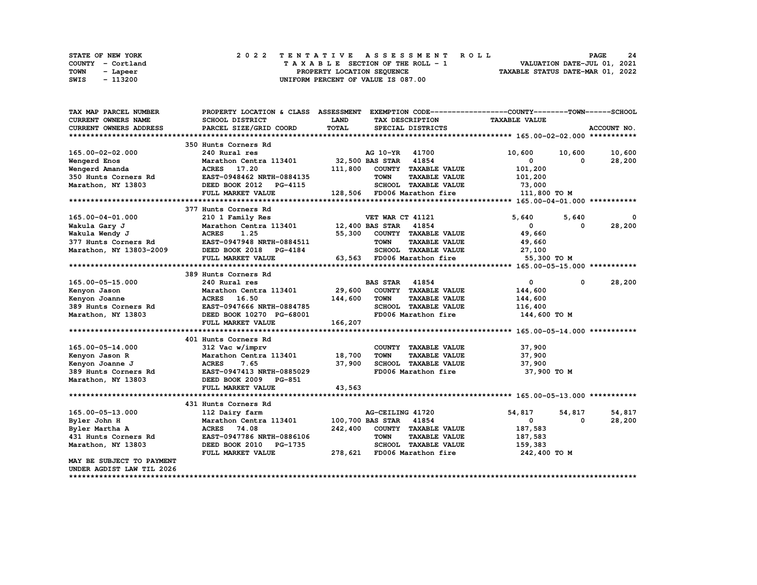STATE OF NEW YORK — 2022 TENTATIVE ASSESSMENT ROLL
COUNTY - Cortland — TAXABLE SECTION OF THE ROLL - 1 — VALUATION DATE-JUL 01, 2021
TOWN - Lapeer — PROPERTY LOCATION SEQUENCE — TAXABLE STATUS DATE-MAR 01, 2022
SWIS - 113200 — UNIFORM PERCENT OF VALUE IS 087.00

| TAX MAP PARCEL NUMBER / CURRENT OWNERS NAME / CURRENT OWNERS ADDRESS | PROPERTY LOCATION & CLASS / SCHOOL DISTRICT / PARCEL SIZE/GRID COORD | ASSESSMENT LAND / TOTAL | EXEMPTION CODE / TAX DESCRIPTION / SPECIAL DISTRICTS | COUNTY TAXABLE VALUE | TOWN | SCHOOL |
|---|---|---|---|---|---|---|
| **165.00-02-02.000** | 350 Hunts Corners Rd | | | | | |
| 165.00-02-02.000 | 240 Rural res | | AG 10-YR 41700 | 10,600 | 10,600 | 10,600 |
| Wengerd Enos | Marathon Centra 113401 | 32,500 | BAS STAR 41854 | 0 | 0 | 28,200 |
| Wengerd Amanda | ACRES 17.20 | 111,800 | COUNTY TAXABLE VALUE | 101,200 | | |
| 350 Hunts Corners Rd | EAST-0948462 NRTH-0884135 | | TOWN TAXABLE VALUE | 101,200 | | |
| Marathon, NY 13803 | DEED BOOK 2012 PG-4115 | | SCHOOL TAXABLE VALUE | 73,000 | | |
| | FULL MARKET VALUE | 128,506 | FD006 Marathon fire | 111,800 TO M | | |
| **165.00-04-01.000** | 377 Hunts Corners Rd | | | | | |
| 165.00-04-01.000 | 210 1 Family Res | | VET WAR CT 41121 | 5,640 | 5,640 | 0 |
| Wakula Gary J | Marathon Centra 113401 | 12,400 | BAS STAR 41854 | 0 | 0 | 28,200 |
| Wakula Wendy J | ACRES 1.25 | 55,300 | COUNTY TAXABLE VALUE | 49,660 | | |
| 377 Hunts Corners Rd | EAST-0947948 NRTH-0884511 | | TOWN TAXABLE VALUE | 49,660 | | |
| Marathon, NY 13803-2009 | DEED BOOK 2018 PG-4184 | | SCHOOL TAXABLE VALUE | 27,100 | | |
| | FULL MARKET VALUE | 63,563 | FD006 Marathon fire | 55,300 TO M | | |
| **165.00-05-15.000** | 389 Hunts Corners Rd | | | | | |
| 165.00-05-15.000 | 240 Rural res | | BAS STAR 41854 | 0 | 0 | 28,200 |
| Kenyon Jason | Marathon Centra 113401 | 29,600 | COUNTY TAXABLE VALUE | 144,600 | | |
| Kenyon Joanne | ACRES 16.50 | 144,600 | TOWN TAXABLE VALUE | 144,600 | | |
| 389 Hunts Corners Rd | EAST-0947666 NRTH-0884785 | | SCHOOL TAXABLE VALUE | 116,400 | | |
| Marathon, NY 13803 | DEED BOOK 10270 PG-68001 | | FD006 Marathon fire | 144,600 TO M | | |
| | FULL MARKET VALUE | 166,207 | | | | |
| **165.00-05-14.000** | 401 Hunts Corners Rd | | | | | |
| 165.00-05-14.000 | 312 Vac w/imprv | | COUNTY TAXABLE VALUE | 37,900 | | |
| Kenyon Jason R | Marathon Centra 113401 | 18,700 | TOWN TAXABLE VALUE | 37,900 | | |
| Kenyon Joanne J | ACRES 7.65 | 37,900 | SCHOOL TAXABLE VALUE | 37,900 | | |
| 389 Hunts Corners Rd | EAST-0947413 NRTH-0885029 | | FD006 Marathon fire | 37,900 TO M | | |
| Marathon, NY 13803 | DEED BOOK 2009 PG-851 | | | | | |
| | FULL MARKET VALUE | 43,563 | | | | |
| **165.00-05-13.000** | 431 Hunts Corners Rd | | | | | |
| 165.00-05-13.000 | 112 Dairy farm | | AG-CEILING 41720 | 54,817 | 54,817 | 54,817 |
| Byler John H | Marathon Centra 113401 | 100,700 | BAS STAR 41854 | 0 | 0 | 28,200 |
| Byler Martha A | ACRES 74.08 | 242,400 | COUNTY TAXABLE VALUE | 187,583 | | |
| 431 Hunts Corners Rd | EAST-0947786 NRTH-0886106 | | TOWN TAXABLE VALUE | 187,583 | | |
| Marathon, NY 13803 | DEED BOOK 2010 PG-1735 | | SCHOOL TAXABLE VALUE | 159,383 | | |
| | FULL MARKET VALUE | 278,621 | FD006 Marathon fire | 242,400 TO M | | |
| MAY BE SUBJECT TO PAYMENT UNDER AGDIST LAW TIL 2026 | | | | | | |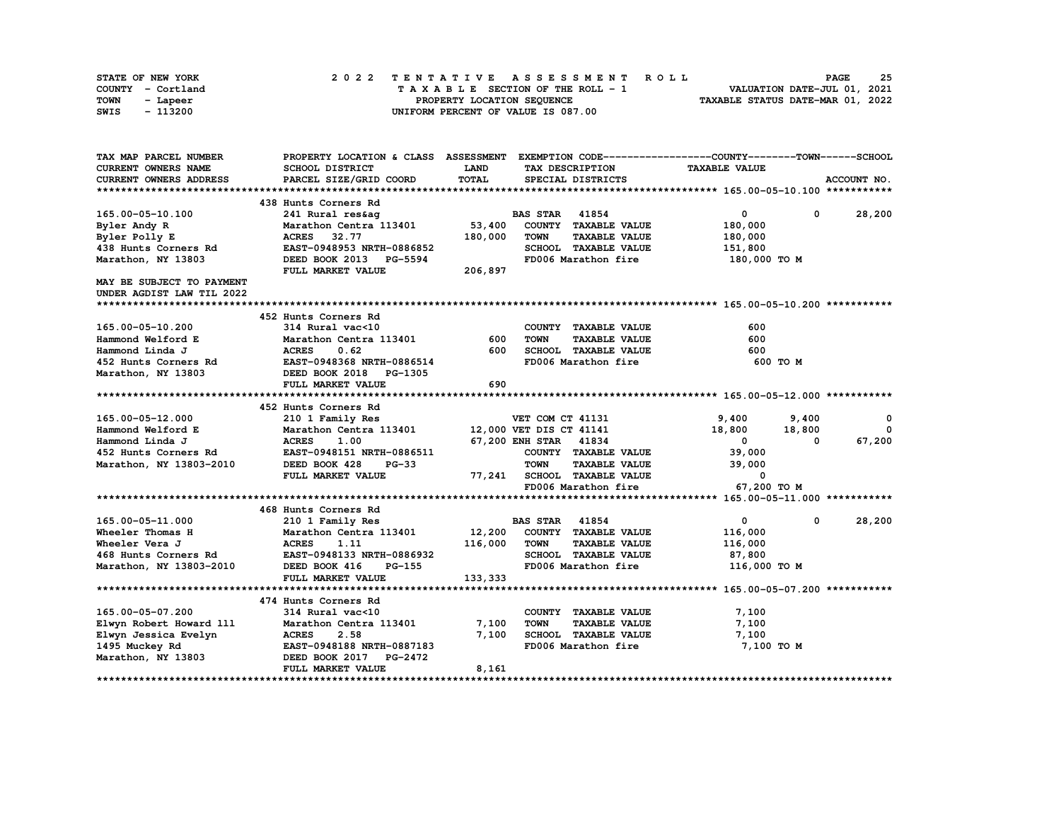STATE OF NEW YORK
COUNTY - Cortland
TOWN - Lapeer
SWIS - 113200

# 2022 TENTATIVE ASSESSMENT ROLL
TAXABLE SECTION OF THE ROLL - 1
PROPERTY LOCATION SEQUENCE
UNIFORM PERCENT OF VALUE IS 087.00

VALUATION DATE-JUL 01, 2021
TAXABLE STATUS DATE-MAR 01, 2022

```
TAX MAP PARCEL NUMBER          PROPERTY LOCATION & CLASS  ASSESSMENT  EXEMPTION CODE------------------COUNTY--------TOWN------SCHOOL
CURRENT OWNERS NAME            SCHOOL DISTRICT              LAND      TAX DESCRIPTION              TAXABLE VALUE
CURRENT OWNERS ADDRESS         PARCEL SIZE/GRID COORD       TOTAL     SPECIAL DISTRICTS                                       ACCOUNT NO.
******************************************************************************************************* 165.00-05-10.100 ***********
                               438 Hunts Corners Rd
165.00-05-10.100               241 Rural res&ag                        BAS STAR   41854                 0          0      28,200
Byler Andy R                   Marathon Centra 113401        53,400   COUNTY  TAXABLE VALUE         180,000
Byler Polly E                  ACRES   32.77                180,000   TOWN    TAXABLE VALUE         180,000
438 Hunts Corners Rd           EAST-0948953 NRTH-0886852              SCHOOL  TAXABLE VALUE         151,800
Marathon, NY 13803             DEED BOOK 2013   PG-5594               FD006 Marathon fire            180,000 TO M
                               FULL MARKET VALUE            206,897
MAY BE SUBJECT TO PAYMENT
UNDER AGDIST LAW TIL 2022
******************************************************************************************************* 165.00-05-10.200 ***********
                               452 Hunts Corners Rd
165.00-05-10.200               314 Rural vac<10                       COUNTY  TAXABLE VALUE             600
Hammond Welford E              Marathon Centra 113401           600   TOWN    TAXABLE VALUE             600
Hammond Linda J                ACRES    0.62                    600   SCHOOL  TAXABLE VALUE             600
452 Hunts Corners Rd           EAST-0948368 NRTH-0886514              FD006 Marathon fire                600 TO M
Marathon, NY 13803             DEED BOOK 2018   PG-1305
                               FULL MARKET VALUE                690
******************************************************************************************************* 165.00-05-12.000 ***********
                               452 Hunts Corners Rd
165.00-05-12.000               210 1 Family Res                       VET COM CT 41131              9,400      9,400           0
Hammond Welford E              Marathon Centra 113401        12,000 VET DIS CT 41141               18,800     18,800           0
Hammond Linda J                ACRES    1.00                 67,200 ENH STAR   41834                    0          0      67,200
452 Hunts Corners Rd           EAST-0948151 NRTH-0886511              COUNTY  TAXABLE VALUE          39,000
Marathon, NY 13803-2010        DEED BOOK 428    PG-33                 TOWN    TAXABLE VALUE          39,000
                               FULL MARKET VALUE             77,241   SCHOOL  TAXABLE VALUE               0
                                                                      FD006 Marathon fire             67,200 TO M
******************************************************************************************************* 165.00-05-11.000 ***********
                               468 Hunts Corners Rd
165.00-05-11.000               210 1 Family Res                       BAS STAR   41854                 0          0      28,200
Wheeler Thomas H               Marathon Centra 113401        12,200   COUNTY  TAXABLE VALUE         116,000
Wheeler Vera J                 ACRES    1.11                116,000   TOWN    TAXABLE VALUE         116,000
468 Hunts Corners Rd           EAST-0948133 NRTH-0886932              SCHOOL  TAXABLE VALUE          87,800
Marathon, NY 13803-2010        DEED BOOK 416    PG-155                FD006 Marathon fire            116,000 TO M
                               FULL MARKET VALUE            133,333
******************************************************************************************************* 165.00-05-07.200 ***********
                               474 Hunts Corners Rd
165.00-05-07.200               314 Rural vac<10                       COUNTY  TAXABLE VALUE           7,100
Elwyn Robert Howard lll        Marathon Centra 113401         7,100   TOWN    TAXABLE VALUE           7,100
Elwyn Jessica Evelyn           ACRES    2.58                  7,100   SCHOOL  TAXABLE VALUE           7,100
1495 Muckey Rd                 EAST-0948188 NRTH-0887183              FD006 Marathon fire              7,100 TO M
Marathon, NY 13803             DEED BOOK 2017   PG-2472
                               FULL MARKET VALUE              8,161
************************************************************************************************************************************
```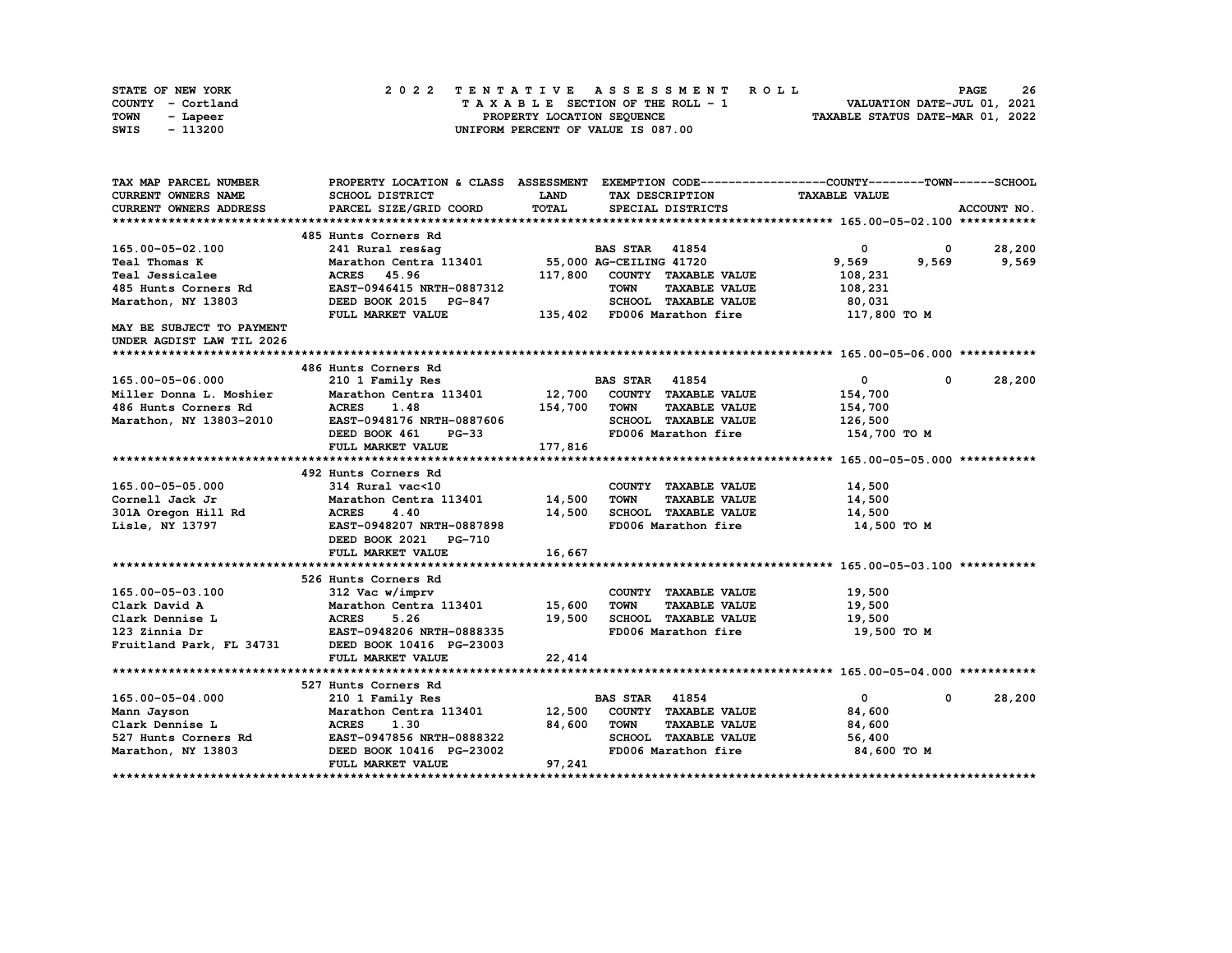STATE OF NEW YORK
COUNTY - Cortland
TOWN - Lapeer
SWIS - 113200

# 2022 TENTATIVE ASSESSMENT ROLL

TAXABLE SECTION OF THE ROLL - 1
PROPERTY LOCATION SEQUENCE
UNIFORM PERCENT OF VALUE IS 087.00

VALUATION DATE-JUL 01, 2021
TAXABLE STATUS DATE-MAR 01, 2022

| TAX MAP PARCEL NUMBER / CURRENT OWNERS NAME / CURRENT OWNERS ADDRESS | PROPERTY LOCATION & CLASS / SCHOOL DISTRICT / PARCEL SIZE/GRID COORD | ASSESSMENT LAND / TOTAL | EXEMPTION CODE / TAX DESCRIPTION / SPECIAL DISTRICTS | COUNTY TAXABLE VALUE | TOWN | SCHOOL / ACCOUNT NO. |
|---|---|---|---|---|---|---|
| **165.00-05-02.100** | 485 Hunts Corners Rd | | | | | |
| 165.00-05-02.100 | 241 Rural res&ag | | BAS STAR 41854 | 0 | 0 | 28,200 |
| Teal Thomas K | Marathon Centra 113401 | 55,000 | AG-CEILING 41720 | 9,569 | 9,569 | 9,569 |
| Teal Jessicalee | ACRES 45.96 | 117,800 | COUNTY TAXABLE VALUE | 108,231 | | |
| 485 Hunts Corners Rd | EAST-0946415 NRTH-0887312 | | TOWN TAXABLE VALUE | 108,231 | | |
| Marathon, NY 13803 | DEED BOOK 2015 PG-847 | | SCHOOL TAXABLE VALUE | 80,031 | | |
| | FULL MARKET VALUE | 135,402 | FD006 Marathon fire | 117,800 TO M | | |
| MAY BE SUBJECT TO PAYMENT UNDER AGDIST LAW TIL 2026 | | | | | | |
| **165.00-05-06.000** | 486 Hunts Corners Rd | | | | | |
| 165.00-05-06.000 | 210 1 Family Res | | BAS STAR 41854 | 0 | 0 | 28,200 |
| Miller Donna L. Moshier | Marathon Centra 113401 | 12,700 | COUNTY TAXABLE VALUE | 154,700 | | |
| 486 Hunts Corners Rd | ACRES 1.48 | 154,700 | TOWN TAXABLE VALUE | 154,700 | | |
| Marathon, NY 13803-2010 | EAST-0948176 NRTH-0887606 | | SCHOOL TAXABLE VALUE | 126,500 | | |
| | DEED BOOK 461 PG-33 | | FD006 Marathon fire | 154,700 TO M | | |
| | FULL MARKET VALUE | 177,816 | | | | |
| **165.00-05-05.000** | 492 Hunts Corners Rd | | | | | |
| 165.00-05-05.000 | 314 Rural vac<10 | | COUNTY TAXABLE VALUE | 14,500 | | |
| Cornell Jack Jr | Marathon Centra 113401 | 14,500 | TOWN TAXABLE VALUE | 14,500 | | |
| 301A Oregon Hill Rd | ACRES 4.40 | 14,500 | SCHOOL TAXABLE VALUE | 14,500 | | |
| Lisle, NY 13797 | EAST-0948207 NRTH-0887898 | | FD006 Marathon fire | 14,500 TO M | | |
| | DEED BOOK 2021 PG-710 | | | | | |
| | FULL MARKET VALUE | 16,667 | | | | |
| **165.00-05-03.100** | 526 Hunts Corners Rd | | | | | |
| 165.00-05-03.100 | 312 Vac w/imprv | | COUNTY TAXABLE VALUE | 19,500 | | |
| Clark David A | Marathon Centra 113401 | 15,600 | TOWN TAXABLE VALUE | 19,500 | | |
| Clark Dennise L | ACRES 5.26 | 19,500 | SCHOOL TAXABLE VALUE | 19,500 | | |
| 123 Zinnia Dr | EAST-0948206 NRTH-0888335 | | FD006 Marathon fire | 19,500 TO M | | |
| Fruitland Park, FL 34731 | DEED BOOK 10416 PG-23003 | | | | | |
| | FULL MARKET VALUE | 22,414 | | | | |
| **165.00-05-04.000** | 527 Hunts Corners Rd | | | | | |
| 165.00-05-04.000 | 210 1 Family Res | | BAS STAR 41854 | 0 | 0 | 28,200 |
| Mann Jayson | Marathon Centra 113401 | 12,500 | COUNTY TAXABLE VALUE | 84,600 | | |
| Clark Dennise L | ACRES 1.30 | 84,600 | TOWN TAXABLE VALUE | 84,600 | | |
| 527 Hunts Corners Rd | EAST-0947856 NRTH-0888322 | | SCHOOL TAXABLE VALUE | 56,400 | | |
| Marathon, NY 13803 | DEED BOOK 10416 PG-23002 | | FD006 Marathon fire | 84,600 TO M | | |
| | FULL MARKET VALUE | 97,241 | | | | |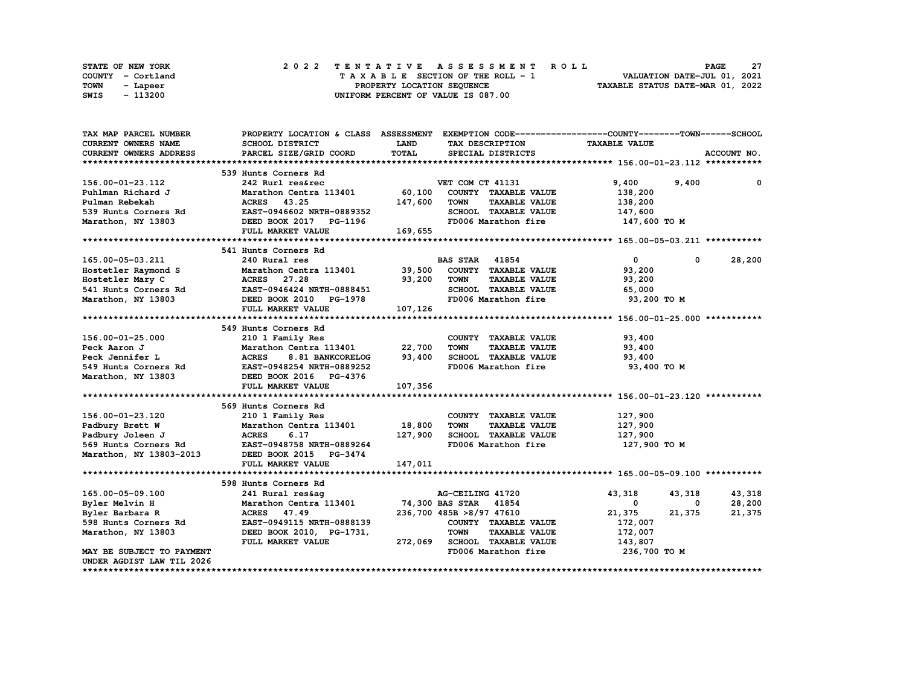STATE OF NEW YORK
COUNTY - Cortland
TOWN - Lapeer
SWIS - 113200

2022 TENTATIVE ASSESSMENT ROLL
TAXABLE SECTION OF THE ROLL - 1
PROPERTY LOCATION SEQUENCE
UNIFORM PERCENT OF VALUE IS 087.00

VALUATION DATE-JUL 01, 2021
TAXABLE STATUS DATE-MAR 01, 2022

| TAX MAP PARCEL NUMBER / CURRENT OWNERS NAME / CURRENT OWNERS ADDRESS | PROPERTY LOCATION & CLASS / SCHOOL DISTRICT / PARCEL SIZE/GRID COORD | ASSESSMENT LAND / TOTAL | EXEMPTION CODE / TAX DESCRIPTION / SPECIAL DISTRICTS | COUNTY TAXABLE VALUE | TOWN | SCHOOL |
|---|---|---|---|---|---|---|
| **156.00-01-23.112** | 539 Hunts Corners Rd | | | | | |
| 156.00-01-23.112 | 242 Rurl res&rec | | VET COM CT 41131 | 9,400 | 9,400 | 0 |
| Puhlman Richard J | Marathon Centra 113401 | 60,100 | COUNTY TAXABLE VALUE | 138,200 | | |
| Pulman Rebekah | ACRES 43.25 | 147,600 | TOWN TAXABLE VALUE | 138,200 | | |
| 539 Hunts Corners Rd | EAST-0946602 NRTH-0889352 | | SCHOOL TAXABLE VALUE | 147,600 | | |
| Marathon, NY 13803 | DEED BOOK 2017 PG-1196 | | FD006 Marathon fire | 147,600 TO M | | |
| | FULL MARKET VALUE | 169,655 | | | | |
| **165.00-05-03.211** | 541 Hunts Corners Rd | | | | | |
| 165.00-05-03.211 | 240 Rural res | | BAS STAR 41854 | 0 | 0 | 28,200 |
| Hostetler Raymond S | Marathon Centra 113401 | 39,500 | COUNTY TAXABLE VALUE | 93,200 | | |
| Hostetler Mary C | ACRES 27.28 | 93,200 | TOWN TAXABLE VALUE | 93,200 | | |
| 541 Hunts Corners Rd | EAST-0946424 NRTH-0888451 | | SCHOOL TAXABLE VALUE | 65,000 | | |
| Marathon, NY 13803 | DEED BOOK 2010 PG-1978 | | FD006 Marathon fire | 93,200 TO M | | |
| | FULL MARKET VALUE | 107,126 | | | | |
| **156.00-01-25.000** | 549 Hunts Corners Rd | | | | | |
| 156.00-01-25.000 | 210 1 Family Res | | COUNTY TAXABLE VALUE | 93,400 | | |
| Peck Aaron J | Marathon Centra 113401 | 22,700 | TOWN TAXABLE VALUE | 93,400 | | |
| Peck Jennifer L | ACRES 8.81 BANKCORELOG | 93,400 | SCHOOL TAXABLE VALUE | 93,400 | | |
| 549 Hunts Corners Rd | EAST-0948254 NRTH-0889252 | | FD006 Marathon fire | 93,400 TO M | | |
| Marathon, NY 13803 | DEED BOOK 2016 PG-4376 | | | | | |
| | FULL MARKET VALUE | 107,356 | | | | |
| **156.00-01-23.120** | 569 Hunts Corners Rd | | | | | |
| 156.00-01-23.120 | 210 1 Family Res | | COUNTY TAXABLE VALUE | 127,900 | | |
| Padbury Brett W | Marathon Centra 113401 | 18,800 | TOWN TAXABLE VALUE | 127,900 | | |
| Padbury Joleen J | ACRES 6.17 | 127,900 | SCHOOL TAXABLE VALUE | 127,900 | | |
| 569 Hunts Corners Rd | EAST-0948758 NRTH-0889264 | | FD006 Marathon fire | 127,900 TO M | | |
| Marathon, NY 13803-2013 | DEED BOOK 2015 PG-3474 | | | | | |
| | FULL MARKET VALUE | 147,011 | | | | |
| **165.00-05-09.100** | 598 Hunts Corners Rd | | | | | |
| 165.00-05-09.100 | 241 Rural res&ag | | AG-CEILING 41720 | 43,318 | 43,318 | 43,318 |
| Byler Melvin H | Marathon Centra 113401 | 74,300 | BAS STAR 41854 | 0 | 0 | 28,200 |
| Byler Barbara R | ACRES 47.49 | 236,700 | 485B >8/97 47610 | 21,375 | 21,375 | 21,375 |
| 598 Hunts Corners Rd | EAST-0949115 NRTH-0888139 | | COUNTY TAXABLE VALUE | 172,007 | | |
| Marathon, NY 13803 | DEED BOOK 2010, PG-1731, | | TOWN TAXABLE VALUE | 172,007 | | |
| | FULL MARKET VALUE | 272,069 | SCHOOL TAXABLE VALUE | 143,807 | | |
| MAY BE SUBJECT TO PAYMENT | | | FD006 Marathon fire | 236,700 TO M | | |
| UNDER AGDIST LAW TIL 2026 | | | | | | |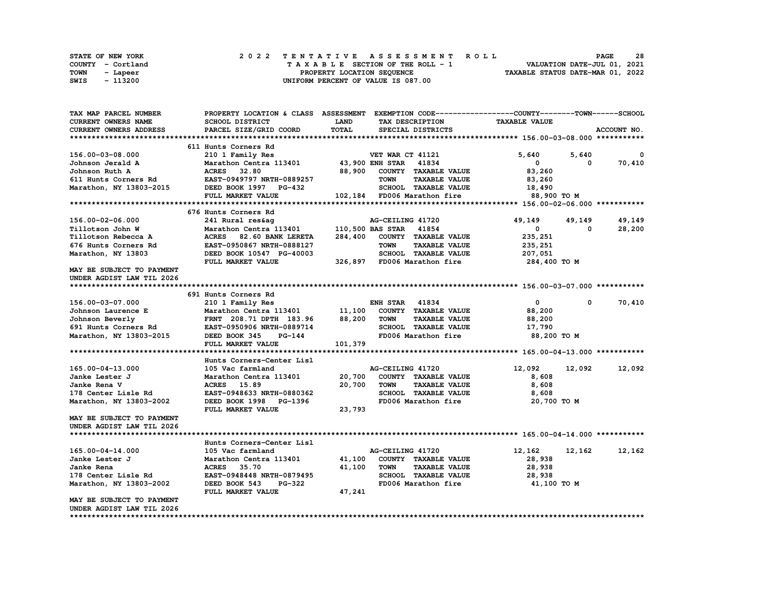STATE OF NEW YORK
COUNTY - Cortland
TOWN - Lapeer
SWIS - 113200

# 2022 TENTATIVE ASSESSMENT ROLL
TAXABLE SECTION OF THE ROLL - 1
PROPERTY LOCATION SEQUENCE
UNIFORM PERCENT OF VALUE IS 087.00

VALUATION DATE-JUL 01, 2021
TAXABLE STATUS DATE-MAR 01, 2022

| TAX MAP PARCEL NUMBER / CURRENT OWNERS NAME / CURRENT OWNERS ADDRESS | PROPERTY LOCATION & CLASS / SCHOOL DISTRICT / PARCEL SIZE/GRID COORD | ASSESSMENT LAND / TOTAL | EXEMPTION CODE / TAX DESCRIPTION / SPECIAL DISTRICTS | COUNTY TAXABLE VALUE | TOWN | SCHOOL / ACCOUNT NO. |
|---|---|---|---|---|---|---|
| **156.00-03-08.000** | 611 Hunts Corners Rd | | | | | |
| 156.00-03-08.000 | 210 1 Family Res | | VET WAR CT 41121 | 5,640 | 5,640 | 0 |
| Johnson Jerald A | Marathon Centra 113401 | 43,900 | ENH STAR 41834 | 0 | 0 | 70,410 |
| Johnson Ruth A | ACRES 32.80 | 88,900 | COUNTY TAXABLE VALUE | 83,260 | | |
| 611 Hunts Corners Rd | EAST-0949797 NRTH-0889257 | | TOWN TAXABLE VALUE | 83,260 | | |
| Marathon, NY 13803-2015 | DEED BOOK 1997 PG-432 | | SCHOOL TAXABLE VALUE | 18,490 | | |
| | FULL MARKET VALUE | 102,184 | FD006 Marathon fire | 88,900 TO M | | |
| **156.00-02-06.000** | 676 Hunts Corners Rd | | | | | |
| 156.00-02-06.000 | 241 Rural res&ag | | AG-CEILING 41720 | 49,149 | 49,149 | 49,149 |
| Tillotson John W | Marathon Centra 113401 | 110,500 | BAS STAR 41854 | 0 | 0 | 28,200 |
| Tillotson Rebecca A | ACRES 82.60 BANK LERETA | 284,400 | COUNTY TAXABLE VALUE | 235,251 | | |
| 676 Hunts Corners Rd | EAST-0950867 NRTH-0888127 | | TOWN TAXABLE VALUE | 235,251 | | |
| Marathon, NY 13803 | DEED BOOK 10547 PG-40003 | | SCHOOL TAXABLE VALUE | 207,051 | | |
| | FULL MARKET VALUE | 326,897 | FD006 Marathon fire | 284,400 TO M | | |
| MAY BE SUBJECT TO PAYMENT UNDER AGDIST LAW TIL 2026 | | | | | | |
| **156.00-03-07.000** | 691 Hunts Corners Rd | | | | | |
| 156.00-03-07.000 | 210 1 Family Res | | ENH STAR 41834 | 0 | 0 | 70,410 |
| Johnson Laurence E | Marathon Centra 113401 | 11,100 | COUNTY TAXABLE VALUE | 88,200 | | |
| Johnson Beverly | FRNT 208.71 DPTH 183.96 | 88,200 | TOWN TAXABLE VALUE | 88,200 | | |
| 691 Hunts Corners Rd | EAST-0950906 NRTH-0889714 | | SCHOOL TAXABLE VALUE | 17,790 | | |
| Marathon, NY 13803-2015 | DEED BOOK 345 PG-144 | | FD006 Marathon fire | 88,200 TO M | | |
| | FULL MARKET VALUE | 101,379 | | | | |
| **165.00-04-13.000** | Hunts Corners-Center Lisl | | | | | |
| 165.00-04-13.000 | 105 Vac farmland | | AG-CEILING 41720 | 12,092 | 12,092 | 12,092 |
| Janke Lester J | Marathon Centra 113401 | 20,700 | COUNTY TAXABLE VALUE | 8,608 | | |
| Janke Rena V | ACRES 15.89 | 20,700 | TOWN TAXABLE VALUE | 8,608 | | |
| 178 Center Lisle Rd | EAST-0948633 NRTH-0880362 | | SCHOOL TAXABLE VALUE | 8,608 | | |
| Marathon, NY 13803-2002 | DEED BOOK 1998 PG-1396 | | FD006 Marathon fire | 20,700 TO M | | |
| | FULL MARKET VALUE | 23,793 | | | | |
| MAY BE SUBJECT TO PAYMENT UNDER AGDIST LAW TIL 2026 | | | | | | |
| **165.00-04-14.000** | Hunts Corners-Center Lisl | | | | | |
| 165.00-04-14.000 | 105 Vac farmland | | AG-CEILING 41720 | 12,162 | 12,162 | 12,162 |
| Janke Lester J | Marathon Centra 113401 | 41,100 | COUNTY TAXABLE VALUE | 28,938 | | |
| Janke Rena | ACRES 35.70 | 41,100 | TOWN TAXABLE VALUE | 28,938 | | |
| 178 Center Lisle Rd | EAST-0948448 NRTH-0879495 | | SCHOOL TAXABLE VALUE | 28,938 | | |
| Marathon, NY 13803-2002 | DEED BOOK 543 PG-322 | | FD006 Marathon fire | 41,100 TO M | | |
| | FULL MARKET VALUE | 47,241 | | | | |
| MAY BE SUBJECT TO PAYMENT UNDER AGDIST LAW TIL 2026 | | | | | | |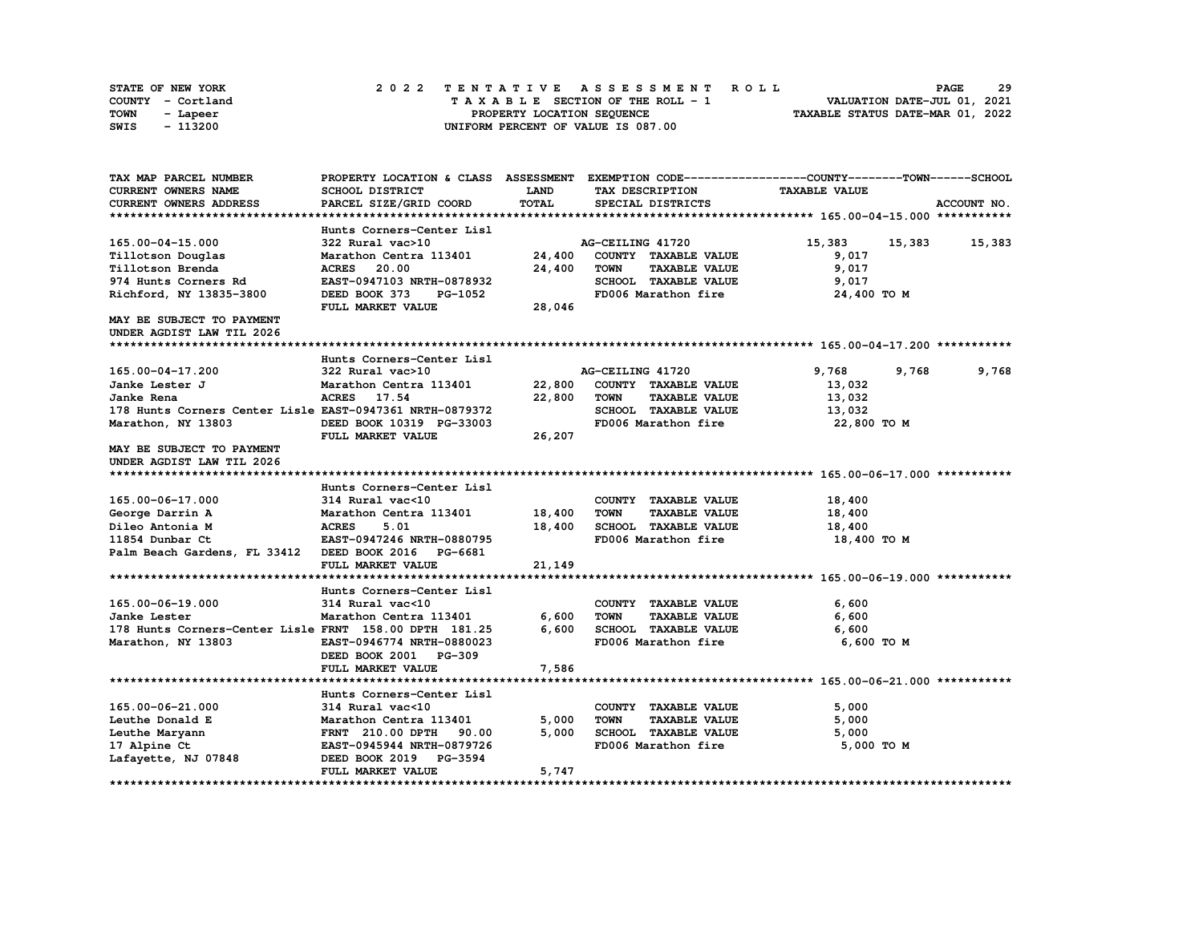STATE OF NEW YORK | COUNTY - Cortland | TOWN - Lapeer | SWIS - 113200

**2022 TENTATIVE ASSESSMENT ROLL**
TAXABLE SECTION OF THE ROLL - 1
PROPERTY LOCATION SEQUENCE
UNIFORM PERCENT OF VALUE IS 087.00

VALUATION DATE-JUL 01, 2021
TAXABLE STATUS DATE-MAR 01, 2022

| TAX MAP PARCEL NUMBER / CURRENT OWNERS NAME / CURRENT OWNERS ADDRESS | PROPERTY LOCATION & CLASS / SCHOOL DISTRICT / PARCEL SIZE/GRID COORD | ASSESSMENT LAND / TOTAL | EXEMPTION CODE / TAX DESCRIPTION / SPECIAL DISTRICTS | COUNTY TAXABLE VALUE | TOWN | SCHOOL | ACCOUNT NO. |
|---|---|---|---|---|---|---|---|
| **165.00-04-15.000** | Hunts Corners-Center Lisl | | | | | | |
| 165.00-04-15.000 | 322 Rural vac>10 | | AG-CEILING 41720 | 15,383 | 15,383 | 15,383 | |
| Tillotson Douglas | Marathon Centra 113401 | 24,400 | COUNTY TAXABLE VALUE | 9,017 | | | |
| Tillotson Brenda | ACRES 20.00 | 24,400 | TOWN TAXABLE VALUE | 9,017 | | | |
| 974 Hunts Corners Rd | EAST-0947103 NRTH-0878932 | | SCHOOL TAXABLE VALUE | 9,017 | | | |
| Richford, NY 13835-3800 | DEED BOOK 373 PG-1052 | | FD006 Marathon fire | 24,400 TO M | | | |
| | FULL MARKET VALUE | 28,046 | | | | | |
| MAY BE SUBJECT TO PAYMENT UNDER AGDIST LAW TIL 2026 | | | | | | | |
| **165.00-04-17.200** | Hunts Corners-Center Lisl | | | | | | |
| 165.00-04-17.200 | 322 Rural vac>10 | | AG-CEILING 41720 | 9,768 | 9,768 | 9,768 | |
| Janke Lester J | Marathon Centra 113401 | 22,800 | COUNTY TAXABLE VALUE | 13,032 | | | |
| Janke Rena | ACRES 17.54 | 22,800 | TOWN TAXABLE VALUE | 13,032 | | | |
| 178 Hunts Corners Center Lisle | EAST-0947361 NRTH-0879372 | | SCHOOL TAXABLE VALUE | 13,032 | | | |
| Marathon, NY 13803 | DEED BOOK 10319 PG-33003 | | FD006 Marathon fire | 22,800 TO M | | | |
| | FULL MARKET VALUE | 26,207 | | | | | |
| MAY BE SUBJECT TO PAYMENT UNDER AGDIST LAW TIL 2026 | | | | | | | |
| **165.00-06-17.000** | Hunts Corners-Center Lisl | | | | | | |
| 165.00-06-17.000 | 314 Rural vac<10 | | COUNTY TAXABLE VALUE | 18,400 | | | |
| George Darrin A | Marathon Centra 113401 | 18,400 | TOWN TAXABLE VALUE | 18,400 | | | |
| Dileo Antonia M | ACRES 5.01 | 18,400 | SCHOOL TAXABLE VALUE | 18,400 | | | |
| 11854 Dunbar Ct | EAST-0947246 NRTH-0880795 | | FD006 Marathon fire | 18,400 TO M | | | |
| Palm Beach Gardens, FL 33412 | DEED BOOK 2016 PG-6681 | | | | | | |
| | FULL MARKET VALUE | 21,149 | | | | | |
| **165.00-06-19.000** | Hunts Corners-Center Lisl | | | | | | |
| 165.00-06-19.000 | 314 Rural vac<10 | | COUNTY TAXABLE VALUE | 6,600 | | | |
| Janke Lester | Marathon Centra 113401 | 6,600 | TOWN TAXABLE VALUE | 6,600 | | | |
| 178 Hunts Corners-Center Lisle | FRNT 158.00 DPTH 181.25 | 6,600 | SCHOOL TAXABLE VALUE | 6,600 | | | |
| Marathon, NY 13803 | EAST-0946774 NRTH-0880023 | | FD006 Marathon fire | 6,600 TO M | | | |
| | DEED BOOK 2001 PG-309 | | | | | | |
| | FULL MARKET VALUE | 7,586 | | | | | |
| **165.00-06-21.000** | Hunts Corners-Center Lisl | | | | | | |
| 165.00-06-21.000 | 314 Rural vac<10 | | COUNTY TAXABLE VALUE | 5,000 | | | |
| Leuthe Donald E | Marathon Centra 113401 | 5,000 | TOWN TAXABLE VALUE | 5,000 | | | |
| Leuthe Maryann | FRNT 210.00 DPTH 90.00 | 5,000 | SCHOOL TAXABLE VALUE | 5,000 | | | |
| 17 Alpine Ct | EAST-0945944 NRTH-0879726 | | FD006 Marathon fire | 5,000 TO M | | | |
| Lafayette, NJ 07848 | DEED BOOK 2019 PG-3594 | | | | | | |
| | FULL MARKET VALUE | 5,747 | | | | | |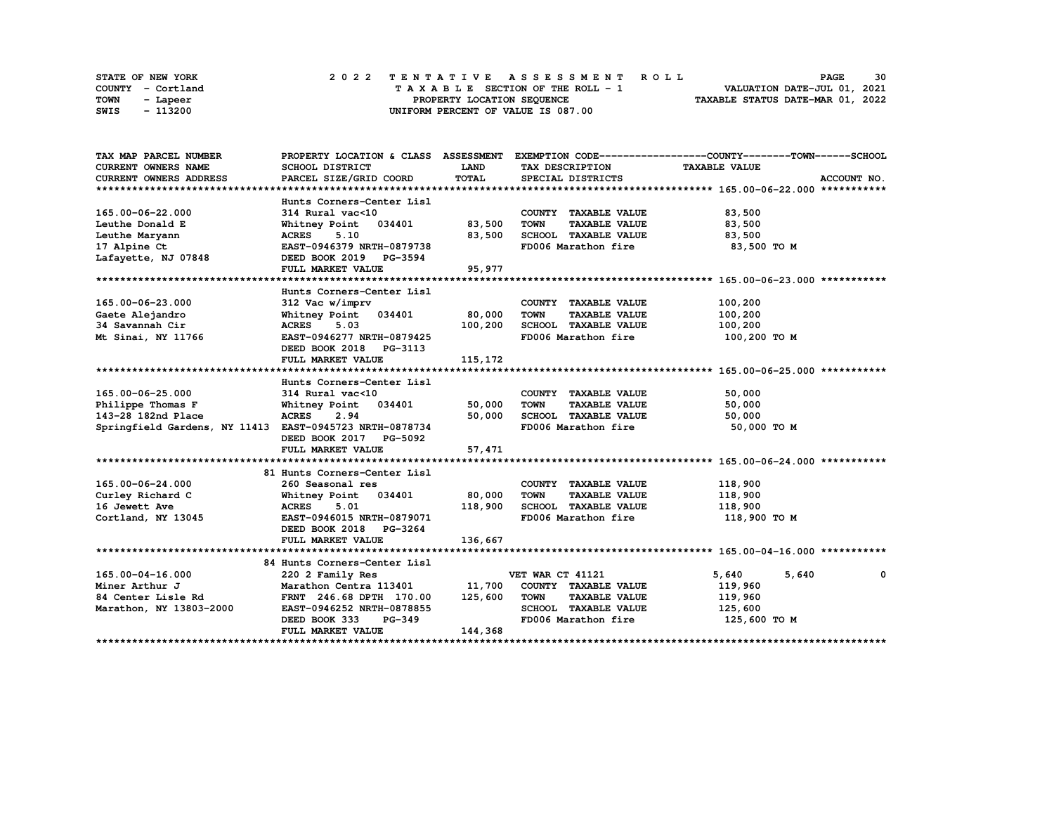STATE OF NEW YORK　　COUNTY - Cortland　　TOWN - Lapeer　　SWIS - 113200

# 2022 TENTATIVE ASSESSMENT ROLL

TAXABLE SECTION OF THE ROLL - 1
PROPERTY LOCATION SEQUENCE
UNIFORM PERCENT OF VALUE IS 087.00

VALUATION DATE-JUL 01, 2021
TAXABLE STATUS DATE-MAR 01, 2022

| TAX MAP PARCEL NUMBER / CURRENT OWNERS NAME / CURRENT OWNERS ADDRESS | PROPERTY LOCATION & CLASS / SCHOOL DISTRICT / PARCEL SIZE/GRID COORD | ASSESSMENT LAND / TOTAL | EXEMPTION CODE / TAX DESCRIPTION / SPECIAL DISTRICTS | COUNTY | TOWN | SCHOOL / ACCOUNT NO. |
|---|---|---|---|---|---|---|
| **165.00-06-22.000** | Hunts Corners-Center Lisl | | | | | |
| | 314 Rural vac<10 | | COUNTY TAXABLE VALUE | 83,500 | | |
| Leuthe Donald E | Whitney Point 034401 | 83,500 | TOWN TAXABLE VALUE | | 83,500 | |
| Leuthe Maryann | ACRES 5.10 | 83,500 | SCHOOL TAXABLE VALUE | | | 83,500 |
| 17 Alpine Ct | EAST-0946379 NRTH-0879738 | | FD006 Marathon fire | 83,500 TO M | | |
| Lafayette, NJ 07848 | DEED BOOK 2019 PG-3594 | | | | | |
| | FULL MARKET VALUE | 95,977 | | | | |
| **165.00-06-23.000** | Hunts Corners-Center Lisl | | | | | |
| | 312 Vac w/imprv | | COUNTY TAXABLE VALUE | 100,200 | | |
| Gaete Alejandro | Whitney Point 034401 | 80,000 | TOWN TAXABLE VALUE | | 100,200 | |
| 34 Savannah Cir | ACRES 5.03 | 100,200 | SCHOOL TAXABLE VALUE | | | 100,200 |
| Mt Sinai, NY 11766 | EAST-0946277 NRTH-0879425 | | FD006 Marathon fire | 100,200 TO M | | |
| | DEED BOOK 2018 PG-3113 | | | | | |
| | FULL MARKET VALUE | 115,172 | | | | |
| **165.00-06-25.000** | Hunts Corners-Center Lisl | | | | | |
| | 314 Rural vac<10 | | COUNTY TAXABLE VALUE | 50,000 | | |
| Philippe Thomas F | Whitney Point 034401 | 50,000 | TOWN TAXABLE VALUE | | 50,000 | |
| 143-28 182nd Place | ACRES 2.94 | 50,000 | SCHOOL TAXABLE VALUE | | | 50,000 |
| Springfield Gardens, NY 11413 | EAST-0945723 NRTH-0878734 | | FD006 Marathon fire | 50,000 TO M | | |
| | DEED BOOK 2017 PG-5092 | | | | | |
| | FULL MARKET VALUE | 57,471 | | | | |
| **165.00-06-24.000** | 81 Hunts Corners-Center Lisl | | | | | |
| | 260 Seasonal res | | COUNTY TAXABLE VALUE | 118,900 | | |
| Curley Richard C | Whitney Point 034401 | 80,000 | TOWN TAXABLE VALUE | | 118,900 | |
| 16 Jewett Ave | ACRES 5.01 | 118,900 | SCHOOL TAXABLE VALUE | | | 118,900 |
| Cortland, NY 13045 | EAST-0946015 NRTH-0879071 | | FD006 Marathon fire | 118,900 TO M | | |
| | DEED BOOK 2018 PG-3264 | | | | | |
| | FULL MARKET VALUE | 136,667 | | | | |
| **165.00-04-16.000** | 84 Hunts Corners-Center Lisl | | | | | |
| | 220 2 Family Res | | VET WAR CT 41121 | 5,640 | 5,640 | 0 |
| Miner Arthur J | Marathon Centra 113401 | 11,700 | COUNTY TAXABLE VALUE | 119,960 | | |
| 84 Center Lisle Rd | FRNT 246.68 DPTH 170.00 | 125,600 | TOWN TAXABLE VALUE | | 119,960 | |
| Marathon, NY 13803-2000 | EAST-0946252 NRTH-0878855 | | SCHOOL TAXABLE VALUE | | | 125,600 |
| | DEED BOOK 333 PG-349 | | FD006 Marathon fire | 125,600 TO M | | |
| | FULL MARKET VALUE | 144,368 | | | | |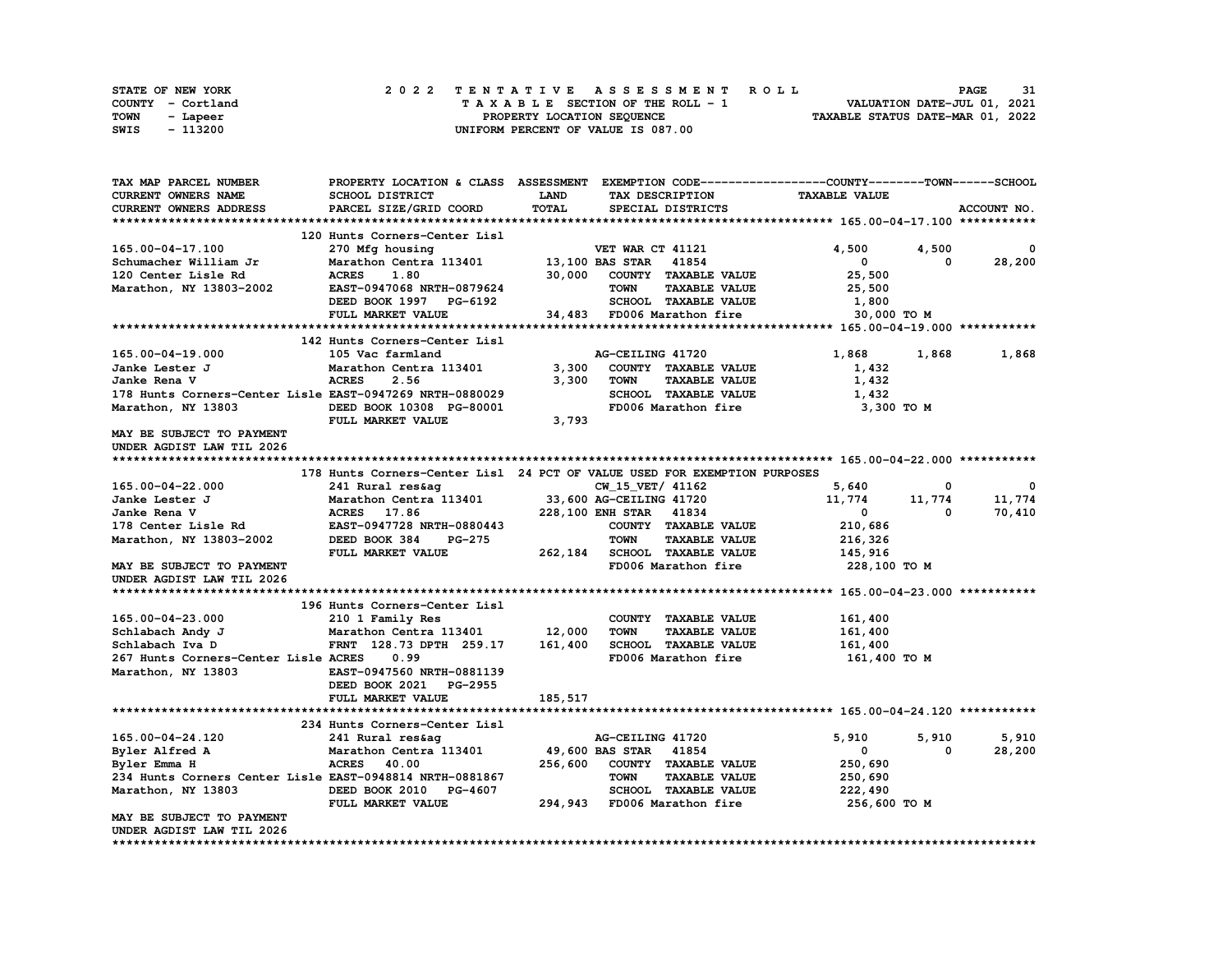STATE OF NEW YORK
COUNTY - Cortland
TOWN - Lapeer
SWIS - 113200

2 0 2 2 T E N T A T I V E A S S E S S M E N T R O L L
T A X A B L E SECTION OF THE ROLL - 1
PROPERTY LOCATION SEQUENCE
UNIFORM PERCENT OF VALUE IS 087.00

VALUATION DATE-JUL 01, 2021
TAXABLE STATUS DATE-MAR 01, 2022

| TAX MAP PARCEL NUMBER / CURRENT OWNERS NAME / CURRENT OWNERS ADDRESS | PROPERTY LOCATION & CLASS / SCHOOL DISTRICT / PARCEL SIZE/GRID COORD | ASSESSMENT LAND / TOTAL | EXEMPTION CODE / TAX DESCRIPTION / SPECIAL DISTRICTS | COUNTY | TOWN | SCHOOL |
|---|---|---|---|---|---|---|
| **165.00-04-17.100** | 120 Hunts Corners-Center Lisl | | | | | |
| 165.00-04-17.100 | 270 Mfg housing | | VET WAR CT 41121 | 4,500 | 4,500 | 0 |
| Schumacher William Jr | Marathon Centra 113401 | 13,100 | BAS STAR 41854 | 0 | 0 | 28,200 |
| 120 Center Lisle Rd | ACRES 1.80 | 30,000 | COUNTY TAXABLE VALUE | 25,500 | | |
| Marathon, NY 13803-2002 | EAST-0947068 NRTH-0879624 | | TOWN TAXABLE VALUE | 25,500 | | |
| | DEED BOOK 1997 PG-6192 | | SCHOOL TAXABLE VALUE | 1,800 | | |
| | FULL MARKET VALUE | 34,483 | FD006 Marathon fire | 30,000 TO M | | |
| **165.00-04-19.000** | 142 Hunts Corners-Center Lisl | | | | | |
| 165.00-04-19.000 | 105 Vac farmland | | AG-CEILING 41720 | 1,868 | 1,868 | 1,868 |
| Janke Lester J | Marathon Centra 113401 | 3,300 | COUNTY TAXABLE VALUE | 1,432 | | |
| Janke Rena V | ACRES 2.56 | 3,300 | TOWN TAXABLE VALUE | 1,432 | | |
| 178 Hunts Corners-Center Lisle | EAST-0947269 NRTH-0880029 | | SCHOOL TAXABLE VALUE | 1,432 | | |
| Marathon, NY 13803 | DEED BOOK 10308 PG-80001 | | FD006 Marathon fire | 3,300 TO M | | |
| | FULL MARKET VALUE | 3,793 | | | | |
| MAY BE SUBJECT TO PAYMENT UNDER AGDIST LAW TIL 2026 | | | | | | |
| **165.00-04-22.000** | 178 Hunts Corners-Center Lisl | | 24 PCT OF VALUE USED FOR EXEMPTION PURPOSES | | | |
| 165.00-04-22.000 | 241 Rural res&ag | | CW_15_VET/ 41162 | 5,640 | 0 | 0 |
| Janke Lester J | Marathon Centra 113401 | 33,600 | AG-CEILING 41720 | 11,774 | 11,774 | 11,774 |
| Janke Rena V | ACRES 17.86 | 228,100 | ENH STAR 41834 | 0 | 0 | 70,410 |
| 178 Center Lisle Rd | EAST-0947728 NRTH-0880443 | | COUNTY TAXABLE VALUE | 210,686 | | |
| Marathon, NY 13803-2002 | DEED BOOK 384 PG-275 | | TOWN TAXABLE VALUE | 216,326 | | |
| | FULL MARKET VALUE | 262,184 | SCHOOL TAXABLE VALUE | 145,916 | | |
| MAY BE SUBJECT TO PAYMENT UNDER AGDIST LAW TIL 2026 | | | FD006 Marathon fire | 228,100 TO M | | |
| **165.00-04-23.000** | 196 Hunts Corners-Center Lisl | | | | | |
| 165.00-04-23.000 | 210 1 Family Res | | COUNTY TAXABLE VALUE | 161,400 | | |
| Schlabach Andy J | Marathon Centra 113401 | 12,000 | TOWN TAXABLE VALUE | 161,400 | | |
| Schlabach Iva D | FRNT 128.73 DPTH 259.17 | 161,400 | SCHOOL TAXABLE VALUE | 161,400 | | |
| 267 Hunts Corners-Center Lisle | ACRES 0.99 | | FD006 Marathon fire | 161,400 TO M | | |
| Marathon, NY 13803 | EAST-0947560 NRTH-0881139 | | | | | |
| | DEED BOOK 2021 PG-2955 | | | | | |
| | FULL MARKET VALUE | 185,517 | | | | |
| **165.00-04-24.120** | 234 Hunts Corners-Center Lisl | | | | | |
| 165.00-04-24.120 | 241 Rural res&ag | | AG-CEILING 41720 | 5,910 | 5,910 | 5,910 |
| Byler Alfred A | Marathon Centra 113401 | 49,600 | BAS STAR 41854 | 0 | 0 | 28,200 |
| Byler Emma H | ACRES 40.00 | 256,600 | COUNTY TAXABLE VALUE | 250,690 | | |
| 234 Hunts Corners Center Lisle | EAST-0948814 NRTH-0881867 | | TOWN TAXABLE VALUE | 250,690 | | |
| Marathon, NY 13803 | DEED BOOK 2010 PG-4607 | | SCHOOL TAXABLE VALUE | 222,490 | | |
| | FULL MARKET VALUE | 294,943 | FD006 Marathon fire | 256,600 TO M | | |
| MAY BE SUBJECT TO PAYMENT UNDER AGDIST LAW TIL 2026 | | | | | | |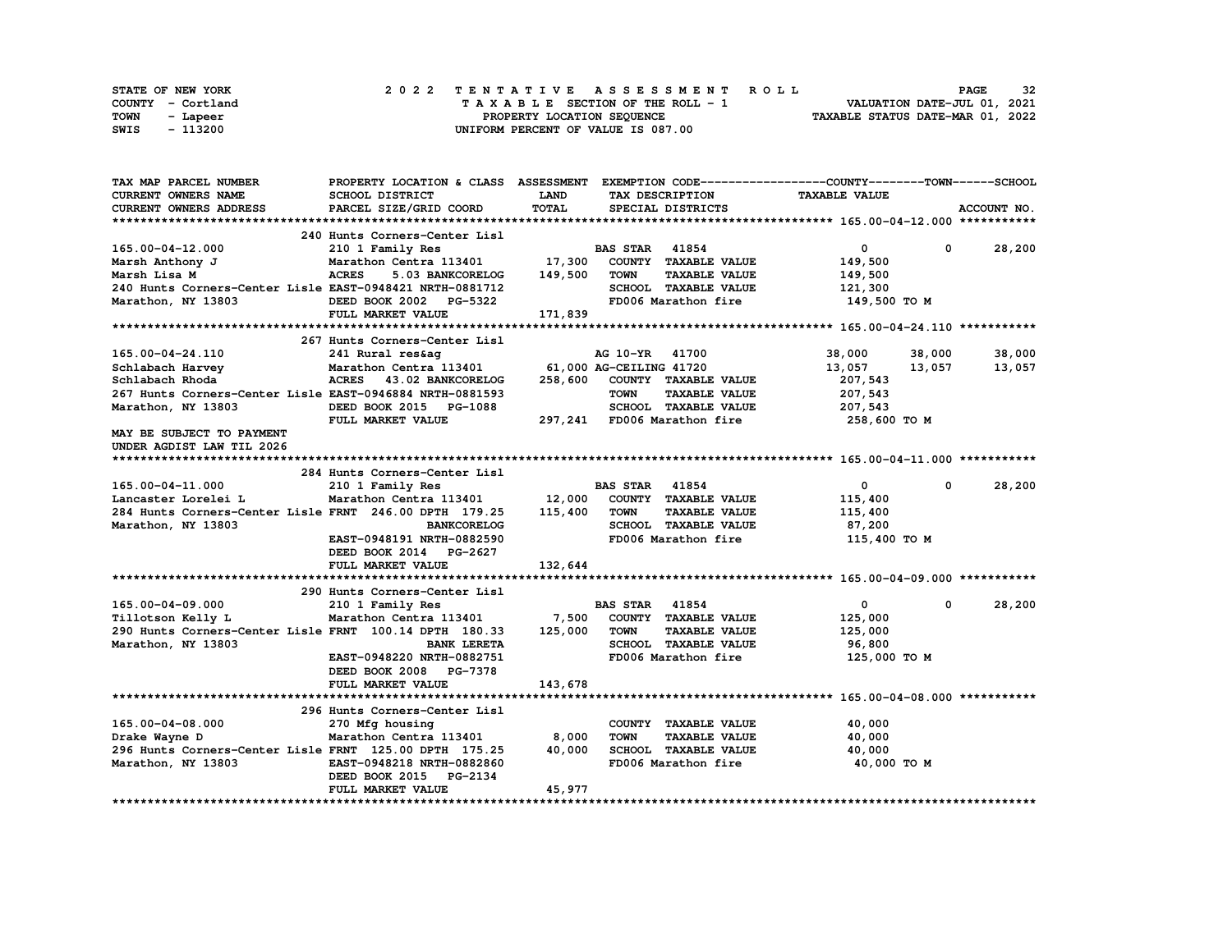STATE OF NEW YORK
COUNTY - Cortland
TOWN - Lapeer
SWIS - 113200

2 0 2 2 T E N T A T I V E A S S E S S M E N T R O L L
T A X A B L E SECTION OF THE ROLL - 1
PROPERTY LOCATION SEQUENCE
UNIFORM PERCENT OF VALUE IS 087.00

VALUATION DATE-JUL 01, 2021
TAXABLE STATUS DATE-MAR 01, 2022

```
TAX MAP PARCEL NUMBER          PROPERTY LOCATION & CLASS  ASSESSMENT  EXEMPTION CODE------------------COUNTY--------TOWN------SCHOOL
CURRENT OWNERS NAME            SCHOOL DISTRICT              LAND      TAX DESCRIPTION               TAXABLE VALUE
CURRENT OWNERS ADDRESS         PARCEL SIZE/GRID COORD       TOTAL     SPECIAL DISTRICTS                                        ACCOUNT NO.
******************************************************************************************************* 165.00-04-12.000 ***********
                               240 Hunts Corners-Center Lisl
165.00-04-12.000               210 1 Family Res                       BAS STAR   41854                  0            0       28,200
Marsh Anthony J                Marathon Centra 113401        17,300   COUNTY  TAXABLE VALUE           149,500
Marsh Lisa M                   ACRES     5.03 BANKCORELOG   149,500   TOWN    TAXABLE VALUE           149,500
240 Hunts Corners-Center Lisle EAST-0948421 NRTH-0881712              SCHOOL  TAXABLE VALUE           121,300
Marathon, NY 13803             DEED BOOK 2002   PG-5322               FD006 Marathon fire              149,500 TO M
                               FULL MARKET VALUE            171,839
******************************************************************************************************* 165.00-04-24.110 ***********
                               267 Hunts Corners-Center Lisl
165.00-04-24.110               241 Rural res&ag                       AG 10-YR   41700             38,000       38,000       38,000
Schlabach Harvey               Marathon Centra 113401        61,000 AG-CEILING 41720               13,057       13,057       13,057
Schlabach Rhoda                ACRES    43.02 BANKCORELOG   258,600   COUNTY  TAXABLE VALUE           207,543
267 Hunts Corners-Center Lisle EAST-0946884 NRTH-0881593              TOWN    TAXABLE VALUE           207,543
Marathon, NY 13803             DEED BOOK 2015   PG-1088               SCHOOL  TAXABLE VALUE           207,543
                               FULL MARKET VALUE            297,241   FD006 Marathon fire              258,600 TO M
MAY BE SUBJECT TO PAYMENT
UNDER AGDIST LAW TIL 2026
******************************************************************************************************* 165.00-04-11.000 ***********
                               284 Hunts Corners-Center Lisl
165.00-04-11.000               210 1 Family Res                       BAS STAR   41854                  0            0       28,200
Lancaster Lorelei L            Marathon Centra 113401        12,000   COUNTY  TAXABLE VALUE           115,400
284 Hunts Corners-Center Lisle FRNT  246.00 DPTH  179.25    115,400   TOWN    TAXABLE VALUE           115,400
Marathon, NY 13803                              BANKCORELOG           SCHOOL  TAXABLE VALUE            87,200
                               EAST-0948191 NRTH-0882590              FD006 Marathon fire              115,400 TO M
                               DEED BOOK 2014   PG-2627
                               FULL MARKET VALUE            132,644
******************************************************************************************************* 165.00-04-09.000 ***********
                               290 Hunts Corners-Center Lisl
165.00-04-09.000               210 1 Family Res                       BAS STAR   41854                  0            0       28,200
Tillotson Kelly L              Marathon Centra 113401         7,500   COUNTY  TAXABLE VALUE           125,000
290 Hunts Corners-Center Lisle FRNT  100.14 DPTH  180.33    125,000   TOWN    TAXABLE VALUE           125,000
Marathon, NY 13803                              BANK LERETA           SCHOOL  TAXABLE VALUE            96,800
                               EAST-0948220 NRTH-0882751              FD006 Marathon fire              125,000 TO M
                               DEED BOOK 2008   PG-7378
                               FULL MARKET VALUE            143,678
******************************************************************************************************* 165.00-04-08.000 ***********
                               296 Hunts Corners-Center Lisl
165.00-04-08.000               270 Mfg housing                        COUNTY  TAXABLE VALUE            40,000
Drake Wayne D                  Marathon Centra 113401         8,000   TOWN    TAXABLE VALUE            40,000
296 Hunts Corners-Center Lisle FRNT  125.00 DPTH  175.25     40,000   SCHOOL  TAXABLE VALUE            40,000
Marathon, NY 13803             EAST-0948218 NRTH-0882860              FD006 Marathon fire               40,000 TO M
                               DEED BOOK 2015   PG-2134
                               FULL MARKET VALUE             45,977
************************************************************************************************************************************
```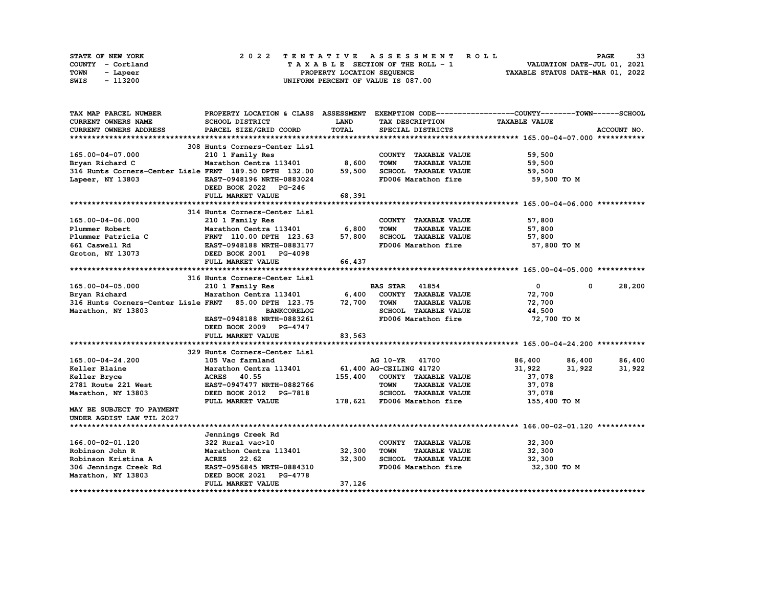STATE OF NEW YORK
COUNTY - Cortland
TOWN - Lapeer
SWIS - 113200

2022 TENTATIVE ASSESSMENT ROLL
TAXABLE SECTION OF THE ROLL - 1
PROPERTY LOCATION SEQUENCE
UNIFORM PERCENT OF VALUE IS 087.00

VALUATION DATE-JUL 01, 2021
TAXABLE STATUS DATE-MAR 01, 2022

| TAX MAP PARCEL NUMBER / CURRENT OWNERS NAME / CURRENT OWNERS ADDRESS | PROPERTY LOCATION & CLASS / SCHOOL DISTRICT / PARCEL SIZE/GRID COORD | ASSESSMENT LAND / TOTAL | EXEMPTION CODE / TAX DESCRIPTION / SPECIAL DISTRICTS | COUNTY TAXABLE VALUE | TOWN | SCHOOL |
|---|---|---|---|---|---|---|
| **165.00-04-07.000** | 308 Hunts Corners-Center Lisl | | | | | |
| 165.00-04-07.000 | 210 1 Family Res | | COUNTY TAXABLE VALUE | 59,500 | | |
| Bryan Richard C | Marathon Centra 113401 | 8,600 | TOWN TAXABLE VALUE | 59,500 | | |
| 316 Hunts Corners-Center Lisle | FRNT 189.50 DPTH 132.00 | 59,500 | SCHOOL TAXABLE VALUE | 59,500 | | |
| Lapeer, NY 13803 | EAST-0948196 NRTH-0883024 | | FD006 Marathon fire | 59,500 TO M | | |
| | DEED BOOK 2022 PG-246 | | | | | |
| | FULL MARKET VALUE | 68,391 | | | | |
| **165.00-04-06.000** | 314 Hunts Corners-Center Lisl | | | | | |
| 165.00-04-06.000 | 210 1 Family Res | | COUNTY TAXABLE VALUE | 57,800 | | |
| Plummer Robert | Marathon Centra 113401 | 6,800 | TOWN TAXABLE VALUE | 57,800 | | |
| Plummer Patricia C | FRNT 110.00 DPTH 123.63 | 57,800 | SCHOOL TAXABLE VALUE | 57,800 | | |
| 661 Caswell Rd | EAST-0948188 NRTH-0883177 | | FD006 Marathon fire | 57,800 TO M | | |
| Groton, NY 13073 | DEED BOOK 2001 PG-4098 | | | | | |
| | FULL MARKET VALUE | 66,437 | | | | |
| **165.00-04-05.000** | 316 Hunts Corners-Center Lisl | | | | | |
| 165.00-04-05.000 | 210 1 Family Res | | BAS STAR 41854 | 0 | 0 | 28,200 |
| Bryan Richard | Marathon Centra 113401 | 6,400 | COUNTY TAXABLE VALUE | 72,700 | | |
| 316 Hunts Corners-Center Lisle | FRNT 85.00 DPTH 123.75 | 72,700 | TOWN TAXABLE VALUE | 72,700 | | |
| Marathon, NY 13803 | BANKCORELOG | | SCHOOL TAXABLE VALUE | 44,500 | | |
| | EAST-0948188 NRTH-0883261 | | FD006 Marathon fire | 72,700 TO M | | |
| | DEED BOOK 2009 PG-4747 | | | | | |
| | FULL MARKET VALUE | 83,563 | | | | |
| **165.00-04-24.200** | 329 Hunts Corners-Center Lisl | | | | | |
| 165.00-04-24.200 | 105 Vac farmland | | AG 10-YR 41700 | 86,400 | 86,400 | 86,400 |
| Keller Blaine | Marathon Centra 113401 | 61,400 | AG-CEILING 41720 | 31,922 | 31,922 | 31,922 |
| Keller Bryce | ACRES 40.55 | 155,400 | COUNTY TAXABLE VALUE | 37,078 | | |
| 2781 Route 221 West | EAST-0947477 NRTH-0882766 | | TOWN TAXABLE VALUE | 37,078 | | |
| Marathon, NY 13803 | DEED BOOK 2012 PG-7818 | | SCHOOL TAXABLE VALUE | 37,078 | | |
| | FULL MARKET VALUE | 178,621 | FD006 Marathon fire | 155,400 TO M | | |
| MAY BE SUBJECT TO PAYMENT | | | | | | |
| UNDER AGDIST LAW TIL 2027 | | | | | | |
| **166.00-02-01.120** | Jennings Creek Rd | | | | | |
| 166.00-02-01.120 | 322 Rural vac>10 | | COUNTY TAXABLE VALUE | 32,300 | | |
| Robinson John R | Marathon Centra 113401 | 32,300 | TOWN TAXABLE VALUE | 32,300 | | |
| Robinson Kristina A | ACRES 22.62 | 32,300 | SCHOOL TAXABLE VALUE | 32,300 | | |
| 306 Jennings Creek Rd | EAST-0956845 NRTH-0884310 | | FD006 Marathon fire | 32,300 TO M | | |
| Marathon, NY 13803 | DEED BOOK 2021 PG-4778 | | | | | |
| | FULL MARKET VALUE | 37,126 | | | | |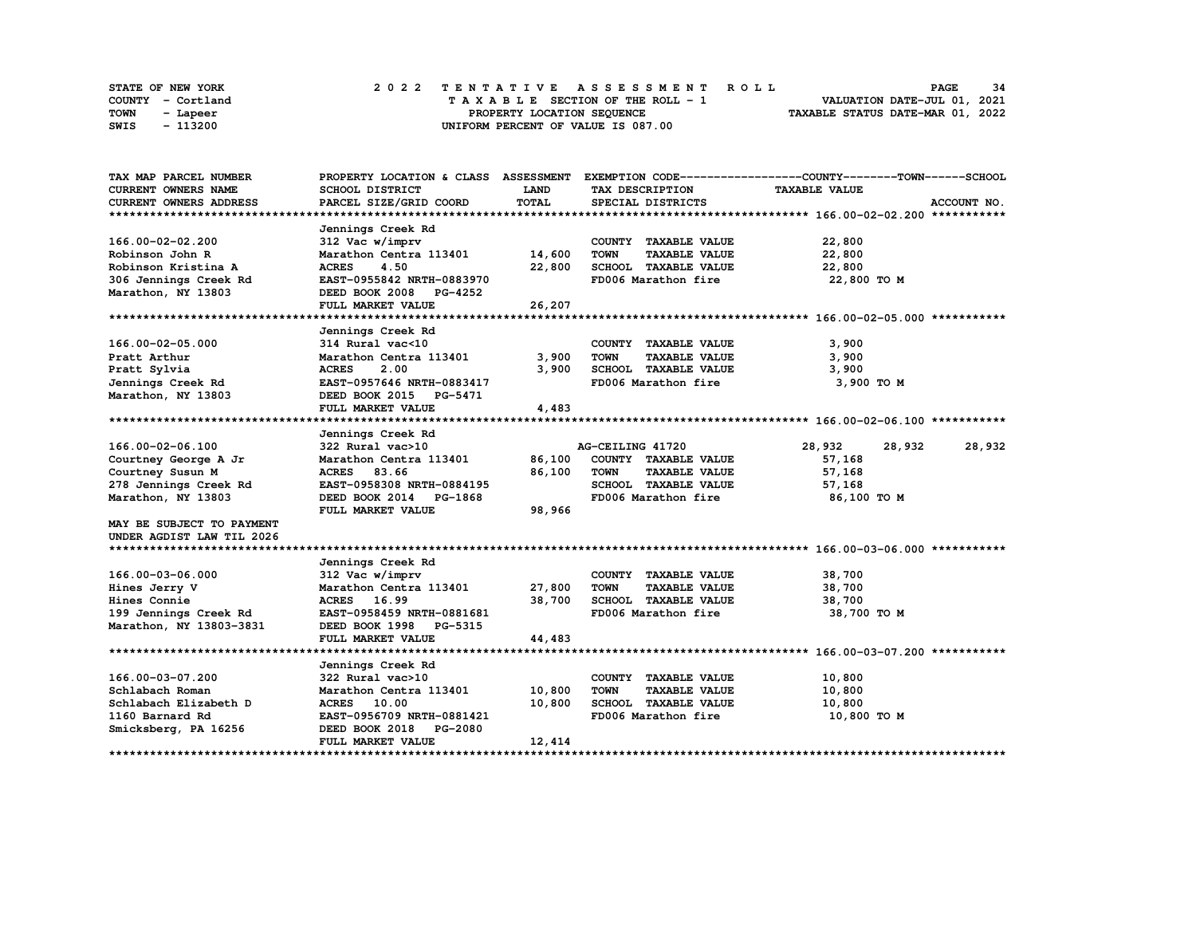STATE OF NEW YORK
COUNTY - Cortland
TOWN - Lapeer
SWIS - 113200

# 2022 TENTATIVE ASSESSMENT ROLL

TAXABLE SECTION OF THE ROLL - 1
PROPERTY LOCATION SEQUENCE
UNIFORM PERCENT OF VALUE IS 087.00

VALUATION DATE-JUL 01, 2021
TAXABLE STATUS DATE-MAR 01, 2022

| TAX MAP PARCEL NUMBER / CURRENT OWNERS NAME / CURRENT OWNERS ADDRESS | PROPERTY LOCATION & CLASS / SCHOOL DISTRICT / PARCEL SIZE/GRID COORD | ASSESSMENT LAND / TOTAL | EXEMPTION CODE / TAX DESCRIPTION / SPECIAL DISTRICTS | COUNTY TAXABLE VALUE | TOWN | SCHOOL |
|---|---|---|---|---|---|---|
| **166.00-02-02.200** | Jennings Creek Rd | | | | | |
| 166.00-02-02.200 | 312 Vac w/imprv | | COUNTY TAXABLE VALUE | 22,800 | | |
| Robinson John R | Marathon Centra 113401 | 14,600 | TOWN TAXABLE VALUE | 22,800 | | |
| Robinson Kristina A | ACRES 4.50 | 22,800 | SCHOOL TAXABLE VALUE | 22,800 | | |
| 306 Jennings Creek Rd | EAST-0955842 NRTH-0883970 | | FD006 Marathon fire | 22,800 TO M | | |
| Marathon, NY 13803 | DEED BOOK 2008 PG-4252 | | | | | |
| | FULL MARKET VALUE | 26,207 | | | | |
| **166.00-02-05.000** | Jennings Creek Rd | | | | | |
| 166.00-02-05.000 | 314 Rural vac<10 | | COUNTY TAXABLE VALUE | 3,900 | | |
| Pratt Arthur | Marathon Centra 113401 | 3,900 | TOWN TAXABLE VALUE | 3,900 | | |
| Pratt Sylvia | ACRES 2.00 | 3,900 | SCHOOL TAXABLE VALUE | 3,900 | | |
| Jennings Creek Rd | EAST-0957646 NRTH-0883417 | | FD006 Marathon fire | 3,900 TO M | | |
| Marathon, NY 13803 | DEED BOOK 2015 PG-5471 | | | | | |
| | FULL MARKET VALUE | 4,483 | | | | |
| **166.00-02-06.100** | Jennings Creek Rd | | | | | |
| 166.00-02-06.100 | 322 Rural vac>10 | | AG-CEILING 41720 | 28,932 | 28,932 | 28,932 |
| Courtney George A Jr | Marathon Centra 113401 | 86,100 | COUNTY TAXABLE VALUE | 57,168 | | |
| Courtney Susun M | ACRES 83.66 | 86,100 | TOWN TAXABLE VALUE | 57,168 | | |
| 278 Jennings Creek Rd | EAST-0958308 NRTH-0884195 | | SCHOOL TAXABLE VALUE | 57,168 | | |
| Marathon, NY 13803 | DEED BOOK 2014 PG-1868 | | FD006 Marathon fire | 86,100 TO M | | |
| | FULL MARKET VALUE | 98,966 | | | | |
| MAY BE SUBJECT TO PAYMENT | | | | | | |
| UNDER AGDIST LAW TIL 2026 | | | | | | |
| **166.00-03-06.000** | Jennings Creek Rd | | | | | |
| 166.00-03-06.000 | 312 Vac w/imprv | | COUNTY TAXABLE VALUE | 38,700 | | |
| Hines Jerry V | Marathon Centra 113401 | 27,800 | TOWN TAXABLE VALUE | 38,700 | | |
| Hines Connie | ACRES 16.99 | 38,700 | SCHOOL TAXABLE VALUE | 38,700 | | |
| 199 Jennings Creek Rd | EAST-0958459 NRTH-0881681 | | FD006 Marathon fire | 38,700 TO M | | |
| Marathon, NY 13803-3831 | DEED BOOK 1998 PG-5315 | | | | | |
| | FULL MARKET VALUE | 44,483 | | | | |
| **166.00-03-07.200** | Jennings Creek Rd | | | | | |
| 166.00-03-07.200 | 322 Rural vac>10 | | COUNTY TAXABLE VALUE | 10,800 | | |
| Schlabach Roman | Marathon Centra 113401 | 10,800 | TOWN TAXABLE VALUE | 10,800 | | |
| Schlabach Elizabeth D | ACRES 10.00 | 10,800 | SCHOOL TAXABLE VALUE | 10,800 | | |
| 1160 Barnard Rd | EAST-0956709 NRTH-0881421 | | FD006 Marathon fire | 10,800 TO M | | |
| Smicksberg, PA 16256 | DEED BOOK 2018 PG-2080 | | | | | |
| | FULL MARKET VALUE | 12,414 | | | | |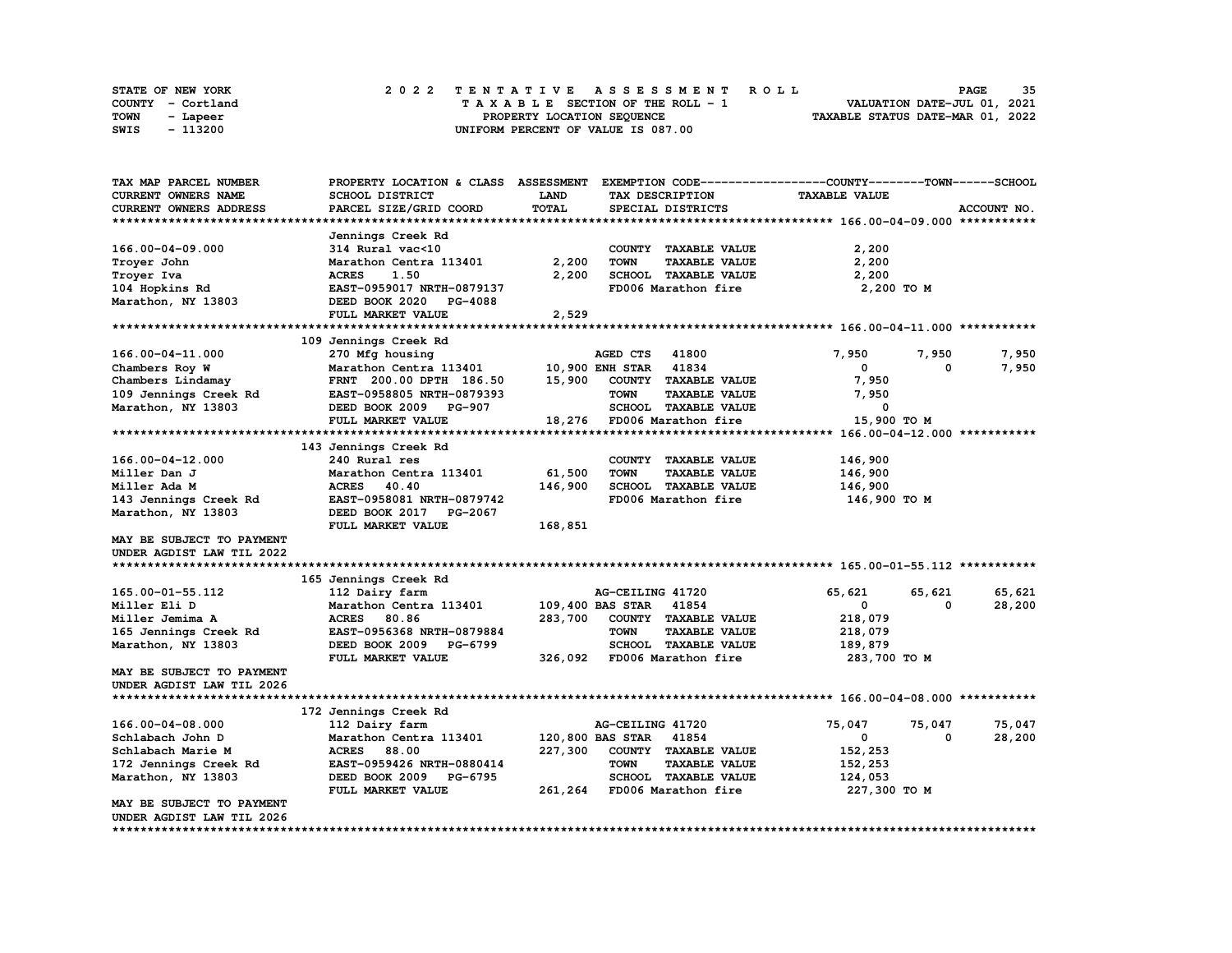STATE OF NEW YORK
COUNTY - Cortland
TOWN - Lapeer
SWIS - 113200

# 2022 TENTATIVE ASSESSMENT ROLL
TAXABLE SECTION OF THE ROLL - 1
PROPERTY LOCATION SEQUENCE
UNIFORM PERCENT OF VALUE IS 087.00

VALUATION DATE-JUL 01, 2021
TAXABLE STATUS DATE-MAR 01, 2022

| TAX MAP PARCEL NUMBER<br>CURRENT OWNERS NAME<br>CURRENT OWNERS ADDRESS | PROPERTY LOCATION & CLASS<br>SCHOOL DISTRICT<br>PARCEL SIZE/GRID COORD | ASSESSMENT<br>LAND<br>TOTAL | EXEMPTION CODE<br>TAX DESCRIPTION<br>SPECIAL DISTRICTS | COUNTY<br>TAXABLE VALUE | TOWN | SCHOOL<br>ACCOUNT NO. |
|---|---|---|---|---|---|---|
| **166.00-04-09.000** | Jennings Creek Rd | | | | | |
| 166.00-04-09.000 | 314 Rural vac<10 | | COUNTY TAXABLE VALUE | 2,200 | | |
| Troyer John | Marathon Centra 113401 | 2,200 | TOWN TAXABLE VALUE | 2,200 | | |
| Troyer Iva | ACRES 1.50 | 2,200 | SCHOOL TAXABLE VALUE | 2,200 | | |
| 104 Hopkins Rd | EAST-0959017 NRTH-0879137 | | FD006 Marathon fire | 2,200 TO M | | |
| Marathon, NY 13803 | DEED BOOK 2020 PG-4088 | | | | | |
| | FULL MARKET VALUE | 2,529 | | | | |
| **166.00-04-11.000** | 109 Jennings Creek Rd | | | | | |
| 166.00-04-11.000 | 270 Mfg housing | | AGED CTS 41800 | 7,950 | 7,950 | 7,950 |
| Chambers Roy W | Marathon Centra 113401 | 10,900 | ENH STAR 41834 | 0 | 0 | 7,950 |
| Chambers Lindamay | FRNT 200.00 DPTH 186.50 | 15,900 | COUNTY TAXABLE VALUE | 7,950 | | |
| 109 Jennings Creek Rd | EAST-0958805 NRTH-0879393 | | TOWN TAXABLE VALUE | 7,950 | | |
| Marathon, NY 13803 | DEED BOOK 2009 PG-907 | | SCHOOL TAXABLE VALUE | 0 | | |
| | FULL MARKET VALUE | 18,276 | FD006 Marathon fire | 15,900 TO M | | |
| **166.00-04-12.000** | 143 Jennings Creek Rd | | | | | |
| 166.00-04-12.000 | 240 Rural res | | COUNTY TAXABLE VALUE | 146,900 | | |
| Miller Dan J | Marathon Centra 113401 | 61,500 | TOWN TAXABLE VALUE | 146,900 | | |
| Miller Ada M | ACRES 40.40 | 146,900 | SCHOOL TAXABLE VALUE | 146,900 | | |
| 143 Jennings Creek Rd | EAST-0958081 NRTH-0879742 | | FD006 Marathon fire | 146,900 TO M | | |
| Marathon, NY 13803 | DEED BOOK 2017 PG-2067 | | | | | |
| | FULL MARKET VALUE | 168,851 | | | | |
| MAY BE SUBJECT TO PAYMENT<br>UNDER AGDIST LAW TIL 2022 | | | | | | |
| **165.00-01-55.112** | 165 Jennings Creek Rd | | | | | |
| 165.00-01-55.112 | 112 Dairy farm | | AG-CEILING 41720 | 65,621 | 65,621 | 65,621 |
| Miller Eli D | Marathon Centra 113401 | 109,400 | BAS STAR 41854 | 0 | 0 | 28,200 |
| Miller Jemima A | ACRES 80.86 | 283,700 | COUNTY TAXABLE VALUE | 218,079 | | |
| 165 Jennings Creek Rd | EAST-0956368 NRTH-0879884 | | TOWN TAXABLE VALUE | 218,079 | | |
| Marathon, NY 13803 | DEED BOOK 2009 PG-6799 | | SCHOOL TAXABLE VALUE | 189,879 | | |
| | FULL MARKET VALUE | 326,092 | FD006 Marathon fire | 283,700 TO M | | |
| MAY BE SUBJECT TO PAYMENT<br>UNDER AGDIST LAW TIL 2026 | | | | | | |
| **166.00-04-08.000** | 172 Jennings Creek Rd | | | | | |
| 166.00-04-08.000 | 112 Dairy farm | | AG-CEILING 41720 | 75,047 | 75,047 | 75,047 |
| Schlabach John D | Marathon Centra 113401 | 120,800 | BAS STAR 41854 | 0 | 0 | 28,200 |
| Schlabach Marie M | ACRES 88.00 | 227,300 | COUNTY TAXABLE VALUE | 152,253 | | |
| 172 Jennings Creek Rd | EAST-0959426 NRTH-0880414 | | TOWN TAXABLE VALUE | 152,253 | | |
| Marathon, NY 13803 | DEED BOOK 2009 PG-6795 | | SCHOOL TAXABLE VALUE | 124,053 | | |
| | FULL MARKET VALUE | 261,264 | FD006 Marathon fire | 227,300 TO M | | |
| MAY BE SUBJECT TO PAYMENT<br>UNDER AGDIST LAW TIL 2026 | | | | | | |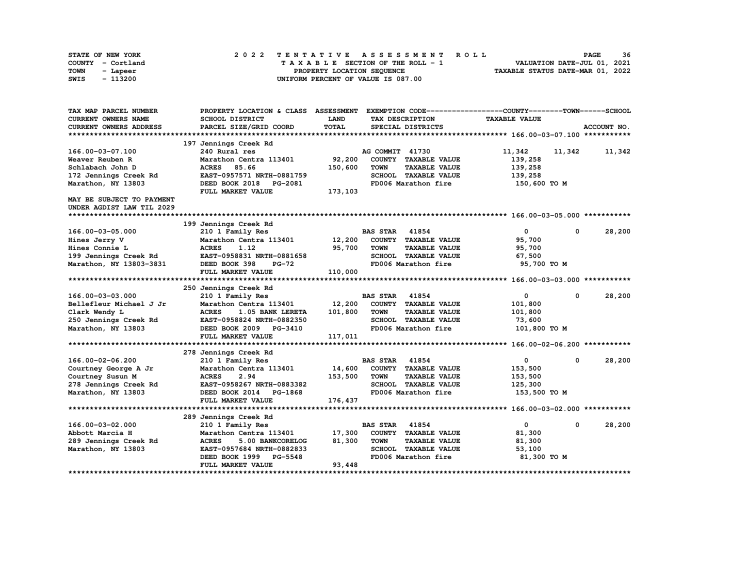STATE OF NEW YORK
COUNTY - Cortland
TOWN - Lapeer
SWIS - 113200

# 2022 TENTATIVE ASSESSMENT ROLL

TAXABLE SECTION OF THE ROLL - 1
PROPERTY LOCATION SEQUENCE
UNIFORM PERCENT OF VALUE IS 087.00

VALUATION DATE-JUL 01, 2021
TAXABLE STATUS DATE-MAR 01, 2022

| TAX MAP PARCEL NUMBER / CURRENT OWNERS NAME / CURRENT OWNERS ADDRESS | PROPERTY LOCATION & CLASS / SCHOOL DISTRICT / PARCEL SIZE/GRID COORD | ASSESSMENT LAND / TOTAL | EXEMPTION CODE / TAX DESCRIPTION / SPECIAL DISTRICTS | COUNTY TAXABLE VALUE | TOWN | SCHOOL / ACCOUNT NO. |
|---|---|---|---|---|---|---|
| **166.00-03-07.100** | 197 Jennings Creek Rd | | | | | |
| 166.00-03-07.100 | 240 Rural res | | AG COMMIT 41730 | 11,342 | 11,342 | 11,342 |
| Weaver Reuben R | Marathon Centra 113401 | 92,200 | COUNTY TAXABLE VALUE | 139,258 | | |
| Schlabach John D | ACRES 85.66 | 150,600 | TOWN TAXABLE VALUE | 139,258 | | |
| 172 Jennings Creek Rd | EAST-0957571 NRTH-0881759 | | SCHOOL TAXABLE VALUE | 139,258 | | |
| Marathon, NY 13803 | DEED BOOK 2018 PG-2081 | | FD006 Marathon fire | 150,600 TO M | | |
| | FULL MARKET VALUE | 173,103 | | | | |
| MAY BE SUBJECT TO PAYMENT | | | | | | |
| UNDER AGDIST LAW TIL 2029 | | | | | | |
| **166.00-03-05.000** | 199 Jennings Creek Rd | | | | | |
| 166.00-03-05.000 | 210 1 Family Res | | BAS STAR 41854 | 0 | 0 | 28,200 |
| Hines Jerry V | Marathon Centra 113401 | 12,200 | COUNTY TAXABLE VALUE | 95,700 | | |
| Hines Connie L | ACRES 1.12 | 95,700 | TOWN TAXABLE VALUE | 95,700 | | |
| 199 Jennings Creek Rd | EAST-0958831 NRTH-0881658 | | SCHOOL TAXABLE VALUE | 67,500 | | |
| Marathon, NY 13803-3831 | DEED BOOK 398 PG-72 | | FD006 Marathon fire | 95,700 TO M | | |
| | FULL MARKET VALUE | 110,000 | | | | |
| **166.00-03-03.000** | 250 Jennings Creek Rd | | | | | |
| 166.00-03-03.000 | 210 1 Family Res | | BAS STAR 41854 | 0 | 0 | 28,200 |
| Bellefleur Michael J Jr | Marathon Centra 113401 | 12,200 | COUNTY TAXABLE VALUE | 101,800 | | |
| Clark Wendy L | ACRES 1.05 BANK LERETA | 101,800 | TOWN TAXABLE VALUE | 101,800 | | |
| 250 Jennings Creek Rd | EAST-0958824 NRTH-0882350 | | SCHOOL TAXABLE VALUE | 73,600 | | |
| Marathon, NY 13803 | DEED BOOK 2009 PG-3410 | | FD006 Marathon fire | 101,800 TO M | | |
| | FULL MARKET VALUE | 117,011 | | | | |
| **166.00-02-06.200** | 278 Jennings Creek Rd | | | | | |
| 166.00-02-06.200 | 210 1 Family Res | | BAS STAR 41854 | 0 | 0 | 28,200 |
| Courtney George A Jr | Marathon Centra 113401 | 14,600 | COUNTY TAXABLE VALUE | 153,500 | | |
| Courtney Susun M | ACRES 2.94 | 153,500 | TOWN TAXABLE VALUE | 153,500 | | |
| 278 Jennings Creek Rd | EAST-0958267 NRTH-0883382 | | SCHOOL TAXABLE VALUE | 125,300 | | |
| Marathon, NY 13803 | DEED BOOK 2014 PG-1868 | | FD006 Marathon fire | 153,500 TO M | | |
| | FULL MARKET VALUE | 176,437 | | | | |
| **166.00-03-02.000** | 289 Jennings Creek Rd | | | | | |
| 166.00-03-02.000 | 210 1 Family Res | | BAS STAR 41854 | 0 | 0 | 28,200 |
| Abbott Marcia H | Marathon Centra 113401 | 17,300 | COUNTY TAXABLE VALUE | 81,300 | | |
| 289 Jennings Creek Rd | ACRES 5.00 BANKCORELOG | 81,300 | TOWN TAXABLE VALUE | 81,300 | | |
| Marathon, NY 13803 | EAST-0957684 NRTH-0882833 | | SCHOOL TAXABLE VALUE | 53,100 | | |
| | DEED BOOK 1999 PG-5548 | | FD006 Marathon fire | 81,300 TO M | | |
| | FULL MARKET VALUE | 93,448 | | | | |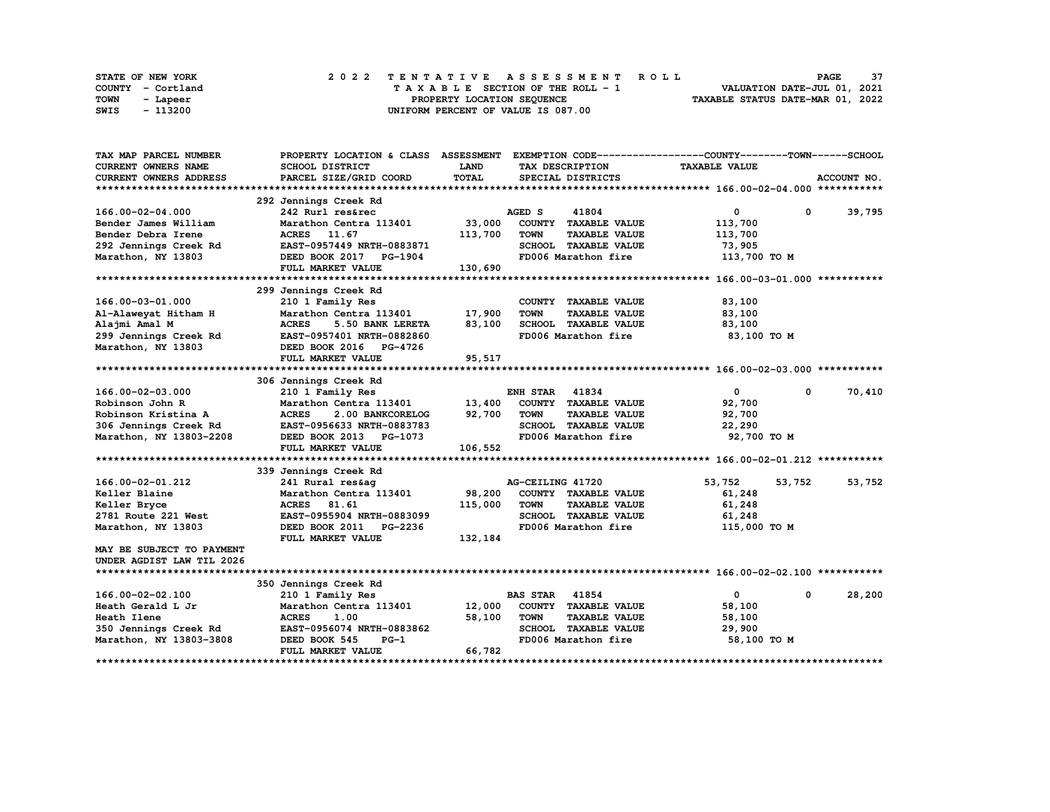STATE OF NEW YORK — COUNTY - Cortland — TOWN - Lapeer — SWIS - 113200

**2022 TENTATIVE ASSESSMENT ROLL**
TAXABLE SECTION OF THE ROLL - 1
PROPERTY LOCATION SEQUENCE
UNIFORM PERCENT OF VALUE IS 087.00

VALUATION DATE-JUL 01, 2021
TAXABLE STATUS DATE-MAR 01, 2022

| TAX MAP PARCEL NUMBER / CURRENT OWNERS NAME / CURRENT OWNERS ADDRESS | PROPERTY LOCATION & CLASS / SCHOOL DISTRICT / PARCEL SIZE/GRID COORD | ASSESSMENT LAND / TOTAL | EXEMPTION CODE / TAX DESCRIPTION / SPECIAL DISTRICTS | COUNTY TAXABLE VALUE | TOWN | SCHOOL / ACCOUNT NO. |
|---|---|---|---|---|---|---|
| | 292 Jennings Creek Rd | | | | | |
| 166.00-02-04.000 | 242 Rurl res&rec | | AGED S 41804 | 0 | 0 | 39,795 |
| Bender James William | Marathon Centra 113401 | 33,000 | COUNTY TAXABLE VALUE | 113,700 | | |
| Bender Debra Irene | ACRES 11.67 | 113,700 | TOWN TAXABLE VALUE | 113,700 | | |
| 292 Jennings Creek Rd | EAST-0957449 NRTH-0883871 | | SCHOOL TAXABLE VALUE | 73,905 | | |
| Marathon, NY 13803 | DEED BOOK 2017 PG-1904 | | FD006 Marathon fire | 113,700 TO M | | |
| | FULL MARKET VALUE | 130,690 | | | | |
| | 299 Jennings Creek Rd | | | | | |
| 166.00-03-01.000 | 210 1 Family Res | | COUNTY TAXABLE VALUE | 83,100 | | |
| Al-Alaweyat Hitham H | Marathon Centra 113401 | 17,900 | TOWN TAXABLE VALUE | 83,100 | | |
| Alajmi Amal M | ACRES 5.50 BANK LERETA | 83,100 | SCHOOL TAXABLE VALUE | 83,100 | | |
| 299 Jennings Creek Rd | EAST-0957401 NRTH-0882860 | | FD006 Marathon fire | 83,100 TO M | | |
| Marathon, NY 13803 | DEED BOOK 2016 PG-4726 | | | | | |
| | FULL MARKET VALUE | 95,517 | | | | |
| | 306 Jennings Creek Rd | | | | | |
| 166.00-02-03.000 | 210 1 Family Res | | ENH STAR 41834 | 0 | 0 | 70,410 |
| Robinson John R | Marathon Centra 113401 | 13,400 | COUNTY TAXABLE VALUE | 92,700 | | |
| Robinson Kristina A | ACRES 2.00 BANKCORELOG | 92,700 | TOWN TAXABLE VALUE | 92,700 | | |
| 306 Jennings Creek Rd | EAST-0956633 NRTH-0883783 | | SCHOOL TAXABLE VALUE | 22,290 | | |
| Marathon, NY 13803-2208 | DEED BOOK 2013 PG-1073 | | FD006 Marathon fire | 92,700 TO M | | |
| | FULL MARKET VALUE | 106,552 | | | | |
| | 339 Jennings Creek Rd | | | | | |
| 166.00-02-01.212 | 241 Rural res&ag | | AG-CEILING 41720 | 53,752 | 53,752 | 53,752 |
| Keller Blaine | Marathon Centra 113401 | 98,200 | COUNTY TAXABLE VALUE | 61,248 | | |
| Keller Bryce | ACRES 81.61 | 115,000 | TOWN TAXABLE VALUE | 61,248 | | |
| 2781 Route 221 West | EAST-0955904 NRTH-0883099 | | SCHOOL TAXABLE VALUE | 61,248 | | |
| Marathon, NY 13803 | DEED BOOK 2011 PG-2236 | | FD006 Marathon fire | 115,000 TO M | | |
| | FULL MARKET VALUE | 132,184 | | | | |
| MAY BE SUBJECT TO PAYMENT UNDER AGDIST LAW TIL 2026 | | | | | | |
| | 350 Jennings Creek Rd | | | | | |
| 166.00-02-02.100 | 210 1 Family Res | | BAS STAR 41854 | 0 | 0 | 28,200 |
| Heath Gerald L Jr | Marathon Centra 113401 | 12,000 | COUNTY TAXABLE VALUE | 58,100 | | |
| Heath Ilene | ACRES 1.00 | 58,100 | TOWN TAXABLE VALUE | 58,100 | | |
| 350 Jennings Creek Rd | EAST-0956074 NRTH-0883862 | | SCHOOL TAXABLE VALUE | 29,900 | | |
| Marathon, NY 13803-3808 | DEED BOOK 545 PG-1 | | FD006 Marathon fire | 58,100 TO M | | |
| | FULL MARKET VALUE | 66,782 | | | | |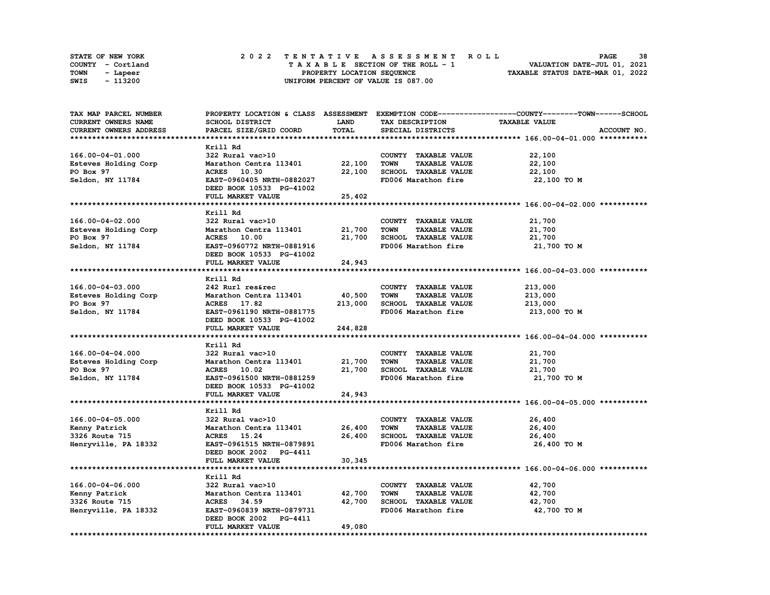STATE OF NEW YORK — COUNTY - Cortland — TOWN - Lapeer — SWIS - 113200

# 2022 TENTATIVE ASSESSMENT ROLL

TAXABLE SECTION OF THE ROLL - 1
PROPERTY LOCATION SEQUENCE
UNIFORM PERCENT OF VALUE IS 087.00

VALUATION DATE-JUL 01, 2021
TAXABLE STATUS DATE-MAR 01, 2022

| TAX MAP PARCEL NUMBER / CURRENT OWNERS NAME / CURRENT OWNERS ADDRESS | PROPERTY LOCATION & CLASS / SCHOOL DISTRICT / PARCEL SIZE/GRID COORD | ASSESSMENT LAND | TOTAL | EXEMPTION CODE / TAX DESCRIPTION / SPECIAL DISTRICTS | TAXABLE VALUE (COUNTY / TOWN / SCHOOL) | ACCOUNT NO. |
|---|---|---|---|---|---|---|
| **166.00-04-01.000** | Krill Rd | | | | | |
| 166.00-04-01.000 | 322 Rural vac>10 | | | COUNTY TAXABLE VALUE | 22,100 | |
| Esteves Holding Corp | Marathon Centra 113401 | 22,100 | | TOWN TAXABLE VALUE | 22,100 | |
| PO Box 97 | ACRES 10.30 | | 22,100 | SCHOOL TAXABLE VALUE | 22,100 | |
| Seldon, NY 11784 | EAST-0960405 NRTH-0882027 | | | FD006 Marathon fire | 22,100 TO M | |
| | DEED BOOK 10533 PG-41002 | | | | | |
| | FULL MARKET VALUE | | 25,402 | | | |
| **166.00-04-02.000** | Krill Rd | | | | | |
| 166.00-04-02.000 | 322 Rural vac>10 | | | COUNTY TAXABLE VALUE | 21,700 | |
| Esteves Holding Corp | Marathon Centra 113401 | 21,700 | | TOWN TAXABLE VALUE | 21,700 | |
| PO Box 97 | ACRES 10.00 | | 21,700 | SCHOOL TAXABLE VALUE | 21,700 | |
| Seldon, NY 11784 | EAST-0960772 NRTH-0881916 | | | FD006 Marathon fire | 21,700 TO M | |
| | DEED BOOK 10533 PG-41002 | | | | | |
| | FULL MARKET VALUE | | 24,943 | | | |
| **166.00-04-03.000** | Krill Rd | | | | | |
| 166.00-04-03.000 | 242 Rurl res&rec | | | COUNTY TAXABLE VALUE | 213,000 | |
| Esteves Holding Corp | Marathon Centra 113401 | 40,500 | | TOWN TAXABLE VALUE | 213,000 | |
| PO Box 97 | ACRES 17.82 | | 213,000 | SCHOOL TAXABLE VALUE | 213,000 | |
| Seldon, NY 11784 | EAST-0961190 NRTH-0881775 | | | FD006 Marathon fire | 213,000 TO M | |
| | DEED BOOK 10533 PG-41002 | | | | | |
| | FULL MARKET VALUE | | 244,828 | | | |
| **166.00-04-04.000** | Krill Rd | | | | | |
| 166.00-04-04.000 | 322 Rural vac>10 | | | COUNTY TAXABLE VALUE | 21,700 | |
| Esteves Holding Corp | Marathon Centra 113401 | 21,700 | | TOWN TAXABLE VALUE | 21,700 | |
| PO Box 97 | ACRES 10.02 | | 21,700 | SCHOOL TAXABLE VALUE | 21,700 | |
| Seldon, NY 11784 | EAST-0961500 NRTH-0881259 | | | FD006 Marathon fire | 21,700 TO M | |
| | DEED BOOK 10533 PG-41002 | | | | | |
| | FULL MARKET VALUE | | 24,943 | | | |
| **166.00-04-05.000** | Krill Rd | | | | | |
| 166.00-04-05.000 | 322 Rural vac>10 | | | COUNTY TAXABLE VALUE | 26,400 | |
| Kenny Patrick | Marathon Centra 113401 | 26,400 | | TOWN TAXABLE VALUE | 26,400 | |
| 3326 Route 715 | ACRES 15.24 | | 26,400 | SCHOOL TAXABLE VALUE | 26,400 | |
| Henryville, PA 18332 | EAST-0961515 NRTH-0879891 | | | FD006 Marathon fire | 26,400 TO M | |
| | DEED BOOK 2002 PG-4411 | | | | | |
| | FULL MARKET VALUE | | 30,345 | | | |
| **166.00-04-06.000** | Krill Rd | | | | | |
| 166.00-04-06.000 | 322 Rural vac>10 | | | COUNTY TAXABLE VALUE | 42,700 | |
| Kenny Patrick | Marathon Centra 113401 | 42,700 | | TOWN TAXABLE VALUE | 42,700 | |
| 3326 Route 715 | ACRES 34.59 | | 42,700 | SCHOOL TAXABLE VALUE | 42,700 | |
| Henryville, PA 18332 | EAST-0960839 NRTH-0879731 | | | FD006 Marathon fire | 42,700 TO M | |
| | DEED BOOK 2002 PG-4411 | | | | | |
| | FULL MARKET VALUE | | 49,080 | | | |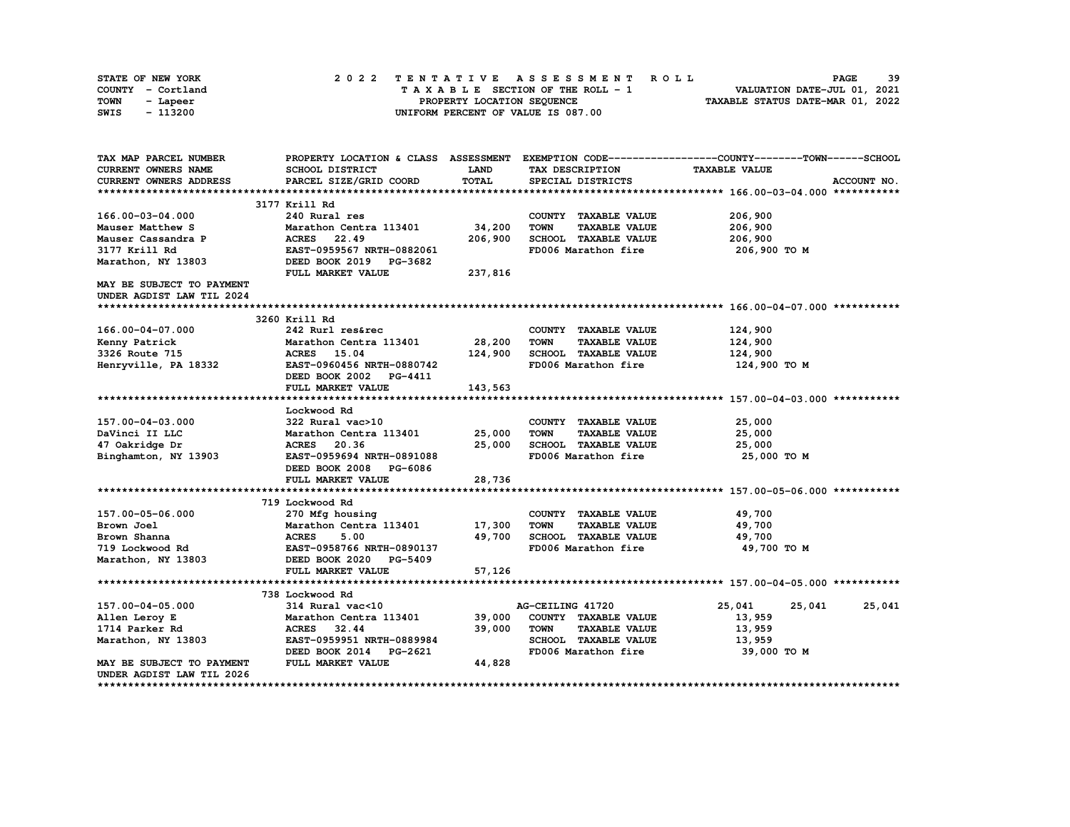STATE OF NEW YORK | 2022 TENTATIVE ASSESSMENT ROLL | PAGE 39
COUNTY - Cortland | TAXABLE SECTION OF THE ROLL - 1 | VALUATION DATE-JUL 01, 2021
TOWN - Lapeer | PROPERTY LOCATION SEQUENCE | TAXABLE STATUS DATE-MAR 01, 2022
SWIS - 113200 | UNIFORM PERCENT OF VALUE IS 087.00

| TAX MAP PARCEL NUMBER<br>CURRENT OWNERS NAME<br>CURRENT OWNERS ADDRESS | PROPERTY LOCATION & CLASS<br>SCHOOL DISTRICT<br>PARCEL SIZE/GRID COORD | ASSESSMENT<br>LAND<br>TOTAL | EXEMPTION CODE<br>TAX DESCRIPTION<br>SPECIAL DISTRICTS | COUNTY | TOWN | SCHOOL<br>TAXABLE VALUE<br>ACCOUNT NO. |
|---|---|---|---|---|---|---|
| **166.00-03-04.000** | 3177 Krill Rd | | | | | |
| 166.00-03-04.000 | 240 Rural res | | COUNTY TAXABLE VALUE | 206,900 | | |
| Mauser Matthew S | Marathon Centra 113401 | 34,200 | TOWN TAXABLE VALUE | 206,900 | | |
| Mauser Cassandra P | ACRES 22.49 | 206,900 | SCHOOL TAXABLE VALUE | 206,900 | | |
| 3177 Krill Rd | EAST-0959567 NRTH-0882061 | | FD006 Marathon fire | 206,900 TO M | | |
| Marathon, NY 13803 | DEED BOOK 2019 PG-3682 | | | | | |
| | FULL MARKET VALUE | 237,816 | | | | |
| MAY BE SUBJECT TO PAYMENT | | | | | | |
| UNDER AGDIST LAW TIL 2024 | | | | | | |
| **166.00-04-07.000** | 3260 Krill Rd | | | | | |
| 166.00-04-07.000 | 242 Rurl res&rec | | COUNTY TAXABLE VALUE | 124,900 | | |
| Kenny Patrick | Marathon Centra 113401 | 28,200 | TOWN TAXABLE VALUE | 124,900 | | |
| 3326 Route 715 | ACRES 15.04 | 124,900 | SCHOOL TAXABLE VALUE | 124,900 | | |
| Henryville, PA 18332 | EAST-0960456 NRTH-0880742 | | FD006 Marathon fire | 124,900 TO M | | |
| | DEED BOOK 2002 PG-4411 | | | | | |
| | FULL MARKET VALUE | 143,563 | | | | |
| **157.00-04-03.000** | Lockwood Rd | | | | | |
| 157.00-04-03.000 | 322 Rural vac>10 | | COUNTY TAXABLE VALUE | 25,000 | | |
| DaVinci II LLC | Marathon Centra 113401 | 25,000 | TOWN TAXABLE VALUE | 25,000 | | |
| 47 Oakridge Dr | ACRES 20.36 | 25,000 | SCHOOL TAXABLE VALUE | 25,000 | | |
| Binghamton, NY 13903 | EAST-0959694 NRTH-0891088 | | FD006 Marathon fire | 25,000 TO M | | |
| | DEED BOOK 2008 PG-6086 | | | | | |
| | FULL MARKET VALUE | 28,736 | | | | |
| **157.00-05-06.000** | 719 Lockwood Rd | | | | | |
| 157.00-05-06.000 | 270 Mfg housing | | COUNTY TAXABLE VALUE | 49,700 | | |
| Brown Joel | Marathon Centra 113401 | 17,300 | TOWN TAXABLE VALUE | 49,700 | | |
| Brown Shanna | ACRES 5.00 | 49,700 | SCHOOL TAXABLE VALUE | 49,700 | | |
| 719 Lockwood Rd | EAST-0958766 NRTH-0890137 | | FD006 Marathon fire | 49,700 TO M | | |
| Marathon, NY 13803 | DEED BOOK 2020 PG-5409 | | | | | |
| | FULL MARKET VALUE | 57,126 | | | | |
| **157.00-04-05.000** | 738 Lockwood Rd | | | | | |
| 157.00-04-05.000 | 314 Rural vac<10 | | AG-CEILING 41720 | 25,041 | 25,041 | 25,041 |
| Allen Leroy E | Marathon Centra 113401 | 39,000 | COUNTY TAXABLE VALUE | 13,959 | | |
| 1714 Parker Rd | ACRES 32.44 | 39,000 | TOWN TAXABLE VALUE | 13,959 | | |
| Marathon, NY 13803 | EAST-0959951 NRTH-0889984 | | SCHOOL TAXABLE VALUE | 13,959 | | |
| | DEED BOOK 2014 PG-2621 | | FD006 Marathon fire | 39,000 TO M | | |
| MAY BE SUBJECT TO PAYMENT | FULL MARKET VALUE | 44,828 | | | | |
| UNDER AGDIST LAW TIL 2026 | | | | | | |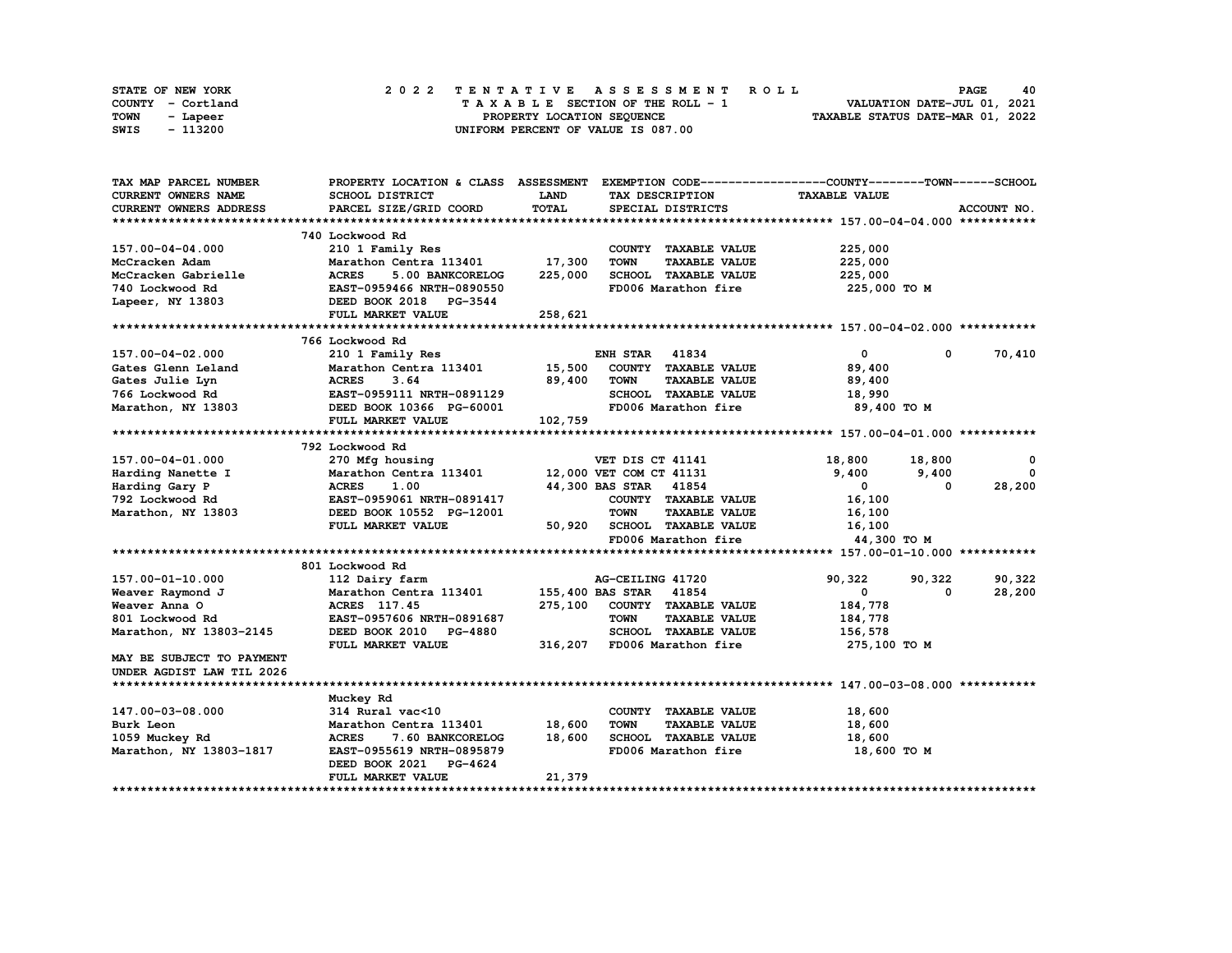STATE OF NEW YORK
COUNTY - Cortland
TOWN - Lapeer
SWIS - 113200

2022 TENTATIVE ASSESSMENT ROLL
TAXABLE SECTION OF THE ROLL - 1
PROPERTY LOCATION SEQUENCE
UNIFORM PERCENT OF VALUE IS 087.00

VALUATION DATE-JUL 01, 2021
TAXABLE STATUS DATE-MAR 01, 2022

| TAX MAP PARCEL NUMBER / CURRENT OWNERS NAME / CURRENT OWNERS ADDRESS | PROPERTY LOCATION & CLASS / SCHOOL DISTRICT / PARCEL SIZE/GRID COORD | ASSESSMENT LAND / TOTAL | EXEMPTION CODE / TAX DESCRIPTION / SPECIAL DISTRICTS | COUNTY TAXABLE VALUE | TOWN | SCHOOL | ACCOUNT NO. |
|---|---|---|---|---|---|---|---|
| **157.00-04-04.000** | 740 Lockwood Rd | | | | | | |
| 157.00-04-04.000 | 210 1 Family Res | | COUNTY TAXABLE VALUE | 225,000 | | | |
| McCracken Adam | Marathon Centra 113401 | 17,300 | TOWN TAXABLE VALUE | 225,000 | | | |
| McCracken Gabrielle | ACRES 5.00 BANKCORELOG | 225,000 | SCHOOL TAXABLE VALUE | 225,000 | | | |
| 740 Lockwood Rd | EAST-0959466 NRTH-0890550 | | FD006 Marathon fire | 225,000 TO M | | | |
| Lapeer, NY 13803 | DEED BOOK 2018 PG-3544 | | | | | | |
| | FULL MARKET VALUE | 258,621 | | | | | |
| **157.00-04-02.000** | 766 Lockwood Rd | | | | | | |
| 157.00-04-02.000 | 210 1 Family Res | | ENH STAR 41834 | 0 | 0 | 70,410 | |
| Gates Glenn Leland | Marathon Centra 113401 | 15,500 | COUNTY TAXABLE VALUE | 89,400 | | | |
| Gates Julie Lyn | ACRES 3.64 | 89,400 | TOWN TAXABLE VALUE | 89,400 | | | |
| 766 Lockwood Rd | EAST-0959111 NRTH-0891129 | | SCHOOL TAXABLE VALUE | 18,990 | | | |
| Marathon, NY 13803 | DEED BOOK 10366 PG-60001 | | FD006 Marathon fire | 89,400 TO M | | | |
| | FULL MARKET VALUE | 102,759 | | | | | |
| **157.00-04-01.000** | 792 Lockwood Rd | | | | | | |
| 157.00-04-01.000 | 270 Mfg housing | | VET DIS CT 41141 | 18,800 | 18,800 | 0 | |
| Harding Nanette I | Marathon Centra 113401 | 12,000 | VET COM CT 41131 | 9,400 | 9,400 | 0 | |
| Harding Gary P | ACRES 1.00 | 44,300 | BAS STAR 41854 | 0 | 0 | 28,200 | |
| 792 Lockwood Rd | EAST-0959061 NRTH-0891417 | | COUNTY TAXABLE VALUE | 16,100 | | | |
| Marathon, NY 13803 | DEED BOOK 10552 PG-12001 | | TOWN TAXABLE VALUE | 16,100 | | | |
| | FULL MARKET VALUE | 50,920 | SCHOOL TAXABLE VALUE | 16,100 | | | |
| | | | FD006 Marathon fire | 44,300 TO M | | | |
| **157.00-01-10.000** | 801 Lockwood Rd | | | | | | |
| 157.00-01-10.000 | 112 Dairy farm | | AG-CEILING 41720 | 90,322 | 90,322 | 90,322 | |
| Weaver Raymond J | Marathon Centra 113401 | 155,400 | BAS STAR 41854 | 0 | 0 | 28,200 | |
| Weaver Anna O | ACRES 117.45 | 275,100 | COUNTY TAXABLE VALUE | 184,778 | | | |
| 801 Lockwood Rd | EAST-0957606 NRTH-0891687 | | TOWN TAXABLE VALUE | 184,778 | | | |
| Marathon, NY 13803-2145 | DEED BOOK 2010 PG-4880 | | SCHOOL TAXABLE VALUE | 156,578 | | | |
| | FULL MARKET VALUE | 316,207 | FD006 Marathon fire | 275,100 TO M | | | |
| MAY BE SUBJECT TO PAYMENT UNDER AGDIST LAW TIL 2026 | | | | | | | |
| **147.00-03-08.000** | Muckey Rd | | | | | | |
| 147.00-03-08.000 | 314 Rural vac<10 | | COUNTY TAXABLE VALUE | 18,600 | | | |
| Burk Leon | Marathon Centra 113401 | 18,600 | TOWN TAXABLE VALUE | 18,600 | | | |
| 1059 Muckey Rd | ACRES 7.60 BANKCORELOG | 18,600 | SCHOOL TAXABLE VALUE | 18,600 | | | |
| Marathon, NY 13803-1817 | EAST-0955619 NRTH-0895879 | | FD006 Marathon fire | 18,600 TO M | | | |
| | DEED BOOK 2021 PG-4624 | | | | | | |
| | FULL MARKET VALUE | 21,379 | | | | | |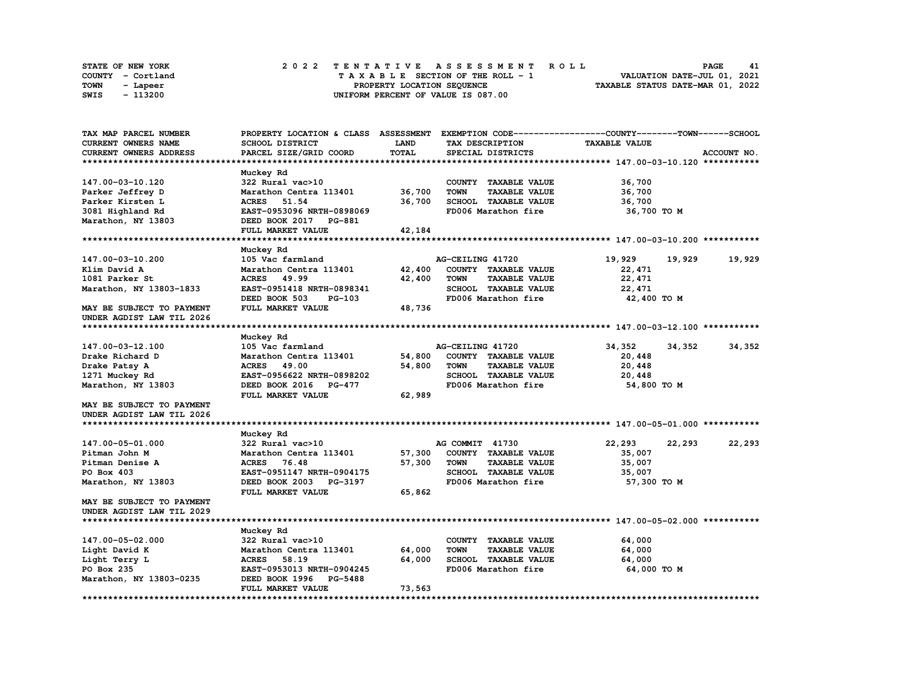STATE OF NEW YORK
COUNTY - Cortland
TOWN - Lapeer
SWIS - 113200

2 0 2 2 T E N T A T I V E A S S E S S M E N T R O L L
T A X A B L E SECTION OF THE ROLL - 1
PROPERTY LOCATION SEQUENCE
UNIFORM PERCENT OF VALUE IS 087.00

VALUATION DATE-JUL 01, 2021
TAXABLE STATUS DATE-MAR 01, 2022

```
TAX MAP PARCEL NUMBER         PROPERTY LOCATION & CLASS  ASSESSMENT  EXEMPTION CODE-----------------COUNTY--------TOWN------SCHOOL
CURRENT OWNERS NAME           SCHOOL DISTRICT               LAND      TAX DESCRIPTION            TAXABLE VALUE
CURRENT OWNERS ADDRESS        PARCEL SIZE/GRID COORD        TOTAL     SPECIAL DISTRICTS                                       ACCOUNT NO.
******************************************************************************************************* 147.00-03-10.120 ***********
                              Muckey Rd
147.00-03-10.120              322 Rural vac>10                        COUNTY  TAXABLE VALUE             36,700
Parker Jeffrey D              Marathon Centra 113401      36,700      TOWN    TAXABLE VALUE             36,700
Parker Kirsten L              ACRES   51.54               36,700      SCHOOL  TAXABLE VALUE             36,700
3081 Highland Rd              EAST-0953096 NRTH-0898069               FD006 Marathon fire                36,700 TO M
Marathon, NY 13803            DEED BOOK 2017   PG-881
                              FULL MARKET VALUE           42,184
******************************************************************************************************* 147.00-03-10.200 ***********
                              Muckey Rd
147.00-03-10.200              105 Vac farmland                        AG-CEILING 41720          19,929     19,929      19,929
Klim David A                  Marathon Centra 113401      42,400      COUNTY  TAXABLE VALUE             22,471
1081 Parker St                ACRES   49.99               42,400      TOWN    TAXABLE VALUE             22,471
Marathon, NY 13803-1833       EAST-0951418 NRTH-0898341               SCHOOL  TAXABLE VALUE             22,471
                              DEED BOOK 503    PG-103                 FD006 Marathon fire                42,400 TO M
MAY BE SUBJECT TO PAYMENT     FULL MARKET VALUE           48,736
UNDER AGDIST LAW TIL 2026
******************************************************************************************************* 147.00-03-12.100 ***********
                              Muckey Rd
147.00-03-12.100              105 Vac farmland                        AG-CEILING 41720          34,352     34,352      34,352
Drake Richard D               Marathon Centra 113401      54,800      COUNTY  TAXABLE VALUE             20,448
Drake Patsy A                 ACRES   49.00               54,800      TOWN    TAXABLE VALUE             20,448
1271 Muckey Rd                EAST-0956622 NRTH-0898202               SCHOOL  TAXABLE VALUE             20,448
Marathon, NY 13803            DEED BOOK 2016   PG-477                 FD006 Marathon fire                54,800 TO M
                              FULL MARKET VALUE           62,989
MAY BE SUBJECT TO PAYMENT
UNDER AGDIST LAW TIL 2026
******************************************************************************************************* 147.00-05-01.000 ***********
                              Muckey Rd
147.00-05-01.000              322 Rural vac>10                        AG COMMIT  41730          22,293     22,293      22,293
Pitman John M                 Marathon Centra 113401      57,300      COUNTY  TAXABLE VALUE             35,007
Pitman Denise A               ACRES   76.48               57,300      TOWN    TAXABLE VALUE             35,007
PO Box 403                    EAST-0951147 NRTH-0904175               SCHOOL  TAXABLE VALUE             35,007
Marathon, NY 13803            DEED BOOK 2003   PG-3197                FD006 Marathon fire                57,300 TO M
                              FULL MARKET VALUE           65,862
MAY BE SUBJECT TO PAYMENT
UNDER AGDIST LAW TIL 2029
******************************************************************************************************* 147.00-05-02.000 ***********
                              Muckey Rd
147.00-05-02.000              322 Rural vac>10                        COUNTY  TAXABLE VALUE             64,000
Light David K                 Marathon Centra 113401      64,000      TOWN    TAXABLE VALUE             64,000
Light Terry L                 ACRES   58.19               64,000      SCHOOL  TAXABLE VALUE             64,000
PO Box 235                    EAST-0953013 NRTH-0904245               FD006 Marathon fire                64,000 TO M
Marathon, NY 13803-0235       DEED BOOK 1996   PG-5488
                              FULL MARKET VALUE           73,563
************************************************************************************************************************************
```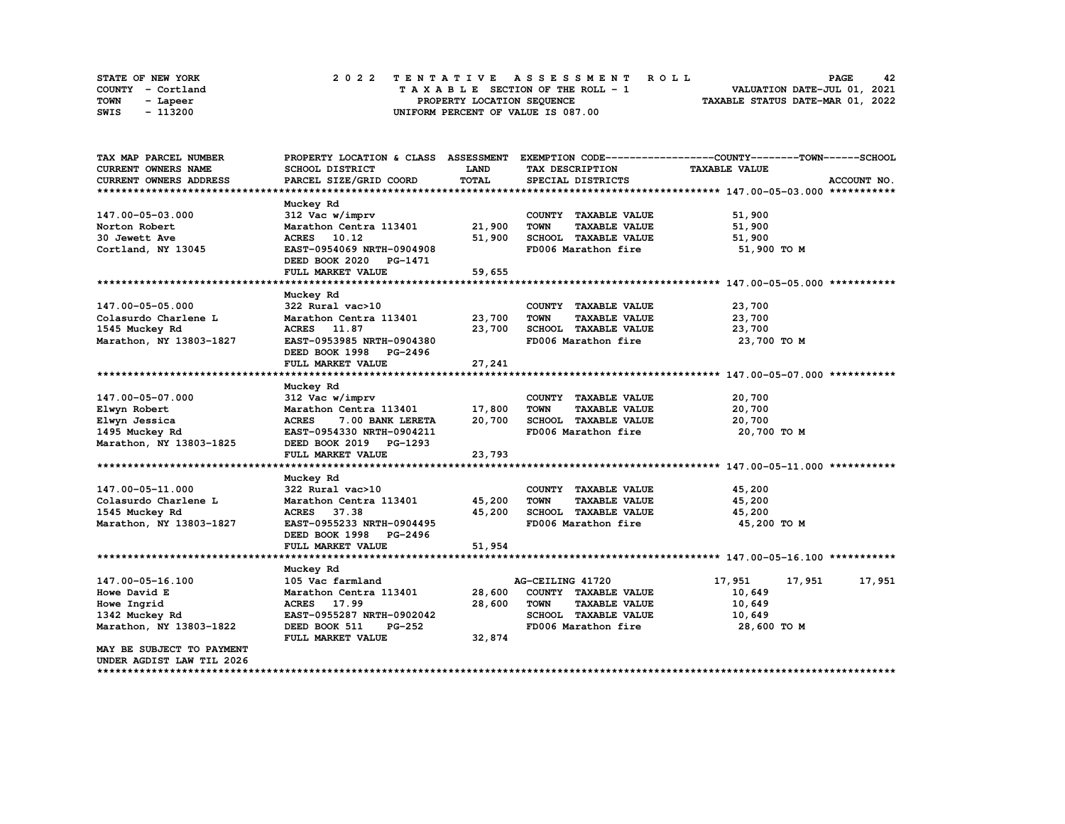STATE OF NEW YORK                2022 TENTATIVE ASSESSMENT ROLL
COUNTY - Cortland                TAXABLE SECTION OF THE ROLL - 1                VALUATION DATE-JUL 01, 2021
TOWN - Lapeer                    PROPERTY LOCATION SEQUENCE                     TAXABLE STATUS DATE-MAR 01, 2022
SWIS - 113200                    UNIFORM PERCENT OF VALUE IS 087.00

| TAX MAP PARCEL NUMBER / CURRENT OWNERS NAME / CURRENT OWNERS ADDRESS | PROPERTY LOCATION & CLASS / SCHOOL DISTRICT / PARCEL SIZE/GRID COORD | ASSESSMENT LAND / TOTAL | EXEMPTION CODE / TAX DESCRIPTION / SPECIAL DISTRICTS | TAXABLE VALUE (COUNTY / TOWN / SCHOOL) |
|---|---|---|---|---|
| **147.00-05-03.000** | Muckey Rd | | | |
| 147.00-05-03.000 | 312 Vac w/imprv | | COUNTY TAXABLE VALUE | 51,900 |
| Norton Robert | Marathon Centra 113401 | 21,900 | TOWN TAXABLE VALUE | 51,900 |
| 30 Jewett Ave | ACRES 10.12 | 51,900 | SCHOOL TAXABLE VALUE | 51,900 |
| Cortland, NY 13045 | EAST-0954069 NRTH-0904908 | | FD006 Marathon fire | 51,900 TO M |
| | DEED BOOK 2020 PG-1471 | | | |
| | FULL MARKET VALUE | 59,655 | | |
| **147.00-05-05.000** | Muckey Rd | | | |
| 147.00-05-05.000 | 322 Rural vac>10 | | COUNTY TAXABLE VALUE | 23,700 |
| Colasurdo Charlene L | Marathon Centra 113401 | 23,700 | TOWN TAXABLE VALUE | 23,700 |
| 1545 Muckey Rd | ACRES 11.87 | 23,700 | SCHOOL TAXABLE VALUE | 23,700 |
| Marathon, NY 13803-1827 | EAST-0953985 NRTH-0904380 | | FD006 Marathon fire | 23,700 TO M |
| | DEED BOOK 1998 PG-2496 | | | |
| | FULL MARKET VALUE | 27,241 | | |
| **147.00-05-07.000** | Muckey Rd | | | |
| 147.00-05-07.000 | 312 Vac w/imprv | | COUNTY TAXABLE VALUE | 20,700 |
| Elwyn Robert | Marathon Centra 113401 | 17,800 | TOWN TAXABLE VALUE | 20,700 |
| Elwyn Jessica | ACRES 7.00 BANK LERETA | 20,700 | SCHOOL TAXABLE VALUE | 20,700 |
| 1495 Muckey Rd | EAST-0954330 NRTH-0904211 | | FD006 Marathon fire | 20,700 TO M |
| Marathon, NY 13803-1825 | DEED BOOK 2019 PG-1293 | | | |
| | FULL MARKET VALUE | 23,793 | | |
| **147.00-05-11.000** | Muckey Rd | | | |
| 147.00-05-11.000 | 322 Rural vac>10 | | COUNTY TAXABLE VALUE | 45,200 |
| Colasurdo Charlene L | Marathon Centra 113401 | 45,200 | TOWN TAXABLE VALUE | 45,200 |
| 1545 Muckey Rd | ACRES 37.38 | 45,200 | SCHOOL TAXABLE VALUE | 45,200 |
| Marathon, NY 13803-1827 | EAST-0955233 NRTH-0904495 | | FD006 Marathon fire | 45,200 TO M |
| | DEED BOOK 1998 PG-2496 | | | |
| | FULL MARKET VALUE | 51,954 | | |
| **147.00-05-16.100** | Muckey Rd | | | |
| 147.00-05-16.100 | 105 Vac farmland | | AG-CEILING 41720 | 17,951 17,951 17,951 |
| Howe David E | Marathon Centra 113401 | 28,600 | COUNTY TAXABLE VALUE | 10,649 |
| Howe Ingrid | ACRES 17.99 | 28,600 | TOWN TAXABLE VALUE | 10,649 |
| 1342 Muckey Rd | EAST-0955287 NRTH-0902042 | | SCHOOL TAXABLE VALUE | 10,649 |
| Marathon, NY 13803-1822 | DEED BOOK 511 PG-252 | | FD006 Marathon fire | 28,600 TO M |
| | FULL MARKET VALUE | 32,874 | | |
| MAY BE SUBJECT TO PAYMENT UNDER AGDIST LAW TIL 2026 | | | | |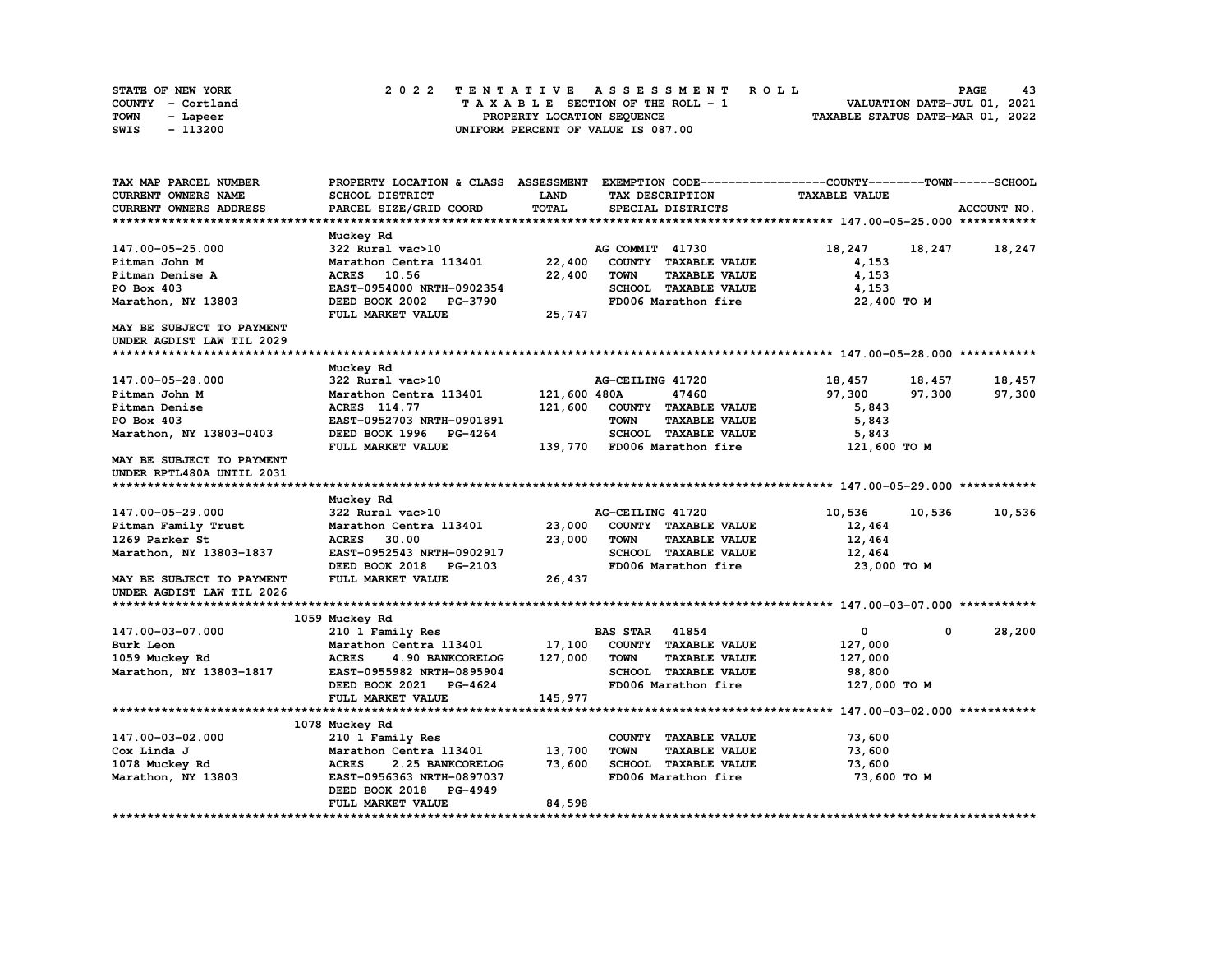STATE OF NEW YORK | COUNTY - Cortland | TOWN - Lapeer | SWIS - 113200

**2022 TENTATIVE ASSESSMENT ROLL**
TAXABLE SECTION OF THE ROLL - 1
PROPERTY LOCATION SEQUENCE
UNIFORM PERCENT OF VALUE IS 087.00

VALUATION DATE-JUL 01, 2021
TAXABLE STATUS DATE-MAR 01, 2022

| TAX MAP PARCEL NUMBER / CURRENT OWNERS NAME / CURRENT OWNERS ADDRESS | PROPERTY LOCATION & CLASS / SCHOOL DISTRICT / PARCEL SIZE/GRID COORD | ASSESSMENT LAND / TOTAL | EXEMPTION CODE / TAX DESCRIPTION / SPECIAL DISTRICTS | COUNTY | TOWN | SCHOOL |
|---|---|---|---|---|---|---|
| **147.00-05-25.000** | Muckey Rd | | | | | |
| 147.00-05-25.000 | 322 Rural vac>10 | | AG COMMIT 41730 | 18,247 | 18,247 | 18,247 |
| Pitman John M | Marathon Centra 113401 | 22,400 | COUNTY TAXABLE VALUE | 4,153 | | |
| Pitman Denise A | ACRES 10.56 | 22,400 | TOWN TAXABLE VALUE | 4,153 | | |
| PO Box 403 | EAST-0954000 NRTH-0902354 | | SCHOOL TAXABLE VALUE | 4,153 | | |
| Marathon, NY 13803 | DEED BOOK 2002 PG-3790 | | FD006 Marathon fire | 22,400 TO M | | |
| | FULL MARKET VALUE | 25,747 | | | | |
| MAY BE SUBJECT TO PAYMENT UNDER AGDIST LAW TIL 2029 | | | | | | |
| **147.00-05-28.000** | Muckey Rd | | | | | |
| 147.00-05-28.000 | 322 Rural vac>10 | | AG-CEILING 41720 | 18,457 | 18,457 | 18,457 |
| Pitman John M | Marathon Centra 113401 | 121,600 | 480A 47460 | 97,300 | 97,300 | 97,300 |
| Pitman Denise | ACRES 114.77 | 121,600 | COUNTY TAXABLE VALUE | 5,843 | | |
| PO Box 403 | EAST-0952703 NRTH-0901891 | | TOWN TAXABLE VALUE | 5,843 | | |
| Marathon, NY 13803-0403 | DEED BOOK 1996 PG-4264 | | SCHOOL TAXABLE VALUE | 5,843 | | |
| | FULL MARKET VALUE | 139,770 | FD006 Marathon fire | 121,600 TO M | | |
| MAY BE SUBJECT TO PAYMENT UNDER RPTL480A UNTIL 2031 | | | | | | |
| **147.00-05-29.000** | Muckey Rd | | | | | |
| 147.00-05-29.000 | 322 Rural vac>10 | | AG-CEILING 41720 | 10,536 | 10,536 | 10,536 |
| Pitman Family Trust | Marathon Centra 113401 | 23,000 | COUNTY TAXABLE VALUE | 12,464 | | |
| 1269 Parker St | ACRES 30.00 | 23,000 | TOWN TAXABLE VALUE | 12,464 | | |
| Marathon, NY 13803-1837 | EAST-0952543 NRTH-0902917 | | SCHOOL TAXABLE VALUE | 12,464 | | |
| | DEED BOOK 2018 PG-2103 | | FD006 Marathon fire | 23,000 TO M | | |
| MAY BE SUBJECT TO PAYMENT UNDER AGDIST LAW TIL 2026 | FULL MARKET VALUE | 26,437 | | | | |
| **147.00-03-07.000** | 1059 Muckey Rd | | | | | |
| 147.00-03-07.000 | 210 1 Family Res | | BAS STAR 41854 | 0 | 0 | 28,200 |
| Burk Leon | Marathon Centra 113401 | 17,100 | COUNTY TAXABLE VALUE | 127,000 | | |
| 1059 Muckey Rd | ACRES 4.90 BANKCORELOG | 127,000 | TOWN TAXABLE VALUE | 127,000 | | |
| Marathon, NY 13803-1817 | EAST-0955982 NRTH-0895904 | | SCHOOL TAXABLE VALUE | 98,800 | | |
| | DEED BOOK 2021 PG-4624 | | FD006 Marathon fire | 127,000 TO M | | |
| | FULL MARKET VALUE | 145,977 | | | | |
| **147.00-03-02.000** | 1078 Muckey Rd | | | | | |
| 147.00-03-02.000 | 210 1 Family Res | | COUNTY TAXABLE VALUE | 73,600 | | |
| Cox Linda J | Marathon Centra 113401 | 13,700 | TOWN TAXABLE VALUE | 73,600 | | |
| 1078 Muckey Rd | ACRES 2.25 BANKCORELOG | 73,600 | SCHOOL TAXABLE VALUE | 73,600 | | |
| Marathon, NY 13803 | EAST-0956363 NRTH-0897037 | | FD006 Marathon fire | 73,600 TO M | | |
| | DEED BOOK 2018 PG-4949 | | | | | |
| | FULL MARKET VALUE | 84,598 | | | | |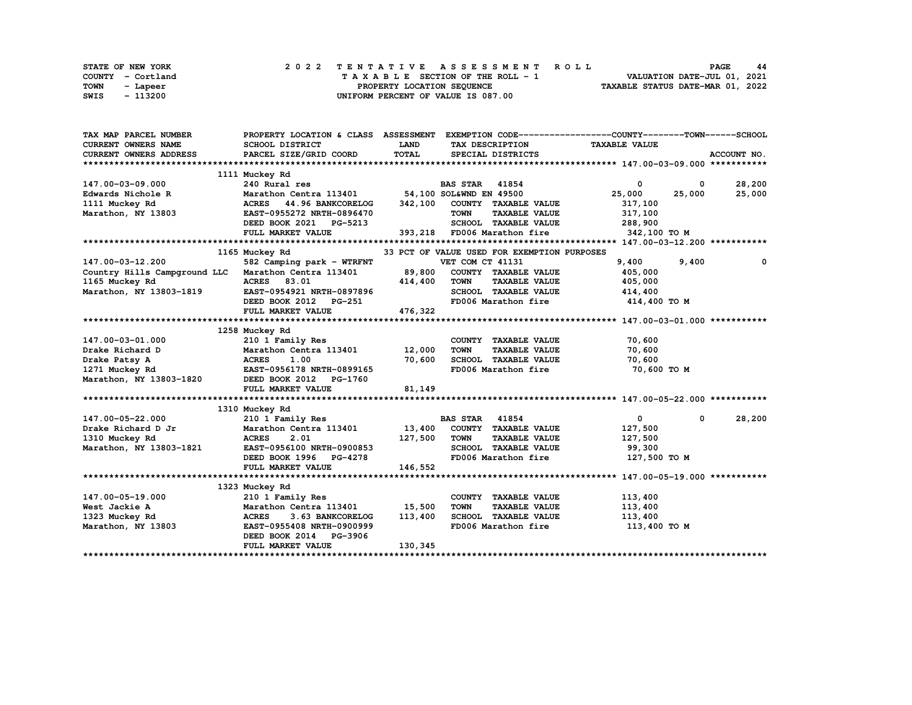STATE OF NEW YORK | COUNTY - Cortland | TOWN - Lapeer | SWIS - 113200

# 2022 TENTATIVE ASSESSMENT ROLL

TAXABLE SECTION OF THE ROLL - 1
PROPERTY LOCATION SEQUENCE
UNIFORM PERCENT OF VALUE IS 087.00

VALUATION DATE-JUL 01, 2021
TAXABLE STATUS DATE-MAR 01, 2022

| TAX MAP PARCEL NUMBER / CURRENT OWNERS NAME / CURRENT OWNERS ADDRESS | PROPERTY LOCATION & CLASS / SCHOOL DISTRICT / PARCEL SIZE/GRID COORD | ASSESSMENT LAND / TOTAL | EXEMPTION CODE / TAX DESCRIPTION / SPECIAL DISTRICTS | COUNTY | TOWN | SCHOOL / TAXABLE VALUE | ACCOUNT NO. |
|---|---|---|---|---|---|---|---|
| **147.00-03-09.000** | 1111 Muckey Rd | | | | | | |
| 147.00-03-09.000 | 240 Rural res | | BAS STAR 41854 | 0 | 0 | 28,200 | |
| Edwards Nichole R | Marathon Centra 113401 | 54,100 | SOL&WND EN 49500 | 25,000 | 25,000 | 25,000 | |
| 1111 Muckey Rd | ACRES 44.96 BANKCORELOG | 342,100 | COUNTY TAXABLE VALUE | 317,100 | | | |
| Marathon, NY 13803 | EAST-0955272 NRTH-0896470 | | TOWN TAXABLE VALUE | | 317,100 | | |
| | DEED BOOK 2021 PG-5213 | | SCHOOL TAXABLE VALUE | | | 288,900 | |
| | FULL MARKET VALUE | 393,218 | FD006 Marathon fire | 342,100 TO M | | | |
| **147.00-03-12.200** | 1165 Muckey Rd | | 33 PCT OF VALUE USED FOR EXEMPTION PURPOSES | | | | |
| 147.00-03-12.200 | 582 Camping park - WTRFNT | | VET COM CT 41131 | 9,400 | 9,400 | 0 | |
| Country Hills Campground LLC | Marathon Centra 113401 | 89,800 | COUNTY TAXABLE VALUE | 405,000 | | | |
| 1165 Muckey Rd | ACRES 83.01 | 414,400 | TOWN TAXABLE VALUE | | 405,000 | | |
| Marathon, NY 13803-1819 | EAST-0954921 NRTH-0897896 | | SCHOOL TAXABLE VALUE | | | 414,400 | |
| | DEED BOOK 2012 PG-251 | | FD006 Marathon fire | 414,400 TO M | | | |
| | FULL MARKET VALUE | 476,322 | | | | | |
| **147.00-03-01.000** | 1258 Muckey Rd | | | | | | |
| 147.00-03-01.000 | 210 1 Family Res | | COUNTY TAXABLE VALUE | 70,600 | | | |
| Drake Richard D | Marathon Centra 113401 | 12,000 | TOWN TAXABLE VALUE | | 70,600 | | |
| Drake Patsy A | ACRES 1.00 | 70,600 | SCHOOL TAXABLE VALUE | | | 70,600 | |
| 1271 Muckey Rd | EAST-0956178 NRTH-0899165 | | FD006 Marathon fire | 70,600 TO M | | | |
| Marathon, NY 13803-1820 | DEED BOOK 2012 PG-1760 | | | | | | |
| | FULL MARKET VALUE | 81,149 | | | | | |
| **147.00-05-22.000** | 1310 Muckey Rd | | | | | | |
| 147.00-05-22.000 | 210 1 Family Res | | BAS STAR 41854 | 0 | 0 | 28,200 | |
| Drake Richard D Jr | Marathon Centra 113401 | 13,400 | COUNTY TAXABLE VALUE | 127,500 | | | |
| 1310 Muckey Rd | ACRES 2.01 | 127,500 | TOWN TAXABLE VALUE | | 127,500 | | |
| Marathon, NY 13803-1821 | EAST-0956100 NRTH-0900853 | | SCHOOL TAXABLE VALUE | | | 99,300 | |
| | DEED BOOK 1996 PG-4278 | | FD006 Marathon fire | 127,500 TO M | | | |
| | FULL MARKET VALUE | 146,552 | | | | | |
| **147.00-05-19.000** | 1323 Muckey Rd | | | | | | |
| 147.00-05-19.000 | 210 1 Family Res | | COUNTY TAXABLE VALUE | 113,400 | | | |
| West Jackie A | Marathon Centra 113401 | 15,500 | TOWN TAXABLE VALUE | | 113,400 | | |
| 1323 Muckey Rd | ACRES 3.63 BANKCORELOG | 113,400 | SCHOOL TAXABLE VALUE | | | 113,400 | |
| Marathon, NY 13803 | EAST-0955408 NRTH-0900999 | | FD006 Marathon fire | 113,400 TO M | | | |
| | DEED BOOK 2014 PG-3906 | | | | | | |
| | FULL MARKET VALUE | 130,345 | | | | | |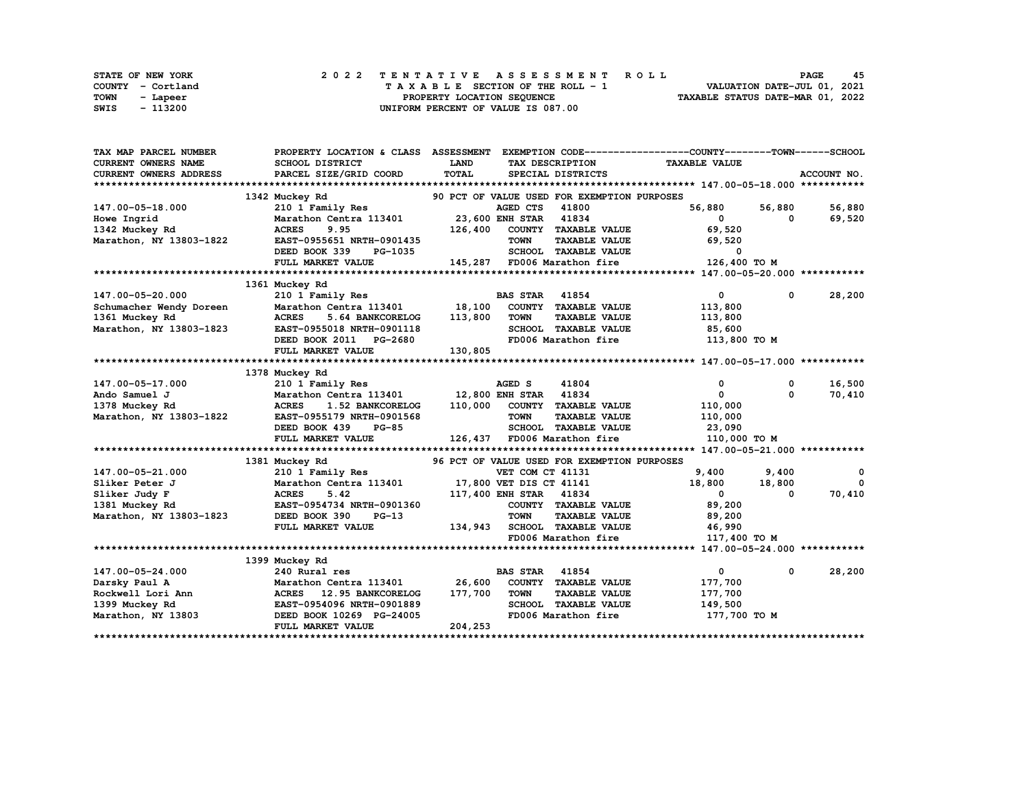STATE OF NEW YORK
COUNTY - Cortland
TOWN - Lapeer
SWIS - 113200

2022 TENTATIVE ASSESSMENT ROLL
TAXABLE SECTION OF THE ROLL - 1
PROPERTY LOCATION SEQUENCE
UNIFORM PERCENT OF VALUE IS 087.00

VALUATION DATE-JUL 01, 2021
TAXABLE STATUS DATE-MAR 01, 2022

| TAX MAP PARCEL NUMBER / CURRENT OWNERS NAME / CURRENT OWNERS ADDRESS | PROPERTY LOCATION & CLASS / SCHOOL DISTRICT / PARCEL SIZE/GRID COORD | ASSESSMENT LAND / TOTAL | EXEMPTION CODE / TAX DESCRIPTION / SPECIAL DISTRICTS | COUNTY TAXABLE VALUE | TOWN | SCHOOL / ACCOUNT NO. |
|---|---|---|---|---|---|---|
| **147.00-05-18.000** | 1342 Muckey Rd | | 90 PCT OF VALUE USED FOR EXEMPTION PURPOSES | | | |
| 147.00-05-18.000 | 210 1 Family Res | | AGED CTS 41800 | 56,880 | 56,880 | 56,880 |
| Howe Ingrid | Marathon Centra 113401 | 23,600 | ENH STAR 41834 | 0 | 0 | 69,520 |
| 1342 Muckey Rd | ACRES 9.95 | 126,400 | COUNTY TAXABLE VALUE | 69,520 | | |
| Marathon, NY 13803-1822 | EAST-0955651 NRTH-0901435 | | TOWN TAXABLE VALUE | 69,520 | | |
| | DEED BOOK 339 PG-1035 | | SCHOOL TAXABLE VALUE | 0 | | |
| | FULL MARKET VALUE | 145,287 | FD006 Marathon fire | 126,400 TO M | | |
| **147.00-05-20.000** | 1361 Muckey Rd | | | | | |
| 147.00-05-20.000 | 210 1 Family Res | | BAS STAR 41854 | 0 | 0 | 28,200 |
| Schumacher Wendy Doreen | Marathon Centra 113401 | 18,100 | COUNTY TAXABLE VALUE | 113,800 | | |
| 1361 Muckey Rd | ACRES 5.64 BANKCORELOG | 113,800 | TOWN TAXABLE VALUE | 113,800 | | |
| Marathon, NY 13803-1823 | EAST-0955018 NRTH-0901118 | | SCHOOL TAXABLE VALUE | 85,600 | | |
| | DEED BOOK 2011 PG-2680 | | FD006 Marathon fire | 113,800 TO M | | |
| | FULL MARKET VALUE | 130,805 | | | | |
| **147.00-05-17.000** | 1378 Muckey Rd | | | | | |
| 147.00-05-17.000 | 210 1 Family Res | | AGED S 41804 | 0 | 0 | 16,500 |
| Ando Samuel J | Marathon Centra 113401 | 12,800 | ENH STAR 41834 | 0 | 0 | 70,410 |
| 1378 Muckey Rd | ACRES 1.52 BANKCORELOG | 110,000 | COUNTY TAXABLE VALUE | 110,000 | | |
| Marathon, NY 13803-1822 | EAST-0955179 NRTH-0901568 | | TOWN TAXABLE VALUE | 110,000 | | |
| | DEED BOOK 439 PG-85 | | SCHOOL TAXABLE VALUE | 23,090 | | |
| | FULL MARKET VALUE | 126,437 | FD006 Marathon fire | 110,000 TO M | | |
| **147.00-05-21.000** | 1381 Muckey Rd | | 96 PCT OF VALUE USED FOR EXEMPTION PURPOSES | | | |
| 147.00-05-21.000 | 210 1 Family Res | | VET COM CT 41131 | 9,400 | 9,400 | 0 |
| Sliker Peter J | Marathon Centra 113401 | 17,800 | VET DIS CT 41141 | 18,800 | 18,800 | 0 |
| Sliker Judy F | ACRES 5.42 | 117,400 | ENH STAR 41834 | 0 | 0 | 70,410 |
| 1381 Muckey Rd | EAST-0954734 NRTH-0901360 | | COUNTY TAXABLE VALUE | 89,200 | | |
| Marathon, NY 13803-1823 | DEED BOOK 390 PG-13 | | TOWN TAXABLE VALUE | 89,200 | | |
| | FULL MARKET VALUE | 134,943 | SCHOOL TAXABLE VALUE | 46,990 | | |
| | | | FD006 Marathon fire | 117,400 TO M | | |
| **147.00-05-24.000** | 1399 Muckey Rd | | | | | |
| 147.00-05-24.000 | 240 Rural res | | BAS STAR 41854 | 0 | 0 | 28,200 |
| Darsky Paul A | Marathon Centra 113401 | 26,600 | COUNTY TAXABLE VALUE | 177,700 | | |
| Rockwell Lori Ann | ACRES 12.95 BANKCORELOG | 177,700 | TOWN TAXABLE VALUE | 177,700 | | |
| 1399 Muckey Rd | EAST-0954096 NRTH-0901889 | | SCHOOL TAXABLE VALUE | 149,500 | | |
| Marathon, NY 13803 | DEED BOOK 10269 PG-24005 | | FD006 Marathon fire | 177,700 TO M | | |
| | FULL MARKET VALUE | 204,253 | | | | |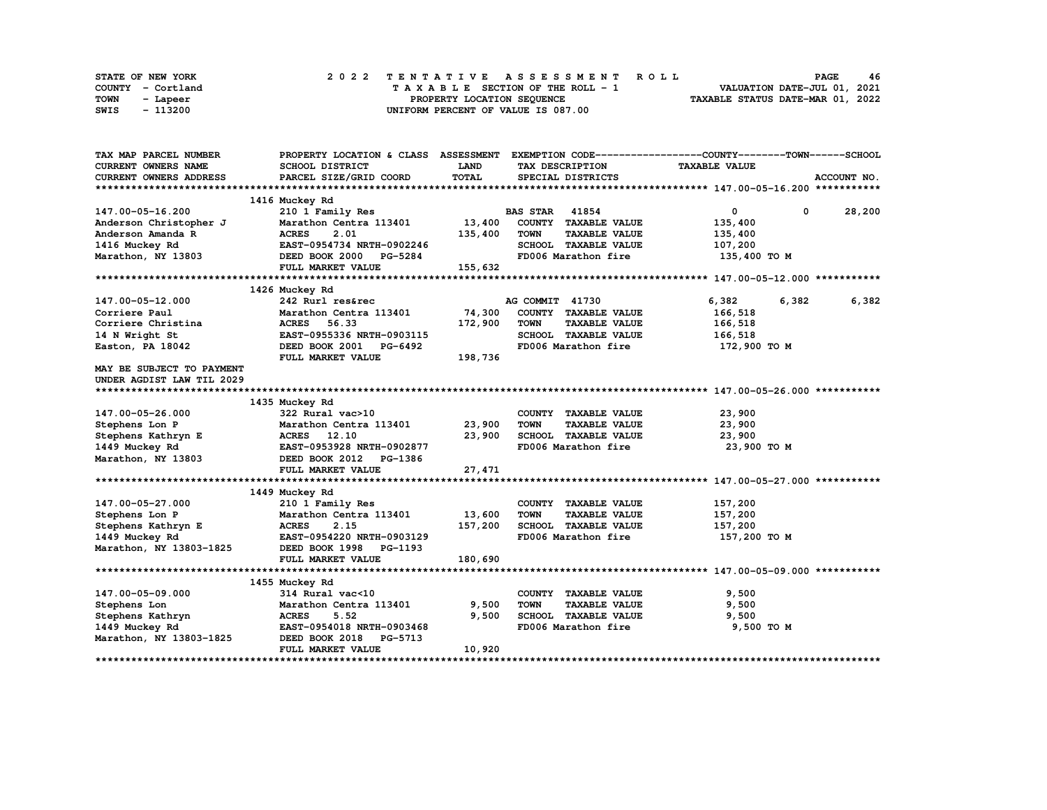STATE OF NEW YORK
COUNTY - Cortland
TOWN - Lapeer
SWIS - 113200

2 0 2 2 T E N T A T I V E A S S E S S M E N T R O L L
T A X A B L E SECTION OF THE ROLL - 1
PROPERTY LOCATION SEQUENCE
UNIFORM PERCENT OF VALUE IS 087.00

VALUATION DATE-JUL 01, 2021
TAXABLE STATUS DATE-MAR 01, 2022

| TAX MAP PARCEL NUMBER / CURRENT OWNERS NAME / CURRENT OWNERS ADDRESS | PROPERTY LOCATION & CLASS / SCHOOL DISTRICT / PARCEL SIZE/GRID COORD | ASSESSMENT LAND / TOTAL | EXEMPTION CODE / TAX DESCRIPTION / SPECIAL DISTRICTS | COUNTY TAXABLE VALUE | TOWN | SCHOOL / ACCOUNT NO. |
|---|---|---|---|---|---|---|
| **147.00-05-16.200** | 1416 Muckey Rd | | | | | |
| 147.00-05-16.200 | 210 1 Family Res | | BAS STAR 41854 | 0 | 0 | 28,200 |
| Anderson Christopher J | Marathon Centra 113401 | 13,400 | COUNTY TAXABLE VALUE | 135,400 | | |
| Anderson Amanda R | ACRES 2.01 | 135,400 | TOWN TAXABLE VALUE | 135,400 | | |
| 1416 Muckey Rd | EAST-0954734 NRTH-0902246 | | SCHOOL TAXABLE VALUE | 107,200 | | |
| Marathon, NY 13803 | DEED BOOK 2000 PG-5284 | | FD006 Marathon fire | 135,400 TO M | | |
| | FULL MARKET VALUE | 155,632 | | | | |
| **147.00-05-12.000** | 1426 Muckey Rd | | | | | |
| 147.00-05-12.000 | 242 Rurl res&rec | | AG COMMIT 41730 | 6,382 | 6,382 | 6,382 |
| Corriere Paul | Marathon Centra 113401 | 74,300 | COUNTY TAXABLE VALUE | 166,518 | | |
| Corriere Christina | ACRES 56.33 | 172,900 | TOWN TAXABLE VALUE | 166,518 | | |
| 14 N Wright St | EAST-0955336 NRTH-0903115 | | SCHOOL TAXABLE VALUE | 166,518 | | |
| Easton, PA 18042 | DEED BOOK 2001 PG-6492 | | FD006 Marathon fire | 172,900 TO M | | |
| | FULL MARKET VALUE | 198,736 | | | | |
| MAY BE SUBJECT TO PAYMENT UNDER AGDIST LAW TIL 2029 | | | | | | |
| **147.00-05-26.000** | 1435 Muckey Rd | | | | | |
| 147.00-05-26.000 | 322 Rural vac>10 | | COUNTY TAXABLE VALUE | 23,900 | | |
| Stephens Lon P | Marathon Centra 113401 | 23,900 | TOWN TAXABLE VALUE | 23,900 | | |
| Stephens Kathryn E | ACRES 12.10 | 23,900 | SCHOOL TAXABLE VALUE | 23,900 | | |
| 1449 Muckey Rd | EAST-0953928 NRTH-0902877 | | FD006 Marathon fire | 23,900 TO M | | |
| Marathon, NY 13803 | DEED BOOK 2012 PG-1386 | | | | | |
| | FULL MARKET VALUE | 27,471 | | | | |
| **147.00-05-27.000** | 1449 Muckey Rd | | | | | |
| 147.00-05-27.000 | 210 1 Family Res | | COUNTY TAXABLE VALUE | 157,200 | | |
| Stephens Lon P | Marathon Centra 113401 | 13,600 | TOWN TAXABLE VALUE | 157,200 | | |
| Stephens Kathryn E | ACRES 2.15 | 157,200 | SCHOOL TAXABLE VALUE | 157,200 | | |
| 1449 Muckey Rd | EAST-0954220 NRTH-0903129 | | FD006 Marathon fire | 157,200 TO M | | |
| Marathon, NY 13803-1825 | DEED BOOK 1998 PG-1193 | | | | | |
| | FULL MARKET VALUE | 180,690 | | | | |
| **147.00-05-09.000** | 1455 Muckey Rd | | | | | |
| 147.00-05-09.000 | 314 Rural vac<10 | | COUNTY TAXABLE VALUE | 9,500 | | |
| Stephens Lon | Marathon Centra 113401 | 9,500 | TOWN TAXABLE VALUE | 9,500 | | |
| Stephens Kathryn | ACRES 5.52 | 9,500 | SCHOOL TAXABLE VALUE | 9,500 | | |
| 1449 Muckey Rd | EAST-0954018 NRTH-0903468 | | FD006 Marathon fire | 9,500 TO M | | |
| Marathon, NY 13803-1825 | DEED BOOK 2018 PG-5713 | | | | | |
| | FULL MARKET VALUE | 10,920 | | | | |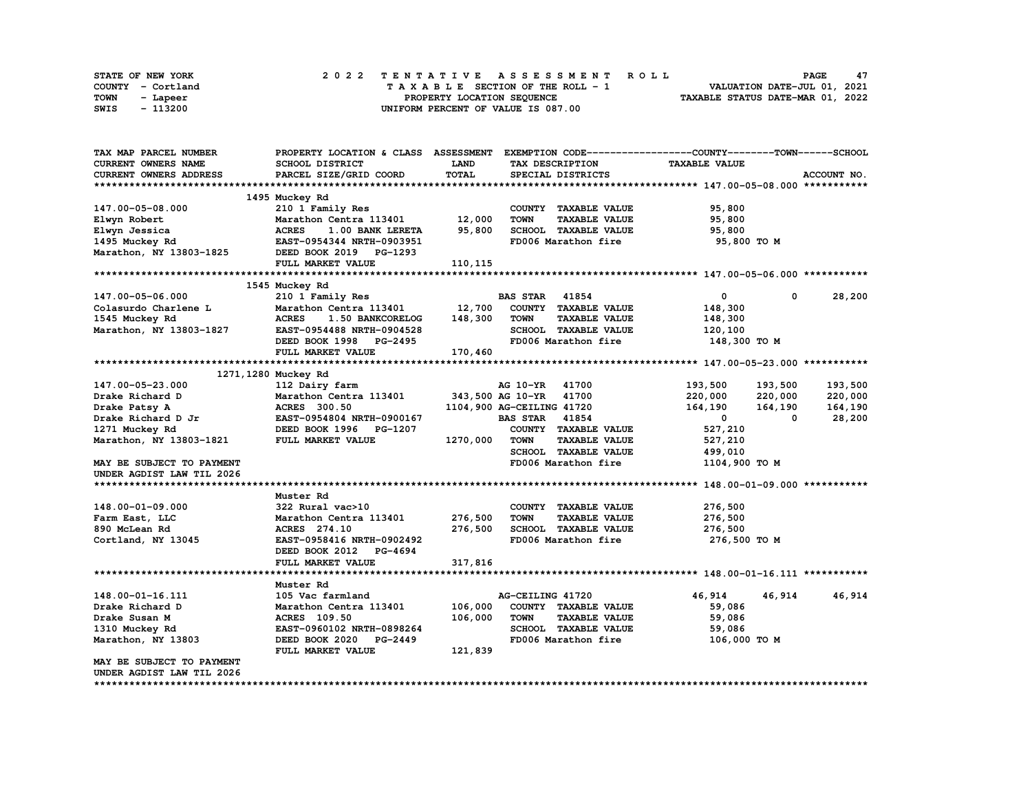STATE OF NEW YORK
COUNTY - Cortland
TOWN - Lapeer
SWIS - 113200

2022 TENTATIVE ASSESSMENT ROLL
TAXABLE SECTION OF THE ROLL - 1
PROPERTY LOCATION SEQUENCE
UNIFORM PERCENT OF VALUE IS 087.00

VALUATION DATE-JUL 01, 2021
TAXABLE STATUS DATE-MAR 01, 2022

```
TAX MAP PARCEL NUMBER      PROPERTY LOCATION & CLASS  ASSESSMENT  EXEMPTION CODE------------------COUNTY--------TOWN------SCHOOL
CURRENT OWNERS NAME        SCHOOL DISTRICT              LAND      TAX DESCRIPTION              TAXABLE VALUE
CURRENT OWNERS ADDRESS     PARCEL SIZE/GRID COORD       TOTAL     SPECIAL DISTRICTS                                      ACCOUNT NO.
****************************************************************************************************** 147.00-05-08.000 ***********
                           1495 Muckey Rd
147.00-05-08.000           210 1 Family Res                        COUNTY  TAXABLE VALUE           95,800
Elwyn Robert               Marathon Centra 113401      12,000      TOWN    TAXABLE VALUE           95,800
Elwyn Jessica              ACRES     1.00 BANK LERETA  95,800      SCHOOL  TAXABLE VALUE           95,800
1495 Muckey Rd             EAST-0954344 NRTH-0903951               FD006 Marathon fire              95,800 TO M
Marathon, NY 13803-1825    DEED BOOK 2019   PG-1293
                           FULL MARKET VALUE           110,115
****************************************************************************************************** 147.00-05-06.000 ***********
                           1545 Muckey Rd
147.00-05-06.000           210 1 Family Res                        BAS STAR   41854                 0          0      28,200
Colasurdo Charlene L       Marathon Centra 113401      12,700      COUNTY  TAXABLE VALUE          148,300
1545 Muckey Rd             ACRES     1.50 BANKCORELOG  148,300     TOWN    TAXABLE VALUE          148,300
Marathon, NY 13803-1827    EAST-0954488 NRTH-0904528               SCHOOL  TAXABLE VALUE          120,100
                           DEED BOOK 1998   PG-2495                FD006 Marathon fire             148,300 TO M
                           FULL MARKET VALUE           170,460
****************************************************************************************************** 147.00-05-23.000 ***********
                      1271,1280 Muckey Rd
147.00-05-23.000           112 Dairy farm                          AG 10-YR   41700           193,500    193,500     193,500
Drake Richard D            Marathon Centra 113401      343,500 AG 10-YR   41700           220,000    220,000     220,000
Drake Patsy A              ACRES  300.50               1104,900 AG-CEILING 41720           164,190    164,190     164,190
Drake Richard D Jr         EAST-0954804 NRTH-0900167               BAS STAR   41854                 0          0      28,200
1271 Muckey Rd             DEED BOOK 1996   PG-1207                COUNTY  TAXABLE VALUE          527,210
Marathon, NY 13803-1821    FULL MARKET VALUE           1270,000    TOWN    TAXABLE VALUE          527,210
                                                                   SCHOOL  TAXABLE VALUE          499,010
MAY BE SUBJECT TO PAYMENT                                          FD006 Marathon fire            1104,900 TO M
UNDER AGDIST LAW TIL 2026
****************************************************************************************************** 148.00-01-09.000 ***********
                           Muster Rd
148.00-01-09.000           322 Rural vac>10                        COUNTY  TAXABLE VALUE          276,500
Farm East, LLC             Marathon Centra 113401      276,500     TOWN    TAXABLE VALUE          276,500
890 McLean Rd              ACRES  274.10               276,500     SCHOOL  TAXABLE VALUE          276,500
Cortland, NY 13045         EAST-0958416 NRTH-0902492               FD006 Marathon fire             276,500 TO M
                           DEED BOOK 2012   PG-4694
                           FULL MARKET VALUE           317,816
****************************************************************************************************** 148.00-01-16.111 ***********
                           Muster Rd
148.00-01-16.111           105 Vac farmland                        AG-CEILING 41720            46,914     46,914      46,914
Drake Richard D            Marathon Centra 113401      106,000     COUNTY  TAXABLE VALUE           59,086
Drake Susan M              ACRES  109.50               106,000     TOWN    TAXABLE VALUE           59,086
1310 Muckey Rd             EAST-0960102 NRTH-0898264               SCHOOL  TAXABLE VALUE           59,086
Marathon, NY 13803         DEED BOOK 2020   PG-2449                FD006 Marathon fire             106,000 TO M
                           FULL MARKET VALUE           121,839
MAY BE SUBJECT TO PAYMENT
UNDER AGDIST LAW TIL 2026
************************************************************************************************************************************
```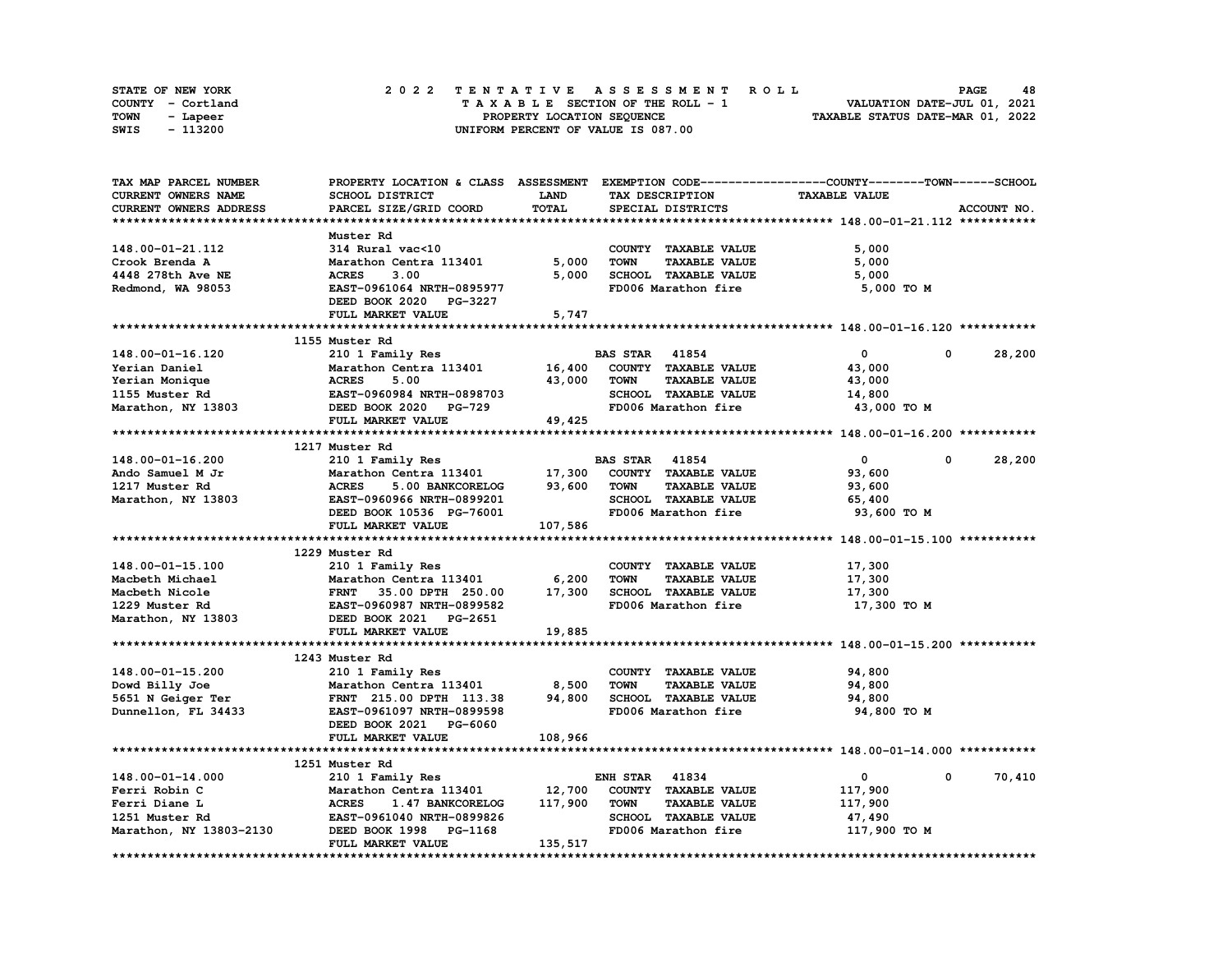STATE OF NEW YORK
COUNTY - Cortland
TOWN - Lapeer
SWIS - 113200

2 0 2 2 T E N T A T I V E A S S E S S M E N T R O L L
T A X A B L E SECTION OF THE ROLL - 1
PROPERTY LOCATION SEQUENCE
UNIFORM PERCENT OF VALUE IS 087.00

VALUATION DATE-JUL 01, 2021
TAXABLE STATUS DATE-MAR 01, 2022

| TAX MAP PARCEL NUMBER / CURRENT OWNERS NAME / CURRENT OWNERS ADDRESS | PROPERTY LOCATION & CLASS / SCHOOL DISTRICT / PARCEL SIZE/GRID COORD | ASSESSMENT LAND / TOTAL | EXEMPTION CODE / TAX DESCRIPTION / SPECIAL DISTRICTS | COUNTY / TAXABLE VALUE | TOWN | SCHOOL | ACCOUNT NO. |
|---|---|---|---|---|---|---|---|
| **148.00-01-21.112** | Muster Rd | | | | | | |
| 148.00-01-21.112 | 314 Rural vac<10 | | COUNTY TAXABLE VALUE | 5,000 | | | |
| Crook Brenda A | Marathon Centra 113401 | 5,000 | TOWN TAXABLE VALUE | 5,000 | | | |
| 4448 278th Ave NE | ACRES 3.00 | 5,000 | SCHOOL TAXABLE VALUE | 5,000 | | | |
| Redmond, WA 98053 | EAST-0961064 NRTH-0895977 | | FD006 Marathon fire | 5,000 TO M | | | |
| | DEED BOOK 2020 PG-3227 | | | | | | |
| | FULL MARKET VALUE | 5,747 | | | | | |
| **148.00-01-16.120** | 1155 Muster Rd | | | | | | |
| 148.00-01-16.120 | 210 1 Family Res | | BAS STAR 41854 | 0 | 0 | 28,200 | |
| Yerian Daniel | Marathon Centra 113401 | 16,400 | COUNTY TAXABLE VALUE | 43,000 | | | |
| Yerian Monique | ACRES 5.00 | 43,000 | TOWN TAXABLE VALUE | 43,000 | | | |
| 1155 Muster Rd | EAST-0960984 NRTH-0898703 | | SCHOOL TAXABLE VALUE | 14,800 | | | |
| Marathon, NY 13803 | DEED BOOK 2020 PG-729 | | FD006 Marathon fire | 43,000 TO M | | | |
| | FULL MARKET VALUE | 49,425 | | | | | |
| **148.00-01-16.200** | 1217 Muster Rd | | | | | | |
| 148.00-01-16.200 | 210 1 Family Res | | BAS STAR 41854 | 0 | 0 | 28,200 | |
| Ando Samuel M Jr | Marathon Centra 113401 | 17,300 | COUNTY TAXABLE VALUE | 93,600 | | | |
| 1217 Muster Rd | ACRES 5.00 BANKCORELOG | 93,600 | TOWN TAXABLE VALUE | 93,600 | | | |
| Marathon, NY 13803 | EAST-0960966 NRTH-0899201 | | SCHOOL TAXABLE VALUE | 65,400 | | | |
| | DEED BOOK 10536 PG-76001 | | FD006 Marathon fire | 93,600 TO M | | | |
| | FULL MARKET VALUE | 107,586 | | | | | |
| **148.00-01-15.100** | 1229 Muster Rd | | | | | | |
| 148.00-01-15.100 | 210 1 Family Res | | COUNTY TAXABLE VALUE | 17,300 | | | |
| Macbeth Michael | Marathon Centra 113401 | 6,200 | TOWN TAXABLE VALUE | 17,300 | | | |
| Macbeth Nicole | FRNT 35.00 DPTH 250.00 | 17,300 | SCHOOL TAXABLE VALUE | 17,300 | | | |
| 1229 Muster Rd | EAST-0960987 NRTH-0899582 | | FD006 Marathon fire | 17,300 TO M | | | |
| Marathon, NY 13803 | DEED BOOK 2021 PG-2651 | | | | | | |
| | FULL MARKET VALUE | 19,885 | | | | | |
| **148.00-01-15.200** | 1243 Muster Rd | | | | | | |
| 148.00-01-15.200 | 210 1 Family Res | | COUNTY TAXABLE VALUE | 94,800 | | | |
| Dowd Billy Joe | Marathon Centra 113401 | 8,500 | TOWN TAXABLE VALUE | 94,800 | | | |
| 5651 N Geiger Ter | FRNT 215.00 DPTH 113.38 | 94,800 | SCHOOL TAXABLE VALUE | 94,800 | | | |
| Dunnellon, FL 34433 | EAST-0961097 NRTH-0899598 | | FD006 Marathon fire | 94,800 TO M | | | |
| | DEED BOOK 2021 PG-6060 | | | | | | |
| | FULL MARKET VALUE | 108,966 | | | | | |
| **148.00-01-14.000** | 1251 Muster Rd | | | | | | |
| 148.00-01-14.000 | 210 1 Family Res | | ENH STAR 41834 | 0 | 0 | 70,410 | |
| Ferri Robin C | Marathon Centra 113401 | 12,700 | COUNTY TAXABLE VALUE | 117,900 | | | |
| Ferri Diane L | ACRES 1.47 BANKCORELOG | 117,900 | TOWN TAXABLE VALUE | 117,900 | | | |
| 1251 Muster Rd | EAST-0961040 NRTH-0899826 | | SCHOOL TAXABLE VALUE | 47,490 | | | |
| Marathon, NY 13803-2130 | DEED BOOK 1998 PG-1168 | | FD006 Marathon fire | 117,900 TO M | | | |
| | FULL MARKET VALUE | 135,517 | | | | | |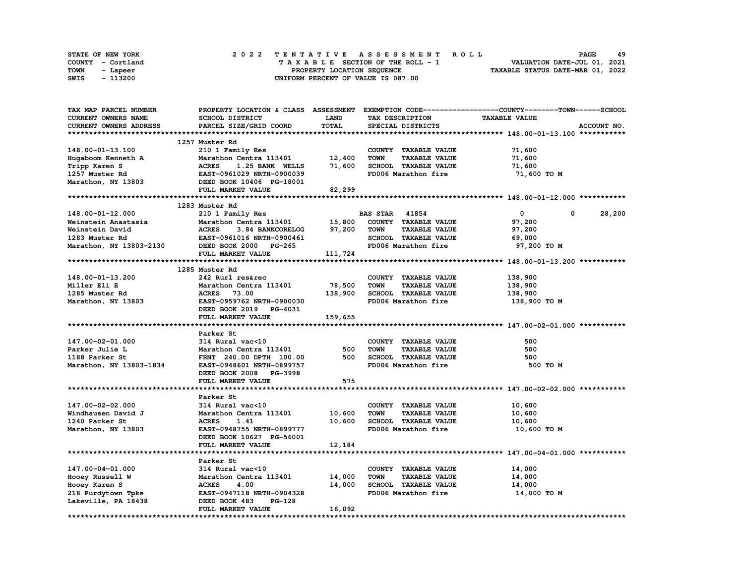STATE OF NEW YORK
COUNTY - Cortland
TOWN - Lapeer
SWIS - 113200

2022 TENTATIVE ASSESSMENT ROLL
TAXABLE SECTION OF THE ROLL - 1
PROPERTY LOCATION SEQUENCE
UNIFORM PERCENT OF VALUE IS 087.00

VALUATION DATE-JUL 01, 2021
TAXABLE STATUS DATE-MAR 01, 2022

| TAX MAP PARCEL NUMBER / CURRENT OWNERS NAME / CURRENT OWNERS ADDRESS | PROPERTY LOCATION & CLASS / SCHOOL DISTRICT / PARCEL SIZE/GRID COORD | ASSESSMENT LAND | TOTAL | EXEMPTION CODE / TAX DESCRIPTION / SPECIAL DISTRICTS | COUNTY TAXABLE VALUE | TOWN | SCHOOL |
|---|---|---|---|---|---|---|---|
| **148.00-01-13.100** | 1257 Muster Rd | | | | | | |
| 148.00-01-13.100 | 210 1 Family Res | | | COUNTY TAXABLE VALUE | 71,600 | | |
| Hugaboom Kenneth A | Marathon Centra 113401 | 12,400 | | TOWN TAXABLE VALUE | 71,600 | | |
| Tripp Karen S | ACRES 1.25 BANK WELLS | | 71,600 | SCHOOL TAXABLE VALUE | 71,600 | | |
| 1257 Muster Rd | EAST-0961029 NRTH-0900039 | | | FD006 Marathon fire | 71,600 TO M | | |
| Marathon, NY 13803 | DEED BOOK 10406 PG-18001 | | | | | | |
| | FULL MARKET VALUE | | 82,299 | | | | |
| **148.00-01-12.000** | 1283 Muster Rd | | | | | | |
| 148.00-01-12.000 | 210 1 Family Res | | | BAS STAR 41854 | 0 | 0 | 28,200 |
| Weinstein Anastasia | Marathon Centra 113401 | 15,800 | | COUNTY TAXABLE VALUE | 97,200 | | |
| Weinstein David | ACRES 3.84 BANKCORELOG | | 97,200 | TOWN TAXABLE VALUE | 97,200 | | |
| 1283 Muster Rd | EAST-0961016 NRTH-0900461 | | | SCHOOL TAXABLE VALUE | 69,000 | | |
| Marathon, NY 13803-2130 | DEED BOOK 2000 PG-265 | | | FD006 Marathon fire | 97,200 TO M | | |
| | FULL MARKET VALUE | | 111,724 | | | | |
| **148.00-01-13.200** | 1285 Muster Rd | | | | | | |
| 148.00-01-13.200 | 242 Rurl res&rec | | | COUNTY TAXABLE VALUE | 138,900 | | |
| Miller Eli E | Marathon Centra 113401 | 78,500 | | TOWN TAXABLE VALUE | 138,900 | | |
| 1285 Muster Rd | ACRES 73.00 | | 138,900 | SCHOOL TAXABLE VALUE | 138,900 | | |
| Marathon, NY 13803 | EAST-0959762 NRTH-0900030 | | | FD006 Marathon fire | 138,900 TO M | | |
| | DEED BOOK 2019 PG-4031 | | | | | | |
| | FULL MARKET VALUE | | 159,655 | | | | |
| **147.00-02-01.000** | Parker St | | | | | | |
| 147.00-02-01.000 | 314 Rural vac<10 | | | COUNTY TAXABLE VALUE | 500 | | |
| Parker Julie L | Marathon Centra 113401 | 500 | | TOWN TAXABLE VALUE | 500 | | |
| 1188 Parker St | FRNT 240.00 DPTH 100.00 | | 500 | SCHOOL TAXABLE VALUE | 500 | | |
| Marathon, NY 13803-1834 | EAST-0948601 NRTH-0899757 | | | FD006 Marathon fire | 500 TO M | | |
| | DEED BOOK 2008 PG-3998 | | | | | | |
| | FULL MARKET VALUE | | 575 | | | | |
| **147.00-02-02.000** | Parker St | | | | | | |
| 147.00-02-02.000 | 314 Rural vac<10 | | | COUNTY TAXABLE VALUE | 10,600 | | |
| Windhausen David J | Marathon Centra 113401 | 10,600 | | TOWN TAXABLE VALUE | 10,600 | | |
| 1240 Parker St | ACRES 1.41 | | 10,600 | SCHOOL TAXABLE VALUE | 10,600 | | |
| Marathon, NY 13803 | EAST-0948755 NRTH-0899777 | | | FD006 Marathon fire | 10,600 TO M | | |
| | DEED BOOK 10627 PG-56001 | | | | | | |
| | FULL MARKET VALUE | | 12,184 | | | | |
| **147.00-04-01.000** | Parker St | | | | | | |
| 147.00-04-01.000 | 314 Rural vac<10 | | | COUNTY TAXABLE VALUE | 14,000 | | |
| Hooey Russell W | Marathon Centra 113401 | 14,000 | | TOWN TAXABLE VALUE | 14,000 | | |
| Hooey Karen S | ACRES 4.00 | | 14,000 | SCHOOL TAXABLE VALUE | 14,000 | | |
| 218 Purdytown Tpke | EAST-0947118 NRTH-0904328 | | | FD006 Marathon fire | 14,000 TO M | | |
| Lakeville, PA 18438 | DEED BOOK 483 PG-128 | | | | | | |
| | FULL MARKET VALUE | | 16,092 | | | | |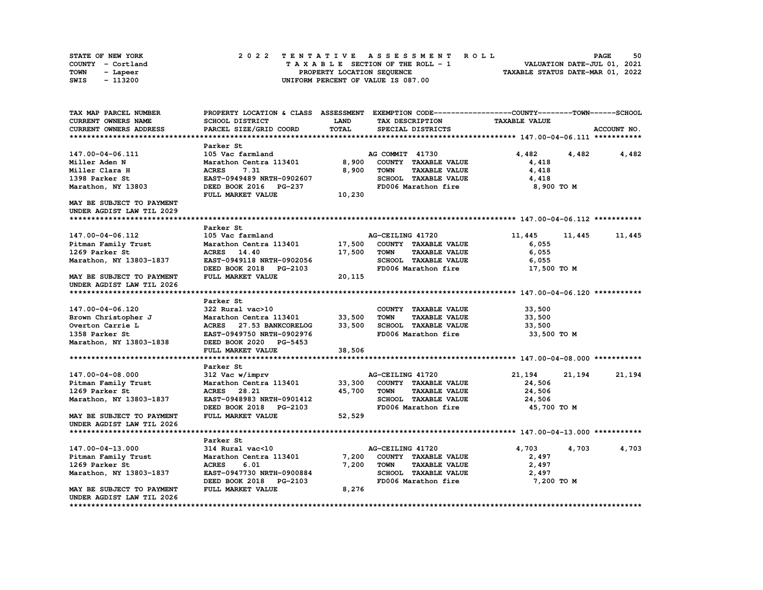STATE OF NEW YORK — COUNTY - Cortland — TOWN - Lapeer — SWIS - 113200

**2022 TENTATIVE ASSESSMENT ROLL**
TAXABLE SECTION OF THE ROLL - 1
PROPERTY LOCATION SEQUENCE
UNIFORM PERCENT OF VALUE IS 087.00

VALUATION DATE-JUL 01, 2021
TAXABLE STATUS DATE-MAR 01, 2022

| TAX MAP PARCEL NUMBER / CURRENT OWNERS NAME / CURRENT OWNERS ADDRESS | PROPERTY LOCATION & CLASS / SCHOOL DISTRICT / PARCEL SIZE/GRID COORD | ASSESSMENT LAND / TOTAL | EXEMPTION CODE / TAX DESCRIPTION / SPECIAL DISTRICTS | COUNTY TAXABLE VALUE | TOWN | SCHOOL ACCOUNT NO. |
|---|---|---|---|---|---|---|
| **147.00-04-06.111** | Parker St | | | | | |
| 147.00-04-06.111 | 105 Vac farmland | | AG COMMIT 41730 | 4,482 | 4,482 | 4,482 |
| Miller Aden N | Marathon Centra 113401 | 8,900 | COUNTY TAXABLE VALUE | 4,418 | | |
| Miller Clara H | ACRES 7.31 | 8,900 | TOWN TAXABLE VALUE | 4,418 | | |
| 1398 Parker St | EAST-0949489 NRTH-0902607 | | SCHOOL TAXABLE VALUE | 4,418 | | |
| Marathon, NY 13803 | DEED BOOK 2016 PG-237 | | FD006 Marathon fire | 8,900 TO M | | |
| | FULL MARKET VALUE | 10,230 | | | | |
| MAY BE SUBJECT TO PAYMENT UNDER AGDIST LAW TIL 2029 | | | | | | |
| **147.00-04-06.112** | Parker St | | | | | |
| 147.00-04-06.112 | 105 Vac farmland | | AG-CEILING 41720 | 11,445 | 11,445 | 11,445 |
| Pitman Family Trust | Marathon Centra 113401 | 17,500 | COUNTY TAXABLE VALUE | 6,055 | | |
| 1269 Parker St | ACRES 14.40 | 17,500 | TOWN TAXABLE VALUE | 6,055 | | |
| Marathon, NY 13803-1837 | EAST-0949118 NRTH-0902056 | | SCHOOL TAXABLE VALUE | 6,055 | | |
| | DEED BOOK 2018 PG-2103 | | FD006 Marathon fire | 17,500 TO M | | |
| MAY BE SUBJECT TO PAYMENT UNDER AGDIST LAW TIL 2026 | FULL MARKET VALUE | 20,115 | | | | |
| **147.00-04-06.120** | Parker St | | | | | |
| 147.00-04-06.120 | 322 Rural vac>10 | | COUNTY TAXABLE VALUE | 33,500 | | |
| Brown Christopher J | Marathon Centra 113401 | 33,500 | TOWN TAXABLE VALUE | 33,500 | | |
| Overton Carrie L | ACRES 27.53 BANKCORELOG | 33,500 | SCHOOL TAXABLE VALUE | 33,500 | | |
| 1358 Parker St | EAST-0949750 NRTH-0902976 | | FD006 Marathon fire | 33,500 TO M | | |
| Marathon, NY 13803-1838 | DEED BOOK 2020 PG-5453 | | | | | |
| | FULL MARKET VALUE | 38,506 | | | | |
| **147.00-04-08.000** | Parker St | | | | | |
| 147.00-04-08.000 | 312 Vac w/imprv | | AG-CEILING 41720 | 21,194 | 21,194 | 21,194 |
| Pitman Family Trust | Marathon Centra 113401 | 33,300 | COUNTY TAXABLE VALUE | 24,506 | | |
| 1269 Parker St | ACRES 28.21 | 45,700 | TOWN TAXABLE VALUE | 24,506 | | |
| Marathon, NY 13803-1837 | EAST-0948983 NRTH-0901412 | | SCHOOL TAXABLE VALUE | 24,506 | | |
| | DEED BOOK 2018 PG-2103 | | FD006 Marathon fire | 45,700 TO M | | |
| MAY BE SUBJECT TO PAYMENT UNDER AGDIST LAW TIL 2026 | FULL MARKET VALUE | 52,529 | | | | |
| **147.00-04-13.000** | Parker St | | | | | |
| 147.00-04-13.000 | 314 Rural vac<10 | | AG-CEILING 41720 | 4,703 | 4,703 | 4,703 |
| Pitman Family Trust | Marathon Centra 113401 | 7,200 | COUNTY TAXABLE VALUE | 2,497 | | |
| 1269 Parker St | ACRES 6.01 | 7,200 | TOWN TAXABLE VALUE | 2,497 | | |
| Marathon, NY 13803-1837 | EAST-0947730 NRTH-0900884 | | SCHOOL TAXABLE VALUE | 2,497 | | |
| | DEED BOOK 2018 PG-2103 | | FD006 Marathon fire | 7,200 TO M | | |
| MAY BE SUBJECT TO PAYMENT UNDER AGDIST LAW TIL 2026 | FULL MARKET VALUE | 8,276 | | | | |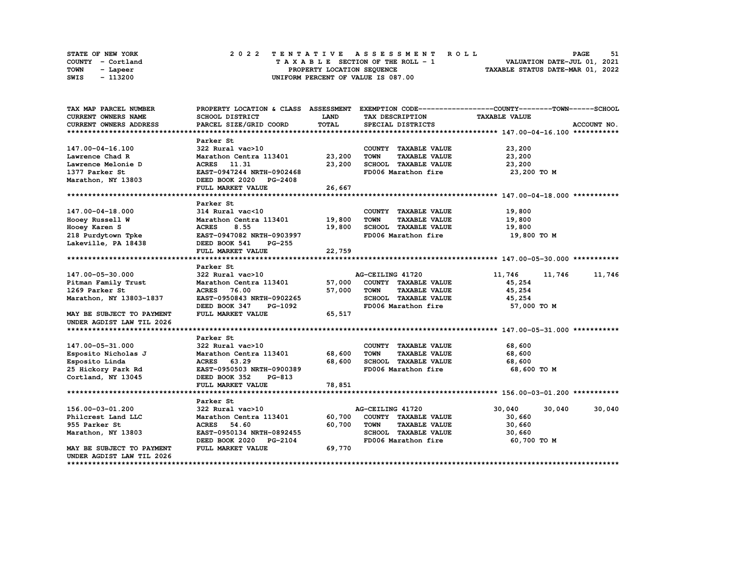STATE OF NEW YORK
COUNTY - Cortland
TOWN - Lapeer
SWIS - 113200

# 2022 TENTATIVE ASSESSMENT ROLL

TAXABLE SECTION OF THE ROLL - 1
PROPERTY LOCATION SEQUENCE
UNIFORM PERCENT OF VALUE IS 087.00

VALUATION DATE-JUL 01, 2021
TAXABLE STATUS DATE-MAR 01, 2022

| TAX MAP PARCEL NUMBER / CURRENT OWNERS NAME / CURRENT OWNERS ADDRESS | PROPERTY LOCATION & CLASS / SCHOOL DISTRICT / PARCEL SIZE/GRID COORD | ASSESSMENT LAND / TOTAL | EXEMPTION CODE / TAX DESCRIPTION / SPECIAL DISTRICTS | COUNTY TAXABLE VALUE | TOWN | SCHOOL |
|---|---|---|---|---|---|---|
| **147.00-04-16.100** | Parker St | | | | | |
| 147.00-04-16.100 | 322 Rural vac>10 | | COUNTY TAXABLE VALUE | 23,200 | | |
| Lawrence Chad R | Marathon Centra 113401 | 23,200 | TOWN TAXABLE VALUE | 23,200 | | |
| Lawrence Melonie D | ACRES 11.31 | 23,200 | SCHOOL TAXABLE VALUE | 23,200 | | |
| 1377 Parker St | EAST-0947244 NRTH-0902468 | | FD006 Marathon fire | 23,200 TO M | | |
| Marathon, NY 13803 | DEED BOOK 2020 PG-2408 | | | | | |
| | FULL MARKET VALUE | 26,667 | | | | |
| **147.00-04-18.000** | Parker St | | | | | |
| 147.00-04-18.000 | 314 Rural vac<10 | | COUNTY TAXABLE VALUE | 19,800 | | |
| Hooey Russell W | Marathon Centra 113401 | 19,800 | TOWN TAXABLE VALUE | 19,800 | | |
| Hooey Karen S | ACRES 8.55 | 19,800 | SCHOOL TAXABLE VALUE | 19,800 | | |
| 218 Purdytown Tpke | EAST-0947082 NRTH-0903997 | | FD006 Marathon fire | 19,800 TO M | | |
| Lakeville, PA 18438 | DEED BOOK 541 PG-255 | | | | | |
| | FULL MARKET VALUE | 22,759 | | | | |
| **147.00-05-30.000** | Parker St | | | | | |
| 147.00-05-30.000 | 322 Rural vac>10 | | AG-CEILING 41720 | 11,746 | 11,746 | 11,746 |
| Pitman Family Trust | Marathon Centra 113401 | 57,000 | COUNTY TAXABLE VALUE | 45,254 | | |
| 1269 Parker St | ACRES 76.00 | 57,000 | TOWN TAXABLE VALUE | 45,254 | | |
| Marathon, NY 13803-1837 | EAST-0950843 NRTH-0902265 | | SCHOOL TAXABLE VALUE | 45,254 | | |
| | DEED BOOK 347 PG-1092 | | FD006 Marathon fire | 57,000 TO M | | |
| MAY BE SUBJECT TO PAYMENT | FULL MARKET VALUE | 65,517 | | | | |
| UNDER AGDIST LAW TIL 2026 | | | | | | |
| **147.00-05-31.000** | Parker St | | | | | |
| 147.00-05-31.000 | 322 Rural vac>10 | | COUNTY TAXABLE VALUE | 68,600 | | |
| Esposito Nicholas J | Marathon Centra 113401 | 68,600 | TOWN TAXABLE VALUE | 68,600 | | |
| Esposito Linda | ACRES 63.29 | 68,600 | SCHOOL TAXABLE VALUE | 68,600 | | |
| 25 Hickory Park Rd | EAST-0950503 NRTH-0900389 | | FD006 Marathon fire | 68,600 TO M | | |
| Cortland, NY 13045 | DEED BOOK 352 PG-813 | | | | | |
| | FULL MARKET VALUE | 78,851 | | | | |
| **156.00-03-01.200** | Parker St | | | | | |
| 156.00-03-01.200 | 322 Rural vac>10 | | AG-CEILING 41720 | 30,040 | 30,040 | 30,040 |
| Philcrest Land LLC | Marathon Centra 113401 | 60,700 | COUNTY TAXABLE VALUE | 30,660 | | |
| 955 Parker St | ACRES 54.60 | 60,700 | TOWN TAXABLE VALUE | 30,660 | | |
| Marathon, NY 13803 | EAST-0950134 NRTH-0892455 | | SCHOOL TAXABLE VALUE | 30,660 | | |
| | DEED BOOK 2020 PG-2104 | | FD006 Marathon fire | 60,700 TO M | | |
| MAY BE SUBJECT TO PAYMENT | FULL MARKET VALUE | 69,770 | | | | |
| UNDER AGDIST LAW TIL 2026 | | | | | | |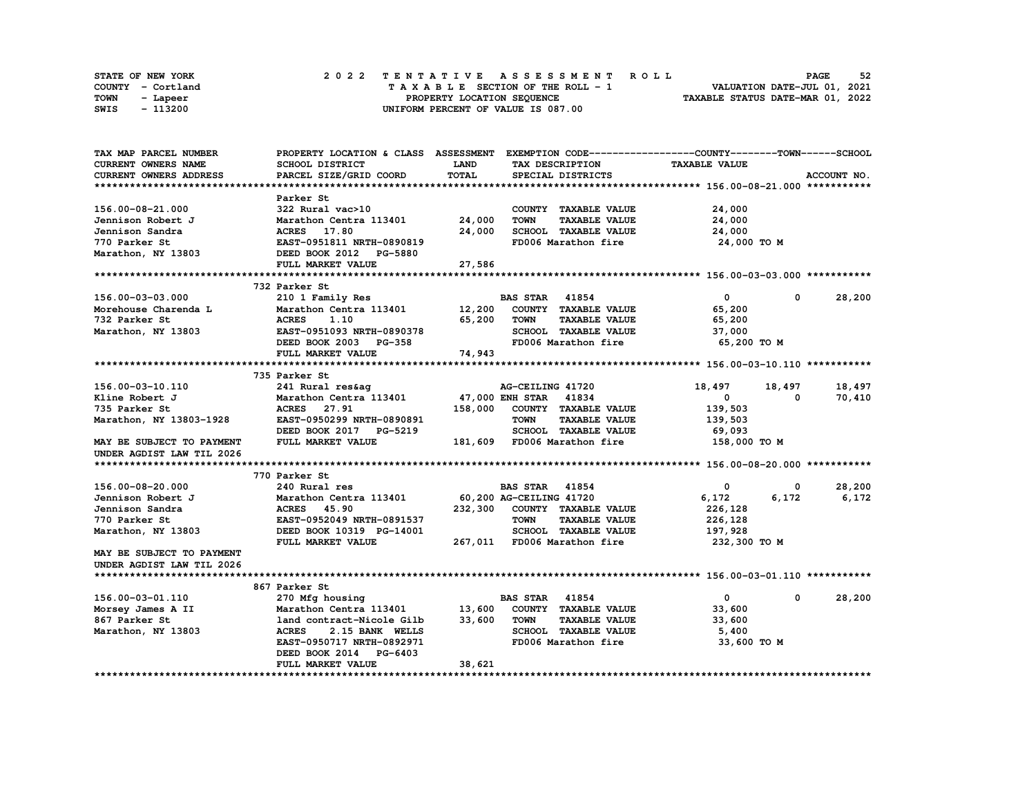STATE OF NEW YORK — COUNTY - Cortland — TOWN - Lapeer — SWIS - 113200

2022 TENTATIVE ASSESSMENT ROLL
TAXABLE SECTION OF THE ROLL - 1
PROPERTY LOCATION SEQUENCE
UNIFORM PERCENT OF VALUE IS 087.00

VALUATION DATE-JUL 01, 2021
TAXABLE STATUS DATE-MAR 01, 2022

```
TAX MAP PARCEL NUMBER          PROPERTY LOCATION & CLASS  ASSESSMENT  EXEMPTION CODE------------------COUNTY--------TOWN------SCHOOL
CURRENT OWNERS NAME            SCHOOL DISTRICT               LAND      TAX DESCRIPTION               TAXABLE VALUE
CURRENT OWNERS ADDRESS         PARCEL SIZE/GRID COORD        TOTAL     SPECIAL DISTRICTS                                   ACCOUNT NO.
******************************************************************************************************* 156.00-08-21.000 ***********
                               Parker St
156.00-08-21.000               322 Rural vac>10                         COUNTY  TAXABLE VALUE            24,000
Jennison Robert J              Marathon Centra 113401      24,000       TOWN    TAXABLE VALUE            24,000
Jennison Sandra                ACRES   17.80               24,000       SCHOOL  TAXABLE VALUE            24,000
770 Parker St                  EAST-0951811 NRTH-0890819                FD006 Marathon fire               24,000 TO M
Marathon, NY 13803             DEED BOOK 2012   PG-5880
                               FULL MARKET VALUE           27,586
******************************************************************************************************* 156.00-03-03.000 ***********
                               732 Parker St
156.00-03-03.000               210 1 Family Res                         BAS STAR   41854                     0           0      28,200
Morehouse Charenda L           Marathon Centra 113401      12,200       COUNTY  TAXABLE VALUE            65,200
732 Parker St                  ACRES    1.10               65,200       TOWN    TAXABLE VALUE            65,200
Marathon, NY 13803             EAST-0951093 NRTH-0890378                SCHOOL  TAXABLE VALUE            37,000
                               DEED BOOK 2003   PG-358                  FD006 Marathon fire               65,200 TO M
                               FULL MARKET VALUE           74,943
******************************************************************************************************* 156.00-03-10.110 ***********
                               735 Parker St
156.00-03-10.110               241 Rural res&ag                         AG-CEILING 41720                18,497      18,497      18,497
Kline Robert J                 Marathon Centra 113401      47,000 ENH STAR   41834                     0           0      70,410
735 Parker St                  ACRES   27.91              158,000       COUNTY  TAXABLE VALUE           139,503
Marathon, NY 13803-1928        EAST-0950299 NRTH-0890891                TOWN    TAXABLE VALUE           139,503
                               DEED BOOK 2017   PG-5219                 SCHOOL  TAXABLE VALUE            69,093
MAY BE SUBJECT TO PAYMENT      FULL MARKET VALUE          181,609       FD006 Marathon fire              158,000 TO M
UNDER AGDIST LAW TIL 2026
******************************************************************************************************* 156.00-08-20.000 ***********
                               770 Parker St
156.00-08-20.000               240 Rural res                            BAS STAR   41854                     0           0      28,200
Jennison Robert J              Marathon Centra 113401      60,200 AG-CEILING 41720                 6,172       6,172       6,172
Jennison Sandra                ACRES   45.90              232,300       COUNTY  TAXABLE VALUE           226,128
770 Parker St                  EAST-0952049 NRTH-0891537                TOWN    TAXABLE VALUE           226,128
Marathon, NY 13803             DEED BOOK 10319  PG-14001                SCHOOL  TAXABLE VALUE           197,928
                               FULL MARKET VALUE          267,011       FD006 Marathon fire              232,300 TO M
MAY BE SUBJECT TO PAYMENT
UNDER AGDIST LAW TIL 2026
******************************************************************************************************* 156.00-03-01.110 ***********
                               867 Parker St
156.00-03-01.110               270 Mfg housing                          BAS STAR   41854                     0           0      28,200
Morsey James A II              Marathon Centra 113401      13,600       COUNTY  TAXABLE VALUE            33,600
867 Parker St                  land contract-Nicole Gilb   33,600       TOWN    TAXABLE VALUE            33,600
Marathon, NY 13803             ACRES    2.15 BANK WELLS                 SCHOOL  TAXABLE VALUE             5,400
                               EAST-0950717 NRTH-0892971                FD006 Marathon fire               33,600 TO M
                               DEED BOOK 2014   PG-6403
                               FULL MARKET VALUE           38,621
************************************************************************************************************************************
```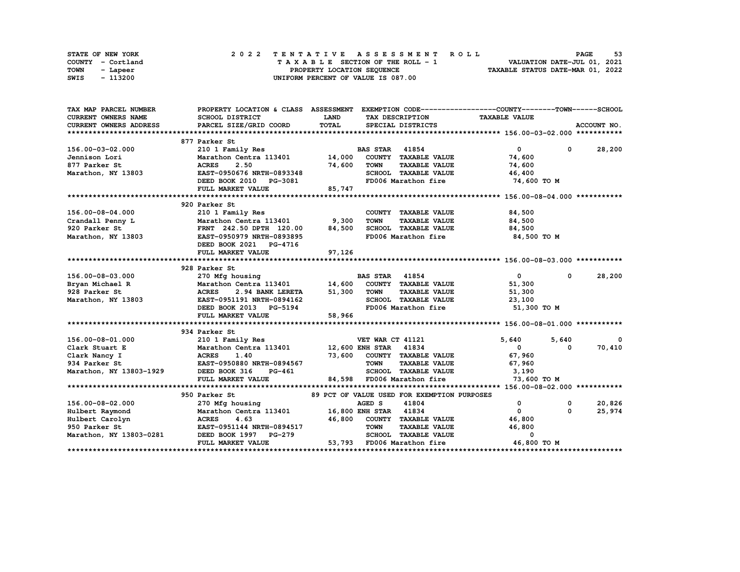STATE OF NEW YORK                2 0 2 2   T E N T A T I V E   A S S E S S M E N T   R O L L                    PAGE 53
COUNTY - Cortland                T A X A B L E SECTION OF THE ROLL - 1                    VALUATION DATE-JUL 01, 2021
TOWN - Lapeer                    PROPERTY LOCATION SEQUENCE                    TAXABLE STATUS DATE-MAR 01, 2022
SWIS - 113200                    UNIFORM PERCENT OF VALUE IS 087.00

```
TAX MAP PARCEL NUMBER          PROPERTY LOCATION & CLASS  ASSESSMENT  EXEMPTION CODE------------------COUNTY--------TOWN------SCHOOL
CURRENT OWNERS NAME            SCHOOL DISTRICT               LAND      TAX DESCRIPTION            TAXABLE VALUE
CURRENT OWNERS ADDRESS         PARCEL SIZE/GRID COORD        TOTAL     SPECIAL DISTRICTS                                  ACCOUNT NO.
******************************************************************************************************* 156.00-03-02.000 ***********
                               877 Parker St
156.00-03-02.000               210 1 Family Res                        BAS STAR  41854                 0            0        28,200
Jennison Lori                  Marathon Centra 113401      14,000      COUNTY  TAXABLE VALUE          74,600
877 Parker St                  ACRES     2.50              74,600      TOWN    TAXABLE VALUE          74,600
Marathon, NY 13803             EAST-0950676 NRTH-0893348               SCHOOL  TAXABLE VALUE          46,400
                               DEED BOOK 2010   PG-3081                FD006 Marathon fire            74,600 TO M
                               FULL MARKET VALUE           85,747
******************************************************************************************************* 156.00-08-04.000 ***********
                               920 Parker St
156.00-08-04.000               210 1 Family Res                        COUNTY  TAXABLE VALUE          84,500
Crandall Penny L               Marathon Centra 113401       9,300      TOWN    TAXABLE VALUE          84,500
920 Parker St                  FRNT 242.50 DPTH 120.00     84,500      SCHOOL  TAXABLE VALUE          84,500
Marathon, NY 13803             EAST-0950979 NRTH-0893895               FD006 Marathon fire            84,500 TO M
                               DEED BOOK 2021   PG-4716
                               FULL MARKET VALUE           97,126
******************************************************************************************************* 156.00-08-03.000 ***********
                               928 Parker St
156.00-08-03.000               270 Mfg housing                         BAS STAR  41854                 0            0        28,200
Bryan Michael R                Marathon Centra 113401      14,600      COUNTY  TAXABLE VALUE          51,300
928 Parker St                  ACRES     2.94 BANK LERETA  51,300      TOWN    TAXABLE VALUE          51,300
Marathon, NY 13803             EAST-0951191 NRTH-0894162               SCHOOL  TAXABLE VALUE          23,100
                               DEED BOOK 2013   PG-5194                FD006 Marathon fire            51,300 TO M
                               FULL MARKET VALUE           58,966
******************************************************************************************************* 156.00-08-01.000 ***********
                               934 Parker St
156.00-08-01.000               210 1 Family Res                        VET WAR CT 41121            5,640        5,640             0
Clark Stuart E                 Marathon Centra 113401      12,600 ENH STAR  41834                  0            0        70,410
Clark Nancy I                  ACRES     1.40              73,600      COUNTY  TAXABLE VALUE          67,960
934 Parker St                  EAST-0950880 NRTH-0894567               TOWN    TAXABLE VALUE          67,960
Marathon, NY 13803-1929        DEED BOOK 316    PG-461                 SCHOOL  TAXABLE VALUE           3,190
                               FULL MARKET VALUE           84,598      FD006 Marathon fire            73,600 TO M
******************************************************************************************************* 156.00-08-02.000 ***********
                               950 Parker St                89 PCT OF VALUE USED FOR EXEMPTION PURPOSES
156.00-08-02.000               270 Mfg housing                         AGED S    41804                 0            0        20,826
Hulbert Raymond                Marathon Centra 113401      16,800 ENH STAR  41834                  0            0        25,974
Hulbert Carolyn                ACRES     4.63              46,800      COUNTY  TAXABLE VALUE          46,800
950 Parker St                  EAST-0951144 NRTH-0894517               TOWN    TAXABLE VALUE          46,800
Marathon, NY 13803-0281        DEED BOOK 1997   PG-279                 SCHOOL  TAXABLE VALUE               0
                               FULL MARKET VALUE           53,793      FD006 Marathon fire            46,800 TO M
************************************************************************************************************************************
```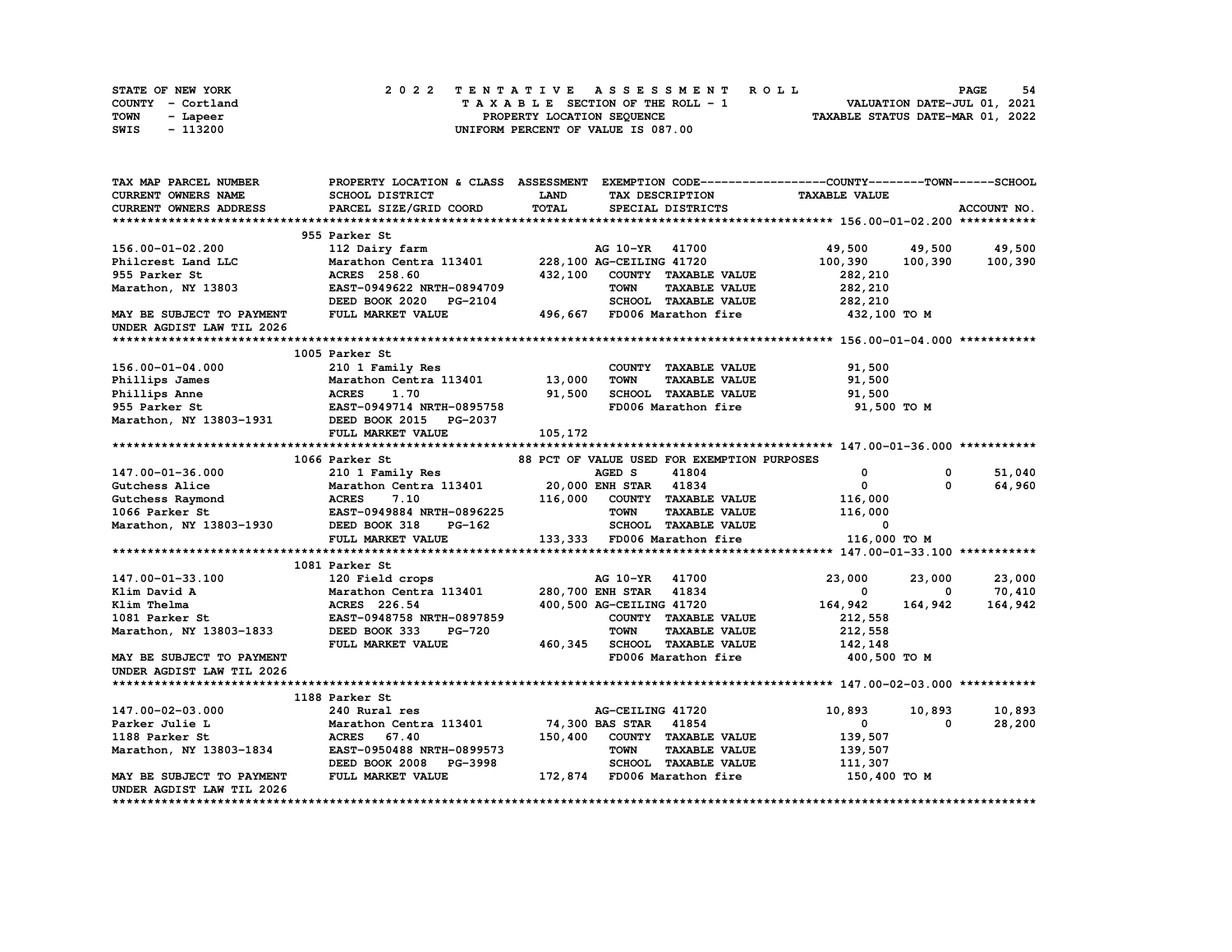STATE OF NEW YORK
COUNTY - Cortland
TOWN - Lapeer
SWIS - 113200

2022 TENTATIVE ASSESSMENT ROLL
TAXABLE SECTION OF THE ROLL - 1
PROPERTY LOCATION SEQUENCE
UNIFORM PERCENT OF VALUE IS 087.00

VALUATION DATE-JUL 01, 2021
TAXABLE STATUS DATE-MAR 01, 2022

| TAX MAP PARCEL NUMBER / CURRENT OWNERS NAME / CURRENT OWNERS ADDRESS | PROPERTY LOCATION & CLASS / SCHOOL DISTRICT / PARCEL SIZE/GRID COORD | ASSESSMENT LAND / TOTAL | EXEMPTION CODE / TAX DESCRIPTION / SPECIAL DISTRICTS | COUNTY TAXABLE VALUE | TOWN | SCHOOL / ACCOUNT NO. |
|---|---|---|---|---|---|---|
| **156.00-01-02.200** | 955 Parker St | | | | | |
| 156.00-01-02.200 | 112 Dairy farm | | AG 10-YR 41700 | 49,500 | 49,500 | 49,500 |
| Philcrest Land LLC | Marathon Centra 113401 | 228,100 | AG-CEILING 41720 | 100,390 | 100,390 | 100,390 |
| 955 Parker St | ACRES 258.60 | 432,100 | COUNTY TAXABLE VALUE | 282,210 | | |
| Marathon, NY 13803 | EAST-0949622 NRTH-0894709 | | TOWN TAXABLE VALUE | 282,210 | | |
| | DEED BOOK 2020 PG-2104 | | SCHOOL TAXABLE VALUE | 282,210 | | |
| MAY BE SUBJECT TO PAYMENT | FULL MARKET VALUE | 496,667 | FD006 Marathon fire | 432,100 TO M | | |
| UNDER AGDIST LAW TIL 2026 | | | | | | |
| **156.00-01-04.000** | 1005 Parker St | | | | | |
| 156.00-01-04.000 | 210 1 Family Res | | COUNTY TAXABLE VALUE | 91,500 | | |
| Phillips James | Marathon Centra 113401 | 13,000 | TOWN TAXABLE VALUE | 91,500 | | |
| Phillips Anne | ACRES 1.70 | 91,500 | SCHOOL TAXABLE VALUE | 91,500 | | |
| 955 Parker St | EAST-0949714 NRTH-0895758 | | FD006 Marathon fire | 91,500 TO M | | |
| Marathon, NY 13803-1931 | DEED BOOK 2015 PG-2037 | | | | | |
| | FULL MARKET VALUE | 105,172 | | | | |
| **147.00-01-36.000** | 1066 Parker St | | 88 PCT OF VALUE USED FOR EXEMPTION PURPOSES | | | |
| 147.00-01-36.000 | 210 1 Family Res | | AGED S 41804 | 0 | 0 | 51,040 |
| Gutchess Alice | Marathon Centra 113401 | 20,000 | ENH STAR 41834 | 0 | 0 | 64,960 |
| Gutchess Raymond | ACRES 7.10 | 116,000 | COUNTY TAXABLE VALUE | 116,000 | | |
| 1066 Parker St | EAST-0949884 NRTH-0896225 | | TOWN TAXABLE VALUE | 116,000 | | |
| Marathon, NY 13803-1930 | DEED BOOK 318 PG-162 | | SCHOOL TAXABLE VALUE | 0 | | |
| | FULL MARKET VALUE | 133,333 | FD006 Marathon fire | 116,000 TO M | | |
| **147.00-01-33.100** | 1081 Parker St | | | | | |
| 147.00-01-33.100 | 120 Field crops | | AG 10-YR 41700 | 23,000 | 23,000 | 23,000 |
| Klim David A | Marathon Centra 113401 | 280,700 | ENH STAR 41834 | 0 | 0 | 70,410 |
| Klim Thelma | ACRES 226.54 | 400,500 | AG-CEILING 41720 | 164,942 | 164,942 | 164,942 |
| 1081 Parker St | EAST-0948758 NRTH-0897859 | | COUNTY TAXABLE VALUE | 212,558 | | |
| Marathon, NY 13803-1833 | DEED BOOK 333 PG-720 | | TOWN TAXABLE VALUE | 212,558 | | |
| | FULL MARKET VALUE | 460,345 | SCHOOL TAXABLE VALUE | 142,148 | | |
| MAY BE SUBJECT TO PAYMENT | | | FD006 Marathon fire | 400,500 TO M | | |
| UNDER AGDIST LAW TIL 2026 | | | | | | |
| **147.00-02-03.000** | 1188 Parker St | | | | | |
| 147.00-02-03.000 | 240 Rural res | | AG-CEILING 41720 | 10,893 | 10,893 | 10,893 |
| Parker Julie L | Marathon Centra 113401 | 74,300 | BAS STAR 41854 | 0 | 0 | 28,200 |
| 1188 Parker St | ACRES 67.40 | 150,400 | COUNTY TAXABLE VALUE | 139,507 | | |
| Marathon, NY 13803-1834 | EAST-0950488 NRTH-0899573 | | TOWN TAXABLE VALUE | 139,507 | | |
| | DEED BOOK 2008 PG-3998 | | SCHOOL TAXABLE VALUE | 111,307 | | |
| MAY BE SUBJECT TO PAYMENT | FULL MARKET VALUE | 172,874 | FD006 Marathon fire | 150,400 TO M | | |
| UNDER AGDIST LAW TIL 2026 | | | | | | |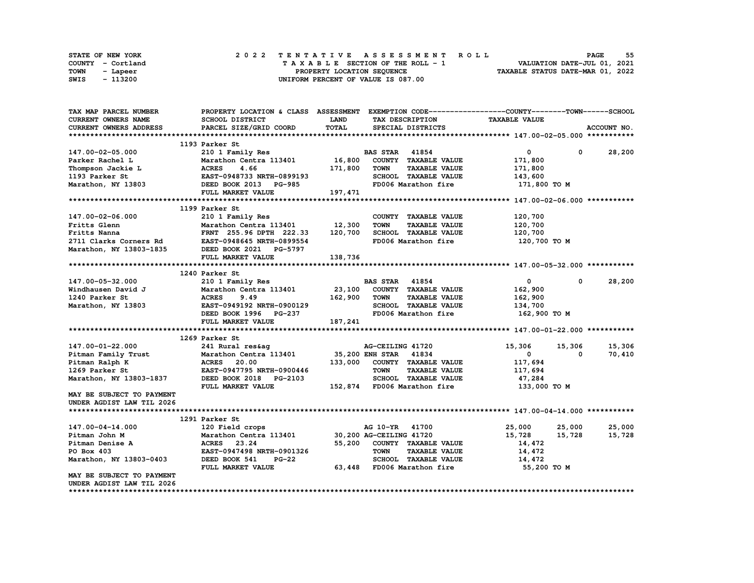STATE OF NEW YORK
COUNTY - Cortland
TOWN - Lapeer
SWIS - 113200

# 2022 TENTATIVE ASSESSMENT ROLL
TAXABLE SECTION OF THE ROLL - 1
PROPERTY LOCATION SEQUENCE
UNIFORM PERCENT OF VALUE IS 087.00

VALUATION DATE-JUL 01, 2021
TAXABLE STATUS DATE-MAR 01, 2022

| TAX MAP PARCEL NUMBER / CURRENT OWNERS NAME / CURRENT OWNERS ADDRESS | PROPERTY LOCATION & CLASS / SCHOOL DISTRICT / PARCEL SIZE/GRID COORD | ASSESSMENT LAND / TOTAL | EXEMPTION CODE / TAX DESCRIPTION / SPECIAL DISTRICTS | COUNTY TAXABLE VALUE | TOWN | SCHOOL / ACCOUNT NO. |
|---|---|---|---|---|---|---|
| **147.00-02-05.000** | 1193 Parker St | | | | | |
| 147.00-02-05.000 | 210 1 Family Res | | BAS STAR 41854 | 0 | 0 | 28,200 |
| Parker Rachel L | Marathon Centra 113401 | 16,800 | COUNTY TAXABLE VALUE | 171,800 | | |
| Thompson Jackie L | ACRES 4.66 | 171,800 | TOWN TAXABLE VALUE | 171,800 | | |
| 1193 Parker St | EAST-0948733 NRTH-0899193 | | SCHOOL TAXABLE VALUE | 143,600 | | |
| Marathon, NY 13803 | DEED BOOK 2013 PG-985 | | FD006 Marathon fire | 171,800 TO M | | |
| | FULL MARKET VALUE | 197,471 | | | | |
| **147.00-02-06.000** | 1199 Parker St | | | | | |
| 147.00-02-06.000 | 210 1 Family Res | | COUNTY TAXABLE VALUE | 120,700 | | |
| Fritts Glenn | Marathon Centra 113401 | 12,300 | TOWN TAXABLE VALUE | 120,700 | | |
| Fritts Nanna | FRNT 255.96 DPTH 222.33 | 120,700 | SCHOOL TAXABLE VALUE | 120,700 | | |
| 2711 Clarks Corners Rd | EAST-0948645 NRTH-0899554 | | FD006 Marathon fire | 120,700 TO M | | |
| Marathon, NY 13803-1835 | DEED BOOK 2021 PG-5797 | | | | | |
| | FULL MARKET VALUE | 138,736 | | | | |
| **147.00-05-32.000** | 1240 Parker St | | | | | |
| 147.00-05-32.000 | 210 1 Family Res | | BAS STAR 41854 | 0 | 0 | 28,200 |
| Windhausen David J | Marathon Centra 113401 | 23,100 | COUNTY TAXABLE VALUE | 162,900 | | |
| 1240 Parker St | ACRES 9.49 | 162,900 | TOWN TAXABLE VALUE | 162,900 | | |
| Marathon, NY 13803 | EAST-0949192 NRTH-0900129 | | SCHOOL TAXABLE VALUE | 134,700 | | |
| | DEED BOOK 1996 PG-237 | | FD006 Marathon fire | 162,900 TO M | | |
| | FULL MARKET VALUE | 187,241 | | | | |
| **147.00-01-22.000** | 1269 Parker St | | | | | |
| 147.00-01-22.000 | 241 Rural res&ag | | AG-CEILING 41720 | 15,306 | 15,306 | 15,306 |
| Pitman Family Trust | Marathon Centra 113401 | 35,200 | ENH STAR 41834 | 0 | 0 | 70,410 |
| Pitman Ralph K | ACRES 20.00 | 133,000 | COUNTY TAXABLE VALUE | 117,694 | | |
| 1269 Parker St | EAST-0947795 NRTH-0900446 | | TOWN TAXABLE VALUE | 117,694 | | |
| Marathon, NY 13803-1837 | DEED BOOK 2018 PG-2103 | | SCHOOL TAXABLE VALUE | 47,284 | | |
| | FULL MARKET VALUE | 152,874 | FD006 Marathon fire | 133,000 TO M | | |
| MAY BE SUBJECT TO PAYMENT UNDER AGDIST LAW TIL 2026 | | | | | | |
| **147.00-04-14.000** | 1291 Parker St | | | | | |
| 147.00-04-14.000 | 120 Field crops | | AG 10-YR 41700 | 25,000 | 25,000 | 25,000 |
| Pitman John M | Marathon Centra 113401 | 30,200 | AG-CEILING 41720 | 15,728 | 15,728 | 15,728 |
| Pitman Denise A | ACRES 23.24 | 55,200 | COUNTY TAXABLE VALUE | 14,472 | | |
| PO Box 403 | EAST-0947498 NRTH-0901326 | | TOWN TAXABLE VALUE | 14,472 | | |
| Marathon, NY 13803-0403 | DEED BOOK 541 PG-22 | | SCHOOL TAXABLE VALUE | 14,472 | | |
| | FULL MARKET VALUE | 63,448 | FD006 Marathon fire | 55,200 TO M | | |
| MAY BE SUBJECT TO PAYMENT UNDER AGDIST LAW TIL 2026 | | | | | | |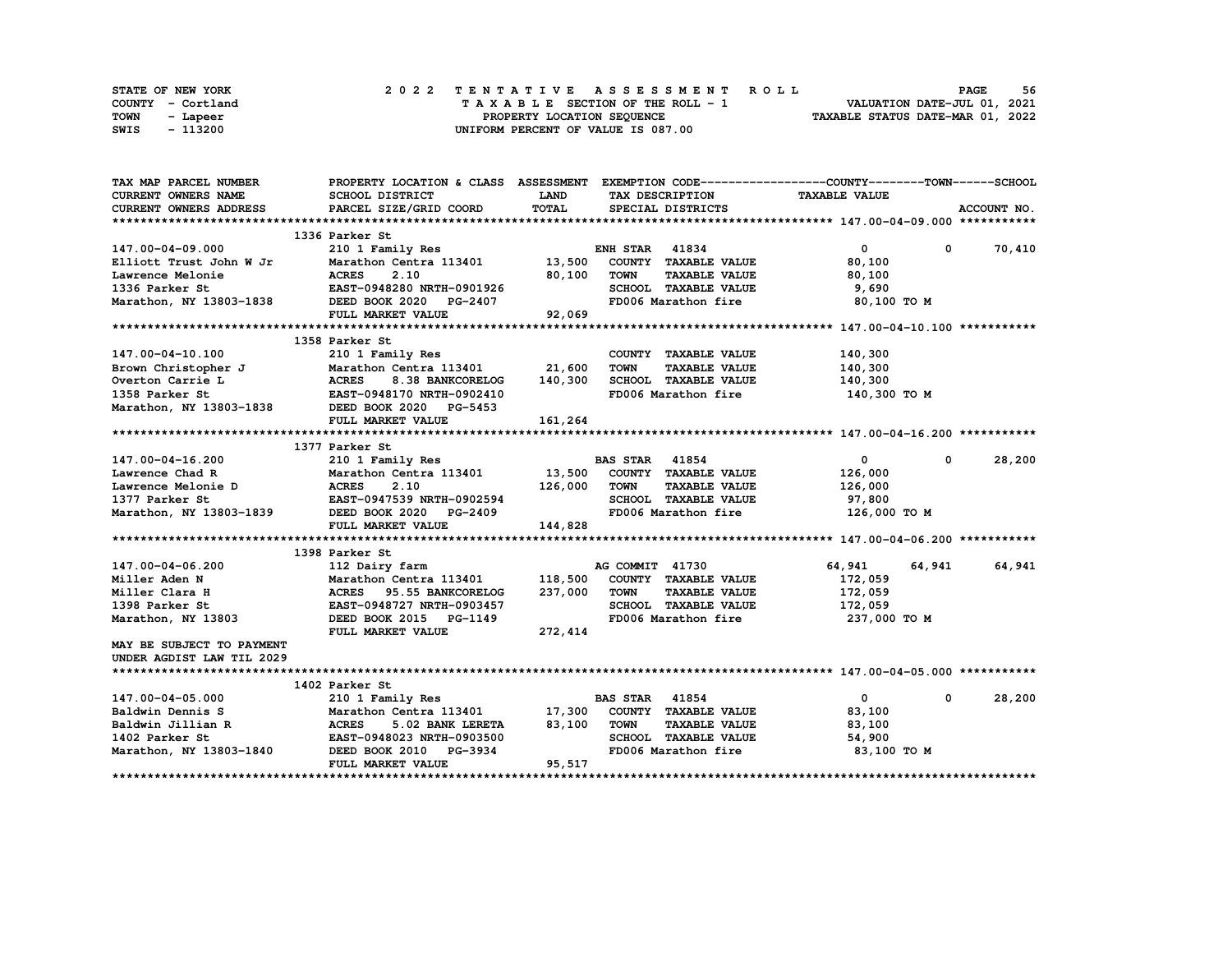STATE OF NEW YORK
COUNTY - Cortland
TOWN - Lapeer
SWIS - 113200

2022 TENTATIVE ASSESSMENT ROLL
TAXABLE SECTION OF THE ROLL - 1
PROPERTY LOCATION SEQUENCE
UNIFORM PERCENT OF VALUE IS 087.00

VALUATION DATE-JUL 01, 2021
TAXABLE STATUS DATE-MAR 01, 2022

| TAX MAP PARCEL NUMBER / CURRENT OWNERS NAME / CURRENT OWNERS ADDRESS | PROPERTY LOCATION & CLASS / SCHOOL DISTRICT / PARCEL SIZE/GRID COORD | ASSESSMENT LAND / TOTAL | EXEMPTION CODE / TAX DESCRIPTION / SPECIAL DISTRICTS | COUNTY TAXABLE VALUE | TOWN | SCHOOL / ACCOUNT NO. |
|---|---|---|---|---|---|---|
| **147.00-04-09.000** | 1336 Parker St | | | | | |
| 147.00-04-09.000 | 210 1 Family Res | | ENH STAR 41834 | 0 | 0 | 70,410 |
| Elliott Trust John W Jr | Marathon Centra 113401 | 13,500 | COUNTY TAXABLE VALUE | 80,100 | | |
| Lawrence Melonie | ACRES 2.10 | 80,100 | TOWN TAXABLE VALUE | 80,100 | | |
| 1336 Parker St | EAST-0948280 NRTH-0901926 | | SCHOOL TAXABLE VALUE | 9,690 | | |
| Marathon, NY 13803-1838 | DEED BOOK 2020 PG-2407 | | FD006 Marathon fire | 80,100 TO M | | |
| | FULL MARKET VALUE | 92,069 | | | | |
| **147.00-04-10.100** | 1358 Parker St | | | | | |
| 147.00-04-10.100 | 210 1 Family Res | | COUNTY TAXABLE VALUE | 140,300 | | |
| Brown Christopher J | Marathon Centra 113401 | 21,600 | TOWN TAXABLE VALUE | 140,300 | | |
| Overton Carrie L | ACRES 8.38 BANKCORELOG | 140,300 | SCHOOL TAXABLE VALUE | 140,300 | | |
| 1358 Parker St | EAST-0948170 NRTH-0902410 | | FD006 Marathon fire | 140,300 TO M | | |
| Marathon, NY 13803-1838 | DEED BOOK 2020 PG-5453 | | | | | |
| | FULL MARKET VALUE | 161,264 | | | | |
| **147.00-04-16.200** | 1377 Parker St | | | | | |
| 147.00-04-16.200 | 210 1 Family Res | | BAS STAR 41854 | 0 | 0 | 28,200 |
| Lawrence Chad R | Marathon Centra 113401 | 13,500 | COUNTY TAXABLE VALUE | 126,000 | | |
| Lawrence Melonie D | ACRES 2.10 | 126,000 | TOWN TAXABLE VALUE | 126,000 | | |
| 1377 Parker St | EAST-0947539 NRTH-0902594 | | SCHOOL TAXABLE VALUE | 97,800 | | |
| Marathon, NY 13803-1839 | DEED BOOK 2020 PG-2409 | | FD006 Marathon fire | 126,000 TO M | | |
| | FULL MARKET VALUE | 144,828 | | | | |
| **147.00-04-06.200** | 1398 Parker St | | | | | |
| 147.00-04-06.200 | 112 Dairy farm | | AG COMMIT 41730 | 64,941 | 64,941 | 64,941 |
| Miller Aden N | Marathon Centra 113401 | 118,500 | COUNTY TAXABLE VALUE | 172,059 | | |
| Miller Clara H | ACRES 95.55 BANKCORELOG | 237,000 | TOWN TAXABLE VALUE | 172,059 | | |
| 1398 Parker St | EAST-0948727 NRTH-0903457 | | SCHOOL TAXABLE VALUE | 172,059 | | |
| Marathon, NY 13803 | DEED BOOK 2015 PG-1149 | | FD006 Marathon fire | 237,000 TO M | | |
| | FULL MARKET VALUE | 272,414 | | | | |
| MAY BE SUBJECT TO PAYMENT UNDER AGDIST LAW TIL 2029 | | | | | | |
| **147.00-04-05.000** | 1402 Parker St | | | | | |
| 147.00-04-05.000 | 210 1 Family Res | | BAS STAR 41854 | 0 | 0 | 28,200 |
| Baldwin Dennis S | Marathon Centra 113401 | 17,300 | COUNTY TAXABLE VALUE | 83,100 | | |
| Baldwin Jillian R | ACRES 5.02 BANK LERETA | 83,100 | TOWN TAXABLE VALUE | 83,100 | | |
| 1402 Parker St | EAST-0948023 NRTH-0903500 | | SCHOOL TAXABLE VALUE | 54,900 | | |
| Marathon, NY 13803-1840 | DEED BOOK 2010 PG-3934 | | FD006 Marathon fire | 83,100 TO M | | |
| | FULL MARKET VALUE | 95,517 | | | | |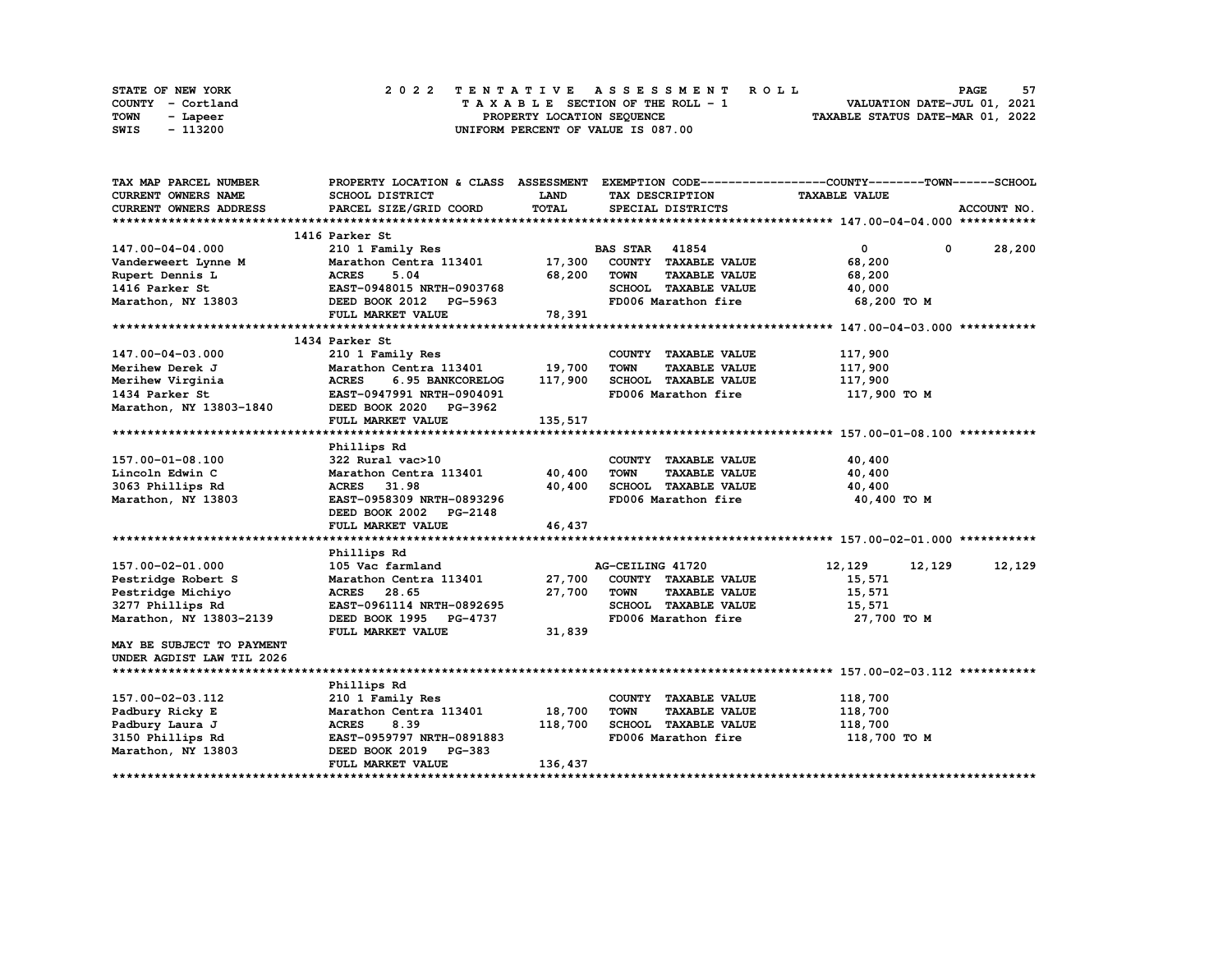STATE OF NEW YORK — COUNTY - Cortland — TOWN - Lapeer — SWIS - 113200

**2022 TENTATIVE ASSESSMENT ROLL**
TAXABLE SECTION OF THE ROLL - 1
PROPERTY LOCATION SEQUENCE
UNIFORM PERCENT OF VALUE IS 087.00

VALUATION DATE-JUL 01, 2021
TAXABLE STATUS DATE-MAR 01, 2022

| TAX MAP PARCEL NUMBER / CURRENT OWNERS NAME / CURRENT OWNERS ADDRESS | PROPERTY LOCATION & CLASS / SCHOOL DISTRICT / PARCEL SIZE/GRID COORD | ASSESSMENT LAND / TOTAL | EXEMPTION CODE / TAX DESCRIPTION / SPECIAL DISTRICTS | COUNTY TAXABLE VALUE | TOWN | SCHOOL / ACCOUNT NO. |
|---|---|---|---|---|---|---|
| **147.00-04-04.000** | 1416 Parker St | | | | | |
| 147.00-04-04.000 | 210 1 Family Res | | BAS STAR 41854 | 0 | 0 | 28,200 |
| Vanderweert Lynne M | Marathon Centra 113401 | 17,300 | COUNTY TAXABLE VALUE | 68,200 | | |
| Rupert Dennis L | ACRES 5.04 | 68,200 | TOWN TAXABLE VALUE | 68,200 | | |
| 1416 Parker St | EAST-0948015 NRTH-0903768 | | SCHOOL TAXABLE VALUE | 40,000 | | |
| Marathon, NY 13803 | DEED BOOK 2012 PG-5963 | | FD006 Marathon fire | 68,200 TO M | | |
| | FULL MARKET VALUE | 78,391 | | | | |
| **147.00-04-03.000** | 1434 Parker St | | | | | |
| 147.00-04-03.000 | 210 1 Family Res | | COUNTY TAXABLE VALUE | 117,900 | | |
| Merihew Derek J | Marathon Centra 113401 | 19,700 | TOWN TAXABLE VALUE | 117,900 | | |
| Merihew Virginia | ACRES 6.95 BANKCORELOG | 117,900 | SCHOOL TAXABLE VALUE | 117,900 | | |
| 1434 Parker St | EAST-0947991 NRTH-0904091 | | FD006 Marathon fire | 117,900 TO M | | |
| Marathon, NY 13803-1840 | DEED BOOK 2020 PG-3962 | | | | | |
| | FULL MARKET VALUE | 135,517 | | | | |
| **157.00-01-08.100** | Phillips Rd | | | | | |
| 157.00-01-08.100 | 322 Rural vac>10 | | COUNTY TAXABLE VALUE | 40,400 | | |
| Lincoln Edwin C | Marathon Centra 113401 | 40,400 | TOWN TAXABLE VALUE | 40,400 | | |
| 3063 Phillips Rd | ACRES 31.98 | 40,400 | SCHOOL TAXABLE VALUE | 40,400 | | |
| Marathon, NY 13803 | EAST-0958309 NRTH-0893296 | | FD006 Marathon fire | 40,400 TO M | | |
| | DEED BOOK 2002 PG-2148 | | | | | |
| | FULL MARKET VALUE | 46,437 | | | | |
| **157.00-02-01.000** | Phillips Rd | | | | | |
| 157.00-02-01.000 | 105 Vac farmland | | AG-CEILING 41720 | 12,129 | 12,129 | 12,129 |
| Pestridge Robert S | Marathon Centra 113401 | 27,700 | COUNTY TAXABLE VALUE | 15,571 | | |
| Pestridge Michiyo | ACRES 28.65 | 27,700 | TOWN TAXABLE VALUE | 15,571 | | |
| 3277 Phillips Rd | EAST-0961114 NRTH-0892695 | | SCHOOL TAXABLE VALUE | 15,571 | | |
| Marathon, NY 13803-2139 | DEED BOOK 1995 PG-4737 | | FD006 Marathon fire | 27,700 TO M | | |
| | FULL MARKET VALUE | 31,839 | | | | |
| MAY BE SUBJECT TO PAYMENT UNDER AGDIST LAW TIL 2026 | | | | | | |
| **157.00-02-03.112** | Phillips Rd | | | | | |
| 157.00-02-03.112 | 210 1 Family Res | | COUNTY TAXABLE VALUE | 118,700 | | |
| Padbury Ricky E | Marathon Centra 113401 | 18,700 | TOWN TAXABLE VALUE | 118,700 | | |
| Padbury Laura J | ACRES 8.39 | 118,700 | SCHOOL TAXABLE VALUE | 118,700 | | |
| 3150 Phillips Rd | EAST-0959797 NRTH-0891883 | | FD006 Marathon fire | 118,700 TO M | | |
| Marathon, NY 13803 | DEED BOOK 2019 PG-383 | | | | | |
| | FULL MARKET VALUE | 136,437 | | | | |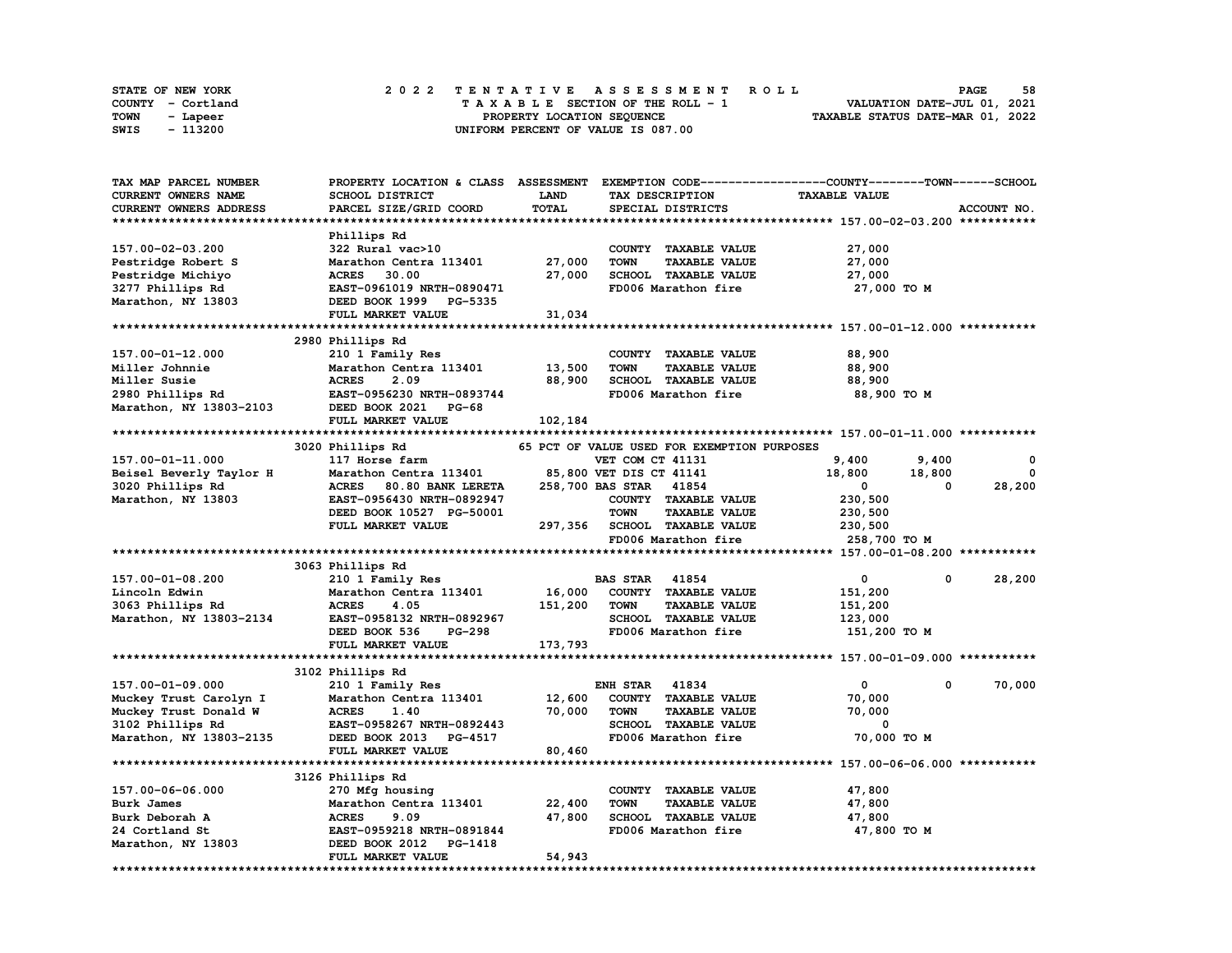STATE OF NEW YORK | COUNTY - Cortland | TOWN - Lapeer | SWIS - 113200

# 2022 TENTATIVE ASSESSMENT ROLL

TAXABLE SECTION OF THE ROLL - 1
PROPERTY LOCATION SEQUENCE
UNIFORM PERCENT OF VALUE IS 087.00

VALUATION DATE-JUL 01, 2021
TAXABLE STATUS DATE-MAR 01, 2022

| TAX MAP PARCEL NUMBER / CURRENT OWNERS NAME / CURRENT OWNERS ADDRESS | PROPERTY LOCATION & CLASS / SCHOOL DISTRICT / PARCEL SIZE/GRID COORD | ASSESSMENT LAND / TOTAL | EXEMPTION CODE / TAX DESCRIPTION / SPECIAL DISTRICTS | COUNTY TAXABLE VALUE | TOWN | SCHOOL |
|---|---|---|---|---|---|---|
| **157.00-02-03.200** | Phillips Rd | | | | | |
| 157.00-02-03.200 | 322 Rural vac>10 | | COUNTY TAXABLE VALUE | 27,000 | | |
| Pestridge Robert S | Marathon Centra 113401 | 27,000 | TOWN TAXABLE VALUE | 27,000 | | |
| Pestridge Michiyo | ACRES 30.00 | 27,000 | SCHOOL TAXABLE VALUE | 27,000 | | |
| 3277 Phillips Rd | EAST-0961019 NRTH-0890471 | | FD006 Marathon fire | 27,000 TO M | | |
| Marathon, NY 13803 | DEED BOOK 1999 PG-5335 | | | | | |
| | FULL MARKET VALUE | 31,034 | | | | |
| **157.00-01-12.000** | 2980 Phillips Rd | | | | | |
| 157.00-01-12.000 | 210 1 Family Res | | COUNTY TAXABLE VALUE | 88,900 | | |
| Miller Johnnie | Marathon Centra 113401 | 13,500 | TOWN TAXABLE VALUE | 88,900 | | |
| Miller Susie | ACRES 2.09 | 88,900 | SCHOOL TAXABLE VALUE | 88,900 | | |
| 2980 Phillips Rd | EAST-0956230 NRTH-0893744 | | FD006 Marathon fire | 88,900 TO M | | |
| Marathon, NY 13803-2103 | DEED BOOK 2021 PG-68 | | | | | |
| | FULL MARKET VALUE | 102,184 | | | | |
| **157.00-01-11.000** | 3020 Phillips Rd | | 65 PCT OF VALUE USED FOR EXEMPTION PURPOSES | | | |
| 157.00-01-11.000 | 117 Horse farm | | VET COM CT 41131 | 9,400 | 9,400 | 0 |
| Beisel Beverly Taylor H | Marathon Centra 113401 | 85,800 | VET DIS CT 41141 | 18,800 | 18,800 | 0 |
| 3020 Phillips Rd | ACRES 80.80 BANK LERETA | 258,700 | BAS STAR 41854 | 0 | 0 | 28,200 |
| Marathon, NY 13803 | EAST-0956430 NRTH-0892947 | | COUNTY TAXABLE VALUE | 230,500 | | |
| | DEED BOOK 10527 PG-50001 | | TOWN TAXABLE VALUE | 230,500 | | |
| | FULL MARKET VALUE | 297,356 | SCHOOL TAXABLE VALUE | 230,500 | | |
| | | | FD006 Marathon fire | 258,700 TO M | | |
| **157.00-01-08.200** | 3063 Phillips Rd | | | | | |
| 157.00-01-08.200 | 210 1 Family Res | | BAS STAR 41854 | 0 | 0 | 28,200 |
| Lincoln Edwin | Marathon Centra 113401 | 16,000 | COUNTY TAXABLE VALUE | 151,200 | | |
| 3063 Phillips Rd | ACRES 4.05 | 151,200 | TOWN TAXABLE VALUE | 151,200 | | |
| Marathon, NY 13803-2134 | EAST-0958132 NRTH-0892967 | | SCHOOL TAXABLE VALUE | 123,000 | | |
| | DEED BOOK 536 PG-298 | | FD006 Marathon fire | 151,200 TO M | | |
| | FULL MARKET VALUE | 173,793 | | | | |
| **157.00-01-09.000** | 3102 Phillips Rd | | | | | |
| 157.00-01-09.000 | 210 1 Family Res | | ENH STAR 41834 | 0 | 0 | 70,000 |
| Muckey Trust Carolyn I | Marathon Centra 113401 | 12,600 | COUNTY TAXABLE VALUE | 70,000 | | |
| Muckey Trust Donald W | ACRES 1.40 | 70,000 | TOWN TAXABLE VALUE | 70,000 | | |
| 3102 Phillips Rd | EAST-0958267 NRTH-0892443 | | SCHOOL TAXABLE VALUE | 0 | | |
| Marathon, NY 13803-2135 | DEED BOOK 2013 PG-4517 | | FD006 Marathon fire | 70,000 TO M | | |
| | FULL MARKET VALUE | 80,460 | | | | |
| **157.00-06-06.000** | 3126 Phillips Rd | | | | | |
| 157.00-06-06.000 | 270 Mfg housing | | COUNTY TAXABLE VALUE | 47,800 | | |
| Burk James | Marathon Centra 113401 | 22,400 | TOWN TAXABLE VALUE | 47,800 | | |
| Burk Deborah A | ACRES 9.09 | 47,800 | SCHOOL TAXABLE VALUE | 47,800 | | |
| 24 Cortland St | EAST-0959218 NRTH-0891844 | | FD006 Marathon fire | 47,800 TO M | | |
| Marathon, NY 13803 | DEED BOOK 2012 PG-1418 | | | | | |
| | FULL MARKET VALUE | 54,943 | | | | |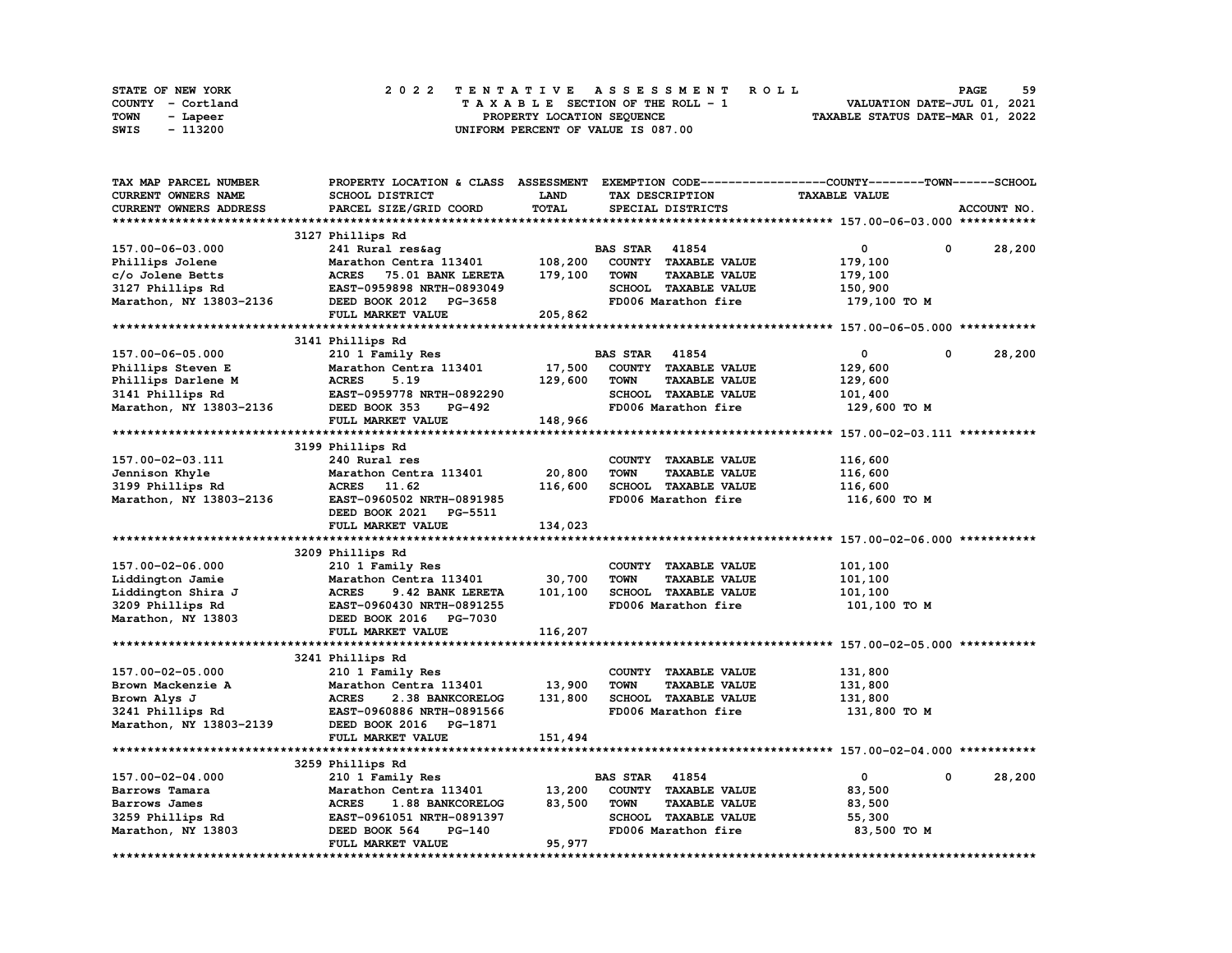STATE OF NEW YORK
COUNTY - Cortland
TOWN - Lapeer
SWIS - 113200

2 0 2 2 T E N T A T I V E A S S E S S M E N T R O L L
T A X A B L E SECTION OF THE ROLL - 1
PROPERTY LOCATION SEQUENCE
UNIFORM PERCENT OF VALUE IS 087.00

VALUATION DATE-JUL 01, 2021
TAXABLE STATUS DATE-MAR 01, 2022

| TAX MAP PARCEL NUMBER / CURRENT OWNERS NAME / CURRENT OWNERS ADDRESS | PROPERTY LOCATION & CLASS / SCHOOL DISTRICT / PARCEL SIZE/GRID COORD | ASSESSMENT LAND / TOTAL | EXEMPTION CODE / TAX DESCRIPTION / SPECIAL DISTRICTS | COUNTY | TOWN | SCHOOL / ACCOUNT NO. |
|---|---|---|---|---|---|---|
| **157.00-06-03.000** | 3127 Phillips Rd | | | | | |
| 157.00-06-03.000 | 241 Rural res&ag | | BAS STAR 41854 | 0 | 0 | 28,200 |
| Phillips Jolene | Marathon Centra 113401 | 108,200 | COUNTY TAXABLE VALUE | 179,100 | | |
| c/o Jolene Betts | ACRES 75.01 BANK LERETA | 179,100 | TOWN TAXABLE VALUE | 179,100 | | |
| 3127 Phillips Rd | EAST-0959898 NRTH-0893049 | | SCHOOL TAXABLE VALUE | 150,900 | | |
| Marathon, NY 13803-2136 | DEED BOOK 2012 PG-3658 | | FD006 Marathon fire | 179,100 TO M | | |
| | FULL MARKET VALUE | 205,862 | | | | |
| **157.00-06-05.000** | 3141 Phillips Rd | | | | | |
| 157.00-06-05.000 | 210 1 Family Res | | BAS STAR 41854 | 0 | 0 | 28,200 |
| Phillips Steven E | Marathon Centra 113401 | 17,500 | COUNTY TAXABLE VALUE | 129,600 | | |
| Phillips Darlene M | ACRES 5.19 | 129,600 | TOWN TAXABLE VALUE | 129,600 | | |
| 3141 Phillips Rd | EAST-0959778 NRTH-0892290 | | SCHOOL TAXABLE VALUE | 101,400 | | |
| Marathon, NY 13803-2136 | DEED BOOK 353 PG-492 | | FD006 Marathon fire | 129,600 TO M | | |
| | FULL MARKET VALUE | 148,966 | | | | |
| **157.00-02-03.111** | 3199 Phillips Rd | | | | | |
| 157.00-02-03.111 | 240 Rural res | | COUNTY TAXABLE VALUE | 116,600 | | |
| Jennison Khyle | Marathon Centra 113401 | 20,800 | TOWN TAXABLE VALUE | 116,600 | | |
| 3199 Phillips Rd | ACRES 11.62 | 116,600 | SCHOOL TAXABLE VALUE | 116,600 | | |
| Marathon, NY 13803-2136 | EAST-0960502 NRTH-0891985 | | FD006 Marathon fire | 116,600 TO M | | |
| | DEED BOOK 2021 PG-5511 | | | | | |
| | FULL MARKET VALUE | 134,023 | | | | |
| **157.00-02-06.000** | 3209 Phillips Rd | | | | | |
| 157.00-02-06.000 | 210 1 Family Res | | COUNTY TAXABLE VALUE | 101,100 | | |
| Liddington Jamie | Marathon Centra 113401 | 30,700 | TOWN TAXABLE VALUE | 101,100 | | |
| Liddington Shira J | ACRES 9.42 BANK LERETA | 101,100 | SCHOOL TAXABLE VALUE | 101,100 | | |
| 3209 Phillips Rd | EAST-0960430 NRTH-0891255 | | FD006 Marathon fire | 101,100 TO M | | |
| Marathon, NY 13803 | DEED BOOK 2016 PG-7030 | | | | | |
| | FULL MARKET VALUE | 116,207 | | | | |
| **157.00-02-05.000** | 3241 Phillips Rd | | | | | |
| 157.00-02-05.000 | 210 1 Family Res | | COUNTY TAXABLE VALUE | 131,800 | | |
| Brown Mackenzie A | Marathon Centra 113401 | 13,900 | TOWN TAXABLE VALUE | 131,800 | | |
| Brown Alys J | ACRES 2.38 BANKCORELOG | 131,800 | SCHOOL TAXABLE VALUE | 131,800 | | |
| 3241 Phillips Rd | EAST-0960886 NRTH-0891566 | | FD006 Marathon fire | 131,800 TO M | | |
| Marathon, NY 13803-2139 | DEED BOOK 2016 PG-1871 | | | | | |
| | FULL MARKET VALUE | 151,494 | | | | |
| **157.00-02-04.000** | 3259 Phillips Rd | | | | | |
| 157.00-02-04.000 | 210 1 Family Res | | BAS STAR 41854 | 0 | 0 | 28,200 |
| Barrows Tamara | Marathon Centra 113401 | 13,200 | COUNTY TAXABLE VALUE | 83,500 | | |
| Barrows James | ACRES 1.88 BANKCORELOG | 83,500 | TOWN TAXABLE VALUE | 83,500 | | |
| 3259 Phillips Rd | EAST-0961051 NRTH-0891397 | | SCHOOL TAXABLE VALUE | 55,300 | | |
| Marathon, NY 13803 | DEED BOOK 564 PG-140 | | FD006 Marathon fire | 83,500 TO M | | |
| | FULL MARKET VALUE | 95,977 | | | | |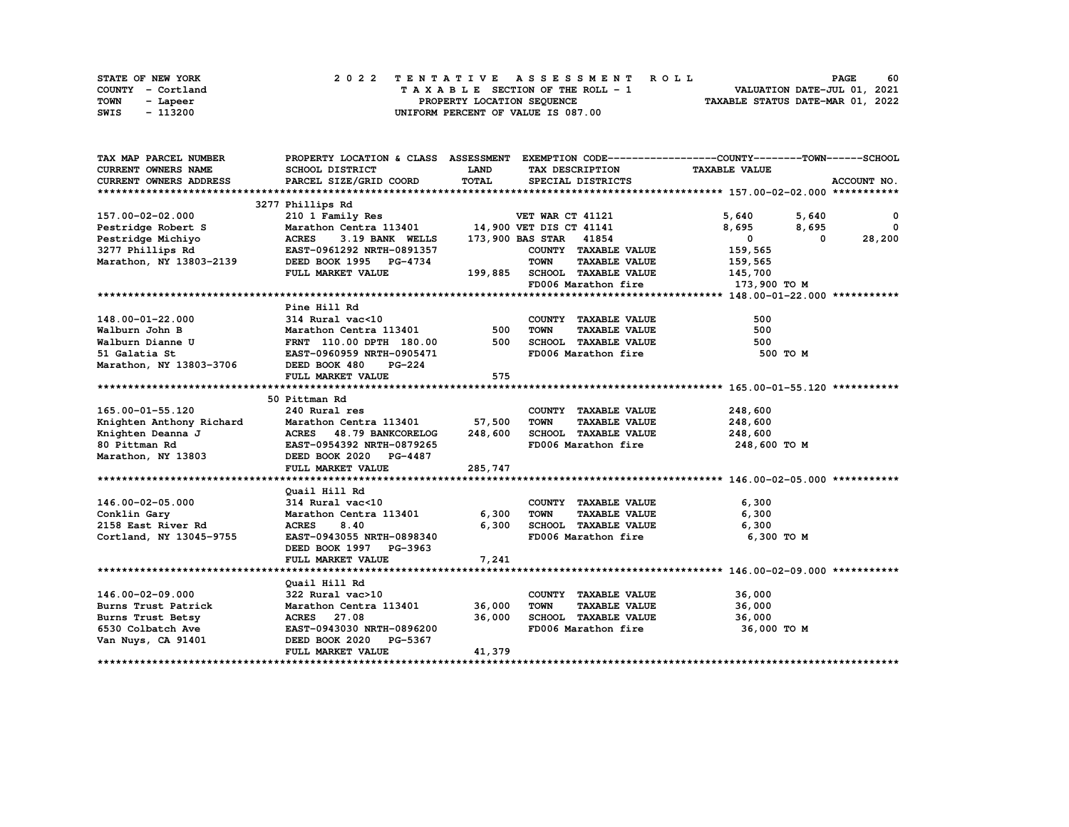STATE OF NEW YORK
COUNTY - Cortland
TOWN - Lapeer
SWIS - 113200

# 2022 TENTATIVE ASSESSMENT ROLL

TAXABLE SECTION OF THE ROLL - 1
PROPERTY LOCATION SEQUENCE
UNIFORM PERCENT OF VALUE IS 087.00

VALUATION DATE-JUL 01, 2021
TAXABLE STATUS DATE-MAR 01, 2022

| TAX MAP PARCEL NUMBER / CURRENT OWNERS NAME / CURRENT OWNERS ADDRESS | PROPERTY LOCATION & CLASS / SCHOOL DISTRICT / PARCEL SIZE/GRID COORD | ASSESSMENT LAND / TOTAL | EXEMPTION CODE / TAX DESCRIPTION / SPECIAL DISTRICTS | COUNTY TAXABLE VALUE | TOWN | SCHOOL |
|---|---|---|---|---|---|---|
| **157.00-02-02.000** | 3277 Phillips Rd | | | | | |
| 157.00-02-02.000 | 210 1 Family Res | | VET WAR CT 41121 | 5,640 | 5,640 | 0 |
| Pestridge Robert S | Marathon Centra 113401 | 14,900 | VET DIS CT 41141 | 8,695 | 8,695 | 0 |
| Pestridge Michiyo | ACRES 3.19 BANK WELLS | 173,900 | BAS STAR 41854 | 0 | 0 | 28,200 |
| 3277 Phillips Rd | EAST-0961292 NRTH-0891357 | | COUNTY TAXABLE VALUE | 159,565 | | |
| Marathon, NY 13803-2139 | DEED BOOK 1995 PG-4734 | | TOWN TAXABLE VALUE | 159,565 | | |
| | FULL MARKET VALUE | 199,885 | SCHOOL TAXABLE VALUE | 145,700 | | |
| | | | FD006 Marathon fire | 173,900 TO M | | |
| **148.00-01-22.000** | Pine Hill Rd | | | | | |
| 148.00-01-22.000 | 314 Rural vac<10 | | COUNTY TAXABLE VALUE | 500 | | |
| Walburn John B | Marathon Centra 113401 | 500 | TOWN TAXABLE VALUE | 500 | | |
| Walburn Dianne U | FRNT 110.00 DPTH 180.00 | 500 | SCHOOL TAXABLE VALUE | 500 | | |
| 51 Galatia St | EAST-0960959 NRTH-0905471 | | FD006 Marathon fire | 500 TO M | | |
| Marathon, NY 13803-3706 | DEED BOOK 480 PG-224 | | | | | |
| | FULL MARKET VALUE | 575 | | | | |
| **165.00-01-55.120** | 50 Pittman Rd | | | | | |
| 165.00-01-55.120 | 240 Rural res | | COUNTY TAXABLE VALUE | 248,600 | | |
| Knighten Anthony Richard | Marathon Centra 113401 | 57,500 | TOWN TAXABLE VALUE | 248,600 | | |
| Knighten Deanna J | ACRES 48.79 BANKCORELOG | 248,600 | SCHOOL TAXABLE VALUE | 248,600 | | |
| 80 Pittman Rd | EAST-0954392 NRTH-0879265 | | FD006 Marathon fire | 248,600 TO M | | |
| Marathon, NY 13803 | DEED BOOK 2020 PG-4487 | | | | | |
| | FULL MARKET VALUE | 285,747 | | | | |
| **146.00-02-05.000** | Quail Hill Rd | | | | | |
| 146.00-02-05.000 | 314 Rural vac<10 | | COUNTY TAXABLE VALUE | 6,300 | | |
| Conklin Gary | Marathon Centra 113401 | 6,300 | TOWN TAXABLE VALUE | 6,300 | | |
| 2158 East River Rd | ACRES 8.40 | 6,300 | SCHOOL TAXABLE VALUE | 6,300 | | |
| Cortland, NY 13045-9755 | EAST-0943055 NRTH-0898340 | | FD006 Marathon fire | 6,300 TO M | | |
| | DEED BOOK 1997 PG-3963 | | | | | |
| | FULL MARKET VALUE | 7,241 | | | | |
| **146.00-02-09.000** | Quail Hill Rd | | | | | |
| 146.00-02-09.000 | 322 Rural vac>10 | | COUNTY TAXABLE VALUE | 36,000 | | |
| Burns Trust Patrick | Marathon Centra 113401 | 36,000 | TOWN TAXABLE VALUE | 36,000 | | |
| Burns Trust Betsy | ACRES 27.08 | 36,000 | SCHOOL TAXABLE VALUE | 36,000 | | |
| 6530 Colbatch Ave | EAST-0943030 NRTH-0896200 | | FD006 Marathon fire | 36,000 TO M | | |
| Van Nuys, CA 91401 | DEED BOOK 2020 PG-5367 | | | | | |
| | FULL MARKET VALUE | 41,379 | | | | |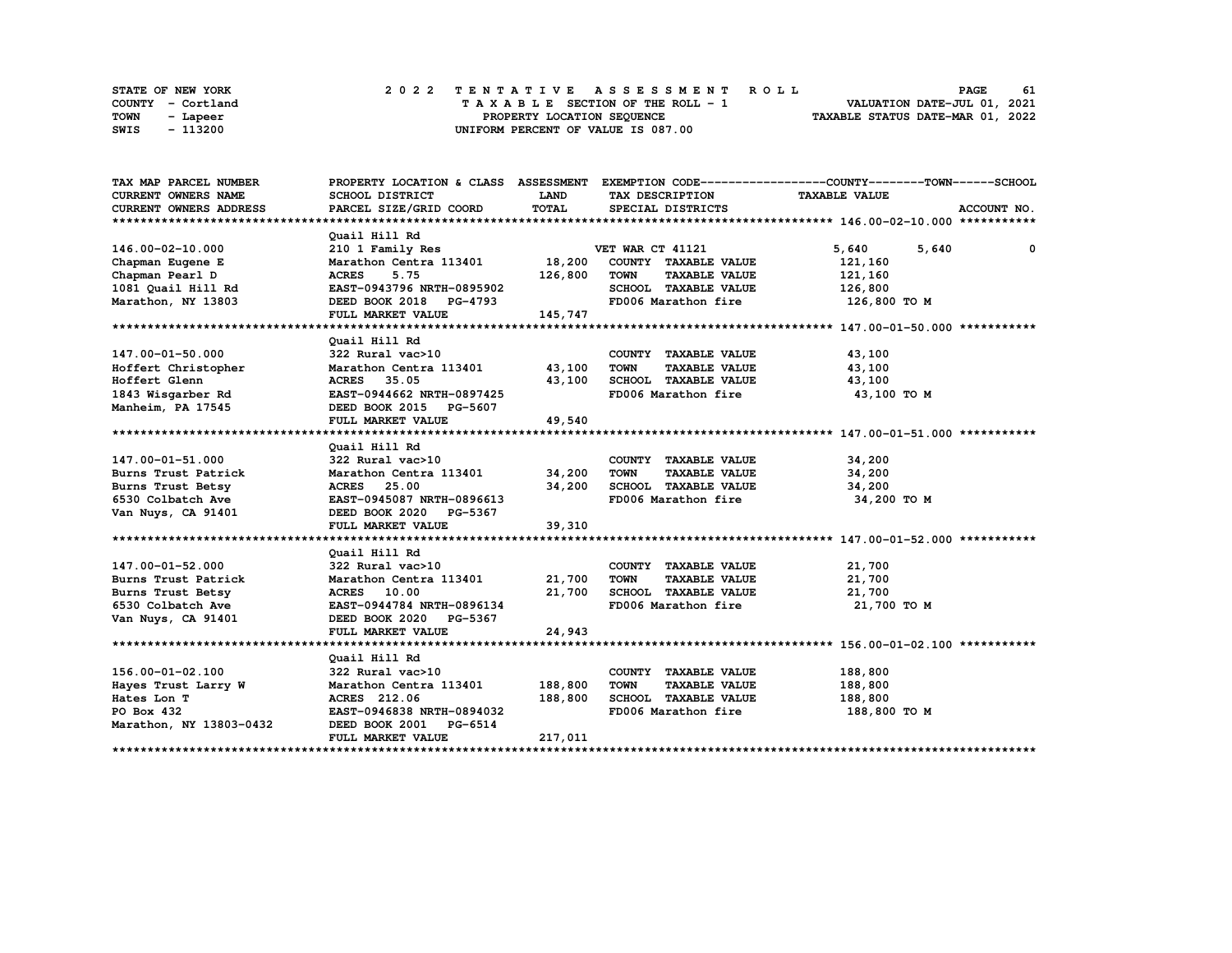STATE OF NEW YORK
COUNTY - Cortland
TOWN - Lapeer
SWIS - 113200

2 0 2 2 T E N T A T I V E A S S E S S M E N T R O L L
T A X A B L E SECTION OF THE ROLL - 1
PROPERTY LOCATION SEQUENCE
UNIFORM PERCENT OF VALUE IS 087.00

VALUATION DATE-JUL 01, 2021
TAXABLE STATUS DATE-MAR 01, 2022

| TAX MAP PARCEL NUMBER / CURRENT OWNERS NAME / CURRENT OWNERS ADDRESS | PROPERTY LOCATION & CLASS / SCHOOL DISTRICT / PARCEL SIZE/GRID COORD | ASSESSMENT LAND / TOTAL | EXEMPTION CODE / TAX DESCRIPTION / SPECIAL DISTRICTS | COUNTY / TAXABLE VALUE | TOWN | SCHOOL | ACCOUNT NO. |
|---|---|---|---|---|---|---|---|
| ****** 146.00-02-10.000 ****** | | | | | | | |
| | Quail Hill Rd | | | | | | |
| 146.00-02-10.000 | 210 1 Family Res | | VET WAR CT 41121 | 5,640 | 5,640 | 0 | |
| Chapman Eugene E | Marathon Centra 113401 | 18,200 | COUNTY TAXABLE VALUE | 121,160 | | | |
| Chapman Pearl D | ACRES 5.75 | 126,800 | TOWN TAXABLE VALUE | 121,160 | | | |
| 1081 Quail Hill Rd | EAST-0943796 NRTH-0895902 | | SCHOOL TAXABLE VALUE | 126,800 | | | |
| Marathon, NY 13803 | DEED BOOK 2018 PG-4793 | | FD006 Marathon fire | 126,800 TO M | | | |
| | FULL MARKET VALUE | 145,747 | | | | | |
| ****** 147.00-01-50.000 ****** | | | | | | | |
| | Quail Hill Rd | | | | | | |
| 147.00-01-50.000 | 322 Rural vac>10 | | COUNTY TAXABLE VALUE | 43,100 | | | |
| Hoffert Christopher | Marathon Centra 113401 | 43,100 | TOWN TAXABLE VALUE | 43,100 | | | |
| Hoffert Glenn | ACRES 35.05 | 43,100 | SCHOOL TAXABLE VALUE | 43,100 | | | |
| 1843 Wisgarber Rd | EAST-0944662 NRTH-0897425 | | FD006 Marathon fire | 43,100 TO M | | | |
| Manheim, PA 17545 | DEED BOOK 2015 PG-5607 | | | | | | |
| | FULL MARKET VALUE | 49,540 | | | | | |
| ****** 147.00-01-51.000 ****** | | | | | | | |
| | Quail Hill Rd | | | | | | |
| 147.00-01-51.000 | 322 Rural vac>10 | | COUNTY TAXABLE VALUE | 34,200 | | | |
| Burns Trust Patrick | Marathon Centra 113401 | 34,200 | TOWN TAXABLE VALUE | 34,200 | | | |
| Burns Trust Betsy | ACRES 25.00 | 34,200 | SCHOOL TAXABLE VALUE | 34,200 | | | |
| 6530 Colbatch Ave | EAST-0945087 NRTH-0896613 | | FD006 Marathon fire | 34,200 TO M | | | |
| Van Nuys, CA 91401 | DEED BOOK 2020 PG-5367 | | | | | | |
| | FULL MARKET VALUE | 39,310 | | | | | |
| ****** 147.00-01-52.000 ****** | | | | | | | |
| | Quail Hill Rd | | | | | | |
| 147.00-01-52.000 | 322 Rural vac>10 | | COUNTY TAXABLE VALUE | 21,700 | | | |
| Burns Trust Patrick | Marathon Centra 113401 | 21,700 | TOWN TAXABLE VALUE | 21,700 | | | |
| Burns Trust Betsy | ACRES 10.00 | 21,700 | SCHOOL TAXABLE VALUE | 21,700 | | | |
| 6530 Colbatch Ave | EAST-0944784 NRTH-0896134 | | FD006 Marathon fire | 21,700 TO M | | | |
| Van Nuys, CA 91401 | DEED BOOK 2020 PG-5367 | | | | | | |
| | FULL MARKET VALUE | 24,943 | | | | | |
| ****** 156.00-01-02.100 ****** | | | | | | | |
| | Quail Hill Rd | | | | | | |
| 156.00-01-02.100 | 322 Rural vac>10 | | COUNTY TAXABLE VALUE | 188,800 | | | |
| Hayes Trust Larry W | Marathon Centra 113401 | 188,800 | TOWN TAXABLE VALUE | 188,800 | | | |
| Hates Lon T | ACRES 212.06 | 188,800 | SCHOOL TAXABLE VALUE | 188,800 | | | |
| PO Box 432 | EAST-0946838 NRTH-0894032 | | FD006 Marathon fire | 188,800 TO M | | | |
| Marathon, NY 13803-0432 | DEED BOOK 2001 PG-6514 | | | | | | |
| | FULL MARKET VALUE | 217,011 | | | | | |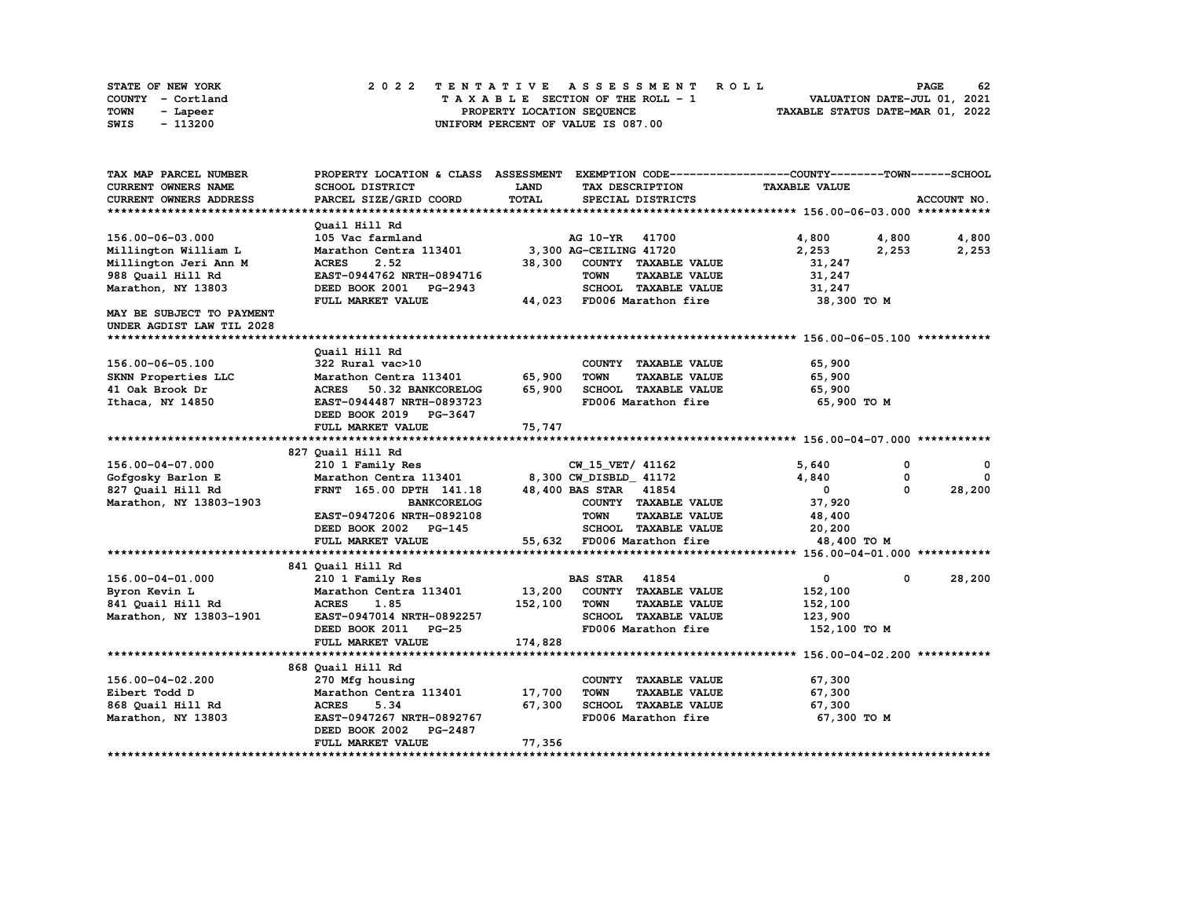STATE OF NEW YORK | COUNTY - Cortland | TOWN - Lapeer | SWIS - 113200

# 2022 TENTATIVE ASSESSMENT ROLL

TAXABLE SECTION OF THE ROLL - 1
PROPERTY LOCATION SEQUENCE
UNIFORM PERCENT OF VALUE IS 087.00

VALUATION DATE-JUL 01, 2021
TAXABLE STATUS DATE-MAR 01, 2022

| TAX MAP PARCEL NUMBER / CURRENT OWNERS NAME / CURRENT OWNERS ADDRESS | PROPERTY LOCATION & CLASS / SCHOOL DISTRICT / PARCEL SIZE/GRID COORD | ASSESSMENT LAND / TOTAL | EXEMPTION CODE / TAX DESCRIPTION / SPECIAL DISTRICTS | COUNTY TAXABLE VALUE | TOWN | SCHOOL / ACCOUNT NO. |
|---|---|---|---|---|---|---|
| **156.00-06-03.000** | Quail Hill Rd | | | | | |
| 156.00-06-03.000 | 105 Vac farmland | | AG 10-YR 41700 | 4,800 | 4,800 | 4,800 |
| Millington William L | Marathon Centra 113401 | 3,300 | AG-CEILING 41720 | 2,253 | 2,253 | 2,253 |
| Millington Jeri Ann M | ACRES 2.52 | 38,300 | COUNTY TAXABLE VALUE | 31,247 | | |
| 988 Quail Hill Rd | EAST-0944762 NRTH-0894716 | | TOWN TAXABLE VALUE | 31,247 | | |
| Marathon, NY 13803 | DEED BOOK 2001 PG-2943 | | SCHOOL TAXABLE VALUE | 31,247 | | |
| | FULL MARKET VALUE | 44,023 | FD006 Marathon fire | 38,300 TO M | | |
| MAY BE SUBJECT TO PAYMENT UNDER AGDIST LAW TIL 2028 | | | | | | |
| **156.00-06-05.100** | Quail Hill Rd | | | | | |
| 156.00-06-05.100 | 322 Rural vac>10 | | COUNTY TAXABLE VALUE | 65,900 | | |
| SKNN Properties LLC | Marathon Centra 113401 | 65,900 | TOWN TAXABLE VALUE | 65,900 | | |
| 41 Oak Brook Dr | ACRES 50.32 BANKCORELOG | 65,900 | SCHOOL TAXABLE VALUE | 65,900 | | |
| Ithaca, NY 14850 | EAST-0944487 NRTH-0893723 | | FD006 Marathon fire | 65,900 TO M | | |
| | DEED BOOK 2019 PG-3647 | | | | | |
| | FULL MARKET VALUE | 75,747 | | | | |
| **156.00-04-07.000** | 827 Quail Hill Rd | | | | | |
| 156.00-04-07.000 | 210 1 Family Res | | CW_15_VET/ 41162 | 5,640 | 0 | 0 |
| Gofgosky Barlon E | Marathon Centra 113401 | 8,300 | CW_DISBLD_ 41172 | 4,840 | 0 | 0 |
| 827 Quail Hill Rd | FRNT 165.00 DPTH 141.18 | 48,400 | BAS STAR 41854 | 0 | 0 | 28,200 |
| Marathon, NY 13803-1903 | BANKCORELOG | | COUNTY TAXABLE VALUE | 37,920 | | |
| | EAST-0947206 NRTH-0892108 | | TOWN TAXABLE VALUE | 48,400 | | |
| | DEED BOOK 2002 PG-145 | | SCHOOL TAXABLE VALUE | 20,200 | | |
| | FULL MARKET VALUE | 55,632 | FD006 Marathon fire | 48,400 TO M | | |
| **156.00-04-01.000** | 841 Quail Hill Rd | | | | | |
| 156.00-04-01.000 | 210 1 Family Res | | BAS STAR 41854 | 0 | 0 | 28,200 |
| Byron Kevin L | Marathon Centra 113401 | 13,200 | COUNTY TAXABLE VALUE | 152,100 | | |
| 841 Quail Hill Rd | ACRES 1.85 | 152,100 | TOWN TAXABLE VALUE | 152,100 | | |
| Marathon, NY 13803-1901 | EAST-0947014 NRTH-0892257 | | SCHOOL TAXABLE VALUE | 123,900 | | |
| | DEED BOOK 2011 PG-25 | | FD006 Marathon fire | 152,100 TO M | | |
| | FULL MARKET VALUE | 174,828 | | | | |
| **156.00-04-02.200** | 868 Quail Hill Rd | | | | | |
| 156.00-04-02.200 | 270 Mfg housing | | COUNTY TAXABLE VALUE | 67,300 | | |
| Eibert Todd D | Marathon Centra 113401 | 17,700 | TOWN TAXABLE VALUE | 67,300 | | |
| 868 Quail Hill Rd | ACRES 5.34 | 67,300 | SCHOOL TAXABLE VALUE | 67,300 | | |
| Marathon, NY 13803 | EAST-0947267 NRTH-0892767 | | FD006 Marathon fire | 67,300 TO M | | |
| | DEED BOOK 2002 PG-2487 | | | | | |
| | FULL MARKET VALUE | 77,356 | | | | |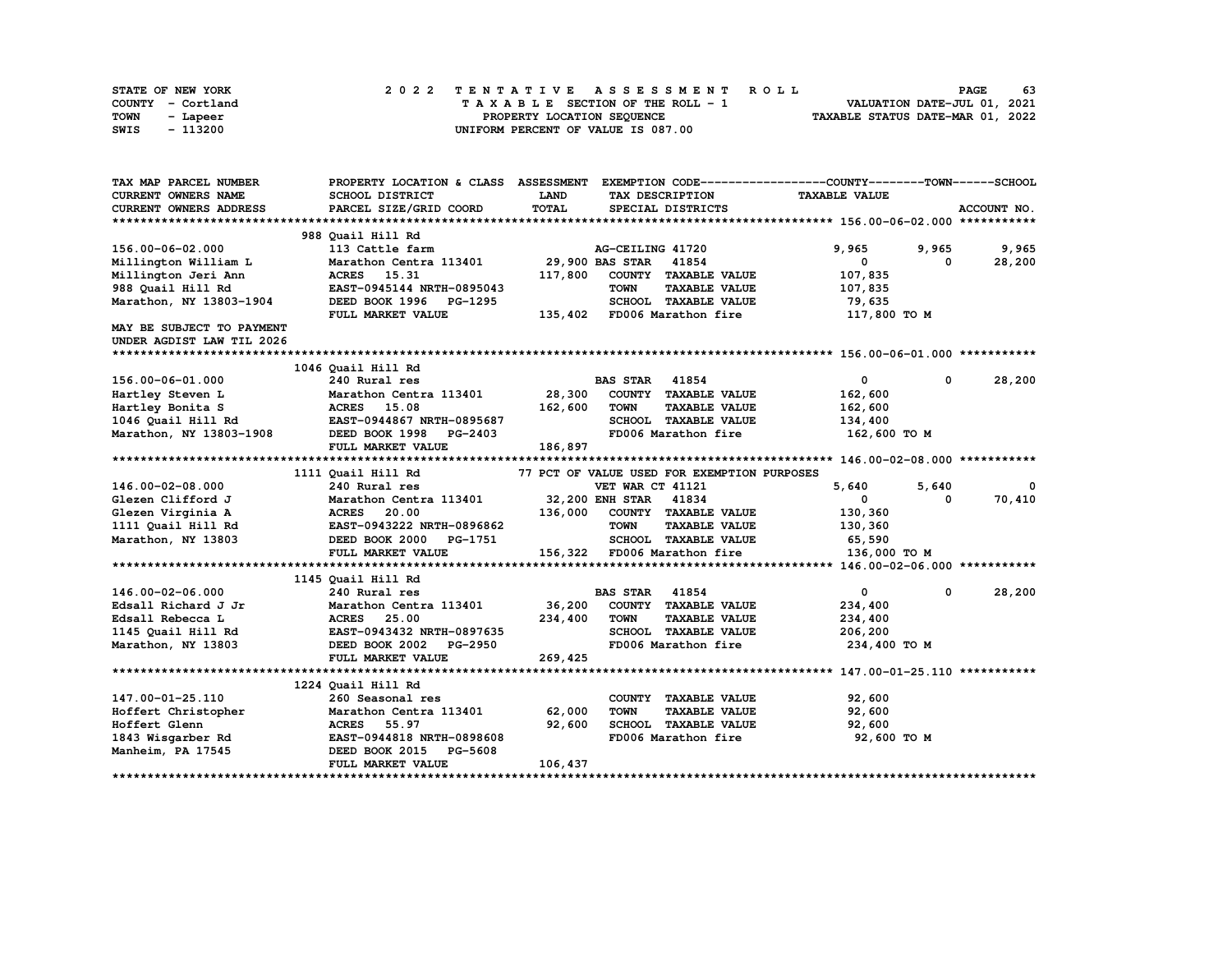STATE OF NEW YORK
COUNTY - Cortland
TOWN - Lapeer
SWIS - 113200

# 2022 TENTATIVE ASSESSMENT ROLL

TAXABLE SECTION OF THE ROLL - 1
PROPERTY LOCATION SEQUENCE
UNIFORM PERCENT OF VALUE IS 087.00

VALUATION DATE-JUL 01, 2021
TAXABLE STATUS DATE-MAR 01, 2022

| TAX MAP PARCEL NUMBER / CURRENT OWNERS NAME / CURRENT OWNERS ADDRESS | PROPERTY LOCATION & CLASS / SCHOOL DISTRICT / PARCEL SIZE/GRID COORD | ASSESSMENT LAND / TOTAL | EXEMPTION CODE / TAX DESCRIPTION / SPECIAL DISTRICTS | COUNTY TAXABLE VALUE | TOWN | SCHOOL | ACCOUNT NO. |
|---|---|---|---|---|---|---|---|
| **156.00-06-02.000** | 988 Quail Hill Rd | | | | | | |
| 156.00-06-02.000 | 113 Cattle farm | | AG-CEILING 41720 | 9,965 | 9,965 | 9,965 | |
| Millington William L | Marathon Centra 113401 | 29,900 | BAS STAR 41854 | 0 | 0 | 28,200 | |
| Millington Jeri Ann | ACRES 15.31 | 117,800 | COUNTY TAXABLE VALUE | 107,835 | | | |
| 988 Quail Hill Rd | EAST-0945144 NRTH-0895043 | | TOWN TAXABLE VALUE | 107,835 | | | |
| Marathon, NY 13803-1904 | DEED BOOK 1996 PG-1295 | | SCHOOL TAXABLE VALUE | 79,635 | | | |
| | FULL MARKET VALUE | 135,402 | FD006 Marathon fire | 117,800 TO M | | | |
| MAY BE SUBJECT TO PAYMENT | | | | | | | |
| UNDER AGDIST LAW TIL 2026 | | | | | | | |
| **156.00-06-01.000** | 1046 Quail Hill Rd | | | | | | |
| 156.00-06-01.000 | 240 Rural res | | BAS STAR 41854 | 0 | 0 | 28,200 | |
| Hartley Steven L | Marathon Centra 113401 | 28,300 | COUNTY TAXABLE VALUE | 162,600 | | | |
| Hartley Bonita S | ACRES 15.08 | 162,600 | TOWN TAXABLE VALUE | 162,600 | | | |
| 1046 Quail Hill Rd | EAST-0944867 NRTH-0895687 | | SCHOOL TAXABLE VALUE | 134,400 | | | |
| Marathon, NY 13803-1908 | DEED BOOK 1998 PG-2403 | | FD006 Marathon fire | 162,600 TO M | | | |
| | FULL MARKET VALUE | 186,897 | | | | | |
| **146.00-02-08.000** | 1111 Quail Hill Rd | | 77 PCT OF VALUE USED FOR EXEMPTION PURPOSES | | | | |
| 146.00-02-08.000 | 240 Rural res | | VET WAR CT 41121 | 5,640 | 5,640 | 0 | |
| Glezen Clifford J | Marathon Centra 113401 | 32,200 | ENH STAR 41834 | 0 | 0 | 70,410 | |
| Glezen Virginia A | ACRES 20.00 | 136,000 | COUNTY TAXABLE VALUE | 130,360 | | | |
| 1111 Quail Hill Rd | EAST-0943222 NRTH-0896862 | | TOWN TAXABLE VALUE | 130,360 | | | |
| Marathon, NY 13803 | DEED BOOK 2000 PG-1751 | | SCHOOL TAXABLE VALUE | 65,590 | | | |
| | FULL MARKET VALUE | 156,322 | FD006 Marathon fire | 136,000 TO M | | | |
| **146.00-02-06.000** | 1145 Quail Hill Rd | | | | | | |
| 146.00-02-06.000 | 240 Rural res | | BAS STAR 41854 | 0 | 0 | 28,200 | |
| Edsall Richard J Jr | Marathon Centra 113401 | 36,200 | COUNTY TAXABLE VALUE | 234,400 | | | |
| Edsall Rebecca L | ACRES 25.00 | 234,400 | TOWN TAXABLE VALUE | 234,400 | | | |
| 1145 Quail Hill Rd | EAST-0943432 NRTH-0897635 | | SCHOOL TAXABLE VALUE | 206,200 | | | |
| Marathon, NY 13803 | DEED BOOK 2002 PG-2950 | | FD006 Marathon fire | 234,400 TO M | | | |
| | FULL MARKET VALUE | 269,425 | | | | | |
| **147.00-01-25.110** | 1224 Quail Hill Rd | | | | | | |
| 147.00-01-25.110 | 260 Seasonal res | | COUNTY TAXABLE VALUE | 92,600 | | | |
| Hoffert Christopher | Marathon Centra 113401 | 62,000 | TOWN TAXABLE VALUE | 92,600 | | | |
| Hoffert Glenn | ACRES 55.97 | 92,600 | SCHOOL TAXABLE VALUE | 92,600 | | | |
| 1843 Wisgarber Rd | EAST-0944818 NRTH-0898608 | | FD006 Marathon fire | 92,600 TO M | | | |
| Manheim, PA 17545 | DEED BOOK 2015 PG-5608 | | | | | | |
| | FULL MARKET VALUE | 106,437 | | | | | |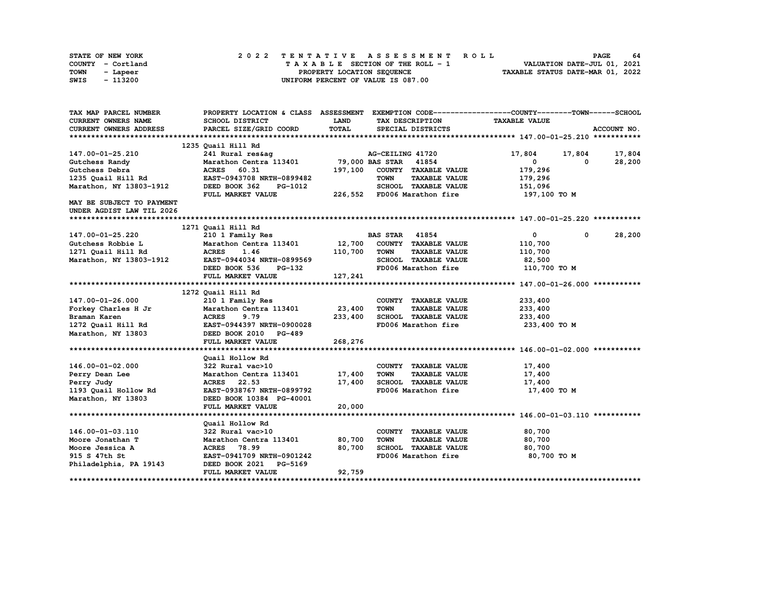STATE OF NEW YORK
COUNTY - Cortland
TOWN - Lapeer
SWIS - 113200

# 2022 TENTATIVE ASSESSMENT ROLL

TAXABLE SECTION OF THE ROLL - 1
PROPERTY LOCATION SEQUENCE
UNIFORM PERCENT OF VALUE IS 087.00

VALUATION DATE-JUL 01, 2021
TAXABLE STATUS DATE-MAR 01, 2022

| TAX MAP PARCEL NUMBER / CURRENT OWNERS NAME / CURRENT OWNERS ADDRESS | PROPERTY LOCATION & CLASS / SCHOOL DISTRICT / PARCEL SIZE/GRID COORD | ASSESSMENT LAND / TOTAL | EXEMPTION CODE / TAX DESCRIPTION / SPECIAL DISTRICTS | COUNTY TAXABLE VALUE | TOWN | SCHOOL / ACCOUNT NO. |
|---|---|---|---|---|---|---|
| **147.00-01-25.210** | 1235 Quail Hill Rd | | | | | |
| 147.00-01-25.210 | 241 Rural res&ag | | AG-CEILING 41720 | 17,804 | 17,804 | 17,804 |
| Gutchess Randy | Marathon Centra 113401 | 79,000 | BAS STAR 41854 | 0 | 0 | 28,200 |
| Gutchess Debra | ACRES 60.31 | 197,100 | COUNTY TAXABLE VALUE | 179,296 | | |
| 1235 Quail Hill Rd | EAST-0943708 NRTH-0899482 | | TOWN TAXABLE VALUE | 179,296 | | |
| Marathon, NY 13803-1912 | DEED BOOK 362 PG-1012 | | SCHOOL TAXABLE VALUE | 151,096 | | |
| | FULL MARKET VALUE | 226,552 | FD006 Marathon fire | 197,100 TO M | | |
| MAY BE SUBJECT TO PAYMENT | | | | | | |
| UNDER AGDIST LAW TIL 2026 | | | | | | |
| **147.00-01-25.220** | 1271 Quail Hill Rd | | | | | |
| 147.00-01-25.220 | 210 1 Family Res | | BAS STAR 41854 | 0 | 0 | 28,200 |
| Gutchess Robbie L | Marathon Centra 113401 | 12,700 | COUNTY TAXABLE VALUE | 110,700 | | |
| 1271 Quail Hill Rd | ACRES 1.46 | 110,700 | TOWN TAXABLE VALUE | 110,700 | | |
| Marathon, NY 13803-1912 | EAST-0944034 NRTH-0899569 | | SCHOOL TAXABLE VALUE | 82,500 | | |
| | DEED BOOK 536 PG-132 | | FD006 Marathon fire | 110,700 TO M | | |
| | FULL MARKET VALUE | 127,241 | | | | |
| **147.00-01-26.000** | 1272 Quail Hill Rd | | | | | |
| 147.00-01-26.000 | 210 1 Family Res | | COUNTY TAXABLE VALUE | 233,400 | | |
| Forkey Charles H Jr | Marathon Centra 113401 | 23,400 | TOWN TAXABLE VALUE | 233,400 | | |
| Braman Karen | ACRES 9.79 | 233,400 | SCHOOL TAXABLE VALUE | 233,400 | | |
| 1272 Quail Hill Rd | EAST-0944397 NRTH-0900028 | | FD006 Marathon fire | 233,400 TO M | | |
| Marathon, NY 13803 | DEED BOOK 2010 PG-489 | | | | | |
| | FULL MARKET VALUE | 268,276 | | | | |
| **146.00-01-02.000** | Quail Hollow Rd | | | | | |
| 146.00-01-02.000 | 322 Rural vac>10 | | COUNTY TAXABLE VALUE | 17,400 | | |
| Perry Dean Lee | Marathon Centra 113401 | 17,400 | TOWN TAXABLE VALUE | 17,400 | | |
| Perry Judy | ACRES 22.53 | 17,400 | SCHOOL TAXABLE VALUE | 17,400 | | |
| 1193 Quail Hollow Rd | EAST-0938767 NRTH-0899792 | | FD006 Marathon fire | 17,400 TO M | | |
| Marathon, NY 13803 | DEED BOOK 10384 PG-40001 | | | | | |
| | FULL MARKET VALUE | 20,000 | | | | |
| **146.00-01-03.110** | Quail Hollow Rd | | | | | |
| 146.00-01-03.110 | 322 Rural vac>10 | | COUNTY TAXABLE VALUE | 80,700 | | |
| Moore Jonathan T | Marathon Centra 113401 | 80,700 | TOWN TAXABLE VALUE | 80,700 | | |
| Moore Jessica A | ACRES 78.99 | 80,700 | SCHOOL TAXABLE VALUE | 80,700 | | |
| 915 S 47th St | EAST-0941709 NRTH-0901242 | | FD006 Marathon fire | 80,700 TO M | | |
| Philadelphia, PA 19143 | DEED BOOK 2021 PG-5169 | | | | | |
| | FULL MARKET VALUE | 92,759 | | | | |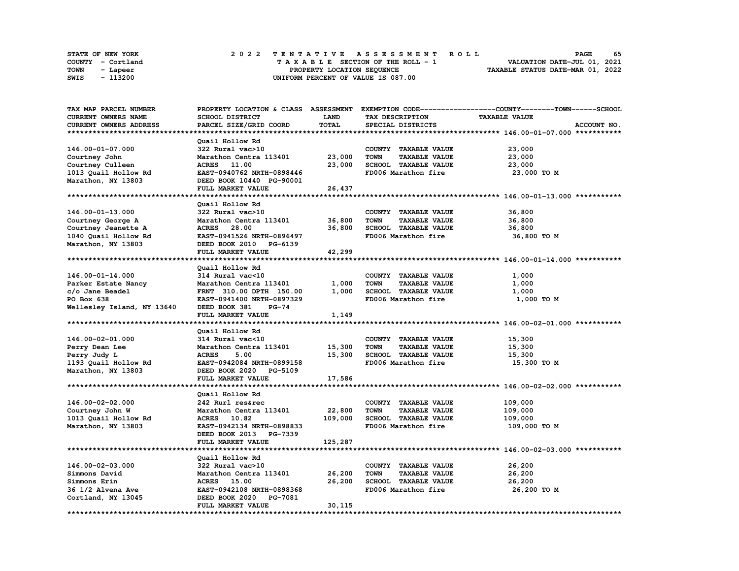STATE OF NEW YORK — 2022 TENTATIVE ASSESSMENT ROLL
COUNTY - Cortland — TAXABLE SECTION OF THE ROLL - 1 — VALUATION DATE-JUL 01, 2021
TOWN - Lapeer — PROPERTY LOCATION SEQUENCE — TAXABLE STATUS DATE-MAR 01, 2022
SWIS - 113200 — UNIFORM PERCENT OF VALUE IS 087.00

| TAX MAP PARCEL NUMBER / CURRENT OWNERS NAME / CURRENT OWNERS ADDRESS | PROPERTY LOCATION & CLASS / SCHOOL DISTRICT / PARCEL SIZE/GRID COORD | ASSESSMENT LAND / TOTAL | EXEMPTION CODE / TAX DESCRIPTION / SPECIAL DISTRICTS | TAXABLE VALUE (COUNTY / TOWN / SCHOOL) | ACCOUNT NO. |
|---|---|---|---|---|---|
| **146.00-01-07.000** | Quail Hollow Rd | | | | |
| 146.00-01-07.000 | 322 Rural vac>10 | | COUNTY TAXABLE VALUE | 23,000 | |
| Courtney John | Marathon Centra 113401 | 23,000 | TOWN TAXABLE VALUE | 23,000 | |
| Courtney Culleen | ACRES 11.00 | 23,000 | SCHOOL TAXABLE VALUE | 23,000 | |
| 1013 Quail Hollow Rd | EAST-0940762 NRTH-0898446 | | FD006 Marathon fire | 23,000 TO M | |
| Marathon, NY 13803 | DEED BOOK 10440 PG-90001 | | | | |
| | FULL MARKET VALUE | 26,437 | | | |
| **146.00-01-13.000** | Quail Hollow Rd | | | | |
| 146.00-01-13.000 | 322 Rural vac>10 | | COUNTY TAXABLE VALUE | 36,800 | |
| Courtney George A | Marathon Centra 113401 | 36,800 | TOWN TAXABLE VALUE | 36,800 | |
| Courtney Jeanette A | ACRES 28.00 | 36,800 | SCHOOL TAXABLE VALUE | 36,800 | |
| 1040 Quail Hollow Rd | EAST-0941526 NRTH-0896497 | | FD006 Marathon fire | 36,800 TO M | |
| Marathon, NY 13803 | DEED BOOK 2010 PG-6139 | | | | |
| | FULL MARKET VALUE | 42,299 | | | |
| **146.00-01-14.000** | Quail Hollow Rd | | | | |
| 146.00-01-14.000 | 314 Rural vac<10 | | COUNTY TAXABLE VALUE | 1,000 | |
| Parker Estate Nancy | Marathon Centra 113401 | 1,000 | TOWN TAXABLE VALUE | 1,000 | |
| c/o Jane Beadel | FRNT 310.00 DPTH 150.00 | 1,000 | SCHOOL TAXABLE VALUE | 1,000 | |
| PO Box 638 | EAST-0941400 NRTH-0897329 | | FD006 Marathon fire | 1,000 TO M | |
| Wellesley Island, NY 13640 | DEED BOOK 381 PG-74 | | | | |
| | FULL MARKET VALUE | 1,149 | | | |
| **146.00-02-01.000** | Quail Hollow Rd | | | | |
| 146.00-02-01.000 | 314 Rural vac<10 | | COUNTY TAXABLE VALUE | 15,300 | |
| Perry Dean Lee | Marathon Centra 113401 | 15,300 | TOWN TAXABLE VALUE | 15,300 | |
| Perry Judy L | ACRES 5.00 | 15,300 | SCHOOL TAXABLE VALUE | 15,300 | |
| 1193 Quail Hollow Rd | EAST-0942084 NRTH-0899158 | | FD006 Marathon fire | 15,300 TO M | |
| Marathon, NY 13803 | DEED BOOK 2020 PG-5109 | | | | |
| | FULL MARKET VALUE | 17,586 | | | |
| **146.00-02-02.000** | Quail Hollow Rd | | | | |
| 146.00-02-02.000 | 242 Rurl res&rec | | COUNTY TAXABLE VALUE | 109,000 | |
| Courtney John W | Marathon Centra 113401 | 22,800 | TOWN TAXABLE VALUE | 109,000 | |
| 1013 Quail Hollow Rd | ACRES 10.82 | 109,000 | SCHOOL TAXABLE VALUE | 109,000 | |
| Marathon, NY 13803 | EAST-0942134 NRTH-0898833 | | FD006 Marathon fire | 109,000 TO M | |
| | DEED BOOK 2013 PG-7339 | | | | |
| | FULL MARKET VALUE | 125,287 | | | |
| **146.00-02-03.000** | Quail Hollow Rd | | | | |
| 146.00-02-03.000 | 322 Rural vac>10 | | COUNTY TAXABLE VALUE | 26,200 | |
| Simmons David | Marathon Centra 113401 | 26,200 | TOWN TAXABLE VALUE | 26,200 | |
| Simmons Erin | ACRES 15.00 | 26,200 | SCHOOL TAXABLE VALUE | 26,200 | |
| 36 1/2 Alvena Ave | EAST-0942108 NRTH-0898368 | | FD006 Marathon fire | 26,200 TO M | |
| Cortland, NY 13045 | DEED BOOK 2020 PG-7081 | | | | |
| | FULL MARKET VALUE | 30,115 | | | |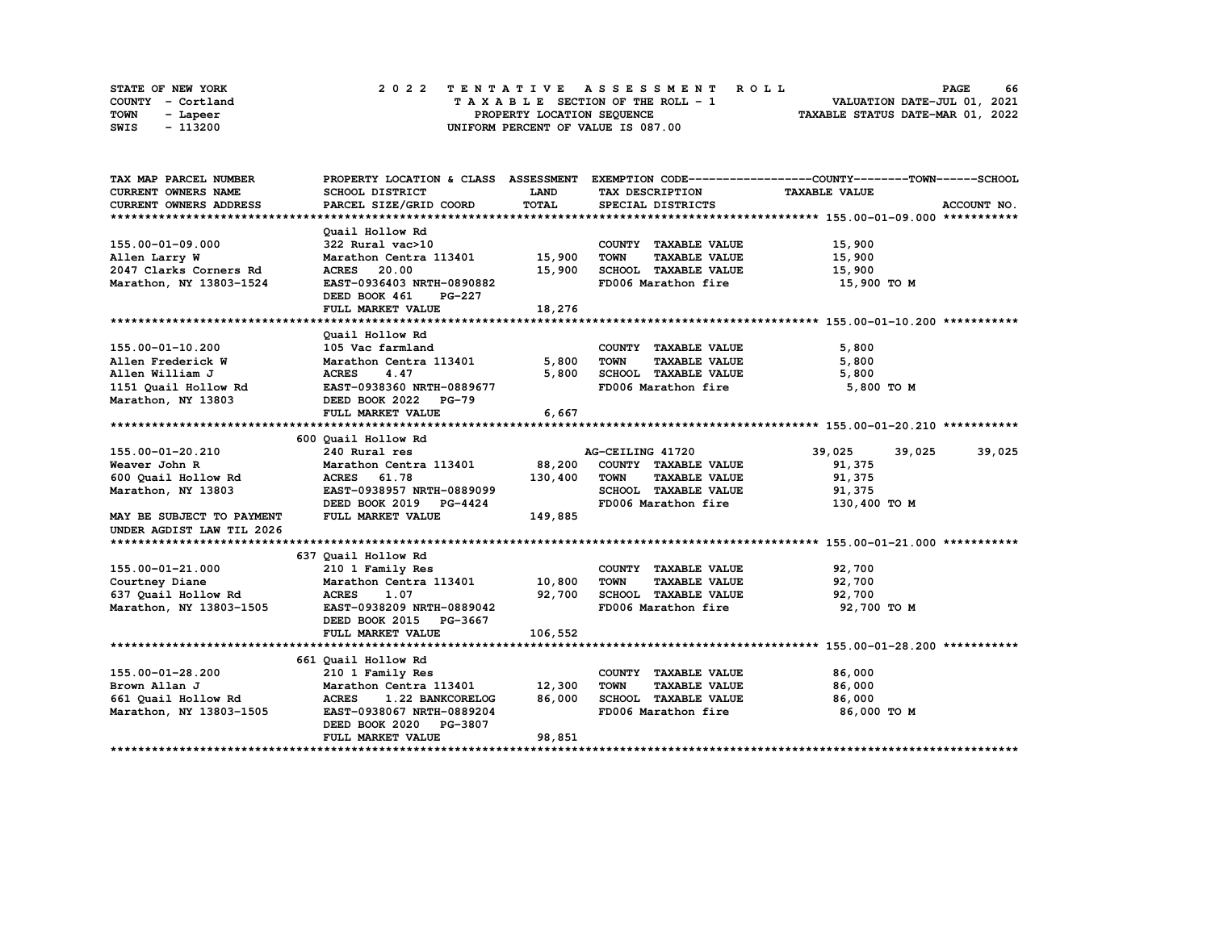STATE OF NEW YORK
COUNTY - Cortland
TOWN - Lapeer
SWIS - 113200

2022 TENTATIVE ASSESSMENT ROLL
TAXABLE SECTION OF THE ROLL - 1
PROPERTY LOCATION SEQUENCE
UNIFORM PERCENT OF VALUE IS 087.00

VALUATION DATE-JUL 01, 2021
TAXABLE STATUS DATE-MAR 01, 2022

| TAX MAP PARCEL NUMBER / CURRENT OWNERS NAME / CURRENT OWNERS ADDRESS | PROPERTY LOCATION & CLASS / SCHOOL DISTRICT / PARCEL SIZE/GRID COORD | ASSESSMENT LAND / TOTAL | EXEMPTION CODE / TAX DESCRIPTION / SPECIAL DISTRICTS | COUNTY TAXABLE VALUE | TOWN | SCHOOL |
|---|---|---|---|---|---|---|
| **155.00-01-09.000** | Quail Hollow Rd | | | | | |
| 155.00-01-09.000 | 322 Rural vac>10 | | COUNTY TAXABLE VALUE | 15,900 | | |
| Allen Larry W | Marathon Centra 113401 | 15,900 | TOWN TAXABLE VALUE | 15,900 | | |
| 2047 Clarks Corners Rd | ACRES 20.00 | 15,900 | SCHOOL TAXABLE VALUE | 15,900 | | |
| Marathon, NY 13803-1524 | EAST-0936403 NRTH-0890882 | | FD006 Marathon fire | 15,900 TO M | | |
| | DEED BOOK 461 PG-227 | | | | | |
| | FULL MARKET VALUE | 18,276 | | | | |
| **155.00-01-10.200** | Quail Hollow Rd | | | | | |
| 155.00-01-10.200 | 105 Vac farmland | | COUNTY TAXABLE VALUE | 5,800 | | |
| Allen Frederick W | Marathon Centra 113401 | 5,800 | TOWN TAXABLE VALUE | 5,800 | | |
| Allen William J | ACRES 4.47 | 5,800 | SCHOOL TAXABLE VALUE | 5,800 | | |
| 1151 Quail Hollow Rd | EAST-0938360 NRTH-0889677 | | FD006 Marathon fire | 5,800 TO M | | |
| Marathon, NY 13803 | DEED BOOK 2022 PG-79 | | | | | |
| | FULL MARKET VALUE | 6,667 | | | | |
| **155.00-01-20.210** | 600 Quail Hollow Rd | | | | | |
| 155.00-01-20.210 | 240 Rural res | | AG-CEILING 41720 | 39,025 | 39,025 | 39,025 |
| Weaver John R | Marathon Centra 113401 | 88,200 | COUNTY TAXABLE VALUE | 91,375 | | |
| 600 Quail Hollow Rd | ACRES 61.78 | 130,400 | TOWN TAXABLE VALUE | 91,375 | | |
| Marathon, NY 13803 | EAST-0938957 NRTH-0889099 | | SCHOOL TAXABLE VALUE | 91,375 | | |
| | DEED BOOK 2019 PG-4424 | | FD006 Marathon fire | 130,400 TO M | | |
| MAY BE SUBJECT TO PAYMENT | FULL MARKET VALUE | 149,885 | | | | |
| UNDER AGDIST LAW TIL 2026 | | | | | | |
| **155.00-01-21.000** | 637 Quail Hollow Rd | | | | | |
| 155.00-01-21.000 | 210 1 Family Res | | COUNTY TAXABLE VALUE | 92,700 | | |
| Courtney Diane | Marathon Centra 113401 | 10,800 | TOWN TAXABLE VALUE | 92,700 | | |
| 637 Quail Hollow Rd | ACRES 1.07 | 92,700 | SCHOOL TAXABLE VALUE | 92,700 | | |
| Marathon, NY 13803-1505 | EAST-0938209 NRTH-0889042 | | FD006 Marathon fire | 92,700 TO M | | |
| | DEED BOOK 2015 PG-3667 | | | | | |
| | FULL MARKET VALUE | 106,552 | | | | |
| **155.00-01-28.200** | 661 Quail Hollow Rd | | | | | |
| 155.00-01-28.200 | 210 1 Family Res | | COUNTY TAXABLE VALUE | 86,000 | | |
| Brown Allan J | Marathon Centra 113401 | 12,300 | TOWN TAXABLE VALUE | 86,000 | | |
| 661 Quail Hollow Rd | ACRES 1.22 BANKCORELOG | 86,000 | SCHOOL TAXABLE VALUE | 86,000 | | |
| Marathon, NY 13803-1505 | EAST-0938067 NRTH-0889204 | | FD006 Marathon fire | 86,000 TO M | | |
| | DEED BOOK 2020 PG-3807 | | | | | |
| | FULL MARKET VALUE | 98,851 | | | | |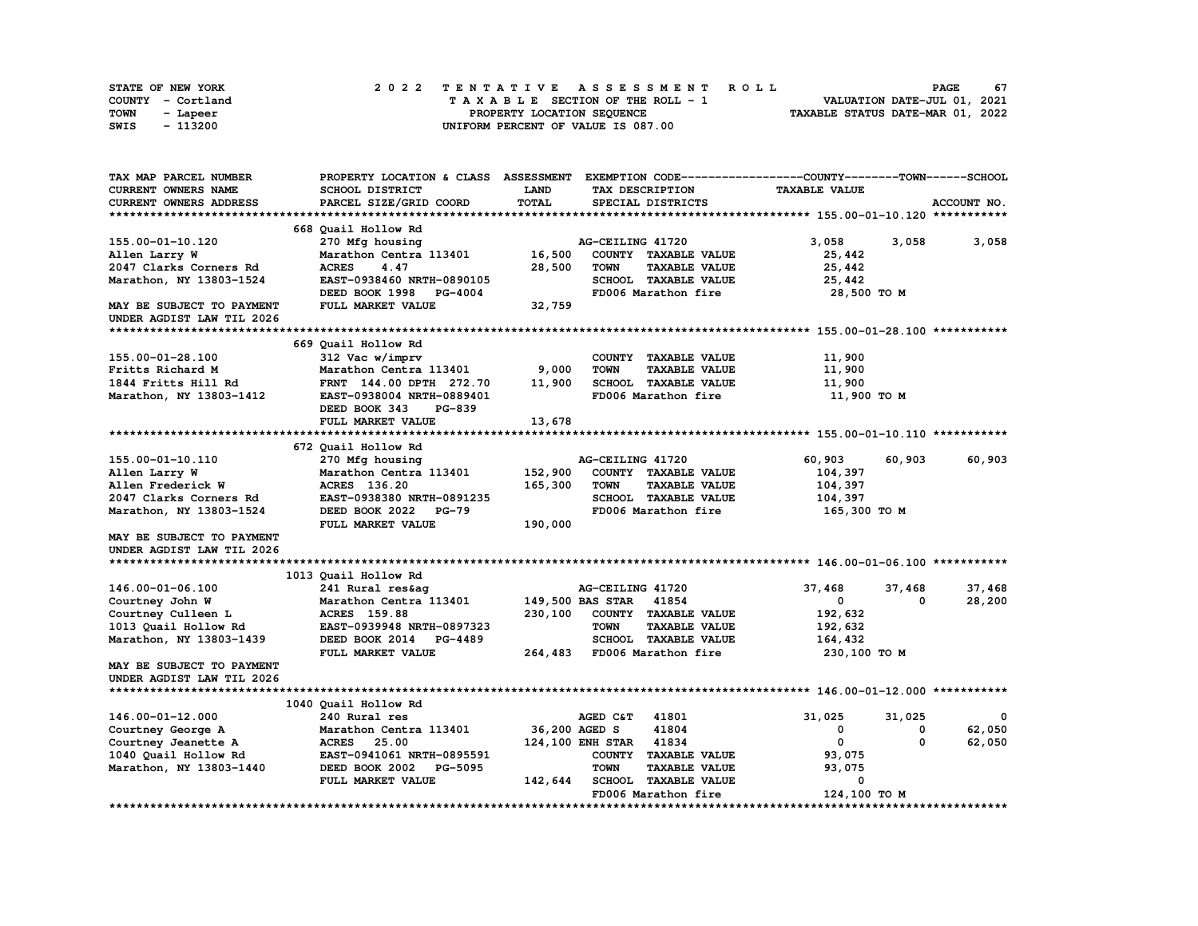STATE OF NEW YORK
COUNTY - Cortland
TOWN - Lapeer
SWIS - 113200

2022 TENTATIVE ASSESSMENT ROLL
TAXABLE SECTION OF THE ROLL - 1
PROPERTY LOCATION SEQUENCE
UNIFORM PERCENT OF VALUE IS 087.00

VALUATION DATE-JUL 01, 2021
TAXABLE STATUS DATE-MAR 01, 2022

| TAX MAP PARCEL NUMBER / CURRENT OWNERS NAME / CURRENT OWNERS ADDRESS | PROPERTY LOCATION & CLASS / SCHOOL DISTRICT / PARCEL SIZE/GRID COORD | ASSESSMENT LAND / TOTAL | EXEMPTION CODE / TAX DESCRIPTION / SPECIAL DISTRICTS | COUNTY TAXABLE VALUE | TOWN | SCHOOL |
|---|---|---|---|---|---|---|
| **155.00-01-10.120** | 668 Quail Hollow Rd | | | | | |
| 155.00-01-10.120 | 270 Mfg housing | | AG-CEILING 41720 | 3,058 | 3,058 | 3,058 |
| Allen Larry W | Marathon Centra 113401 | 16,500 | COUNTY TAXABLE VALUE | 25,442 | | |
| 2047 Clarks Corners Rd | ACRES 4.47 | 28,500 | TOWN TAXABLE VALUE | 25,442 | | |
| Marathon, NY 13803-1524 | EAST-0938460 NRTH-0890105 | | SCHOOL TAXABLE VALUE | 25,442 | | |
| | DEED BOOK 1998 PG-4004 | | FD006 Marathon fire | 28,500 TO M | | |
| MAY BE SUBJECT TO PAYMENT UNDER AGDIST LAW TIL 2026 | FULL MARKET VALUE | 32,759 | | | | |
| **155.00-01-28.100** | 669 Quail Hollow Rd | | | | | |
| 155.00-01-28.100 | 312 Vac w/imprv | | COUNTY TAXABLE VALUE | 11,900 | | |
| Fritts Richard M | Marathon Centra 113401 | 9,000 | TOWN TAXABLE VALUE | 11,900 | | |
| 1844 Fritts Hill Rd | FRNT 144.00 DPTH 272.70 | 11,900 | SCHOOL TAXABLE VALUE | 11,900 | | |
| Marathon, NY 13803-1412 | EAST-0938004 NRTH-0889401 | | FD006 Marathon fire | 11,900 TO M | | |
| | DEED BOOK 343 PG-839 | | | | | |
| | FULL MARKET VALUE | 13,678 | | | | |
| **155.00-01-10.110** | 672 Quail Hollow Rd | | | | | |
| 155.00-01-10.110 | 270 Mfg housing | | AG-CEILING 41720 | 60,903 | 60,903 | 60,903 |
| Allen Larry W | Marathon Centra 113401 | 152,900 | COUNTY TAXABLE VALUE | 104,397 | | |
| Allen Frederick W | ACRES 136.20 | 165,300 | TOWN TAXABLE VALUE | 104,397 | | |
| 2047 Clarks Corners Rd | EAST-0938380 NRTH-0891235 | | SCHOOL TAXABLE VALUE | 104,397 | | |
| Marathon, NY 13803-1524 | DEED BOOK 2022 PG-79 | | FD006 Marathon fire | 165,300 TO M | | |
| | FULL MARKET VALUE | 190,000 | | | | |
| MAY BE SUBJECT TO PAYMENT UNDER AGDIST LAW TIL 2026 | | | | | | |
| **146.00-01-06.100** | 1013 Quail Hollow Rd | | | | | |
| 146.00-01-06.100 | 241 Rural res&ag | | AG-CEILING 41720 | 37,468 | 37,468 | 37,468 |
| Courtney John W | Marathon Centra 113401 | 149,500 | BAS STAR 41854 | 0 | 0 | 28,200 |
| Courtney Culleen L | ACRES 159.88 | 230,100 | COUNTY TAXABLE VALUE | 192,632 | | |
| 1013 Quail Hollow Rd | EAST-0939948 NRTH-0897323 | | TOWN TAXABLE VALUE | 192,632 | | |
| Marathon, NY 13803-1439 | DEED BOOK 2014 PG-4489 | | SCHOOL TAXABLE VALUE | 164,432 | | |
| | FULL MARKET VALUE | 264,483 | FD006 Marathon fire | 230,100 TO M | | |
| MAY BE SUBJECT TO PAYMENT UNDER AGDIST LAW TIL 2026 | | | | | | |
| **146.00-01-12.000** | 1040 Quail Hollow Rd | | | | | |
| 146.00-01-12.000 | 240 Rural res | | AGED C&T 41801 | 31,025 | 31,025 | 0 |
| Courtney George A | Marathon Centra 113401 | 36,200 | AGED S 41804 | 0 | 0 | 62,050 |
| Courtney Jeanette A | ACRES 25.00 | 124,100 | ENH STAR 41834 | 0 | 0 | 62,050 |
| 1040 Quail Hollow Rd | EAST-0941061 NRTH-0895591 | | COUNTY TAXABLE VALUE | 93,075 | | |
| Marathon, NY 13803-1440 | DEED BOOK 2002 PG-5095 | | TOWN TAXABLE VALUE | 93,075 | | |
| | FULL MARKET VALUE | 142,644 | SCHOOL TAXABLE VALUE | 0 | | |
| | | | FD006 Marathon fire | 124,100 TO M | | |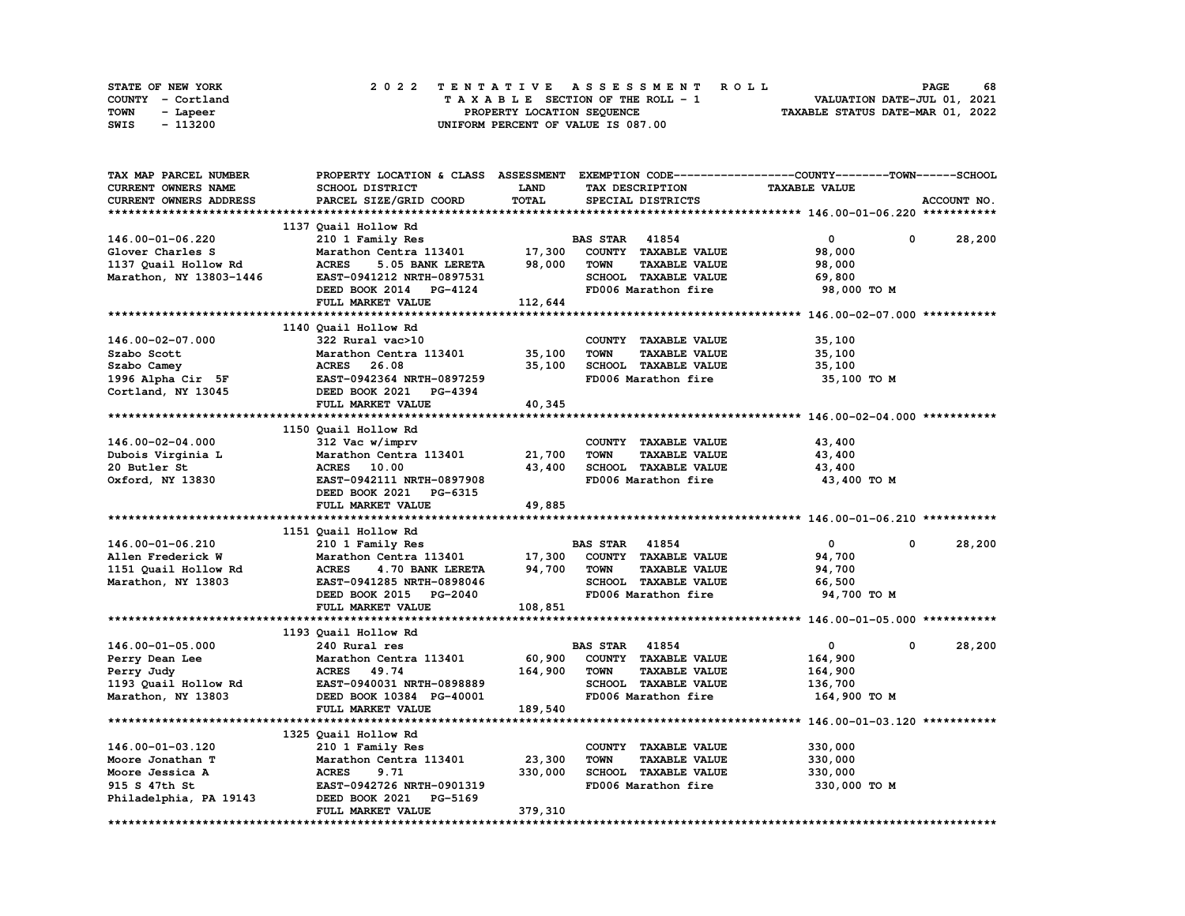STATE OF NEW YORK — COUNTY - Cortland — TOWN - Lapeer — SWIS - 113200

2022 TENTATIVE ASSESSMENT ROLL
TAXABLE SECTION OF THE ROLL - 1
PROPERTY LOCATION SEQUENCE
UNIFORM PERCENT OF VALUE IS 087.00

VALUATION DATE-JUL 01, 2021
TAXABLE STATUS DATE-MAR 01, 2022

| TAX MAP PARCEL NUMBER / CURRENT OWNERS NAME / CURRENT OWNERS ADDRESS | PROPERTY LOCATION & CLASS / SCHOOL DISTRICT / PARCEL SIZE/GRID COORD | ASSESSMENT LAND / TOTAL | EXEMPTION CODE / TAX DESCRIPTION / SPECIAL DISTRICTS | COUNTY TAXABLE VALUE | TOWN | SCHOOL |
|---|---|---|---|---|---|---|
| **146.00-01-06.220** | 1137 Quail Hollow Rd | | | | | |
| 146.00-01-06.220 | 210 1 Family Res | | BAS STAR 41854 | 0 | 0 | 28,200 |
| Glover Charles S | Marathon Centra 113401 | 17,300 | COUNTY TAXABLE VALUE | 98,000 | | |
| 1137 Quail Hollow Rd | ACRES 5.05 BANK LERETA | 98,000 | TOWN TAXABLE VALUE | 98,000 | | |
| Marathon, NY 13803-1446 | EAST-0941212 NRTH-0897531 | | SCHOOL TAXABLE VALUE | 69,800 | | |
| | DEED BOOK 2014 PG-4124 | | FD006 Marathon fire | 98,000 TO M | | |
| | FULL MARKET VALUE | 112,644 | | | | |
| **146.00-02-07.000** | 1140 Quail Hollow Rd | | | | | |
| 146.00-02-07.000 | 322 Rural vac>10 | | COUNTY TAXABLE VALUE | 35,100 | | |
| Szabo Scott | Marathon Centra 113401 | 35,100 | TOWN TAXABLE VALUE | 35,100 | | |
| Szabo Camey | ACRES 26.08 | 35,100 | SCHOOL TAXABLE VALUE | 35,100 | | |
| 1996 Alpha Cir 5F | EAST-0942364 NRTH-0897259 | | FD006 Marathon fire | 35,100 TO M | | |
| Cortland, NY 13045 | DEED BOOK 2021 PG-4394 | | | | | |
| | FULL MARKET VALUE | 40,345 | | | | |
| **146.00-02-04.000** | 1150 Quail Hollow Rd | | | | | |
| 146.00-02-04.000 | 312 Vac w/imprv | | COUNTY TAXABLE VALUE | 43,400 | | |
| Dubois Virginia L | Marathon Centra 113401 | 21,700 | TOWN TAXABLE VALUE | 43,400 | | |
| 20 Butler St | ACRES 10.00 | 43,400 | SCHOOL TAXABLE VALUE | 43,400 | | |
| Oxford, NY 13830 | EAST-0942111 NRTH-0897908 | | FD006 Marathon fire | 43,400 TO M | | |
| | DEED BOOK 2021 PG-6315 | | | | | |
| | FULL MARKET VALUE | 49,885 | | | | |
| **146.00-01-06.210** | 1151 Quail Hollow Rd | | | | | |
| 146.00-01-06.210 | 210 1 Family Res | | BAS STAR 41854 | 0 | 0 | 28,200 |
| Allen Frederick W | Marathon Centra 113401 | 17,300 | COUNTY TAXABLE VALUE | 94,700 | | |
| 1151 Quail Hollow Rd | ACRES 4.70 BANK LERETA | 94,700 | TOWN TAXABLE VALUE | 94,700 | | |
| Marathon, NY 13803 | EAST-0941285 NRTH-0898046 | | SCHOOL TAXABLE VALUE | 66,500 | | |
| | DEED BOOK 2015 PG-2040 | | FD006 Marathon fire | 94,700 TO M | | |
| | FULL MARKET VALUE | 108,851 | | | | |
| **146.00-01-05.000** | 1193 Quail Hollow Rd | | | | | |
| 146.00-01-05.000 | 240 Rural res | | BAS STAR 41854 | 0 | 0 | 28,200 |
| Perry Dean Lee | Marathon Centra 113401 | 60,900 | COUNTY TAXABLE VALUE | 164,900 | | |
| Perry Judy | ACRES 49.74 | 164,900 | TOWN TAXABLE VALUE | 164,900 | | |
| 1193 Quail Hollow Rd | EAST-0940031 NRTH-0898889 | | SCHOOL TAXABLE VALUE | 136,700 | | |
| Marathon, NY 13803 | DEED BOOK 10384 PG-40001 | | FD006 Marathon fire | 164,900 TO M | | |
| | FULL MARKET VALUE | 189,540 | | | | |
| **146.00-01-03.120** | 1325 Quail Hollow Rd | | | | | |
| 146.00-01-03.120 | 210 1 Family Res | | COUNTY TAXABLE VALUE | 330,000 | | |
| Moore Jonathan T | Marathon Centra 113401 | 23,300 | TOWN TAXABLE VALUE | 330,000 | | |
| Moore Jessica A | ACRES 9.71 | 330,000 | SCHOOL TAXABLE VALUE | 330,000 | | |
| 915 S 47th St | EAST-0942726 NRTH-0901319 | | FD006 Marathon fire | 330,000 TO M | | |
| Philadelphia, PA 19143 | DEED BOOK 2021 PG-5169 | | | | | |
| | FULL MARKET VALUE | 379,310 | | | | |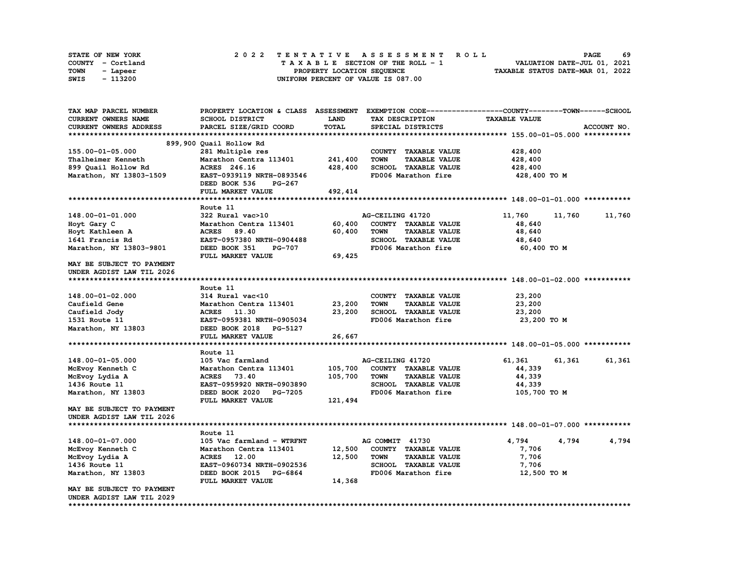STATE OF NEW YORK
COUNTY - Cortland
TOWN - Lapeer
SWIS - 113200

2022 TENTATIVE ASSESSMENT ROLL
TAXABLE SECTION OF THE ROLL - 1
PROPERTY LOCATION SEQUENCE
UNIFORM PERCENT OF VALUE IS 087.00

VALUATION DATE-JUL 01, 2021
TAXABLE STATUS DATE-MAR 01, 2022

| TAX MAP PARCEL NUMBER / CURRENT OWNERS NAME / CURRENT OWNERS ADDRESS | PROPERTY LOCATION & CLASS / SCHOOL DISTRICT / PARCEL SIZE/GRID COORD | ASSESSMENT LAND / TOTAL | EXEMPTION CODE / TAX DESCRIPTION / SPECIAL DISTRICTS | COUNTY TAXABLE VALUE | TOWN | SCHOOL | ACCOUNT NO. |
|---|---|---|---|---|---|---|---|
| **155.00-01-05.000** | 899,900 Quail Hollow Rd | | | | | | |
| 155.00-01-05.000 | 281 Multiple res | | COUNTY TAXABLE VALUE | 428,400 | | | |
| Thalheimer Kenneth | Marathon Centra 113401 | 241,400 | TOWN TAXABLE VALUE | 428,400 | | | |
| 899 Quail Hollow Rd | ACRES 246.16 | 428,400 | SCHOOL TAXABLE VALUE | 428,400 | | | |
| Marathon, NY 13803-1509 | EAST-0939119 NRTH-0893546 | | FD006 Marathon fire | 428,400 TO M | | | |
| | DEED BOOK 536 PG-267 | | | | | | |
| | FULL MARKET VALUE | 492,414 | | | | | |
| **148.00-01-01.000** | Route 11 | | | | | | |
| 148.00-01-01.000 | 322 Rural vac>10 | | AG-CEILING 41720 | 11,760 | 11,760 | 11,760 | |
| Hoyt Gary C | Marathon Centra 113401 | 60,400 | COUNTY TAXABLE VALUE | 48,640 | | | |
| Hoyt Kathleen A | ACRES 89.40 | 60,400 | TOWN TAXABLE VALUE | 48,640 | | | |
| 1641 Francis Rd | EAST-0957380 NRTH-0904488 | | SCHOOL TAXABLE VALUE | 48,640 | | | |
| Marathon, NY 13803-9801 | DEED BOOK 351 PG-707 | | FD006 Marathon fire | 60,400 TO M | | | |
| | FULL MARKET VALUE | 69,425 | | | | | |
| MAY BE SUBJECT TO PAYMENT UNDER AGDIST LAW TIL 2026 | | | | | | | |
| **148.00-01-02.000** | Route 11 | | | | | | |
| 148.00-01-02.000 | 314 Rural vac<10 | | COUNTY TAXABLE VALUE | 23,200 | | | |
| Caufield Gene | Marathon Centra 113401 | 23,200 | TOWN TAXABLE VALUE | 23,200 | | | |
| Caufield Jody | ACRES 11.30 | 23,200 | SCHOOL TAXABLE VALUE | 23,200 | | | |
| 1531 Route 11 | EAST-0959381 NRTH-0905034 | | FD006 Marathon fire | 23,200 TO M | | | |
| Marathon, NY 13803 | DEED BOOK 2018 PG-5127 | | | | | | |
| | FULL MARKET VALUE | 26,667 | | | | | |
| **148.00-01-05.000** | Route 11 | | | | | | |
| 148.00-01-05.000 | 105 Vac farmland | | AG-CEILING 41720 | 61,361 | 61,361 | 61,361 | |
| McEvoy Kenneth C | Marathon Centra 113401 | 105,700 | COUNTY TAXABLE VALUE | 44,339 | | | |
| McEvoy Lydia A | ACRES 73.40 | 105,700 | TOWN TAXABLE VALUE | 44,339 | | | |
| 1436 Route 11 | EAST-0959920 NRTH-0903890 | | SCHOOL TAXABLE VALUE | 44,339 | | | |
| Marathon, NY 13803 | DEED BOOK 2020 PG-7205 | | FD006 Marathon fire | 105,700 TO M | | | |
| | FULL MARKET VALUE | 121,494 | | | | | |
| MAY BE SUBJECT TO PAYMENT UNDER AGDIST LAW TIL 2026 | | | | | | | |
| **148.00-01-07.000** | Route 11 | | | | | | |
| 148.00-01-07.000 | 105 Vac farmland - WTRFNT | | AG COMMIT 41730 | 4,794 | 4,794 | 4,794 | |
| McEvoy Kenneth C | Marathon Centra 113401 | 12,500 | COUNTY TAXABLE VALUE | 7,706 | | | |
| McEvoy Lydia A | ACRES 12.00 | 12,500 | TOWN TAXABLE VALUE | 7,706 | | | |
| 1436 Route 11 | EAST-0960734 NRTH-0902536 | | SCHOOL TAXABLE VALUE | 7,706 | | | |
| Marathon, NY 13803 | DEED BOOK 2015 PG-6864 | | FD006 Marathon fire | 12,500 TO M | | | |
| | FULL MARKET VALUE | 14,368 | | | | | |
| MAY BE SUBJECT TO PAYMENT UNDER AGDIST LAW TIL 2029 | | | | | | | |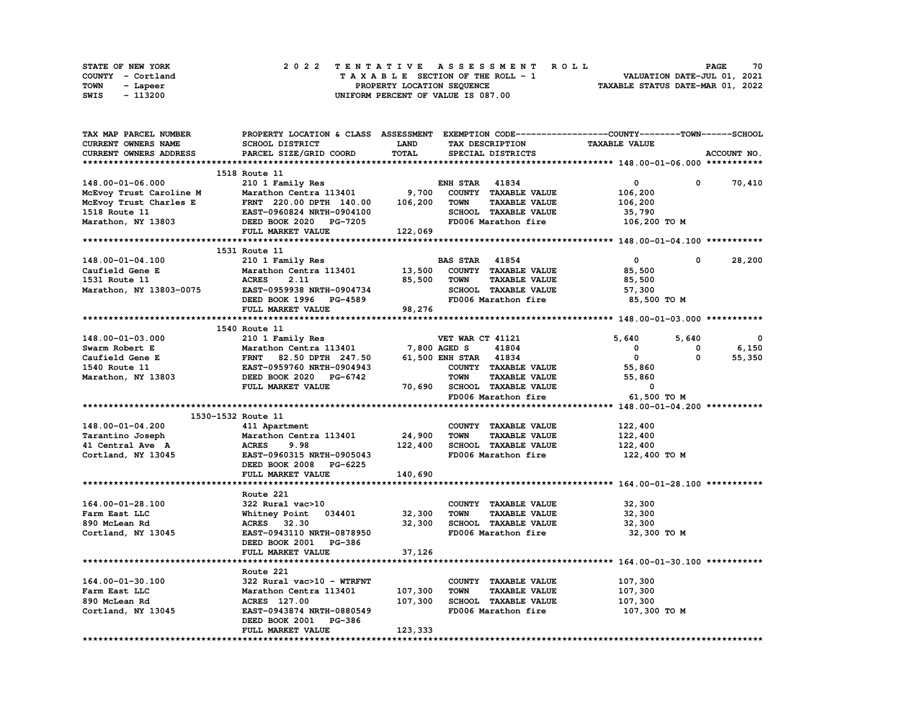STATE OF NEW YORK
COUNTY - Cortland
TOWN - Lapeer
SWIS - 113200

2 0 2 2 T E N T A T I V E A S S E S S M E N T R O L L
T A X A B L E SECTION OF THE ROLL - 1
PROPERTY LOCATION SEQUENCE
UNIFORM PERCENT OF VALUE IS 087.00

VALUATION DATE-JUL 01, 2021
TAXABLE STATUS DATE-MAR 01, 2022

| TAX MAP PARCEL NUMBER / CURRENT OWNERS NAME / CURRENT OWNERS ADDRESS | PROPERTY LOCATION & CLASS / SCHOOL DISTRICT / PARCEL SIZE/GRID COORD | ASSESSMENT LAND / TOTAL | EXEMPTION CODE / TAX DESCRIPTION / SPECIAL DISTRICTS | COUNTY TAXABLE VALUE | TOWN | SCHOOL / ACCOUNT NO. |
|---|---|---|---|---|---|---|
| **148.00-01-06.000** | 1518 Route 11 | | | | | |
| 148.00-01-06.000 | 210 1 Family Res | | ENH STAR 41834 | 0 | 0 | 70,410 |
| McEvoy Trust Caroline M | Marathon Centra 113401 | 9,700 | COUNTY TAXABLE VALUE | 106,200 | | |
| McEvoy Trust Charles E | FRNT 220.00 DPTH 140.00 | 106,200 | TOWN TAXABLE VALUE | 106,200 | | |
| 1518 Route 11 | EAST-0960824 NRTH-0904100 | | SCHOOL TAXABLE VALUE | 35,790 | | |
| Marathon, NY 13803 | DEED BOOK 2020 PG-7205 | | FD006 Marathon fire | 106,200 TO M | | |
| | FULL MARKET VALUE | 122,069 | | | | |
| **148.00-01-04.100** | 1531 Route 11 | | | | | |
| 148.00-01-04.100 | 210 1 Family Res | | BAS STAR 41854 | 0 | 0 | 28,200 |
| Caufield Gene E | Marathon Centra 113401 | 13,500 | COUNTY TAXABLE VALUE | 85,500 | | |
| 1531 Route 11 | ACRES 2.11 | 85,500 | TOWN TAXABLE VALUE | 85,500 | | |
| Marathon, NY 13803-0075 | EAST-0959938 NRTH-0904734 | | SCHOOL TAXABLE VALUE | 57,300 | | |
| | DEED BOOK 1996 PG-4589 | | FD006 Marathon fire | 85,500 TO M | | |
| | FULL MARKET VALUE | 98,276 | | | | |
| **148.00-01-03.000** | 1540 Route 11 | | | | | |
| 148.00-01-03.000 | 210 1 Family Res | | VET WAR CT 41121 | 5,640 | 5,640 | 0 |
| Swarm Robert E | Marathon Centra 113401 | 7,800 | AGED S 41804 | 0 | 0 | 6,150 |
| Caufield Gene E | FRNT 82.50 DPTH 247.50 | 61,500 | ENH STAR 41834 | 0 | 0 | 55,350 |
| 1540 Route 11 | EAST-0959760 NRTH-0904943 | | COUNTY TAXABLE VALUE | 55,860 | | |
| Marathon, NY 13803 | DEED BOOK 2020 PG-6742 | | TOWN TAXABLE VALUE | 55,860 | | |
| | FULL MARKET VALUE | 70,690 | SCHOOL TAXABLE VALUE | 0 | | |
| | | | FD006 Marathon fire | 61,500 TO M | | |
| **148.00-01-04.200** | 1530-1532 Route 11 | | | | | |
| 148.00-01-04.200 | 411 Apartment | | COUNTY TAXABLE VALUE | 122,400 | | |
| Tarantino Joseph | Marathon Centra 113401 | 24,900 | TOWN TAXABLE VALUE | 122,400 | | |
| 41 Central Ave A | ACRES 9.98 | 122,400 | SCHOOL TAXABLE VALUE | 122,400 | | |
| Cortland, NY 13045 | EAST-0960315 NRTH-0905043 | | FD006 Marathon fire | 122,400 TO M | | |
| | DEED BOOK 2008 PG-6225 | | | | | |
| | FULL MARKET VALUE | 140,690 | | | | |
| **164.00-01-28.100** | Route 221 | | | | | |
| 164.00-01-28.100 | 322 Rural vac>10 | | COUNTY TAXABLE VALUE | 32,300 | | |
| Farm East LLC | Whitney Point 034401 | 32,300 | TOWN TAXABLE VALUE | 32,300 | | |
| 890 McLean Rd | ACRES 32.30 | 32,300 | SCHOOL TAXABLE VALUE | 32,300 | | |
| Cortland, NY 13045 | EAST-0943110 NRTH-0878950 | | FD006 Marathon fire | 32,300 TO M | | |
| | DEED BOOK 2001 PG-386 | | | | | |
| | FULL MARKET VALUE | 37,126 | | | | |
| **164.00-01-30.100** | Route 221 | | | | | |
| 164.00-01-30.100 | 322 Rural vac>10 - WTRFNT | | COUNTY TAXABLE VALUE | 107,300 | | |
| Farm East LLC | Marathon Centra 113401 | 107,300 | TOWN TAXABLE VALUE | 107,300 | | |
| 890 McLean Rd | ACRES 127.00 | 107,300 | SCHOOL TAXABLE VALUE | 107,300 | | |
| Cortland, NY 13045 | EAST-0943874 NRTH-0880549 | | FD006 Marathon fire | 107,300 TO M | | |
| | DEED BOOK 2001 PG-386 | | | | | |
| | FULL MARKET VALUE | 123,333 | | | | |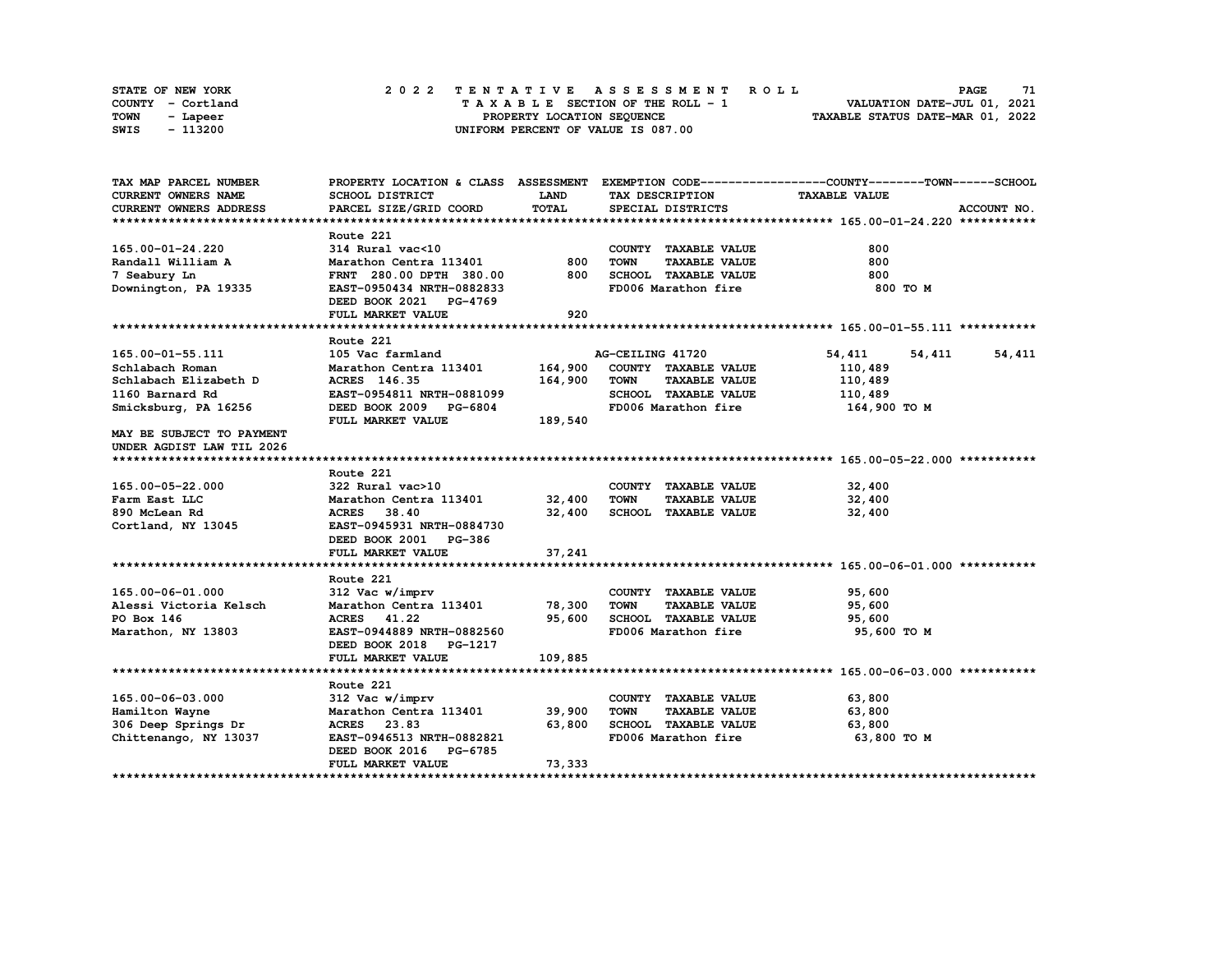STATE OF NEW YORK — 2022 TENTATIVE ASSESSMENT ROLL — PAGE 71
COUNTY - Cortland — TAXABLE SECTION OF THE ROLL - 1 — VALUATION DATE-JUL 01, 2021
TOWN - Lapeer — PROPERTY LOCATION SEQUENCE — TAXABLE STATUS DATE-MAR 01, 2022
SWIS - 113200 — UNIFORM PERCENT OF VALUE IS 087.00

| TAX MAP PARCEL NUMBER / CURRENT OWNERS NAME / CURRENT OWNERS ADDRESS | PROPERTY LOCATION & CLASS / SCHOOL DISTRICT / PARCEL SIZE/GRID COORD | ASSESSMENT LAND / TOTAL | EXEMPTION CODE / TAX DESCRIPTION / SPECIAL DISTRICTS | COUNTY TAXABLE VALUE | TOWN | SCHOOL |
|---|---|---|---|---|---|---|
| **165.00-01-24.220** | Route 221 | | | | | |
| 165.00-01-24.220 | 314 Rural vac<10 | | COUNTY TAXABLE VALUE | 800 | | |
| Randall William A | Marathon Centra 113401 | 800 | TOWN TAXABLE VALUE | 800 | | |
| 7 Seabury Ln | FRNT 280.00 DPTH 380.00 | 800 | SCHOOL TAXABLE VALUE | 800 | | |
| Downington, PA 19335 | EAST-0950434 NRTH-0882833 | | FD006 Marathon fire | 800 TO M | | |
| | DEED BOOK 2021 PG-4769 | | | | | |
| | FULL MARKET VALUE | 920 | | | | |
| **165.00-01-55.111** | Route 221 | | | | | |
| 165.00-01-55.111 | 105 Vac farmland | | AG-CEILING 41720 | 54,411 | 54,411 | 54,411 |
| Schlabach Roman | Marathon Centra 113401 | 164,900 | COUNTY TAXABLE VALUE | 110,489 | | |
| Schlabach Elizabeth D | ACRES 146.35 | 164,900 | TOWN TAXABLE VALUE | 110,489 | | |
| 1160 Barnard Rd | EAST-0954811 NRTH-0881099 | | SCHOOL TAXABLE VALUE | 110,489 | | |
| Smicksburg, PA 16256 | DEED BOOK 2009 PG-6804 | | FD006 Marathon fire | 164,900 TO M | | |
| | FULL MARKET VALUE | 189,540 | | | | |
| MAY BE SUBJECT TO PAYMENT UNDER AGDIST LAW TIL 2026 | | | | | | |
| **165.00-05-22.000** | Route 221 | | | | | |
| 165.00-05-22.000 | 322 Rural vac>10 | | COUNTY TAXABLE VALUE | 32,400 | | |
| Farm East LLC | Marathon Centra 113401 | 32,400 | TOWN TAXABLE VALUE | 32,400 | | |
| 890 McLean Rd | ACRES 38.40 | 32,400 | SCHOOL TAXABLE VALUE | 32,400 | | |
| Cortland, NY 13045 | EAST-0945931 NRTH-0884730 | | | | | |
| | DEED BOOK 2001 PG-386 | | | | | |
| | FULL MARKET VALUE | 37,241 | | | | |
| **165.00-06-01.000** | Route 221 | | | | | |
| 165.00-06-01.000 | 312 Vac w/imprv | | COUNTY TAXABLE VALUE | 95,600 | | |
| Alessi Victoria Kelsch | Marathon Centra 113401 | 78,300 | TOWN TAXABLE VALUE | 95,600 | | |
| PO Box 146 | ACRES 41.22 | 95,600 | SCHOOL TAXABLE VALUE | 95,600 | | |
| Marathon, NY 13803 | EAST-0944889 NRTH-0882560 | | FD006 Marathon fire | 95,600 TO M | | |
| | DEED BOOK 2018 PG-1217 | | | | | |
| | FULL MARKET VALUE | 109,885 | | | | |
| **165.00-06-03.000** | Route 221 | | | | | |
| 165.00-06-03.000 | 312 Vac w/imprv | | COUNTY TAXABLE VALUE | 63,800 | | |
| Hamilton Wayne | Marathon Centra 113401 | 39,900 | TOWN TAXABLE VALUE | 63,800 | | |
| 306 Deep Springs Dr | ACRES 23.83 | 63,800 | SCHOOL TAXABLE VALUE | 63,800 | | |
| Chittenango, NY 13037 | EAST-0946513 NRTH-0882821 | | FD006 Marathon fire | 63,800 TO M | | |
| | DEED BOOK 2016 PG-6785 | | | | | |
| | FULL MARKET VALUE | 73,333 | | | | |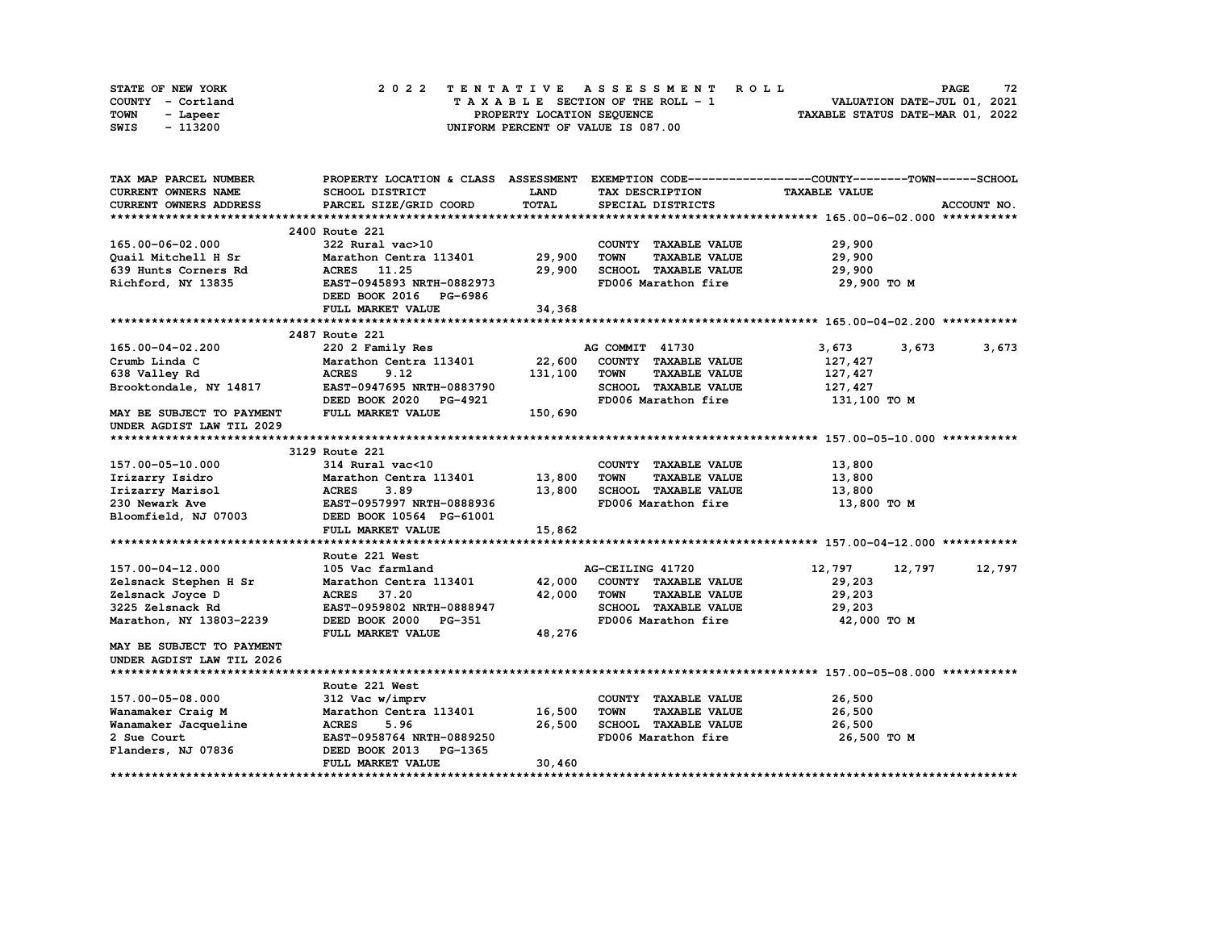STATE OF NEW YORK
COUNTY - Cortland
TOWN - Lapeer
SWIS - 113200

2 0 2 2 T E N T A T I V E A S S E S S M E N T R O L L
T A X A B L E SECTION OF THE ROLL - 1
PROPERTY LOCATION SEQUENCE
UNIFORM PERCENT OF VALUE IS 087.00

VALUATION DATE-JUL 01, 2021
TAXABLE STATUS DATE-MAR 01, 2022

| TAX MAP PARCEL NUMBER / CURRENT OWNERS NAME / CURRENT OWNERS ADDRESS | PROPERTY LOCATION & CLASS / SCHOOL DISTRICT / PARCEL SIZE/GRID COORD | ASSESSMENT LAND / TOTAL | EXEMPTION CODE / TAX DESCRIPTION / SPECIAL DISTRICTS | COUNTY TAXABLE VALUE | TOWN | SCHOOL / ACCOUNT NO. |
|---|---|---|---|---|---|---|
| **165.00-06-02.000** | 2400 Route 221 | | | | | |
| 165.00-06-02.000 | 322 Rural vac>10 | | COUNTY TAXABLE VALUE | 29,900 | | |
| Quail Mitchell H Sr | Marathon Centra 113401 | 29,900 | TOWN TAXABLE VALUE | 29,900 | | |
| 639 Hunts Corners Rd | ACRES 11.25 | 29,900 | SCHOOL TAXABLE VALUE | 29,900 | | |
| Richford, NY 13835 | EAST-0945893 NRTH-0882973 | | FD006 Marathon fire | 29,900 TO M | | |
| | DEED BOOK 2016 PG-6986 | | | | | |
| | FULL MARKET VALUE | 34,368 | | | | |
| **165.00-04-02.200** | 2487 Route 221 | | | | | |
| 165.00-04-02.200 | 220 2 Family Res | | AG COMMIT 41730 | 3,673 | 3,673 | 3,673 |
| Crumb Linda C | Marathon Centra 113401 | 22,600 | COUNTY TAXABLE VALUE | 127,427 | | |
| 638 Valley Rd | ACRES 9.12 | 131,100 | TOWN TAXABLE VALUE | 127,427 | | |
| Brooktondale, NY 14817 | EAST-0947695 NRTH-0883790 | | SCHOOL TAXABLE VALUE | 127,427 | | |
| | DEED BOOK 2020 PG-4921 | | FD006 Marathon fire | 131,100 TO M | | |
| MAY BE SUBJECT TO PAYMENT | FULL MARKET VALUE | 150,690 | | | | |
| UNDER AGDIST LAW TIL 2029 | | | | | | |
| **157.00-05-10.000** | 3129 Route 221 | | | | | |
| 157.00-05-10.000 | 314 Rural vac<10 | | COUNTY TAXABLE VALUE | 13,800 | | |
| Irizarry Isidro | Marathon Centra 113401 | 13,800 | TOWN TAXABLE VALUE | 13,800 | | |
| Irizarry Marisol | ACRES 3.89 | 13,800 | SCHOOL TAXABLE VALUE | 13,800 | | |
| 230 Newark Ave | EAST-0957997 NRTH-0888936 | | FD006 Marathon fire | 13,800 TO M | | |
| Bloomfield, NJ 07003 | DEED BOOK 10564 PG-61001 | | | | | |
| | FULL MARKET VALUE | 15,862 | | | | |
| **157.00-04-12.000** | Route 221 West | | | | | |
| 157.00-04-12.000 | 105 Vac farmland | | AG-CEILING 41720 | 12,797 | 12,797 | 12,797 |
| Zelsnack Stephen H Sr | Marathon Centra 113401 | 42,000 | COUNTY TAXABLE VALUE | 29,203 | | |
| Zelsnack Joyce D | ACRES 37.20 | 42,000 | TOWN TAXABLE VALUE | 29,203 | | |
| 3225 Zelsnack Rd | EAST-0959802 NRTH-0888947 | | SCHOOL TAXABLE VALUE | 29,203 | | |
| Marathon, NY 13803-2239 | DEED BOOK 2000 PG-351 | | FD006 Marathon fire | 42,000 TO M | | |
| | FULL MARKET VALUE | 48,276 | | | | |
| MAY BE SUBJECT TO PAYMENT | | | | | | |
| UNDER AGDIST LAW TIL 2026 | | | | | | |
| **157.00-05-08.000** | Route 221 West | | | | | |
| 157.00-05-08.000 | 312 Vac w/imprv | | COUNTY TAXABLE VALUE | 26,500 | | |
| Wanamaker Craig M | Marathon Centra 113401 | 16,500 | TOWN TAXABLE VALUE | 26,500 | | |
| Wanamaker Jacqueline | ACRES 5.96 | 26,500 | SCHOOL TAXABLE VALUE | 26,500 | | |
| 2 Sue Court | EAST-0958764 NRTH-0889250 | | FD006 Marathon fire | 26,500 TO M | | |
| Flanders, NJ 07836 | DEED BOOK 2013 PG-1365 | | | | | |
| | FULL MARKET VALUE | 30,460 | | | | |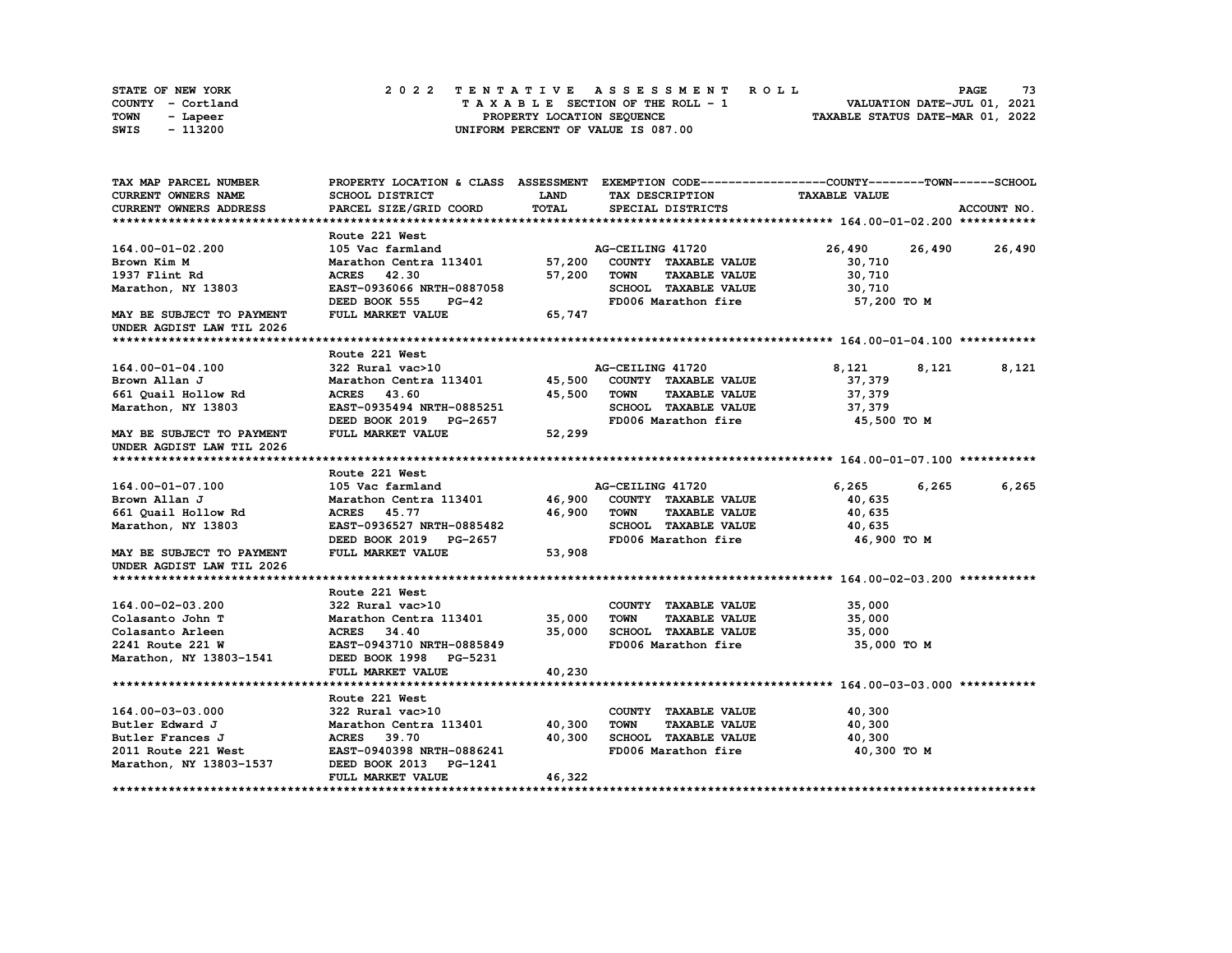STATE OF NEW YORK — COUNTY - Cortland — TOWN - Lapeer — SWIS - 113200

# 2022 TENTATIVE ASSESSMENT ROLL

TAXABLE SECTION OF THE ROLL - 1
PROPERTY LOCATION SEQUENCE
UNIFORM PERCENT OF VALUE IS 087.00

VALUATION DATE-JUL 01, 2021
TAXABLE STATUS DATE-MAR 01, 2022

| TAX MAP PARCEL NUMBER / CURRENT OWNERS NAME / CURRENT OWNERS ADDRESS | PROPERTY LOCATION & CLASS / SCHOOL DISTRICT / PARCEL SIZE/GRID COORD | ASSESSMENT LAND | TOTAL | EXEMPTION CODE / TAX DESCRIPTION / SPECIAL DISTRICTS | COUNTY TAXABLE VALUE | TOWN | SCHOOL | ACCOUNT NO. |
|---|---|---|---|---|---|---|---|---|
| **164.00-01-02.200** | Route 221 West | | | | | | | |
| 164.00-01-02.200 | 105 Vac farmland | | | AG-CEILING 41720 | 26,490 | 26,490 | 26,490 | |
| Brown Kim M | Marathon Centra 113401 | 57,200 | | COUNTY TAXABLE VALUE | 30,710 | | | |
| 1937 Flint Rd | ACRES 42.30 | | 57,200 | TOWN TAXABLE VALUE | 30,710 | | | |
| Marathon, NY 13803 | EAST-0936066 NRTH-0887058 | | | SCHOOL TAXABLE VALUE | 30,710 | | | |
| | DEED BOOK 555 PG-42 | | | FD006 Marathon fire | 57,200 TO M | | | |
| MAY BE SUBJECT TO PAYMENT UNDER AGDIST LAW TIL 2026 | FULL MARKET VALUE | | 65,747 | | | | | |
| **164.00-01-04.100** | Route 221 West | | | | | | | |
| 164.00-01-04.100 | 322 Rural vac>10 | | | AG-CEILING 41720 | 8,121 | 8,121 | 8,121 | |
| Brown Allan J | Marathon Centra 113401 | 45,500 | | COUNTY TAXABLE VALUE | 37,379 | | | |
| 661 Quail Hollow Rd | ACRES 43.60 | | 45,500 | TOWN TAXABLE VALUE | 37,379 | | | |
| Marathon, NY 13803 | EAST-0935494 NRTH-0885251 | | | SCHOOL TAXABLE VALUE | 37,379 | | | |
| | DEED BOOK 2019 PG-2657 | | | FD006 Marathon fire | 45,500 TO M | | | |
| MAY BE SUBJECT TO PAYMENT UNDER AGDIST LAW TIL 2026 | FULL MARKET VALUE | | 52,299 | | | | | |
| **164.00-01-07.100** | Route 221 West | | | | | | | |
| 164.00-01-07.100 | 105 Vac farmland | | | AG-CEILING 41720 | 6,265 | 6,265 | 6,265 | |
| Brown Allan J | Marathon Centra 113401 | 46,900 | | COUNTY TAXABLE VALUE | 40,635 | | | |
| 661 Quail Hollow Rd | ACRES 45.77 | | 46,900 | TOWN TAXABLE VALUE | 40,635 | | | |
| Marathon, NY 13803 | EAST-0936527 NRTH-0885482 | | | SCHOOL TAXABLE VALUE | 40,635 | | | |
| | DEED BOOK 2019 PG-2657 | | | FD006 Marathon fire | 46,900 TO M | | | |
| MAY BE SUBJECT TO PAYMENT UNDER AGDIST LAW TIL 2026 | FULL MARKET VALUE | | 53,908 | | | | | |
| **164.00-02-03.200** | Route 221 West | | | | | | | |
| 164.00-02-03.200 | 322 Rural vac>10 | | | COUNTY TAXABLE VALUE | 35,000 | | | |
| Colasanto John T | Marathon Centra 113401 | 35,000 | | TOWN TAXABLE VALUE | 35,000 | | | |
| Colasanto Arleen | ACRES 34.40 | | 35,000 | SCHOOL TAXABLE VALUE | 35,000 | | | |
| 2241 Route 221 W | EAST-0943710 NRTH-0885849 | | | FD006 Marathon fire | 35,000 TO M | | | |
| Marathon, NY 13803-1541 | DEED BOOK 1998 PG-5231 | | | | | | | |
| | FULL MARKET VALUE | | 40,230 | | | | | |
| **164.00-03-03.000** | Route 221 West | | | | | | | |
| 164.00-03-03.000 | 322 Rural vac>10 | | | COUNTY TAXABLE VALUE | 40,300 | | | |
| Butler Edward J | Marathon Centra 113401 | 40,300 | | TOWN TAXABLE VALUE | 40,300 | | | |
| Butler Frances J | ACRES 39.70 | | 40,300 | SCHOOL TAXABLE VALUE | 40,300 | | | |
| 2011 Route 221 West | EAST-0940398 NRTH-0886241 | | | FD006 Marathon fire | 40,300 TO M | | | |
| Marathon, NY 13803-1537 | DEED BOOK 2013 PG-1241 | | | | | | | |
| | FULL MARKET VALUE | | 46,322 | | | | | |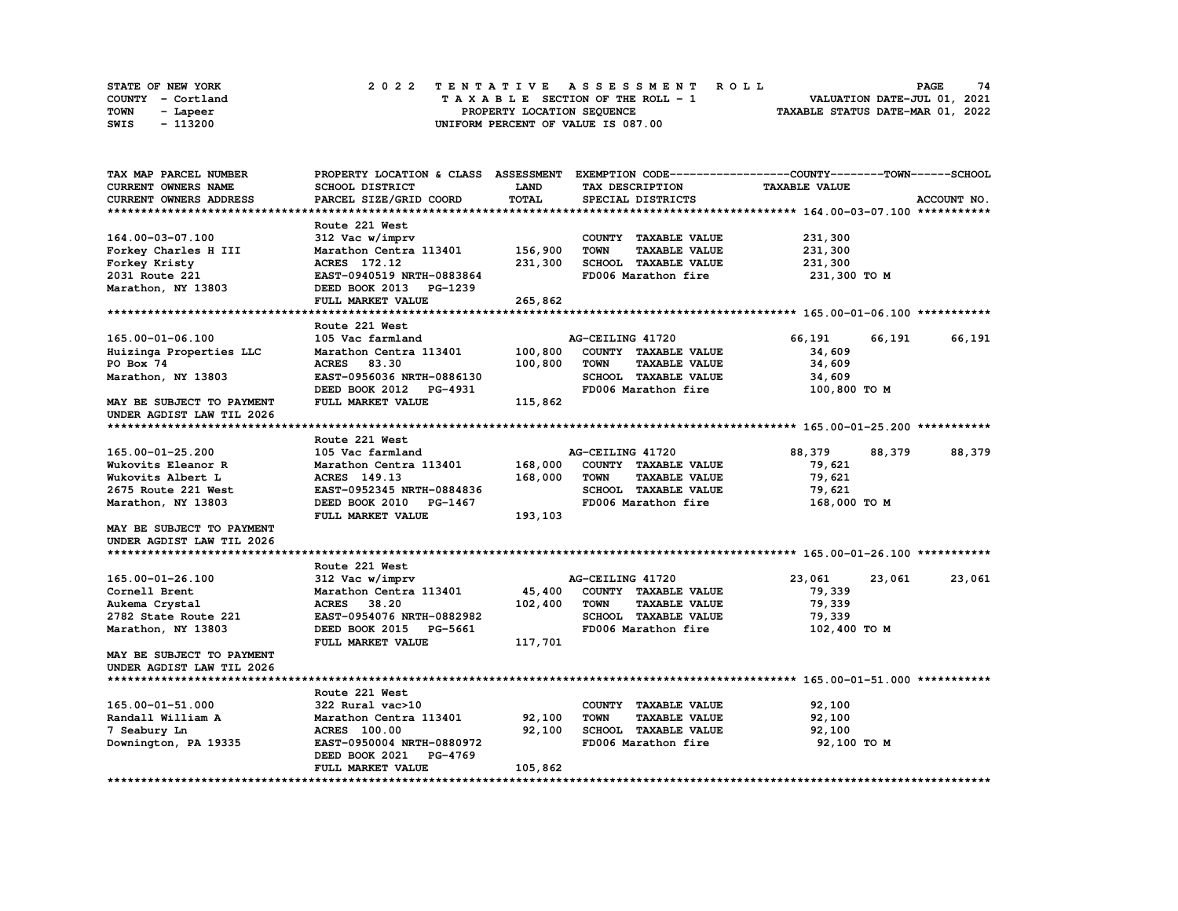STATE OF NEW YORK
COUNTY - Cortland
TOWN - Lapeer
SWIS - 113200

# 2022 TENTATIVE ASSESSMENT ROLL

TAXABLE SECTION OF THE ROLL - 1
PROPERTY LOCATION SEQUENCE
UNIFORM PERCENT OF VALUE IS 087.00

VALUATION DATE-JUL 01, 2021
TAXABLE STATUS DATE-MAR 01, 2022

| TAX MAP PARCEL NUMBER / CURRENT OWNERS NAME / CURRENT OWNERS ADDRESS | PROPERTY LOCATION & CLASS / SCHOOL DISTRICT / PARCEL SIZE/GRID COORD | ASSESSMENT LAND / TOTAL | EXEMPTION CODE / TAX DESCRIPTION / SPECIAL DISTRICTS | COUNTY | TOWN | SCHOOL |
|---|---|---|---|---|---|---|
| **164.00-03-07.100** | Route 221 West | | | | | |
| 164.00-03-07.100 | 312 Vac w/imprv | | COUNTY TAXABLE VALUE | 231,300 | | |
| Forkey Charles H III | Marathon Centra 113401 | 156,900 | TOWN TAXABLE VALUE | 231,300 | | |
| Forkey Kristy | ACRES 172.12 | 231,300 | SCHOOL TAXABLE VALUE | 231,300 | | |
| 2031 Route 221 | EAST-0940519 NRTH-0883864 | | FD006 Marathon fire | 231,300 TO M | | |
| Marathon, NY 13803 | DEED BOOK 2013 PG-1239 | | | | | |
| | FULL MARKET VALUE | 265,862 | | | | |
| **165.00-01-06.100** | Route 221 West | | | | | |
| 165.00-01-06.100 | 105 Vac farmland | | AG-CEILING 41720 | 66,191 | 66,191 | 66,191 |
| Huizinga Properties LLC | Marathon Centra 113401 | 100,800 | COUNTY TAXABLE VALUE | 34,609 | | |
| PO Box 74 | ACRES 83.30 | 100,800 | TOWN TAXABLE VALUE | 34,609 | | |
| Marathon, NY 13803 | EAST-0956036 NRTH-0886130 | | SCHOOL TAXABLE VALUE | 34,609 | | |
| | DEED BOOK 2012 PG-4931 | | FD006 Marathon fire | 100,800 TO M | | |
| MAY BE SUBJECT TO PAYMENT | FULL MARKET VALUE | 115,862 | | | | |
| UNDER AGDIST LAW TIL 2026 | | | | | | |
| **165.00-01-25.200** | Route 221 West | | | | | |
| 165.00-01-25.200 | 105 Vac farmland | | AG-CEILING 41720 | 88,379 | 88,379 | 88,379 |
| Wukovits Eleanor R | Marathon Centra 113401 | 168,000 | COUNTY TAXABLE VALUE | 79,621 | | |
| Wukovits Albert L | ACRES 149.13 | 168,000 | TOWN TAXABLE VALUE | 79,621 | | |
| 2675 Route 221 West | EAST-0952345 NRTH-0884836 | | SCHOOL TAXABLE VALUE | 79,621 | | |
| Marathon, NY 13803 | DEED BOOK 2010 PG-1467 | | FD006 Marathon fire | 168,000 TO M | | |
| | FULL MARKET VALUE | 193,103 | | | | |
| MAY BE SUBJECT TO PAYMENT | | | | | | |
| UNDER AGDIST LAW TIL 2026 | | | | | | |
| **165.00-01-26.100** | Route 221 West | | | | | |
| 165.00-01-26.100 | 312 Vac w/imprv | | AG-CEILING 41720 | 23,061 | 23,061 | 23,061 |
| Cornell Brent | Marathon Centra 113401 | 45,400 | COUNTY TAXABLE VALUE | 79,339 | | |
| Aukema Crystal | ACRES 38.20 | 102,400 | TOWN TAXABLE VALUE | 79,339 | | |
| 2782 State Route 221 | EAST-0954076 NRTH-0882982 | | SCHOOL TAXABLE VALUE | 79,339 | | |
| Marathon, NY 13803 | DEED BOOK 2015 PG-5661 | | FD006 Marathon fire | 102,400 TO M | | |
| | FULL MARKET VALUE | 117,701 | | | | |
| MAY BE SUBJECT TO PAYMENT | | | | | | |
| UNDER AGDIST LAW TIL 2026 | | | | | | |
| **165.00-01-51.000** | Route 221 West | | | | | |
| 165.00-01-51.000 | 322 Rural vac>10 | | COUNTY TAXABLE VALUE | 92,100 | | |
| Randall William A | Marathon Centra 113401 | 92,100 | TOWN TAXABLE VALUE | 92,100 | | |
| 7 Seabury Ln | ACRES 100.00 | 92,100 | SCHOOL TAXABLE VALUE | 92,100 | | |
| Downington, PA 19335 | EAST-0950004 NRTH-0880972 | | FD006 Marathon fire | 92,100 TO M | | |
| | DEED BOOK 2021 PG-4769 | | | | | |
| | FULL MARKET VALUE | 105,862 | | | | |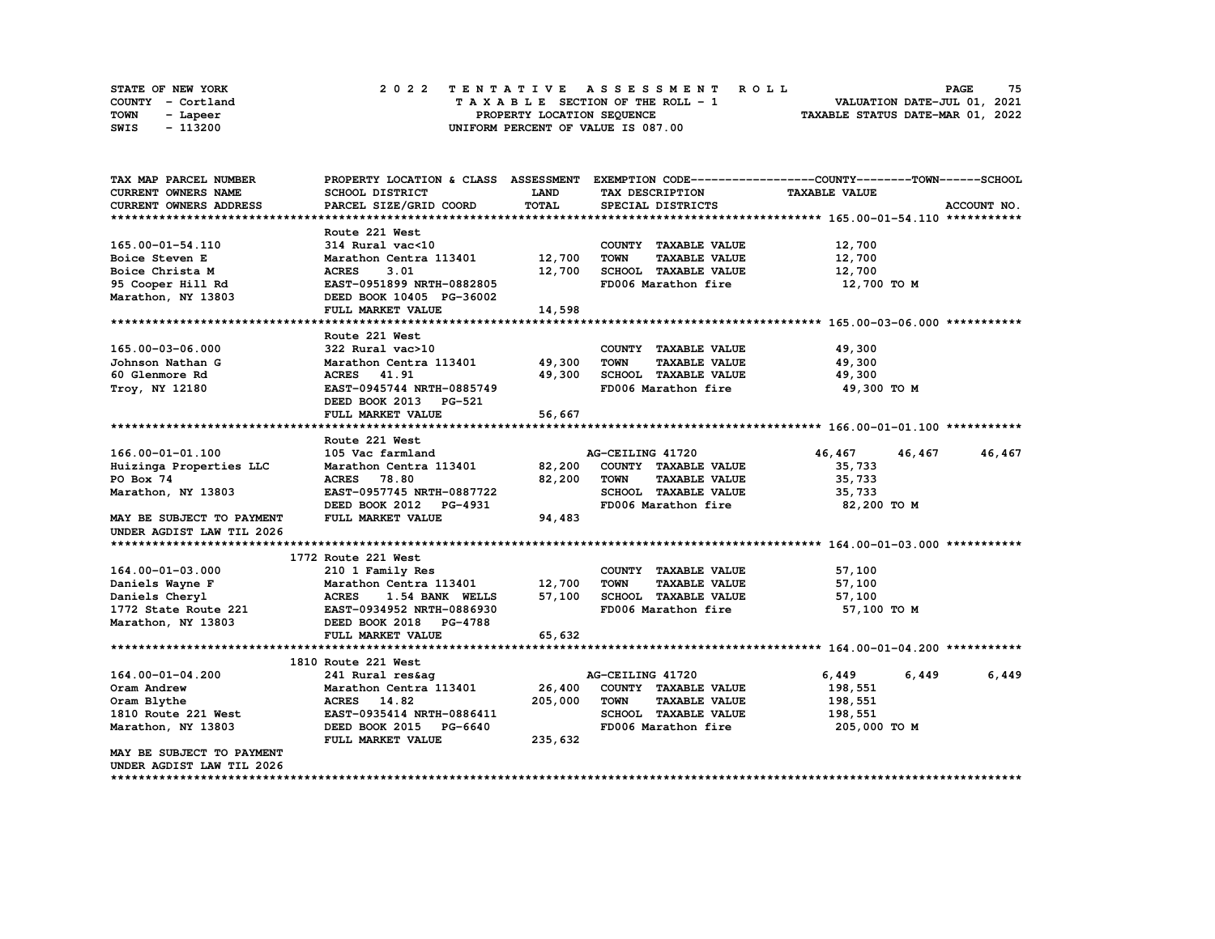STATE OF NEW YORK — COUNTY - Cortland — TOWN - Lapeer — SWIS - 113200

2022 TENTATIVE ASSESSMENT ROLL
TAXABLE SECTION OF THE ROLL - 1
PROPERTY LOCATION SEQUENCE
UNIFORM PERCENT OF VALUE IS 087.00

VALUATION DATE-JUL 01, 2021
TAXABLE STATUS DATE-MAR 01, 2022

| TAX MAP PARCEL NUMBER / CURRENT OWNERS NAME / CURRENT OWNERS ADDRESS | PROPERTY LOCATION & CLASS / SCHOOL DISTRICT / PARCEL SIZE/GRID COORD | LAND | TOTAL (ASSESSMENT) | EXEMPTION CODE / TAX DESCRIPTION / SPECIAL DISTRICTS | COUNTY TAXABLE VALUE | TOWN | SCHOOL |
|---|---|---|---|---|---|---|---|
| **165.00-01-54.110** | Route 221 West | | | | | | |
| 165.00-01-54.110 | 314 Rural vac<10 | | | COUNTY TAXABLE VALUE | 12,700 | | |
| Boice Steven E | Marathon Centra 113401 | 12,700 | | TOWN TAXABLE VALUE | 12,700 | | |
| Boice Christa M | ACRES 3.01 | | 12,700 | SCHOOL TAXABLE VALUE | 12,700 | | |
| 95 Cooper Hill Rd | EAST-0951899 NRTH-0882805 | | | FD006 Marathon fire | 12,700 TO M | | |
| Marathon, NY 13803 | DEED BOOK 10405 PG-36002 | | | | | | |
| | FULL MARKET VALUE | | 14,598 | | | | |
| **165.00-03-06.000** | Route 221 West | | | | | | |
| 165.00-03-06.000 | 322 Rural vac>10 | | | COUNTY TAXABLE VALUE | 49,300 | | |
| Johnson Nathan G | Marathon Centra 113401 | 49,300 | | TOWN TAXABLE VALUE | 49,300 | | |
| 60 Glenmore Rd | ACRES 41.91 | | 49,300 | SCHOOL TAXABLE VALUE | 49,300 | | |
| Troy, NY 12180 | EAST-0945744 NRTH-0885749 | | | FD006 Marathon fire | 49,300 TO M | | |
| | DEED BOOK 2013 PG-521 | | | | | | |
| | FULL MARKET VALUE | | 56,667 | | | | |
| **166.00-01-01.100** | Route 221 West | | | | | | |
| 166.00-01-01.100 | 105 Vac farmland | | | AG-CEILING 41720 | 46,467 | 46,467 | 46,467 |
| Huizinga Properties LLC | Marathon Centra 113401 | 82,200 | | COUNTY TAXABLE VALUE | 35,733 | | |
| PO Box 74 | ACRES 78.80 | | 82,200 | TOWN TAXABLE VALUE | 35,733 | | |
| Marathon, NY 13803 | EAST-0957745 NRTH-0887722 | | | SCHOOL TAXABLE VALUE | 35,733 | | |
| | DEED BOOK 2012 PG-4931 | | | FD006 Marathon fire | 82,200 TO M | | |
| MAY BE SUBJECT TO PAYMENT | FULL MARKET VALUE | | 94,483 | | | | |
| UNDER AGDIST LAW TIL 2026 | | | | | | | |
| **164.00-01-03.000** | 1772 Route 221 West | | | | | | |
| 164.00-01-03.000 | 210 1 Family Res | | | COUNTY TAXABLE VALUE | 57,100 | | |
| Daniels Wayne F | Marathon Centra 113401 | 12,700 | | TOWN TAXABLE VALUE | 57,100 | | |
| Daniels Cheryl | ACRES 1.54 BANK WELLS | | 57,100 | SCHOOL TAXABLE VALUE | 57,100 | | |
| 1772 State Route 221 | EAST-0934952 NRTH-0886930 | | | FD006 Marathon fire | 57,100 TO M | | |
| Marathon, NY 13803 | DEED BOOK 2018 PG-4788 | | | | | | |
| | FULL MARKET VALUE | | 65,632 | | | | |
| **164.00-01-04.200** | 1810 Route 221 West | | | | | | |
| 164.00-01-04.200 | 241 Rural res&ag | | | AG-CEILING 41720 | 6,449 | 6,449 | 6,449 |
| Oram Andrew | Marathon Centra 113401 | 26,400 | | COUNTY TAXABLE VALUE | 198,551 | | |
| Oram Blythe | ACRES 14.82 | | 205,000 | TOWN TAXABLE VALUE | 198,551 | | |
| 1810 Route 221 West | EAST-0935414 NRTH-0886411 | | | SCHOOL TAXABLE VALUE | 198,551 | | |
| Marathon, NY 13803 | DEED BOOK 2015 PG-6640 | | | FD006 Marathon fire | 205,000 TO M | | |
| | FULL MARKET VALUE | | 235,632 | | | | |
| MAY BE SUBJECT TO PAYMENT | | | | | | | |
| UNDER AGDIST LAW TIL 2026 | | | | | | | |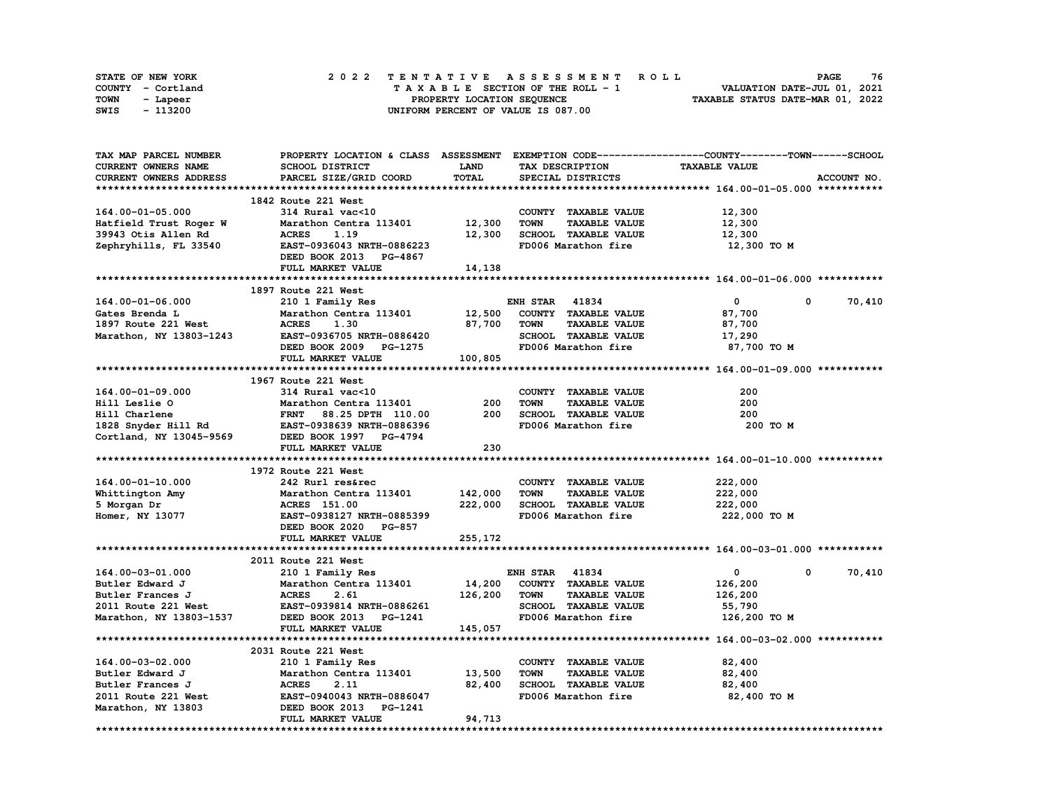STATE OF NEW YORK | COUNTY - Cortland | TOWN - Lapeer | SWIS - 113200

**2022 TENTATIVE ASSESSMENT ROLL**
TAXABLE SECTION OF THE ROLL - 1
PROPERTY LOCATION SEQUENCE
UNIFORM PERCENT OF VALUE IS 087.00

VALUATION DATE-JUL 01, 2021
TAXABLE STATUS DATE-MAR 01, 2022

| TAX MAP PARCEL NUMBER / CURRENT OWNERS NAME / CURRENT OWNERS ADDRESS | PROPERTY LOCATION & CLASS / SCHOOL DISTRICT / PARCEL SIZE/GRID COORD | ASSESSMENT LAND | TOTAL | EXEMPTION CODE / TAX DESCRIPTION / SPECIAL DISTRICTS | COUNTY TAXABLE VALUE | TOWN | SCHOOL |
|---|---|---|---|---|---|---|---|
| **164.00-01-05.000** | 1842 Route 221 West | | | | | | |
| 164.00-01-05.000 | 314 Rural vac<10 | | | COUNTY TAXABLE VALUE | 12,300 | | |
| Hatfield Trust Roger W | Marathon Centra 113401 | 12,300 | | TOWN TAXABLE VALUE | 12,300 | | |
| 39943 Otis Allen Rd | ACRES 1.19 | | 12,300 | SCHOOL TAXABLE VALUE | 12,300 | | |
| Zephryhills, FL 33540 | EAST-0936043 NRTH-0886223 | | | FD006 Marathon fire | 12,300 TO M | | |
| | DEED BOOK 2013 PG-4867 | | | | | | |
| | FULL MARKET VALUE | | 14,138 | | | | |
| **164.00-01-06.000** | 1897 Route 221 West | | | | | | |
| 164.00-01-06.000 | 210 1 Family Res | | | ENH STAR 41834 | 0 | 0 | 70,410 |
| Gates Brenda L | Marathon Centra 113401 | 12,500 | | COUNTY TAXABLE VALUE | 87,700 | | |
| 1897 Route 221 West | ACRES 1.30 | | 87,700 | TOWN TAXABLE VALUE | 87,700 | | |
| Marathon, NY 13803-1243 | EAST-0936705 NRTH-0886420 | | | SCHOOL TAXABLE VALUE | 17,290 | | |
| | DEED BOOK 2009 PG-1275 | | | FD006 Marathon fire | 87,700 TO M | | |
| | FULL MARKET VALUE | | 100,805 | | | | |
| **164.00-01-09.000** | 1967 Route 221 West | | | | | | |
| 164.00-01-09.000 | 314 Rural vac<10 | | | COUNTY TAXABLE VALUE | 200 | | |
| Hill Leslie O | Marathon Centra 113401 | 200 | | TOWN TAXABLE VALUE | 200 | | |
| Hill Charlene | FRNT 88.25 DPTH 110.00 | | 200 | SCHOOL TAXABLE VALUE | 200 | | |
| 1828 Snyder Hill Rd | EAST-0938639 NRTH-0886396 | | | FD006 Marathon fire | 200 TO M | | |
| Cortland, NY 13045-9569 | DEED BOOK 1997 PG-4794 | | | | | | |
| | FULL MARKET VALUE | | 230 | | | | |
| **164.00-01-10.000** | 1972 Route 221 West | | | | | | |
| 164.00-01-10.000 | 242 Rurl res&rec | | | COUNTY TAXABLE VALUE | 222,000 | | |
| Whittington Amy | Marathon Centra 113401 | 142,000 | | TOWN TAXABLE VALUE | 222,000 | | |
| 5 Morgan Dr | ACRES 151.00 | | 222,000 | SCHOOL TAXABLE VALUE | 222,000 | | |
| Homer, NY 13077 | EAST-0938127 NRTH-0885399 | | | FD006 Marathon fire | 222,000 TO M | | |
| | DEED BOOK 2020 PG-857 | | | | | | |
| | FULL MARKET VALUE | | 255,172 | | | | |
| **164.00-03-01.000** | 2011 Route 221 West | | | | | | |
| 164.00-03-01.000 | 210 1 Family Res | | | ENH STAR 41834 | 0 | 0 | 70,410 |
| Butler Edward J | Marathon Centra 113401 | 14,200 | | COUNTY TAXABLE VALUE | 126,200 | | |
| Butler Frances J | ACRES 2.61 | | 126,200 | TOWN TAXABLE VALUE | 126,200 | | |
| 2011 Route 221 West | EAST-0939814 NRTH-0886261 | | | SCHOOL TAXABLE VALUE | 55,790 | | |
| Marathon, NY 13803-1537 | DEED BOOK 2013 PG-1241 | | | FD006 Marathon fire | 126,200 TO M | | |
| | FULL MARKET VALUE | | 145,057 | | | | |
| **164.00-03-02.000** | 2031 Route 221 West | | | | | | |
| 164.00-03-02.000 | 210 1 Family Res | | | COUNTY TAXABLE VALUE | 82,400 | | |
| Butler Edward J | Marathon Centra 113401 | 13,500 | | TOWN TAXABLE VALUE | 82,400 | | |
| Butler Frances J | ACRES 2.11 | | 82,400 | SCHOOL TAXABLE VALUE | 82,400 | | |
| 2011 Route 221 West | EAST-0940043 NRTH-0886047 | | | FD006 Marathon fire | 82,400 TO M | | |
| Marathon, NY 13803 | DEED BOOK 2013 PG-1241 | | | | | | |
| | FULL MARKET VALUE | | 94,713 | | | | |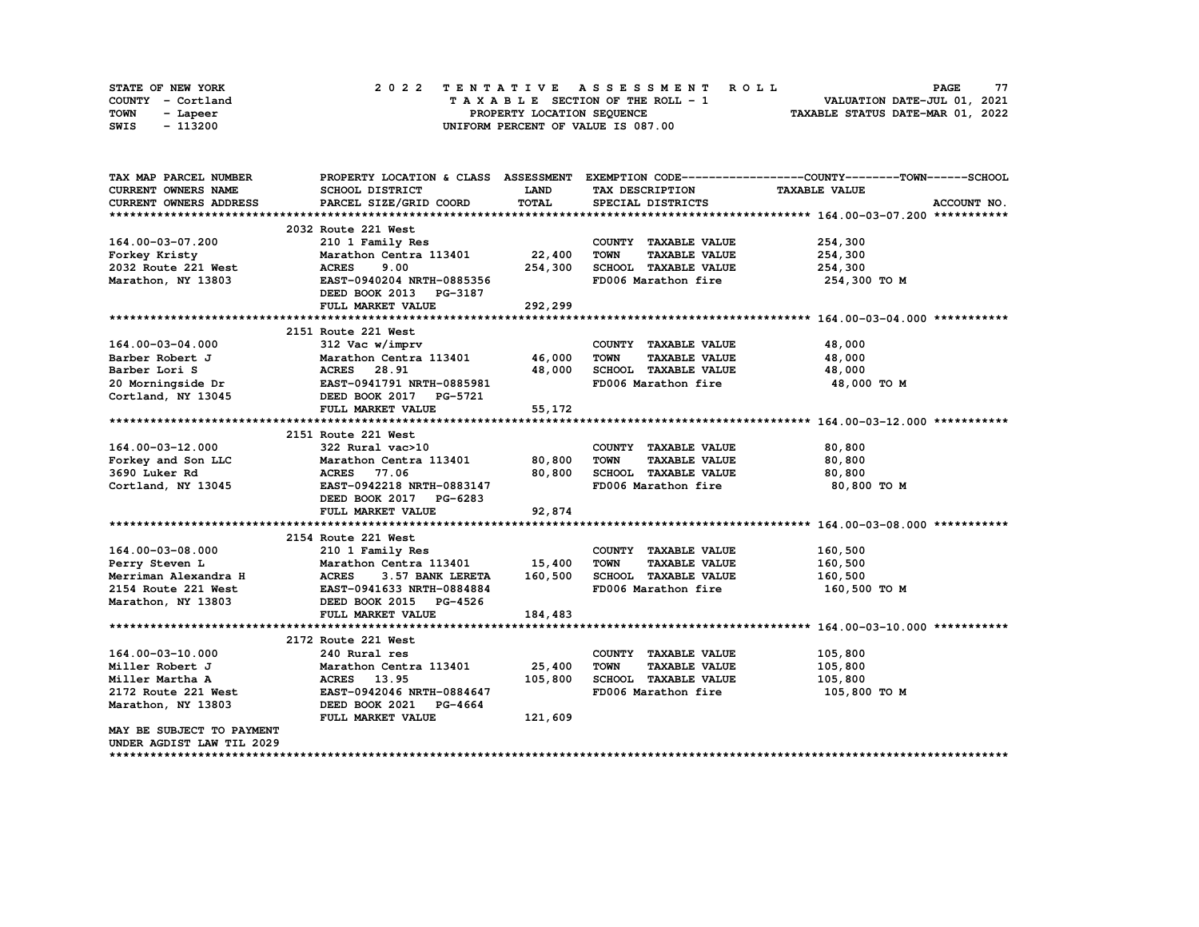STATE OF NEW YORK — COUNTY - Cortland — TOWN - Lapeer — SWIS - 113200

**2022 TENTATIVE ASSESSMENT ROLL**
TAXABLE SECTION OF THE ROLL - 1
PROPERTY LOCATION SEQUENCE
UNIFORM PERCENT OF VALUE IS 087.00

VALUATION DATE-JUL 01, 2021
TAXABLE STATUS DATE-MAR 01, 2022

| TAX MAP PARCEL NUMBER / CURRENT OWNERS NAME / CURRENT OWNERS ADDRESS | PROPERTY LOCATION & CLASS / SCHOOL DISTRICT / PARCEL SIZE/GRID COORD | ASSESSMENT LAND / TOTAL | EXEMPTION CODE / TAX DESCRIPTION / SPECIAL DISTRICTS | COUNTY--TOWN--SCHOOL TAXABLE VALUE | ACCOUNT NO. |
|---|---|---|---|---|---|
| **164.00-03-07.200** | 2032 Route 221 West | | | | |
| 164.00-03-07.200 | 210 1 Family Res | | COUNTY TAXABLE VALUE | 254,300 | |
| Forkey Kristy | Marathon Centra 113401 | 22,400 | TOWN TAXABLE VALUE | 254,300 | |
| 2032 Route 221 West | ACRES 9.00 | 254,300 | SCHOOL TAXABLE VALUE | 254,300 | |
| Marathon, NY 13803 | EAST-0940204 NRTH-0885356 | | FD006 Marathon fire | 254,300 TO M | |
| | DEED BOOK 2013 PG-3187 | | | | |
| | FULL MARKET VALUE | 292,299 | | | |
| **164.00-03-04.000** | 2151 Route 221 West | | | | |
| 164.00-03-04.000 | 312 Vac w/imprv | | COUNTY TAXABLE VALUE | 48,000 | |
| Barber Robert J | Marathon Centra 113401 | 46,000 | TOWN TAXABLE VALUE | 48,000 | |
| Barber Lori S | ACRES 28.91 | 48,000 | SCHOOL TAXABLE VALUE | 48,000 | |
| 20 Morningside Dr | EAST-0941791 NRTH-0885981 | | FD006 Marathon fire | 48,000 TO M | |
| Cortland, NY 13045 | DEED BOOK 2017 PG-5721 | | | | |
| | FULL MARKET VALUE | 55,172 | | | |
| **164.00-03-12.000** | 2151 Route 221 West | | | | |
| 164.00-03-12.000 | 322 Rural vac>10 | | COUNTY TAXABLE VALUE | 80,800 | |
| Forkey and Son LLC | Marathon Centra 113401 | 80,800 | TOWN TAXABLE VALUE | 80,800 | |
| 3690 Luker Rd | ACRES 77.06 | 80,800 | SCHOOL TAXABLE VALUE | 80,800 | |
| Cortland, NY 13045 | EAST-0942218 NRTH-0883147 | | FD006 Marathon fire | 80,800 TO M | |
| | DEED BOOK 2017 PG-6283 | | | | |
| | FULL MARKET VALUE | 92,874 | | | |
| **164.00-03-08.000** | 2154 Route 221 West | | | | |
| 164.00-03-08.000 | 210 1 Family Res | | COUNTY TAXABLE VALUE | 160,500 | |
| Perry Steven L | Marathon Centra 113401 | 15,400 | TOWN TAXABLE VALUE | 160,500 | |
| Merriman Alexandra H | ACRES 3.57 BANK LERETA | 160,500 | SCHOOL TAXABLE VALUE | 160,500 | |
| 2154 Route 221 West | EAST-0941633 NRTH-0884884 | | FD006 Marathon fire | 160,500 TO M | |
| Marathon, NY 13803 | DEED BOOK 2015 PG-4526 | | | | |
| | FULL MARKET VALUE | 184,483 | | | |
| **164.00-03-10.000** | 2172 Route 221 West | | | | |
| 164.00-03-10.000 | 240 Rural res | | COUNTY TAXABLE VALUE | 105,800 | |
| Miller Robert J | Marathon Centra 113401 | 25,400 | TOWN TAXABLE VALUE | 105,800 | |
| Miller Martha A | ACRES 13.95 | 105,800 | SCHOOL TAXABLE VALUE | 105,800 | |
| 2172 Route 221 West | EAST-0942046 NRTH-0884647 | | FD006 Marathon fire | 105,800 TO M | |
| Marathon, NY 13803 | DEED BOOK 2021 PG-4664 | | | | |
| | FULL MARKET VALUE | 121,609 | | | |
| MAY BE SUBJECT TO PAYMENT UNDER AGDIST LAW TIL 2029 | | | | | |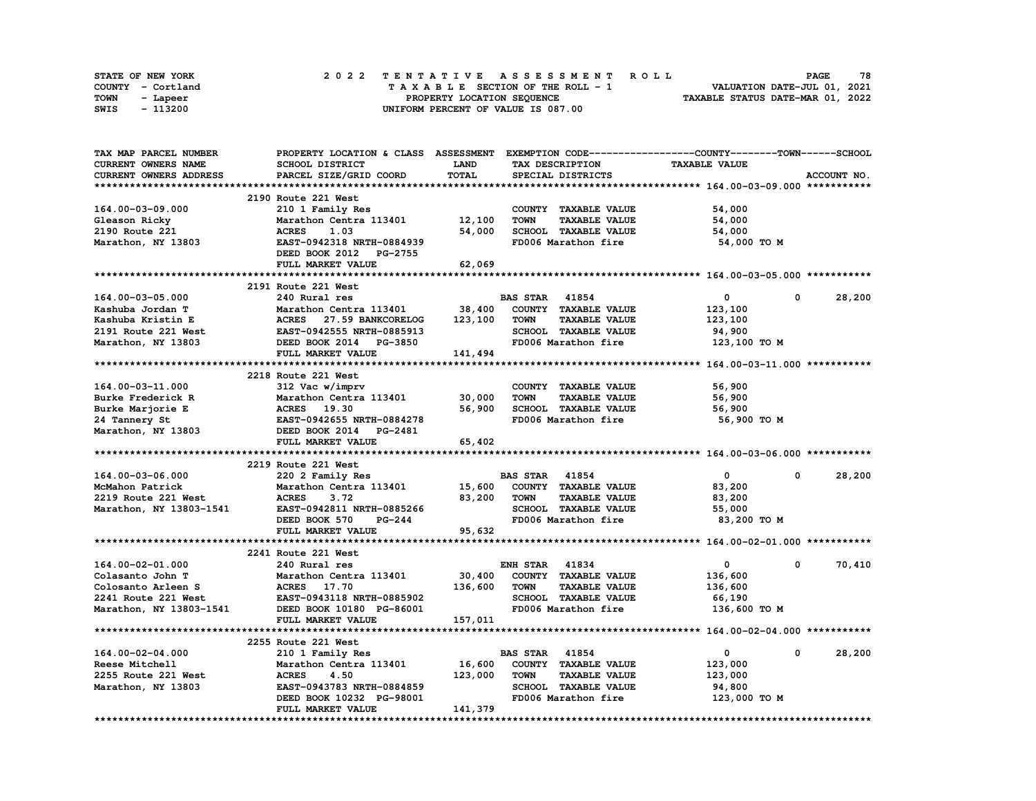STATE OF NEW YORK 2022 TENTATIVE ASSESSMENT ROLL
COUNTY - Cortland TAXABLE SECTION OF THE ROLL - 1 VALUATION DATE-JUL 01, 2021
TOWN - Lapeer PROPERTY LOCATION SEQUENCE TAXABLE STATUS DATE-MAR 01, 2022
SWIS - 113200 UNIFORM PERCENT OF VALUE IS 087.00

| TAX MAP PARCEL NUMBER / CURRENT OWNERS NAME / CURRENT OWNERS ADDRESS | PROPERTY LOCATION & CLASS / SCHOOL DISTRICT / PARCEL SIZE/GRID COORD | ASSESSMENT LAND / TOTAL | EXEMPTION CODE / TAX DESCRIPTION / SPECIAL DISTRICTS | COUNTY TAXABLE VALUE | TOWN | SCHOOL |
|---|---|---|---|---|---|---|
| **164.00-03-09.000** | 2190 Route 221 West | | | | | |
| 164.00-03-09.000 | 210 1 Family Res | | COUNTY TAXABLE VALUE | 54,000 | | |
| Gleason Ricky | Marathon Centra 113401 | 12,100 | TOWN TAXABLE VALUE | 54,000 | | |
| 2190 Route 221 | ACRES 1.03 | 54,000 | SCHOOL TAXABLE VALUE | 54,000 | | |
| Marathon, NY 13803 | EAST-0942318 NRTH-0884939 | | FD006 Marathon fire | 54,000 TO M | | |
| | DEED BOOK 2012 PG-2755 | | | | | |
| | FULL MARKET VALUE | 62,069 | | | | |
| **164.00-03-05.000** | 2191 Route 221 West | | | | | |
| 164.00-03-05.000 | 240 Rural res | | BAS STAR 41854 | 0 | 0 | 28,200 |
| Kashuba Jordan T | Marathon Centra 113401 | 38,400 | COUNTY TAXABLE VALUE | 123,100 | | |
| Kashuba Kristin E | ACRES 27.59 BANKCORELOG | 123,100 | TOWN TAXABLE VALUE | 123,100 | | |
| 2191 Route 221 West | EAST-0942555 NRTH-0885913 | | SCHOOL TAXABLE VALUE | 94,900 | | |
| Marathon, NY 13803 | DEED BOOK 2014 PG-3850 | | FD006 Marathon fire | 123,100 TO M | | |
| | FULL MARKET VALUE | 141,494 | | | | |
| **164.00-03-11.000** | 2218 Route 221 West | | | | | |
| 164.00-03-11.000 | 312 Vac w/imprv | | COUNTY TAXABLE VALUE | 56,900 | | |
| Burke Frederick R | Marathon Centra 113401 | 30,000 | TOWN TAXABLE VALUE | 56,900 | | |
| Burke Marjorie E | ACRES 19.30 | 56,900 | SCHOOL TAXABLE VALUE | 56,900 | | |
| 24 Tannery St | EAST-0942655 NRTH-0884278 | | FD006 Marathon fire | 56,900 TO M | | |
| Marathon, NY 13803 | DEED BOOK 2014 PG-2481 | | | | | |
| | FULL MARKET VALUE | 65,402 | | | | |
| **164.00-03-06.000** | 2219 Route 221 West | | | | | |
| 164.00-03-06.000 | 220 2 Family Res | | BAS STAR 41854 | 0 | 0 | 28,200 |
| McMahon Patrick | Marathon Centra 113401 | 15,600 | COUNTY TAXABLE VALUE | 83,200 | | |
| 2219 Route 221 West | ACRES 3.72 | 83,200 | TOWN TAXABLE VALUE | 83,200 | | |
| Marathon, NY 13803-1541 | EAST-0942811 NRTH-0885266 | | SCHOOL TAXABLE VALUE | 55,000 | | |
| | DEED BOOK 570 PG-244 | | FD006 Marathon fire | 83,200 TO M | | |
| | FULL MARKET VALUE | 95,632 | | | | |
| **164.00-02-01.000** | 2241 Route 221 West | | | | | |
| 164.00-02-01.000 | 240 Rural res | | ENH STAR 41834 | 0 | 0 | 70,410 |
| Colasanto John T | Marathon Centra 113401 | 30,400 | COUNTY TAXABLE VALUE | 136,600 | | |
| Colosanto Arleen S | ACRES 17.70 | 136,600 | TOWN TAXABLE VALUE | 136,600 | | |
| 2241 Route 221 West | EAST-0943118 NRTH-0885902 | | SCHOOL TAXABLE VALUE | 66,190 | | |
| Marathon, NY 13803-1541 | DEED BOOK 10180 PG-86001 | | FD006 Marathon fire | 136,600 TO M | | |
| | FULL MARKET VALUE | 157,011 | | | | |
| **164.00-02-04.000** | 2255 Route 221 West | | | | | |
| 164.00-02-04.000 | 210 1 Family Res | | BAS STAR 41854 | 0 | 0 | 28,200 |
| Reese Mitchell | Marathon Centra 113401 | 16,600 | COUNTY TAXABLE VALUE | 123,000 | | |
| 2255 Route 221 West | ACRES 4.50 | 123,000 | TOWN TAXABLE VALUE | 123,000 | | |
| Marathon, NY 13803 | EAST-0943783 NRTH-0884859 | | SCHOOL TAXABLE VALUE | 94,800 | | |
| | DEED BOOK 10232 PG-98001 | | FD006 Marathon fire | 123,000 TO M | | |
| | FULL MARKET VALUE | 141,379 | | | | |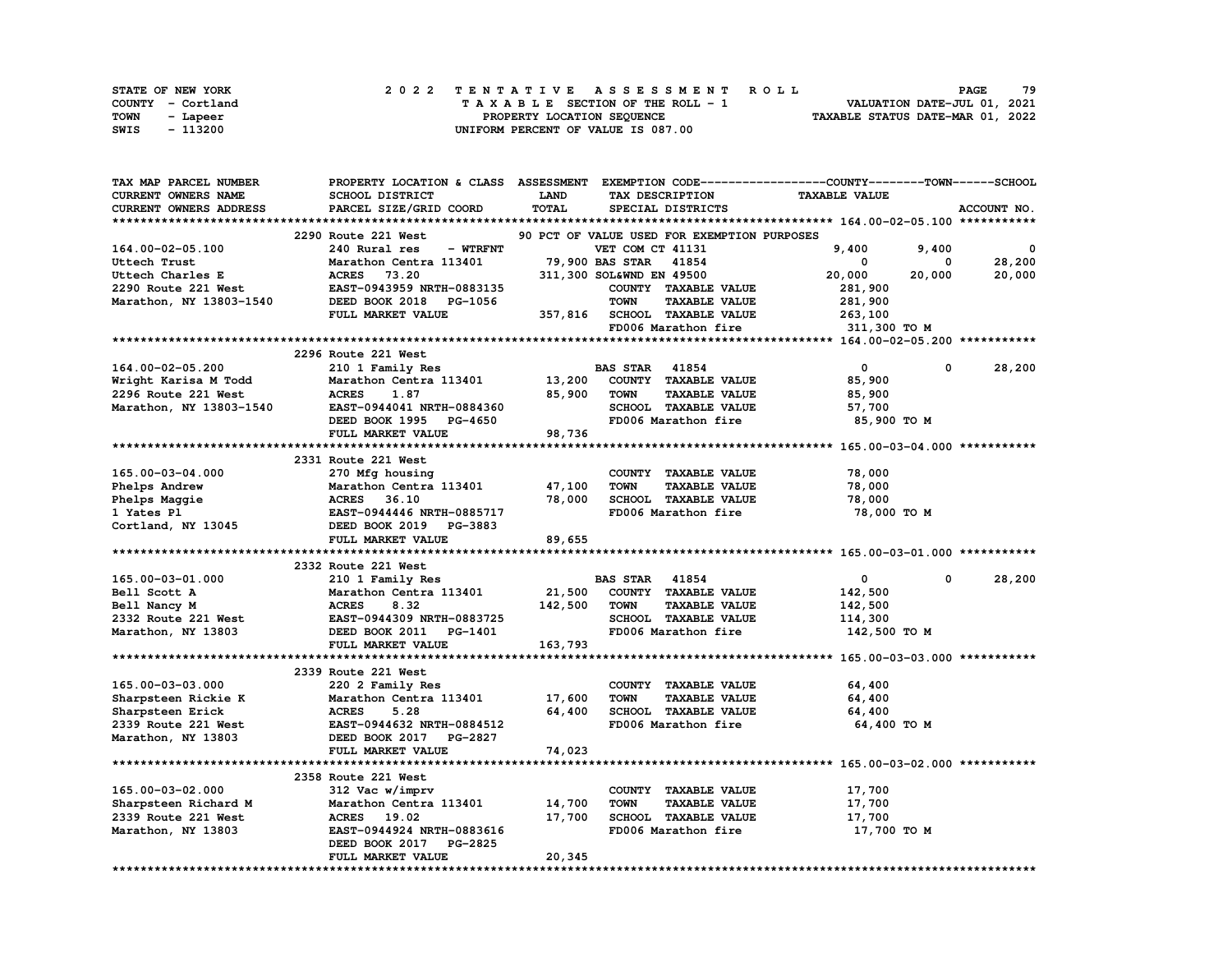STATE OF NEW YORK
COUNTY - Cortland
TOWN - Lapeer
SWIS - 113200

# 2022 TENTATIVE ASSESSMENT ROLL

TAXABLE SECTION OF THE ROLL - 1
PROPERTY LOCATION SEQUENCE
UNIFORM PERCENT OF VALUE IS 087.00

VALUATION DATE-JUL 01, 2021
TAXABLE STATUS DATE-MAR 01, 2022

| TAX MAP PARCEL NUMBER / CURRENT OWNERS NAME / CURRENT OWNERS ADDRESS | PROPERTY LOCATION & CLASS / SCHOOL DISTRICT / PARCEL SIZE/GRID COORD | ASSESSMENT LAND / TOTAL | EXEMPTION CODE / TAX DESCRIPTION / SPECIAL DISTRICTS | COUNTY TAXABLE VALUE | TOWN | SCHOOL | ACCOUNT NO. |
|---|---|---|---|---|---|---|---|
| **164.00-02-05.100** | 2290 Route 221 West | | 90 PCT OF VALUE USED FOR EXEMPTION PURPOSES | | | | |
| 164.00-02-05.100 | 240 Rural res - WTRFNT | | VET COM CT 41131 | 9,400 | 9,400 | 0 | |
| Uttech Trust | Marathon Centra 113401 | 79,900 | BAS STAR 41854 | 0 | 0 | 28,200 | |
| Uttech Charles E | ACRES 73.20 | 311,300 | SOL&WND EN 49500 | 20,000 | 20,000 | 20,000 | |
| 2290 Route 221 West | EAST-0943959 NRTH-0883135 | | COUNTY TAXABLE VALUE | 281,900 | | | |
| Marathon, NY 13803-1540 | DEED BOOK 2018 PG-1056 | | TOWN TAXABLE VALUE | 281,900 | | | |
| | FULL MARKET VALUE | 357,816 | SCHOOL TAXABLE VALUE | 263,100 | | | |
| | | | FD006 Marathon fire | 311,300 TO M | | | |
| **164.00-02-05.200** | 2296 Route 221 West | | | | | | |
| 164.00-02-05.200 | 210 1 Family Res | | BAS STAR 41854 | 0 | 0 | 28,200 | |
| Wright Karisa M Todd | Marathon Centra 113401 | 13,200 | COUNTY TAXABLE VALUE | 85,900 | | | |
| 2296 Route 221 West | ACRES 1.87 | 85,900 | TOWN TAXABLE VALUE | 85,900 | | | |
| Marathon, NY 13803-1540 | EAST-0944041 NRTH-0884360 | | SCHOOL TAXABLE VALUE | 57,700 | | | |
| | DEED BOOK 1995 PG-4650 | | FD006 Marathon fire | 85,900 TO M | | | |
| | FULL MARKET VALUE | 98,736 | | | | | |
| **165.00-03-04.000** | 2331 Route 221 West | | | | | | |
| 165.00-03-04.000 | 270 Mfg housing | | COUNTY TAXABLE VALUE | 78,000 | | | |
| Phelps Andrew | Marathon Centra 113401 | 47,100 | TOWN TAXABLE VALUE | 78,000 | | | |
| Phelps Maggie | ACRES 36.10 | 78,000 | SCHOOL TAXABLE VALUE | 78,000 | | | |
| 1 Yates Pl | EAST-0944446 NRTH-0885717 | | FD006 Marathon fire | 78,000 TO M | | | |
| Cortland, NY 13045 | DEED BOOK 2019 PG-3883 | | | | | | |
| | FULL MARKET VALUE | 89,655 | | | | | |
| **165.00-03-01.000** | 2332 Route 221 West | | | | | | |
| 165.00-03-01.000 | 210 1 Family Res | | BAS STAR 41854 | 0 | 0 | 28,200 | |
| Bell Scott A | Marathon Centra 113401 | 21,500 | COUNTY TAXABLE VALUE | 142,500 | | | |
| Bell Nancy M | ACRES 8.32 | 142,500 | TOWN TAXABLE VALUE | 142,500 | | | |
| 2332 Route 221 West | EAST-0944309 NRTH-0883725 | | SCHOOL TAXABLE VALUE | 114,300 | | | |
| Marathon, NY 13803 | DEED BOOK 2011 PG-1401 | | FD006 Marathon fire | 142,500 TO M | | | |
| | FULL MARKET VALUE | 163,793 | | | | | |
| **165.00-03-03.000** | 2339 Route 221 West | | | | | | |
| 165.00-03-03.000 | 220 2 Family Res | | COUNTY TAXABLE VALUE | 64,400 | | | |
| Sharpsteen Rickie K | Marathon Centra 113401 | 17,600 | TOWN TAXABLE VALUE | 64,400 | | | |
| Sharpsteen Erick | ACRES 5.28 | 64,400 | SCHOOL TAXABLE VALUE | 64,400 | | | |
| 2339 Route 221 West | EAST-0944632 NRTH-0884512 | | FD006 Marathon fire | 64,400 TO M | | | |
| Marathon, NY 13803 | DEED BOOK 2017 PG-2827 | | | | | | |
| | FULL MARKET VALUE | 74,023 | | | | | |
| **165.00-03-02.000** | 2358 Route 221 West | | | | | | |
| 165.00-03-02.000 | 312 Vac w/imprv | | COUNTY TAXABLE VALUE | 17,700 | | | |
| Sharpsteen Richard M | Marathon Centra 113401 | 14,700 | TOWN TAXABLE VALUE | 17,700 | | | |
| 2339 Route 221 West | ACRES 19.02 | 17,700 | SCHOOL TAXABLE VALUE | 17,700 | | | |
| Marathon, NY 13803 | EAST-0944924 NRTH-0883616 | | FD006 Marathon fire | 17,700 TO M | | | |
| | DEED BOOK 2017 PG-2825 | | | | | | |
| | FULL MARKET VALUE | 20,345 | | | | | |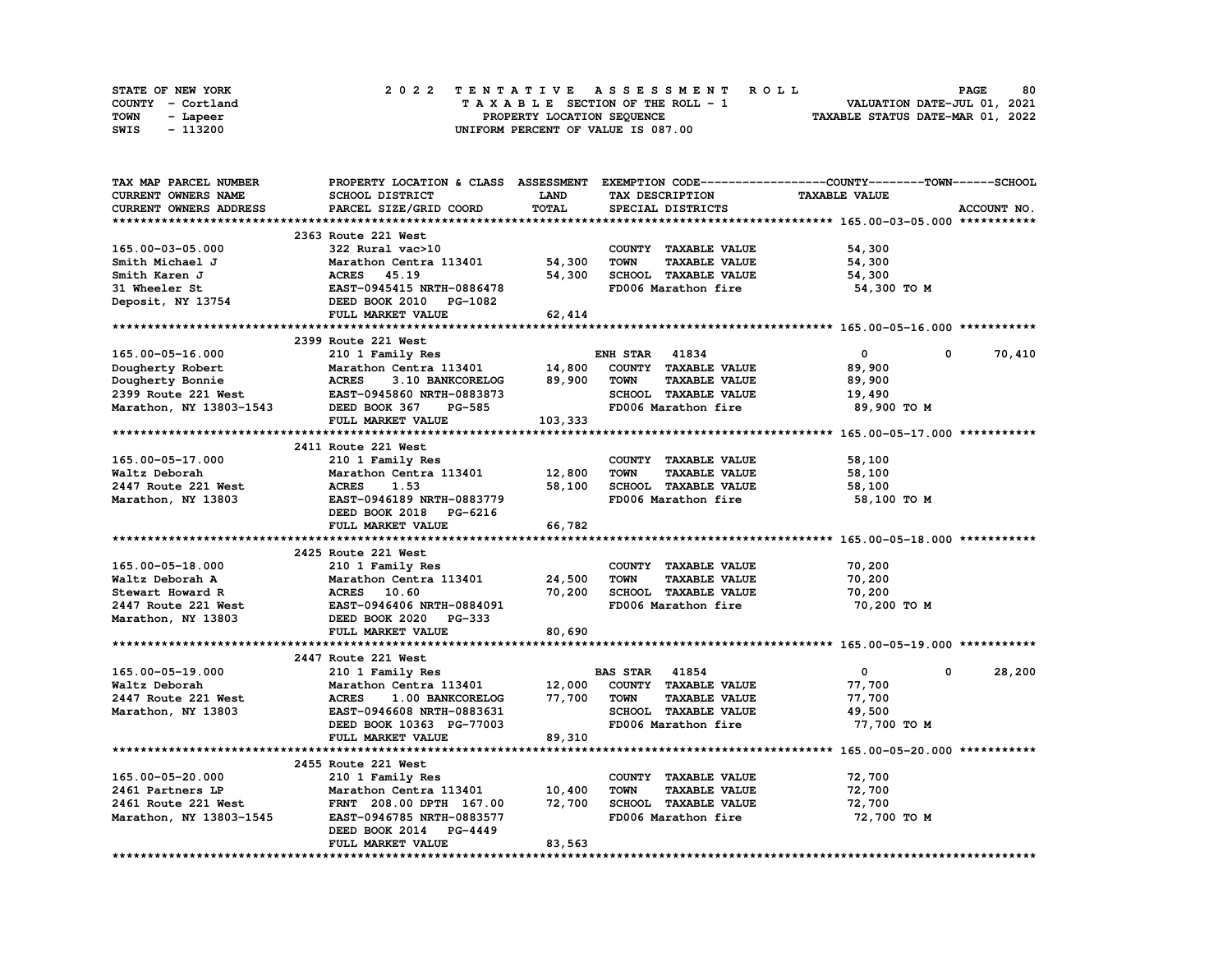STATE OF NEW YORK  
COUNTY - Cortland  
TOWN - Lapeer  
SWIS - 113200

**2022 TENTATIVE ASSESSMENT ROLL**  
TAXABLE SECTION OF THE ROLL - 1  
PROPERTY LOCATION SEQUENCE  
UNIFORM PERCENT OF VALUE IS 087.00

VALUATION DATE-JUL 01, 2021  
TAXABLE STATUS DATE-MAR 01, 2022

| TAX MAP PARCEL NUMBER / CURRENT OWNERS NAME / CURRENT OWNERS ADDRESS | PROPERTY LOCATION & CLASS / SCHOOL DISTRICT / PARCEL SIZE/GRID COORD | ASSESSMENT LAND / TOTAL | EXEMPTION CODE / TAX DESCRIPTION / SPECIAL DISTRICTS | COUNTY TAXABLE VALUE | TOWN | SCHOOL |
|---|---|---|---|---|---|---|
| **165.00-03-05.000** | 2363 Route 221 West | | | | | |
| 165.00-03-05.000 | 322 Rural vac>10 | | COUNTY TAXABLE VALUE | 54,300 | | |
| Smith Michael J | Marathon Centra 113401 | 54,300 | TOWN TAXABLE VALUE | 54,300 | | |
| Smith Karen J | ACRES 45.19 | 54,300 | SCHOOL TAXABLE VALUE | 54,300 | | |
| 31 Wheeler St | EAST-0945415 NRTH-0886478 | | FD006 Marathon fire | 54,300 TO M | | |
| Deposit, NY 13754 | DEED BOOK 2010 PG-1082 | | | | | |
| | FULL MARKET VALUE | 62,414 | | | | |
| **165.00-05-16.000** | 2399 Route 221 West | | | | | |
| 165.00-05-16.000 | 210 1 Family Res | | ENH STAR 41834 | 0 | 0 | 70,410 |
| Dougherty Robert | Marathon Centra 113401 | 14,800 | COUNTY TAXABLE VALUE | 89,900 | | |
| Dougherty Bonnie | ACRES 3.10 BANKCORELOG | 89,900 | TOWN TAXABLE VALUE | 89,900 | | |
| 2399 Route 221 West | EAST-0945860 NRTH-0883873 | | SCHOOL TAXABLE VALUE | 19,490 | | |
| Marathon, NY 13803-1543 | DEED BOOK 367 PG-585 | | FD006 Marathon fire | 89,900 TO M | | |
| | FULL MARKET VALUE | 103,333 | | | | |
| **165.00-05-17.000** | 2411 Route 221 West | | | | | |
| 165.00-05-17.000 | 210 1 Family Res | | COUNTY TAXABLE VALUE | 58,100 | | |
| Waltz Deborah | Marathon Centra 113401 | 12,800 | TOWN TAXABLE VALUE | 58,100 | | |
| 2447 Route 221 West | ACRES 1.53 | 58,100 | SCHOOL TAXABLE VALUE | 58,100 | | |
| Marathon, NY 13803 | EAST-0946189 NRTH-0883779 | | FD006 Marathon fire | 58,100 TO M | | |
| | DEED BOOK 2018 PG-6216 | | | | | |
| | FULL MARKET VALUE | 66,782 | | | | |
| **165.00-05-18.000** | 2425 Route 221 West | | | | | |
| 165.00-05-18.000 | 210 1 Family Res | | COUNTY TAXABLE VALUE | 70,200 | | |
| Waltz Deborah A | Marathon Centra 113401 | 24,500 | TOWN TAXABLE VALUE | 70,200 | | |
| Stewart Howard R | ACRES 10.60 | 70,200 | SCHOOL TAXABLE VALUE | 70,200 | | |
| 2447 Route 221 West | EAST-0946406 NRTH-0884091 | | FD006 Marathon fire | 70,200 TO M | | |
| Marathon, NY 13803 | DEED BOOK 2020 PG-333 | | | | | |
| | FULL MARKET VALUE | 80,690 | | | | |
| **165.00-05-19.000** | 2447 Route 221 West | | | | | |
| 165.00-05-19.000 | 210 1 Family Res | | BAS STAR 41854 | 0 | 0 | 28,200 |
| Waltz Deborah | Marathon Centra 113401 | 12,000 | COUNTY TAXABLE VALUE | 77,700 | | |
| 2447 Route 221 West | ACRES 1.00 BANKCORELOG | 77,700 | TOWN TAXABLE VALUE | 77,700 | | |
| Marathon, NY 13803 | EAST-0946608 NRTH-0883631 | | SCHOOL TAXABLE VALUE | 49,500 | | |
| | DEED BOOK 10363 PG-77003 | | FD006 Marathon fire | 77,700 TO M | | |
| | FULL MARKET VALUE | 89,310 | | | | |
| **165.00-05-20.000** | 2455 Route 221 West | | | | | |
| 165.00-05-20.000 | 210 1 Family Res | | COUNTY TAXABLE VALUE | 72,700 | | |
| 2461 Partners LP | Marathon Centra 113401 | 10,400 | TOWN TAXABLE VALUE | 72,700 | | |
| 2461 Route 221 West | FRNT 208.00 DPTH 167.00 | 72,700 | SCHOOL TAXABLE VALUE | 72,700 | | |
| Marathon, NY 13803-1545 | EAST-0946785 NRTH-0883577 | | FD006 Marathon fire | 72,700 TO M | | |
| | DEED BOOK 2014 PG-4449 | | | | | |
| | FULL MARKET VALUE | 83,563 | | | | |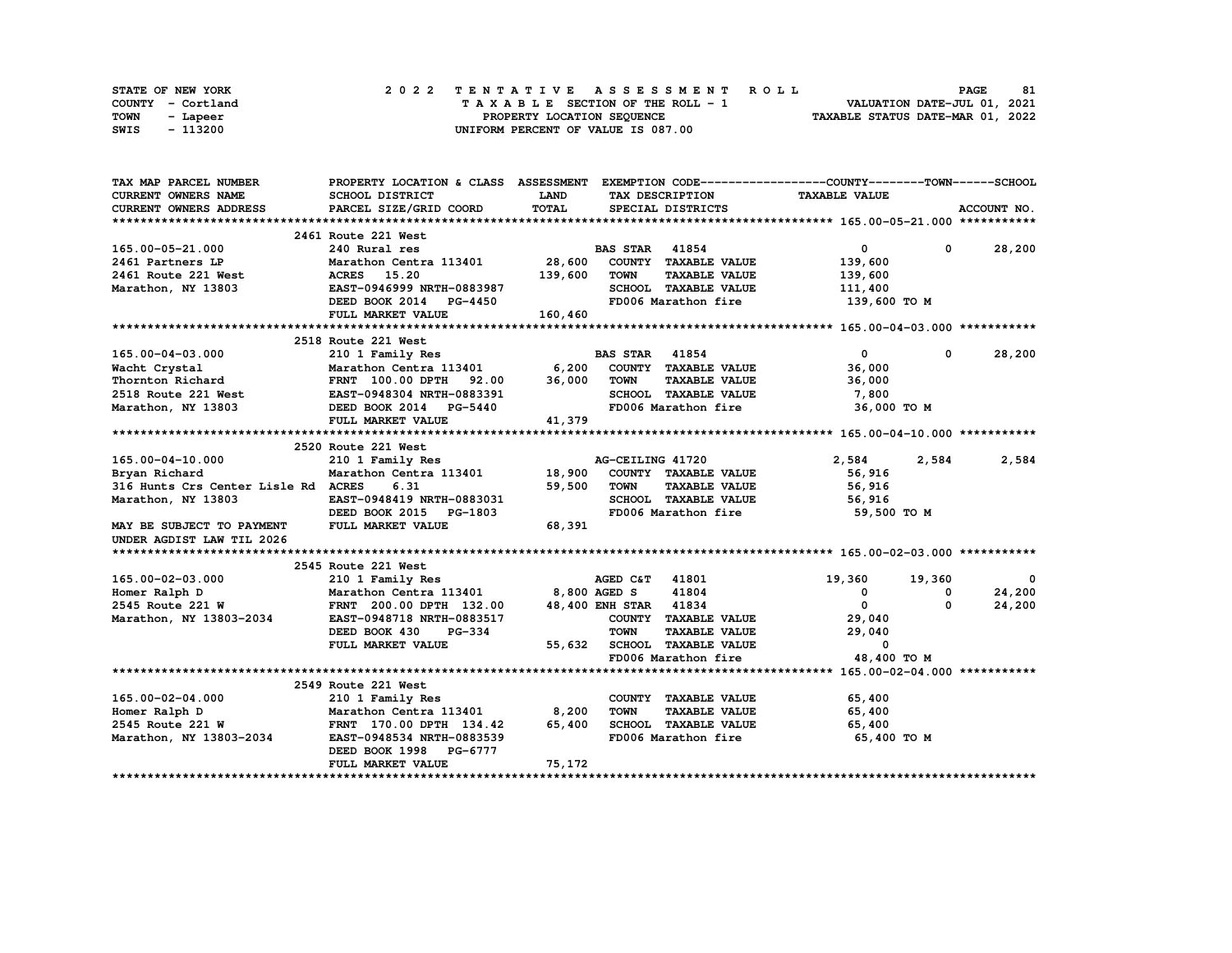STATE OF NEW YORK
COUNTY - Cortland
TOWN - Lapeer
SWIS - 113200

**2 0 2 2 T E N T A T I V E A S S E S S M E N T R O L L**
T A X A B L E SECTION OF THE ROLL - 1
PROPERTY LOCATION SEQUENCE
UNIFORM PERCENT OF VALUE IS 087.00

VALUATION DATE-JUL 01, 2021
TAXABLE STATUS DATE-MAR 01, 2022

| TAX MAP PARCEL NUMBER / CURRENT OWNERS NAME / CURRENT OWNERS ADDRESS | PROPERTY LOCATION & CLASS / SCHOOL DISTRICT / PARCEL SIZE/GRID COORD | ASSESSMENT LAND / TOTAL | EXEMPTION CODE / TAX DESCRIPTION / SPECIAL DISTRICTS | COUNTY TAXABLE VALUE | TOWN | SCHOOL / ACCOUNT NO. |
|---|---|---|---|---|---|---|
| **165.00-05-21.000** | 2461 Route 221 West | | | | | |
| 165.00-05-21.000 | 240 Rural res | | BAS STAR 41854 | 0 | 0 | 28,200 |
| 2461 Partners LP | Marathon Centra 113401 | 28,600 | COUNTY TAXABLE VALUE | 139,600 | | |
| 2461 Route 221 West | ACRES 15.20 | 139,600 | TOWN TAXABLE VALUE | 139,600 | | |
| Marathon, NY 13803 | EAST-0946999 NRTH-0883987 | | SCHOOL TAXABLE VALUE | 111,400 | | |
| | DEED BOOK 2014 PG-4450 | | FD006 Marathon fire | 139,600 TO M | | |
| | FULL MARKET VALUE | 160,460 | | | | |
| **165.00-04-03.000** | 2518 Route 221 West | | | | | |
| 165.00-04-03.000 | 210 1 Family Res | | BAS STAR 41854 | 0 | 0 | 28,200 |
| Wacht Crystal | Marathon Centra 113401 | 6,200 | COUNTY TAXABLE VALUE | 36,000 | | |
| Thornton Richard | FRNT 100.00 DPTH 92.00 | 36,000 | TOWN TAXABLE VALUE | 36,000 | | |
| 2518 Route 221 West | EAST-0948304 NRTH-0883391 | | SCHOOL TAXABLE VALUE | 7,800 | | |
| Marathon, NY 13803 | DEED BOOK 2014 PG-5440 | | FD006 Marathon fire | 36,000 TO M | | |
| | FULL MARKET VALUE | 41,379 | | | | |
| **165.00-04-10.000** | 2520 Route 221 West | | | | | |
| 165.00-04-10.000 | 210 1 Family Res | | AG-CEILING 41720 | 2,584 | 2,584 | 2,584 |
| Bryan Richard | Marathon Centra 113401 | 18,900 | COUNTY TAXABLE VALUE | 56,916 | | |
| 316 Hunts Crs Center Lisle Rd | ACRES 6.31 | 59,500 | TOWN TAXABLE VALUE | 56,916 | | |
| Marathon, NY 13803 | EAST-0948419 NRTH-0883031 | | SCHOOL TAXABLE VALUE | 56,916 | | |
| | DEED BOOK 2015 PG-1803 | | FD006 Marathon fire | 59,500 TO M | | |
| MAY BE SUBJECT TO PAYMENT UNDER AGDIST LAW TIL 2026 | FULL MARKET VALUE | 68,391 | | | | |
| **165.00-02-03.000** | 2545 Route 221 West | | | | | |
| 165.00-02-03.000 | 210 1 Family Res | | AGED C&T 41801 | 19,360 | 19,360 | 0 |
| Homer Ralph D | Marathon Centra 113401 | 8,800 | AGED S 41804 | 0 | 0 | 24,200 |
| 2545 Route 221 W | FRNT 200.00 DPTH 132.00 | 48,400 | ENH STAR 41834 | 0 | 0 | 24,200 |
| Marathon, NY 13803-2034 | EAST-0948718 NRTH-0883517 | | COUNTY TAXABLE VALUE | 29,040 | | |
| | DEED BOOK 430 PG-334 | | TOWN TAXABLE VALUE | 29,040 | | |
| | FULL MARKET VALUE | 55,632 | SCHOOL TAXABLE VALUE | 0 | | |
| | | | FD006 Marathon fire | 48,400 TO M | | |
| **165.00-02-04.000** | 2549 Route 221 West | | | | | |
| 165.00-02-04.000 | 210 1 Family Res | | COUNTY TAXABLE VALUE | 65,400 | | |
| Homer Ralph D | Marathon Centra 113401 | 8,200 | TOWN TAXABLE VALUE | 65,400 | | |
| 2545 Route 221 W | FRNT 170.00 DPTH 134.42 | 65,400 | SCHOOL TAXABLE VALUE | 65,400 | | |
| Marathon, NY 13803-2034 | EAST-0948534 NRTH-0883539 | | FD006 Marathon fire | 65,400 TO M | | |
| | DEED BOOK 1998 PG-6777 | | | | | |
| | FULL MARKET VALUE | 75,172 | | | | |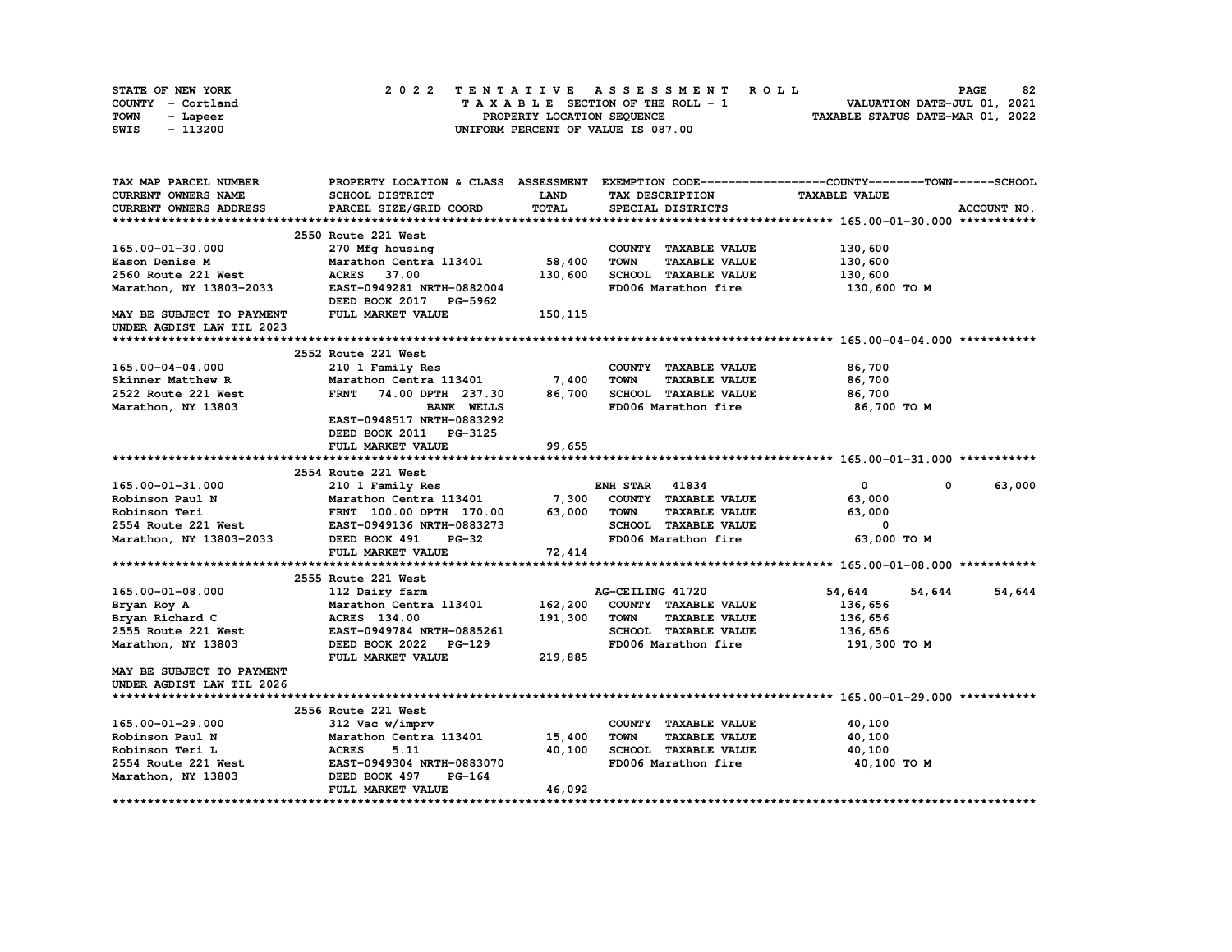STATE OF NEW YORK
COUNTY - Cortland
TOWN - Lapeer
SWIS - 113200

# 2022 TENTATIVE ASSESSMENT ROLL

TAXABLE SECTION OF THE ROLL - 1
PROPERTY LOCATION SEQUENCE
UNIFORM PERCENT OF VALUE IS 087.00

VALUATION DATE-JUL 01, 2021
TAXABLE STATUS DATE-MAR 01, 2022

| TAX MAP PARCEL NUMBER / CURRENT OWNERS NAME / CURRENT OWNERS ADDRESS | PROPERTY LOCATION & CLASS / SCHOOL DISTRICT / PARCEL SIZE/GRID COORD | ASSESSMENT LAND / TOTAL | EXEMPTION CODE / TAX DESCRIPTION / SPECIAL DISTRICTS | COUNTY | TOWN | SCHOOL |
|---|---|---|---|---|---|---|
| **165.00-01-30.000** | 2550 Route 221 West | | | | | |
| 165.00-01-30.000 | 270 Mfg housing | | COUNTY TAXABLE VALUE | 130,600 | | |
| Eason Denise M | Marathon Centra 113401 | 58,400 | TOWN TAXABLE VALUE | 130,600 | | |
| 2560 Route 221 West | ACRES 37.00 | 130,600 | SCHOOL TAXABLE VALUE | 130,600 | | |
| Marathon, NY 13803-2033 | EAST-0949281 NRTH-0882004 | | FD006 Marathon fire | 130,600 TO M | | |
| | DEED BOOK 2017 PG-5962 | | | | | |
| MAY BE SUBJECT TO PAYMENT | FULL MARKET VALUE | 150,115 | | | | |
| UNDER AGDIST LAW TIL 2023 | | | | | | |
| **165.00-04-04.000** | 2552 Route 221 West | | | | | |
| 165.00-04-04.000 | 210 1 Family Res | | COUNTY TAXABLE VALUE | 86,700 | | |
| Skinner Matthew R | Marathon Centra 113401 | 7,400 | TOWN TAXABLE VALUE | 86,700 | | |
| 2522 Route 221 West | FRNT 74.00 DPTH 237.30 | 86,700 | SCHOOL TAXABLE VALUE | 86,700 | | |
| Marathon, NY 13803 | BANK WELLS | | FD006 Marathon fire | 86,700 TO M | | |
| | EAST-0948517 NRTH-0883292 | | | | | |
| | DEED BOOK 2011 PG-3125 | | | | | |
| | FULL MARKET VALUE | 99,655 | | | | |
| **165.00-01-31.000** | 2554 Route 221 West | | | | | |
| 165.00-01-31.000 | 210 1 Family Res | | ENH STAR 41834 | 0 | 0 | 63,000 |
| Robinson Paul N | Marathon Centra 113401 | 7,300 | COUNTY TAXABLE VALUE | 63,000 | | |
| Robinson Teri | FRNT 100.00 DPTH 170.00 | 63,000 | TOWN TAXABLE VALUE | 63,000 | | |
| 2554 Route 221 West | EAST-0949136 NRTH-0883273 | | SCHOOL TAXABLE VALUE | 0 | | |
| Marathon, NY 13803-2033 | DEED BOOK 491 PG-32 | | FD006 Marathon fire | 63,000 TO M | | |
| | FULL MARKET VALUE | 72,414 | | | | |
| **165.00-01-08.000** | 2555 Route 221 West | | | | | |
| 165.00-01-08.000 | 112 Dairy farm | | AG-CEILING 41720 | 54,644 | 54,644 | 54,644 |
| Bryan Roy A | Marathon Centra 113401 | 162,200 | COUNTY TAXABLE VALUE | 136,656 | | |
| Bryan Richard C | ACRES 134.00 | 191,300 | TOWN TAXABLE VALUE | 136,656 | | |
| 2555 Route 221 West | EAST-0949784 NRTH-0885261 | | SCHOOL TAXABLE VALUE | 136,656 | | |
| Marathon, NY 13803 | DEED BOOK 2022 PG-129 | | FD006 Marathon fire | 191,300 TO M | | |
| | FULL MARKET VALUE | 219,885 | | | | |
| MAY BE SUBJECT TO PAYMENT | | | | | | |
| UNDER AGDIST LAW TIL 2026 | | | | | | |
| **165.00-01-29.000** | 2556 Route 221 West | | | | | |
| 165.00-01-29.000 | 312 Vac w/imprv | | COUNTY TAXABLE VALUE | 40,100 | | |
| Robinson Paul N | Marathon Centra 113401 | 15,400 | TOWN TAXABLE VALUE | 40,100 | | |
| Robinson Teri L | ACRES 5.11 | 40,100 | SCHOOL TAXABLE VALUE | 40,100 | | |
| 2554 Route 221 West | EAST-0949304 NRTH-0883070 | | FD006 Marathon fire | 40,100 TO M | | |
| Marathon, NY 13803 | DEED BOOK 497 PG-164 | | | | | |
| | FULL MARKET VALUE | 46,092 | | | | |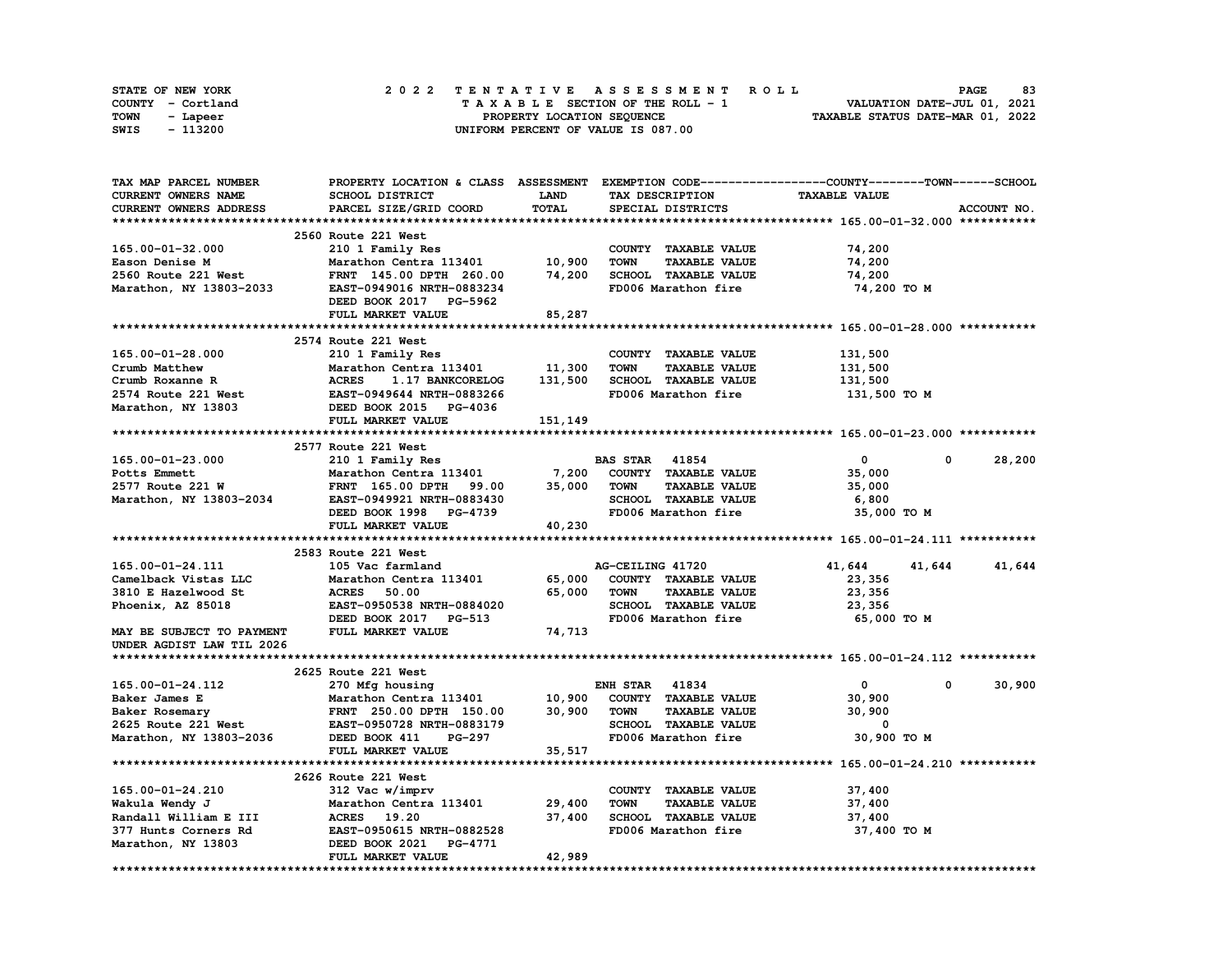STATE OF NEW YORK — 2022 TENTATIVE ASSESSMENT ROLL — PAGE 83
COUNTY - Cortland — TAXABLE SECTION OF THE ROLL - 1 — VALUATION DATE-JUL 01, 2021
TOWN - Lapeer — PROPERTY LOCATION SEQUENCE — TAXABLE STATUS DATE-MAR 01, 2022
SWIS - 113200 — UNIFORM PERCENT OF VALUE IS 087.00

```
TAX MAP PARCEL NUMBER          PROPERTY LOCATION & CLASS  ASSESSMENT  EXEMPTION CODE------------------COUNTY--------TOWN------SCHOOL
CURRENT OWNERS NAME            SCHOOL DISTRICT              LAND      TAX DESCRIPTION              TAXABLE VALUE
CURRENT OWNERS ADDRESS         PARCEL SIZE/GRID COORD       TOTAL     SPECIAL DISTRICTS                                       ACCOUNT NO.
****************************************************************************************************** 165.00-01-32.000 ***********
                               2560 Route 221 West
165.00-01-32.000               210 1 Family Res                       COUNTY  TAXABLE VALUE            74,200
Eason Denise M                 Marathon Centra 113401      10,900     TOWN    TAXABLE VALUE            74,200
2560 Route 221 West            FRNT 145.00 DPTH 260.00     74,200     SCHOOL  TAXABLE VALUE            74,200
Marathon, NY 13803-2033        EAST-0949016 NRTH-0883234              FD006 Marathon fire               74,200 TO M
                               DEED BOOK 2017   PG-5962
                               FULL MARKET VALUE           85,287
****************************************************************************************************** 165.00-01-28.000 ***********
                               2574 Route 221 West
165.00-01-28.000               210 1 Family Res                       COUNTY  TAXABLE VALUE           131,500
Crumb Matthew                  Marathon Centra 113401      11,300     TOWN    TAXABLE VALUE           131,500
Crumb Roxanne R                ACRES    1.17 BANKCORELOG  131,500     SCHOOL  TAXABLE VALUE           131,500
2574 Route 221 West            EAST-0949644 NRTH-0883266              FD006 Marathon fire              131,500 TO M
Marathon, NY 13803             DEED BOOK 2015   PG-4036
                               FULL MARKET VALUE          151,149
****************************************************************************************************** 165.00-01-23.000 ***********
                               2577 Route 221 West
165.00-01-23.000               210 1 Family Res                       BAS STAR   41854                   0          0     28,200
Potts Emmett                   Marathon Centra 113401       7,200     COUNTY  TAXABLE VALUE            35,000
2577 Route 221 W               FRNT 165.00 DPTH  99.00     35,000     TOWN    TAXABLE VALUE            35,000
Marathon, NY 13803-2034        EAST-0949921 NRTH-0883430              SCHOOL  TAXABLE VALUE             6,800
                               DEED BOOK 1998   PG-4739               FD006 Marathon fire               35,000 TO M
                               FULL MARKET VALUE           40,230
****************************************************************************************************** 165.00-01-24.111 ***********
                               2583 Route 221 West
165.00-01-24.111               105 Vac farmland                       AG-CEILING 41720             41,644     41,644     41,644
Camelback Vistas LLC           Marathon Centra 113401      65,000     COUNTY  TAXABLE VALUE            23,356
3810 E Hazelwood St            ACRES   50.00               65,000     TOWN    TAXABLE VALUE            23,356
Phoenix, AZ 85018              EAST-0950538 NRTH-0884020              SCHOOL  TAXABLE VALUE            23,356
                               DEED BOOK 2017   PG-513                FD006 Marathon fire               65,000 TO M
MAY BE SUBJECT TO PAYMENT      FULL MARKET VALUE           74,713
UNDER AGDIST LAW TIL 2026
****************************************************************************************************** 165.00-01-24.112 ***********
                               2625 Route 221 West
165.00-01-24.112               270 Mfg housing                        ENH STAR   41834                   0          0     30,900
Baker James E                  Marathon Centra 113401      10,900     COUNTY  TAXABLE VALUE            30,900
Baker Rosemary                 FRNT 250.00 DPTH 150.00     30,900     TOWN    TAXABLE VALUE            30,900
2625 Route 221 West            EAST-0950728 NRTH-0883179              SCHOOL  TAXABLE VALUE                 0
Marathon, NY 13803-2036        DEED BOOK 411    PG-297                FD006 Marathon fire               30,900 TO M
                               FULL MARKET VALUE           35,517
****************************************************************************************************** 165.00-01-24.210 ***********
                               2626 Route 221 West
165.00-01-24.210               312 Vac w/imprv                        COUNTY  TAXABLE VALUE            37,400
Wakula Wendy J                 Marathon Centra 113401      29,400     TOWN    TAXABLE VALUE            37,400
Randall William E III          ACRES   19.20               37,400     SCHOOL  TAXABLE VALUE            37,400
377 Hunts Corners Rd           EAST-0950615 NRTH-0882528              FD006 Marathon fire               37,400 TO M
Marathon, NY 13803             DEED BOOK 2021   PG-4771
                               FULL MARKET VALUE           42,989
************************************************************************************************************************************
```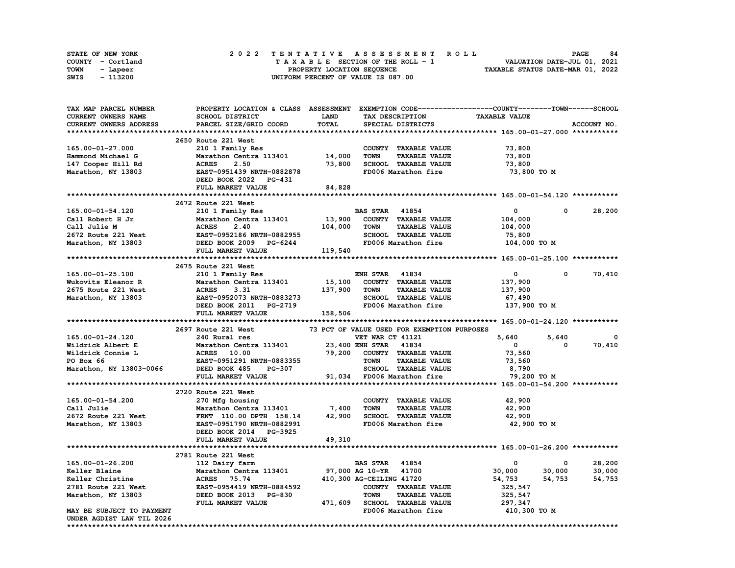STATE OF NEW YORK
COUNTY - Cortland
TOWN - Lapeer
SWIS - 113200

2022 TENTATIVE ASSESSMENT ROLL
TAXABLE SECTION OF THE ROLL - 1
PROPERTY LOCATION SEQUENCE
UNIFORM PERCENT OF VALUE IS 087.00

VALUATION DATE-JUL 01, 2021
TAXABLE STATUS DATE-MAR 01, 2022

```
TAX MAP PARCEL NUMBER        PROPERTY LOCATION & CLASS  ASSESSMENT  EXEMPTION CODE------------------COUNTY--------TOWN------SCHOOL
CURRENT OWNERS NAME          SCHOOL DISTRICT               LAND      TAX DESCRIPTION            TAXABLE VALUE
CURRENT OWNERS ADDRESS       PARCEL SIZE/GRID COORD        TOTAL     SPECIAL DISTRICTS                                    ACCOUNT NO.
******************************************************************************************************* 165.00-01-27.000 ***********
                             2650 Route 221 West
165.00-01-27.000             210 1 Family Res                        COUNTY  TAXABLE VALUE            73,800
Hammond Michael G            Marathon Centra 113401      14,000      TOWN    TAXABLE VALUE            73,800
147 Cooper Hill Rd           ACRES     2.50              73,800      SCHOOL  TAXABLE VALUE            73,800
Marathon, NY 13803           EAST-0951439 NRTH-0882878               FD006 Marathon fire               73,800 TO M
                             DEED BOOK 2022   PG-431
                             FULL MARKET VALUE           84,828
******************************************************************************************************* 165.00-01-54.120 ***********
                             2672 Route 221 West
165.00-01-54.120             210 1 Family Res                        BAS STAR   41854                  0           0       28,200
Call Robert H Jr             Marathon Centra 113401      13,900      COUNTY  TAXABLE VALUE           104,000
Call Julie M                 ACRES     2.40             104,000      TOWN    TAXABLE VALUE           104,000
2672 Route 221 West          EAST-0952186 NRTH-0882955               SCHOOL  TAXABLE VALUE            75,800
Marathon, NY 13803           DEED BOOK 2009   PG-6244                FD006 Marathon fire              104,000 TO M
                             FULL MARKET VALUE          119,540
******************************************************************************************************* 165.00-01-25.100 ***********
                             2675 Route 221 West
165.00-01-25.100             210 1 Family Res                        ENH STAR   41834                  0           0       70,410
Wukovits Eleanor R           Marathon Centra 113401      15,100      COUNTY  TAXABLE VALUE           137,900
2675 Route 221 West          ACRES     3.31             137,900      TOWN    TAXABLE VALUE           137,900
Marathon, NY 13803           EAST-0952073 NRTH-0883273               SCHOOL  TAXABLE VALUE            67,490
                             DEED BOOK 2011   PG-2719                FD006 Marathon fire              137,900 TO M
                             FULL MARKET VALUE          158,506
******************************************************************************************************* 165.00-01-24.120 ***********
                             2697 Route 221 West          73 PCT OF VALUE USED FOR EXEMPTION PURPOSES
165.00-01-24.120             240 Rural res                           VET WAR CT 41121              5,640       5,640            0
Wildrick Albert E            Marathon Centra 113401      23,400 ENH STAR   41834                      0           0       70,410
Wildrick Connie L            ACRES    10.00              79,200      COUNTY  TAXABLE VALUE            73,560
PO Box 66                    EAST-0951291 NRTH-0883355               TOWN    TAXABLE VALUE            73,560
Marathon, NY 13803-0066      DEED BOOK 485    PG-307                 SCHOOL  TAXABLE VALUE             8,790
                             FULL MARKET VALUE           91,034      FD006 Marathon fire               79,200 TO M
******************************************************************************************************* 165.00-01-54.200 ***********
                             2720 Route 221 West
165.00-01-54.200             270 Mfg housing                         COUNTY  TAXABLE VALUE            42,900
Call Julie                   Marathon Centra 113401       7,400      TOWN    TAXABLE VALUE            42,900
2672 Route 221 West          FRNT 110.00 DPTH 158.14     42,900      SCHOOL  TAXABLE VALUE            42,900
Marathon, NY 13803           EAST-0951790 NRTH-0882991               FD006 Marathon fire               42,900 TO M
                             DEED BOOK 2014   PG-3925
                             FULL MARKET VALUE           49,310
******************************************************************************************************* 165.00-01-26.200 ***********
                             2781 Route 221 West
165.00-01-26.200             112 Dairy farm                          BAS STAR   41854                  0           0       28,200
Keller Blaine                Marathon Centra 113401      97,000 AG 10-YR   41700                  30,000      30,000       30,000
Keller Christine             ACRES    75.74             410,300 AG-CEILING 41720                  54,753      54,753       54,753
2781 Route 221 West          EAST-0954419 NRTH-0884592               COUNTY  TAXABLE VALUE           325,547
Marathon, NY 13803           DEED BOOK 2013   PG-830                 TOWN    TAXABLE VALUE           325,547
                             FULL MARKET VALUE          471,609      SCHOOL  TAXABLE VALUE           297,347
MAY BE SUBJECT TO PAYMENT                                            FD006 Marathon fire              410,300 TO M
UNDER AGDIST LAW TIL 2026
************************************************************************************************************************************
```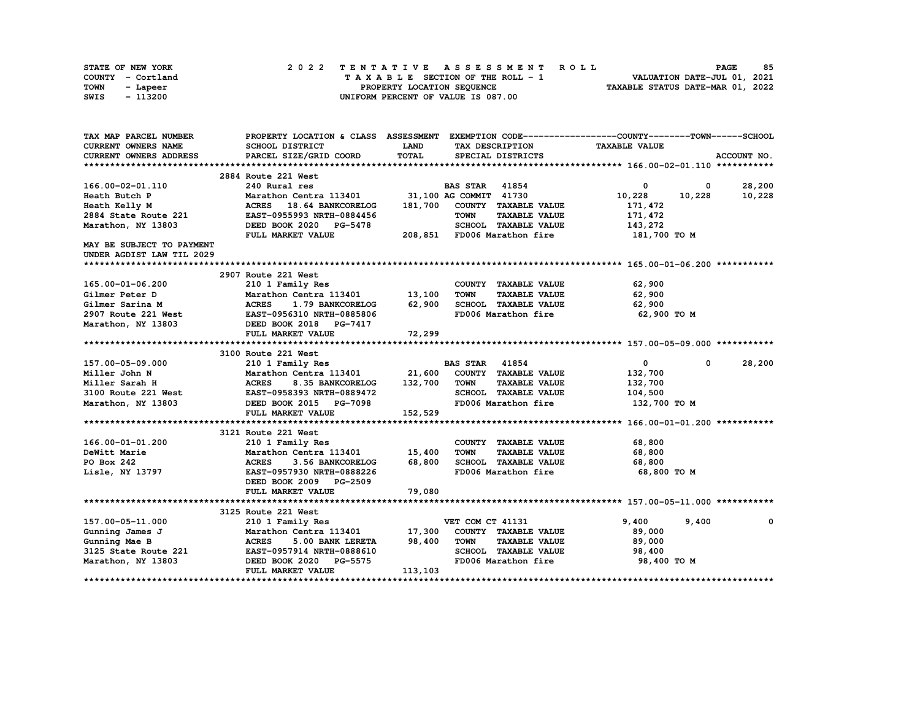STATE OF NEW YORK
COUNTY - Cortland
TOWN - Lapeer
SWIS - 113200

# 2022 TENTATIVE ASSESSMENT ROLL

TAXABLE SECTION OF THE ROLL - 1
PROPERTY LOCATION SEQUENCE
UNIFORM PERCENT OF VALUE IS 087.00

VALUATION DATE-JUL 01, 2021
TAXABLE STATUS DATE-MAR 01, 2022

| TAX MAP PARCEL NUMBER / CURRENT OWNERS NAME / CURRENT OWNERS ADDRESS | PROPERTY LOCATION & CLASS / SCHOOL DISTRICT / PARCEL SIZE/GRID COORD | ASSESSMENT LAND / TOTAL | EXEMPTION CODE / TAX DESCRIPTION / SPECIAL DISTRICTS | COUNTY TAXABLE VALUE | TOWN | SCHOOL / ACCOUNT NO. |
|---|---|---|---|---|---|---|
| **166.00-02-01.110** | 2884 Route 221 West | | | | | |
| 166.00-02-01.110 | 240 Rural res | | BAS STAR 41854 | 0 | 0 | 28,200 |
| Heath Butch P | Marathon Centra 113401 | 31,100 | AG COMMIT 41730 | 10,228 | 10,228 | 10,228 |
| Heath Kelly M | ACRES 18.64 BANKCORELOG | 181,700 | COUNTY TAXABLE VALUE | 171,472 | | |
| 2884 State Route 221 | EAST-0955993 NRTH-0884456 | | TOWN TAXABLE VALUE | 171,472 | | |
| Marathon, NY 13803 | DEED BOOK 2020 PG-5478 | | SCHOOL TAXABLE VALUE | 143,272 | | |
| | FULL MARKET VALUE | 208,851 | FD006 Marathon fire | 181,700 TO M | | |
| MAY BE SUBJECT TO PAYMENT UNDER AGDIST LAW TIL 2029 | | | | | | |
| **165.00-01-06.200** | 2907 Route 221 West | | | | | |
| 165.00-01-06.200 | 210 1 Family Res | | COUNTY TAXABLE VALUE | 62,900 | | |
| Gilmer Peter D | Marathon Centra 113401 | 13,100 | TOWN TAXABLE VALUE | 62,900 | | |
| Gilmer Sarina M | ACRES 1.79 BANKCORELOG | 62,900 | SCHOOL TAXABLE VALUE | 62,900 | | |
| 2907 Route 221 West | EAST-0956310 NRTH-0885806 | | FD006 Marathon fire | 62,900 TO M | | |
| Marathon, NY 13803 | DEED BOOK 2018 PG-7417 | | | | | |
| | FULL MARKET VALUE | 72,299 | | | | |
| **157.00-05-09.000** | 3100 Route 221 West | | | | | |
| 157.00-05-09.000 | 210 1 Family Res | | BAS STAR 41854 | 0 | 0 | 28,200 |
| Miller John N | Marathon Centra 113401 | 21,600 | COUNTY TAXABLE VALUE | 132,700 | | |
| Miller Sarah H | ACRES 8.35 BANKCORELOG | 132,700 | TOWN TAXABLE VALUE | 132,700 | | |
| 3100 Route 221 West | EAST-0958393 NRTH-0889472 | | SCHOOL TAXABLE VALUE | 104,500 | | |
| Marathon, NY 13803 | DEED BOOK 2015 PG-7098 | | FD006 Marathon fire | 132,700 TO M | | |
| | FULL MARKET VALUE | 152,529 | | | | |
| **166.00-01-01.200** | 3121 Route 221 West | | | | | |
| 166.00-01-01.200 | 210 1 Family Res | | COUNTY TAXABLE VALUE | 68,800 | | |
| DeWitt Marie | Marathon Centra 113401 | 15,400 | TOWN TAXABLE VALUE | 68,800 | | |
| PO Box 242 | ACRES 3.56 BANKCORELOG | 68,800 | SCHOOL TAXABLE VALUE | 68,800 | | |
| Lisle, NY 13797 | EAST-0957930 NRTH-0888226 | | FD006 Marathon fire | 68,800 TO M | | |
| | DEED BOOK 2009 PG-2509 | | | | | |
| | FULL MARKET VALUE | 79,080 | | | | |
| **157.00-05-11.000** | 3125 Route 221 West | | | | | |
| 157.00-05-11.000 | 210 1 Family Res | | VET COM CT 41131 | 9,400 | 9,400 | 0 |
| Gunning James J | Marathon Centra 113401 | 17,300 | COUNTY TAXABLE VALUE | 89,000 | | |
| Gunning Mae B | ACRES 5.00 BANK LERETA | 98,400 | TOWN TAXABLE VALUE | 89,000 | | |
| 3125 State Route 221 | EAST-0957914 NRTH-0888610 | | SCHOOL TAXABLE VALUE | 98,400 | | |
| Marathon, NY 13803 | DEED BOOK 2020 PG-5575 | | FD006 Marathon fire | 98,400 TO M | | |
| | FULL MARKET VALUE | 113,103 | | | | |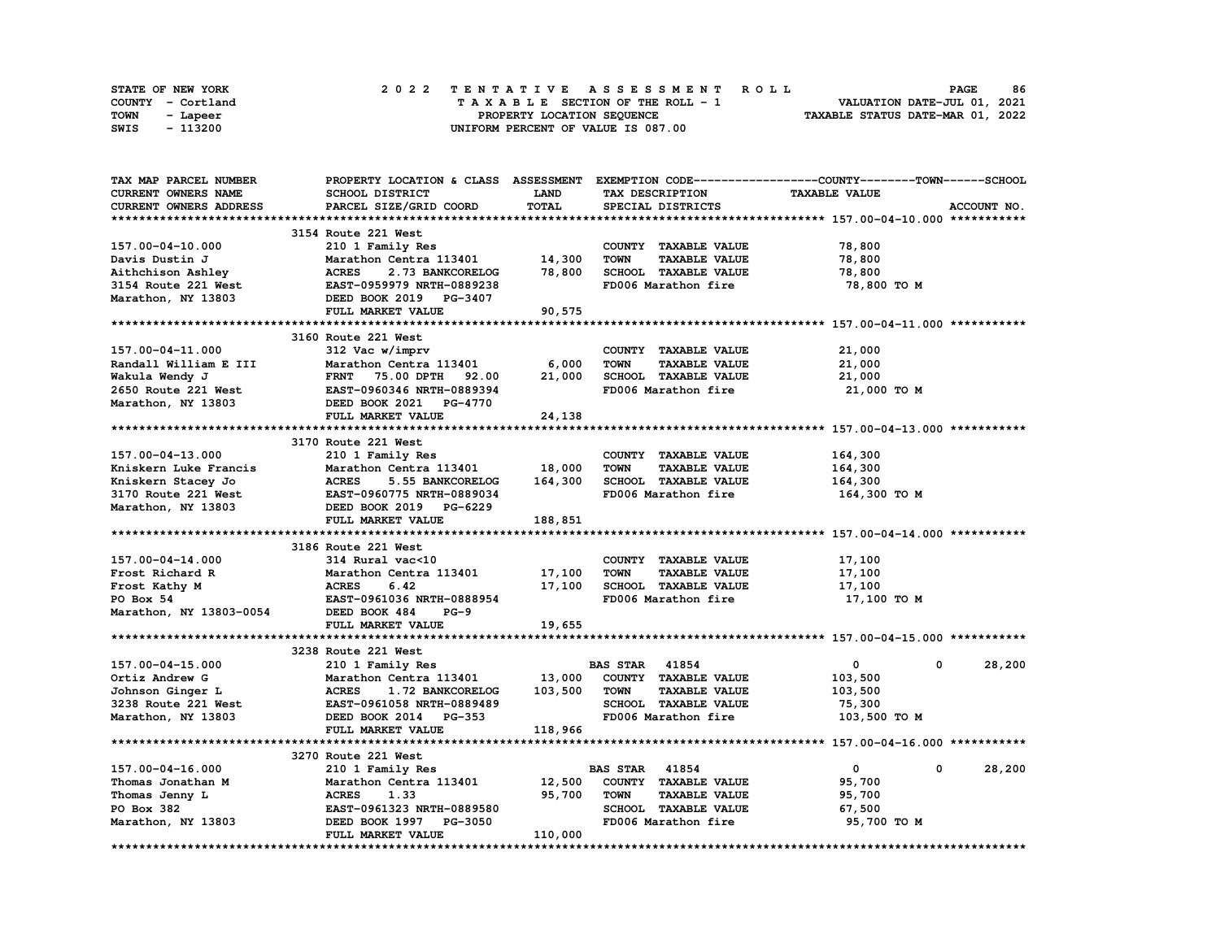STATE OF NEW YORK
COUNTY - Cortland
TOWN - Lapeer
SWIS - 113200

**2022 TENTATIVE ASSESSMENT ROLL**
TAXABLE SECTION OF THE ROLL - 1
PROPERTY LOCATION SEQUENCE
UNIFORM PERCENT OF VALUE IS 087.00

VALUATION DATE-JUL 01, 2021
TAXABLE STATUS DATE-MAR 01, 2022

| TAX MAP PARCEL NUMBER / CURRENT OWNERS NAME / CURRENT OWNERS ADDRESS | PROPERTY LOCATION & CLASS / SCHOOL DISTRICT / PARCEL SIZE/GRID COORD | ASSESSMENT LAND / TOTAL | EXEMPTION CODE / TAX DESCRIPTION / SPECIAL DISTRICTS | COUNTY TAXABLE VALUE | TOWN | SCHOOL / ACCOUNT NO. |
|---|---|---|---|---|---|---|
| **157.00-04-10.000** | 3154 Route 221 West | | | | | |
| 157.00-04-10.000 | 210 1 Family Res | | COUNTY TAXABLE VALUE | 78,800 | | |
| Davis Dustin J | Marathon Centra 113401 | 14,300 | TOWN TAXABLE VALUE | 78,800 | | |
| Aithchison Ashley | ACRES 2.73 BANKCORELOG | 78,800 | SCHOOL TAXABLE VALUE | 78,800 | | |
| 3154 Route 221 West | EAST-0959979 NRTH-0889238 | | FD006 Marathon fire | 78,800 TO M | | |
| Marathon, NY 13803 | DEED BOOK 2019 PG-3407 | | | | | |
| | FULL MARKET VALUE | 90,575 | | | | |
| **157.00-04-11.000** | 3160 Route 221 West | | | | | |
| 157.00-04-11.000 | 312 Vac w/imprv | | COUNTY TAXABLE VALUE | 21,000 | | |
| Randall William E III | Marathon Centra 113401 | 6,000 | TOWN TAXABLE VALUE | 21,000 | | |
| Wakula Wendy J | FRNT 75.00 DPTH 92.00 | 21,000 | SCHOOL TAXABLE VALUE | 21,000 | | |
| 2650 Route 221 West | EAST-0960346 NRTH-0889394 | | FD006 Marathon fire | 21,000 TO M | | |
| Marathon, NY 13803 | DEED BOOK 2021 PG-4770 | | | | | |
| | FULL MARKET VALUE | 24,138 | | | | |
| **157.00-04-13.000** | 3170 Route 221 West | | | | | |
| 157.00-04-13.000 | 210 1 Family Res | | COUNTY TAXABLE VALUE | 164,300 | | |
| Kniskern Luke Francis | Marathon Centra 113401 | 18,000 | TOWN TAXABLE VALUE | 164,300 | | |
| Kniskern Stacey Jo | ACRES 5.55 BANKCORELOG | 164,300 | SCHOOL TAXABLE VALUE | 164,300 | | |
| 3170 Route 221 West | EAST-0960775 NRTH-0889034 | | FD006 Marathon fire | 164,300 TO M | | |
| Marathon, NY 13803 | DEED BOOK 2019 PG-6229 | | | | | |
| | FULL MARKET VALUE | 188,851 | | | | |
| **157.00-04-14.000** | 3186 Route 221 West | | | | | |
| 157.00-04-14.000 | 314 Rural vac<10 | | COUNTY TAXABLE VALUE | 17,100 | | |
| Frost Richard R | Marathon Centra 113401 | 17,100 | TOWN TAXABLE VALUE | 17,100 | | |
| Frost Kathy M | ACRES 6.42 | 17,100 | SCHOOL TAXABLE VALUE | 17,100 | | |
| PO Box 54 | EAST-0961036 NRTH-0888954 | | FD006 Marathon fire | 17,100 TO M | | |
| Marathon, NY 13803-0054 | DEED BOOK 484 PG-9 | | | | | |
| | FULL MARKET VALUE | 19,655 | | | | |
| **157.00-04-15.000** | 3238 Route 221 West | | | | | |
| 157.00-04-15.000 | 210 1 Family Res | | BAS STAR 41854 | 0 | 0 | 28,200 |
| Ortiz Andrew G | Marathon Centra 113401 | 13,000 | COUNTY TAXABLE VALUE | 103,500 | | |
| Johnson Ginger L | ACRES 1.72 BANKCORELOG | 103,500 | TOWN TAXABLE VALUE | 103,500 | | |
| 3238 Route 221 West | EAST-0961058 NRTH-0889489 | | SCHOOL TAXABLE VALUE | 75,300 | | |
| Marathon, NY 13803 | DEED BOOK 2014 PG-353 | | FD006 Marathon fire | 103,500 TO M | | |
| | FULL MARKET VALUE | 118,966 | | | | |
| **157.00-04-16.000** | 3270 Route 221 West | | | | | |
| 157.00-04-16.000 | 210 1 Family Res | | BAS STAR 41854 | 0 | 0 | 28,200 |
| Thomas Jonathan M | Marathon Centra 113401 | 12,500 | COUNTY TAXABLE VALUE | 95,700 | | |
| Thomas Jenny L | ACRES 1.33 | 95,700 | TOWN TAXABLE VALUE | 95,700 | | |
| PO Box 382 | EAST-0961323 NRTH-0889580 | | SCHOOL TAXABLE VALUE | 67,500 | | |
| Marathon, NY 13803 | DEED BOOK 1997 PG-3050 | | FD006 Marathon fire | 95,700 TO M | | |
| | FULL MARKET VALUE | 110,000 | | | | |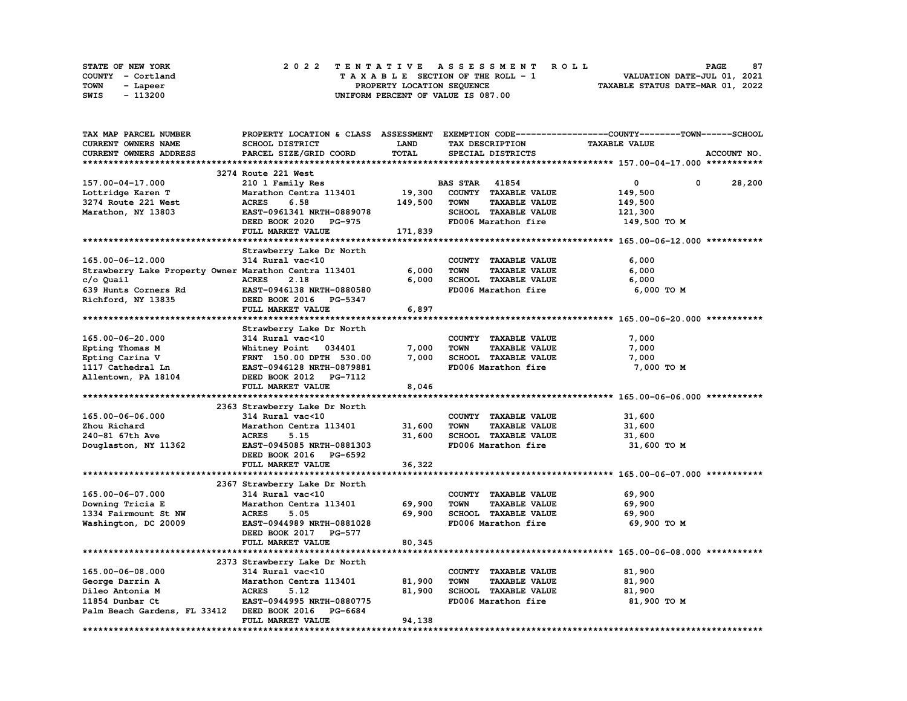STATE OF NEW YORK
COUNTY - Cortland
TOWN - Lapeer
SWIS - 113200

2 0 2 2 T E N T A T I V E A S S E S S M E N T R O L L
T A X A B L E SECTION OF THE ROLL - 1
PROPERTY LOCATION SEQUENCE
UNIFORM PERCENT OF VALUE IS 087.00

VALUATION DATE-JUL 01, 2021
TAXABLE STATUS DATE-MAR 01, 2022

```
TAX MAP PARCEL NUMBER          PROPERTY LOCATION & CLASS  ASSESSMENT  EXEMPTION CODE------------------COUNTY--------TOWN------SCHOOL
CURRENT OWNERS NAME            SCHOOL DISTRICT              LAND      TAX DESCRIPTION             TAXABLE VALUE
CURRENT OWNERS ADDRESS         PARCEL SIZE/GRID COORD       TOTAL     SPECIAL DISTRICTS                                      ACCOUNT NO.
******************************************************************************************************* 157.00-04-17.000 ***********
                               3274 Route 221 West
157.00-04-17.000               210 1 Family Res                        BAS STAR   41854              0            0       28,200
Lottridge Karen T              Marathon Centra 113401      19,300     COUNTY  TAXABLE VALUE        149,500
3274 Route 221 West            ACRES      6.58            149,500     TOWN    TAXABLE VALUE        149,500
Marathon, NY 13803             EAST-0961341 NRTH-0889078              SCHOOL  TAXABLE VALUE        121,300
                               DEED BOOK 2020   PG-975                FD006 Marathon fire           149,500 TO M
                               FULL MARKET VALUE          171,839
******************************************************************************************************* 165.00-06-12.000 ***********
                               Strawberry Lake Dr North
165.00-06-12.000               314 Rural vac<10                       COUNTY  TAXABLE VALUE          6,000
Strawberry Lake Property Owner Marathon Centra 113401       6,000     TOWN    TAXABLE VALUE          6,000
c/o Quail                      ACRES      2.18              6,000     SCHOOL  TAXABLE VALUE          6,000
639 Hunts Corners Rd           EAST-0946138 NRTH-0880580              FD006 Marathon fire             6,000 TO M
Richford, NY 13835             DEED BOOK 2016   PG-5347
                               FULL MARKET VALUE            6,897
******************************************************************************************************* 165.00-06-20.000 ***********
                               Strawberry Lake Dr North
165.00-06-20.000               314 Rural vac<10                       COUNTY  TAXABLE VALUE          7,000
Epting Thomas M                Whitney Point   034401       7,000     TOWN    TAXABLE VALUE          7,000
Epting Carina V                FRNT 150.00 DPTH 530.00      7,000     SCHOOL  TAXABLE VALUE          7,000
1117 Cathedral Ln              EAST-0946128 NRTH-0879881              FD006 Marathon fire             7,000 TO M
Allentown, PA 18104            DEED BOOK 2012   PG-7112
                               FULL MARKET VALUE            8,046
******************************************************************************************************* 165.00-06-06.000 ***********
                               2363 Strawberry Lake Dr North
165.00-06-06.000               314 Rural vac<10                       COUNTY  TAXABLE VALUE         31,600
Zhou Richard                   Marathon Centra 113401      31,600     TOWN    TAXABLE VALUE         31,600
240-81 67th Ave                ACRES      5.15             31,600     SCHOOL  TAXABLE VALUE         31,600
Douglaston, NY 11362           EAST-0945085 NRTH-0881303              FD006 Marathon fire            31,600 TO M
                               DEED BOOK 2016   PG-6592
                               FULL MARKET VALUE           36,322
******************************************************************************************************* 165.00-06-07.000 ***********
                               2367 Strawberry Lake Dr North
165.00-06-07.000               314 Rural vac<10                       COUNTY  TAXABLE VALUE         69,900
Downing Tricia E               Marathon Centra 113401      69,900     TOWN    TAXABLE VALUE         69,900
1334 Fairmount St NW           ACRES      5.05             69,900     SCHOOL  TAXABLE VALUE         69,900
Washington, DC 20009           EAST-0944989 NRTH-0881028              FD006 Marathon fire            69,900 TO M
                               DEED BOOK 2017   PG-577
                               FULL MARKET VALUE           80,345
******************************************************************************************************* 165.00-06-08.000 ***********
                               2373 Strawberry Lake Dr North
165.00-06-08.000               314 Rural vac<10                       COUNTY  TAXABLE VALUE         81,900
George Darrin A                Marathon Centra 113401      81,900     TOWN    TAXABLE VALUE         81,900
Dileo Antonia M                ACRES      5.12             81,900     SCHOOL  TAXABLE VALUE         81,900
11854 Dunbar Ct                EAST-0944995 NRTH-0880775              FD006 Marathon fire            81,900 TO M
Palm Beach Gardens, FL 33412   DEED BOOK 2016   PG-6684
                               FULL MARKET VALUE           94,138
************************************************************************************************************************************
```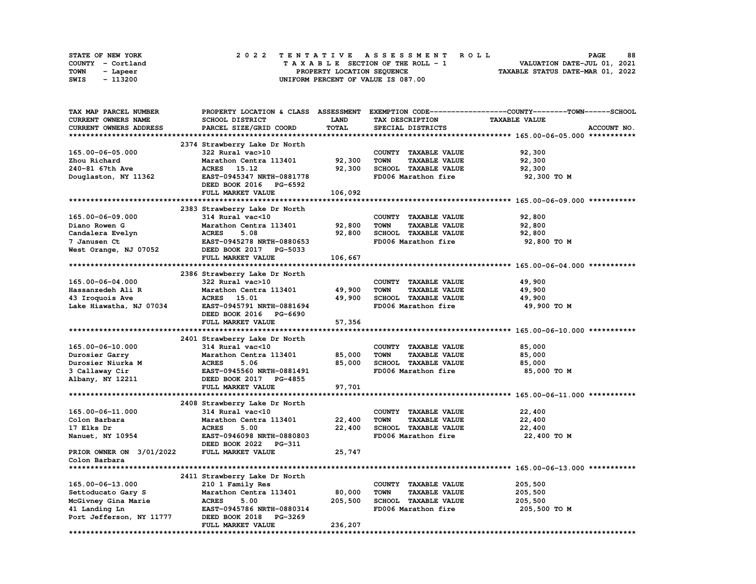STATE OF NEW YORK　　COUNTY - Cortland　　TOWN - Lapeer　　SWIS - 113200

# 2022 TENTATIVE ASSESSMENT ROLL

TAXABLE SECTION OF THE ROLL - 1
PROPERTY LOCATION SEQUENCE
UNIFORM PERCENT OF VALUE IS 087.00

VALUATION DATE-JUL 01, 2021
TAXABLE STATUS DATE-MAR 01, 2022

| TAX MAP PARCEL NUMBER / CURRENT OWNERS NAME / CURRENT OWNERS ADDRESS | PROPERTY LOCATION & CLASS / SCHOOL DISTRICT / PARCEL SIZE/GRID COORD | ASSESSMENT LAND / TOTAL | EXEMPTION CODE / TAX DESCRIPTION / SPECIAL DISTRICTS | COUNTY-TOWN-SCHOOL TAXABLE VALUE | ACCOUNT NO. |
|---|---|---|---|---|---|
| **165.00-06-05.000** | 2374 Strawberry Lake Dr North | | | | |
| 165.00-06-05.000 | 322 Rural vac>10 | | COUNTY TAXABLE VALUE | 92,300 | |
| Zhou Richard | Marathon Centra 113401 | 92,300 | TOWN TAXABLE VALUE | 92,300 | |
| 240-81 67th Ave | ACRES 15.12 | 92,300 | SCHOOL TAXABLE VALUE | 92,300 | |
| Douglaston, NY 11362 | EAST-0945347 NRTH-0881778 | | FD006 Marathon fire | 92,300 TO M | |
| | DEED BOOK 2016 PG-6592 | | | | |
| | FULL MARKET VALUE | 106,092 | | | |
| **165.00-06-09.000** | 2383 Strawberry Lake Dr North | | | | |
| 165.00-06-09.000 | 314 Rural vac<10 | | COUNTY TAXABLE VALUE | 92,800 | |
| Diano Rowen G | Marathon Centra 113401 | 92,800 | TOWN TAXABLE VALUE | 92,800 | |
| Candalera Evelyn | ACRES 5.08 | 92,800 | SCHOOL TAXABLE VALUE | 92,800 | |
| 7 Janusen Ct | EAST-0945278 NRTH-0880653 | | FD006 Marathon fire | 92,800 TO M | |
| West Orange, NJ 07052 | DEED BOOK 2017 PG-5033 | | | | |
| | FULL MARKET VALUE | 106,667 | | | |
| **165.00-06-04.000** | 2386 Strawberry Lake Dr North | | | | |
| 165.00-06-04.000 | 322 Rural vac>10 | | COUNTY TAXABLE VALUE | 49,900 | |
| Hassanzedeh Ali R | Marathon Centra 113401 | 49,900 | TOWN TAXABLE VALUE | 49,900 | |
| 43 Iroquois Ave | ACRES 15.01 | 49,900 | SCHOOL TAXABLE VALUE | 49,900 | |
| Lake Hiawatha, NJ 07034 | EAST-0945791 NRTH-0881694 | | FD006 Marathon fire | 49,900 TO M | |
| | DEED BOOK 2016 PG-6690 | | | | |
| | FULL MARKET VALUE | 57,356 | | | |
| **165.00-06-10.000** | 2401 Strawberry Lake Dr North | | | | |
| 165.00-06-10.000 | 314 Rural vac<10 | | COUNTY TAXABLE VALUE | 85,000 | |
| Durosier Garry | Marathon Centra 113401 | 85,000 | TOWN TAXABLE VALUE | 85,000 | |
| Durosier Niurka M | ACRES 5.06 | 85,000 | SCHOOL TAXABLE VALUE | 85,000 | |
| 3 Callaway Cir | EAST-0945560 NRTH-0881491 | | FD006 Marathon fire | 85,000 TO M | |
| Albany, NY 12211 | DEED BOOK 2017 PG-4855 | | | | |
| | FULL MARKET VALUE | 97,701 | | | |
| **165.00-06-11.000** | 2408 Strawberry Lake Dr North | | | | |
| 165.00-06-11.000 | 314 Rural vac<10 | | COUNTY TAXABLE VALUE | 22,400 | |
| Colon Barbara | Marathon Centra 113401 | 22,400 | TOWN TAXABLE VALUE | 22,400 | |
| 17 Elks Dr | ACRES 5.00 | 22,400 | SCHOOL TAXABLE VALUE | 22,400 | |
| Nanuet, NY 10954 | EAST-0946098 NRTH-0880803 | | FD006 Marathon fire | 22,400 TO M | |
| | DEED BOOK 2022 PG-311 | | | | |
| PRIOR OWNER ON 3/01/2022 | FULL MARKET VALUE | 25,747 | | | |
| Colon Barbara | | | | | |
| **165.00-06-13.000** | 2411 Strawberry Lake Dr North | | | | |
| 165.00-06-13.000 | 210 1 Family Res | | COUNTY TAXABLE VALUE | 205,500 | |
| Settoducato Gary S | Marathon Centra 113401 | 80,000 | TOWN TAXABLE VALUE | 205,500 | |
| McGivney Gina Marie | ACRES 5.00 | 205,500 | SCHOOL TAXABLE VALUE | 205,500 | |
| 41 Landing Ln | EAST-0945786 NRTH-0880314 | | FD006 Marathon fire | 205,500 TO M | |
| Port Jefferson, NY 11777 | DEED BOOK 2018 PG-3269 | | | | |
| | FULL MARKET VALUE | 236,207 | | | |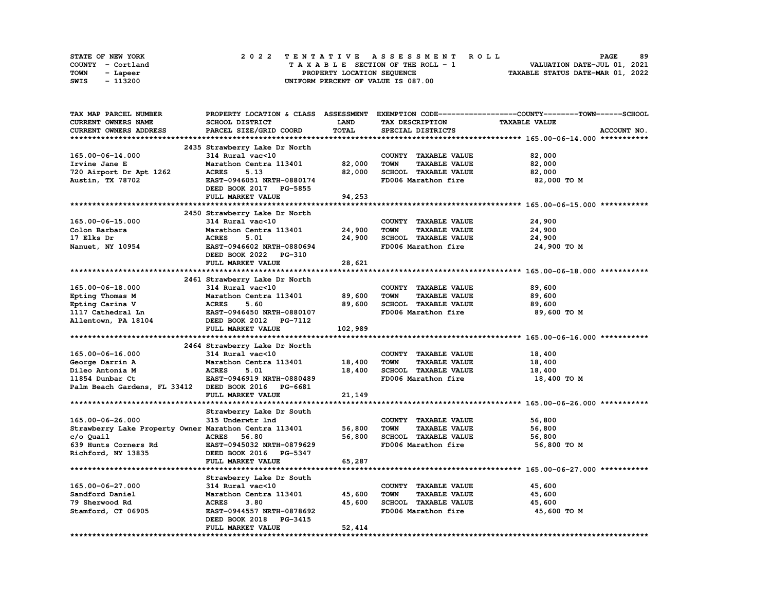STATE OF NEW YORK — 2022 TENTATIVE ASSESSMENT ROLL
COUNTY - Cortland — TAXABLE SECTION OF THE ROLL - 1 — VALUATION DATE-JUL 01, 2021
TOWN - Lapeer — PROPERTY LOCATION SEQUENCE — TAXABLE STATUS DATE-MAR 01, 2022
SWIS - 113200 — UNIFORM PERCENT OF VALUE IS 087.00

| TAX MAP PARCEL NUMBER / CURRENT OWNERS NAME / CURRENT OWNERS ADDRESS | PROPERTY LOCATION & CLASS / SCHOOL DISTRICT / PARCEL SIZE/GRID COORD | ASSESSMENT LAND / TOTAL | EXEMPTION CODE / TAX DESCRIPTION / SPECIAL DISTRICTS | TAXABLE VALUE (COUNTY / TOWN / SCHOOL) | ACCOUNT NO. |
|---|---|---|---|---|---|
| **165.00-06-14.000** | 2435 Strawberry Lake Dr North | | | | |
| 165.00-06-14.000 | 314 Rural vac<10 | | COUNTY TAXABLE VALUE | 82,000 | |
| Irvine Jane E | Marathon Centra 113401 | 82,000 | TOWN TAXABLE VALUE | 82,000 | |
| 720 Airport Dr Apt 1262 | ACRES 5.13 | 82,000 | SCHOOL TAXABLE VALUE | 82,000 | |
| Austin, TX 78702 | EAST-0946051 NRTH-0880174 | | FD006 Marathon fire | 82,000 TO M | |
| | DEED BOOK 2017 PG-5855 | | | | |
| | FULL MARKET VALUE | 94,253 | | | |
| **165.00-06-15.000** | 2450 Strawberry Lake Dr North | | | | |
| 165.00-06-15.000 | 314 Rural vac<10 | | COUNTY TAXABLE VALUE | 24,900 | |
| Colon Barbara | Marathon Centra 113401 | 24,900 | TOWN TAXABLE VALUE | 24,900 | |
| 17 Elks Dr | ACRES 5.01 | 24,900 | SCHOOL TAXABLE VALUE | 24,900 | |
| Nanuet, NY 10954 | EAST-0946602 NRTH-0880694 | | FD006 Marathon fire | 24,900 TO M | |
| | DEED BOOK 2022 PG-310 | | | | |
| | FULL MARKET VALUE | 28,621 | | | |
| **165.00-06-18.000** | 2461 Strawberry Lake Dr North | | | | |
| 165.00-06-18.000 | 314 Rural vac<10 | | COUNTY TAXABLE VALUE | 89,600 | |
| Epting Thomas M | Marathon Centra 113401 | 89,600 | TOWN TAXABLE VALUE | 89,600 | |
| Epting Carina V | ACRES 5.60 | 89,600 | SCHOOL TAXABLE VALUE | 89,600 | |
| 1117 Cathedral Ln | EAST-0946450 NRTH-0880107 | | FD006 Marathon fire | 89,600 TO M | |
| Allentown, PA 18104 | DEED BOOK 2012 PG-7112 | | | | |
| | FULL MARKET VALUE | 102,989 | | | |
| **165.00-06-16.000** | 2464 Strawberry Lake Dr North | | | | |
| 165.00-06-16.000 | 314 Rural vac<10 | | COUNTY TAXABLE VALUE | 18,400 | |
| George Darrin A | Marathon Centra 113401 | 18,400 | TOWN TAXABLE VALUE | 18,400 | |
| Dileo Antonia M | ACRES 5.01 | 18,400 | SCHOOL TAXABLE VALUE | 18,400 | |
| 11854 Dunbar Ct | EAST-0946919 NRTH-0880489 | | FD006 Marathon fire | 18,400 TO M | |
| Palm Beach Gardens, FL 33412 | DEED BOOK 2016 PG-6681 | | | | |
| | FULL MARKET VALUE | 21,149 | | | |
| **165.00-06-26.000** | Strawberry Lake Dr South | | | | |
| 165.00-06-26.000 | 315 Underwtr lnd | | COUNTY TAXABLE VALUE | 56,800 | |
| Strawberry Lake Property Owner | Marathon Centra 113401 | 56,800 | TOWN TAXABLE VALUE | 56,800 | |
| c/o Quail | ACRES 56.80 | 56,800 | SCHOOL TAXABLE VALUE | 56,800 | |
| 639 Hunts Corners Rd | EAST-0945032 NRTH-0879629 | | FD006 Marathon fire | 56,800 TO M | |
| Richford, NY 13835 | DEED BOOK 2016 PG-5347 | | | | |
| | FULL MARKET VALUE | 65,287 | | | |
| **165.00-06-27.000** | Strawberry Lake Dr South | | | | |
| 165.00-06-27.000 | 314 Rural vac<10 | | COUNTY TAXABLE VALUE | 45,600 | |
| Sandford Daniel | Marathon Centra 113401 | 45,600 | TOWN TAXABLE VALUE | 45,600 | |
| 79 Sherwood Rd | ACRES 3.80 | 45,600 | SCHOOL TAXABLE VALUE | 45,600 | |
| Stamford, CT 06905 | EAST-0944557 NRTH-0878692 | | FD006 Marathon fire | 45,600 TO M | |
| | DEED BOOK 2018 PG-3415 | | | | |
| | FULL MARKET VALUE | 52,414 | | | |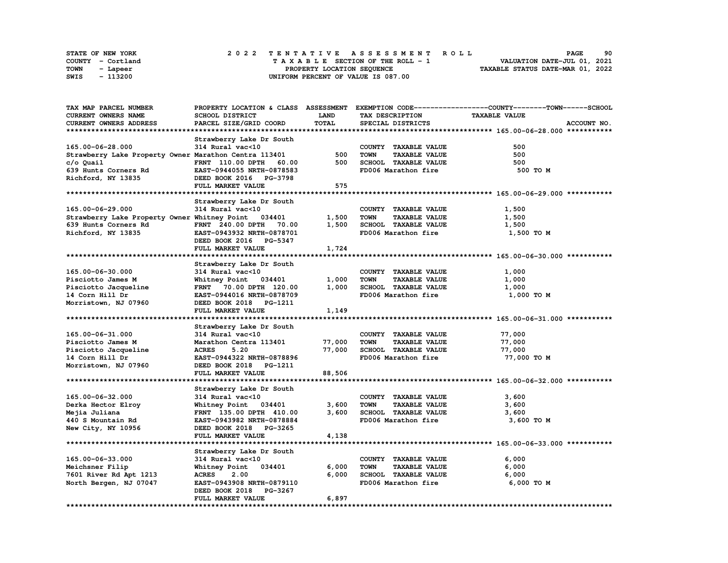STATE OF NEW YORK
COUNTY - Cortland
TOWN - Lapeer
SWIS - 113200

# 2022 TENTATIVE ASSESSMENT ROLL

TAXABLE SECTION OF THE ROLL - 1
PROPERTY LOCATION SEQUENCE
UNIFORM PERCENT OF VALUE IS 087.00

VALUATION DATE-JUL 01, 2021
TAXABLE STATUS DATE-MAR 01, 2022

| TAX MAP PARCEL NUMBER / CURRENT OWNERS NAME / CURRENT OWNERS ADDRESS | PROPERTY LOCATION & CLASS / SCHOOL DISTRICT / PARCEL SIZE/GRID COORD | ASSESSMENT LAND / TOTAL | EXEMPTION CODE / TAX DESCRIPTION / SPECIAL DISTRICTS | COUNTY / TOWN / SCHOOL TAXABLE VALUE | ACCOUNT NO. |
|---|---|---|---|---|---|
| **165.00-06-28.000** | Strawberry Lake Dr South | | | | |
| 165.00-06-28.000 | 314 Rural vac<10 | | COUNTY TAXABLE VALUE | 500 | |
| Strawberry Lake Property Owner | Marathon Centra 113401 | 500 | TOWN TAXABLE VALUE | 500 | |
| c/o Quail | FRNT 110.00 DPTH 60.00 | 500 | SCHOOL TAXABLE VALUE | 500 | |
| 639 Hunts Corners Rd | EAST-0944055 NRTH-0878583 | | FD006 Marathon fire | 500 TO M | |
| Richford, NY 13835 | DEED BOOK 2016 PG-3798 | | | | |
| | FULL MARKET VALUE | 575 | | | |
| **165.00-06-29.000** | Strawberry Lake Dr South | | | | |
| 165.00-06-29.000 | 314 Rural vac<10 | | COUNTY TAXABLE VALUE | 1,500 | |
| Strawberry Lake Property Owner | Whitney Point 034401 | 1,500 | TOWN TAXABLE VALUE | 1,500 | |
| 639 Hunts Corners Rd | FRNT 240.00 DPTH 70.00 | 1,500 | SCHOOL TAXABLE VALUE | 1,500 | |
| Richford, NY 13835 | EAST-0943932 NRTH-0878701 | | FD006 Marathon fire | 1,500 TO M | |
| | DEED BOOK 2016 PG-5347 | | | | |
| | FULL MARKET VALUE | 1,724 | | | |
| **165.00-06-30.000** | Strawberry Lake Dr South | | | | |
| 165.00-06-30.000 | 314 Rural vac<10 | | COUNTY TAXABLE VALUE | 1,000 | |
| Pisciotto James M | Whitney Point 034401 | 1,000 | TOWN TAXABLE VALUE | 1,000 | |
| Pisciotto Jacqueline | FRNT 70.00 DPTH 120.00 | 1,000 | SCHOOL TAXABLE VALUE | 1,000 | |
| 14 Corn Hill Dr | EAST-0944016 NRTH-0878709 | | FD006 Marathon fire | 1,000 TO M | |
| Morristown, NJ 07960 | DEED BOOK 2018 PG-1211 | | | | |
| | FULL MARKET VALUE | 1,149 | | | |
| **165.00-06-31.000** | Strawberry Lake Dr South | | | | |
| 165.00-06-31.000 | 314 Rural vac<10 | | COUNTY TAXABLE VALUE | 77,000 | |
| Pisciotto James M | Marathon Centra 113401 | 77,000 | TOWN TAXABLE VALUE | 77,000 | |
| Pisciotto Jacqueline | ACRES 5.20 | 77,000 | SCHOOL TAXABLE VALUE | 77,000 | |
| 14 Corn Hill Dr | EAST-0944322 NRTH-0878896 | | FD006 Marathon fire | 77,000 TO M | |
| Morristown, NJ 07960 | DEED BOOK 2018 PG-1211 | | | | |
| | FULL MARKET VALUE | 88,506 | | | |
| **165.00-06-32.000** | Strawberry Lake Dr South | | | | |
| 165.00-06-32.000 | 314 Rural vac<10 | | COUNTY TAXABLE VALUE | 3,600 | |
| Derka Hector Elroy | Whitney Point 034401 | 3,600 | TOWN TAXABLE VALUE | 3,600 | |
| Mejia Juliana | FRNT 135.00 DPTH 410.00 | 3,600 | SCHOOL TAXABLE VALUE | 3,600 | |
| 440 S Mountain Rd | EAST-0943982 NRTH-0878884 | | FD006 Marathon fire | 3,600 TO M | |
| New City, NY 10956 | DEED BOOK 2018 PG-3265 | | | | |
| | FULL MARKET VALUE | 4,138 | | | |
| **165.00-06-33.000** | Strawberry Lake Dr South | | | | |
| 165.00-06-33.000 | 314 Rural vac<10 | | COUNTY TAXABLE VALUE | 6,000 | |
| Meichsner Filip | Whitney Point 034401 | 6,000 | TOWN TAXABLE VALUE | 6,000 | |
| 7601 River Rd Apt 1213 | ACRES 2.00 | 6,000 | SCHOOL TAXABLE VALUE | 6,000 | |
| North Bergen, NJ 07047 | EAST-0943908 NRTH-0879110 | | FD006 Marathon fire | 6,000 TO M | |
| | DEED BOOK 2018 PG-3267 | | | | |
| | FULL MARKET VALUE | 6,897 | | | |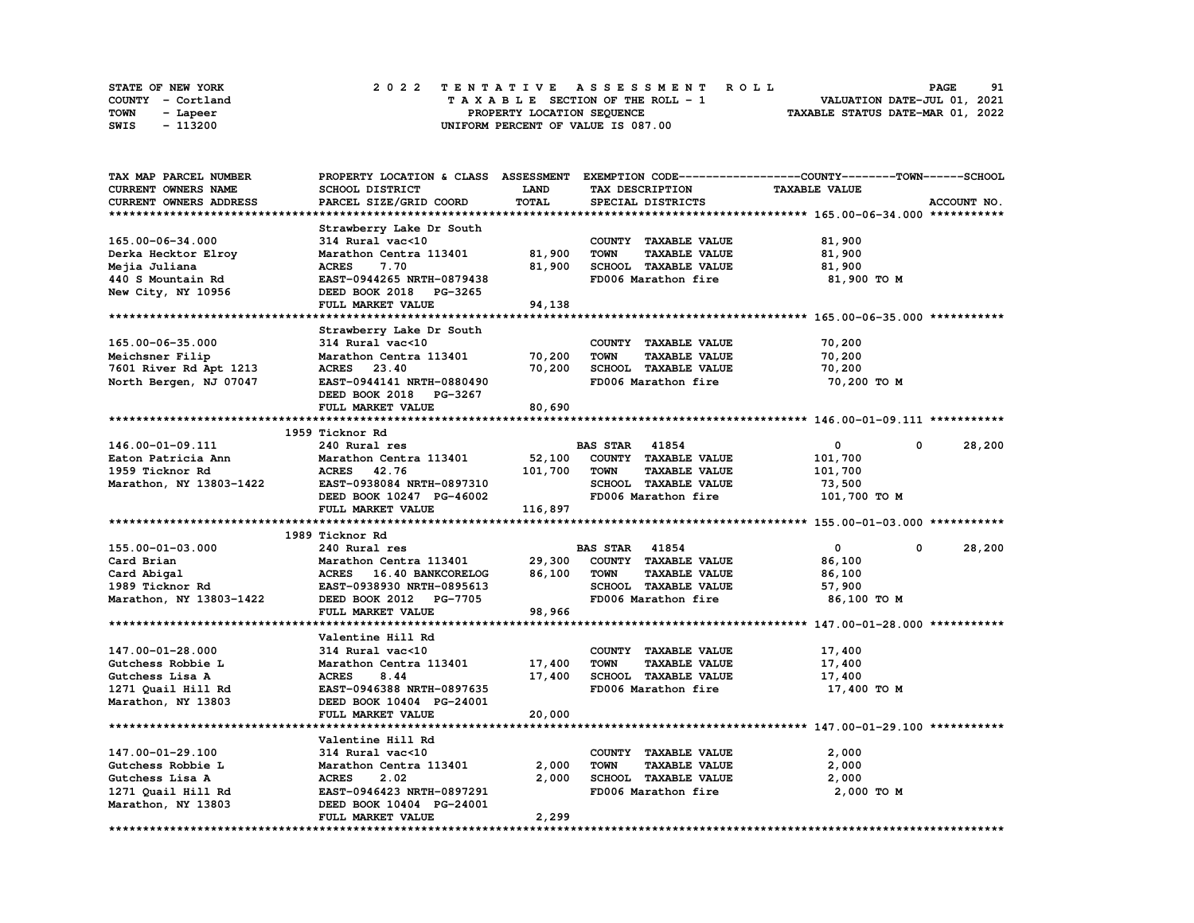STATE OF NEW YORK
COUNTY - Cortland
TOWN - Lapeer
SWIS - 113200

# 2022 TENTATIVE ASSESSMENT ROLL
TAXABLE SECTION OF THE ROLL - 1
PROPERTY LOCATION SEQUENCE
UNIFORM PERCENT OF VALUE IS 087.00

VALUATION DATE-JUL 01, 2021
TAXABLE STATUS DATE-MAR 01, 2022

| TAX MAP PARCEL NUMBER / CURRENT OWNERS NAME / CURRENT OWNERS ADDRESS | PROPERTY LOCATION & CLASS / SCHOOL DISTRICT / PARCEL SIZE/GRID COORD | ASSESSMENT LAND / TOTAL | EXEMPTION CODE / TAX DESCRIPTION / SPECIAL DISTRICTS | COUNTY TAXABLE VALUE | TOWN | SCHOOL / ACCOUNT NO. |
|---|---|---|---|---|---|---|
| **165.00-06-34.000** | Strawberry Lake Dr South | | | | | |
| 165.00-06-34.000 | 314 Rural vac<10 | | COUNTY TAXABLE VALUE | 81,900 | | |
| Derka Hecktor Elroy | Marathon Centra 113401 | 81,900 | TOWN TAXABLE VALUE | 81,900 | | |
| Mejia Juliana | ACRES 7.70 | 81,900 | SCHOOL TAXABLE VALUE | 81,900 | | |
| 440 S Mountain Rd | EAST-0944265 NRTH-0879438 | | FD006 Marathon fire | 81,900 TO M | | |
| New City, NY 10956 | DEED BOOK 2018 PG-3265 | | | | | |
| | FULL MARKET VALUE | 94,138 | | | | |
| **165.00-06-35.000** | Strawberry Lake Dr South | | | | | |
| 165.00-06-35.000 | 314 Rural vac<10 | | COUNTY TAXABLE VALUE | 70,200 | | |
| Meichsner Filip | Marathon Centra 113401 | 70,200 | TOWN TAXABLE VALUE | 70,200 | | |
| 7601 River Rd Apt 1213 | ACRES 23.40 | 70,200 | SCHOOL TAXABLE VALUE | 70,200 | | |
| North Bergen, NJ 07047 | EAST-0944141 NRTH-0880490 | | FD006 Marathon fire | 70,200 TO M | | |
| | DEED BOOK 2018 PG-3267 | | | | | |
| | FULL MARKET VALUE | 80,690 | | | | |
| **146.00-01-09.111** | 1959 Ticknor Rd | | | | | |
| 146.00-01-09.111 | 240 Rural res | | BAS STAR 41854 | 0 | 0 | 28,200 |
| Eaton Patricia Ann | Marathon Centra 113401 | 52,100 | COUNTY TAXABLE VALUE | 101,700 | | |
| 1959 Ticknor Rd | ACRES 42.76 | 101,700 | TOWN TAXABLE VALUE | 101,700 | | |
| Marathon, NY 13803-1422 | EAST-0938084 NRTH-0897310 | | SCHOOL TAXABLE VALUE | 73,500 | | |
| | DEED BOOK 10247 PG-46002 | | FD006 Marathon fire | 101,700 TO M | | |
| | FULL MARKET VALUE | 116,897 | | | | |
| **155.00-01-03.000** | 1989 Ticknor Rd | | | | | |
| 155.00-01-03.000 | 240 Rural res | | BAS STAR 41854 | 0 | 0 | 28,200 |
| Card Brian | Marathon Centra 113401 | 29,300 | COUNTY TAXABLE VALUE | 86,100 | | |
| Card Abigal | ACRES 16.40 BANKCORELOG | 86,100 | TOWN TAXABLE VALUE | 86,100 | | |
| 1989 Ticknor Rd | EAST-0938930 NRTH-0895613 | | SCHOOL TAXABLE VALUE | 57,900 | | |
| Marathon, NY 13803-1422 | DEED BOOK 2012 PG-7705 | | FD006 Marathon fire | 86,100 TO M | | |
| | FULL MARKET VALUE | 98,966 | | | | |
| **147.00-01-28.000** | Valentine Hill Rd | | | | | |
| 147.00-01-28.000 | 314 Rural vac<10 | | COUNTY TAXABLE VALUE | 17,400 | | |
| Gutchess Robbie L | Marathon Centra 113401 | 17,400 | TOWN TAXABLE VALUE | 17,400 | | |
| Gutchess Lisa A | ACRES 8.44 | 17,400 | SCHOOL TAXABLE VALUE | 17,400 | | |
| 1271 Quail Hill Rd | EAST-0946388 NRTH-0897635 | | FD006 Marathon fire | 17,400 TO M | | |
| Marathon, NY 13803 | DEED BOOK 10404 PG-24001 | | | | | |
| | FULL MARKET VALUE | 20,000 | | | | |
| **147.00-01-29.100** | Valentine Hill Rd | | | | | |
| 147.00-01-29.100 | 314 Rural vac<10 | | COUNTY TAXABLE VALUE | 2,000 | | |
| Gutchess Robbie L | Marathon Centra 113401 | 2,000 | TOWN TAXABLE VALUE | 2,000 | | |
| Gutchess Lisa A | ACRES 2.02 | 2,000 | SCHOOL TAXABLE VALUE | 2,000 | | |
| 1271 Quail Hill Rd | EAST-0946423 NRTH-0897291 | | FD006 Marathon fire | 2,000 TO M | | |
| Marathon, NY 13803 | DEED BOOK 10404 PG-24001 | | | | | |
| | FULL MARKET VALUE | 2,299 | | | | |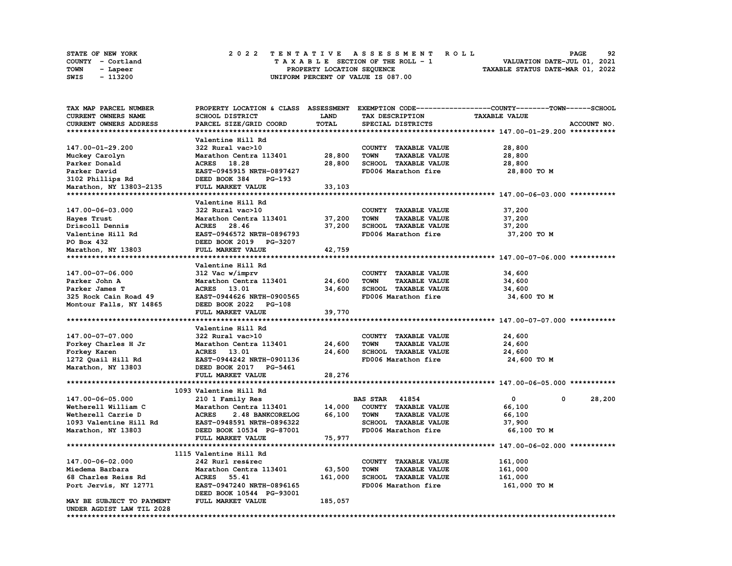STATE OF NEW YORK · COUNTY - Cortland · TOWN - Lapeer · SWIS - 113200

# 2022 TENTATIVE ASSESSMENT ROLL

TAXABLE SECTION OF THE ROLL - 1
PROPERTY LOCATION SEQUENCE
UNIFORM PERCENT OF VALUE IS 087.00

VALUATION DATE-JUL 01, 2021
TAXABLE STATUS DATE-MAR 01, 2022

| TAX MAP PARCEL NUMBER / CURRENT OWNERS NAME / CURRENT OWNERS ADDRESS | PROPERTY LOCATION & CLASS / SCHOOL DISTRICT / PARCEL SIZE/GRID COORD | ASSESSMENT LAND / TOTAL | EXEMPTION CODE / TAX DESCRIPTION / SPECIAL DISTRICTS | COUNTY / TOWN / SCHOOL TAXABLE VALUE | ACCOUNT NO. |
|---|---|---|---|---|---|
| **147.00-01-29.200** | Valentine Hill Rd | | | | |
| 147.00-01-29.200 | 322 Rural vac>10 | | COUNTY TAXABLE VALUE | 28,800 | |
| Muckey Carolyn | Marathon Centra 113401 | 28,800 | TOWN TAXABLE VALUE | 28,800 | |
| Parker Donald | ACRES 18.28 | 28,800 | SCHOOL TAXABLE VALUE | 28,800 | |
| Parker David | EAST-0945915 NRTH-0897427 | | FD006 Marathon fire | 28,800 TO M | |
| 3102 Phillips Rd | DEED BOOK 384 PG-193 | | | | |
| Marathon, NY 13803-2135 | FULL MARKET VALUE | 33,103 | | | |
| **147.00-06-03.000** | Valentine Hill Rd | | | | |
| 147.00-06-03.000 | 322 Rural vac>10 | | COUNTY TAXABLE VALUE | 37,200 | |
| Hayes Trust | Marathon Centra 113401 | 37,200 | TOWN TAXABLE VALUE | 37,200 | |
| Driscoll Dennis | ACRES 28.46 | 37,200 | SCHOOL TAXABLE VALUE | 37,200 | |
| Valentine Hill Rd | EAST-0946572 NRTH-0896793 | | FD006 Marathon fire | 37,200 TO M | |
| PO Box 432 | DEED BOOK 2019 PG-3207 | | | | |
| Marathon, NY 13803 | FULL MARKET VALUE | 42,759 | | | |
| **147.00-07-06.000** | Valentine Hill Rd | | | | |
| 147.00-07-06.000 | 312 Vac w/imprv | | COUNTY TAXABLE VALUE | 34,600 | |
| Parker John A | Marathon Centra 113401 | 24,600 | TOWN TAXABLE VALUE | 34,600 | |
| Parker James T | ACRES 13.01 | 34,600 | SCHOOL TAXABLE VALUE | 34,600 | |
| 325 Rock Cain Road 49 | EAST-0944626 NRTH-0900565 | | FD006 Marathon fire | 34,600 TO M | |
| Montour Falls, NY 14865 | DEED BOOK 2022 PG-108 | | | | |
| | FULL MARKET VALUE | 39,770 | | | |
| **147.00-07-07.000** | Valentine Hill Rd | | | | |
| 147.00-07-07.000 | 322 Rural vac>10 | | COUNTY TAXABLE VALUE | 24,600 | |
| Forkey Charles H Jr | Marathon Centra 113401 | 24,600 | TOWN TAXABLE VALUE | 24,600 | |
| Forkey Karen | ACRES 13.01 | 24,600 | SCHOOL TAXABLE VALUE | 24,600 | |
| 1272 Quail Hill Rd | EAST-0944242 NRTH-0901136 | | FD006 Marathon fire | 24,600 TO M | |
| Marathon, NY 13803 | DEED BOOK 2017 PG-5461 | | | | |
| | FULL MARKET VALUE | 28,276 | | | |
| **147.00-06-05.000** | 1093 Valentine Hill Rd | | | | |
| 147.00-06-05.000 | 210 1 Family Res | | BAS STAR 41854 | 0 0 28,200 | |
| Wetherell William C | Marathon Centra 113401 | 14,000 | COUNTY TAXABLE VALUE | 66,100 | |
| Wetherell Carrie D | ACRES 2.48 BANKCORELOG | 66,100 | TOWN TAXABLE VALUE | 66,100 | |
| 1093 Valentine Hill Rd | EAST-0948591 NRTH-0896322 | | SCHOOL TAXABLE VALUE | 37,900 | |
| Marathon, NY 13803 | DEED BOOK 10534 PG-87001 | | FD006 Marathon fire | 66,100 TO M | |
| | FULL MARKET VALUE | 75,977 | | | |
| **147.00-06-02.000** | 1115 Valentine Hill Rd | | | | |
| 147.00-06-02.000 | 242 Rurl res&rec | | COUNTY TAXABLE VALUE | 161,000 | |
| Miedema Barbara | Marathon Centra 113401 | 63,500 | TOWN TAXABLE VALUE | 161,000 | |
| 68 Charles Reiss Rd | ACRES 55.41 | 161,000 | SCHOOL TAXABLE VALUE | 161,000 | |
| Port Jervis, NY 12771 | EAST-0947240 NRTH-0896165 | | FD006 Marathon fire | 161,000 TO M | |
| | DEED BOOK 10544 PG-93001 | | | | |
| MAY BE SUBJECT TO PAYMENT | FULL MARKET VALUE | 185,057 | | | |
| UNDER AGDIST LAW TIL 2028 | | | | | |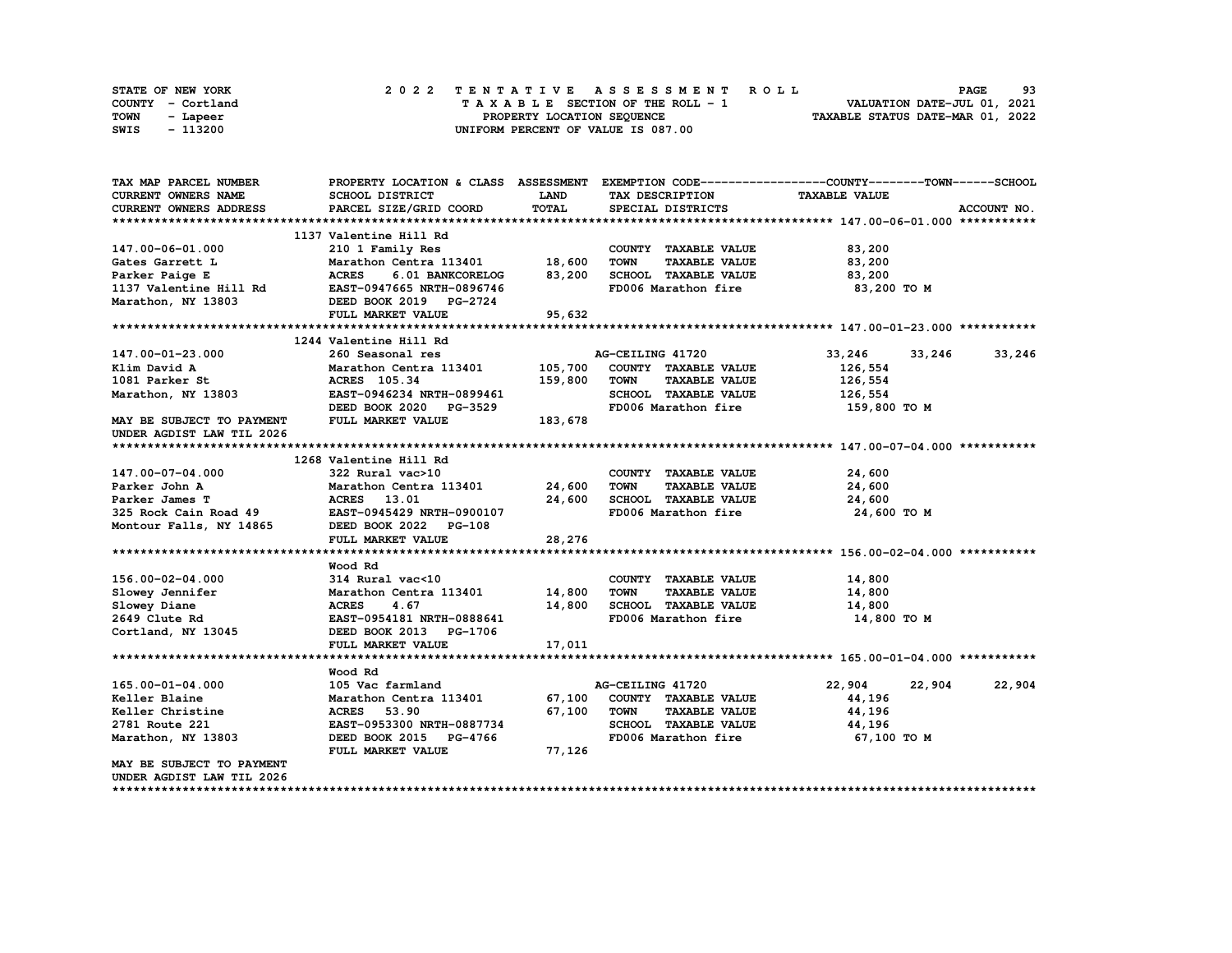STATE OF NEW YORK
COUNTY - Cortland
TOWN - Lapeer
SWIS - 113200

# 2022 TENTATIVE ASSESSMENT ROLL

TAXABLE SECTION OF THE ROLL - 1
PROPERTY LOCATION SEQUENCE
UNIFORM PERCENT OF VALUE IS 087.00

VALUATION DATE-JUL 01, 2021
TAXABLE STATUS DATE-MAR 01, 2022

```
TAX MAP PARCEL NUMBER        PROPERTY LOCATION & CLASS  ASSESSMENT  EXEMPTION CODE------------------COUNTY--------TOWN------SCHOOL
CURRENT OWNERS NAME          SCHOOL DISTRICT              LAND        TAX DESCRIPTION              TAXABLE VALUE
CURRENT OWNERS ADDRESS       PARCEL SIZE/GRID COORD       TOTAL       SPECIAL DISTRICTS                                     ACCOUNT NO.
******************************************************************************************************* 147.00-06-01.000 ***********
                             1137 Valentine Hill Rd
147.00-06-01.000             210 1 Family Res                         COUNTY  TAXABLE VALUE          83,200
Gates Garrett L              Marathon Centra 113401       18,600      TOWN    TAXABLE VALUE          83,200
Parker Paige E               ACRES     6.01 BANKCORELOG   83,200      SCHOOL  TAXABLE VALUE          83,200
1137 Valentine Hill Rd       EAST-0947665 NRTH-0896746                FD006 Marathon fire             83,200 TO M
Marathon, NY 13803           DEED BOOK 2019   PG-2724
                             FULL MARKET VALUE            95,632
******************************************************************************************************* 147.00-01-23.000 ***********
                             1244 Valentine Hill Rd
147.00-01-23.000             260 Seasonal res                         AG-CEILING 41720               33,246      33,246      33,246
Klim David A                 Marathon Centra 113401      105,700      COUNTY  TAXABLE VALUE         126,554
1081 Parker St               ACRES  105.34               159,800      TOWN    TAXABLE VALUE         126,554
Marathon, NY 13803           EAST-0946234 NRTH-0899461                SCHOOL  TAXABLE VALUE         126,554
                             DEED BOOK 2020   PG-3529                 FD006 Marathon fire            159,800 TO M
MAY BE SUBJECT TO PAYMENT    FULL MARKET VALUE           183,678
UNDER AGDIST LAW TIL 2026
******************************************************************************************************* 147.00-07-04.000 ***********
                             1268 Valentine Hill Rd
147.00-07-04.000             322 Rural vac>10                         COUNTY  TAXABLE VALUE          24,600
Parker John A                Marathon Centra 113401       24,600      TOWN    TAXABLE VALUE          24,600
Parker James T               ACRES   13.01                24,600      SCHOOL  TAXABLE VALUE          24,600
325 Rock Cain Road 49        EAST-0945429 NRTH-0900107                FD006 Marathon fire             24,600 TO M
Montour Falls, NY 14865      DEED BOOK 2022   PG-108
                             FULL MARKET VALUE            28,276
******************************************************************************************************* 156.00-02-04.000 ***********
                             Wood Rd
156.00-02-04.000             314 Rural vac<10                         COUNTY  TAXABLE VALUE          14,800
Slowey Jennifer              Marathon Centra 113401       14,800      TOWN    TAXABLE VALUE          14,800
Slowey Diane                 ACRES    4.67                14,800      SCHOOL  TAXABLE VALUE          14,800
2649 Clute Rd                EAST-0954181 NRTH-0888641                FD006 Marathon fire             14,800 TO M
Cortland, NY 13045           DEED BOOK 2013   PG-1706
                             FULL MARKET VALUE            17,011
******************************************************************************************************* 165.00-01-04.000 ***********
                             Wood Rd
165.00-01-04.000             105 Vac farmland                         AG-CEILING 41720               22,904      22,904      22,904
Keller Blaine                Marathon Centra 113401       67,100      COUNTY  TAXABLE VALUE          44,196
Keller Christine             ACRES   53.90                67,100      TOWN    TAXABLE VALUE          44,196
2781 Route 221               EAST-0953300 NRTH-0887734                SCHOOL  TAXABLE VALUE          44,196
Marathon, NY 13803           DEED BOOK 2015   PG-4766                 FD006 Marathon fire             67,100 TO M
                             FULL MARKET VALUE            77,126
MAY BE SUBJECT TO PAYMENT
UNDER AGDIST LAW TIL 2026
************************************************************************************************************************************
```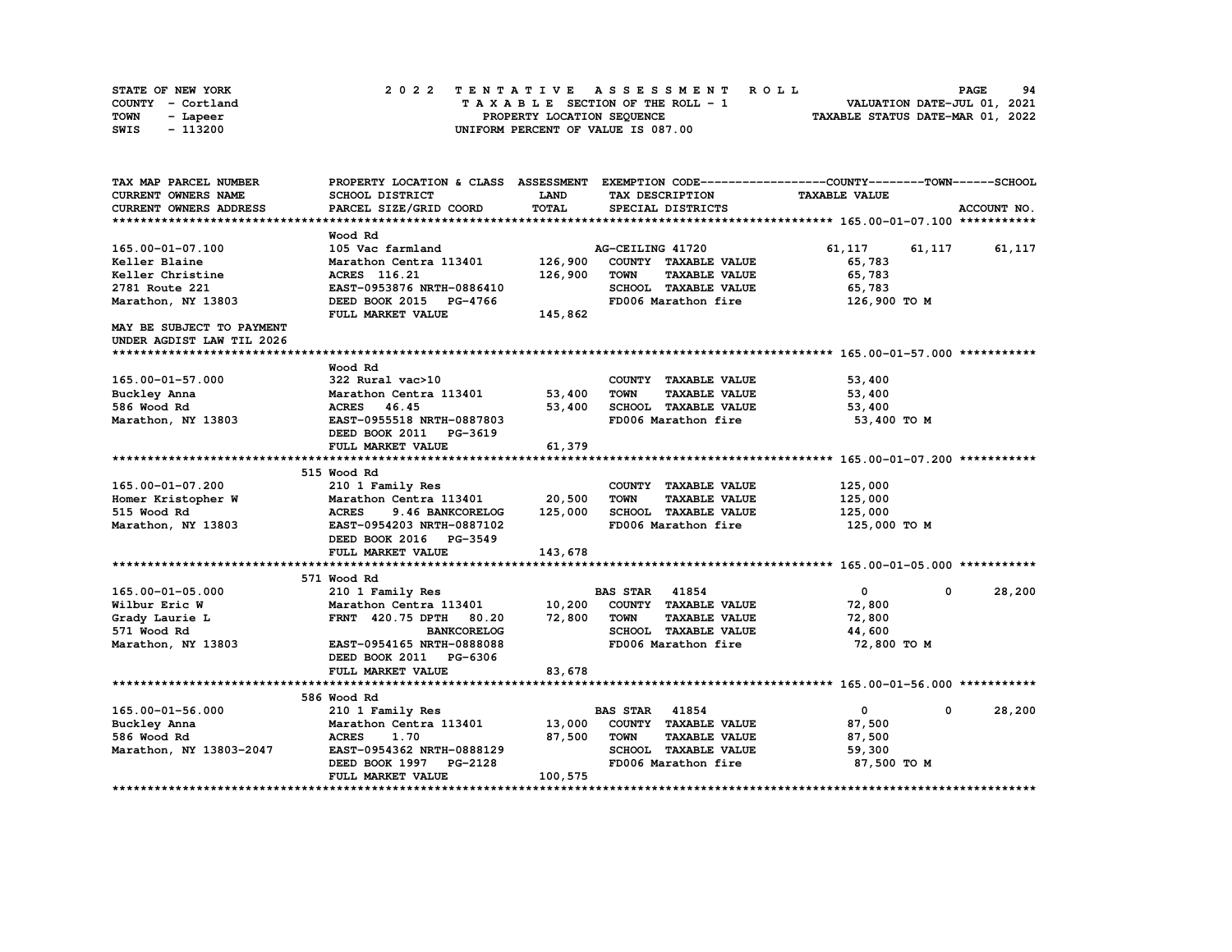STATE OF NEW YORK
COUNTY - Cortland
TOWN - Lapeer
SWIS - 113200

# 2022 TENTATIVE ASSESSMENT ROLL

TAXABLE SECTION OF THE ROLL - 1
PROPERTY LOCATION SEQUENCE
UNIFORM PERCENT OF VALUE IS 087.00

VALUATION DATE-JUL 01, 2021
TAXABLE STATUS DATE-MAR 01, 2022

| TAX MAP PARCEL NUMBER / CURRENT OWNERS NAME / CURRENT OWNERS ADDRESS | PROPERTY LOCATION & CLASS / SCHOOL DISTRICT / PARCEL SIZE/GRID COORD | ASSESSMENT LAND / TOTAL | EXEMPTION CODE / TAX DESCRIPTION / SPECIAL DISTRICTS | COUNTY TAXABLE VALUE | TOWN | SCHOOL / ACCOUNT NO. |
|---|---|---|---|---|---|---|
| **165.00-01-07.100** | Wood Rd | | | | | |
| 165.00-01-07.100 | 105 Vac farmland | | AG-CEILING 41720 | 61,117 | 61,117 | 61,117 |
| Keller Blaine | Marathon Centra 113401 | 126,900 | COUNTY TAXABLE VALUE | 65,783 | | |
| Keller Christine | ACRES 116.21 | 126,900 | TOWN TAXABLE VALUE | 65,783 | | |
| 2781 Route 221 | EAST-0953876 NRTH-0886410 | | SCHOOL TAXABLE VALUE | 65,783 | | |
| Marathon, NY 13803 | DEED BOOK 2015 PG-4766 | | FD006 Marathon fire | 126,900 TO M | | |
| | FULL MARKET VALUE | 145,862 | | | | |
| MAY BE SUBJECT TO PAYMENT UNDER AGDIST LAW TIL 2026 | | | | | | |
| **165.00-01-57.000** | Wood Rd | | | | | |
| 165.00-01-57.000 | 322 Rural vac>10 | | COUNTY TAXABLE VALUE | 53,400 | | |
| Buckley Anna | Marathon Centra 113401 | 53,400 | TOWN TAXABLE VALUE | 53,400 | | |
| 586 Wood Rd | ACRES 46.45 | 53,400 | SCHOOL TAXABLE VALUE | 53,400 | | |
| Marathon, NY 13803 | EAST-0955518 NRTH-0887803 | | FD006 Marathon fire | 53,400 TO M | | |
| | DEED BOOK 2011 PG-3619 | | | | | |
| | FULL MARKET VALUE | 61,379 | | | | |
| **165.00-01-07.200** | 515 Wood Rd | | | | | |
| 165.00-01-07.200 | 210 1 Family Res | | COUNTY TAXABLE VALUE | 125,000 | | |
| Homer Kristopher W | Marathon Centra 113401 | 20,500 | TOWN TAXABLE VALUE | 125,000 | | |
| 515 Wood Rd | ACRES 9.46 BANKCORELOG | 125,000 | SCHOOL TAXABLE VALUE | 125,000 | | |
| Marathon, NY 13803 | EAST-0954203 NRTH-0887102 | | FD006 Marathon fire | 125,000 TO M | | |
| | DEED BOOK 2016 PG-3549 | | | | | |
| | FULL MARKET VALUE | 143,678 | | | | |
| **165.00-01-05.000** | 571 Wood Rd | | | | | |
| 165.00-01-05.000 | 210 1 Family Res | | BAS STAR 41854 | 0 | 0 | 28,200 |
| Wilbur Eric W | Marathon Centra 113401 | 10,200 | COUNTY TAXABLE VALUE | 72,800 | | |
| Grady Laurie L | FRNT 420.75 DPTH 80.20 | 72,800 | TOWN TAXABLE VALUE | 72,800 | | |
| 571 Wood Rd | BANKCORELOG | | SCHOOL TAXABLE VALUE | 44,600 | | |
| Marathon, NY 13803 | EAST-0954165 NRTH-0888088 | | FD006 Marathon fire | 72,800 TO M | | |
| | DEED BOOK 2011 PG-6306 | | | | | |
| | FULL MARKET VALUE | 83,678 | | | | |
| **165.00-01-56.000** | 586 Wood Rd | | | | | |
| 165.00-01-56.000 | 210 1 Family Res | | BAS STAR 41854 | 0 | 0 | 28,200 |
| Buckley Anna | Marathon Centra 113401 | 13,000 | COUNTY TAXABLE VALUE | 87,500 | | |
| 586 Wood Rd | ACRES 1.70 | 87,500 | TOWN TAXABLE VALUE | 87,500 | | |
| Marathon, NY 13803-2047 | EAST-0954362 NRTH-0888129 | | SCHOOL TAXABLE VALUE | 59,300 | | |
| | DEED BOOK 1997 PG-2128 | | FD006 Marathon fire | 87,500 TO M | | |
| | FULL MARKET VALUE | 100,575 | | | | |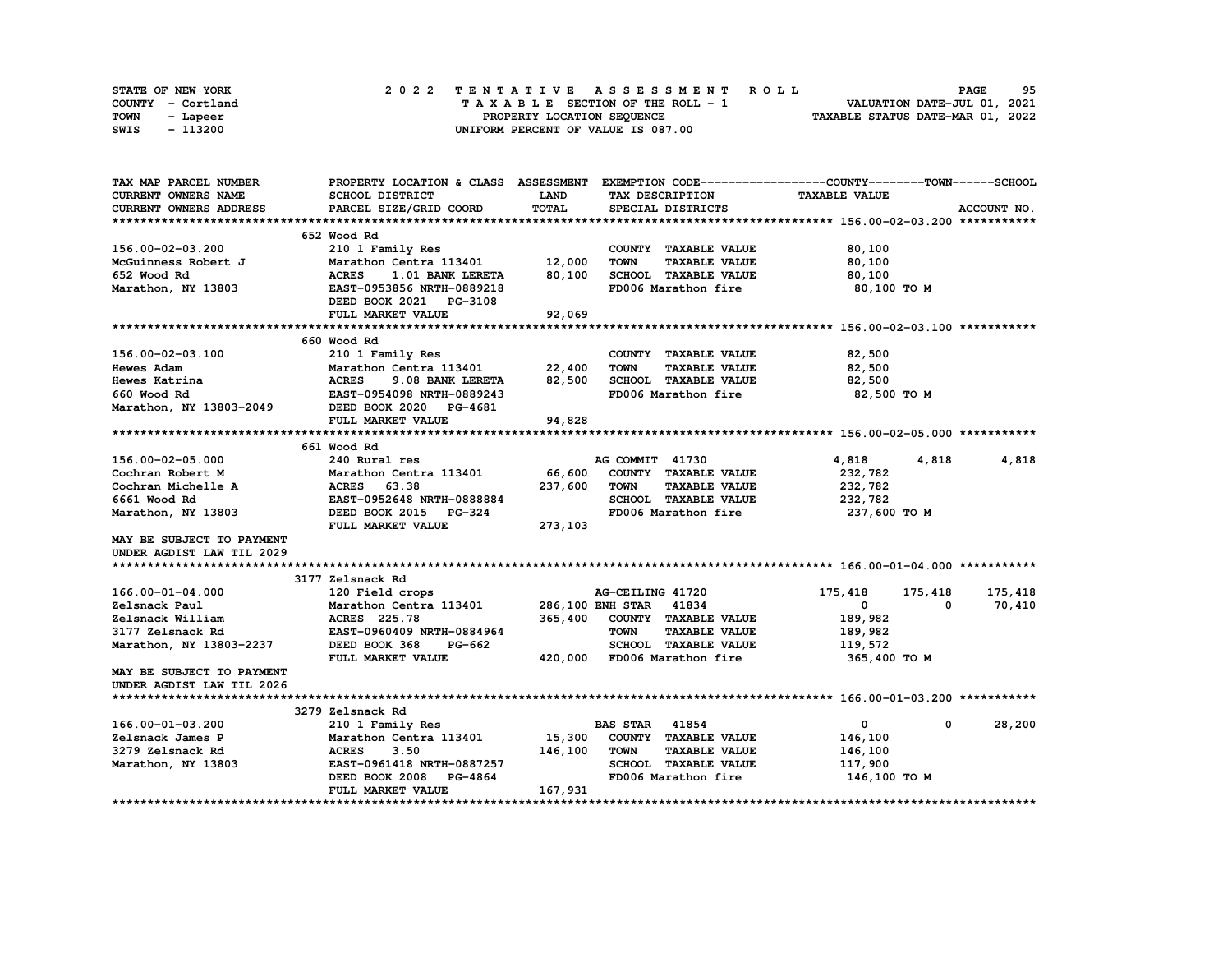STATE OF NEW YORK
COUNTY - Cortland
TOWN - Lapeer
SWIS - 113200

2 0 2 2 T E N T A T I V E A S S E S S M E N T R O L L
T A X A B L E SECTION OF THE ROLL - 1
PROPERTY LOCATION SEQUENCE
UNIFORM PERCENT OF VALUE IS 087.00

VALUATION DATE-JUL 01, 2021
TAXABLE STATUS DATE-MAR 01, 2022

| TAX MAP PARCEL NUMBER<br>CURRENT OWNERS NAME<br>CURRENT OWNERS ADDRESS | PROPERTY LOCATION & CLASS<br>SCHOOL DISTRICT<br>PARCEL SIZE/GRID COORD | ASSESSMENT<br>LAND<br>TOTAL | EXEMPTION CODE<br>TAX DESCRIPTION<br>SPECIAL DISTRICTS | COUNTY<br>TAXABLE VALUE | TOWN | SCHOOL<br>ACCOUNT NO. |
|---|---|---|---|---|---|---|
| **156.00-02-03.200** | 652 Wood Rd | | | | | |
| 156.00-02-03.200 | 210 1 Family Res | | COUNTY TAXABLE VALUE | 80,100 | | |
| McGuinness Robert J | Marathon Centra 113401 | 12,000 | TOWN TAXABLE VALUE | 80,100 | | |
| 652 Wood Rd | ACRES 1.01 BANK LERETA | 80,100 | SCHOOL TAXABLE VALUE | 80,100 | | |
| Marathon, NY 13803 | EAST-0953856 NRTH-0889218 | | FD006 Marathon fire | 80,100 TO M | | |
| | DEED BOOK 2021 PG-3108 | | | | | |
| | FULL MARKET VALUE | 92,069 | | | | |
| **156.00-02-03.100** | 660 Wood Rd | | | | | |
| 156.00-02-03.100 | 210 1 Family Res | | COUNTY TAXABLE VALUE | 82,500 | | |
| Hewes Adam | Marathon Centra 113401 | 22,400 | TOWN TAXABLE VALUE | 82,500 | | |
| Hewes Katrina | ACRES 9.08 BANK LERETA | 82,500 | SCHOOL TAXABLE VALUE | 82,500 | | |
| 660 Wood Rd | EAST-0954098 NRTH-0889243 | | FD006 Marathon fire | 82,500 TO M | | |
| Marathon, NY 13803-2049 | DEED BOOK 2020 PG-4681 | | | | | |
| | FULL MARKET VALUE | 94,828 | | | | |
| **156.00-02-05.000** | 661 Wood Rd | | | | | |
| 156.00-02-05.000 | 240 Rural res | | AG COMMIT 41730 | 4,818 | 4,818 | 4,818 |
| Cochran Robert M | Marathon Centra 113401 | 66,600 | COUNTY TAXABLE VALUE | 232,782 | | |
| Cochran Michelle A | ACRES 63.38 | 237,600 | TOWN TAXABLE VALUE | 232,782 | | |
| 6661 Wood Rd | EAST-0952648 NRTH-0888884 | | SCHOOL TAXABLE VALUE | 232,782 | | |
| Marathon, NY 13803 | DEED BOOK 2015 PG-324 | | FD006 Marathon fire | 237,600 TO M | | |
| | FULL MARKET VALUE | 273,103 | | | | |
| MAY BE SUBJECT TO PAYMENT<br>UNDER AGDIST LAW TIL 2029 | | | | | | |
| **166.00-01-04.000** | 3177 Zelsnack Rd | | | | | |
| 166.00-01-04.000 | 120 Field crops | | AG-CEILING 41720 | 175,418 | 175,418 | 175,418 |
| Zelsnack Paul | Marathon Centra 113401 | 286,100 | ENH STAR 41834 | 0 | 0 | 70,410 |
| Zelsnack William | ACRES 225.78 | 365,400 | COUNTY TAXABLE VALUE | 189,982 | | |
| 3177 Zelsnack Rd | EAST-0960409 NRTH-0884964 | | TOWN TAXABLE VALUE | 189,982 | | |
| Marathon, NY 13803-2237 | DEED BOOK 368 PG-662 | | SCHOOL TAXABLE VALUE | 119,572 | | |
| | FULL MARKET VALUE | 420,000 | FD006 Marathon fire | 365,400 TO M | | |
| MAY BE SUBJECT TO PAYMENT<br>UNDER AGDIST LAW TIL 2026 | | | | | | |
| **166.00-01-03.200** | 3279 Zelsnack Rd | | | | | |
| 166.00-01-03.200 | 210 1 Family Res | | BAS STAR 41854 | 0 | 0 | 28,200 |
| Zelsnack James P | Marathon Centra 113401 | 15,300 | COUNTY TAXABLE VALUE | 146,100 | | |
| 3279 Zelsnack Rd | ACRES 3.50 | 146,100 | TOWN TAXABLE VALUE | 146,100 | | |
| Marathon, NY 13803 | EAST-0961418 NRTH-0887257 | | SCHOOL TAXABLE VALUE | 117,900 | | |
| | DEED BOOK 2008 PG-4864 | | FD006 Marathon fire | 146,100 TO M | | |
| | FULL MARKET VALUE | 167,931 | | | | |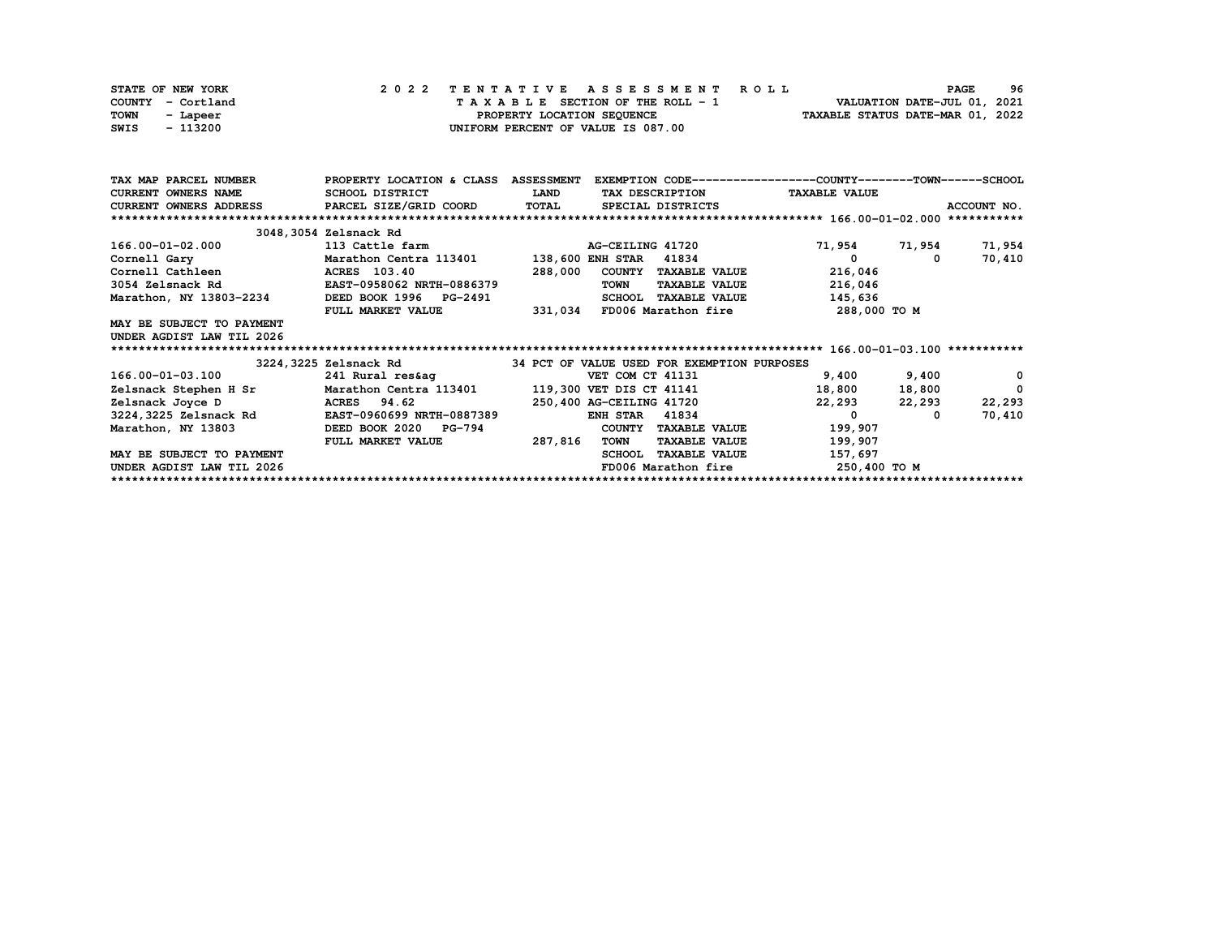STATE OF NEW YORK
COUNTY - Cortland
TOWN - Lapeer
SWIS - 113200

2 0 2 2 T E N T A T I V E A S S E S S M E N T R O L L
T A X A B L E SECTION OF THE ROLL - 1
PROPERTY LOCATION SEQUENCE
UNIFORM PERCENT OF VALUE IS 087.00

VALUATION DATE-JUL 01, 2021
TAXABLE STATUS DATE-MAR 01, 2022

| TAX MAP PARCEL NUMBER<br>CURRENT OWNERS NAME<br>CURRENT OWNERS ADDRESS | PROPERTY LOCATION & CLASS<br>SCHOOL DISTRICT<br>PARCEL SIZE/GRID COORD | ASSESSMENT<br>LAND<br>TOTAL | EXEMPTION CODE<br>TAX DESCRIPTION<br>SPECIAL DISTRICTS | COUNTY<br>TAXABLE VALUE | TOWN | SCHOOL<br><br>ACCOUNT NO. |
|---|---|---|---|---|---|---|
| **166.00-01-02.000** | 3048,3054 Zelsnack Rd | | | | | |
| 166.00-01-02.000 | 113 Cattle farm | | AG-CEILING 41720 | 71,954 | 71,954 | 71,954 |
| Cornell Gary | Marathon Centra 113401 | 138,600 | ENH STAR 41834 | 0 | 0 | 70,410 |
| Cornell Cathleen | ACRES 103.40 | 288,000 | COUNTY TAXABLE VALUE | 216,046 | | |
| 3054 Zelsnack Rd | EAST-0958062 NRTH-0886379 | | TOWN TAXABLE VALUE | 216,046 | | |
| Marathon, NY 13803-2234 | DEED BOOK 1996 PG-2491 | | SCHOOL TAXABLE VALUE | 145,636 | | |
| | FULL MARKET VALUE | 331,034 | FD006 Marathon fire | 288,000 TO M | | |
| MAY BE SUBJECT TO PAYMENT | | | | | | |
| UNDER AGDIST LAW TIL 2026 | | | | | | |
| **166.00-01-03.100** | 3224,3225 Zelsnack Rd | | 34 PCT OF VALUE USED FOR EXEMPTION PURPOSES | | | |
| 166.00-01-03.100 | 241 Rural res&ag | | VET COM CT 41131 | 9,400 | 9,400 | 0 |
| Zelsnack Stephen H Sr | Marathon Centra 113401 | 119,300 | VET DIS CT 41141 | 18,800 | 18,800 | 0 |
| Zelsnack Joyce D | ACRES 94.62 | 250,400 | AG-CEILING 41720 | 22,293 | 22,293 | 22,293 |
| 3224,3225 Zelsnack Rd | EAST-0960699 NRTH-0887389 | | ENH STAR 41834 | 0 | 0 | 70,410 |
| Marathon, NY 13803 | DEED BOOK 2020 PG-794 | | COUNTY TAXABLE VALUE | 199,907 | | |
| | FULL MARKET VALUE | 287,816 | TOWN TAXABLE VALUE | 199,907 | | |
| MAY BE SUBJECT TO PAYMENT | | | SCHOOL TAXABLE VALUE | 157,697 | | |
| UNDER AGDIST LAW TIL 2026 | | | FD006 Marathon fire | 250,400 TO M | | |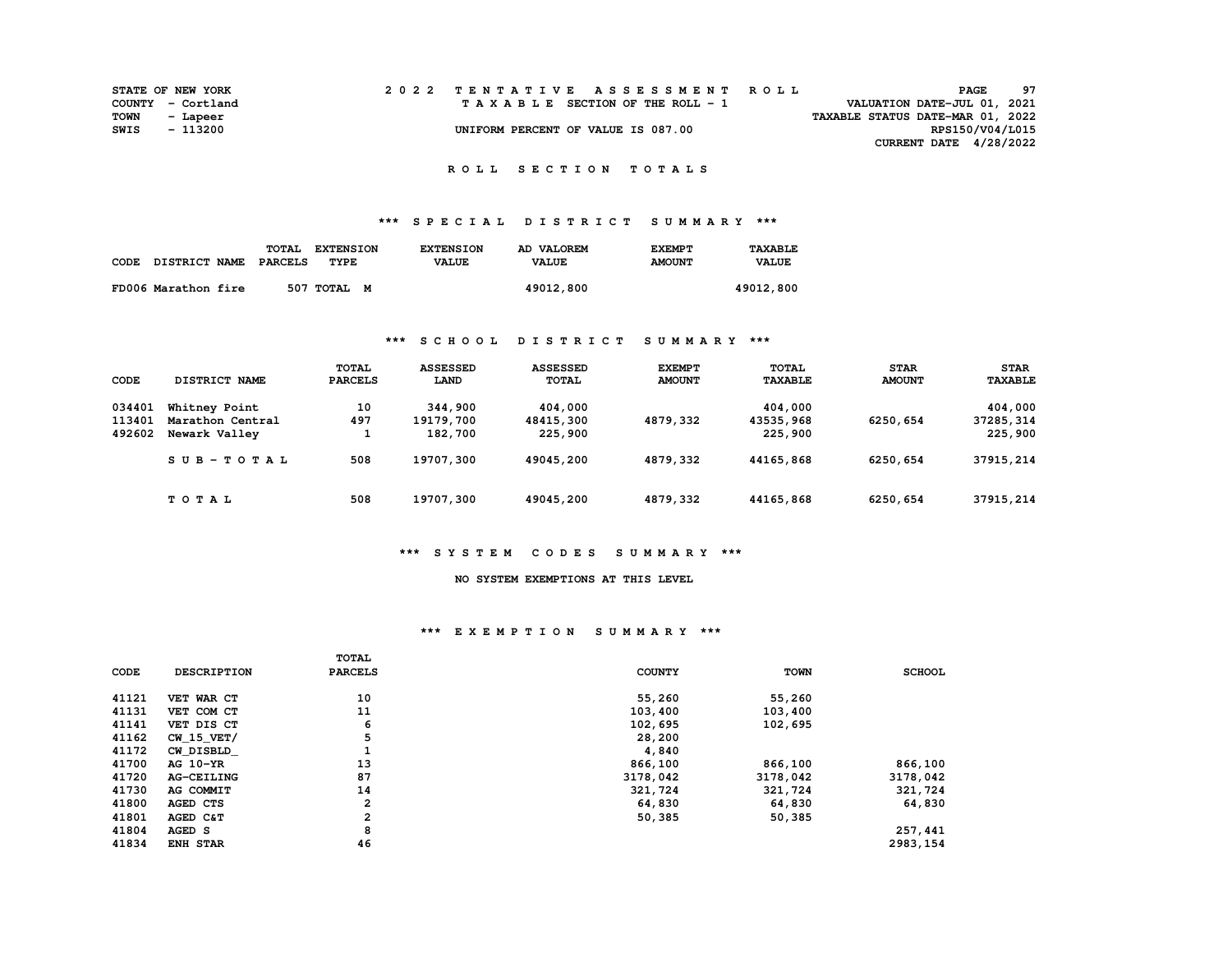STATE OF NEW YORK
COUNTY - Cortland
TOWN - Lapeer
SWIS - 113200

2022 TENTATIVE ASSESSMENT ROLL
TAXABLE SECTION OF THE ROLL - 1
UNIFORM PERCENT OF VALUE IS 087.00

VALUATION DATE-JUL 01, 2021
TAXABLE STATUS DATE-MAR 01, 2022
RPS150/V04/L015
CURRENT DATE 4/28/2022

## ROLL SECTION TOTALS

### *** SPECIAL DISTRICT SUMMARY ***

| CODE DISTRICT NAME | TOTAL PARCELS | EXTENSION TYPE | EXTENSION VALUE | AD VALOREM VALUE | EXEMPT AMOUNT | TAXABLE VALUE |
|---|---|---|---|---|---|---|
| FD006 Marathon fire | 507 | TOTAL M | | 49012,800 | | 49012,800 |

### *** SCHOOL DISTRICT SUMMARY ***

| CODE | DISTRICT NAME | TOTAL PARCELS | ASSESSED LAND | ASSESSED TOTAL | EXEMPT AMOUNT | TOTAL TAXABLE | STAR AMOUNT | STAR TAXABLE |
|---|---|---|---|---|---|---|---|---|
| 034401 | Whitney Point | 10 | 344,900 | 404,000 | | 404,000 | | 404,000 |
| 113401 | Marathon Central | 497 | 19179,700 | 48415,300 | 4879,332 | 43535,968 | 6250,654 | 37285,314 |
| 492602 | Newark Valley | 1 | 182,700 | 225,900 | | 225,900 | | 225,900 |
| | SUB-TOTAL | 508 | 19707,300 | 49045,200 | 4879,332 | 44165,868 | 6250,654 | 37915,214 |
| | TOTAL | 508 | 19707,300 | 49045,200 | 4879,332 | 44165,868 | 6250,654 | 37915,214 |

### *** SYSTEM CODES SUMMARY ***

NO SYSTEM EXEMPTIONS AT THIS LEVEL

### *** EXEMPTION SUMMARY ***

| CODE | DESCRIPTION | TOTAL PARCELS | COUNTY | TOWN | SCHOOL |
|---|---|---|---|---|---|
| 41121 | VET WAR CT | 10 | 55,260 | 55,260 | |
| 41131 | VET COM CT | 11 | 103,400 | 103,400 | |
| 41141 | VET DIS CT | 6 | 102,695 | 102,695 | |
| 41162 | CW_15_VET/ | 5 | 28,200 | | |
| 41172 | CW_DISBLD_ | 1 | 4,840 | | |
| 41700 | AG 10-YR | 13 | 866,100 | 866,100 | 866,100 |
| 41720 | AG-CEILING | 87 | 3178,042 | 3178,042 | 3178,042 |
| 41730 | AG COMMIT | 14 | 321,724 | 321,724 | 321,724 |
| 41800 | AGED CTS | 2 | 64,830 | 64,830 | 64,830 |
| 41801 | AGED C&T | 2 | 50,385 | 50,385 | |
| 41804 | AGED S | 8 | | | 257,441 |
| 41834 | ENH STAR | 46 | | | 2983,154 |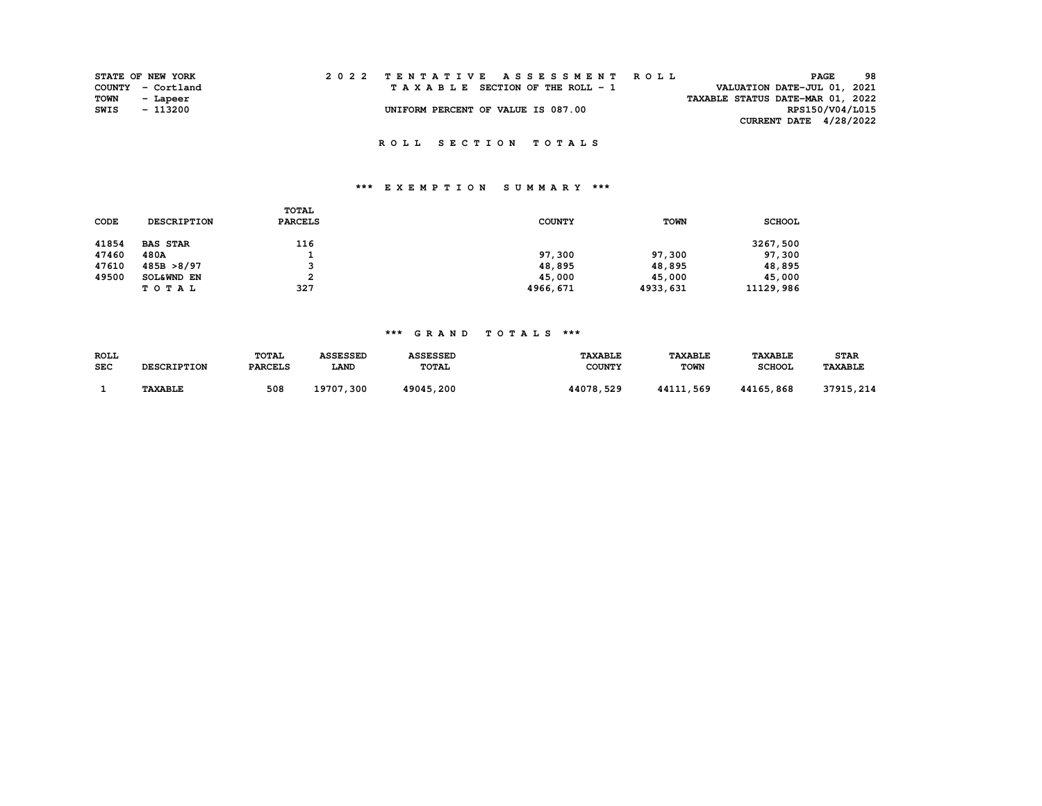STATE OF NEW YORK — 2022 TENTATIVE ASSESSMENT ROLL — PAGE 98
COUNTY - Cortland — TAXABLE SECTION OF THE ROLL - 1 — VALUATION DATE-JUL 01, 2021
TOWN - Lapeer — TAXABLE STATUS DATE-MAR 01, 2022
SWIS - 113200 — UNIFORM PERCENT OF VALUE IS 087.00 — RPS150/V04/L015
CURRENT DATE 4/28/2022

## ROLL SECTION TOTALS

### *** EXEMPTION SUMMARY ***

| CODE | DESCRIPTION | TOTAL PARCELS | COUNTY | TOWN | SCHOOL |
|---|---|---|---|---|---|
| 41854 | BAS STAR | 116 | | | 3267,500 |
| 47460 | 480A | 1 | 97,300 | 97,300 | 97,300 |
| 47610 | 485B >8/97 | 3 | 48,895 | 48,895 | 48,895 |
| 49500 | SOL&WND EN | 2 | 45,000 | 45,000 | 45,000 |
| | TOTAL | 327 | 4966,671 | 4933,631 | 11129,986 |

### *** GRAND TOTALS ***

| ROLL SEC | DESCRIPTION | TOTAL PARCELS | ASSESSED LAND | ASSESSED TOTAL | TAXABLE COUNTY | TAXABLE TOWN | TAXABLE SCHOOL | STAR TAXABLE |
|---|---|---|---|---|---|---|---|---|
| 1 | TAXABLE | 508 | 19707,300 | 49045,200 | 44078,529 | 44111,569 | 44165,868 | 37915,214 |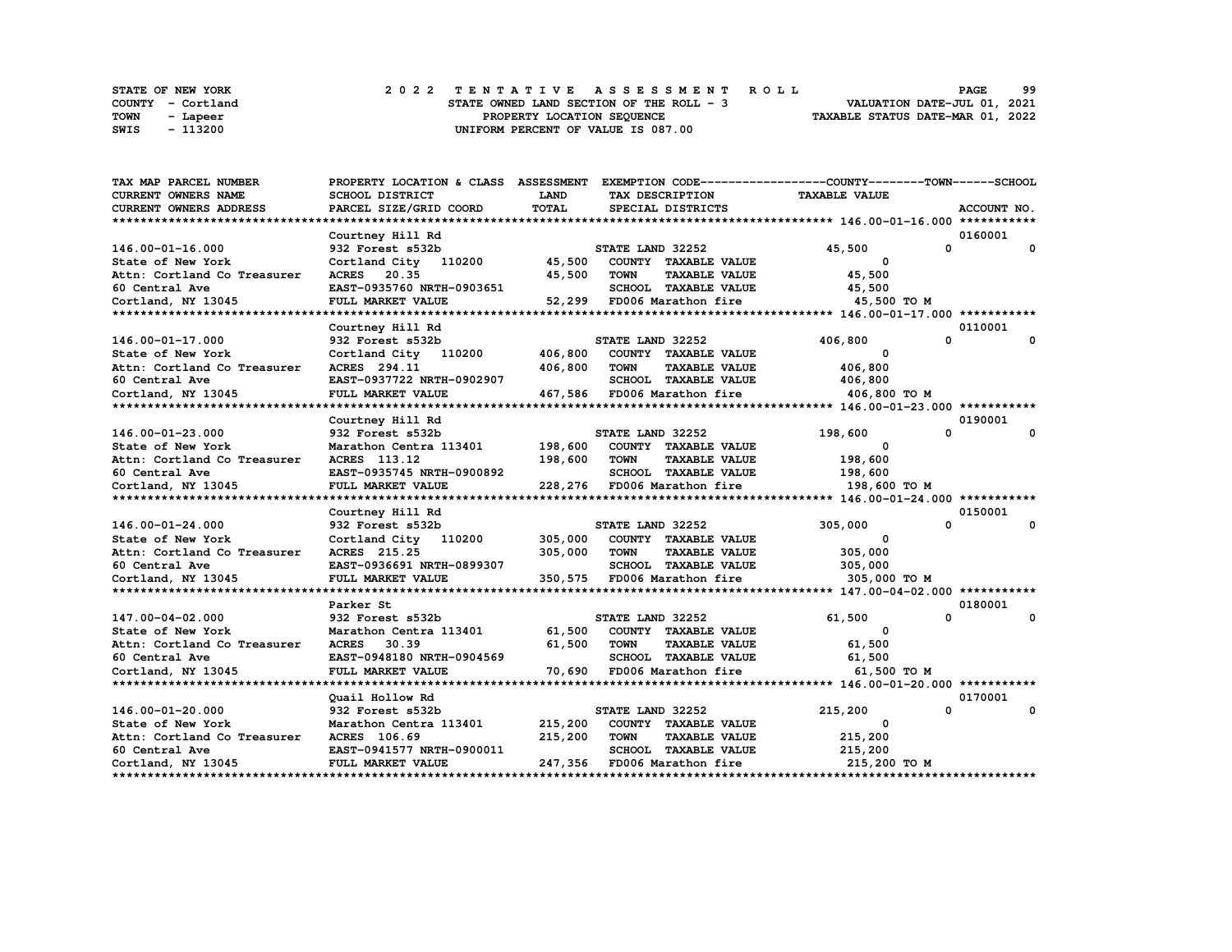STATE OF NEW YORK
COUNTY - Cortland
TOWN - Lapeer
SWIS - 113200

# 2022 TENTATIVE ASSESSMENT ROLL
STATE OWNED LAND SECTION OF THE ROLL - 3
PROPERTY LOCATION SEQUENCE
UNIFORM PERCENT OF VALUE IS 087.00

VALUATION DATE-JUL 01, 2021
TAXABLE STATUS DATE-MAR 01, 2022

| TAX MAP PARCEL NUMBER / CURRENT OWNERS NAME / CURRENT OWNERS ADDRESS | PROPERTY LOCATION & CLASS / SCHOOL DISTRICT / PARCEL SIZE/GRID COORD | ASSESSMENT LAND / TOTAL | EXEMPTION CODE / TAX DESCRIPTION / SPECIAL DISTRICTS | COUNTY TAXABLE VALUE | TOWN | SCHOOL | ACCOUNT NO. |
|---|---|---|---|---|---|---|---|
| **146.00-01-16.000** | Courtney Hill Rd | | | | | | 0160001 |
| 146.00-01-16.000 | 932 Forest s532b | | STATE LAND 32252 | 45,500 | 0 | 0 | |
| State of New York | Cortland City 110200 | 45,500 | COUNTY TAXABLE VALUE | 0 | | | |
| Attn: Cortland Co Treasurer | ACRES 20.35 | 45,500 | TOWN TAXABLE VALUE | 45,500 | | | |
| 60 Central Ave | EAST-0935760 NRTH-0903651 | | SCHOOL TAXABLE VALUE | 45,500 | | | |
| Cortland, NY 13045 | FULL MARKET VALUE | 52,299 | FD006 Marathon fire | 45,500 TO M | | | |
| **146.00-01-17.000** | Courtney Hill Rd | | | | | | 0110001 |
| 146.00-01-17.000 | 932 Forest s532b | | STATE LAND 32252 | 406,800 | 0 | 0 | |
| State of New York | Cortland City 110200 | 406,800 | COUNTY TAXABLE VALUE | 0 | | | |
| Attn: Cortland Co Treasurer | ACRES 294.11 | 406,800 | TOWN TAXABLE VALUE | 406,800 | | | |
| 60 Central Ave | EAST-0937722 NRTH-0902907 | | SCHOOL TAXABLE VALUE | 406,800 | | | |
| Cortland, NY 13045 | FULL MARKET VALUE | 467,586 | FD006 Marathon fire | 406,800 TO M | | | |
| **146.00-01-23.000** | Courtney Hill Rd | | | | | | 0190001 |
| 146.00-01-23.000 | 932 Forest s532b | | STATE LAND 32252 | 198,600 | 0 | 0 | |
| State of New York | Marathon Centra 113401 | 198,600 | COUNTY TAXABLE VALUE | 0 | | | |
| Attn: Cortland Co Treasurer | ACRES 113.12 | 198,600 | TOWN TAXABLE VALUE | 198,600 | | | |
| 60 Central Ave | EAST-0935745 NRTH-0900892 | | SCHOOL TAXABLE VALUE | 198,600 | | | |
| Cortland, NY 13045 | FULL MARKET VALUE | 228,276 | FD006 Marathon fire | 198,600 TO M | | | |
| **146.00-01-24.000** | Courtney Hill Rd | | | | | | 0150001 |
| 146.00-01-24.000 | 932 Forest s532b | | STATE LAND 32252 | 305,000 | 0 | 0 | |
| State of New York | Cortland City 110200 | 305,000 | COUNTY TAXABLE VALUE | 0 | | | |
| Attn: Cortland Co Treasurer | ACRES 215.25 | 305,000 | TOWN TAXABLE VALUE | 305,000 | | | |
| 60 Central Ave | EAST-0936691 NRTH-0899307 | | SCHOOL TAXABLE VALUE | 305,000 | | | |
| Cortland, NY 13045 | FULL MARKET VALUE | 350,575 | FD006 Marathon fire | 305,000 TO M | | | |
| **147.00-04-02.000** | Parker St | | | | | | 0180001 |
| 147.00-04-02.000 | 932 Forest s532b | | STATE LAND 32252 | 61,500 | 0 | 0 | |
| State of New York | Marathon Centra 113401 | 61,500 | COUNTY TAXABLE VALUE | 0 | | | |
| Attn: Cortland Co Treasurer | ACRES 30.39 | 61,500 | TOWN TAXABLE VALUE | 61,500 | | | |
| 60 Central Ave | EAST-0948180 NRTH-0904569 | | SCHOOL TAXABLE VALUE | 61,500 | | | |
| Cortland, NY 13045 | FULL MARKET VALUE | 70,690 | FD006 Marathon fire | 61,500 TO M | | | |
| **146.00-01-20.000** | Quail Hollow Rd | | | | | | 0170001 |
| 146.00-01-20.000 | 932 Forest s532b | | STATE LAND 32252 | 215,200 | 0 | 0 | |
| State of New York | Marathon Centra 113401 | 215,200 | COUNTY TAXABLE VALUE | 0 | | | |
| Attn: Cortland Co Treasurer | ACRES 106.69 | 215,200 | TOWN TAXABLE VALUE | 215,200 | | | |
| 60 Central Ave | EAST-0941577 NRTH-0900011 | | SCHOOL TAXABLE VALUE | 215,200 | | | |
| Cortland, NY 13045 | FULL MARKET VALUE | 247,356 | FD006 Marathon fire | 215,200 TO M | | | |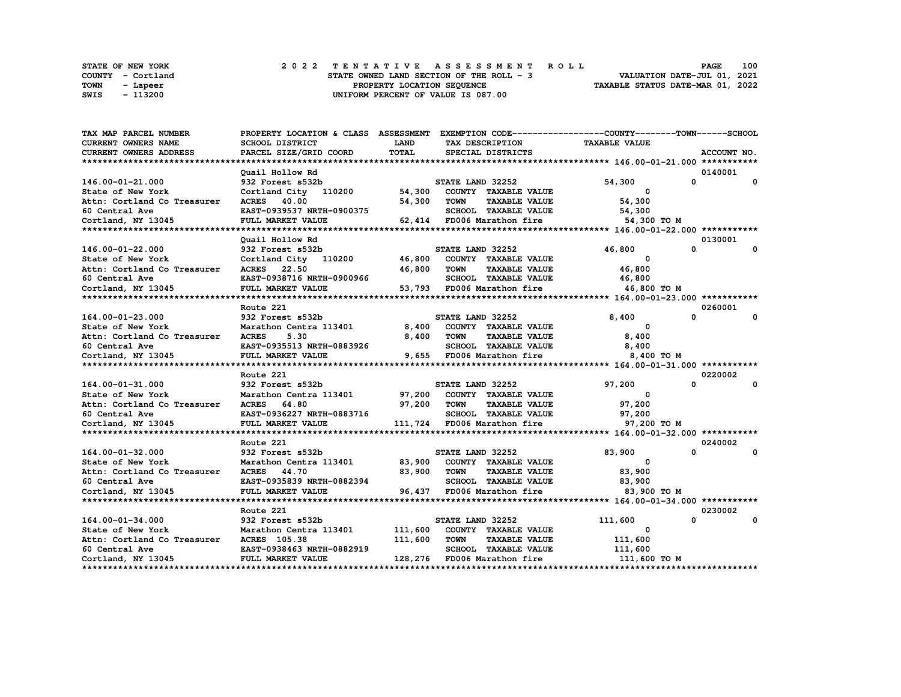STATE OF NEW YORK
COUNTY - Cortland
TOWN - Lapeer
SWIS - 113200

2022 TENTATIVE ASSESSMENT ROLL
STATE OWNED LAND SECTION OF THE ROLL - 3
PROPERTY LOCATION SEQUENCE
UNIFORM PERCENT OF VALUE IS 087.00

VALUATION DATE-JUL 01, 2021
TAXABLE STATUS DATE-MAR 01, 2022

| TAX MAP PARCEL NUMBER / CURRENT OWNERS NAME / CURRENT OWNERS ADDRESS | PROPERTY LOCATION & CLASS / SCHOOL DISTRICT / PARCEL SIZE/GRID COORD | ASSESSMENT LAND / TOTAL | EXEMPTION CODE / TAX DESCRIPTION / SPECIAL DISTRICTS | COUNTY | TOWN | SCHOOL / TAXABLE VALUE | ACCOUNT NO. |
|---|---|---|---|---|---|---|---|
| 146.00-01-21.000 | Quail Hollow Rd | | | | | | 0140001 |
| | 932 Forest s532b | | STATE LAND 32252 | 54,300 | 0 | 0 | |
| State of New York | Cortland City 110200 | 54,300 | COUNTY TAXABLE VALUE | 0 | | | |
| Attn: Cortland Co Treasurer | ACRES 40.00 | 54,300 | TOWN TAXABLE VALUE | 54,300 | | | |
| 60 Central Ave | EAST-0939537 NRTH-0900375 | | SCHOOL TAXABLE VALUE | 54,300 | | | |
| Cortland, NY 13045 | FULL MARKET VALUE | 62,414 | FD006 Marathon fire | 54,300 TO M | | | |
| 146.00-01-22.000 | Quail Hollow Rd | | | | | | 0130001 |
| | 932 Forest s532b | | STATE LAND 32252 | 46,800 | 0 | 0 | |
| State of New York | Cortland City 110200 | 46,800 | COUNTY TAXABLE VALUE | 0 | | | |
| Attn: Cortland Co Treasurer | ACRES 22.50 | 46,800 | TOWN TAXABLE VALUE | 46,800 | | | |
| 60 Central Ave | EAST-0938716 NRTH-0900966 | | SCHOOL TAXABLE VALUE | 46,800 | | | |
| Cortland, NY 13045 | FULL MARKET VALUE | 53,793 | FD006 Marathon fire | 46,800 TO M | | | |
| 164.00-01-23.000 | Route 221 | | | | | | 0260001 |
| | 932 Forest s532b | | STATE LAND 32252 | 8,400 | 0 | 0 | |
| State of New York | Marathon Centra 113401 | 8,400 | COUNTY TAXABLE VALUE | 0 | | | |
| Attn: Cortland Co Treasurer | ACRES 5.30 | 8,400 | TOWN TAXABLE VALUE | 8,400 | | | |
| 60 Central Ave | EAST-0935513 NRTH-0883926 | | SCHOOL TAXABLE VALUE | 8,400 | | | |
| Cortland, NY 13045 | FULL MARKET VALUE | 9,655 | FD006 Marathon fire | 8,400 TO M | | | |
| 164.00-01-31.000 | Route 221 | | | | | | 0220002 |
| | 932 Forest s532b | | STATE LAND 32252 | 97,200 | 0 | 0 | |
| State of New York | Marathon Centra 113401 | 97,200 | COUNTY TAXABLE VALUE | 0 | | | |
| Attn: Cortland Co Treasurer | ACRES 64.80 | 97,200 | TOWN TAXABLE VALUE | 97,200 | | | |
| 60 Central Ave | EAST-0936227 NRTH-0883716 | | SCHOOL TAXABLE VALUE | 97,200 | | | |
| Cortland, NY 13045 | FULL MARKET VALUE | 111,724 | FD006 Marathon fire | 97,200 TO M | | | |
| 164.00-01-32.000 | Route 221 | | | | | | 0240002 |
| | 932 Forest s532b | | STATE LAND 32252 | 83,900 | 0 | 0 | |
| State of New York | Marathon Centra 113401 | 83,900 | COUNTY TAXABLE VALUE | 0 | | | |
| Attn: Cortland Co Treasurer | ACRES 44.70 | 83,900 | TOWN TAXABLE VALUE | 83,900 | | | |
| 60 Central Ave | EAST-0935839 NRTH-0882394 | | SCHOOL TAXABLE VALUE | 83,900 | | | |
| Cortland, NY 13045 | FULL MARKET VALUE | 96,437 | FD006 Marathon fire | 83,900 TO M | | | |
| 164.00-01-34.000 | Route 221 | | | | | | 0230002 |
| | 932 Forest s532b | | STATE LAND 32252 | 111,600 | 0 | 0 | |
| State of New York | Marathon Centra 113401 | 111,600 | COUNTY TAXABLE VALUE | 0 | | | |
| Attn: Cortland Co Treasurer | ACRES 105.38 | 111,600 | TOWN TAXABLE VALUE | 111,600 | | | |
| 60 Central Ave | EAST-0938463 NRTH-0882919 | | SCHOOL TAXABLE VALUE | 111,600 | | | |
| Cortland, NY 13045 | FULL MARKET VALUE | 128,276 | FD006 Marathon fire | 111,600 TO M | | | |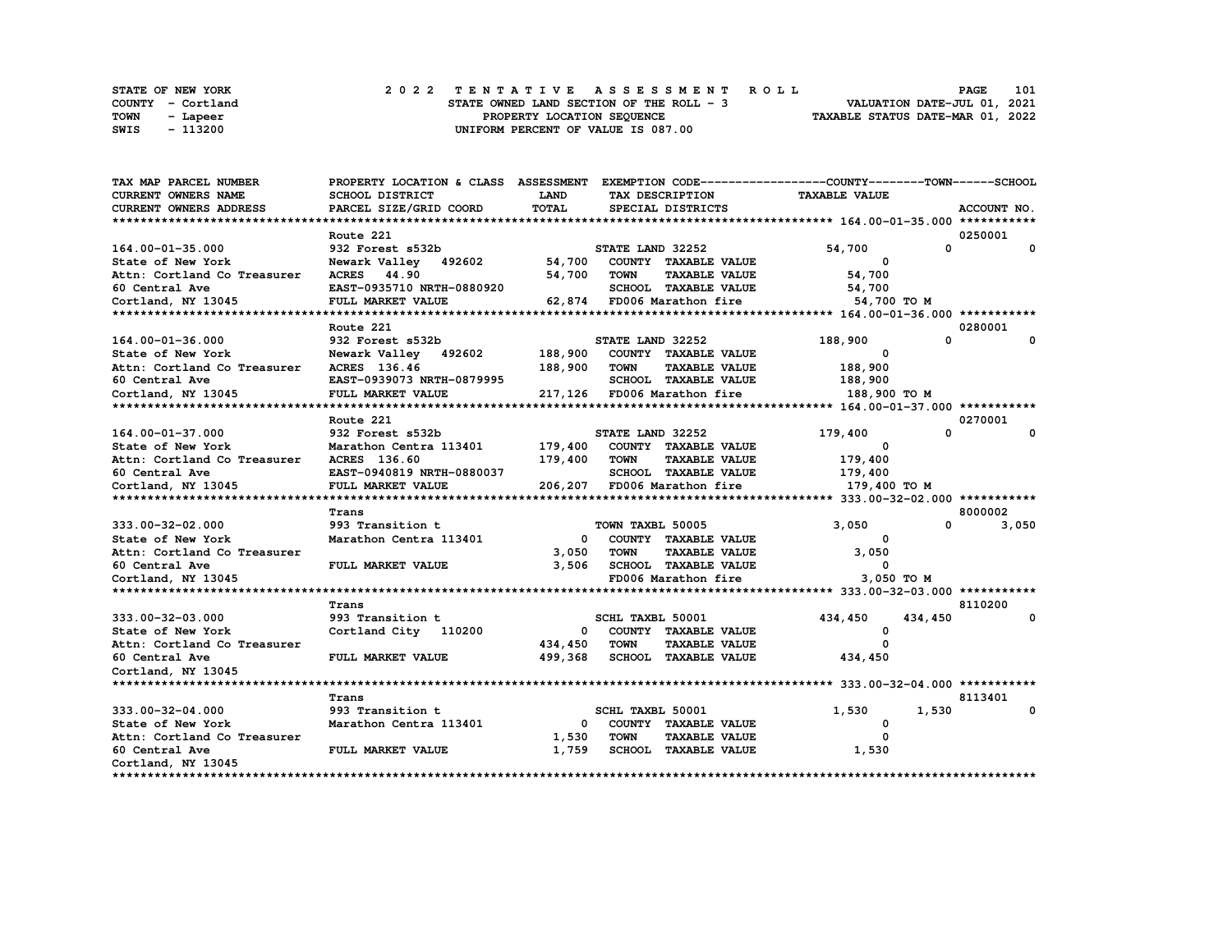STATE OF NEW YORK
COUNTY - Cortland
TOWN - Lapeer
SWIS - 113200

# 2022 TENTATIVE ASSESSMENT ROLL

STATE OWNED LAND SECTION OF THE ROLL - 3
PROPERTY LOCATION SEQUENCE
UNIFORM PERCENT OF VALUE IS 087.00

VALUATION DATE-JUL 01, 2021
TAXABLE STATUS DATE-MAR 01, 2022

| TAX MAP PARCEL NUMBER / CURRENT OWNERS NAME / CURRENT OWNERS ADDRESS | PROPERTY LOCATION & CLASS / SCHOOL DISTRICT / PARCEL SIZE/GRID COORD | ASSESSMENT LAND / TOTAL | EXEMPTION CODE / TAX DESCRIPTION / SPECIAL DISTRICTS | COUNTY TAXABLE VALUE | TOWN | SCHOOL / ACCOUNT NO. |
|---|---|---|---|---|---|---|
| **164.00-01-35.000** | Route 221 | | | | | 0250001 |
| 164.00-01-35.000 | 932 Forest s532b | | STATE LAND 32252 | 54,700 | 0 | 0 |
| State of New York | Newark Valley 492602 | 54,700 | COUNTY TAXABLE VALUE | 0 | | |
| Attn: Cortland Co Treasurer | ACRES 44.90 | 54,700 | TOWN TAXABLE VALUE | 54,700 | | |
| 60 Central Ave | EAST-0935710 NRTH-0880920 | | SCHOOL TAXABLE VALUE | 54,700 | | |
| Cortland, NY 13045 | FULL MARKET VALUE | 62,874 | FD006 Marathon fire | 54,700 TO M | | |
| **164.00-01-36.000** | Route 221 | | | | | 0280001 |
| 164.00-01-36.000 | 932 Forest s532b | | STATE LAND 32252 | 188,900 | 0 | 0 |
| State of New York | Newark Valley 492602 | 188,900 | COUNTY TAXABLE VALUE | 0 | | |
| Attn: Cortland Co Treasurer | ACRES 136.46 | 188,900 | TOWN TAXABLE VALUE | 188,900 | | |
| 60 Central Ave | EAST-0939073 NRTH-0879995 | | SCHOOL TAXABLE VALUE | 188,900 | | |
| Cortland, NY 13045 | FULL MARKET VALUE | 217,126 | FD006 Marathon fire | 188,900 TO M | | |
| **164.00-01-37.000** | Route 221 | | | | | 0270001 |
| 164.00-01-37.000 | 932 Forest s532b | | STATE LAND 32252 | 179,400 | 0 | 0 |
| State of New York | Marathon Centra 113401 | 179,400 | COUNTY TAXABLE VALUE | 0 | | |
| Attn: Cortland Co Treasurer | ACRES 136.60 | 179,400 | TOWN TAXABLE VALUE | 179,400 | | |
| 60 Central Ave | EAST-0940819 NRTH-0880037 | | SCHOOL TAXABLE VALUE | 179,400 | | |
| Cortland, NY 13045 | FULL MARKET VALUE | 206,207 | FD006 Marathon fire | 179,400 TO M | | |
| **333.00-32-02.000** | Trans | | | | | 8000002 |
| 333.00-32-02.000 | 993 Transition t | | TOWN TAXBL 50005 | 3,050 | 0 | 3,050 |
| State of New York | Marathon Centra 113401 | 0 | COUNTY TAXABLE VALUE | 0 | | |
| Attn: Cortland Co Treasurer | | 3,050 | TOWN TAXABLE VALUE | 3,050 | | |
| 60 Central Ave | FULL MARKET VALUE | 3,506 | SCHOOL TAXABLE VALUE | 0 | | |
| Cortland, NY 13045 | | | FD006 Marathon fire | 3,050 TO M | | |
| **333.00-32-03.000** | Trans | | | | | 8110200 |
| 333.00-32-03.000 | 993 Transition t | | SCHL TAXBL 50001 | 434,450 | 434,450 | 0 |
| State of New York | Cortland City 110200 | 0 | COUNTY TAXABLE VALUE | 0 | | |
| Attn: Cortland Co Treasurer | | 434,450 | TOWN TAXABLE VALUE | 0 | | |
| 60 Central Ave | FULL MARKET VALUE | 499,368 | SCHOOL TAXABLE VALUE | 434,450 | | |
| Cortland, NY 13045 | | | | | | |
| **333.00-32-04.000** | Trans | | | | | 8113401 |
| 333.00-32-04.000 | 993 Transition t | | SCHL TAXBL 50001 | 1,530 | 1,530 | 0 |
| State of New York | Marathon Centra 113401 | 0 | COUNTY TAXABLE VALUE | 0 | | |
| Attn: Cortland Co Treasurer | | 1,530 | TOWN TAXABLE VALUE | 0 | | |
| 60 Central Ave | FULL MARKET VALUE | 1,759 | SCHOOL TAXABLE VALUE | 1,530 | | |
| Cortland, NY 13045 | | | | | | |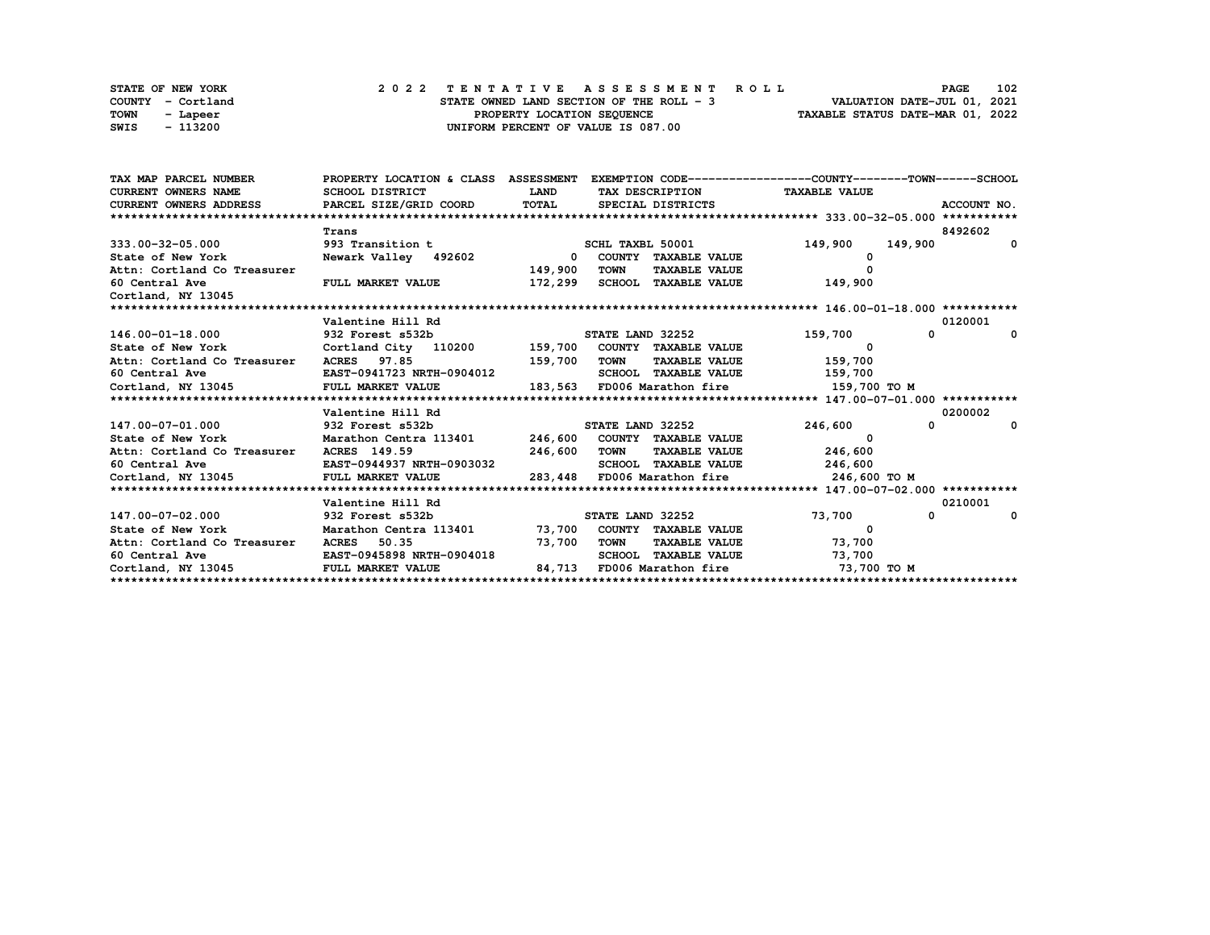STATE OF NEW YORK
COUNTY - Cortland
TOWN - Lapeer
SWIS - 113200

2 0 2 2 T E N T A T I V E A S S E S S M E N T R O L L
STATE OWNED LAND SECTION OF THE ROLL - 3
PROPERTY LOCATION SEQUENCE
UNIFORM PERCENT OF VALUE IS 087.00

VALUATION DATE-JUL 01, 2021
TAXABLE STATUS DATE-MAR 01, 2022

| TAX MAP PARCEL NUMBER / CURRENT OWNERS NAME / CURRENT OWNERS ADDRESS | PROPERTY LOCATION & CLASS / SCHOOL DISTRICT / PARCEL SIZE/GRID COORD | ASSESSMENT LAND / TOTAL | EXEMPTION CODE / TAX DESCRIPTION / SPECIAL DISTRICTS | COUNTY TAXABLE VALUE | TOWN | SCHOOL | ACCOUNT NO. |
|---|---|---|---|---|---|---|---|
| 333.00-32-05.000 | Trans | | | | | | 8492602 |
| 333.00-32-05.000 | 993 Transition t | | SCHL TAXBL 50001 | 149,900 | 149,900 | 0 | |
| State of New York | Newark Valley 492602 | 0 | COUNTY TAXABLE VALUE | 0 | | | |
| Attn: Cortland Co Treasurer | | 149,900 | TOWN TAXABLE VALUE | 0 | | | |
| 60 Central Ave | FULL MARKET VALUE | 172,299 | SCHOOL TAXABLE VALUE | 149,900 | | | |
| Cortland, NY 13045 | | | | | | | |
| 146.00-01-18.000 | Valentine Hill Rd | | | | | | 0120001 |
| 146.00-01-18.000 | 932 Forest s532b | | STATE LAND 32252 | 159,700 | 0 | 0 | |
| State of New York | Cortland City 110200 | 159,700 | COUNTY TAXABLE VALUE | 0 | | | |
| Attn: Cortland Co Treasurer | ACRES 97.85 | 159,700 | TOWN TAXABLE VALUE | 159,700 | | | |
| 60 Central Ave | EAST-0941723 NRTH-0904012 | | SCHOOL TAXABLE VALUE | 159,700 | | | |
| Cortland, NY 13045 | FULL MARKET VALUE | 183,563 | FD006 Marathon fire | 159,700 TO M | | | |
| 147.00-07-01.000 | Valentine Hill Rd | | | | | | 0200002 |
| 147.00-07-01.000 | 932 Forest s532b | | STATE LAND 32252 | 246,600 | 0 | 0 | |
| State of New York | Marathon Centra 113401 | 246,600 | COUNTY TAXABLE VALUE | 0 | | | |
| Attn: Cortland Co Treasurer | ACRES 149.59 | 246,600 | TOWN TAXABLE VALUE | 246,600 | | | |
| 60 Central Ave | EAST-0944937 NRTH-0903032 | | SCHOOL TAXABLE VALUE | 246,600 | | | |
| Cortland, NY 13045 | FULL MARKET VALUE | 283,448 | FD006 Marathon fire | 246,600 TO M | | | |
| 147.00-07-02.000 | Valentine Hill Rd | | | | | | 0210001 |
| 147.00-07-02.000 | 932 Forest s532b | | STATE LAND 32252 | 73,700 | 0 | 0 | |
| State of New York | Marathon Centra 113401 | 73,700 | COUNTY TAXABLE VALUE | 0 | | | |
| Attn: Cortland Co Treasurer | ACRES 50.35 | 73,700 | TOWN TAXABLE VALUE | 73,700 | | | |
| 60 Central Ave | EAST-0945898 NRTH-0904018 | | SCHOOL TAXABLE VALUE | 73,700 | | | |
| Cortland, NY 13045 | FULL MARKET VALUE | 84,713 | FD006 Marathon fire | 73,700 TO M | | | |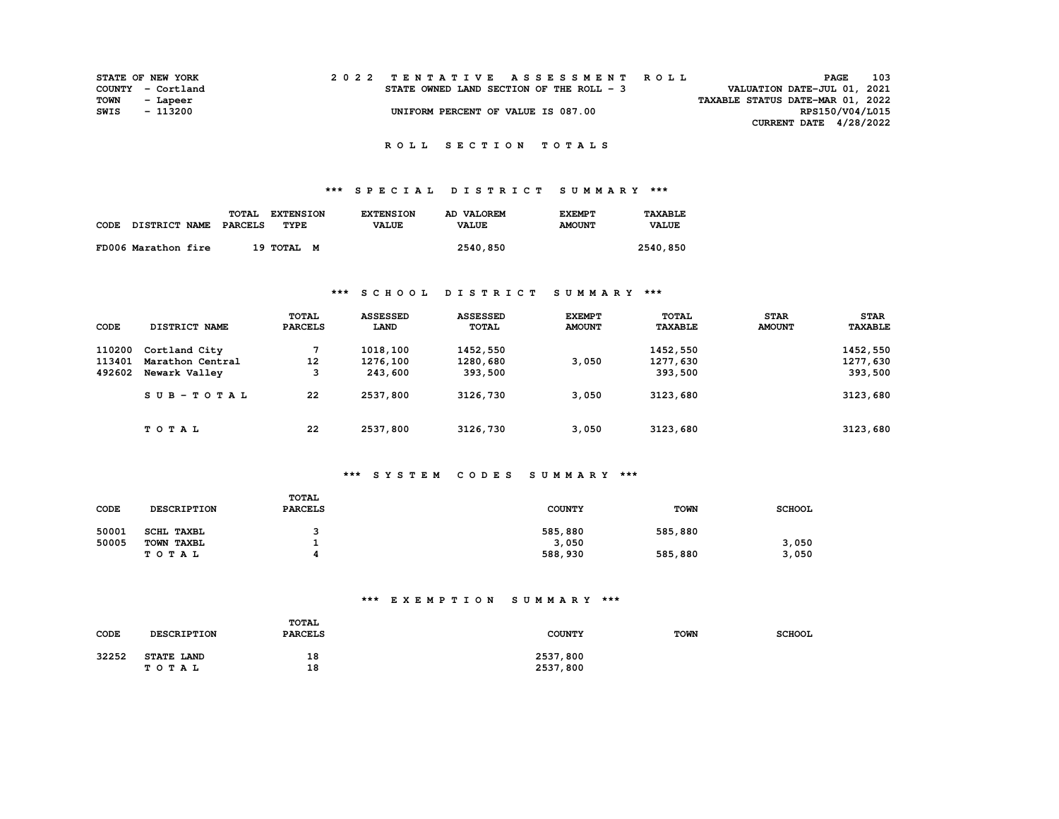STATE OF NEW YORK
COUNTY - Cortland
TOWN - Lapeer
SWIS - 113200

# 2022 TENTATIVE ASSESSMENT ROLL

STATE OWNED LAND SECTION OF THE ROLL - 3

UNIFORM PERCENT OF VALUE IS 087.00

VALUATION DATE-JUL 01, 2021
TAXABLE STATUS DATE-MAR 01, 2022
RPS150/V04/L015
CURRENT DATE 4/28/2022

## ROLL SECTION TOTALS

### *** SPECIAL DISTRICT SUMMARY ***

| CODE DISTRICT NAME | TOTAL PARCELS | EXTENSION TYPE | EXTENSION VALUE | AD VALOREM VALUE | EXEMPT AMOUNT | TAXABLE VALUE |
|---|---|---|---|---|---|---|
| FD006 Marathon fire | 19 | TOTAL M | | 2540,850 | | 2540,850 |

### *** SCHOOL DISTRICT SUMMARY ***

| CODE | DISTRICT NAME | TOTAL PARCELS | ASSESSED LAND | ASSESSED TOTAL | EXEMPT AMOUNT | TOTAL TAXABLE | STAR AMOUNT | STAR TAXABLE |
|---|---|---|---|---|---|---|---|---|
| 110200 | Cortland City | 7 | 1018,100 | 1452,550 | | 1452,550 | | 1452,550 |
| 113401 | Marathon Central | 12 | 1276,100 | 1280,680 | 3,050 | 1277,630 | | 1277,630 |
| 492602 | Newark Valley | 3 | 243,600 | 393,500 | | 393,500 | | 393,500 |
| | SUB-TOTAL | 22 | 2537,800 | 3126,730 | 3,050 | 3123,680 | | 3123,680 |
| | TOTAL | 22 | 2537,800 | 3126,730 | 3,050 | 3123,680 | | 3123,680 |

### *** SYSTEM CODES SUMMARY ***

| CODE | DESCRIPTION | TOTAL PARCELS | COUNTY | TOWN | SCHOOL |
|---|---|---|---|---|---|
| 50001 | SCHL TAXBL | 3 | 585,880 | 585,880 | |
| 50005 | TOWN TAXBL | 1 | 3,050 | | 3,050 |
| | TOTAL | 4 | 588,930 | 585,880 | 3,050 |

### *** EXEMPTION SUMMARY ***

| CODE | DESCRIPTION | TOTAL PARCELS | COUNTY | TOWN | SCHOOL |
|---|---|---|---|---|---|
| 32252 | STATE LAND | 18 | 2537,800 | | |
| | TOTAL | 18 | 2537,800 | | |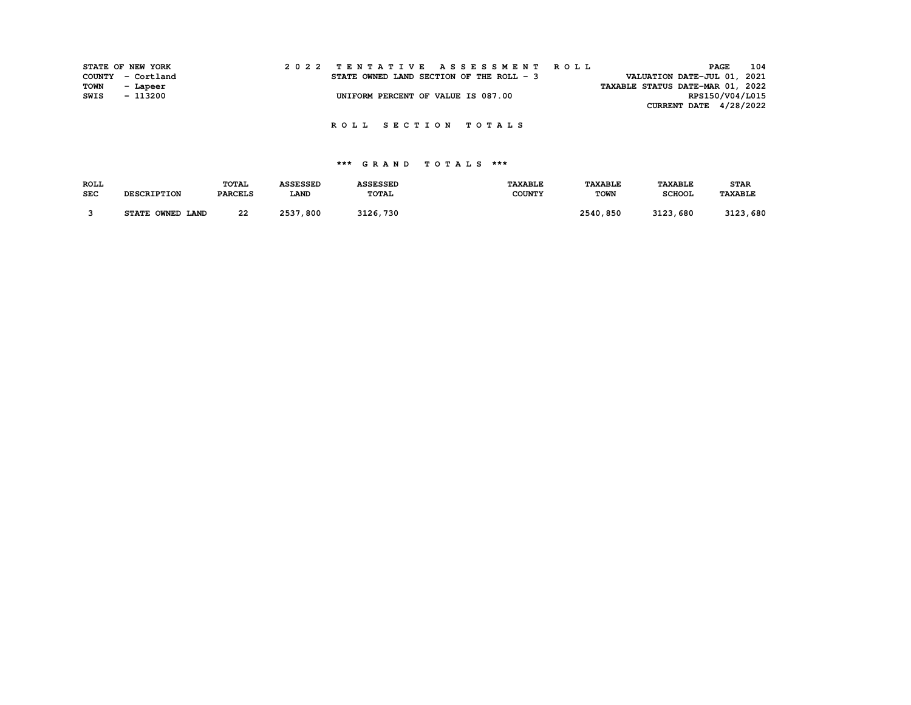STATE OF NEW YORK
COUNTY - Cortland
TOWN - Lapeer
SWIS - 113200

2 0 2 2 T E N T A T I V E A S S E S S M E N T R O L L

STATE OWNED LAND SECTION OF THE ROLL - 3

UNIFORM PERCENT OF VALUE IS 087.00

VALUATION DATE-JUL 01, 2021
TAXABLE STATUS DATE-MAR 01, 2022
RPS150/V04/L015
CURRENT DATE 4/28/2022

## R O L L S E C T I O N T O T A L S

### *** G R A N D T O T A L S ***

| ROLL SEC | DESCRIPTION | TOTAL PARCELS | ASSESSED LAND | ASSESSED TOTAL | TAXABLE COUNTY | TAXABLE TOWN | TAXABLE SCHOOL | STAR TAXABLE |
|---|---|---|---|---|---|---|---|---|
| 3 | STATE OWNED LAND | 22 | 2537,800 | 3126,730 | | 2540,850 | 3123,680 | 3123,680 |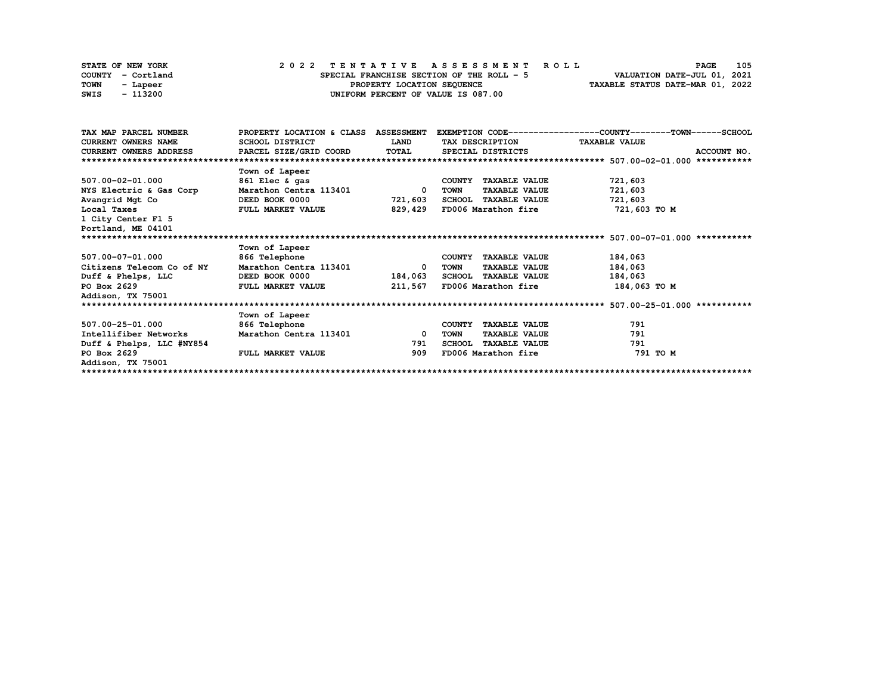STATE OF NEW YORK
COUNTY - Cortland
TOWN - Lapeer
SWIS - 113200

# 2022 TENTATIVE ASSESSMENT ROLL

SPECIAL FRANCHISE SECTION OF THE ROLL - 5
PROPERTY LOCATION SEQUENCE
UNIFORM PERCENT OF VALUE IS 087.00

VALUATION DATE-JUL 01, 2021
TAXABLE STATUS DATE-MAR 01, 2022

| TAX MAP PARCEL NUMBER / CURRENT OWNERS NAME / CURRENT OWNERS ADDRESS | PROPERTY LOCATION & CLASS / SCHOOL DISTRICT / PARCEL SIZE/GRID COORD | ASSESSMENT LAND / TOTAL | EXEMPTION CODE / TAX DESCRIPTION / SPECIAL DISTRICTS | TAXABLE VALUE (COUNTY--TOWN--SCHOOL) | ACCOUNT NO. |
|---|---|---|---|---|---|
| **507.00-02-01.000** | Town of Lapeer | | | | |
| 507.00-02-01.000 | 861 Elec & gas | | COUNTY TAXABLE VALUE | 721,603 | |
| NYS Electric & Gas Corp | Marathon Centra 113401 | 0 | TOWN TAXABLE VALUE | 721,603 | |
| Avangrid Mgt Co | DEED BOOK 0000 | 721,603 | SCHOOL TAXABLE VALUE | 721,603 | |
| Local Taxes | FULL MARKET VALUE | 829,429 | FD006 Marathon fire | 721,603 TO M | |
| 1 City Center Fl 5 | | | | | |
| Portland, ME 04101 | | | | | |
| **507.00-07-01.000** | Town of Lapeer | | | | |
| 507.00-07-01.000 | 866 Telephone | | COUNTY TAXABLE VALUE | 184,063 | |
| Citizens Telecom Co of NY | Marathon Centra 113401 | 0 | TOWN TAXABLE VALUE | 184,063 | |
| Duff & Phelps, LLC | DEED BOOK 0000 | 184,063 | SCHOOL TAXABLE VALUE | 184,063 | |
| PO Box 2629 | FULL MARKET VALUE | 211,567 | FD006 Marathon fire | 184,063 TO M | |
| Addison, TX 75001 | | | | | |
| **507.00-25-01.000** | Town of Lapeer | | | | |
| 507.00-25-01.000 | 866 Telephone | | COUNTY TAXABLE VALUE | 791 | |
| Intellifiber Networks | Marathon Centra 113401 | 0 | TOWN TAXABLE VALUE | 791 | |
| Duff & Phelps, LLC #NY854 | | 791 | SCHOOL TAXABLE VALUE | 791 | |
| PO Box 2629 | FULL MARKET VALUE | 909 | FD006 Marathon fire | 791 TO M | |
| Addison, TX 75001 | | | | | |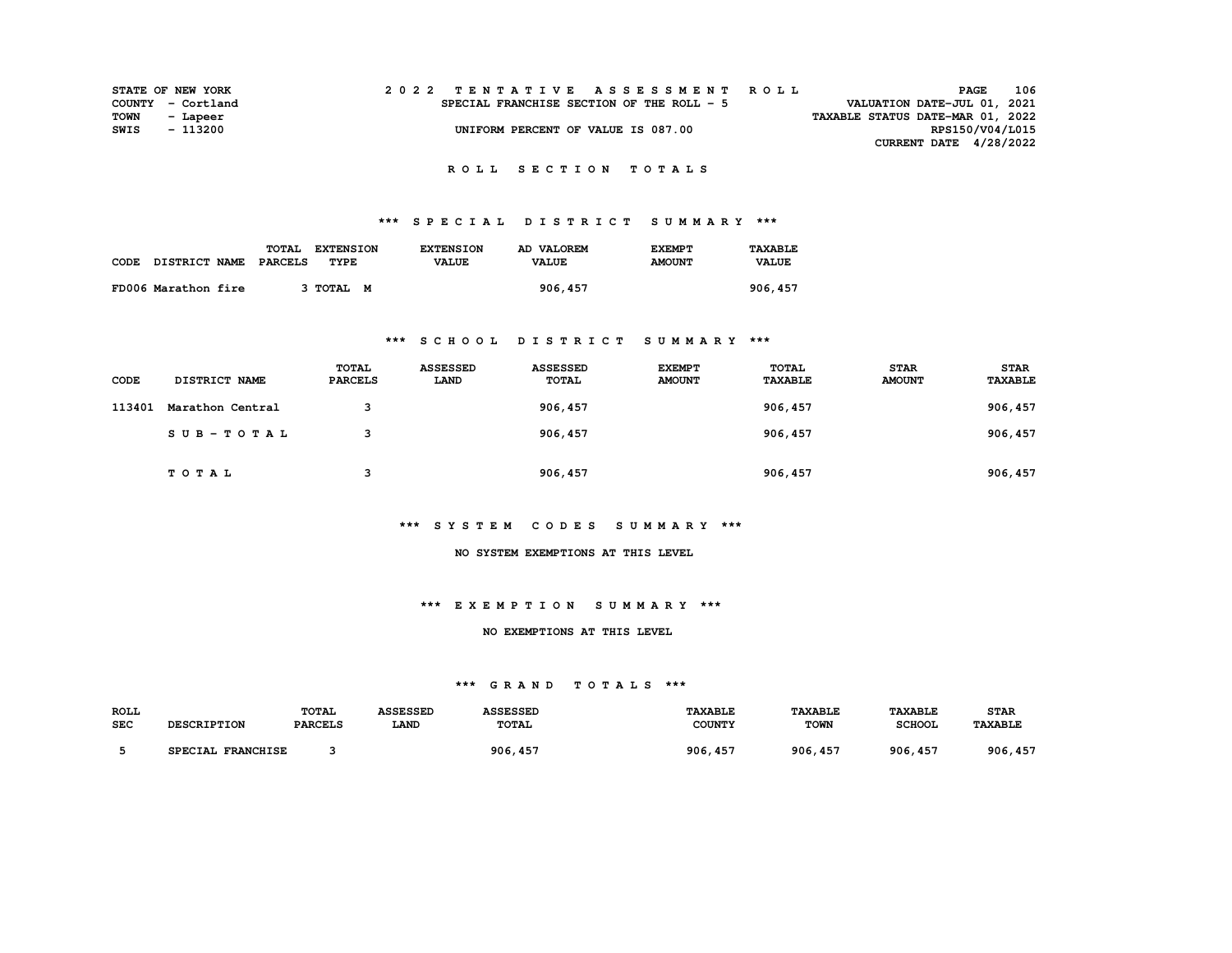STATE OF NEW YORK
COUNTY - Cortland
TOWN - Lapeer
SWIS - 113200

# 2022 TENTATIVE ASSESSMENT ROLL

SPECIAL FRANCHISE SECTION OF THE ROLL - 5

UNIFORM PERCENT OF VALUE IS 087.00

VALUATION DATE-JUL 01, 2021
TAXABLE STATUS DATE-MAR 01, 2022
RPS150/V04/L015
CURRENT DATE 4/28/2022

## ROLL SECTION TOTALS

### *** SPECIAL DISTRICT SUMMARY ***

| CODE | DISTRICT NAME | TOTAL PARCELS | EXTENSION TYPE | EXTENSION VALUE | AD VALOREM VALUE | EXEMPT AMOUNT | TAXABLE VALUE |
|---|---|---|---|---|---|---|---|
| FD006 | Marathon fire | 3 | TOTAL M | | 906,457 | | 906,457 |

### *** SCHOOL DISTRICT SUMMARY ***

| CODE | DISTRICT NAME | TOTAL PARCELS | ASSESSED LAND | ASSESSED TOTAL | EXEMPT AMOUNT | TOTAL TAXABLE | STAR AMOUNT | STAR TAXABLE |
|---|---|---|---|---|---|---|---|---|
| 113401 | Marathon Central | 3 | | 906,457 | | 906,457 | | 906,457 |
| | SUB-TOTAL | 3 | | 906,457 | | 906,457 | | 906,457 |
| | TOTAL | 3 | | 906,457 | | 906,457 | | 906,457 |

### *** SYSTEM CODES SUMMARY ***

NO SYSTEM EXEMPTIONS AT THIS LEVEL

### *** EXEMPTION SUMMARY ***

NO EXEMPTIONS AT THIS LEVEL

### *** GRAND TOTALS ***

| ROLL SEC | DESCRIPTION | TOTAL PARCELS | ASSESSED LAND | ASSESSED TOTAL | TAXABLE COUNTY | TAXABLE TOWN | TAXABLE SCHOOL | STAR TAXABLE |
|---|---|---|---|---|---|---|---|---|
| 5 | SPECIAL FRANCHISE | 3 | | 906,457 | 906,457 | 906,457 | 906,457 | 906,457 |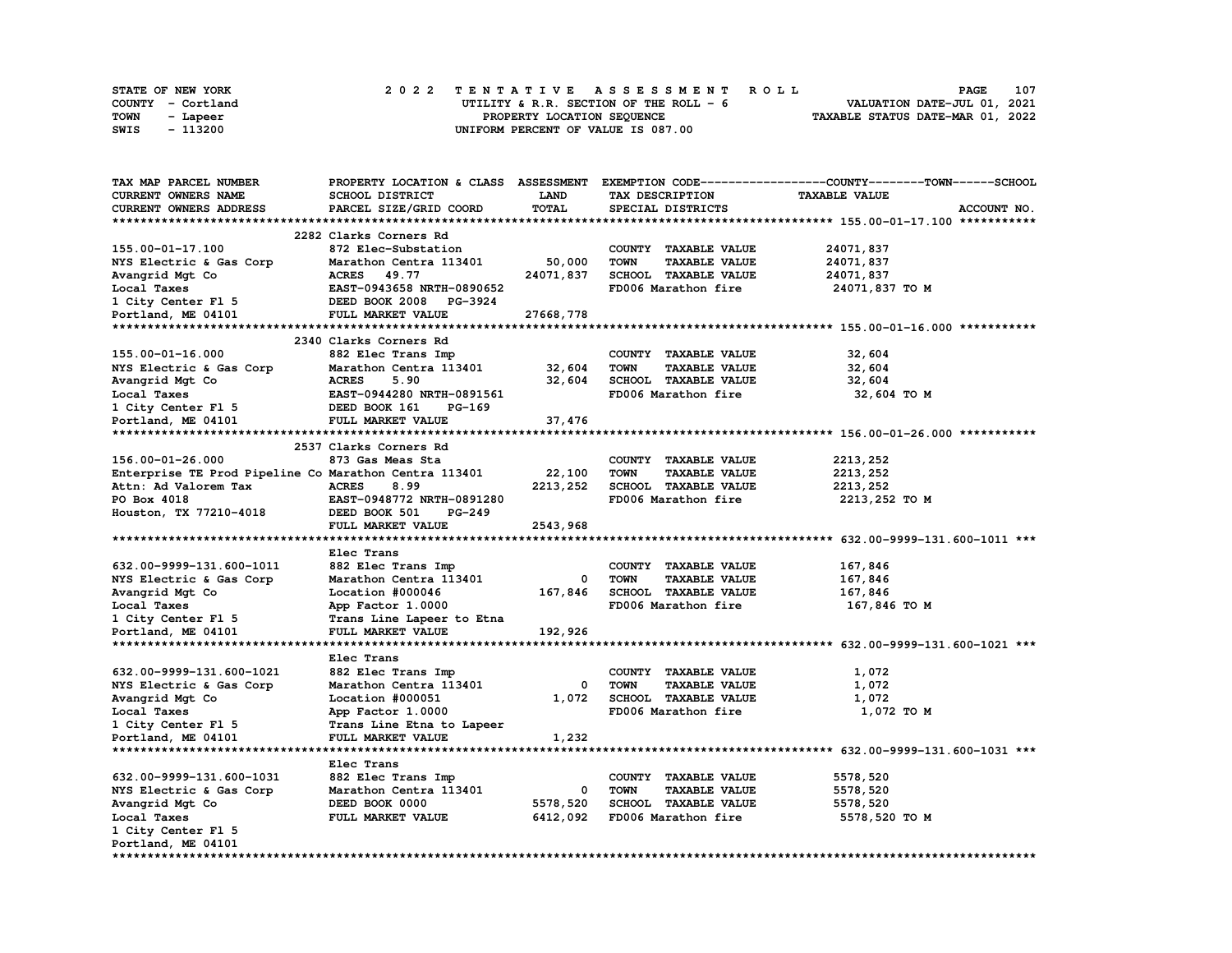STATE OF NEW YORK
COUNTY - Cortland
TOWN - Lapeer
SWIS - 113200

# 2022 TENTATIVE ASSESSMENT ROLL

UTILITY & R.R. SECTION OF THE ROLL - 6
PROPERTY LOCATION SEQUENCE
UNIFORM PERCENT OF VALUE IS 087.00

VALUATION DATE-JUL 01, 2021
TAXABLE STATUS DATE-MAR 01, 2022

| TAX MAP PARCEL NUMBER / CURRENT OWNERS NAME / CURRENT OWNERS ADDRESS | PROPERTY LOCATION & CLASS / SCHOOL DISTRICT / PARCEL SIZE/GRID COORD | ASSESSMENT LAND / TOTAL | EXEMPTION CODE / TAX DESCRIPTION / SPECIAL DISTRICTS | TAXABLE VALUE (COUNTY--TOWN--SCHOOL) | ACCOUNT NO. |
|---|---|---|---|---|---|
| **155.00-01-17.100** | 2282 Clarks Corners Rd | | | | |
| 155.00-01-17.100 | 872 Elec-Substation | | COUNTY TAXABLE VALUE | 24071,837 | |
| NYS Electric & Gas Corp | Marathon Centra 113401 | 50,000 | TOWN TAXABLE VALUE | 24071,837 | |
| Avangrid Mgt Co | ACRES 49.77 | 24071,837 | SCHOOL TAXABLE VALUE | 24071,837 | |
| Local Taxes | EAST-0943658 NRTH-0890652 | | FD006 Marathon fire | 24071,837 TO M | |
| 1 City Center Fl 5 | DEED BOOK 2008 PG-3924 | | | | |
| Portland, ME 04101 | FULL MARKET VALUE | 27668,778 | | | |
| **155.00-01-16.000** | 2340 Clarks Corners Rd | | | | |
| 155.00-01-16.000 | 882 Elec Trans Imp | | COUNTY TAXABLE VALUE | 32,604 | |
| NYS Electric & Gas Corp | Marathon Centra 113401 | 32,604 | TOWN TAXABLE VALUE | 32,604 | |
| Avangrid Mgt Co | ACRES 5.90 | 32,604 | SCHOOL TAXABLE VALUE | 32,604 | |
| Local Taxes | EAST-0944280 NRTH-0891561 | | FD006 Marathon fire | 32,604 TO M | |
| 1 City Center Fl 5 | DEED BOOK 161 PG-169 | | | | |
| Portland, ME 04101 | FULL MARKET VALUE | 37,476 | | | |
| **156.00-01-26.000** | 2537 Clarks Corners Rd | | | | |
| 156.00-01-26.000 | 873 Gas Meas Sta | | COUNTY TAXABLE VALUE | 2213,252 | |
| Enterprise TE Prod Pipeline Co | Marathon Centra 113401 | 22,100 | TOWN TAXABLE VALUE | 2213,252 | |
| Attn: Ad Valorem Tax | ACRES 8.99 | 2213,252 | SCHOOL TAXABLE VALUE | 2213,252 | |
| PO Box 4018 | EAST-0948772 NRTH-0891280 | | FD006 Marathon fire | 2213,252 TO M | |
| Houston, TX 77210-4018 | DEED BOOK 501 PG-249 | | | | |
| | FULL MARKET VALUE | 2543,968 | | | |
| **632.00-9999-131.600-1011** | Elec Trans | | | | |
| 632.00-9999-131.600-1011 | 882 Elec Trans Imp | | COUNTY TAXABLE VALUE | 167,846 | |
| NYS Electric & Gas Corp | Marathon Centra 113401 | 0 | TOWN TAXABLE VALUE | 167,846 | |
| Avangrid Mgt Co | Location #000046 | 167,846 | SCHOOL TAXABLE VALUE | 167,846 | |
| Local Taxes | App Factor 1.0000 | | FD006 Marathon fire | 167,846 TO M | |
| 1 City Center Fl 5 | Trans Line Lapeer to Etna | | | | |
| Portland, ME 04101 | FULL MARKET VALUE | 192,926 | | | |
| **632.00-9999-131.600-1021** | Elec Trans | | | | |
| 632.00-9999-131.600-1021 | 882 Elec Trans Imp | | COUNTY TAXABLE VALUE | 1,072 | |
| NYS Electric & Gas Corp | Marathon Centra 113401 | 0 | TOWN TAXABLE VALUE | 1,072 | |
| Avangrid Mgt Co | Location #000051 | 1,072 | SCHOOL TAXABLE VALUE | 1,072 | |
| Local Taxes | App Factor 1.0000 | | FD006 Marathon fire | 1,072 TO M | |
| 1 City Center Fl 5 | Trans Line Etna to Lapeer | | | | |
| Portland, ME 04101 | FULL MARKET VALUE | 1,232 | | | |
| **632.00-9999-131.600-1031** | Elec Trans | | | | |
| 632.00-9999-131.600-1031 | 882 Elec Trans Imp | | COUNTY TAXABLE VALUE | 5578,520 | |
| NYS Electric & Gas Corp | Marathon Centra 113401 | 0 | TOWN TAXABLE VALUE | 5578,520 | |
| Avangrid Mgt Co | DEED BOOK 0000 | 5578,520 | SCHOOL TAXABLE VALUE | 5578,520 | |
| Local Taxes | FULL MARKET VALUE | 6412,092 | FD006 Marathon fire | 5578,520 TO M | |
| 1 City Center Fl 5 | | | | | |
| Portland, ME 04101 | | | | | |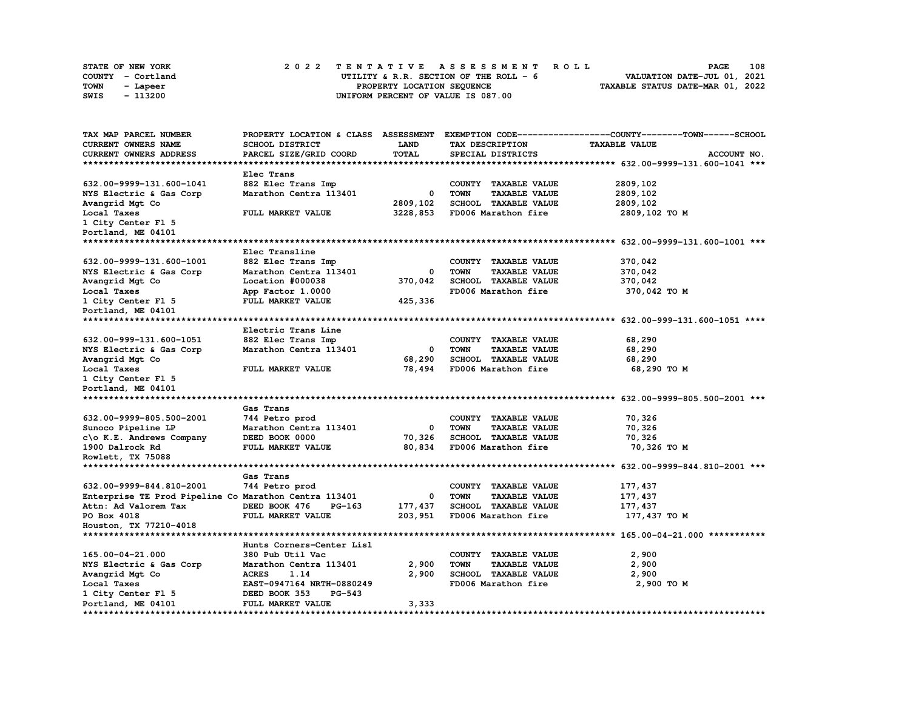STATE OF NEW YORK — COUNTY - Cortland — TOWN - Lapeer — SWIS - 113200

# 2022 TENTATIVE ASSESSMENT ROLL
UTILITY & R.R. SECTION OF THE ROLL - 6
PROPERTY LOCATION SEQUENCE
UNIFORM PERCENT OF VALUE IS 087.00

VALUATION DATE-JUL 01, 2021
TAXABLE STATUS DATE-MAR 01, 2022

| TAX MAP PARCEL NUMBER / CURRENT OWNERS NAME / CURRENT OWNERS ADDRESS | PROPERTY LOCATION & CLASS / SCHOOL DISTRICT / PARCEL SIZE/GRID COORD | ASSESSMENT LAND / TOTAL | EXEMPTION CODE / TAX DESCRIPTION / SPECIAL DISTRICTS | COUNTY / TOWN / SCHOOL TAXABLE VALUE | ACCOUNT NO. |
|---|---|---|---|---|---|
| **632.00-9999-131.600-1041** | Elec Trans | | | | |
| 632.00-9999-131.600-1041 | 882 Elec Trans Imp | | COUNTY TAXABLE VALUE | 2809,102 | |
| NYS Electric & Gas Corp | Marathon Centra 113401 | 0 | TOWN TAXABLE VALUE | 2809,102 | |
| Avangrid Mgt Co | | 2809,102 | SCHOOL TAXABLE VALUE | 2809,102 | |
| Local Taxes | FULL MARKET VALUE | 3228,853 | FD006 Marathon fire | 2809,102 TO M | |
| 1 City Center Fl 5 | | | | | |
| Portland, ME 04101 | | | | | |
| **632.00-9999-131.600-1001** | Elec Transline | | | | |
| 632.00-9999-131.600-1001 | 882 Elec Trans Imp | | COUNTY TAXABLE VALUE | 370,042 | |
| NYS Electric & Gas Corp | Marathon Centra 113401 | 0 | TOWN TAXABLE VALUE | 370,042 | |
| Avangrid Mgt Co | Location #000038 | 370,042 | SCHOOL TAXABLE VALUE | 370,042 | |
| Local Taxes | App Factor 1.0000 | | FD006 Marathon fire | 370,042 TO M | |
| 1 City Center Fl 5 | FULL MARKET VALUE | 425,336 | | | |
| Portland, ME 04101 | | | | | |
| **632.00-999-131.600-1051** | Electric Trans Line | | | | |
| 632.00-999-131.600-1051 | 882 Elec Trans Imp | | COUNTY TAXABLE VALUE | 68,290 | |
| NYS Electric & Gas Corp | Marathon Centra 113401 | 0 | TOWN TAXABLE VALUE | 68,290 | |
| Avangrid Mgt Co | | 68,290 | SCHOOL TAXABLE VALUE | 68,290 | |
| Local Taxes | FULL MARKET VALUE | 78,494 | FD006 Marathon fire | 68,290 TO M | |
| 1 City Center Fl 5 | | | | | |
| Portland, ME 04101 | | | | | |
| **632.00-9999-805.500-2001** | Gas Trans | | | | |
| 632.00-9999-805.500-2001 | 744 Petro prod | | COUNTY TAXABLE VALUE | 70,326 | |
| Sunoco Pipeline LP | Marathon Centra 113401 | 0 | TOWN TAXABLE VALUE | 70,326 | |
| c\o K.E. Andrews Company | DEED BOOK 0000 | 70,326 | SCHOOL TAXABLE VALUE | 70,326 | |
| 1900 Dalrock Rd | FULL MARKET VALUE | 80,834 | FD006 Marathon fire | 70,326 TO M | |
| Rowlett, TX 75088 | | | | | |
| **632.00-9999-844.810-2001** | Gas Trans | | | | |
| 632.00-9999-844.810-2001 | 744 Petro prod | | COUNTY TAXABLE VALUE | 177,437 | |
| Enterprise TE Prod Pipeline Co | Marathon Centra 113401 | 0 | TOWN TAXABLE VALUE | 177,437 | |
| Attn: Ad Valorem Tax | DEED BOOK 476 PG-163 | 177,437 | SCHOOL TAXABLE VALUE | 177,437 | |
| PO Box 4018 | FULL MARKET VALUE | 203,951 | FD006 Marathon fire | 177,437 TO M | |
| Houston, TX 77210-4018 | | | | | |
| **165.00-04-21.000** | Hunts Corners-Center Lisl | | | | |
| 165.00-04-21.000 | 380 Pub Util Vac | | COUNTY TAXABLE VALUE | 2,900 | |
| NYS Electric & Gas Corp | Marathon Centra 113401 | 2,900 | TOWN TAXABLE VALUE | 2,900 | |
| Avangrid Mgt Co | ACRES 1.14 | 2,900 | SCHOOL TAXABLE VALUE | 2,900 | |
| Local Taxes | EAST-0947164 NRTH-0880249 | | FD006 Marathon fire | 2,900 TO M | |
| 1 City Center Fl 5 | DEED BOOK 353 PG-543 | | | | |
| Portland, ME 04101 | FULL MARKET VALUE | 3,333 | | | |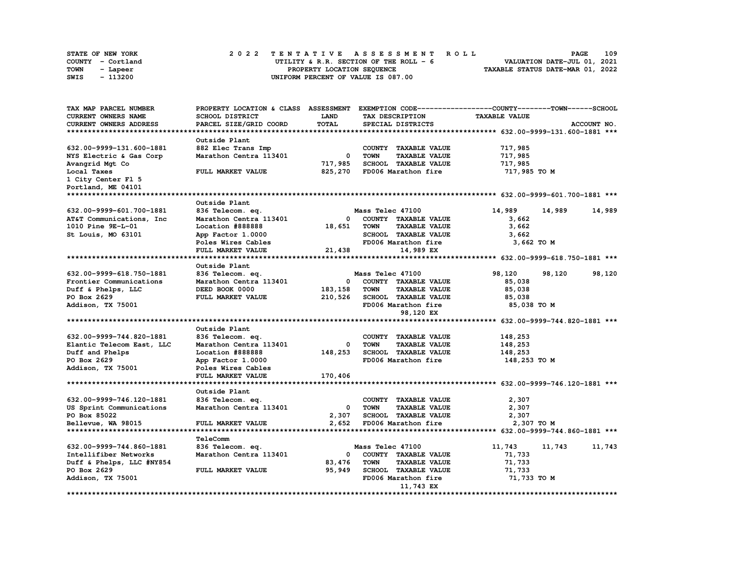STATE OF NEW YORK — 2 0 2 2 T E N T A T I V E A S S E S S M E N T R O L L

COUNTY - Cortland — UTILITY & R.R. SECTION OF THE ROLL - 6 — VALUATION DATE-JUL 01, 2021

TOWN - Lapeer — PROPERTY LOCATION SEQUENCE — TAXABLE STATUS DATE-MAR 01, 2022

SWIS - 113200 — UNIFORM PERCENT OF VALUE IS 087.00

| TAX MAP PARCEL NUMBER / CURRENT OWNERS NAME / CURRENT OWNERS ADDRESS | PROPERTY LOCATION & CLASS / SCHOOL DISTRICT / PARCEL SIZE/GRID COORD | ASSESSMENT LAND / TOTAL | EXEMPTION CODE / TAX DESCRIPTION / SPECIAL DISTRICTS | COUNTY TAXABLE VALUE | TOWN | SCHOOL / ACCOUNT NO. |
|---|---|---|---|---|---|---|
| **632.00-9999-131.600-1881** | Outside Plant | | | | | |
| 632.00-9999-131.600-1881 | 882 Elec Trans Imp | | COUNTY TAXABLE VALUE | 717,985 | | |
| NYS Electric & Gas Corp | Marathon Centra 113401 | 0 | TOWN TAXABLE VALUE | 717,985 | | |
| Avangrid Mgt Co | | 717,985 | SCHOOL TAXABLE VALUE | 717,985 | | |
| Local Taxes | FULL MARKET VALUE | 825,270 | FD006 Marathon fire | 717,985 TO M | | |
| 1 City Center Fl 5 | | | | | | |
| Portland, ME 04101 | | | | | | |
| **632.00-9999-601.700-1881** | Outside Plant | | | | | |
| 632.00-9999-601.700-1881 | 836 Telecom. eq. | | Mass Telec 47100 | 14,989 | 14,989 | 14,989 |
| AT&T Communications, Inc | Marathon Centra 113401 | 0 | COUNTY TAXABLE VALUE | 3,662 | | |
| 1010 Pine 9E-L-01 | Location #888888 | 18,651 | TOWN TAXABLE VALUE | 3,662 | | |
| St Louis, MO 63101 | App Factor 1.0000 | | SCHOOL TAXABLE VALUE | 3,662 | | |
| | Poles Wires Cables | | FD006 Marathon fire | 3,662 TO M | | |
| | FULL MARKET VALUE | 21,438 | 14,989 EX | | | |
| **632.00-9999-618.750-1881** | Outside Plant | | | | | |
| 632.00-9999-618.750-1881 | 836 Telecom. eq. | | Mass Telec 47100 | 98,120 | 98,120 | 98,120 |
| Frontier Communications | Marathon Centra 113401 | 0 | COUNTY TAXABLE VALUE | 85,038 | | |
| Duff & Phelps, LLC | DEED BOOK 0000 | 183,158 | TOWN TAXABLE VALUE | 85,038 | | |
| PO Box 2629 | FULL MARKET VALUE | 210,526 | SCHOOL TAXABLE VALUE | 85,038 | | |
| Addison, TX 75001 | | | FD006 Marathon fire | 85,038 TO M | | |
| | | | 98,120 EX | | | |
| **632.00-9999-744.820-1881** | Outside Plant | | | | | |
| 632.00-9999-744.820-1881 | 836 Telecom. eq. | | COUNTY TAXABLE VALUE | 148,253 | | |
| Elantic Telecom East, LLC | Marathon Centra 113401 | 0 | TOWN TAXABLE VALUE | 148,253 | | |
| Duff and Phelps | Location #888888 | 148,253 | SCHOOL TAXABLE VALUE | 148,253 | | |
| PO Box 2629 | App Factor 1.0000 | | FD006 Marathon fire | 148,253 TO M | | |
| Addison, TX 75001 | Poles Wires Cables | | | | | |
| | FULL MARKET VALUE | 170,406 | | | | |
| **632.00-9999-746.120-1881** | Outside Plant | | | | | |
| 632.00-9999-746.120-1881 | 836 Telecom. eq. | | COUNTY TAXABLE VALUE | 2,307 | | |
| US Sprint Communications | Marathon Centra 113401 | 0 | TOWN TAXABLE VALUE | 2,307 | | |
| PO Box 85022 | | 2,307 | SCHOOL TAXABLE VALUE | 2,307 | | |
| Bellevue, WA 98015 | FULL MARKET VALUE | 2,652 | FD006 Marathon fire | 2,307 TO M | | |
| **632.00-9999-744.860-1881** | TeleComm | | | | | |
| 632.00-9999-744.860-1881 | 836 Telecom. eq. | | Mass Telec 47100 | 11,743 | 11,743 | 11,743 |
| Intellifiber Networks | Marathon Centra 113401 | 0 | COUNTY TAXABLE VALUE | 71,733 | | |
| Duff & Phelps, LLC #NY854 | | 83,476 | TOWN TAXABLE VALUE | 71,733 | | |
| PO Box 2629 | FULL MARKET VALUE | 95,949 | SCHOOL TAXABLE VALUE | 71,733 | | |
| Addison, TX 75001 | | | FD006 Marathon fire | 71,733 TO M | | |
| | | | 11,743 EX | | | |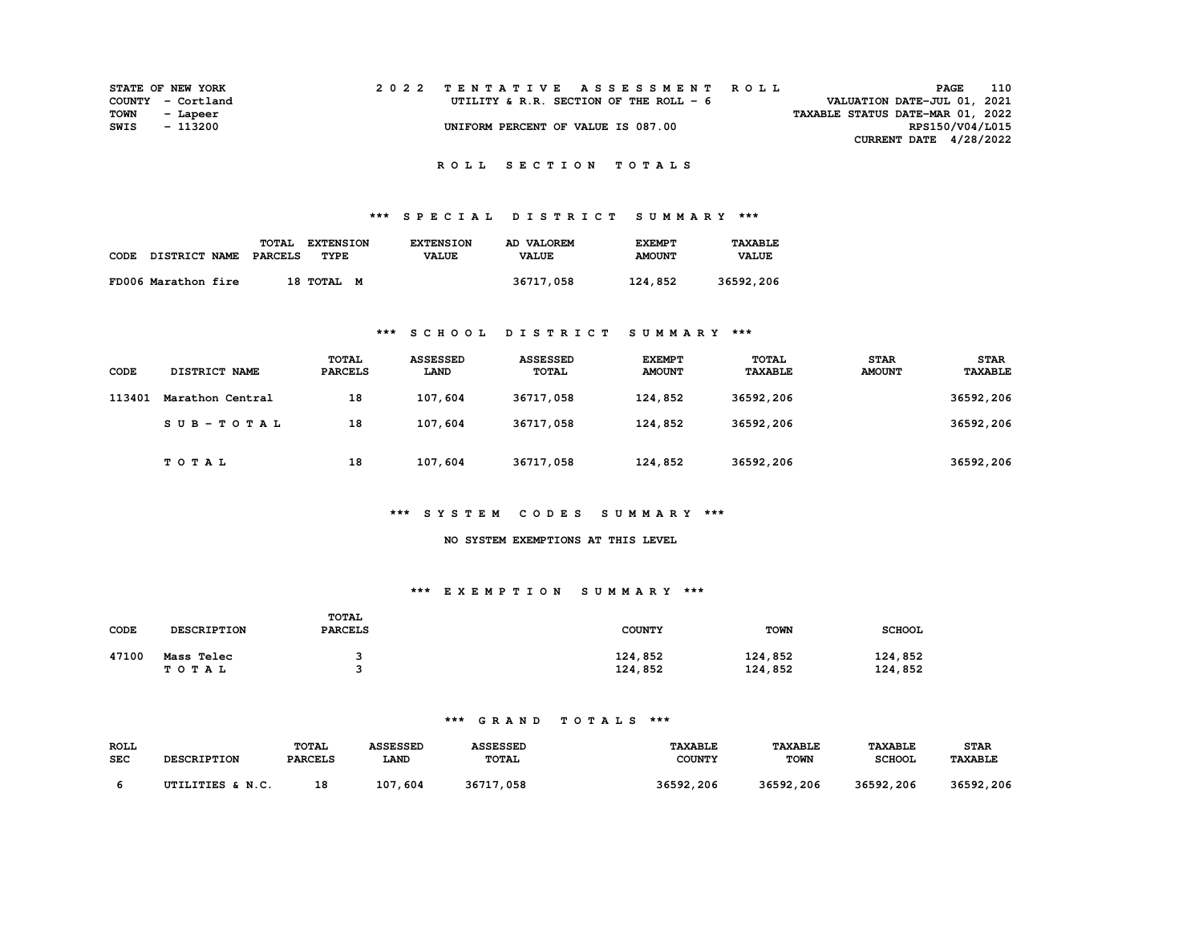STATE OF NEW YORK
COUNTY - Cortland
TOWN - Lapeer
SWIS - 113200

2022 TENTATIVE ASSESSMENT ROLL
UTILITY & R.R. SECTION OF THE ROLL - 6
UNIFORM PERCENT OF VALUE IS 087.00

VALUATION DATE-JUL 01, 2021
TAXABLE STATUS DATE-MAR 01, 2022
RPS150/V04/L015
CURRENT DATE 4/28/2022

## ROLL SECTION TOTALS

### *** SPECIAL DISTRICT SUMMARY ***

| CODE DISTRICT NAME | TOTAL PARCELS | EXTENSION TYPE | EXTENSION VALUE | AD VALOREM VALUE | EXEMPT AMOUNT | TAXABLE VALUE |
|---|---|---|---|---|---|---|
| FD006 Marathon fire | 18 | TOTAL M | | 36717,058 | 124,852 | 36592,206 |

### *** SCHOOL DISTRICT SUMMARY ***

| CODE | DISTRICT NAME | TOTAL PARCELS | ASSESSED LAND | ASSESSED TOTAL | EXEMPT AMOUNT | TOTAL TAXABLE | STAR AMOUNT | STAR TAXABLE |
|---|---|---|---|---|---|---|---|---|
| 113401 | Marathon Central | 18 | 107,604 | 36717,058 | 124,852 | 36592,206 | | 36592,206 |
| | SUB-TOTAL | 18 | 107,604 | 36717,058 | 124,852 | 36592,206 | | 36592,206 |
| | TOTAL | 18 | 107,604 | 36717,058 | 124,852 | 36592,206 | | 36592,206 |

### *** SYSTEM CODES SUMMARY ***

NO SYSTEM EXEMPTIONS AT THIS LEVEL

### *** EXEMPTION SUMMARY ***

| CODE | DESCRIPTION | TOTAL PARCELS | COUNTY | TOWN | SCHOOL |
|---|---|---|---|---|---|
| 47100 | Mass Telec | 3 | 124,852 | 124,852 | 124,852 |
| | TOTAL | 3 | 124,852 | 124,852 | 124,852 |

### *** GRAND TOTALS ***

| ROLL SEC | DESCRIPTION | TOTAL PARCELS | ASSESSED LAND | ASSESSED TOTAL | TAXABLE COUNTY | TAXABLE TOWN | TAXABLE SCHOOL | STAR TAXABLE |
|---|---|---|---|---|---|---|---|---|
| 6 | UTILITIES & N.C. | 18 | 107,604 | 36717,058 | 36592,206 | 36592,206 | 36592,206 | 36592,206 |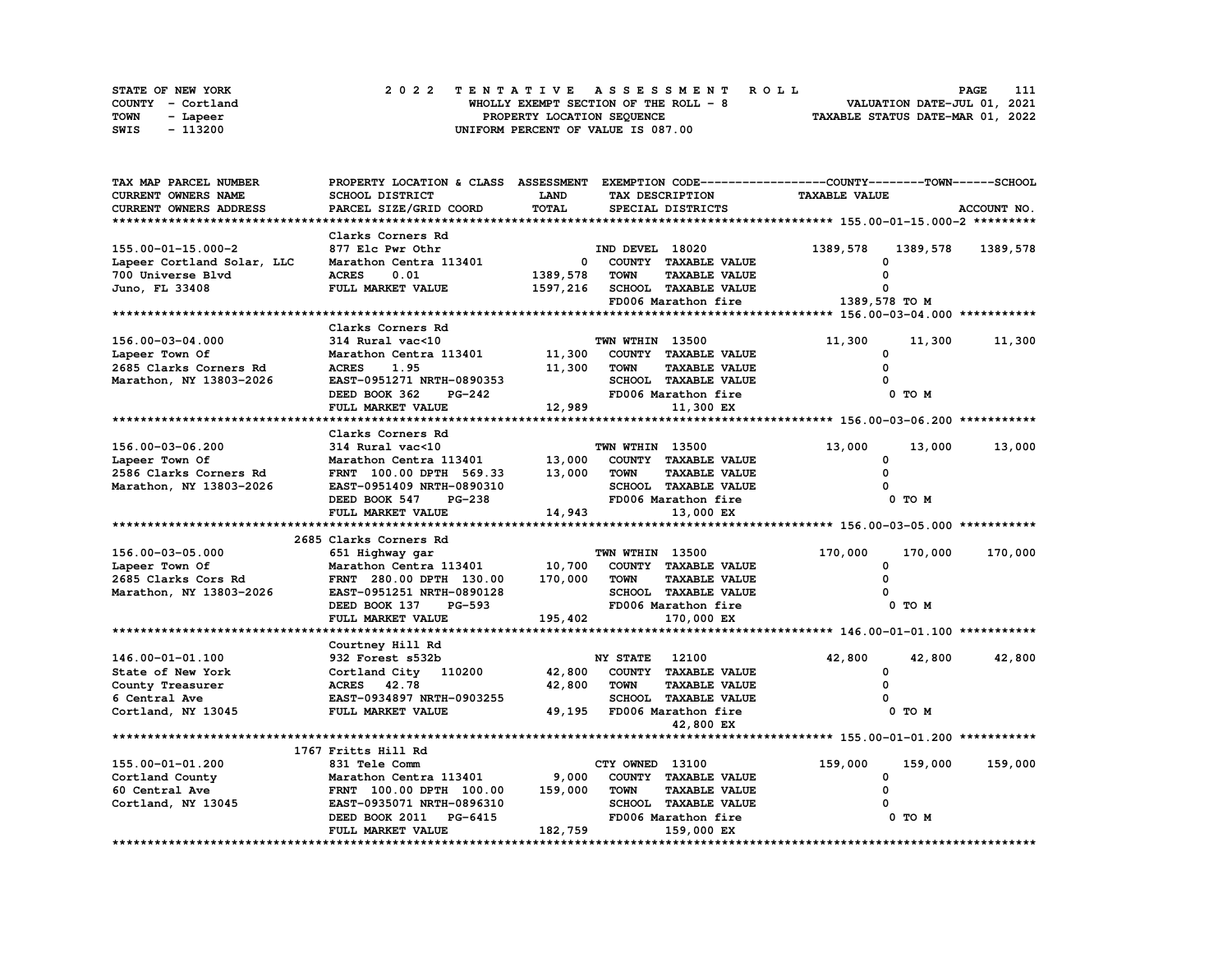STATE OF NEW YORK
COUNTY - Cortland
TOWN - Lapeer
SWIS - 113200

2022 TENTATIVE ASSESSMENT ROLL
WHOLLY EXEMPT SECTION OF THE ROLL - 8
PROPERTY LOCATION SEQUENCE
UNIFORM PERCENT OF VALUE IS 087.00

VALUATION DATE-JUL 01, 2021
TAXABLE STATUS DATE-MAR 01, 2022

| TAX MAP PARCEL NUMBER / CURRENT OWNERS NAME / CURRENT OWNERS ADDRESS | PROPERTY LOCATION & CLASS / SCHOOL DISTRICT / PARCEL SIZE/GRID COORD | ASSESSMENT LAND / TOTAL | EXEMPTION CODE / TAX DESCRIPTION / SPECIAL DISTRICTS | COUNTY | TOWN | SCHOOL | ACCOUNT NO. |
|---|---|---|---|---|---|---|---|
| **155.00-01-15.000-2** | Clarks Corners Rd | | | | | | |
| 155.00-01-15.000-2 | 877 Elc Pwr Othr | | IND DEVEL 18020 | 1389,578 | 1389,578 | 1389,578 | |
| Lapeer Cortland Solar, LLC | Marathon Centra 113401 | 0 | COUNTY TAXABLE VALUE | 0 | | | |
| 700 Universe Blvd | ACRES 0.01 | 1389,578 | TOWN TAXABLE VALUE | | 0 | | |
| Juno, FL 33408 | FULL MARKET VALUE | 1597,216 | SCHOOL TAXABLE VALUE | | | 0 | |
| | | | FD006 Marathon fire | 1389,578 TO M | | | |
| **156.00-03-04.000** | Clarks Corners Rd | | | | | | |
| 156.00-03-04.000 | 314 Rural vac<10 | | TWN WTHIN 13500 | 11,300 | 11,300 | 11,300 | |
| Lapeer Town Of | Marathon Centra 113401 | 11,300 | COUNTY TAXABLE VALUE | 0 | | | |
| 2685 Clarks Corners Rd | ACRES 1.95 | 11,300 | TOWN TAXABLE VALUE | | 0 | | |
| Marathon, NY 13803-2026 | EAST-0951271 NRTH-0890353 | | SCHOOL TAXABLE VALUE | | | 0 | |
| | DEED BOOK 362 PG-242 | | FD006 Marathon fire | 0 TO M | | | |
| | FULL MARKET VALUE | 12,989 | 11,300 EX | | | | |
| **156.00-03-06.200** | Clarks Corners Rd | | | | | | |
| 156.00-03-06.200 | 314 Rural vac<10 | | TWN WTHIN 13500 | 13,000 | 13,000 | 13,000 | |
| Lapeer Town Of | Marathon Centra 113401 | 13,000 | COUNTY TAXABLE VALUE | 0 | | | |
| 2586 Clarks Corners Rd | FRNT 100.00 DPTH 569.33 | 13,000 | TOWN TAXABLE VALUE | | 0 | | |
| Marathon, NY 13803-2026 | EAST-0951409 NRTH-0890310 | | SCHOOL TAXABLE VALUE | | | 0 | |
| | DEED BOOK 547 PG-238 | | FD006 Marathon fire | 0 TO M | | | |
| | FULL MARKET VALUE | 14,943 | 13,000 EX | | | | |
| **156.00-03-05.000** | 2685 Clarks Corners Rd | | | | | | |
| 156.00-03-05.000 | 651 Highway gar | | TWN WTHIN 13500 | 170,000 | 170,000 | 170,000 | |
| Lapeer Town Of | Marathon Centra 113401 | 10,700 | COUNTY TAXABLE VALUE | 0 | | | |
| 2685 Clarks Cors Rd | FRNT 280.00 DPTH 130.00 | 170,000 | TOWN TAXABLE VALUE | | 0 | | |
| Marathon, NY 13803-2026 | EAST-0951251 NRTH-0890128 | | SCHOOL TAXABLE VALUE | | | 0 | |
| | DEED BOOK 137 PG-593 | | FD006 Marathon fire | 0 TO M | | | |
| | FULL MARKET VALUE | 195,402 | 170,000 EX | | | | |
| **146.00-01-01.100** | Courtney Hill Rd | | | | | | |
| 146.00-01-01.100 | 932 Forest s532b | | NY STATE 12100 | 42,800 | 42,800 | 42,800 | |
| State of New York | Cortland City 110200 | 42,800 | COUNTY TAXABLE VALUE | 0 | | | |
| County Treasurer | ACRES 42.78 | 42,800 | TOWN TAXABLE VALUE | | 0 | | |
| 6 Central Ave | EAST-0934897 NRTH-0903255 | | SCHOOL TAXABLE VALUE | | | 0 | |
| Cortland, NY 13045 | FULL MARKET VALUE | 49,195 | FD006 Marathon fire | 0 TO M | | | |
| | | | 42,800 EX | | | | |
| **155.00-01-01.200** | 1767 Fritts Hill Rd | | | | | | |
| 155.00-01-01.200 | 831 Tele Comm | | CTY OWNED 13100 | 159,000 | 159,000 | 159,000 | |
| Cortland County | Marathon Centra 113401 | 9,000 | COUNTY TAXABLE VALUE | 0 | | | |
| 60 Central Ave | FRNT 100.00 DPTH 100.00 | 159,000 | TOWN TAXABLE VALUE | | 0 | | |
| Cortland, NY 13045 | EAST-0935071 NRTH-0896310 | | SCHOOL TAXABLE VALUE | | | 0 | |
| | DEED BOOK 2011 PG-6415 | | FD006 Marathon fire | 0 TO M | | | |
| | FULL MARKET VALUE | 182,759 | 159,000 EX | | | | |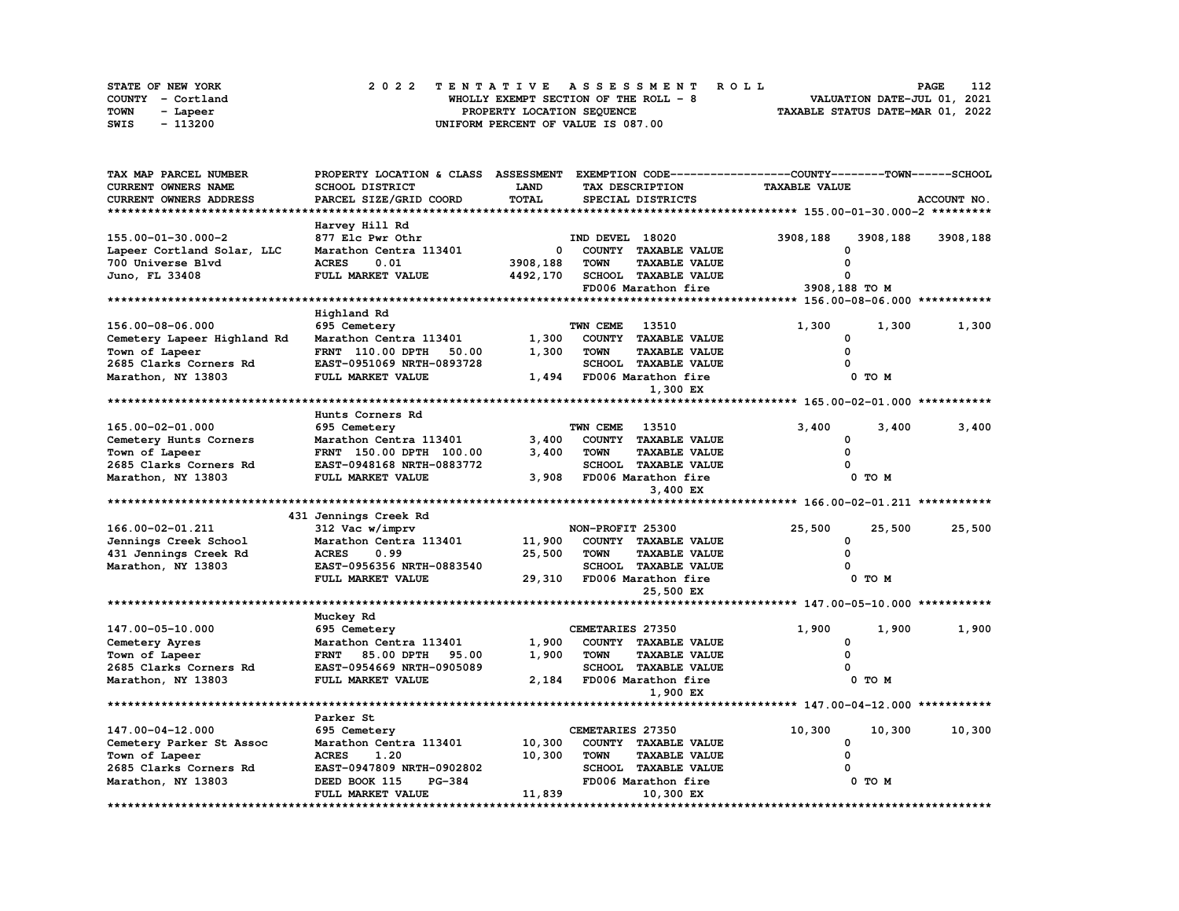STATE OF NEW YORK
COUNTY - Cortland
TOWN - Lapeer
SWIS - 113200

# 2022 TENTATIVE ASSESSMENT ROLL

WHOLLY EXEMPT SECTION OF THE ROLL - 8
PROPERTY LOCATION SEQUENCE
UNIFORM PERCENT OF VALUE IS 087.00

VALUATION DATE-JUL 01, 2021
TAXABLE STATUS DATE-MAR 01, 2022

| TAX MAP PARCEL NUMBER / CURRENT OWNERS NAME / CURRENT OWNERS ADDRESS | PROPERTY LOCATION & CLASS / SCHOOL DISTRICT / PARCEL SIZE/GRID COORD | ASSESSMENT LAND / TOTAL | EXEMPTION CODE / TAX DESCRIPTION / SPECIAL DISTRICTS | COUNTY TAXABLE VALUE | TOWN | SCHOOL / ACCOUNT NO. |
|---|---|---|---|---|---|---|
| **155.00-01-30.000-2** | Harvey Hill Rd | | | | | |
| 155.00-01-30.000-2 | 877 Elc Pwr Othr | | IND DEVEL 18020 | 3908,188 | 3908,188 | 3908,188 |
| Lapeer Cortland Solar, LLC | Marathon Centra 113401 | 0 | COUNTY TAXABLE VALUE | 0 | | |
| 700 Universe Blvd | ACRES 0.01 | 3908,188 | TOWN TAXABLE VALUE | 0 | | |
| Juno, FL 33408 | FULL MARKET VALUE | 4492,170 | SCHOOL TAXABLE VALUE | 0 | | |
| | | | FD006 Marathon fire | 3908,188 TO M | | |
| **156.00-08-06.000** | Highland Rd | | | | | |
| 156.00-08-06.000 | 695 Cemetery | | TWN CEME 13510 | 1,300 | 1,300 | 1,300 |
| Cemetery Lapeer Highland Rd | Marathon Centra 113401 | 1,300 | COUNTY TAXABLE VALUE | 0 | | |
| Town of Lapeer | FRNT 110.00 DPTH 50.00 | 1,300 | TOWN TAXABLE VALUE | 0 | | |
| 2685 Clarks Corners Rd | EAST-0951069 NRTH-0893728 | | SCHOOL TAXABLE VALUE | 0 | | |
| Marathon, NY 13803 | FULL MARKET VALUE | 1,494 | FD006 Marathon fire | 0 TO M | | |
| | | | 1,300 EX | | | |
| **165.00-02-01.000** | Hunts Corners Rd | | | | | |
| 165.00-02-01.000 | 695 Cemetery | | TWN CEME 13510 | 3,400 | 3,400 | 3,400 |
| Cemetery Hunts Corners | Marathon Centra 113401 | 3,400 | COUNTY TAXABLE VALUE | 0 | | |
| Town of Lapeer | FRNT 150.00 DPTH 100.00 | 3,400 | TOWN TAXABLE VALUE | 0 | | |
| 2685 Clarks Corners Rd | EAST-0948168 NRTH-0883772 | | SCHOOL TAXABLE VALUE | 0 | | |
| Marathon, NY 13803 | FULL MARKET VALUE | 3,908 | FD006 Marathon fire | 0 TO M | | |
| | | | 3,400 EX | | | |
| **166.00-02-01.211** | 431 Jennings Creek Rd | | | | | |
| 166.00-02-01.211 | 312 Vac w/imprv | | NON-PROFIT 25300 | 25,500 | 25,500 | 25,500 |
| Jennings Creek School | Marathon Centra 113401 | 11,900 | COUNTY TAXABLE VALUE | 0 | | |
| 431 Jennings Creek Rd | ACRES 0.99 | 25,500 | TOWN TAXABLE VALUE | 0 | | |
| Marathon, NY 13803 | EAST-0956356 NRTH-0883540 | | SCHOOL TAXABLE VALUE | 0 | | |
| | FULL MARKET VALUE | 29,310 | FD006 Marathon fire | 0 TO M | | |
| | | | 25,500 EX | | | |
| **147.00-05-10.000** | Muckey Rd | | | | | |
| 147.00-05-10.000 | 695 Cemetery | | CEMETARIES 27350 | 1,900 | 1,900 | 1,900 |
| Cemetery Ayres | Marathon Centra 113401 | 1,900 | COUNTY TAXABLE VALUE | 0 | | |
| Town of Lapeer | FRNT 85.00 DPTH 95.00 | 1,900 | TOWN TAXABLE VALUE | 0 | | |
| 2685 Clarks Corners Rd | EAST-0954669 NRTH-0905089 | | SCHOOL TAXABLE VALUE | 0 | | |
| Marathon, NY 13803 | FULL MARKET VALUE | 2,184 | FD006 Marathon fire | 0 TO M | | |
| | | | 1,900 EX | | | |
| **147.00-04-12.000** | Parker St | | | | | |
| 147.00-04-12.000 | 695 Cemetery | | CEMETARIES 27350 | 10,300 | 10,300 | 10,300 |
| Cemetery Parker St Assoc | Marathon Centra 113401 | 10,300 | COUNTY TAXABLE VALUE | 0 | | |
| Town of Lapeer | ACRES 1.20 | 10,300 | TOWN TAXABLE VALUE | 0 | | |
| 2685 Clarks Corners Rd | EAST-0947809 NRTH-0902802 | | SCHOOL TAXABLE VALUE | 0 | | |
| Marathon, NY 13803 | DEED BOOK 115 PG-384 | | FD006 Marathon fire | 0 TO M | | |
| | FULL MARKET VALUE | 11,839 | 10,300 EX | | | |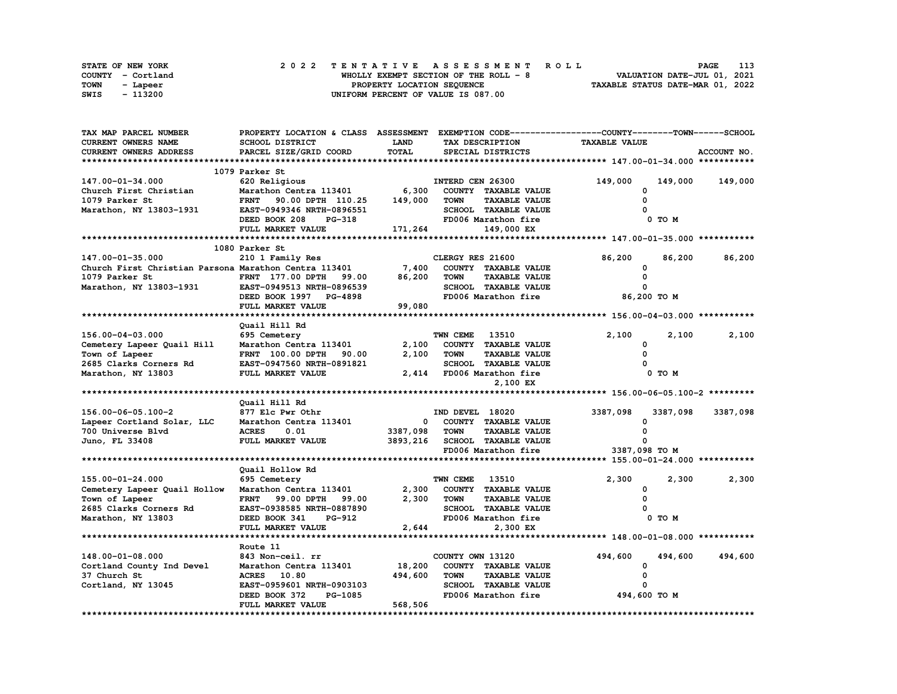STATE OF NEW YORK — 2022 TENTATIVE ASSESSMENT ROLL
COUNTY - Cortland — WHOLLY EXEMPT SECTION OF THE ROLL - 8 — VALUATION DATE-JUL 01, 2021
TOWN - Lapeer — PROPERTY LOCATION SEQUENCE — TAXABLE STATUS DATE-MAR 01, 2022
SWIS - 113200 — UNIFORM PERCENT OF VALUE IS 087.00

| TAX MAP PARCEL NUMBER / CURRENT OWNERS NAME / CURRENT OWNERS ADDRESS | PROPERTY LOCATION & CLASS / SCHOOL DISTRICT / PARCEL SIZE/GRID COORD | ASSESSMENT LAND / TOTAL | EXEMPTION CODE / TAX DESCRIPTION / SPECIAL DISTRICTS | COUNTY TAXABLE VALUE | TOWN | SCHOOL |
|---|---|---|---|---|---|---|
| **147.00-01-34.000** | 1079 Parker St | | | | | |
| 147.00-01-34.000 | 620 Religious | | INTERD CEN 26300 | 149,000 | 149,000 | 149,000 |
| Church First Christian | Marathon Centra 113401 | 6,300 | COUNTY TAXABLE VALUE | 0 | | |
| 1079 Parker St | FRNT 90.00 DPTH 110.25 | 149,000 | TOWN TAXABLE VALUE | 0 | | |
| Marathon, NY 13803-1931 | EAST-0949346 NRTH-0896551 | | SCHOOL TAXABLE VALUE | 0 | | |
| | DEED BOOK 208 PG-318 | | FD006 Marathon fire | 0 TO M | | |
| | FULL MARKET VALUE | 171,264 | 149,000 EX | | | |
| **147.00-01-35.000** | 1080 Parker St | | | | | |
| 147.00-01-35.000 | 210 1 Family Res | | CLERGY RES 21600 | 86,200 | 86,200 | 86,200 |
| Church First Christian Parsona | Marathon Centra 113401 | 7,400 | COUNTY TAXABLE VALUE | 0 | | |
| 1079 Parker St | FRNT 177.00 DPTH 99.00 | 86,200 | TOWN TAXABLE VALUE | 0 | | |
| Marathon, NY 13803-1931 | EAST-0949513 NRTH-0896539 | | SCHOOL TAXABLE VALUE | 0 | | |
| | DEED BOOK 1997 PG-4898 | | FD006 Marathon fire | 86,200 TO M | | |
| | FULL MARKET VALUE | 99,080 | | | | |
| **156.00-04-03.000** | Quail Hill Rd | | | | | |
| 156.00-04-03.000 | 695 Cemetery | | TWN CEME 13510 | 2,100 | 2,100 | 2,100 |
| Cemetery Lapeer Quail Hill | Marathon Centra 113401 | 2,100 | COUNTY TAXABLE VALUE | 0 | | |
| Town of Lapeer | FRNT 100.00 DPTH 90.00 | 2,100 | TOWN TAXABLE VALUE | 0 | | |
| 2685 Clarks Corners Rd | EAST-0947560 NRTH-0891821 | | SCHOOL TAXABLE VALUE | 0 | | |
| Marathon, NY 13803 | FULL MARKET VALUE | 2,414 | FD006 Marathon fire | 0 TO M | | |
| | | | 2,100 EX | | | |
| **156.00-06-05.100-2** | Quail Hill Rd | | | | | |
| 156.00-06-05.100-2 | 877 Elc Pwr Othr | | IND DEVEL 18020 | 3387,098 | 3387,098 | 3387,098 |
| Lapeer Cortland Solar, LLC | Marathon Centra 113401 | 0 | COUNTY TAXABLE VALUE | 0 | | |
| 700 Universe Blvd | ACRES 0.01 | 3387,098 | TOWN TAXABLE VALUE | 0 | | |
| Juno, FL 33408 | FULL MARKET VALUE | 3893,216 | SCHOOL TAXABLE VALUE | 0 | | |
| | | | FD006 Marathon fire | 3387,098 TO M | | |
| **155.00-01-24.000** | Quail Hollow Rd | | | | | |
| 155.00-01-24.000 | 695 Cemetery | | TWN CEME 13510 | 2,300 | 2,300 | 2,300 |
| Cemetery Lapeer Quail Hollow | Marathon Centra 113401 | 2,300 | COUNTY TAXABLE VALUE | 0 | | |
| Town of Lapeer | FRNT 99.00 DPTH 99.00 | 2,300 | TOWN TAXABLE VALUE | 0 | | |
| 2685 Clarks Corners Rd | EAST-0938585 NRTH-0887890 | | SCHOOL TAXABLE VALUE | 0 | | |
| Marathon, NY 13803 | DEED BOOK 341 PG-912 | | FD006 Marathon fire | 0 TO M | | |
| | FULL MARKET VALUE | 2,644 | 2,300 EX | | | |
| **148.00-01-08.000** | Route 11 | | | | | |
| 148.00-01-08.000 | 843 Non-ceil. rr | | COUNTY OWN 13120 | 494,600 | 494,600 | 494,600 |
| Cortland County Ind Devel | Marathon Centra 113401 | 18,200 | COUNTY TAXABLE VALUE | 0 | | |
| 37 Church St | ACRES 10.80 | 494,600 | TOWN TAXABLE VALUE | 0 | | |
| Cortland, NY 13045 | EAST-0959601 NRTH-0903103 | | SCHOOL TAXABLE VALUE | 0 | | |
| | DEED BOOK 372 PG-1085 | | FD006 Marathon fire | 494,600 TO M | | |
| | FULL MARKET VALUE | 568,506 | | | | |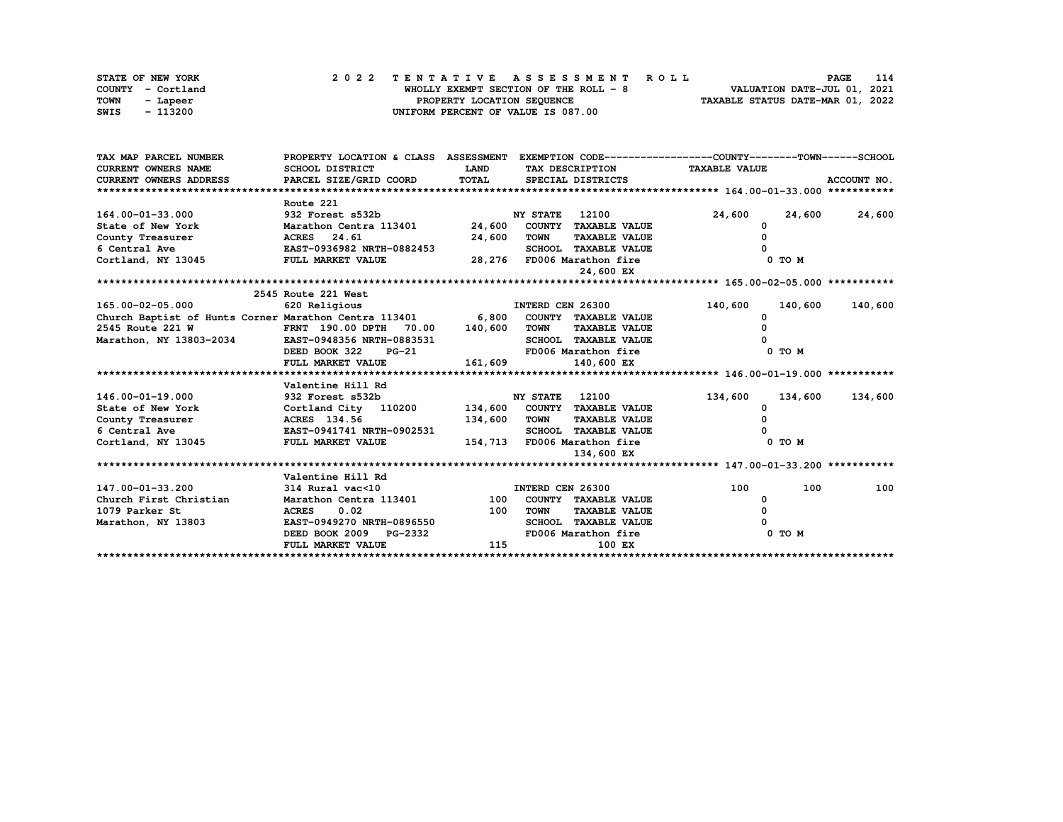STATE OF NEW YORK — 2022 TENTATIVE ASSESSMENT ROLL
COUNTY - Cortland — WHOLLY EXEMPT SECTION OF THE ROLL - 8 — VALUATION DATE-JUL 01, 2021
TOWN - Lapeer — PROPERTY LOCATION SEQUENCE — TAXABLE STATUS DATE-MAR 01, 2022
SWIS - 113200 — UNIFORM PERCENT OF VALUE IS 087.00

| TAX MAP PARCEL NUMBER / CURRENT OWNERS NAME / CURRENT OWNERS ADDRESS | PROPERTY LOCATION & CLASS / SCHOOL DISTRICT / PARCEL SIZE/GRID COORD | ASSESSMENT LAND / TOTAL | EXEMPTION CODE / TAX DESCRIPTION / SPECIAL DISTRICTS | COUNTY TAXABLE VALUE | TOWN | SCHOOL / ACCOUNT NO. |
|---|---|---|---|---|---|---|
| **164.00-01-33.000** | Route 221 | | | | | |
| 164.00-01-33.000 | 932 Forest s532b | | NY STATE 12100 | 24,600 | 24,600 | 24,600 |
| State of New York | Marathon Centra 113401 | 24,600 | COUNTY TAXABLE VALUE | 0 | | |
| County Treasurer | ACRES 24.61 | 24,600 | TOWN TAXABLE VALUE | 0 | | |
| 6 Central Ave | EAST-0936982 NRTH-0882453 | | SCHOOL TAXABLE VALUE | 0 | | |
| Cortland, NY 13045 | FULL MARKET VALUE | 28,276 | FD006 Marathon fire | 0 TO M | | |
| | | | 24,600 EX | | | |
| **165.00-02-05.000** | 2545 Route 221 West | | | | | |
| 165.00-02-05.000 | 620 Religious | | INTERD CEN 26300 | 140,600 | 140,600 | 140,600 |
| Church Baptist of Hunts Corner | Marathon Centra 113401 | 6,800 | COUNTY TAXABLE VALUE | 0 | | |
| 2545 Route 221 W | FRNT 190.00 DPTH 70.00 | 140,600 | TOWN TAXABLE VALUE | 0 | | |
| Marathon, NY 13803-2034 | EAST-0948356 NRTH-0883531 | | SCHOOL TAXABLE VALUE | 0 | | |
| | DEED BOOK 322 PG-21 | | FD006 Marathon fire | 0 TO M | | |
| | FULL MARKET VALUE | 161,609 | 140,600 EX | | | |
| **146.00-01-19.000** | Valentine Hill Rd | | | | | |
| 146.00-01-19.000 | 932 Forest s532b | | NY STATE 12100 | 134,600 | 134,600 | 134,600 |
| State of New York | Cortland City 110200 | 134,600 | COUNTY TAXABLE VALUE | 0 | | |
| County Treasurer | ACRES 134.56 | 134,600 | TOWN TAXABLE VALUE | 0 | | |
| 6 Central Ave | EAST-0941741 NRTH-0902531 | | SCHOOL TAXABLE VALUE | 0 | | |
| Cortland, NY 13045 | FULL MARKET VALUE | 154,713 | FD006 Marathon fire | 0 TO M | | |
| | | | 134,600 EX | | | |
| **147.00-01-33.200** | Valentine Hill Rd | | | | | |
| 147.00-01-33.200 | 314 Rural vac<10 | | INTERD CEN 26300 | 100 | 100 | 100 |
| Church First Christian | Marathon Centra 113401 | 100 | COUNTY TAXABLE VALUE | 0 | | |
| 1079 Parker St | ACRES 0.02 | 100 | TOWN TAXABLE VALUE | 0 | | |
| Marathon, NY 13803 | EAST-0949270 NRTH-0896550 | | SCHOOL TAXABLE VALUE | 0 | | |
| | DEED BOOK 2009 PG-2332 | | FD006 Marathon fire | 0 TO M | | |
| | FULL MARKET VALUE | 115 | 100 EX | | | |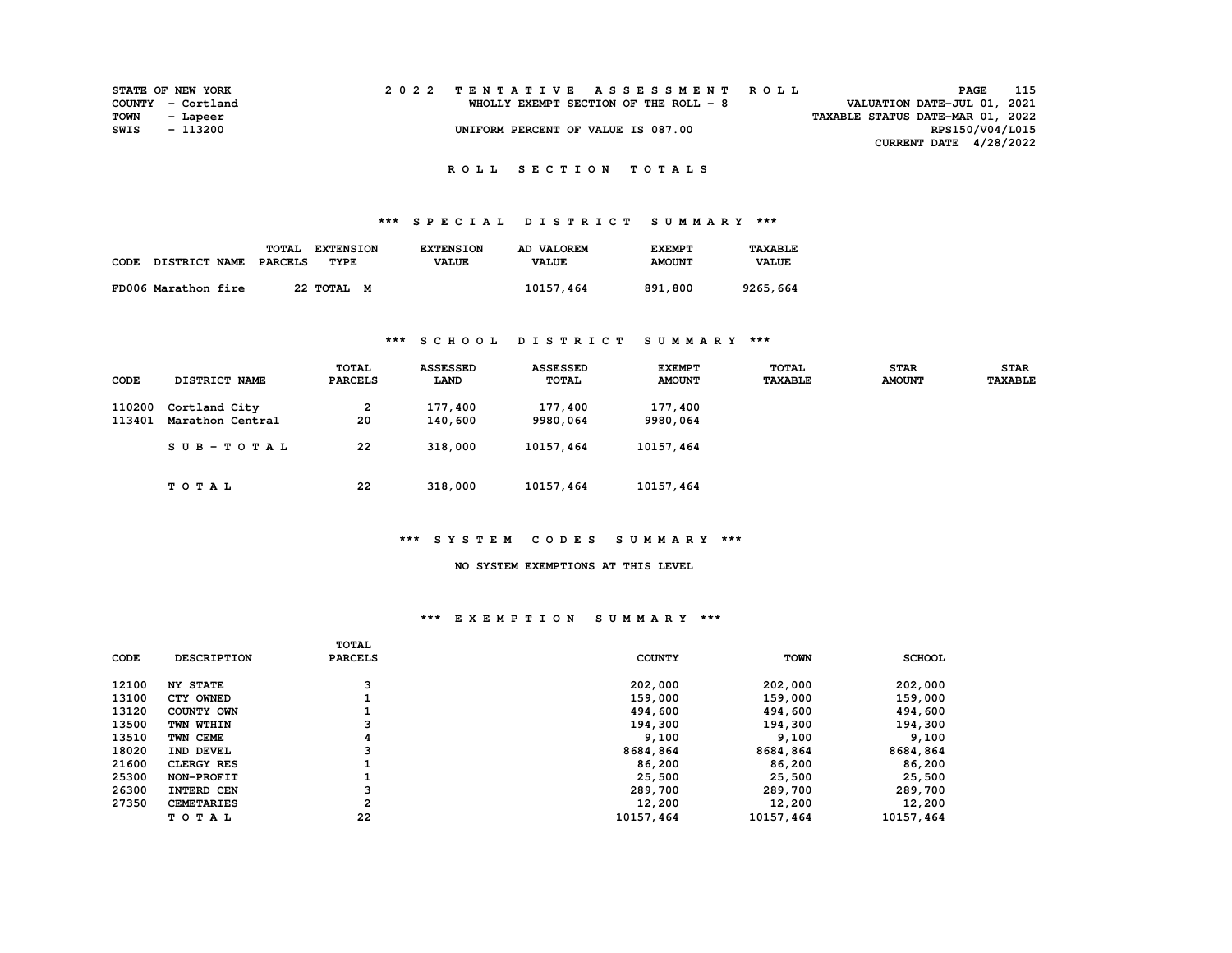STATE OF NEW YORK
COUNTY - Cortland
TOWN - Lapeer
SWIS - 113200

# 2022 TENTATIVE ASSESSMENT ROLL

WHOLLY EXEMPT SECTION OF THE ROLL - 8

UNIFORM PERCENT OF VALUE IS 087.00

VALUATION DATE-JUL 01, 2021
TAXABLE STATUS DATE-MAR 01, 2022
RPS150/V04/L015
CURRENT DATE 4/28/2022

## ROLL SECTION TOTALS

### *** SPECIAL DISTRICT SUMMARY ***

| CODE | DISTRICT NAME | TOTAL PARCELS | EXTENSION TYPE | EXTENSION VALUE | AD VALOREM VALUE | EXEMPT AMOUNT | TAXABLE VALUE |
|---|---|---|---|---|---|---|---|
| FD006 | Marathon fire | 22 | TOTAL M | | 10157,464 | 891,800 | 9265,664 |

### *** SCHOOL DISTRICT SUMMARY ***

| CODE | DISTRICT NAME | TOTAL PARCELS | ASSESSED LAND | ASSESSED TOTAL | EXEMPT AMOUNT | TOTAL TAXABLE | STAR AMOUNT | STAR TAXABLE |
|---|---|---|---|---|---|---|---|---|
| 110200 | Cortland City | 2 | 177,400 | 177,400 | 177,400 | | | |
| 113401 | Marathon Central | 20 | 140,600 | 9980,064 | 9980,064 | | | |
| | SUB-TOTAL | 22 | 318,000 | 10157,464 | 10157,464 | | | |
| | TOTAL | 22 | 318,000 | 10157,464 | 10157,464 | | | |

### *** SYSTEM CODES SUMMARY ***

NO SYSTEM EXEMPTIONS AT THIS LEVEL

### *** EXEMPTION SUMMARY ***

| CODE | DESCRIPTION | TOTAL PARCELS | COUNTY | TOWN | SCHOOL |
|---|---|---|---|---|---|
| 12100 | NY STATE | 3 | 202,000 | 202,000 | 202,000 |
| 13100 | CTY OWNED | 1 | 159,000 | 159,000 | 159,000 |
| 13120 | COUNTY OWN | 1 | 494,600 | 494,600 | 494,600 |
| 13500 | TWN WTHIN | 3 | 194,300 | 194,300 | 194,300 |
| 13510 | TWN CEME | 4 | 9,100 | 9,100 | 9,100 |
| 18020 | IND DEVEL | 3 | 8684,864 | 8684,864 | 8684,864 |
| 21600 | CLERGY RES | 1 | 86,200 | 86,200 | 86,200 |
| 25300 | NON-PROFIT | 1 | 25,500 | 25,500 | 25,500 |
| 26300 | INTERD CEN | 3 | 289,700 | 289,700 | 289,700 |
| 27350 | CEMETARIES | 2 | 12,200 | 12,200 | 12,200 |
| | TOTAL | 22 | 10157,464 | 10157,464 | 10157,464 |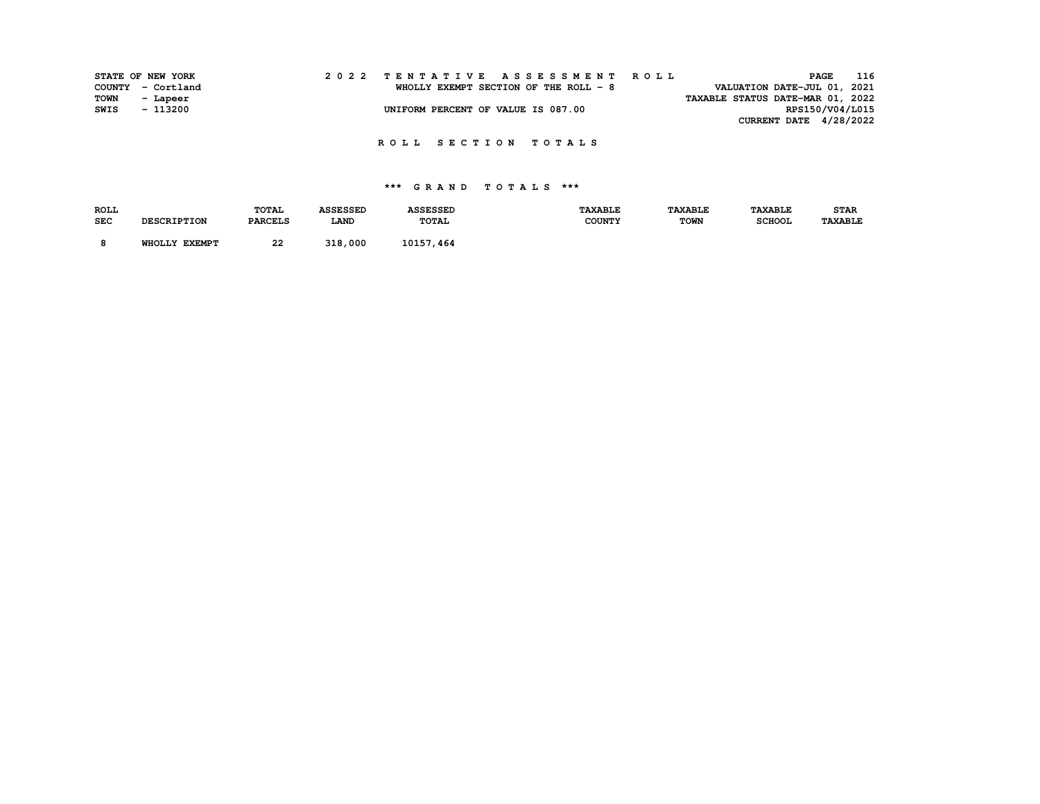STATE OF NEW YORK
COUNTY - Cortland
TOWN - Lapeer
SWIS - 113200

# 2022 TENTATIVE ASSESSMENT ROLL

WHOLLY EXEMPT SECTION OF THE ROLL - 8

UNIFORM PERCENT OF VALUE IS 087.00

VALUATION DATE-JUL 01, 2021
TAXABLE STATUS DATE-MAR 01, 2022
RPS150/V04/L015
CURRENT DATE 4/28/2022

## ROLL SECTION TOTALS

### *** GRAND TOTALS ***

| ROLL SEC | DESCRIPTION | TOTAL PARCELS | ASSESSED LAND | ASSESSED TOTAL | TAXABLE COUNTY | TAXABLE TOWN | TAXABLE SCHOOL | STAR TAXABLE |
|---|---|---|---|---|---|---|---|---|
| 8 | WHOLLY EXEMPT | 22 | 318,000 | 10157,464 | | | | |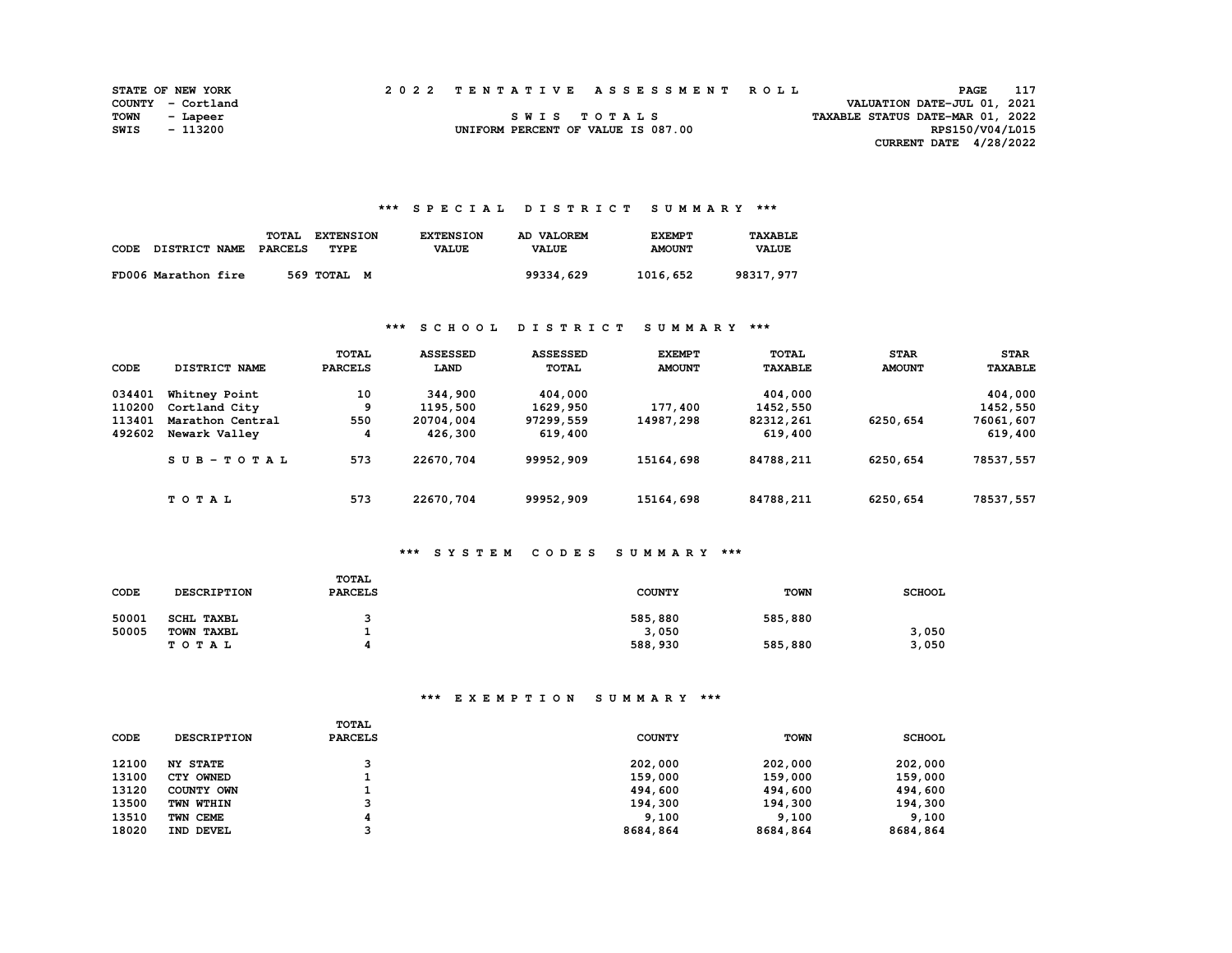STATE OF NEW YORK
COUNTY - Cortland
TOWN - Lapeer
SWIS - 113200

2 0 2 2 T E N T A T I V E A S S E S S M E N T R O L L

S W I S T O T A L S

UNIFORM PERCENT OF VALUE IS 087.00

VALUATION DATE-JUL 01, 2021
TAXABLE STATUS DATE-MAR 01, 2022
RPS150/V04/L015
CURRENT DATE 4/28/2022

### *** S P E C I A L D I S T R I C T S U M M A R Y ***

| CODE | DISTRICT NAME | TOTAL PARCELS | EXTENSION TYPE | EXTENSION VALUE | AD VALOREM VALUE | EXEMPT AMOUNT | TAXABLE VALUE |
|---|---|---|---|---|---|---|---|
| FD006 | Marathon fire | 569 | TOTAL M | | 99334,629 | 1016,652 | 98317,977 |

### *** S C H O O L D I S T R I C T S U M M A R Y ***

| CODE | DISTRICT NAME | TOTAL PARCELS | ASSESSED LAND | ASSESSED TOTAL | EXEMPT AMOUNT | TOTAL TAXABLE | STAR AMOUNT | STAR TAXABLE |
|---|---|---|---|---|---|---|---|---|
| 034401 | Whitney Point | 10 | 344,900 | 404,000 | | 404,000 | | 404,000 |
| 110200 | Cortland City | 9 | 1195,500 | 1629,950 | 177,400 | 1452,550 | | 1452,550 |
| 113401 | Marathon Central | 550 | 20704,004 | 97299,559 | 14987,298 | 82312,261 | 6250,654 | 76061,607 |
| 492602 | Newark Valley | 4 | 426,300 | 619,400 | | 619,400 | | 619,400 |
| | S U B - T O T A L | 573 | 22670,704 | 99952,909 | 15164,698 | 84788,211 | 6250,654 | 78537,557 |
| | T O T A L | 573 | 22670,704 | 99952,909 | 15164,698 | 84788,211 | 6250,654 | 78537,557 |

### *** S Y S T E M C O D E S S U M M A R Y ***

| CODE | DESCRIPTION | TOTAL PARCELS | COUNTY | TOWN | SCHOOL |
|---|---|---|---|---|---|
| 50001 | SCHL TAXBL | 3 | 585,880 | 585,880 | |
| 50005 | TOWN TAXBL | 1 | 3,050 | | 3,050 |
| | T O T A L | 4 | 588,930 | 585,880 | 3,050 |

### *** E X E M P T I O N S U M M A R Y ***

| CODE | DESCRIPTION | TOTAL PARCELS | COUNTY | TOWN | SCHOOL |
|---|---|---|---|---|---|
| 12100 | NY STATE | 3 | 202,000 | 202,000 | 202,000 |
| 13100 | CTY OWNED | 1 | 159,000 | 159,000 | 159,000 |
| 13120 | COUNTY OWN | 1 | 494,600 | 494,600 | 494,600 |
| 13500 | TWN WTHIN | 3 | 194,300 | 194,300 | 194,300 |
| 13510 | TWN CEME | 4 | 9,100 | 9,100 | 9,100 |
| 18020 | IND DEVEL | 3 | 8684,864 | 8684,864 | 8684,864 |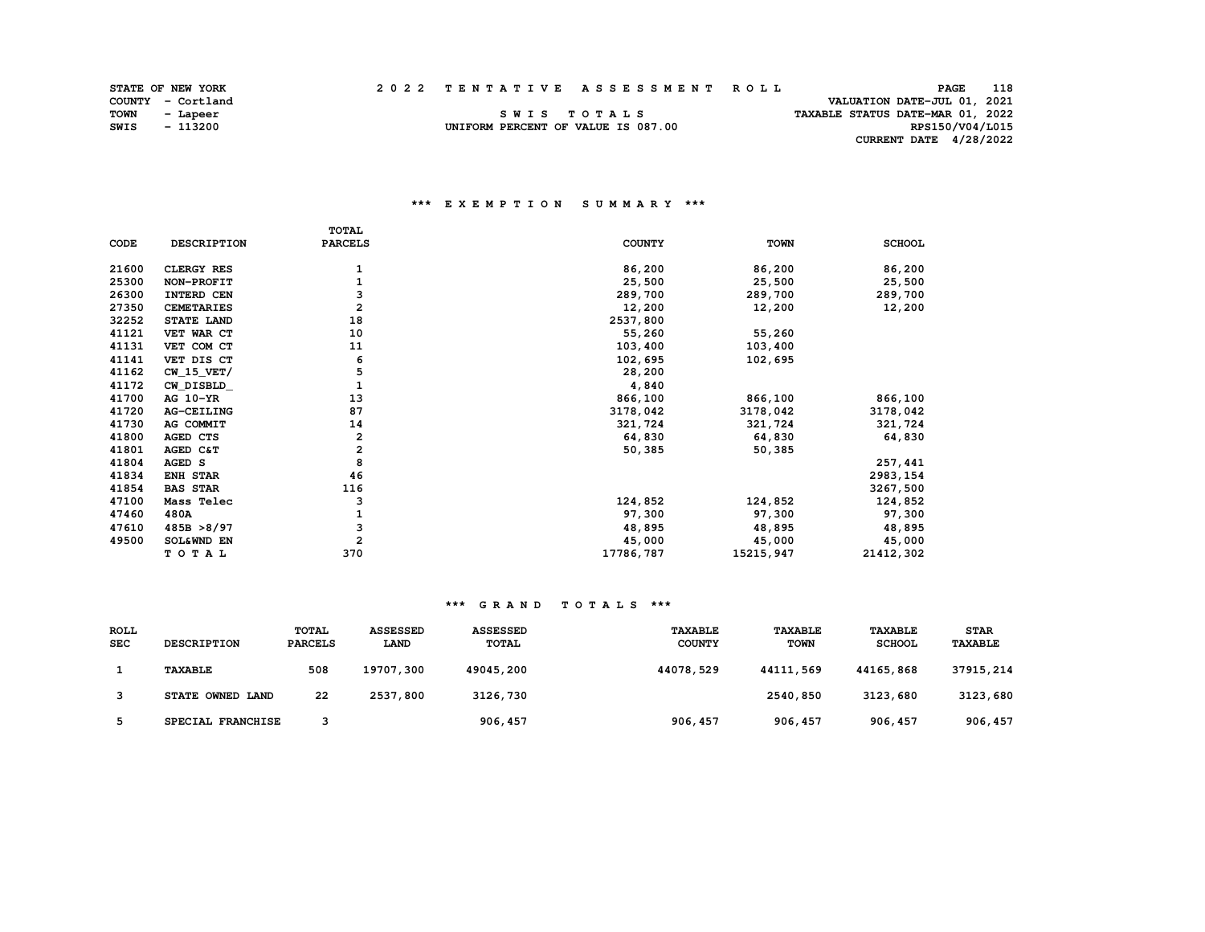STATE OF NEW YORK
COUNTY - Cortland
TOWN - Lapeer
SWIS - 113200

2 0 2 2 T E N T A T I V E A S S E S S M E N T R O L L

S W I S T O T A L S

UNIFORM PERCENT OF VALUE IS 087.00

VALUATION DATE-JUL 01, 2021
TAXABLE STATUS DATE-MAR 01, 2022
RPS150/V04/L015
CURRENT DATE 4/28/2022

## *** E X E M P T I O N S U M M A R Y ***

| CODE | DESCRIPTION | TOTAL PARCELS | COUNTY | TOWN | SCHOOL |
|---|---|---|---|---|---|
| 21600 | CLERGY RES | 1 | 86,200 | 86,200 | 86,200 |
| 25300 | NON-PROFIT | 1 | 25,500 | 25,500 | 25,500 |
| 26300 | INTERD CEN | 3 | 289,700 | 289,700 | 289,700 |
| 27350 | CEMETARIES | 2 | 12,200 | 12,200 | 12,200 |
| 32252 | STATE LAND | 18 | 2537,800 | | |
| 41121 | VET WAR CT | 10 | 55,260 | 55,260 | |
| 41131 | VET COM CT | 11 | 103,400 | 103,400 | |
| 41141 | VET DIS CT | 6 | 102,695 | 102,695 | |
| 41162 | CW_15_VET/ | 5 | 28,200 | | |
| 41172 | CW_DISBLD_ | 1 | 4,840 | | |
| 41700 | AG 10-YR | 13 | 866,100 | 866,100 | 866,100 |
| 41720 | AG-CEILING | 87 | 3178,042 | 3178,042 | 3178,042 |
| 41730 | AG COMMIT | 14 | 321,724 | 321,724 | 321,724 |
| 41800 | AGED CTS | 2 | 64,830 | 64,830 | 64,830 |
| 41801 | AGED C&T | 2 | 50,385 | 50,385 | |
| 41804 | AGED S | 8 | | | 257,441 |
| 41834 | ENH STAR | 46 | | | 2983,154 |
| 41854 | BAS STAR | 116 | | | 3267,500 |
| 47100 | Mass Telec | 3 | 124,852 | 124,852 | 124,852 |
| 47460 | 480A | 1 | 97,300 | 97,300 | 97,300 |
| 47610 | 485B >8/97 | 3 | 48,895 | 48,895 | 48,895 |
| 49500 | SOL&WND EN | 2 | 45,000 | 45,000 | 45,000 |
| | T O T A L | 370 | 17786,787 | 15215,947 | 21412,302 |

## *** G R A N D T O T A L S ***

| ROLL SEC | DESCRIPTION | TOTAL PARCELS | ASSESSED LAND | ASSESSED TOTAL | TAXABLE COUNTY | TAXABLE TOWN | TAXABLE SCHOOL | STAR TAXABLE |
|---|---|---|---|---|---|---|---|---|
| 1 | TAXABLE | 508 | 19707,300 | 49045,200 | 44078,529 | 44111,569 | 44165,868 | 37915,214 |
| 3 | STATE OWNED LAND | 22 | 2537,800 | 3126,730 | | 2540,850 | 3123,680 | 3123,680 |
| 5 | SPECIAL FRANCHISE | 3 | | 906,457 | 906,457 | 906,457 | 906,457 | 906,457 |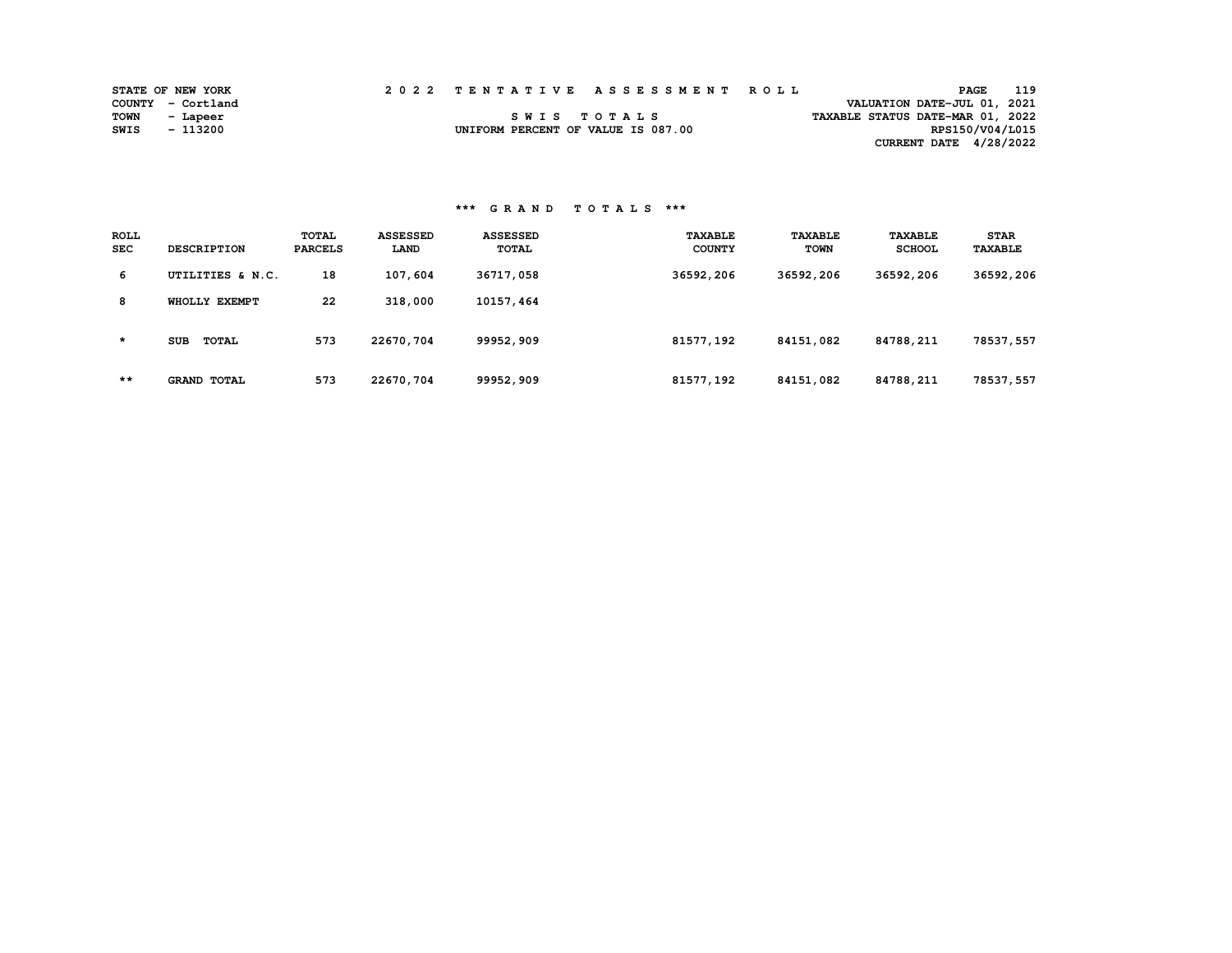STATE OF NEW YORK
COUNTY - Cortland
TOWN - Lapeer
SWIS - 113200

2022 TENTATIVE ASSESSMENT ROLL

SWIS TOTALS

UNIFORM PERCENT OF VALUE IS 087.00

VALUATION DATE-JUL 01, 2021
TAXABLE STATUS DATE-MAR 01, 2022
RPS150/V04/L015
CURRENT DATE 4/28/2022

### *** GRAND TOTALS ***

| ROLL SEC | DESCRIPTION | TOTAL PARCELS | ASSESSED LAND | ASSESSED TOTAL | TAXABLE COUNTY | TAXABLE TOWN | TAXABLE SCHOOL | STAR TAXABLE |
|---|---|---|---|---|---|---|---|---|
| 6 | UTILITIES & N.C. | 18 | 107,604 | 36717,058 | 36592,206 | 36592,206 | 36592,206 | 36592,206 |
| 8 | WHOLLY EXEMPT | 22 | 318,000 | 10157,464 | | | | |
| * | SUB TOTAL | 573 | 22670,704 | 99952,909 | 81577,192 | 84151,082 | 84788,211 | 78537,557 |
| ** | GRAND TOTAL | 573 | 22670,704 | 99952,909 | 81577,192 | 84151,082 | 84788,211 | 78537,557 |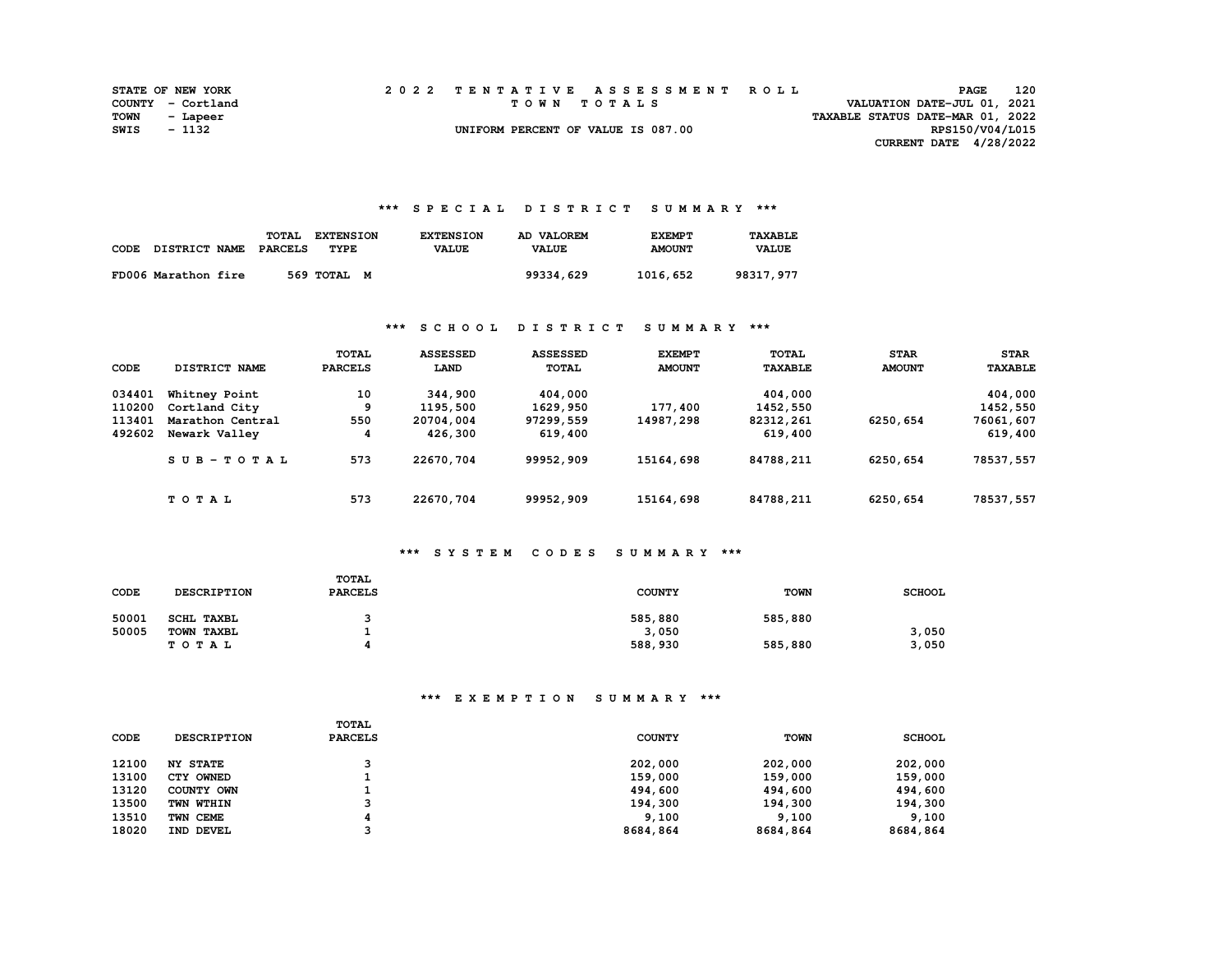STATE OF NEW YORK
COUNTY - Cortland
TOWN - Lapeer
SWIS - 1132

# 2022 TENTATIVE ASSESSMENT ROLL

TOWN TOTALS

UNIFORM PERCENT OF VALUE IS 087.00

VALUATION DATE-JUL 01, 2021
TAXABLE STATUS DATE-MAR 01, 2022
RPS150/V04/L015
CURRENT DATE 4/28/2022

## *** SPECIAL DISTRICT SUMMARY ***

| CODE | DISTRICT NAME | TOTAL PARCELS | EXTENSION TYPE | EXTENSION VALUE | AD VALOREM VALUE | EXEMPT AMOUNT | TAXABLE VALUE |
|---|---|---|---|---|---|---|---|
| FD006 | Marathon fire | 569 | TOTAL M | | 99334,629 | 1016,652 | 98317,977 |

## *** SCHOOL DISTRICT SUMMARY ***

| CODE | DISTRICT NAME | TOTAL PARCELS | ASSESSED LAND | ASSESSED TOTAL | EXEMPT AMOUNT | TOTAL TAXABLE | STAR AMOUNT | STAR TAXABLE |
|---|---|---|---|---|---|---|---|---|
| 034401 | Whitney Point | 10 | 344,900 | 404,000 | | 404,000 | | 404,000 |
| 110200 | Cortland City | 9 | 1195,500 | 1629,950 | 177,400 | 1452,550 | | 1452,550 |
| 113401 | Marathon Central | 550 | 20704,004 | 97299,559 | 14987,298 | 82312,261 | 6250,654 | 76061,607 |
| 492602 | Newark Valley | 4 | 426,300 | 619,400 | | 619,400 | | 619,400 |
| | SUB-TOTAL | 573 | 22670,704 | 99952,909 | 15164,698 | 84788,211 | 6250,654 | 78537,557 |
| | TOTAL | 573 | 22670,704 | 99952,909 | 15164,698 | 84788,211 | 6250,654 | 78537,557 |

## *** SYSTEM CODES SUMMARY ***

| CODE | DESCRIPTION | TOTAL PARCELS | COUNTY | TOWN | SCHOOL |
|---|---|---|---|---|---|
| 50001 | SCHL TAXBL | 3 | 585,880 | 585,880 | |
| 50005 | TOWN TAXBL | 1 | 3,050 | | 3,050 |
| | TOTAL | 4 | 588,930 | 585,880 | 3,050 |

## *** EXEMPTION SUMMARY ***

| CODE | DESCRIPTION | TOTAL PARCELS | COUNTY | TOWN | SCHOOL |
|---|---|---|---|---|---|
| 12100 | NY STATE | 3 | 202,000 | 202,000 | 202,000 |
| 13100 | CTY OWNED | 1 | 159,000 | 159,000 | 159,000 |
| 13120 | COUNTY OWN | 1 | 494,600 | 494,600 | 494,600 |
| 13500 | TWN WTHIN | 3 | 194,300 | 194,300 | 194,300 |
| 13510 | TWN CEME | 4 | 9,100 | 9,100 | 9,100 |
| 18020 | IND DEVEL | 3 | 8684,864 | 8684,864 | 8684,864 |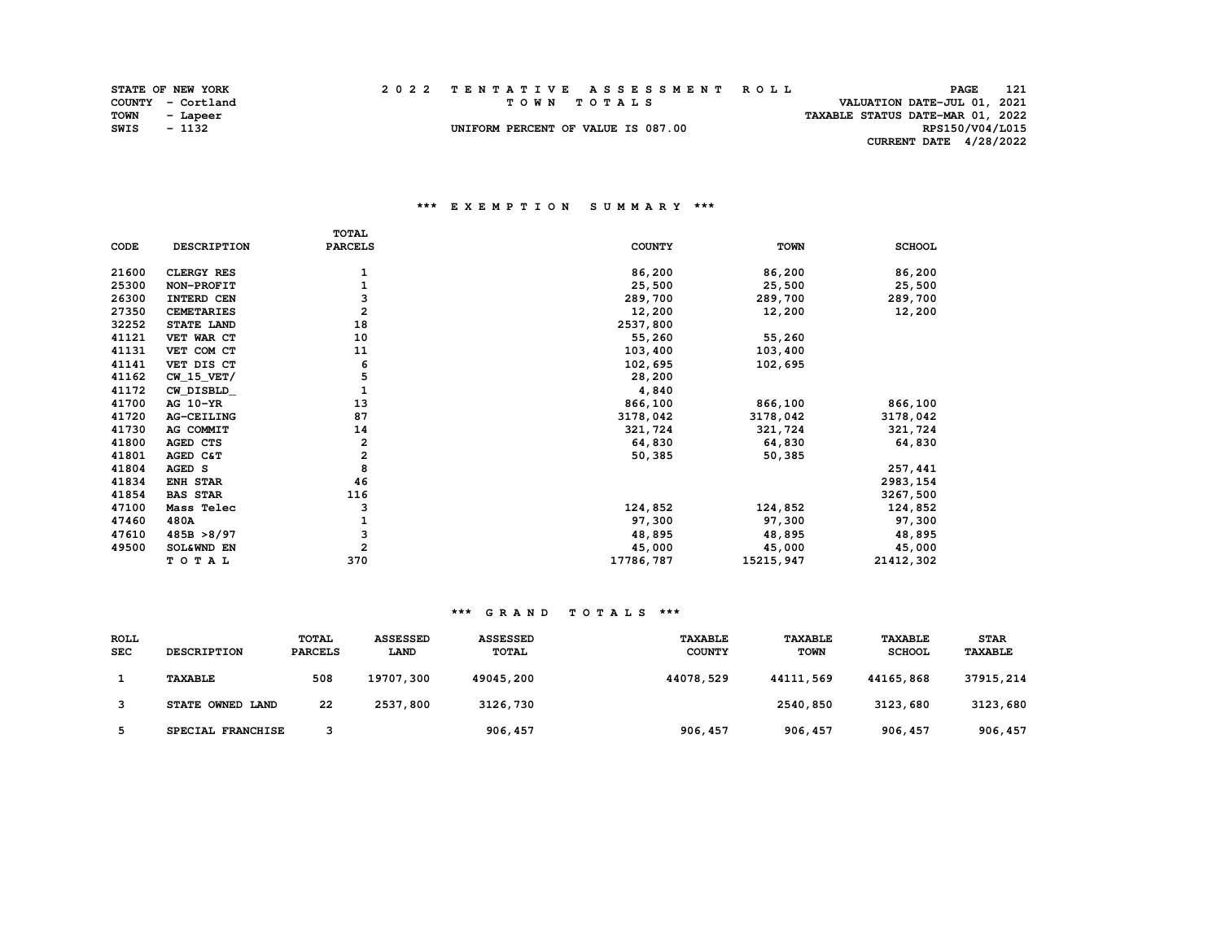STATE OF NEW YORK
COUNTY - Cortland
TOWN - Lapeer
SWIS - 1132

**2022 TENTATIVE ASSESSMENT ROLL**
**TOWN TOTALS**
UNIFORM PERCENT OF VALUE IS 087.00

VALUATION DATE-JUL 01, 2021
TAXABLE STATUS DATE-MAR 01, 2022
RPS150/V04/L015
CURRENT DATE 4/28/2022

### *** EXEMPTION SUMMARY ***

| CODE | DESCRIPTION | TOTAL PARCELS | COUNTY | TOWN | SCHOOL |
|---|---|---|---|---|---|
| 21600 | CLERGY RES | 1 | 86,200 | 86,200 | 86,200 |
| 25300 | NON-PROFIT | 1 | 25,500 | 25,500 | 25,500 |
| 26300 | INTERD CEN | 3 | 289,700 | 289,700 | 289,700 |
| 27350 | CEMETARIES | 2 | 12,200 | 12,200 | 12,200 |
| 32252 | STATE LAND | 18 | 2537,800 | | |
| 41121 | VET WAR CT | 10 | 55,260 | 55,260 | |
| 41131 | VET COM CT | 11 | 103,400 | 103,400 | |
| 41141 | VET DIS CT | 6 | 102,695 | 102,695 | |
| 41162 | CW_15_VET/ | 5 | 28,200 | | |
| 41172 | CW_DISBLD_ | 1 | 4,840 | | |
| 41700 | AG 10-YR | 13 | 866,100 | 866,100 | 866,100 |
| 41720 | AG-CEILING | 87 | 3178,042 | 3178,042 | 3178,042 |
| 41730 | AG COMMIT | 14 | 321,724 | 321,724 | 321,724 |
| 41800 | AGED CTS | 2 | 64,830 | 64,830 | 64,830 |
| 41801 | AGED C&T | 2 | 50,385 | 50,385 | |
| 41804 | AGED S | 8 | | | 257,441 |
| 41834 | ENH STAR | 46 | | | 2983,154 |
| 41854 | BAS STAR | 116 | | | 3267,500 |
| 47100 | Mass Telec | 3 | 124,852 | 124,852 | 124,852 |
| 47460 | 480A | 1 | 97,300 | 97,300 | 97,300 |
| 47610 | 485B >8/97 | 3 | 48,895 | 48,895 | 48,895 |
| 49500 | SOL&WND EN | 2 | 45,000 | 45,000 | 45,000 |
| | T O T A L | 370 | 17786,787 | 15215,947 | 21412,302 |

### *** GRAND TOTALS ***

| ROLL SEC | DESCRIPTION | TOTAL PARCELS | ASSESSED LAND | ASSESSED TOTAL | TAXABLE COUNTY | TAXABLE TOWN | TAXABLE SCHOOL | STAR TAXABLE |
|---|---|---|---|---|---|---|---|---|
| 1 | TAXABLE | 508 | 19707,300 | 49045,200 | 44078,529 | 44111,569 | 44165,868 | 37915,214 |
| 3 | STATE OWNED LAND | 22 | 2537,800 | 3126,730 | | 2540,850 | 3123,680 | 3123,680 |
| 5 | SPECIAL FRANCHISE | 3 | | 906,457 | 906,457 | 906,457 | 906,457 | 906,457 |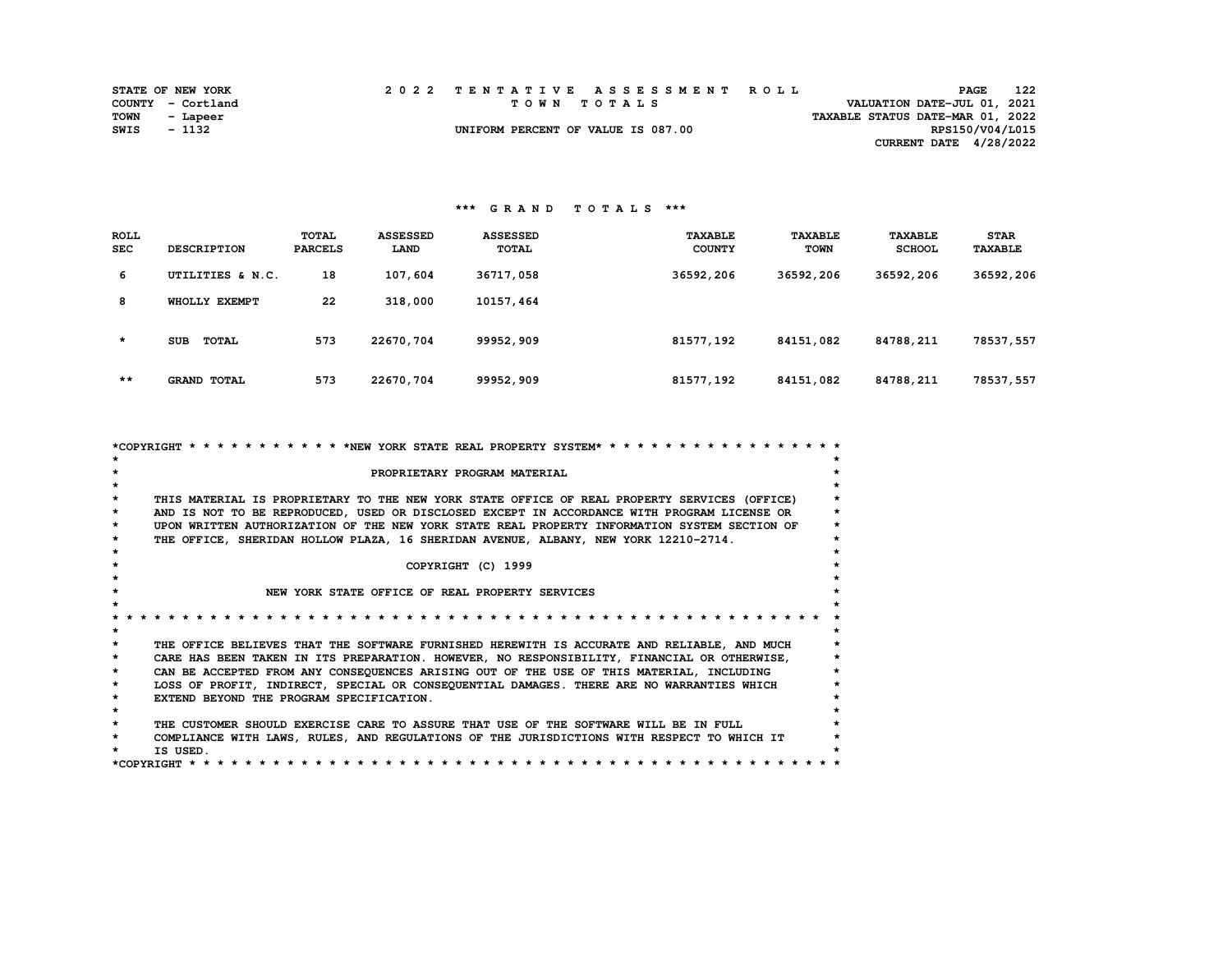STATE OF NEW YORK
COUNTY - Cortland
TOWN - Lapeer
SWIS - 1132

# 2022 TENTATIVE ASSESSMENT ROLL

TOWN TOTALS

UNIFORM PERCENT OF VALUE IS 087.00

VALUATION DATE-JUL 01, 2021
TAXABLE STATUS DATE-MAR 01, 2022
RPS150/V04/L015
CURRENT DATE 4/28/2022

## *** GRAND TOTALS ***

| ROLL SEC | DESCRIPTION | TOTAL PARCELS | ASSESSED LAND | ASSESSED TOTAL | TAXABLE COUNTY | TAXABLE TOWN | TAXABLE SCHOOL | STAR TAXABLE |
|---|---|---|---|---|---|---|---|---|
| 6 | UTILITIES & N.C. | 18 | 107,604 | 36717,058 | 36592,206 | 36592,206 | 36592,206 | 36592,206 |
| 8 | WHOLLY EXEMPT | 22 | 318,000 | 10157,464 | | | | |
| * | SUB TOTAL | 573 | 22670,704 | 99952,909 | 81577,192 | 84151,082 | 84788,211 | 78537,557 |
| ** | GRAND TOTAL | 573 | 22670,704 | 99952,909 | 81577,192 | 84151,082 | 84788,211 | 78537,557 |

*COPYRIGHT * * * * * * * * * * * *NEW YORK STATE REAL PROPERTY SYSTEM* * * * * * * * * * * * * * * * * *

PROPRIETARY PROGRAM MATERIAL

THIS MATERIAL IS PROPRIETARY TO THE NEW YORK STATE OFFICE OF REAL PROPERTY SERVICES (OFFICE) AND IS NOT TO BE REPRODUCED, USED OR DISCLOSED EXCEPT IN ACCORDANCE WITH PROGRAM LICENSE OR UPON WRITTEN AUTHORIZATION OF THE NEW YORK STATE REAL PROPERTY INFORMATION SYSTEM SECTION OF THE OFFICE, SHERIDAN HOLLOW PLAZA, 16 SHERIDAN AVENUE, ALBANY, NEW YORK 12210-2714.

COPYRIGHT (C) 1999

NEW YORK STATE OFFICE OF REAL PROPERTY SERVICES

THE OFFICE BELIEVES THAT THE SOFTWARE FURNISHED HEREWITH IS ACCURATE AND RELIABLE, AND MUCH CARE HAS BEEN TAKEN IN ITS PREPARATION. HOWEVER, NO RESPONSIBILITY, FINANCIAL OR OTHERWISE, CAN BE ACCEPTED FROM ANY CONSEQUENCES ARISING OUT OF THE USE OF THIS MATERIAL, INCLUDING LOSS OF PROFIT, INDIRECT, SPECIAL OR CONSEQUENTIAL DAMAGES. THERE ARE NO WARRANTIES WHICH EXTEND BEYOND THE PROGRAM SPECIFICATION.

THE CUSTOMER SHOULD EXERCISE CARE TO ASSURE THAT USE OF THE SOFTWARE WILL BE IN FULL COMPLIANCE WITH LAWS, RULES, AND REGULATIONS OF THE JURISDICTIONS WITH RESPECT TO WHICH IT IS USED.

*COPYRIGHT * * * * * * * * * * * * * * * * * * * * * * * * * * * * * * * * * * * * * * * * * * * * *